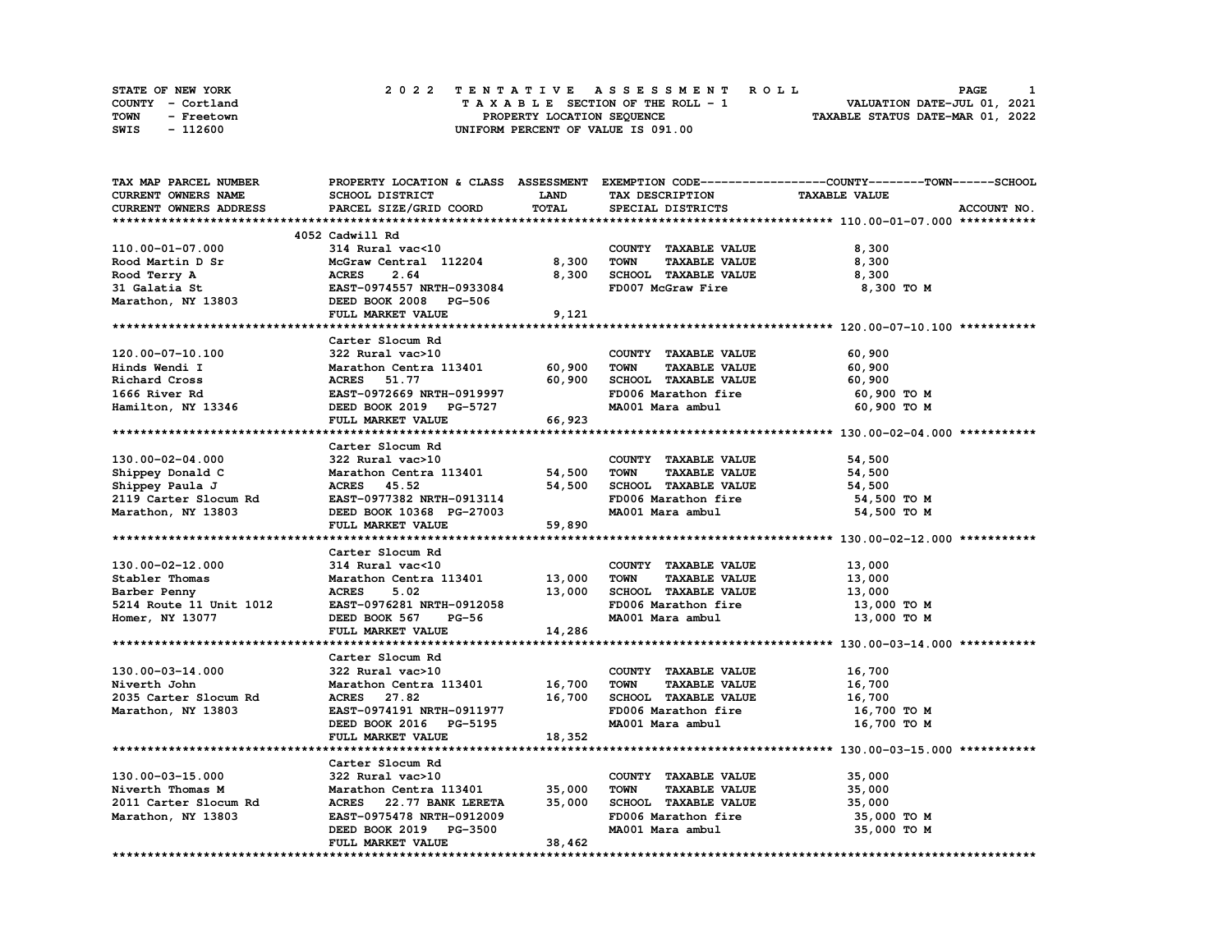STATE OF NEW YORK
COUNTY - Cortland
TOWN - Freetown
SWIS - 112600

# 2022 TENTATIVE ASSESSMENT ROLL

TAXABLE SECTION OF THE ROLL - 1
PROPERTY LOCATION SEQUENCE
UNIFORM PERCENT OF VALUE IS 091.00

VALUATION DATE-JUL 01, 2021
TAXABLE STATUS DATE-MAR 01, 2022

| TAX MAP PARCEL NUMBER<br>CURRENT OWNERS NAME<br>CURRENT OWNERS ADDRESS | PROPERTY LOCATION & CLASS<br>SCHOOL DISTRICT<br>PARCEL SIZE/GRID COORD | ASSESSMENT<br>LAND<br>TOTAL | EXEMPTION CODE------COUNTY------TOWN------SCHOOL<br>TAX DESCRIPTION<br>SPECIAL DISTRICTS | TAXABLE VALUE | ACCOUNT NO. |
|---|---|---|---|---|---|
| **110.00-01-07.000** | 4052 Cadwill Rd | | | | |
| 110.00-01-07.000 | 314 Rural vac<10 | | COUNTY TAXABLE VALUE | 8,300 | |
| Rood Martin D Sr | McGraw Central 112204 | 8,300 | TOWN TAXABLE VALUE | 8,300 | |
| Rood Terry A | ACRES 2.64 | 8,300 | SCHOOL TAXABLE VALUE | 8,300 | |
| 31 Galatia St | EAST-0974557 NRTH-0933084 | | FD007 McGraw Fire | 8,300 TO M | |
| Marathon, NY 13803 | DEED BOOK 2008 PG-506 | | | | |
| | FULL MARKET VALUE | 9,121 | | | |
| **120.00-07-10.100** | Carter Slocum Rd | | | | |
| 120.00-07-10.100 | 322 Rural vac>10 | | COUNTY TAXABLE VALUE | 60,900 | |
| Hinds Wendi I | Marathon Centra 113401 | 60,900 | TOWN TAXABLE VALUE | 60,900 | |
| Richard Cross | ACRES 51.77 | 60,900 | SCHOOL TAXABLE VALUE | 60,900 | |
| 1666 River Rd | EAST-0972669 NRTH-0919997 | | FD006 Marathon fire | 60,900 TO M | |
| Hamilton, NY 13346 | DEED BOOK 2019 PG-5727 | | MA001 Mara ambul | 60,900 TO M | |
| | FULL MARKET VALUE | 66,923 | | | |
| **130.00-02-04.000** | Carter Slocum Rd | | | | |
| 130.00-02-04.000 | 322 Rural vac>10 | | COUNTY TAXABLE VALUE | 54,500 | |
| Shippey Donald C | Marathon Centra 113401 | 54,500 | TOWN TAXABLE VALUE | 54,500 | |
| Shippey Paula J | ACRES 45.52 | 54,500 | SCHOOL TAXABLE VALUE | 54,500 | |
| 2119 Carter Slocum Rd | EAST-0977382 NRTH-0913114 | | FD006 Marathon fire | 54,500 TO M | |
| Marathon, NY 13803 | DEED BOOK 10368 PG-27003 | | MA001 Mara ambul | 54,500 TO M | |
| | FULL MARKET VALUE | 59,890 | | | |
| **130.00-02-12.000** | Carter Slocum Rd | | | | |
| 130.00-02-12.000 | 314 Rural vac<10 | | COUNTY TAXABLE VALUE | 13,000 | |
| Stabler Thomas | Marathon Centra 113401 | 13,000 | TOWN TAXABLE VALUE | 13,000 | |
| Barber Penny | ACRES 5.02 | 13,000 | SCHOOL TAXABLE VALUE | 13,000 | |
| 5214 Route 11 Unit 1012 | EAST-0976281 NRTH-0912058 | | FD006 Marathon fire | 13,000 TO M | |
| Homer, NY 13077 | DEED BOOK 567 PG-56 | | MA001 Mara ambul | 13,000 TO M | |
| | FULL MARKET VALUE | 14,286 | | | |
| **130.00-03-14.000** | Carter Slocum Rd | | | | |
| 130.00-03-14.000 | 322 Rural vac>10 | | COUNTY TAXABLE VALUE | 16,700 | |
| Niverth John | Marathon Centra 113401 | 16,700 | TOWN TAXABLE VALUE | 16,700 | |
| 2035 Carter Slocum Rd | ACRES 27.82 | 16,700 | SCHOOL TAXABLE VALUE | 16,700 | |
| Marathon, NY 13803 | EAST-0974191 NRTH-0911977 | | FD006 Marathon fire | 16,700 TO M | |
| | DEED BOOK 2016 PG-5195 | | MA001 Mara ambul | 16,700 TO M | |
| | FULL MARKET VALUE | 18,352 | | | |
| **130.00-03-15.000** | Carter Slocum Rd | | | | |
| 130.00-03-15.000 | 322 Rural vac>10 | | COUNTY TAXABLE VALUE | 35,000 | |
| Niverth Thomas M | Marathon Centra 113401 | 35,000 | TOWN TAXABLE VALUE | 35,000 | |
| 2011 Carter Slocum Rd | ACRES 22.77 BANK LERETA | 35,000 | SCHOOL TAXABLE VALUE | 35,000 | |
| Marathon, NY 13803 | EAST-0975478 NRTH-0912009 | | FD006 Marathon fire | 35,000 TO M | |
| | DEED BOOK 2019 PG-3500 | | MA001 Mara ambul | 35,000 TO M | |
| | FULL MARKET VALUE | 38,462 | | | |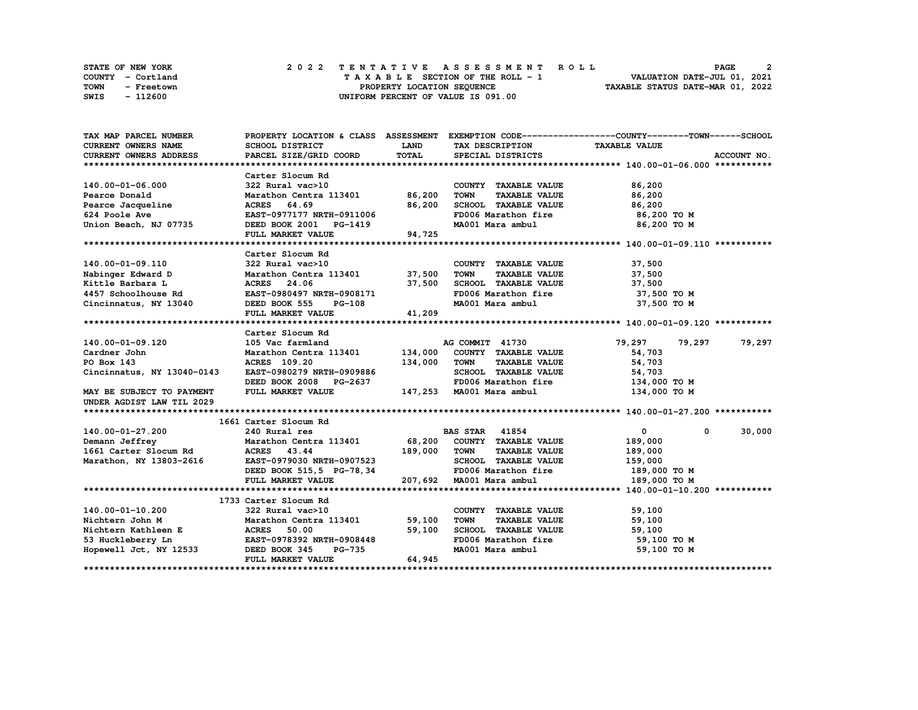STATE OF NEW YORK | COUNTY - Cortland | TOWN - Freetown | SWIS - 112600

# 2022 TENTATIVE ASSESSMENT ROLL

TAXABLE SECTION OF THE ROLL - 1
PROPERTY LOCATION SEQUENCE
UNIFORM PERCENT OF VALUE IS 091.00

VALUATION DATE-JUL 01, 2021
TAXABLE STATUS DATE-MAR 01, 2022

| TAX MAP PARCEL NUMBER / CURRENT OWNERS NAME / CURRENT OWNERS ADDRESS | PROPERTY LOCATION & CLASS / SCHOOL DISTRICT / PARCEL SIZE/GRID COORD | ASSESSMENT LAND | TOTAL | EXEMPTION CODE / TAX DESCRIPTION / SPECIAL DISTRICTS | COUNTY TAXABLE VALUE | TOWN | SCHOOL | ACCOUNT NO. |
|---|---|---|---|---|---|---|---|---|
| **140.00-01-06.000** | Carter Slocum Rd | | | | | | | |
| 140.00-01-06.000 | 322 Rural vac>10 | | | COUNTY TAXABLE VALUE | 86,200 | | | |
| Pearce Donald | Marathon Centra 113401 | 86,200 | | TOWN TAXABLE VALUE | 86,200 | | | |
| Pearce Jacqueline | ACRES 64.69 | | 86,200 | SCHOOL TAXABLE VALUE | 86,200 | | | |
| 624 Poole Ave | EAST-0977177 NRTH-0911006 | | | FD006 Marathon fire | 86,200 TO M | | | |
| Union Beach, NJ 07735 | DEED BOOK 2001 PG-1419 | | | MA001 Mara ambul | 86,200 TO M | | | |
| | FULL MARKET VALUE | | 94,725 | | | | | |
| **140.00-01-09.110** | Carter Slocum Rd | | | | | | | |
| 140.00-01-09.110 | 322 Rural vac>10 | | | COUNTY TAXABLE VALUE | 37,500 | | | |
| Nabinger Edward D | Marathon Centra 113401 | 37,500 | | TOWN TAXABLE VALUE | 37,500 | | | |
| Kittle Barbara L | ACRES 24.06 | | 37,500 | SCHOOL TAXABLE VALUE | 37,500 | | | |
| 4457 Schoolhouse Rd | EAST-0980497 NRTH-0908171 | | | FD006 Marathon fire | 37,500 TO M | | | |
| Cincinnatus, NY 13040 | DEED BOOK 555 PG-108 | | | MA001 Mara ambul | 37,500 TO M | | | |
| | FULL MARKET VALUE | | 41,209 | | | | | |
| **140.00-01-09.120** | Carter Slocum Rd | | | | | | | |
| 140.00-01-09.120 | 105 Vac farmland | | | AG COMMIT 41730 | 79,297 | 79,297 | 79,297 | |
| Cardner John | Marathon Centra 113401 | 134,000 | | COUNTY TAXABLE VALUE | 54,703 | | | |
| PO Box 143 | ACRES 109.20 | | 134,000 | TOWN TAXABLE VALUE | 54,703 | | | |
| Cincinnatus, NY 13040-0143 | EAST-0980279 NRTH-0909886 | | | SCHOOL TAXABLE VALUE | 54,703 | | | |
| | DEED BOOK 2008 PG-2637 | | | FD006 Marathon fire | 134,000 TO M | | | |
| MAY BE SUBJECT TO PAYMENT | FULL MARKET VALUE | | 147,253 | MA001 Mara ambul | 134,000 TO M | | | |
| UNDER AGDIST LAW TIL 2029 | | | | | | | | |
| **140.00-01-27.200** | 1661 Carter Slocum Rd | | | | | | | |
| 140.00-01-27.200 | 240 Rural res | | | BAS STAR 41854 | 0 | 0 | 30,000 | |
| Demann Jeffrey | Marathon Centra 113401 | 68,200 | | COUNTY TAXABLE VALUE | 189,000 | | | |
| 1661 Carter Slocum Rd | ACRES 43.44 | | 189,000 | TOWN TAXABLE VALUE | 189,000 | | | |
| Marathon, NY 13803-2616 | EAST-0979030 NRTH-0907523 | | | SCHOOL TAXABLE VALUE | 159,000 | | | |
| | DEED BOOK 515,5 PG-78,34 | | | FD006 Marathon fire | 189,000 TO M | | | |
| | FULL MARKET VALUE | | 207,692 | MA001 Mara ambul | 189,000 TO M | | | |
| **140.00-01-10.200** | 1733 Carter Slocum Rd | | | | | | | |
| 140.00-01-10.200 | 322 Rural vac>10 | | | COUNTY TAXABLE VALUE | 59,100 | | | |
| Nichtern John M | Marathon Centra 113401 | 59,100 | | TOWN TAXABLE VALUE | 59,100 | | | |
| Nichtern Kathleen E | ACRES 50.00 | | 59,100 | SCHOOL TAXABLE VALUE | 59,100 | | | |
| 53 Huckleberry Ln | EAST-0978392 NRTH-0908448 | | | FD006 Marathon fire | 59,100 TO M | | | |
| Hopewell Jct, NY 12533 | DEED BOOK 345 PG-735 | | | MA001 Mara ambul | 59,100 TO M | | | |
| | FULL MARKET VALUE | | 64,945 | | | | | |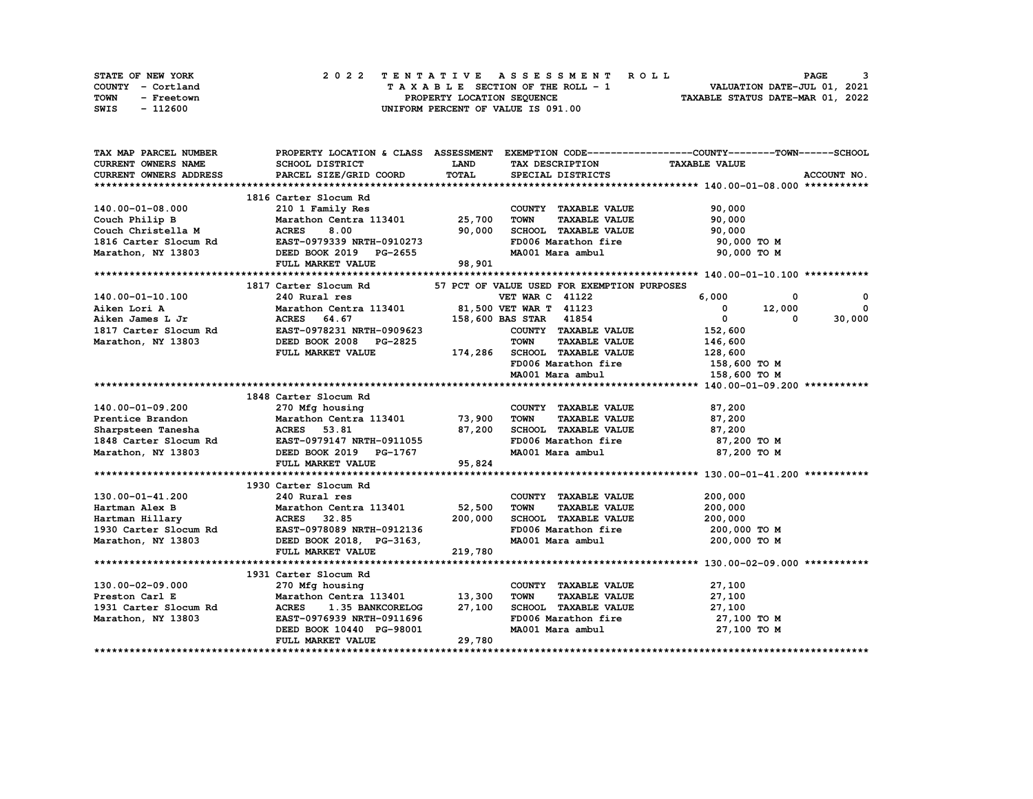STATE OF NEW YORK
COUNTY - Cortland
TOWN - Freetown
SWIS - 112600

# 2022 TENTATIVE ASSESSMENT ROLL

TAXABLE SECTION OF THE ROLL - 1
PROPERTY LOCATION SEQUENCE
UNIFORM PERCENT OF VALUE IS 091.00

VALUATION DATE-JUL 01, 2021
TAXABLE STATUS DATE-MAR 01, 2022

| TAX MAP PARCEL NUMBER / CURRENT OWNERS NAME / CURRENT OWNERS ADDRESS | PROPERTY LOCATION & CLASS / SCHOOL DISTRICT / PARCEL SIZE/GRID COORD | ASSESSMENT LAND / TOTAL | EXEMPTION CODE / TAX DESCRIPTION / SPECIAL DISTRICTS | COUNTY | TOWN | SCHOOL | ACCOUNT NO. |
|---|---|---|---|---|---|---|---|
| **140.00-01-08.000** | 1816 Carter Slocum Rd | | | | | | |
| 140.00-01-08.000 | 210 1 Family Res | | COUNTY TAXABLE VALUE | 90,000 | | | |
| Couch Philip B | Marathon Centra 113401 | 25,700 | TOWN TAXABLE VALUE | 90,000 | | | |
| Couch Christella M | ACRES 8.00 | 90,000 | SCHOOL TAXABLE VALUE | 90,000 | | | |
| 1816 Carter Slocum Rd | EAST-0979339 NRTH-0910273 | | FD006 Marathon fire | 90,000 TO M | | | |
| Marathon, NY 13803 | DEED BOOK 2019 PG-2655 | | MA001 Mara ambul | 90,000 TO M | | | |
| | FULL MARKET VALUE | 98,901 | | | | | |
| **140.00-01-10.100** | 1817 Carter Slocum Rd | | 57 PCT OF VALUE USED FOR EXEMPTION PURPOSES | | | | |
| 140.00-01-10.100 | 240 Rural res | | VET WAR C 41122 | 6,000 | 0 | 0 | |
| Aiken Lori A | Marathon Centra 113401 | 81,500 | VET WAR T 41123 | 0 | 12,000 | 0 | |
| Aiken James L Jr | ACRES 64.67 | 158,600 | BAS STAR 41854 | 0 | 0 | 30,000 | |
| 1817 Carter Slocum Rd | EAST-0978231 NRTH-0909623 | | COUNTY TAXABLE VALUE | 152,600 | | | |
| Marathon, NY 13803 | DEED BOOK 2008 PG-2825 | | TOWN TAXABLE VALUE | 146,600 | | | |
| | FULL MARKET VALUE | 174,286 | SCHOOL TAXABLE VALUE | 128,600 | | | |
| | | | FD006 Marathon fire | 158,600 TO M | | | |
| | | | MA001 Mara ambul | 158,600 TO M | | | |
| **140.00-01-09.200** | 1848 Carter Slocum Rd | | | | | | |
| 140.00-01-09.200 | 270 Mfg housing | | COUNTY TAXABLE VALUE | 87,200 | | | |
| Prentice Brandon | Marathon Centra 113401 | 73,900 | TOWN TAXABLE VALUE | 87,200 | | | |
| Sharpsteen Tanesha | ACRES 53.81 | 87,200 | SCHOOL TAXABLE VALUE | 87,200 | | | |
| 1848 Carter Slocum Rd | EAST-0979147 NRTH-0911055 | | FD006 Marathon fire | 87,200 TO M | | | |
| Marathon, NY 13803 | DEED BOOK 2019 PG-1767 | | MA001 Mara ambul | 87,200 TO M | | | |
| | FULL MARKET VALUE | 95,824 | | | | | |
| **130.00-01-41.200** | 1930 Carter Slocum Rd | | | | | | |
| 130.00-01-41.200 | 240 Rural res | | COUNTY TAXABLE VALUE | 200,000 | | | |
| Hartman Alex B | Marathon Centra 113401 | 52,500 | TOWN TAXABLE VALUE | 200,000 | | | |
| Hartman Hillary | ACRES 32.85 | 200,000 | SCHOOL TAXABLE VALUE | 200,000 | | | |
| 1930 Carter Slocum Rd | EAST-0978089 NRTH-0912136 | | FD006 Marathon fire | 200,000 TO M | | | |
| Marathon, NY 13803 | DEED BOOK 2018, PG-3163, | | MA001 Mara ambul | 200,000 TO M | | | |
| | FULL MARKET VALUE | 219,780 | | | | | |
| **130.00-02-09.000** | 1931 Carter Slocum Rd | | | | | | |
| 130.00-02-09.000 | 270 Mfg housing | | COUNTY TAXABLE VALUE | 27,100 | | | |
| Preston Carl E | Marathon Centra 113401 | 13,300 | TOWN TAXABLE VALUE | 27,100 | | | |
| 1931 Carter Slocum Rd | ACRES 1.35 BANKCORELOG | 27,100 | SCHOOL TAXABLE VALUE | 27,100 | | | |
| Marathon, NY 13803 | EAST-0976939 NRTH-0911696 | | FD006 Marathon fire | 27,100 TO M | | | |
| | DEED BOOK 10440 PG-98001 | | MA001 Mara ambul | 27,100 TO M | | | |
| | FULL MARKET VALUE | 29,780 | | | | | |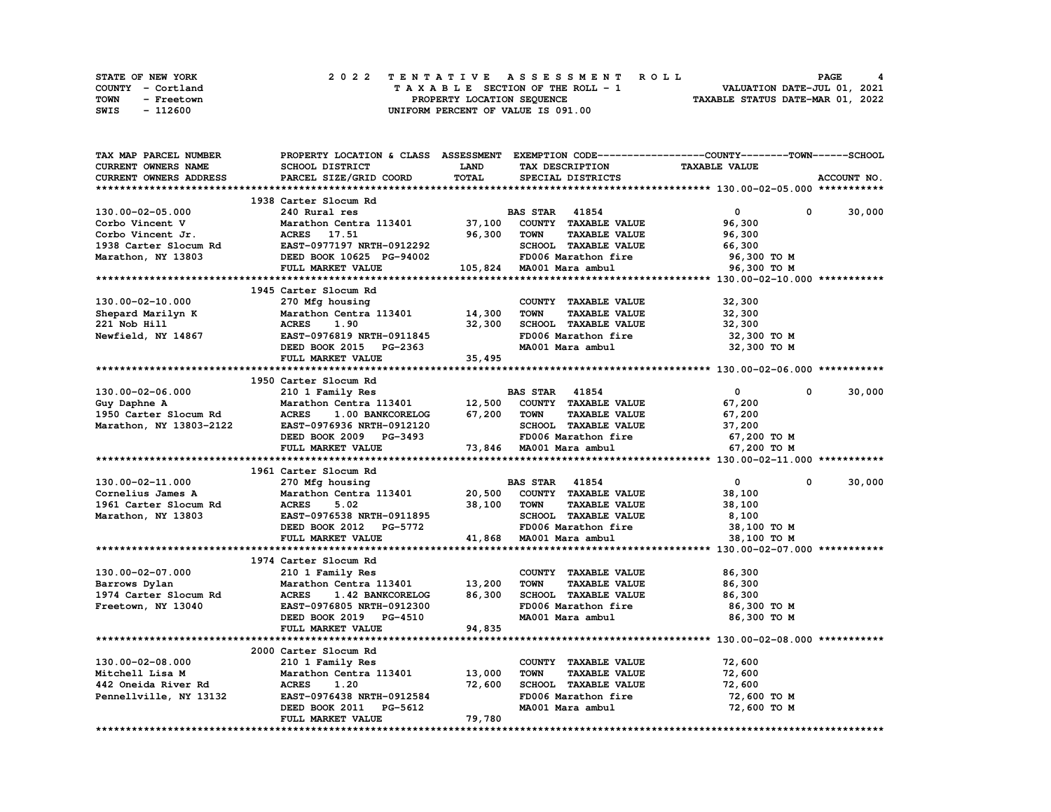STATE OF NEW YORK　　　　2 0 2 2　T E N T A T I V E　A S S E S S M E N T　R O L L
COUNTY - Cortland　　　　T A X A B L E SECTION OF THE ROLL - 1　　　　VALUATION DATE-JUL 01, 2021
TOWN - Freetown　　　　PROPERTY LOCATION SEQUENCE　　　　TAXABLE STATUS DATE-MAR 01, 2022
SWIS - 112600　　　　UNIFORM PERCENT OF VALUE IS 091.00

| TAX MAP PARCEL NUMBER / CURRENT OWNERS NAME / CURRENT OWNERS ADDRESS | PROPERTY LOCATION & CLASS / SCHOOL DISTRICT / PARCEL SIZE/GRID COORD | ASSESSMENT LAND | TOTAL | EXEMPTION CODE / TAX DESCRIPTION / SPECIAL DISTRICTS | COUNTY / TAXABLE VALUE | TOWN | SCHOOL |
|---|---|---|---|---|---|---|---|
| **130.00-02-05.000** | 1938 Carter Slocum Rd | | | | | | |
| 130.00-02-05.000 | 240 Rural res | | | BAS STAR 41854 | 0 | 0 | 30,000 |
| Corbo Vincent V | Marathon Centra 113401 | 37,100 | | COUNTY TAXABLE VALUE | 96,300 | | |
| Corbo Vincent Jr. | ACRES 17.51 | | 96,300 | TOWN TAXABLE VALUE | 96,300 | | |
| 1938 Carter Slocum Rd | EAST-0977197 NRTH-0912292 | | | SCHOOL TAXABLE VALUE | 66,300 | | |
| Marathon, NY 13803 | DEED BOOK 10625 PG-94002 | | | FD006 Marathon fire | 96,300 TO M | | |
| | FULL MARKET VALUE | | 105,824 | MA001 Mara ambul | 96,300 TO M | | |
| **130.00-02-10.000** | 1945 Carter Slocum Rd | | | | | | |
| 130.00-02-10.000 | 270 Mfg housing | | | COUNTY TAXABLE VALUE | 32,300 | | |
| Shepard Marilyn K | Marathon Centra 113401 | 14,300 | | TOWN TAXABLE VALUE | 32,300 | | |
| 221 Nob Hill | ACRES 1.90 | | 32,300 | SCHOOL TAXABLE VALUE | 32,300 | | |
| Newfield, NY 14867 | EAST-0976819 NRTH-0911845 | | | FD006 Marathon fire | 32,300 TO M | | |
| | DEED BOOK 2015 PG-2363 | | | MA001 Mara ambul | 32,300 TO M | | |
| | FULL MARKET VALUE | | 35,495 | | | | |
| **130.00-02-06.000** | 1950 Carter Slocum Rd | | | | | | |
| 130.00-02-06.000 | 210 1 Family Res | | | BAS STAR 41854 | 0 | 0 | 30,000 |
| Guy Daphne A | Marathon Centra 113401 | 12,500 | | COUNTY TAXABLE VALUE | 67,200 | | |
| 1950 Carter Slocum Rd | ACRES 1.00 BANKCORELOG | | 67,200 | TOWN TAXABLE VALUE | 67,200 | | |
| Marathon, NY 13803-2122 | EAST-0976936 NRTH-0912120 | | | SCHOOL TAXABLE VALUE | 37,200 | | |
| | DEED BOOK 2009 PG-3493 | | | FD006 Marathon fire | 67,200 TO M | | |
| | FULL MARKET VALUE | | 73,846 | MA001 Mara ambul | 67,200 TO M | | |
| **130.00-02-11.000** | 1961 Carter Slocum Rd | | | | | | |
| 130.00-02-11.000 | 270 Mfg housing | | | BAS STAR 41854 | 0 | 0 | 30,000 |
| Cornelius James A | Marathon Centra 113401 | 20,500 | | COUNTY TAXABLE VALUE | 38,100 | | |
| 1961 Carter Slocum Rd | ACRES 5.02 | | 38,100 | TOWN TAXABLE VALUE | 38,100 | | |
| Marathon, NY 13803 | EAST-0976538 NRTH-0911895 | | | SCHOOL TAXABLE VALUE | 8,100 | | |
| | DEED BOOK 2012 PG-5772 | | | FD006 Marathon fire | 38,100 TO M | | |
| | FULL MARKET VALUE | | 41,868 | MA001 Mara ambul | 38,100 TO M | | |
| **130.00-02-07.000** | 1974 Carter Slocum Rd | | | | | | |
| 130.00-02-07.000 | 210 1 Family Res | | | COUNTY TAXABLE VALUE | 86,300 | | |
| Barrows Dylan | Marathon Centra 113401 | 13,200 | | TOWN TAXABLE VALUE | 86,300 | | |
| 1974 Carter Slocum Rd | ACRES 1.42 BANKCORELOG | | 86,300 | SCHOOL TAXABLE VALUE | 86,300 | | |
| Freetown, NY 13040 | EAST-0976805 NRTH-0912300 | | | FD006 Marathon fire | 86,300 TO M | | |
| | DEED BOOK 2019 PG-4510 | | | MA001 Mara ambul | 86,300 TO M | | |
| | FULL MARKET VALUE | | 94,835 | | | | |
| **130.00-02-08.000** | 2000 Carter Slocum Rd | | | | | | |
| 130.00-02-08.000 | 210 1 Family Res | | | COUNTY TAXABLE VALUE | 72,600 | | |
| Mitchell Lisa M | Marathon Centra 113401 | 13,000 | | TOWN TAXABLE VALUE | 72,600 | | |
| 442 Oneida River Rd | ACRES 1.20 | | 72,600 | SCHOOL TAXABLE VALUE | 72,600 | | |
| Pennellville, NY 13132 | EAST-0976438 NRTH-0912584 | | | FD006 Marathon fire | 72,600 TO M | | |
| | DEED BOOK 2011 PG-5612 | | | MA001 Mara ambul | 72,600 TO M | | |
| | FULL MARKET VALUE | | 79,780 | | | | |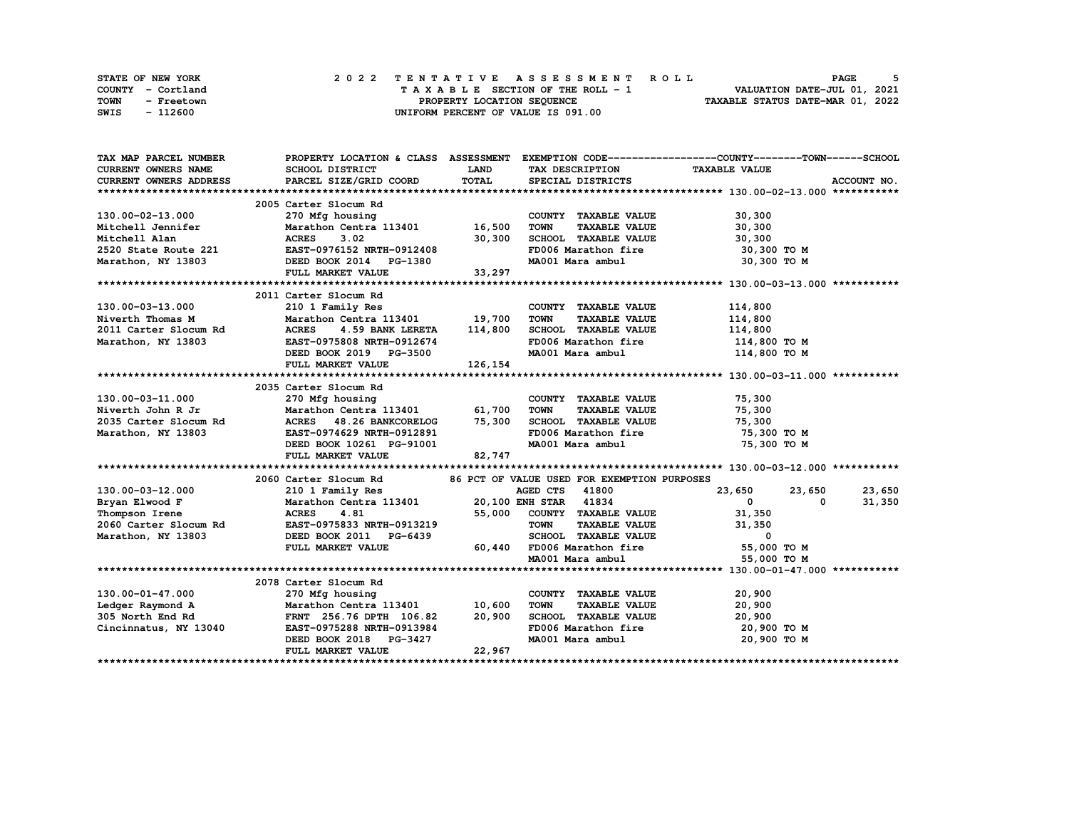STATE OF NEW YORK
COUNTY - Cortland
TOWN - Freetown
SWIS - 112600

# 2022 TENTATIVE ASSESSMENT ROLL

TAXABLE SECTION OF THE ROLL - 1
PROPERTY LOCATION SEQUENCE
UNIFORM PERCENT OF VALUE IS 091.00

VALUATION DATE-JUL 01, 2021
TAXABLE STATUS DATE-MAR 01, 2022

| TAX MAP PARCEL NUMBER<br>CURRENT OWNERS NAME<br>CURRENT OWNERS ADDRESS | PROPERTY LOCATION & CLASS<br>SCHOOL DISTRICT<br>PARCEL SIZE/GRID COORD | ASSESSMENT LAND | TOTAL | EXEMPTION CODE / TAX DESCRIPTION / SPECIAL DISTRICTS | COUNTY TAXABLE VALUE | TOWN | SCHOOL | ACCOUNT NO. |
|---|---|---|---|---|---|---|---|---|
| **130.00-02-13.000** | 2005 Carter Slocum Rd | | | | | | | |
| 130.00-02-13.000 | 270 Mfg housing | | | COUNTY TAXABLE VALUE | 30,300 | | | |
| Mitchell Jennifer | Marathon Centra 113401 | 16,500 | | TOWN TAXABLE VALUE | 30,300 | | | |
| Mitchell Alan | ACRES 3.02 | | 30,300 | SCHOOL TAXABLE VALUE | 30,300 | | | |
| 2520 State Route 221 | EAST-0976152 NRTH-0912408 | | | FD006 Marathon fire | 30,300 TO M | | | |
| Marathon, NY 13803 | DEED BOOK 2014 PG-1380 | | | MA001 Mara ambul | 30,300 TO M | | | |
| | FULL MARKET VALUE | | 33,297 | | | | | |
| **130.00-03-13.000** | 2011 Carter Slocum Rd | | | | | | | |
| 130.00-03-13.000 | 210 1 Family Res | | | COUNTY TAXABLE VALUE | 114,800 | | | |
| Niverth Thomas M | Marathon Centra 113401 | 19,700 | | TOWN TAXABLE VALUE | 114,800 | | | |
| 2011 Carter Slocum Rd | ACRES 4.59 BANK LERETA | | 114,800 | SCHOOL TAXABLE VALUE | 114,800 | | | |
| Marathon, NY 13803 | EAST-0975808 NRTH-0912674 | | | FD006 Marathon fire | 114,800 TO M | | | |
| | DEED BOOK 2019 PG-3500 | | | MA001 Mara ambul | 114,800 TO M | | | |
| | FULL MARKET VALUE | | 126,154 | | | | | |
| **130.00-03-11.000** | 2035 Carter Slocum Rd | | | | | | | |
| 130.00-03-11.000 | 270 Mfg housing | | | COUNTY TAXABLE VALUE | 75,300 | | | |
| Niverth John R Jr | Marathon Centra 113401 | 61,700 | | TOWN TAXABLE VALUE | 75,300 | | | |
| 2035 Carter Slocum Rd | ACRES 48.26 BANKCORELOG | | 75,300 | SCHOOL TAXABLE VALUE | 75,300 | | | |
| Marathon, NY 13803 | EAST-0974629 NRTH-0912891 | | | FD006 Marathon fire | 75,300 TO M | | | |
| | DEED BOOK 10261 PG-91001 | | | MA001 Mara ambul | 75,300 TO M | | | |
| | FULL MARKET VALUE | | 82,747 | | | | | |
| **130.00-03-12.000** | 2060 Carter Slocum Rd | | | 86 PCT OF VALUE USED FOR EXEMPTION PURPOSES | | | | |
| 130.00-03-12.000 | 210 1 Family Res | | | AGED CTS 41800 | 23,650 | 23,650 | 23,650 | |
| Bryan Elwood F | Marathon Centra 113401 | 20,100 | | ENH STAR 41834 | 0 | 0 | 31,350 | |
| Thompson Irene | ACRES 4.81 | | 55,000 | COUNTY TAXABLE VALUE | 31,350 | | | |
| 2060 Carter Slocum Rd | EAST-0975833 NRTH-0913219 | | | TOWN TAXABLE VALUE | 31,350 | | | |
| Marathon, NY 13803 | DEED BOOK 2011 PG-6439 | | | SCHOOL TAXABLE VALUE | 0 | | | |
| | FULL MARKET VALUE | | 60,440 | FD006 Marathon fire | 55,000 TO M | | | |
| | | | | MA001 Mara ambul | 55,000 TO M | | | |
| **130.00-01-47.000** | 2078 Carter Slocum Rd | | | | | | | |
| 130.00-01-47.000 | 270 Mfg housing | | | COUNTY TAXABLE VALUE | 20,900 | | | |
| Ledger Raymond A | Marathon Centra 113401 | 10,600 | | TOWN TAXABLE VALUE | 20,900 | | | |
| 305 North End Rd | FRNT 256.76 DPTH 106.82 | | 20,900 | SCHOOL TAXABLE VALUE | 20,900 | | | |
| Cincinnatus, NY 13040 | EAST-0975288 NRTH-0913984 | | | FD006 Marathon fire | 20,900 TO M | | | |
| | DEED BOOK 2018 PG-3427 | | | MA001 Mara ambul | 20,900 TO M | | | |
| | FULL MARKET VALUE | | 22,967 | | | | | |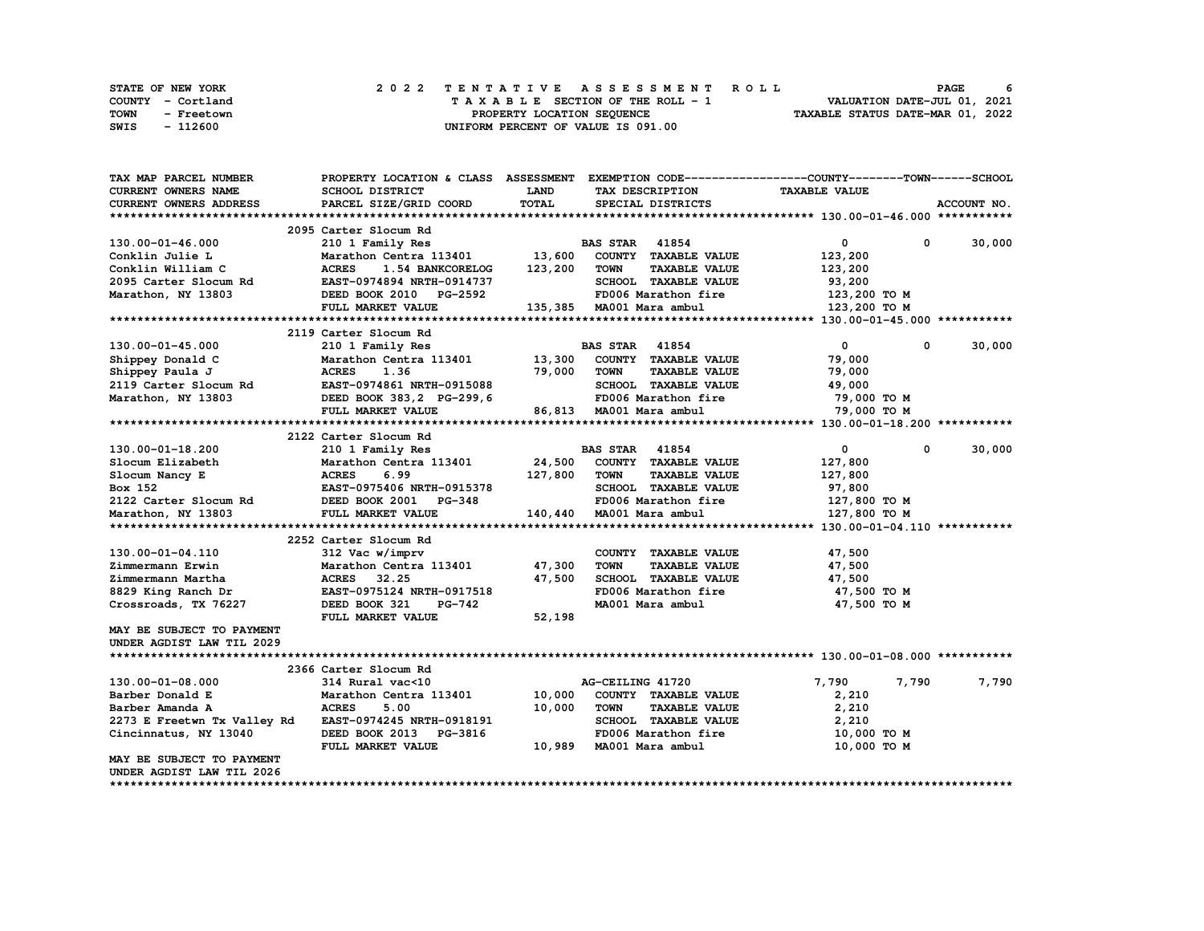STATE OF NEW YORK
COUNTY - Cortland
TOWN - Freetown
SWIS - 112600

# 2022 TENTATIVE ASSESSMENT ROLL

TAXABLE SECTION OF THE ROLL - 1
PROPERTY LOCATION SEQUENCE
UNIFORM PERCENT OF VALUE IS 091.00

VALUATION DATE-JUL 01, 2021
TAXABLE STATUS DATE-MAR 01, 2022

| TAX MAP PARCEL NUMBER / CURRENT OWNERS NAME / CURRENT OWNERS ADDRESS | PROPERTY LOCATION & CLASS / SCHOOL DISTRICT / PARCEL SIZE/GRID COORD | ASSESSMENT LAND / TOTAL | EXEMPTION CODE / TAX DESCRIPTION / SPECIAL DISTRICTS | COUNTY TAXABLE VALUE | TOWN | SCHOOL / ACCOUNT NO. |
|---|---|---|---|---|---|---|
| | 2095 Carter Slocum Rd | | | | | |
| 130.00-01-46.000 | 210 1 Family Res | | BAS STAR 41854 | 0 | 0 | 30,000 |
| Conklin Julie L | Marathon Centra 113401 | 13,600 | COUNTY TAXABLE VALUE | 123,200 | | |
| Conklin William C | ACRES 1.54 BANKCORELOG | 123,200 | TOWN TAXABLE VALUE | 123,200 | | |
| 2095 Carter Slocum Rd | EAST-0974894 NRTH-0914737 | | SCHOOL TAXABLE VALUE | 93,200 | | |
| Marathon, NY 13803 | DEED BOOK 2010 PG-2592 | | FD006 Marathon fire | 123,200 TO M | | |
| | FULL MARKET VALUE | 135,385 | MA001 Mara ambul | 123,200 TO M | | |
| | 2119 Carter Slocum Rd | | | | | |
| 130.00-01-45.000 | 210 1 Family Res | | BAS STAR 41854 | 0 | 0 | 30,000 |
| Shippey Donald C | Marathon Centra 113401 | 13,300 | COUNTY TAXABLE VALUE | 79,000 | | |
| Shippey Paula J | ACRES 1.36 | 79,000 | TOWN TAXABLE VALUE | 79,000 | | |
| 2119 Carter Slocum Rd | EAST-0974861 NRTH-0915088 | | SCHOOL TAXABLE VALUE | 49,000 | | |
| Marathon, NY 13803 | DEED BOOK 383,2 PG-299,6 | | FD006 Marathon fire | 79,000 TO M | | |
| | FULL MARKET VALUE | 86,813 | MA001 Mara ambul | 79,000 TO M | | |
| | 2122 Carter Slocum Rd | | | | | |
| 130.00-01-18.200 | 210 1 Family Res | | BAS STAR 41854 | 0 | 0 | 30,000 |
| Slocum Elizabeth | Marathon Centra 113401 | 24,500 | COUNTY TAXABLE VALUE | 127,800 | | |
| Slocum Nancy E | ACRES 6.99 | 127,800 | TOWN TAXABLE VALUE | 127,800 | | |
| Box 152 | EAST-0975406 NRTH-0915378 | | SCHOOL TAXABLE VALUE | 97,800 | | |
| 2122 Carter Slocum Rd | DEED BOOK 2001 PG-348 | | FD006 Marathon fire | 127,800 TO M | | |
| Marathon, NY 13803 | FULL MARKET VALUE | 140,440 | MA001 Mara ambul | 127,800 TO M | | |
| | 2252 Carter Slocum Rd | | | | | |
| 130.00-01-04.110 | 312 Vac w/imprv | | COUNTY TAXABLE VALUE | 47,500 | | |
| Zimmermann Erwin | Marathon Centra 113401 | 47,300 | TOWN TAXABLE VALUE | 47,500 | | |
| Zimmermann Martha | ACRES 32.25 | 47,500 | SCHOOL TAXABLE VALUE | 47,500 | | |
| 8829 King Ranch Dr | EAST-0975124 NRTH-0917518 | | FD006 Marathon fire | 47,500 TO M | | |
| Crossroads, TX 76227 | DEED BOOK 321 PG-742 | | MA001 Mara ambul | 47,500 TO M | | |
| | FULL MARKET VALUE | 52,198 | | | | |
| MAY BE SUBJECT TO PAYMENT UNDER AGDIST LAW TIL 2029 | | | | | | |
| | 2366 Carter Slocum Rd | | | | | |
| 130.00-01-08.000 | 314 Rural vac<10 | | AG-CEILING 41720 | 7,790 | 7,790 | 7,790 |
| Barber Donald E | Marathon Centra 113401 | 10,000 | COUNTY TAXABLE VALUE | 2,210 | | |
| Barber Amanda A | ACRES 5.00 | 10,000 | TOWN TAXABLE VALUE | 2,210 | | |
| 2273 E Freetwn Tx Valley Rd | EAST-0974245 NRTH-0918191 | | SCHOOL TAXABLE VALUE | 2,210 | | |
| Cincinnatus, NY 13040 | DEED BOOK 2013 PG-3816 | | FD006 Marathon fire | 10,000 TO M | | |
| | FULL MARKET VALUE | 10,989 | MA001 Mara ambul | 10,000 TO M | | |
| MAY BE SUBJECT TO PAYMENT UNDER AGDIST LAW TIL 2026 | | | | | | |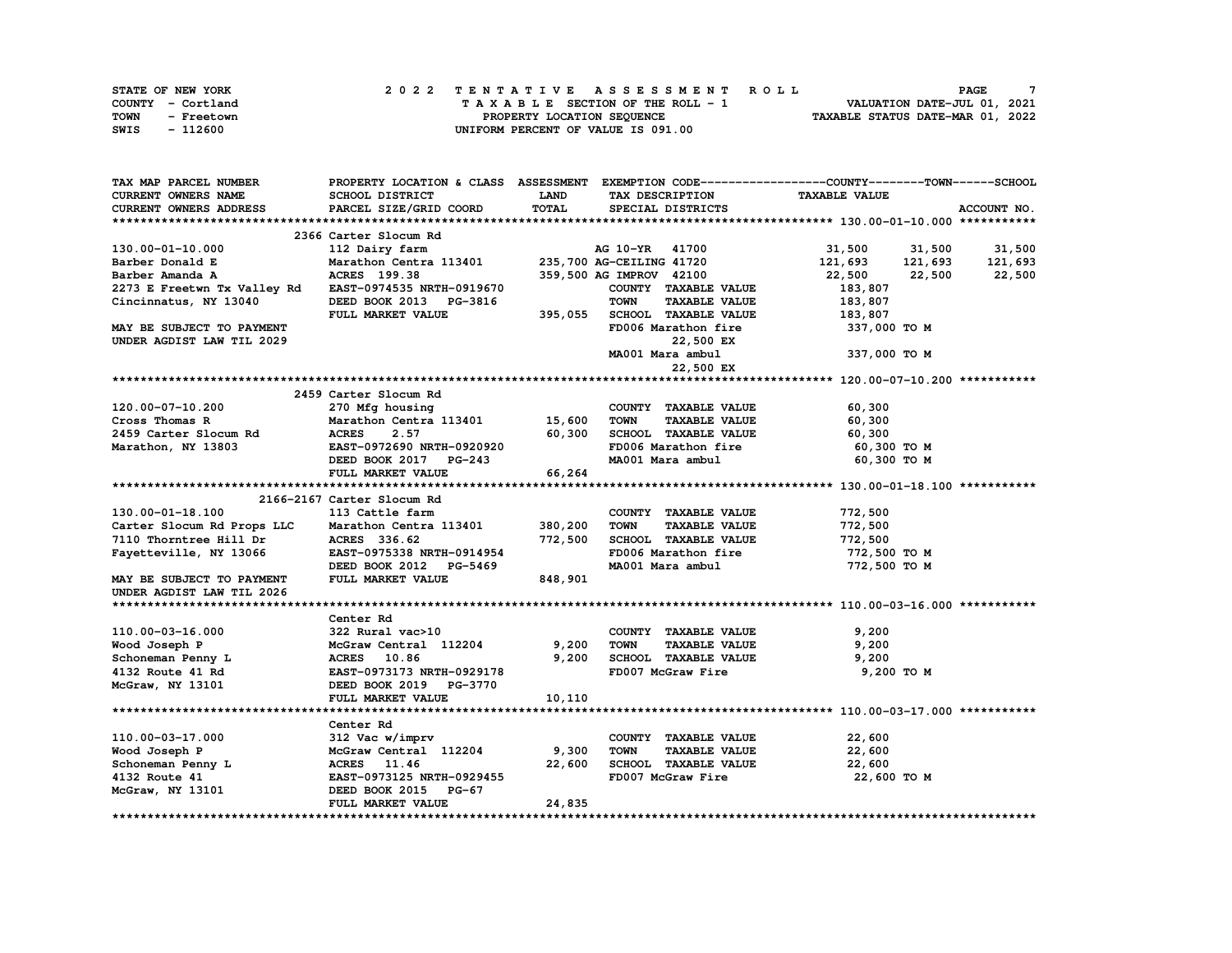STATE OF NEW YORK | COUNTY - Cortland | TOWN - Freetown | SWIS - 112600

2022 TENTATIVE ASSESSMENT ROLL
TAXABLE SECTION OF THE ROLL - 1
PROPERTY LOCATION SEQUENCE
UNIFORM PERCENT OF VALUE IS 091.00

VALUATION DATE-JUL 01, 2021
TAXABLE STATUS DATE-MAR 01, 2022

| TAX MAP PARCEL NUMBER / CURRENT OWNERS NAME / CURRENT OWNERS ADDRESS | PROPERTY LOCATION & CLASS / SCHOOL DISTRICT / PARCEL SIZE/GRID COORD | ASSESSMENT LAND / TOTAL | EXEMPTION CODE / TAX DESCRIPTION / SPECIAL DISTRICTS | COUNTY TAXABLE VALUE | TOWN | SCHOOL | ACCOUNT NO. |
|---|---|---|---|---|---|---|---|
| **130.00-01-10.000** | 2366 Carter Slocum Rd | | | | | | |
| 130.00-01-10.000 | 112 Dairy farm | | AG 10-YR 41700 | 31,500 | 31,500 | 31,500 | |
| Barber Donald E | Marathon Centra 113401 | 235,700 | AG-CEILING 41720 | 121,693 | 121,693 | 121,693 | |
| Barber Amanda A | ACRES 199.38 | 359,500 | AG IMPROV 42100 | 22,500 | 22,500 | 22,500 | |
| 2273 E Freetwn Tx Valley Rd | EAST-0974535 NRTH-0919670 | | COUNTY TAXABLE VALUE | 183,807 | | | |
| Cincinnatus, NY 13040 | DEED BOOK 2013 PG-3816 | | TOWN TAXABLE VALUE | 183,807 | | | |
| | FULL MARKET VALUE | 395,055 | SCHOOL TAXABLE VALUE | 183,807 | | | |
| MAY BE SUBJECT TO PAYMENT | | | FD006 Marathon fire | 337,000 TO M | | | |
| UNDER AGDIST LAW TIL 2029 | | | 22,500 EX | | | | |
| | | | MA001 Mara ambul | 337,000 TO M | | | |
| | | | 22,500 EX | | | | |
| **120.00-07-10.200** | 2459 Carter Slocum Rd | | | | | | |
| 120.00-07-10.200 | 270 Mfg housing | | COUNTY TAXABLE VALUE | 60,300 | | | |
| Cross Thomas R | Marathon Centra 113401 | 15,600 | TOWN TAXABLE VALUE | 60,300 | | | |
| 2459 Carter Slocum Rd | ACRES 2.57 | 60,300 | SCHOOL TAXABLE VALUE | 60,300 | | | |
| Marathon, NY 13803 | EAST-0972690 NRTH-0920920 | | FD006 Marathon fire | 60,300 TO M | | | |
| | DEED BOOK 2017 PG-243 | | MA001 Mara ambul | 60,300 TO M | | | |
| | FULL MARKET VALUE | 66,264 | | | | | |
| **130.00-01-18.100** | 2166-2167 Carter Slocum Rd | | | | | | |
| 130.00-01-18.100 | 113 Cattle farm | | COUNTY TAXABLE VALUE | 772,500 | | | |
| Carter Slocum Rd Props LLC | Marathon Centra 113401 | 380,200 | TOWN TAXABLE VALUE | 772,500 | | | |
| 7110 Thorntree Hill Dr | ACRES 336.62 | 772,500 | SCHOOL TAXABLE VALUE | 772,500 | | | |
| Fayetteville, NY 13066 | EAST-0975338 NRTH-0914954 | | FD006 Marathon fire | 772,500 TO M | | | |
| | DEED BOOK 2012 PG-5469 | | MA001 Mara ambul | 772,500 TO M | | | |
| MAY BE SUBJECT TO PAYMENT | FULL MARKET VALUE | 848,901 | | | | | |
| UNDER AGDIST LAW TIL 2026 | | | | | | | |
| **110.00-03-16.000** | Center Rd | | | | | | |
| 110.00-03-16.000 | 322 Rural vac>10 | | COUNTY TAXABLE VALUE | 9,200 | | | |
| Wood Joseph P | McGraw Central 112204 | 9,200 | TOWN TAXABLE VALUE | 9,200 | | | |
| Schoneman Penny L | ACRES 10.86 | 9,200 | SCHOOL TAXABLE VALUE | 9,200 | | | |
| 4132 Route 41 Rd | EAST-0973173 NRTH-0929178 | | FD007 McGraw Fire | 9,200 TO M | | | |
| McGraw, NY 13101 | DEED BOOK 2019 PG-3770 | | | | | | |
| | FULL MARKET VALUE | 10,110 | | | | | |
| **110.00-03-17.000** | Center Rd | | | | | | |
| 110.00-03-17.000 | 312 Vac w/imprv | | COUNTY TAXABLE VALUE | 22,600 | | | |
| Wood Joseph P | McGraw Central 112204 | 9,300 | TOWN TAXABLE VALUE | 22,600 | | | |
| Schoneman Penny L | ACRES 11.46 | 22,600 | SCHOOL TAXABLE VALUE | 22,600 | | | |
| 4132 Route 41 | EAST-0973125 NRTH-0929455 | | FD007 McGraw Fire | 22,600 TO M | | | |
| McGraw, NY 13101 | DEED BOOK 2015 PG-67 | | | | | | |
| | FULL MARKET VALUE | 24,835 | | | | | |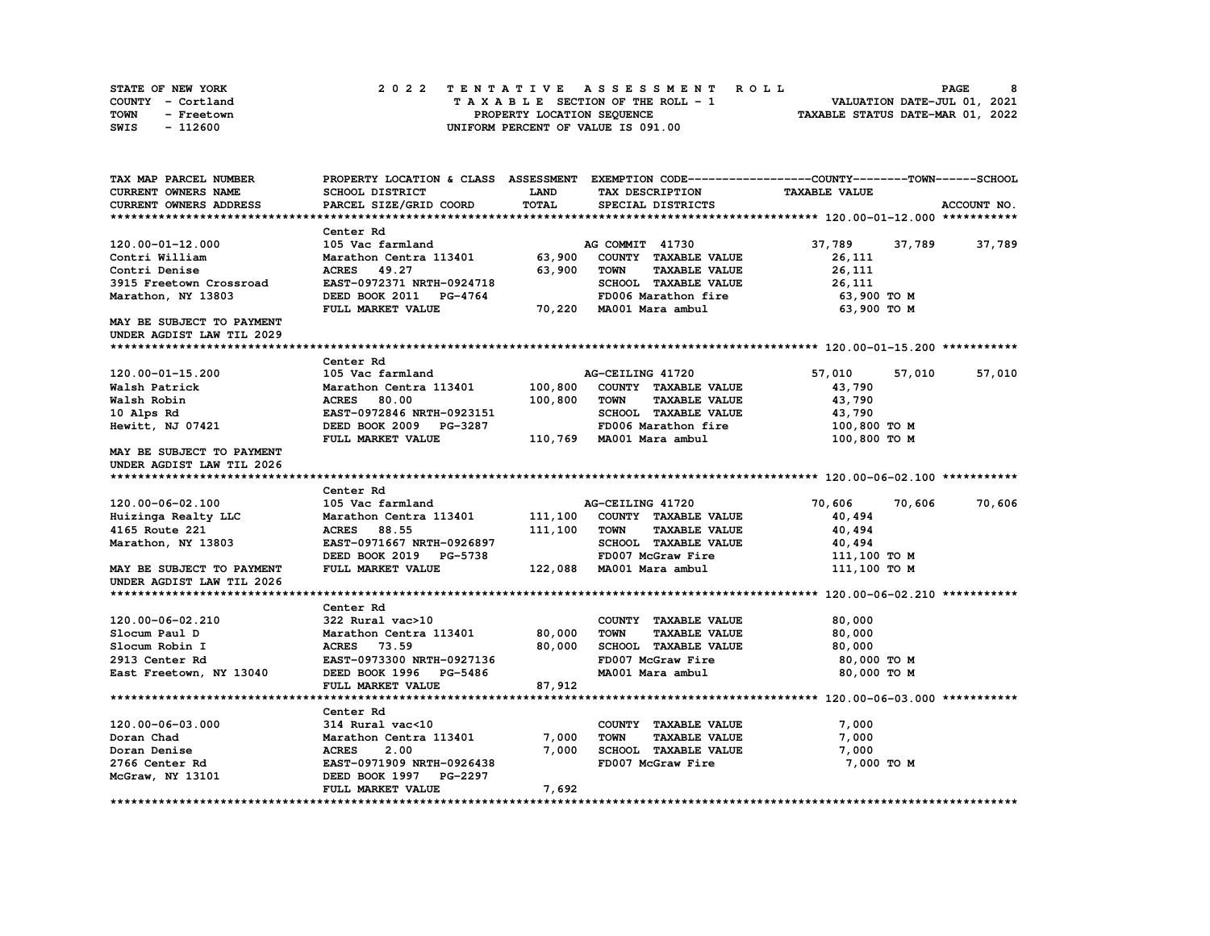STATE OF NEW YORK
COUNTY - Cortland
TOWN - Freetown
SWIS - 112600

# 2022 TENTATIVE ASSESSMENT ROLL
TAXABLE SECTION OF THE ROLL - 1
PROPERTY LOCATION SEQUENCE
UNIFORM PERCENT OF VALUE IS 091.00

VALUATION DATE-JUL 01, 2021
TAXABLE STATUS DATE-MAR 01, 2022

| TAX MAP PARCEL NUMBER / CURRENT OWNERS NAME / CURRENT OWNERS ADDRESS | PROPERTY LOCATION & CLASS / SCHOOL DISTRICT / PARCEL SIZE/GRID COORD | ASSESSMENT LAND / TOTAL | EXEMPTION CODE / TAX DESCRIPTION / SPECIAL DISTRICTS | COUNTY TAXABLE VALUE | TOWN | SCHOOL | ACCOUNT NO. |
|---|---|---|---|---|---|---|---|
| **120.00-01-12.000** | Center Rd | | | | | | |
| 120.00-01-12.000 | 105 Vac farmland | | AG COMMIT 41730 | 37,789 | 37,789 | 37,789 | |
| Contri William | Marathon Centra 113401 | 63,900 | COUNTY TAXABLE VALUE | 26,111 | | | |
| Contri Denise | ACRES 49.27 | 63,900 | TOWN TAXABLE VALUE | 26,111 | | | |
| 3915 Freetown Crossroad | EAST-0972371 NRTH-0924718 | | SCHOOL TAXABLE VALUE | 26,111 | | | |
| Marathon, NY 13803 | DEED BOOK 2011 PG-4764 | | FD006 Marathon fire | 63,900 TO M | | | |
| | FULL MARKET VALUE | 70,220 | MA001 Mara ambul | 63,900 TO M | | | |
| MAY BE SUBJECT TO PAYMENT UNDER AGDIST LAW TIL 2029 | | | | | | | |
| **120.00-01-15.200** | Center Rd | | | | | | |
| 120.00-01-15.200 | 105 Vac farmland | | AG-CEILING 41720 | 57,010 | 57,010 | 57,010 | |
| Walsh Patrick | Marathon Centra 113401 | 100,800 | COUNTY TAXABLE VALUE | 43,790 | | | |
| Walsh Robin | ACRES 80.00 | 100,800 | TOWN TAXABLE VALUE | 43,790 | | | |
| 10 Alps Rd | EAST-0972846 NRTH-0923151 | | SCHOOL TAXABLE VALUE | 43,790 | | | |
| Hewitt, NJ 07421 | DEED BOOK 2009 PG-3287 | | FD006 Marathon fire | 100,800 TO M | | | |
| | FULL MARKET VALUE | 110,769 | MA001 Mara ambul | 100,800 TO M | | | |
| MAY BE SUBJECT TO PAYMENT UNDER AGDIST LAW TIL 2026 | | | | | | | |
| **120.00-06-02.100** | Center Rd | | | | | | |
| 120.00-06-02.100 | 105 Vac farmland | | AG-CEILING 41720 | 70,606 | 70,606 | 70,606 | |
| Huizinga Realty LLC | Marathon Centra 113401 | 111,100 | COUNTY TAXABLE VALUE | 40,494 | | | |
| 4165 Route 221 | ACRES 88.55 | 111,100 | TOWN TAXABLE VALUE | 40,494 | | | |
| Marathon, NY 13803 | EAST-0971667 NRTH-0926897 | | SCHOOL TAXABLE VALUE | 40,494 | | | |
| | DEED BOOK 2019 PG-5738 | | FD007 McGraw Fire | 111,100 TO M | | | |
| MAY BE SUBJECT TO PAYMENT | FULL MARKET VALUE | 122,088 | MA001 Mara ambul | 111,100 TO M | | | |
| UNDER AGDIST LAW TIL 2026 | | | | | | | |
| **120.00-06-02.210** | Center Rd | | | | | | |
| 120.00-06-02.210 | 322 Rural vac>10 | | COUNTY TAXABLE VALUE | 80,000 | | | |
| Slocum Paul D | Marathon Centra 113401 | 80,000 | TOWN TAXABLE VALUE | 80,000 | | | |
| Slocum Robin I | ACRES 73.59 | 80,000 | SCHOOL TAXABLE VALUE | 80,000 | | | |
| 2913 Center Rd | EAST-0973300 NRTH-0927136 | | FD007 McGraw Fire | 80,000 TO M | | | |
| East Freetown, NY 13040 | DEED BOOK 1996 PG-5486 | | MA001 Mara ambul | 80,000 TO M | | | |
| | FULL MARKET VALUE | 87,912 | | | | | |
| **120.00-06-03.000** | Center Rd | | | | | | |
| 120.00-06-03.000 | 314 Rural vac<10 | | COUNTY TAXABLE VALUE | 7,000 | | | |
| Doran Chad | Marathon Centra 113401 | 7,000 | TOWN TAXABLE VALUE | 7,000 | | | |
| Doran Denise | ACRES 2.00 | 7,000 | SCHOOL TAXABLE VALUE | 7,000 | | | |
| 2766 Center Rd | EAST-0971909 NRTH-0926438 | | FD007 McGraw Fire | 7,000 TO M | | | |
| McGraw, NY 13101 | DEED BOOK 1997 PG-2297 | | | | | | |
| | FULL MARKET VALUE | 7,692 | | | | | |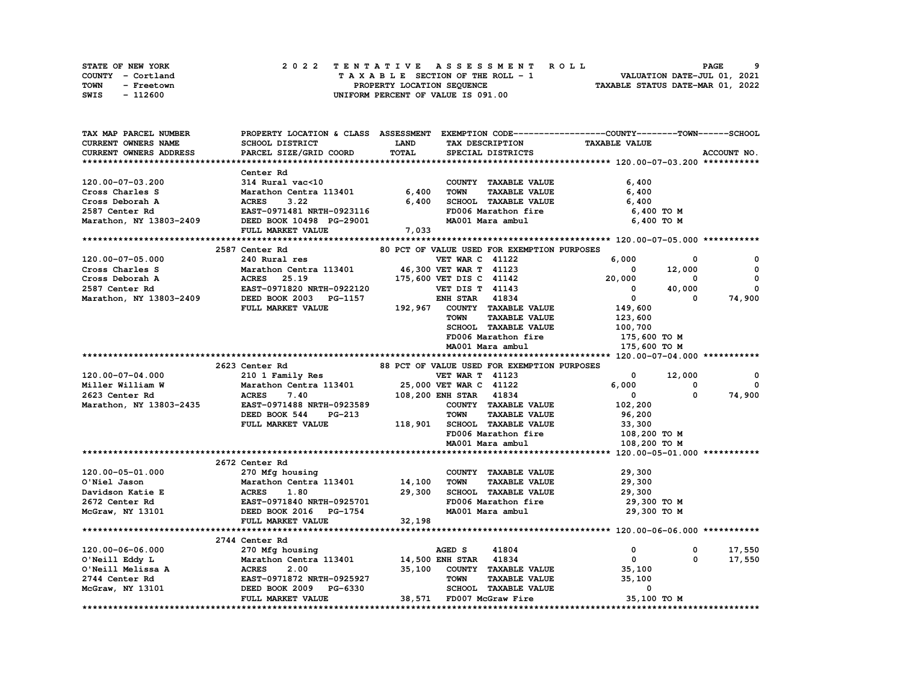STATE OF NEW YORK
COUNTY - Cortland
TOWN - Freetown
SWIS - 112600

# 2022 TENTATIVE ASSESSMENT ROLL

TAXABLE SECTION OF THE ROLL - 1
PROPERTY LOCATION SEQUENCE
UNIFORM PERCENT OF VALUE IS 091.00

VALUATION DATE-JUL 01, 2021
TAXABLE STATUS DATE-MAR 01, 2022

```
TAX MAP PARCEL NUMBER     PROPERTY LOCATION & CLASS  ASSESSMENT  EXEMPTION CODE------------------COUNTY--------TOWN------SCHOOL
CURRENT OWNERS NAME       SCHOOL DISTRICT               LAND      TAX DESCRIPTION            TAXABLE VALUE
CURRENT OWNERS ADDRESS    PARCEL SIZE/GRID COORD        TOTAL     SPECIAL DISTRICTS                                     ACCOUNT NO.
******************************************************************************************** 120.00-07-03.200 ***********
                          Center Rd
120.00-07-03.200          314 Rural vac<10                        COUNTY  TAXABLE VALUE           6,400
Cross Charles S           Marathon Centra 113401       6,400      TOWN    TAXABLE VALUE           6,400
Cross Deborah A           ACRES     3.22               6,400      SCHOOL  TAXABLE VALUE           6,400
2587 Center Rd            EAST-0971481 NRTH-0923116               FD006 Marathon fire              6,400 TO M
Marathon, NY 13803-2409   DEED BOOK 10498 PG-29001                MA001 Mara ambul                 6,400 TO M
                          FULL MARKET VALUE            7,033
******************************************************************************************** 120.00-07-05.000 ***********
                          2587 Center Rd              80 PCT OF VALUE USED FOR EXEMPTION PURPOSES
120.00-07-05.000          240 Rural res                           VET WAR C  41122          6,000          0            0
Cross Charles S           Marathon Centra 113401       46,300 VET WAR T  41123                0     12,000            0
Cross Deborah A           ACRES    25.19              175,600 VET DIS C  41142           20,000          0            0
2587 Center Rd            EAST-0971820 NRTH-0922120               VET DIS T  41143                0     40,000            0
Marathon, NY 13803-2409   DEED BOOK 2003   PG-1157                ENH STAR   41834                0          0       74,900
                          FULL MARKET VALUE           192,967     COUNTY  TAXABLE VALUE         149,600
                                                                  TOWN    TAXABLE VALUE         123,600
                                                                  SCHOOL  TAXABLE VALUE         100,700
                                                                  FD006 Marathon fire           175,600 TO M
                                                                  MA001 Mara ambul              175,600 TO M
******************************************************************************************** 120.00-07-04.000 ***********
                          2623 Center Rd              88 PCT OF VALUE USED FOR EXEMPTION PURPOSES
120.00-07-04.000          210 1 Family Res                        VET WAR T  41123                0     12,000            0
Miller William W          Marathon Centra 113401       25,000 VET WAR C  41122            6,000          0            0
2623 Center Rd            ACRES     7.40              108,200 ENH STAR   41834                0          0       74,900
Marathon, NY 13803-2435   EAST-0971488 NRTH-0923589               COUNTY  TAXABLE VALUE         102,200
                          DEED BOOK 544    PG-213                 TOWN    TAXABLE VALUE          96,200
                          FULL MARKET VALUE           118,901     SCHOOL  TAXABLE VALUE          33,300
                                                                  FD006 Marathon fire           108,200 TO M
                                                                  MA001 Mara ambul              108,200 TO M
******************************************************************************************** 120.00-05-01.000 ***********
                          2672 Center Rd
120.00-05-01.000          270 Mfg housing                         COUNTY  TAXABLE VALUE          29,300
O'Niel Jason              Marathon Centra 113401       14,100     TOWN    TAXABLE VALUE          29,300
Davidson Katie E          ACRES     1.80               29,300     SCHOOL  TAXABLE VALUE          29,300
2672 Center Rd            EAST-0971840 NRTH-0925701               FD006 Marathon fire            29,300 TO M
McGraw, NY 13101          DEED BOOK 2016   PG-1754                MA001 Mara ambul               29,300 TO M
                          FULL MARKET VALUE            32,198
******************************************************************************************** 120.00-06-06.000 ***********
                          2744 Center Rd
120.00-06-06.000          270 Mfg housing                         AGED S     41804                0          0       17,550
O'Neill Eddy L            Marathon Centra 113401       14,500 ENH STAR   41834                0          0       17,550
O'Neill Melissa A         ACRES     2.00               35,100     COUNTY  TAXABLE VALUE          35,100
2744 Center Rd            EAST-0971872 NRTH-0925927               TOWN    TAXABLE VALUE          35,100
McGraw, NY 13101          DEED BOOK 2009   PG-6330                SCHOOL  TAXABLE VALUE               0
                          FULL MARKET VALUE            38,571     FD007 McGraw Fire              35,100 TO M
************************************************************************************************************************
```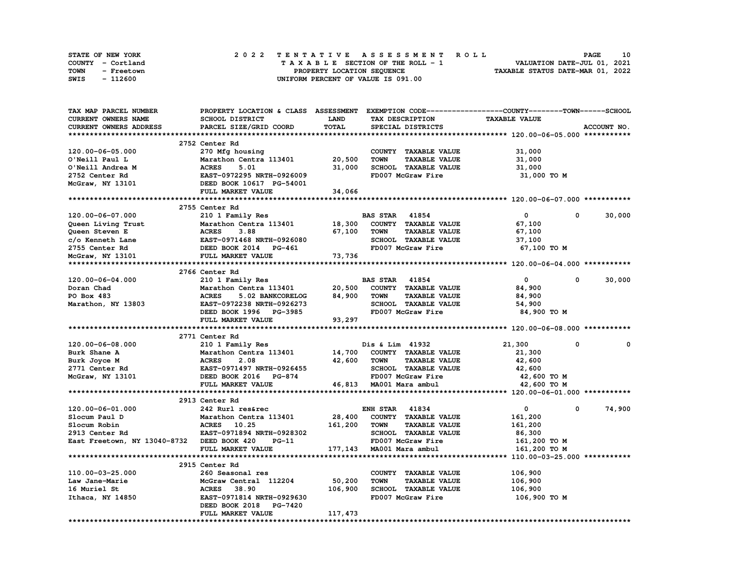STATE OF NEW YORK
COUNTY - Cortland
TOWN - Freetown
SWIS - 112600

# 2022 TENTATIVE ASSESSMENT ROLL

TAXABLE SECTION OF THE ROLL - 1
PROPERTY LOCATION SEQUENCE
UNIFORM PERCENT OF VALUE IS 091.00

VALUATION DATE-JUL 01, 2021
TAXABLE STATUS DATE-MAR 01, 2022

| TAX MAP PARCEL NUMBER / CURRENT OWNERS NAME / CURRENT OWNERS ADDRESS | PROPERTY LOCATION & CLASS / SCHOOL DISTRICT / PARCEL SIZE/GRID COORD | ASSESSMENT LAND / TOTAL | EXEMPTION CODE / TAX DESCRIPTION / SPECIAL DISTRICTS | COUNTY TAXABLE VALUE | TOWN | SCHOOL / ACCOUNT NO. |
|---|---|---|---|---|---|---|
| **120.00-06-05.000** | 2752 Center Rd | | | | | |
| 120.00-06-05.000 | 270 Mfg housing | | COUNTY TAXABLE VALUE | 31,000 | | |
| O'Neill Paul L | Marathon Centra 113401 | 20,500 | TOWN TAXABLE VALUE | 31,000 | | |
| O'Neill Andrea M | ACRES 5.01 | 31,000 | SCHOOL TAXABLE VALUE | 31,000 | | |
| 2752 Center Rd | EAST-0972295 NRTH-0926009 | | FD007 McGraw Fire | 31,000 TO M | | |
| McGraw, NY 13101 | DEED BOOK 10617 PG-54001 | | | | | |
| | FULL MARKET VALUE | 34,066 | | | | |
| **120.00-06-07.000** | 2755 Center Rd | | | | | |
| 120.00-06-07.000 | 210 1 Family Res | | BAS STAR 41854 | 0 | 0 | 30,000 |
| Queen Living Trust | Marathon Centra 113401 | 18,300 | COUNTY TAXABLE VALUE | 67,100 | | |
| Queen Steven E | ACRES 3.88 | 67,100 | TOWN TAXABLE VALUE | 67,100 | | |
| c/o Kenneth Lane | EAST-0971468 NRTH-0926080 | | SCHOOL TAXABLE VALUE | 37,100 | | |
| 2755 Center Rd | DEED BOOK 2014 PG-461 | | FD007 McGraw Fire | 67,100 TO M | | |
| McGraw, NY 13101 | FULL MARKET VALUE | 73,736 | | | | |
| **120.00-06-04.000** | 2766 Center Rd | | | | | |
| 120.00-06-04.000 | 210 1 Family Res | | BAS STAR 41854 | 0 | 0 | 30,000 |
| Doran Chad | Marathon Centra 113401 | 20,500 | COUNTY TAXABLE VALUE | 84,900 | | |
| PO Box 483 | ACRES 5.02 BANKCORELOG | 84,900 | TOWN TAXABLE VALUE | 84,900 | | |
| Marathon, NY 13803 | EAST-0972238 NRTH-0926273 | | SCHOOL TAXABLE VALUE | 54,900 | | |
| | DEED BOOK 1996 PG-3985 | | FD007 McGraw Fire | 84,900 TO M | | |
| | FULL MARKET VALUE | 93,297 | | | | |
| **120.00-06-08.000** | 2771 Center Rd | | | | | |
| 120.00-06-08.000 | 210 1 Family Res | | Dis & Lim 41932 | 21,300 | 0 | 0 |
| Burk Shane A | Marathon Centra 113401 | 14,700 | COUNTY TAXABLE VALUE | 21,300 | | |
| Burk Joyce M | ACRES 2.08 | 42,600 | TOWN TAXABLE VALUE | 42,600 | | |
| 2771 Center Rd | EAST-0971497 NRTH-0926455 | | SCHOOL TAXABLE VALUE | 42,600 | | |
| McGraw, NY 13101 | DEED BOOK 2016 PG-874 | | FD007 McGraw Fire | 42,600 TO M | | |
| | FULL MARKET VALUE | 46,813 | MA001 Mara ambul | 42,600 TO M | | |
| **120.00-06-01.000** | 2913 Center Rd | | | | | |
| 120.00-06-01.000 | 242 Rurl res&rec | | ENH STAR 41834 | 0 | 0 | 74,900 |
| Slocum Paul D | Marathon Centra 113401 | 28,400 | COUNTY TAXABLE VALUE | 161,200 | | |
| Slocum Robin | ACRES 10.25 | 161,200 | TOWN TAXABLE VALUE | 161,200 | | |
| 2913 Center Rd | EAST-0971894 NRTH-0928302 | | SCHOOL TAXABLE VALUE | 86,300 | | |
| East Freetown, NY 13040-8732 | DEED BOOK 420 PG-11 | | FD007 McGraw Fire | 161,200 TO M | | |
| | FULL MARKET VALUE | 177,143 | MA001 Mara ambul | 161,200 TO M | | |
| **110.00-03-25.000** | 2915 Center Rd | | | | | |
| 110.00-03-25.000 | 260 Seasonal res | | COUNTY TAXABLE VALUE | 106,900 | | |
| Law Jane-Marie | McGraw Central 112204 | 50,200 | TOWN TAXABLE VALUE | 106,900 | | |
| 16 Muriel St | ACRES 38.90 | 106,900 | SCHOOL TAXABLE VALUE | 106,900 | | |
| Ithaca, NY 14850 | EAST-0971814 NRTH-0929630 | | FD007 McGraw Fire | 106,900 TO M | | |
| | DEED BOOK 2018 PG-7420 | | | | | |
| | FULL MARKET VALUE | 117,473 | | | | |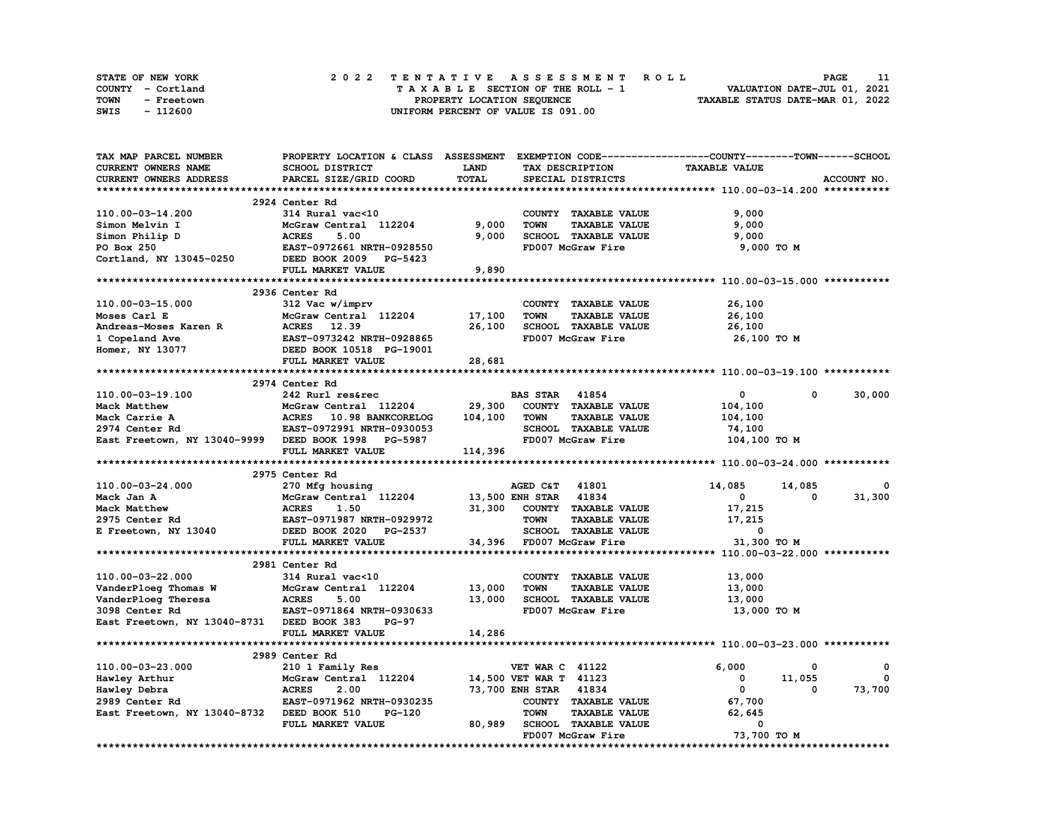STATE OF NEW YORK
COUNTY - Cortland
TOWN - Freetown
SWIS - 112600

# 2022 TENTATIVE ASSESSMENT ROLL

TAXABLE SECTION OF THE ROLL - 1
PROPERTY LOCATION SEQUENCE
UNIFORM PERCENT OF VALUE IS 091.00

VALUATION DATE-JUL 01, 2021
TAXABLE STATUS DATE-MAR 01, 2022

| TAX MAP PARCEL NUMBER / CURRENT OWNERS NAME / CURRENT OWNERS ADDRESS | PROPERTY LOCATION & CLASS / SCHOOL DISTRICT / PARCEL SIZE/GRID COORD | ASSESSMENT LAND / TOTAL | EXEMPTION CODE / TAX DESCRIPTION / SPECIAL DISTRICTS | COUNTY TAXABLE VALUE | TOWN | SCHOOL | ACCOUNT NO. |
|---|---|---|---|---|---|---|---|
| **110.00-03-14.200** | 2924 Center Rd | | | | | | |
| 110.00-03-14.200 | 314 Rural vac<10 | | COUNTY TAXABLE VALUE | 9,000 | | | |
| Simon Melvin I | McGraw Central 112204 | 9,000 | TOWN TAXABLE VALUE | 9,000 | | | |
| Simon Philip D | ACRES 5.00 | 9,000 | SCHOOL TAXABLE VALUE | 9,000 | | | |
| PO Box 250 | EAST-0972661 NRTH-0928550 | | FD007 McGraw Fire | 9,000 TO M | | | |
| Cortland, NY 13045-0250 | DEED BOOK 2009 PG-5423 | | | | | | |
| | FULL MARKET VALUE | 9,890 | | | | | |
| **110.00-03-15.000** | 2936 Center Rd | | | | | | |
| 110.00-03-15.000 | 312 Vac w/imprv | | COUNTY TAXABLE VALUE | 26,100 | | | |
| Moses Carl E | McGraw Central 112204 | 17,100 | TOWN TAXABLE VALUE | 26,100 | | | |
| Andreas-Moses Karen R | ACRES 12.39 | 26,100 | SCHOOL TAXABLE VALUE | 26,100 | | | |
| 1 Copeland Ave | EAST-0973242 NRTH-0928865 | | FD007 McGraw Fire | 26,100 TO M | | | |
| Homer, NY 13077 | DEED BOOK 10518 PG-19001 | | | | | | |
| | FULL MARKET VALUE | 28,681 | | | | | |
| **110.00-03-19.100** | 2974 Center Rd | | | | | | |
| 110.00-03-19.100 | 242 Rurl res&rec | | BAS STAR 41854 | 0 | 0 | 30,000 | |
| Mack Matthew | McGraw Central 112204 | 29,300 | COUNTY TAXABLE VALUE | 104,100 | | | |
| Mack Carrie A | ACRES 10.98 BANKCORELOG | 104,100 | TOWN TAXABLE VALUE | 104,100 | | | |
| 2974 Center Rd | EAST-0972991 NRTH-0930053 | | SCHOOL TAXABLE VALUE | 74,100 | | | |
| East Freetown, NY 13040-9999 | DEED BOOK 1998 PG-5987 | | FD007 McGraw Fire | 104,100 TO M | | | |
| | FULL MARKET VALUE | 114,396 | | | | | |
| **110.00-03-24.000** | 2975 Center Rd | | | | | | |
| 110.00-03-24.000 | 270 Mfg housing | | AGED C&T 41801 | 14,085 | 14,085 | 0 | |
| Mack Jan A | McGraw Central 112204 | 13,500 | ENH STAR 41834 | 0 | 0 | 31,300 | |
| Mack Matthew | ACRES 1.50 | 31,300 | COUNTY TAXABLE VALUE | 17,215 | | | |
| 2975 Center Rd | EAST-0971987 NRTH-0929972 | | TOWN TAXABLE VALUE | 17,215 | | | |
| E Freetown, NY 13040 | DEED BOOK 2020 PG-2537 | | SCHOOL TAXABLE VALUE | 0 | | | |
| | FULL MARKET VALUE | 34,396 | FD007 McGraw Fire | 31,300 TO M | | | |
| **110.00-03-22.000** | 2981 Center Rd | | | | | | |
| 110.00-03-22.000 | 314 Rural vac<10 | | COUNTY TAXABLE VALUE | 13,000 | | | |
| VanderPloeg Thomas W | McGraw Central 112204 | 13,000 | TOWN TAXABLE VALUE | 13,000 | | | |
| VanderPloeg Theresa | ACRES 5.00 | 13,000 | SCHOOL TAXABLE VALUE | 13,000 | | | |
| 3098 Center Rd | EAST-0971864 NRTH-0930633 | | FD007 McGraw Fire | 13,000 TO M | | | |
| East Freetown, NY 13040-8731 | DEED BOOK 383 PG-97 | | | | | | |
| | FULL MARKET VALUE | 14,286 | | | | | |
| **110.00-03-23.000** | 2989 Center Rd | | | | | | |
| 110.00-03-23.000 | 210 1 Family Res | | VET WAR C 41122 | 6,000 | 0 | 0 | |
| Hawley Arthur | McGraw Central 112204 | 14,500 | VET WAR T 41123 | 0 | 11,055 | 0 | |
| Hawley Debra | ACRES 2.00 | 73,700 | ENH STAR 41834 | 0 | 0 | 73,700 | |
| 2989 Center Rd | EAST-0971962 NRTH-0930235 | | COUNTY TAXABLE VALUE | 67,700 | | | |
| East Freetown, NY 13040-8732 | DEED BOOK 510 PG-120 | | TOWN TAXABLE VALUE | 62,645 | | | |
| | FULL MARKET VALUE | 80,989 | SCHOOL TAXABLE VALUE | 0 | | | |
| | | | FD007 McGraw Fire | 73,700 TO M | | | |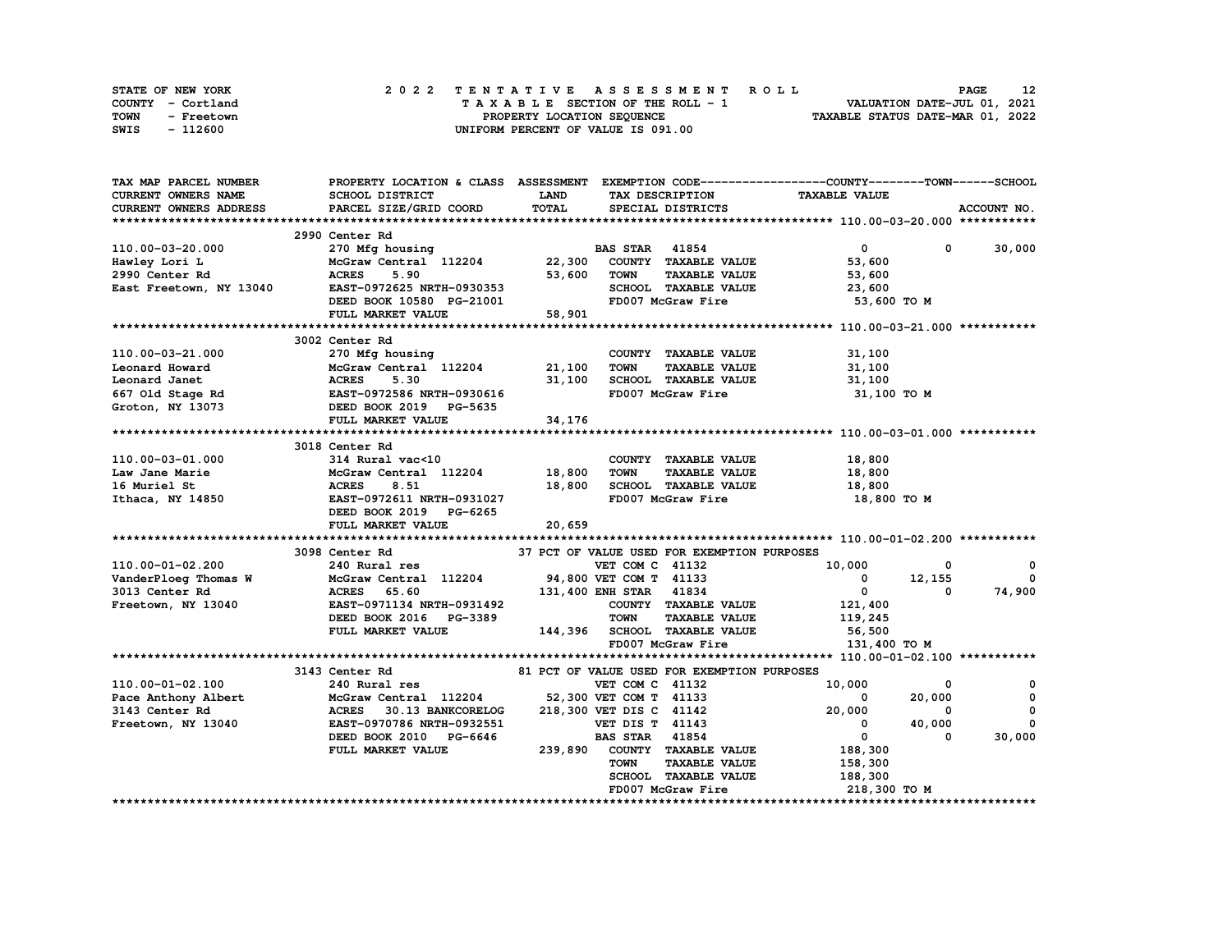STATE OF NEW YORK
COUNTY - Cortland
TOWN - Freetown
SWIS - 112600

# 2022 TENTATIVE ASSESSMENT ROLL

TAXABLE SECTION OF THE ROLL - 1
PROPERTY LOCATION SEQUENCE
UNIFORM PERCENT OF VALUE IS 091.00

VALUATION DATE-JUL 01, 2021
TAXABLE STATUS DATE-MAR 01, 2022

| TAX MAP PARCEL NUMBER / CURRENT OWNERS NAME / CURRENT OWNERS ADDRESS | PROPERTY LOCATION & CLASS / SCHOOL DISTRICT / PARCEL SIZE/GRID COORD | ASSESSMENT LAND / TOTAL | EXEMPTION CODE / TAX DESCRIPTION / SPECIAL DISTRICTS | COUNTY TAXABLE VALUE | TOWN | SCHOOL |
|---|---|---|---|---|---|---|
| **110.00-03-20.000** | 2990 Center Rd | | | | | |
| 110.00-03-20.000 | 270 Mfg housing | | BAS STAR 41854 | 0 | 0 | 30,000 |
| Hawley Lori L | McGraw Central 112204 | 22,300 | COUNTY TAXABLE VALUE | 53,600 | | |
| 2990 Center Rd | ACRES 5.90 | 53,600 | TOWN TAXABLE VALUE | 53,600 | | |
| East Freetown, NY 13040 | EAST-0972625 NRTH-0930353 | | SCHOOL TAXABLE VALUE | 23,600 | | |
| | DEED BOOK 10580 PG-21001 | | FD007 McGraw Fire | 53,600 TO M | | |
| | FULL MARKET VALUE | 58,901 | | | | |
| **110.00-03-21.000** | 3002 Center Rd | | | | | |
| 110.00-03-21.000 | 270 Mfg housing | | COUNTY TAXABLE VALUE | 31,100 | | |
| Leonard Howard | McGraw Central 112204 | 21,100 | TOWN TAXABLE VALUE | 31,100 | | |
| Leonard Janet | ACRES 5.30 | 31,100 | SCHOOL TAXABLE VALUE | 31,100 | | |
| 667 Old Stage Rd | EAST-0972586 NRTH-0930616 | | FD007 McGraw Fire | 31,100 TO M | | |
| Groton, NY 13073 | DEED BOOK 2019 PG-5635 | | | | | |
| | FULL MARKET VALUE | 34,176 | | | | |
| **110.00-03-01.000** | 3018 Center Rd | | | | | |
| 110.00-03-01.000 | 314 Rural vac<10 | | COUNTY TAXABLE VALUE | 18,800 | | |
| Law Jane Marie | McGraw Central 112204 | 18,800 | TOWN TAXABLE VALUE | 18,800 | | |
| 16 Muriel St | ACRES 8.51 | 18,800 | SCHOOL TAXABLE VALUE | 18,800 | | |
| Ithaca, NY 14850 | EAST-0972611 NRTH-0931027 | | FD007 McGraw Fire | 18,800 TO M | | |
| | DEED BOOK 2019 PG-6265 | | | | | |
| | FULL MARKET VALUE | 20,659 | | | | |
| **110.00-01-02.200** | 3098 Center Rd | | 37 PCT OF VALUE USED FOR EXEMPTION PURPOSES | | | |
| 110.00-01-02.200 | 240 Rural res | | VET COM C 41132 | 10,000 | 0 | 0 |
| VanderPloeg Thomas W | McGraw Central 112204 | 94,800 | VET COM T 41133 | 0 | 12,155 | 0 |
| 3013 Center Rd | ACRES 65.60 | 131,400 | ENH STAR 41834 | 0 | 0 | 74,900 |
| Freetown, NY 13040 | EAST-0971134 NRTH-0931492 | | COUNTY TAXABLE VALUE | 121,400 | | |
| | DEED BOOK 2016 PG-3389 | | TOWN TAXABLE VALUE | 119,245 | | |
| | FULL MARKET VALUE | 144,396 | SCHOOL TAXABLE VALUE | 56,500 | | |
| | | | FD007 McGraw Fire | 131,400 TO M | | |
| **110.00-01-02.100** | 3143 Center Rd | | 81 PCT OF VALUE USED FOR EXEMPTION PURPOSES | | | |
| 110.00-01-02.100 | 240 Rural res | | VET COM C 41132 | 10,000 | 0 | 0 |
| Pace Anthony Albert | McGraw Central 112204 | 52,300 | VET COM T 41133 | 0 | 20,000 | 0 |
| 3143 Center Rd | ACRES 30.13 BANKCORELOG | 218,300 | VET DIS C 41142 | 20,000 | 0 | 0 |
| Freetown, NY 13040 | EAST-0970786 NRTH-0932551 | | VET DIS T 41143 | 0 | 40,000 | 0 |
| | DEED BOOK 2010 PG-6646 | | BAS STAR 41854 | 0 | 0 | 30,000 |
| | FULL MARKET VALUE | 239,890 | COUNTY TAXABLE VALUE | 188,300 | | |
| | | | TOWN TAXABLE VALUE | 158,300 | | |
| | | | SCHOOL TAXABLE VALUE | 188,300 | | |
| | | | FD007 McGraw Fire | 218,300 TO M | | |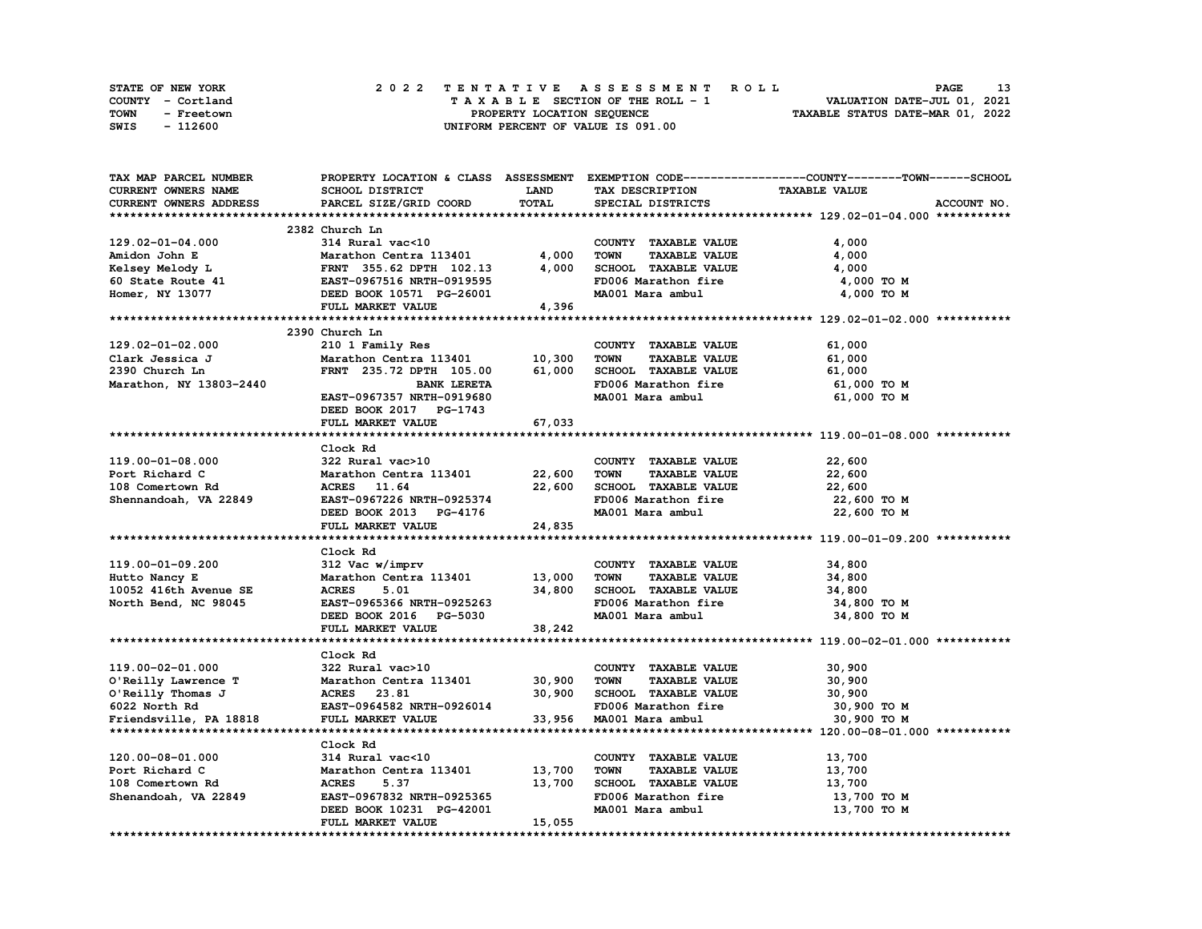STATE OF NEW YORK — 2022 TENTATIVE ASSESSMENT ROLL

COUNTY - Cortland — TAXABLE SECTION OF THE ROLL - 1 — VALUATION DATE-JUL 01, 2021

TOWN - Freetown — PROPERTY LOCATION SEQUENCE — TAXABLE STATUS DATE-MAR 01, 2022

SWIS - 112600 — UNIFORM PERCENT OF VALUE IS 091.00

| TAX MAP PARCEL NUMBER / CURRENT OWNERS NAME / CURRENT OWNERS ADDRESS | PROPERTY LOCATION & CLASS / SCHOOL DISTRICT / PARCEL SIZE/GRID COORD | ASSESSMENT LAND / TOTAL | EXEMPTION CODE / TAX DESCRIPTION / SPECIAL DISTRICTS | COUNTY--------TOWN------SCHOOL TAXABLE VALUE | ACCOUNT NO. |
|---|---|---|---|---|---|
| **129.02-01-04.000** | 2382 Church Ln | | | | |
| 129.02-01-04.000 | 314 Rural vac<10 | | COUNTY TAXABLE VALUE | 4,000 | |
| Amidon John E | Marathon Centra 113401 | 4,000 | TOWN TAXABLE VALUE | 4,000 | |
| Kelsey Melody L | FRNT 355.62 DPTH 102.13 | 4,000 | SCHOOL TAXABLE VALUE | 4,000 | |
| 60 State Route 41 | EAST-0967516 NRTH-0919595 | | FD006 Marathon fire | 4,000 TO M | |
| Homer, NY 13077 | DEED BOOK 10571 PG-26001 | | MA001 Mara ambul | 4,000 TO M | |
| | FULL MARKET VALUE | 4,396 | | | |
| **129.02-01-02.000** | 2390 Church Ln | | | | |
| 129.02-01-02.000 | 210 1 Family Res | | COUNTY TAXABLE VALUE | 61,000 | |
| Clark Jessica J | Marathon Centra 113401 | 10,300 | TOWN TAXABLE VALUE | 61,000 | |
| 2390 Church Ln | FRNT 235.72 DPTH 105.00 | 61,000 | SCHOOL TAXABLE VALUE | 61,000 | |
| Marathon, NY 13803-2440 | BANK LERETA | | FD006 Marathon fire | 61,000 TO M | |
| | EAST-0967357 NRTH-0919680 | | MA001 Mara ambul | 61,000 TO M | |
| | DEED BOOK 2017 PG-1743 | | | | |
| | FULL MARKET VALUE | 67,033 | | | |
| **119.00-01-08.000** | Clock Rd | | | | |
| 119.00-01-08.000 | 322 Rural vac>10 | | COUNTY TAXABLE VALUE | 22,600 | |
| Port Richard C | Marathon Centra 113401 | 22,600 | TOWN TAXABLE VALUE | 22,600 | |
| 108 Comertown Rd | ACRES 11.64 | 22,600 | SCHOOL TAXABLE VALUE | 22,600 | |
| Shennandoah, VA 22849 | EAST-0967226 NRTH-0925374 | | FD006 Marathon fire | 22,600 TO M | |
| | DEED BOOK 2013 PG-4176 | | MA001 Mara ambul | 22,600 TO M | |
| | FULL MARKET VALUE | 24,835 | | | |
| **119.00-01-09.200** | Clock Rd | | | | |
| 119.00-01-09.200 | 312 Vac w/imprv | | COUNTY TAXABLE VALUE | 34,800 | |
| Hutto Nancy E | Marathon Centra 113401 | 13,000 | TOWN TAXABLE VALUE | 34,800 | |
| 10052 416th Avenue SE | ACRES 5.01 | 34,800 | SCHOOL TAXABLE VALUE | 34,800 | |
| North Bend, NC 98045 | EAST-0965366 NRTH-0925263 | | FD006 Marathon fire | 34,800 TO M | |
| | DEED BOOK 2016 PG-5030 | | MA001 Mara ambul | 34,800 TO M | |
| | FULL MARKET VALUE | 38,242 | | | |
| **119.00-02-01.000** | Clock Rd | | | | |
| 119.00-02-01.000 | 322 Rural vac>10 | | COUNTY TAXABLE VALUE | 30,900 | |
| O'Reilly Lawrence T | Marathon Centra 113401 | 30,900 | TOWN TAXABLE VALUE | 30,900 | |
| O'Reilly Thomas J | ACRES 23.81 | 30,900 | SCHOOL TAXABLE VALUE | 30,900 | |
| 6022 North Rd | EAST-0964582 NRTH-0926014 | | FD006 Marathon fire | 30,900 TO M | |
| Friendsville, PA 18818 | FULL MARKET VALUE | 33,956 | MA001 Mara ambul | 30,900 TO M | |
| **120.00-08-01.000** | Clock Rd | | | | |
| 120.00-08-01.000 | 314 Rural vac<10 | | COUNTY TAXABLE VALUE | 13,700 | |
| Port Richard C | Marathon Centra 113401 | 13,700 | TOWN TAXABLE VALUE | 13,700 | |
| 108 Comertown Rd | ACRES 5.37 | 13,700 | SCHOOL TAXABLE VALUE | 13,700 | |
| Shenandoah, VA 22849 | EAST-0967832 NRTH-0925365 | | FD006 Marathon fire | 13,700 TO M | |
| | DEED BOOK 10231 PG-42001 | | MA001 Mara ambul | 13,700 TO M | |
| | FULL MARKET VALUE | 15,055 | | | |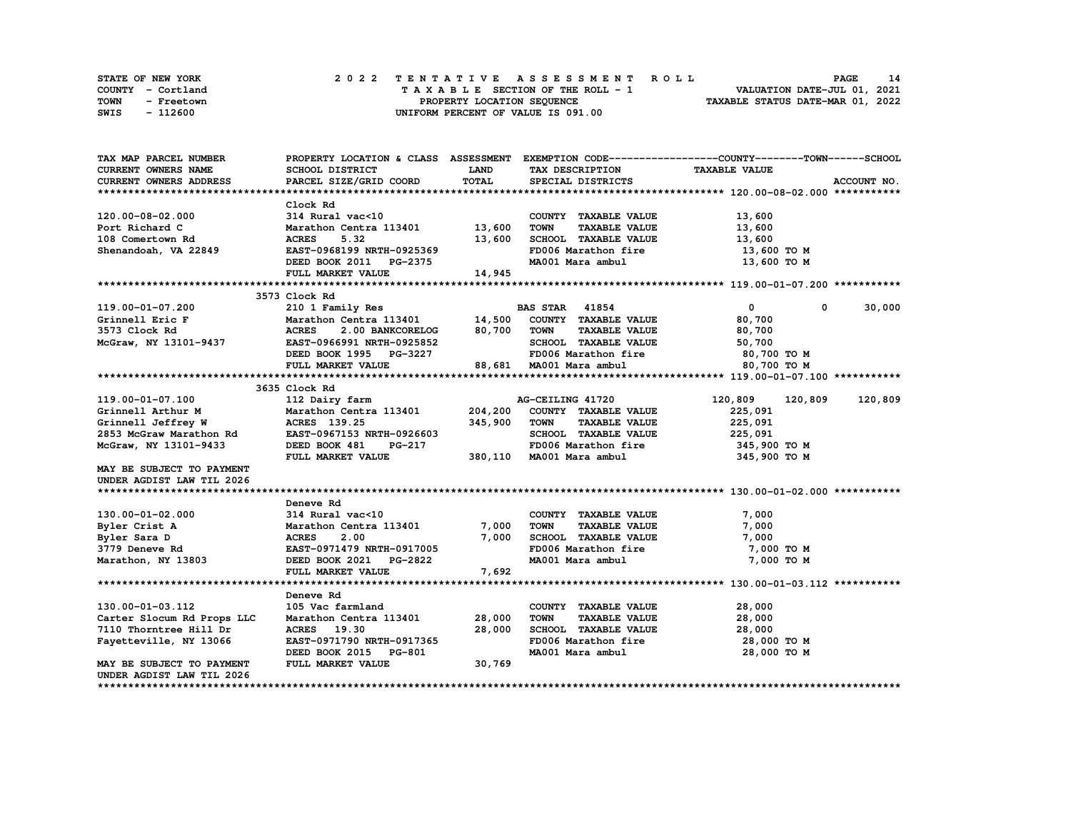STATE OF NEW YORK
COUNTY - Cortland
TOWN - Freetown
SWIS - 112600

2022 TENTATIVE ASSESSMENT ROLL
TAXABLE SECTION OF THE ROLL - 1
PROPERTY LOCATION SEQUENCE
UNIFORM PERCENT OF VALUE IS 091.00

VALUATION DATE-JUL 01, 2021
TAXABLE STATUS DATE-MAR 01, 2022

| TAX MAP PARCEL NUMBER / CURRENT OWNERS NAME / CURRENT OWNERS ADDRESS | PROPERTY LOCATION & CLASS / SCHOOL DISTRICT / PARCEL SIZE/GRID COORD | ASSESSMENT LAND / TOTAL | EXEMPTION CODE / TAX DESCRIPTION / SPECIAL DISTRICTS | COUNTY TAXABLE VALUE | TOWN | SCHOOL | ACCOUNT NO. |
|---|---|---|---|---|---|---|---|
| **120.00-08-02.000** | Clock Rd | | | | | | |
| 120.00-08-02.000 | 314 Rural vac<10 | | COUNTY TAXABLE VALUE | 13,600 | | | |
| Port Richard C | Marathon Centra 113401 | 13,600 | TOWN TAXABLE VALUE | 13,600 | | | |
| 108 Comertown Rd | ACRES 5.32 | 13,600 | SCHOOL TAXABLE VALUE | 13,600 | | | |
| Shenandoah, VA 22849 | EAST-0968199 NRTH-0925369 | | FD006 Marathon fire | 13,600 TO M | | | |
| | DEED BOOK 2011 PG-2375 | | MA001 Mara ambul | 13,600 TO M | | | |
| | FULL MARKET VALUE | 14,945 | | | | | |
| **119.00-01-07.200** | 3573 Clock Rd | | | | | | |
| 119.00-01-07.200 | 210 1 Family Res | | BAS STAR 41854 | 0 | 0 | 30,000 | |
| Grinnell Eric F | Marathon Centra 113401 | 14,500 | COUNTY TAXABLE VALUE | 80,700 | | | |
| 3573 Clock Rd | ACRES 2.00 BANKCORELOG | 80,700 | TOWN TAXABLE VALUE | 80,700 | | | |
| McGraw, NY 13101-9437 | EAST-0966991 NRTH-0925852 | | SCHOOL TAXABLE VALUE | 50,700 | | | |
| | DEED BOOK 1995 PG-3227 | | FD006 Marathon fire | 80,700 TO M | | | |
| | FULL MARKET VALUE | 88,681 | MA001 Mara ambul | 80,700 TO M | | | |
| **119.00-01-07.100** | 3635 Clock Rd | | | | | | |
| 119.00-01-07.100 | 112 Dairy farm | | AG-CEILING 41720 | 120,809 | 120,809 | 120,809 | |
| Grinnell Arthur M | Marathon Centra 113401 | 204,200 | COUNTY TAXABLE VALUE | 225,091 | | | |
| Grinnell Jeffrey W | ACRES 139.25 | 345,900 | TOWN TAXABLE VALUE | 225,091 | | | |
| 2853 McGraw Marathon Rd | EAST-0967153 NRTH-0926603 | | SCHOOL TAXABLE VALUE | 225,091 | | | |
| McGraw, NY 13101-9433 | DEED BOOK 481 PG-217 | | FD006 Marathon fire | 345,900 TO M | | | |
| | FULL MARKET VALUE | 380,110 | MA001 Mara ambul | 345,900 TO M | | | |
| MAY BE SUBJECT TO PAYMENT UNDER AGDIST LAW TIL 2026 | | | | | | | |
| **130.00-01-02.000** | Deneve Rd | | | | | | |
| 130.00-01-02.000 | 314 Rural vac<10 | | COUNTY TAXABLE VALUE | 7,000 | | | |
| Byler Crist A | Marathon Centra 113401 | 7,000 | TOWN TAXABLE VALUE | 7,000 | | | |
| Byler Sara D | ACRES 2.00 | 7,000 | SCHOOL TAXABLE VALUE | 7,000 | | | |
| 3779 Deneve Rd | EAST-0971479 NRTH-0917005 | | FD006 Marathon fire | 7,000 TO M | | | |
| Marathon, NY 13803 | DEED BOOK 2021 PG-2822 | | MA001 Mara ambul | 7,000 TO M | | | |
| | FULL MARKET VALUE | 7,692 | | | | | |
| **130.00-01-03.112** | Deneve Rd | | | | | | |
| 130.00-01-03.112 | 105 Vac farmland | | COUNTY TAXABLE VALUE | 28,000 | | | |
| Carter Slocum Rd Props LLC | Marathon Centra 113401 | 28,000 | TOWN TAXABLE VALUE | 28,000 | | | |
| 7110 Thorntree Hill Dr | ACRES 19.30 | 28,000 | SCHOOL TAXABLE VALUE | 28,000 | | | |
| Fayetteville, NY 13066 | EAST-0971790 NRTH-0917365 | | FD006 Marathon fire | 28,000 TO M | | | |
| | DEED BOOK 2015 PG-801 | | MA001 Mara ambul | 28,000 TO M | | | |
| MAY BE SUBJECT TO PAYMENT UNDER AGDIST LAW TIL 2026 | FULL MARKET VALUE | 30,769 | | | | | |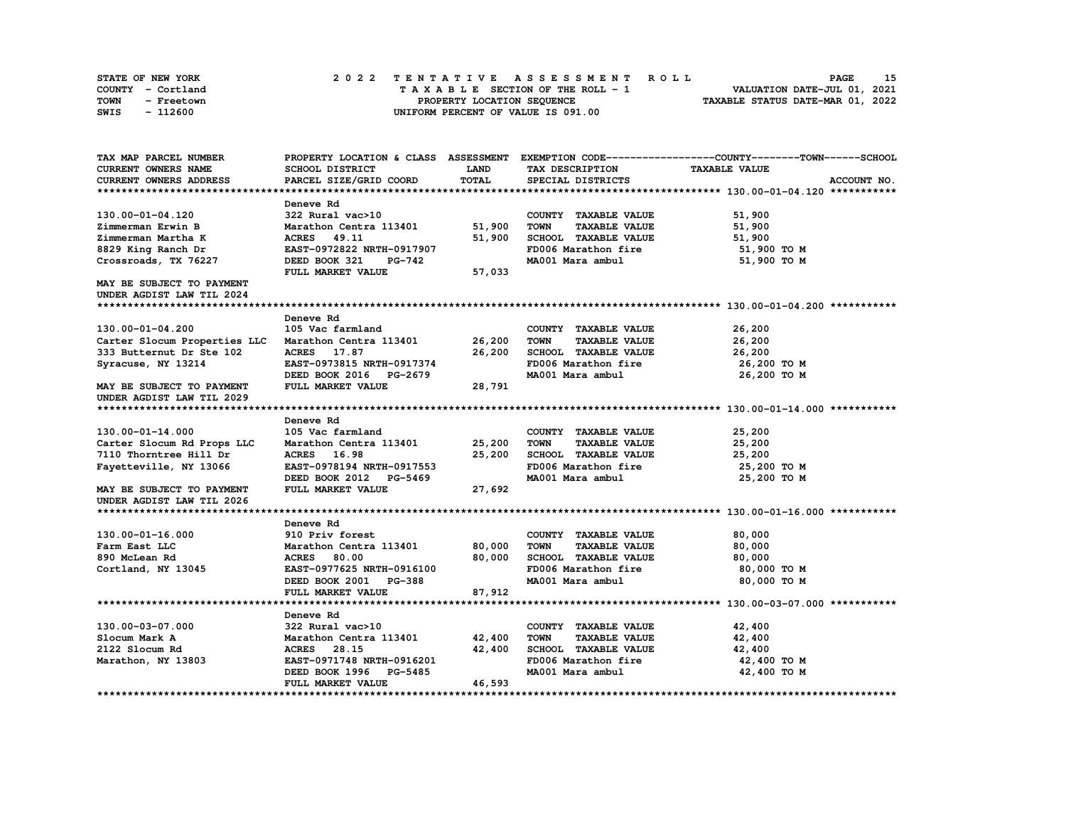STATE OF NEW YORK — COUNTY - Cortland — TOWN - Freetown — SWIS - 112600

**2022 TENTATIVE ASSESSMENT ROLL**
TAXABLE SECTION OF THE ROLL - 1
PROPERTY LOCATION SEQUENCE
UNIFORM PERCENT OF VALUE IS 091.00

VALUATION DATE-JUL 01, 2021
TAXABLE STATUS DATE-MAR 01, 2022

| TAX MAP PARCEL NUMBER / CURRENT OWNERS NAME / CURRENT OWNERS ADDRESS | PROPERTY LOCATION & CLASS / SCHOOL DISTRICT / PARCEL SIZE/GRID COORD | ASSESSMENT LAND / TOTAL | EXEMPTION CODE / TAX DESCRIPTION / SPECIAL DISTRICTS | TAXABLE VALUE (COUNTY / TOWN / SCHOOL) | ACCOUNT NO. |
|---|---|---|---|---|---|
| **130.00-01-04.120** | Deneve Rd | | | | |
| 130.00-01-04.120 | 322 Rural vac>10 | | COUNTY TAXABLE VALUE | 51,900 | |
| Zimmerman Erwin B | Marathon Centra 113401 | 51,900 | TOWN TAXABLE VALUE | 51,900 | |
| Zimmerman Martha K | ACRES 49.11 | 51,900 | SCHOOL TAXABLE VALUE | 51,900 | |
| 8829 King Ranch Dr | EAST-0972822 NRTH-0917907 | | FD006 Marathon fire | 51,900 TO M | |
| Crossroads, TX 76227 | DEED BOOK 321 PG-742 | | MA001 Mara ambul | 51,900 TO M | |
| | FULL MARKET VALUE | 57,033 | | | |
| MAY BE SUBJECT TO PAYMENT UNDER AGDIST LAW TIL 2024 | | | | | |
| **130.00-01-04.200** | Deneve Rd | | | | |
| 130.00-01-04.200 | 105 Vac farmland | | COUNTY TAXABLE VALUE | 26,200 | |
| Carter Slocum Properties LLC | Marathon Centra 113401 | 26,200 | TOWN TAXABLE VALUE | 26,200 | |
| 333 Butternut Dr Ste 102 | ACRES 17.87 | 26,200 | SCHOOL TAXABLE VALUE | 26,200 | |
| Syracuse, NY 13214 | EAST-0973815 NRTH-0917374 | | FD006 Marathon fire | 26,200 TO M | |
| | DEED BOOK 2016 PG-2679 | | MA001 Mara ambul | 26,200 TO M | |
| MAY BE SUBJECT TO PAYMENT UNDER AGDIST LAW TIL 2029 | FULL MARKET VALUE | 28,791 | | | |
| **130.00-01-14.000** | Deneve Rd | | | | |
| 130.00-01-14.000 | 105 Vac farmland | | COUNTY TAXABLE VALUE | 25,200 | |
| Carter Slocum Rd Props LLC | Marathon Centra 113401 | 25,200 | TOWN TAXABLE VALUE | 25,200 | |
| 7110 Thorntree Hill Dr | ACRES 16.98 | 25,200 | SCHOOL TAXABLE VALUE | 25,200 | |
| Fayetteville, NY 13066 | EAST-0978194 NRTH-0917553 | | FD006 Marathon fire | 25,200 TO M | |
| | DEED BOOK 2012 PG-5469 | | MA001 Mara ambul | 25,200 TO M | |
| MAY BE SUBJECT TO PAYMENT UNDER AGDIST LAW TIL 2026 | FULL MARKET VALUE | 27,692 | | | |
| **130.00-01-16.000** | Deneve Rd | | | | |
| 130.00-01-16.000 | 910 Priv forest | | COUNTY TAXABLE VALUE | 80,000 | |
| Farm East LLC | Marathon Centra 113401 | 80,000 | TOWN TAXABLE VALUE | 80,000 | |
| 890 McLean Rd | ACRES 80.00 | 80,000 | SCHOOL TAXABLE VALUE | 80,000 | |
| Cortland, NY 13045 | EAST-0977625 NRTH-0916100 | | FD006 Marathon fire | 80,000 TO M | |
| | DEED BOOK 2001 PG-388 | | MA001 Mara ambul | 80,000 TO M | |
| | FULL MARKET VALUE | 87,912 | | | |
| **130.00-03-07.000** | Deneve Rd | | | | |
| 130.00-03-07.000 | 322 Rural vac>10 | | COUNTY TAXABLE VALUE | 42,400 | |
| Slocum Mark A | Marathon Centra 113401 | 42,400 | TOWN TAXABLE VALUE | 42,400 | |
| 2122 Slocum Rd | ACRES 28.15 | 42,400 | SCHOOL TAXABLE VALUE | 42,400 | |
| Marathon, NY 13803 | EAST-0971748 NRTH-0916201 | | FD006 Marathon fire | 42,400 TO M | |
| | DEED BOOK 1996 PG-5485 | | MA001 Mara ambul | 42,400 TO M | |
| | FULL MARKET VALUE | 46,593 | | | |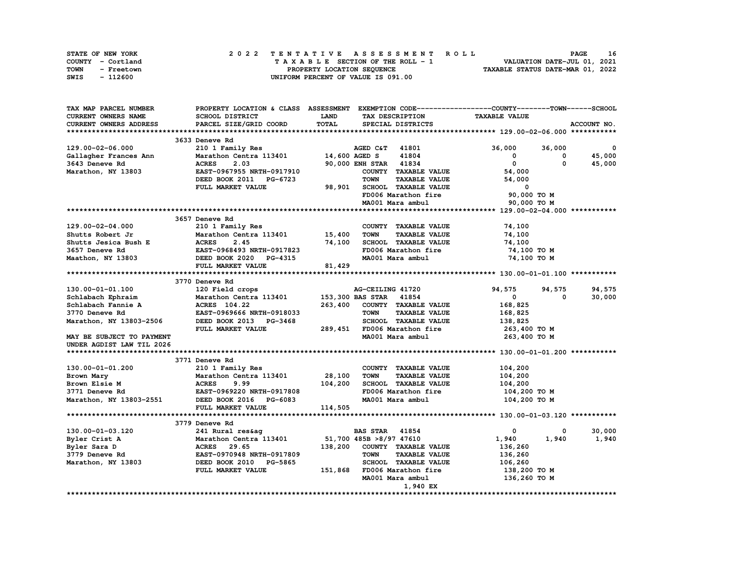STATE OF NEW YORK
COUNTY - Cortland
TOWN - Freetown
SWIS - 112600

# 2022 TENTATIVE ASSESSMENT ROLL

TAXABLE SECTION OF THE ROLL - 1
PROPERTY LOCATION SEQUENCE
UNIFORM PERCENT OF VALUE IS 091.00

VALUATION DATE-JUL 01, 2021
TAXABLE STATUS DATE-MAR 01, 2022

| TAX MAP PARCEL NUMBER / CURRENT OWNERS NAME / CURRENT OWNERS ADDRESS | PROPERTY LOCATION & CLASS / SCHOOL DISTRICT / PARCEL SIZE/GRID COORD | ASSESSMENT LAND / TOTAL | EXEMPTION CODE / TAX DESCRIPTION / SPECIAL DISTRICTS | COUNTY | TOWN | SCHOOL |
|---|---|---|---|---|---|---|
| **129.00-02-06.000** | 3633 Deneve Rd | | | | | |
| 129.00-02-06.000 | 210 1 Family Res | | AGED C&T 41801 | 36,000 | 36,000 | 0 |
| Gallagher Frances Ann | Marathon Centra 113401 | 14,600 | AGED S 41804 | 0 | 0 | 45,000 |
| 3643 Deneve Rd | ACRES 2.03 | 90,000 | ENH STAR 41834 | 0 | 0 | 45,000 |
| Marathon, NY 13803 | EAST-0967955 NRTH-0917910 | | COUNTY TAXABLE VALUE | 54,000 | | |
| | DEED BOOK 2011 PG-6723 | | TOWN TAXABLE VALUE | 54,000 | | |
| | FULL MARKET VALUE | 98,901 | SCHOOL TAXABLE VALUE | 0 | | |
| | | | FD006 Marathon fire | 90,000 TO M | | |
| | | | MA001 Mara ambul | 90,000 TO M | | |
| **129.00-02-04.000** | 3657 Deneve Rd | | | | | |
| 129.00-02-04.000 | 210 1 Family Res | | COUNTY TAXABLE VALUE | 74,100 | | |
| Shutts Robert Jr | Marathon Centra 113401 | 15,400 | TOWN TAXABLE VALUE | 74,100 | | |
| Shutts Jesica Bush E | ACRES 2.45 | 74,100 | SCHOOL TAXABLE VALUE | 74,100 | | |
| 3657 Deneve Rd | EAST-0968493 NRTH-0917823 | | FD006 Marathon fire | 74,100 TO M | | |
| Maathon, NY 13803 | DEED BOOK 2020 PG-4315 | | MA001 Mara ambul | 74,100 TO M | | |
| | FULL MARKET VALUE | 81,429 | | | | |
| **130.00-01-01.100** | 3770 Deneve Rd | | | | | |
| 130.00-01-01.100 | 120 Field crops | | AG-CEILING 41720 | 94,575 | 94,575 | 94,575 |
| Schlabach Ephraim | Marathon Centra 113401 | 153,300 | BAS STAR 41854 | 0 | 0 | 30,000 |
| Schlabach Fannie A | ACRES 104.22 | 263,400 | COUNTY TAXABLE VALUE | 168,825 | | |
| 3770 Deneve Rd | EAST-0969666 NRTH-0918033 | | TOWN TAXABLE VALUE | 168,825 | | |
| Marathon, NY 13803-2506 | DEED BOOK 2013 PG-3468 | | SCHOOL TAXABLE VALUE | 138,825 | | |
| | FULL MARKET VALUE | 289,451 | FD006 Marathon fire | 263,400 TO M | | |
| MAY BE SUBJECT TO PAYMENT | | | MA001 Mara ambul | 263,400 TO M | | |
| UNDER AGDIST LAW TIL 2026 | | | | | | |
| **130.00-01-01.200** | 3771 Deneve Rd | | | | | |
| 130.00-01-01.200 | 210 1 Family Res | | COUNTY TAXABLE VALUE | 104,200 | | |
| Brown Mary | Marathon Centra 113401 | 28,100 | TOWN TAXABLE VALUE | 104,200 | | |
| Brown Elsie M | ACRES 9.99 | 104,200 | SCHOOL TAXABLE VALUE | 104,200 | | |
| 3771 Deneve Rd | EAST-0969220 NRTH-0917808 | | FD006 Marathon fire | 104,200 TO M | | |
| Marathon, NY 13803-2551 | DEED BOOK 2016 PG-6083 | | MA001 Mara ambul | 104,200 TO M | | |
| | FULL MARKET VALUE | 114,505 | | | | |
| **130.00-01-03.120** | 3779 Deneve Rd | | | | | |
| 130.00-01-03.120 | 241 Rural res&ag | | BAS STAR 41854 | 0 | 0 | 30,000 |
| Byler Crist A | Marathon Centra 113401 | 51,700 | 485B >8/97 47610 | 1,940 | 1,940 | 1,940 |
| Byler Sara D | ACRES 29.65 | 138,200 | COUNTY TAXABLE VALUE | 136,260 | | |
| 3779 Deneve Rd | EAST-0970948 NRTH-0917809 | | TOWN TAXABLE VALUE | 136,260 | | |
| Marathon, NY 13803 | DEED BOOK 2010 PG-5865 | | SCHOOL TAXABLE VALUE | 106,260 | | |
| | FULL MARKET VALUE | 151,868 | FD006 Marathon fire | 138,200 TO M | | |
| | | | MA001 Mara ambul | 136,260 TO M | | |
| | | | 1,940 EX | | | |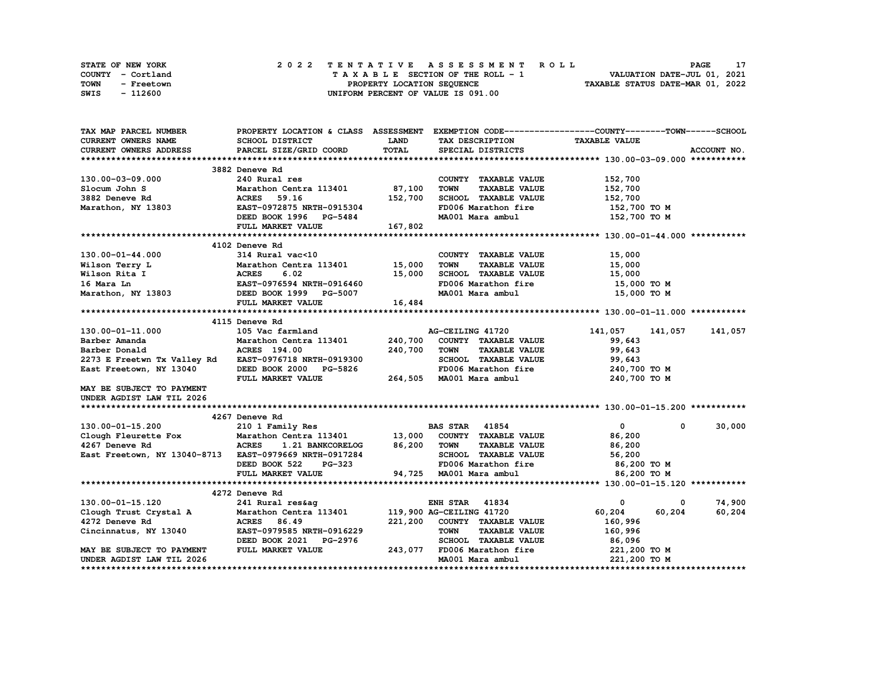STATE OF NEW YORK
COUNTY - Cortland
TOWN - Freetown
SWIS - 112600

# 2022 TENTATIVE ASSESSMENT ROLL
TAXABLE SECTION OF THE ROLL - 1
PROPERTY LOCATION SEQUENCE
UNIFORM PERCENT OF VALUE IS 091.00

VALUATION DATE-JUL 01, 2021
TAXABLE STATUS DATE-MAR 01, 2022

| TAX MAP PARCEL NUMBER / CURRENT OWNERS NAME / CURRENT OWNERS ADDRESS | PROPERTY LOCATION & CLASS / SCHOOL DISTRICT / PARCEL SIZE/GRID COORD | ASSESSMENT LAND / TOTAL | EXEMPTION CODE / TAX DESCRIPTION / SPECIAL DISTRICTS | COUNTY TAXABLE VALUE | TOWN | SCHOOL | ACCOUNT NO. |
|---|---|---|---|---|---|---|---|
| **130.00-03-09.000** | 3882 Deneve Rd | | | | | | |
| 130.00-03-09.000 | 240 Rural res | | COUNTY TAXABLE VALUE | 152,700 | | | |
| Slocum John S | Marathon Centra 113401 | 87,100 | TOWN TAXABLE VALUE | 152,700 | | | |
| 3882 Deneve Rd | ACRES 59.16 | 152,700 | SCHOOL TAXABLE VALUE | 152,700 | | | |
| Marathon, NY 13803 | EAST-0972875 NRTH-0915304 | | FD006 Marathon fire | 152,700 TO M | | | |
| | DEED BOOK 1996 PG-5484 | | MA001 Mara ambul | 152,700 TO M | | | |
| | FULL MARKET VALUE | 167,802 | | | | | |
| **130.00-01-44.000** | 4102 Deneve Rd | | | | | | |
| 130.00-01-44.000 | 314 Rural vac<10 | | COUNTY TAXABLE VALUE | 15,000 | | | |
| Wilson Terry L | Marathon Centra 113401 | 15,000 | TOWN TAXABLE VALUE | 15,000 | | | |
| Wilson Rita I | ACRES 6.02 | 15,000 | SCHOOL TAXABLE VALUE | 15,000 | | | |
| 16 Mara Ln | EAST-0976594 NRTH-0916460 | | FD006 Marathon fire | 15,000 TO M | | | |
| Marathon, NY 13803 | DEED BOOK 1999 PG-5007 | | MA001 Mara ambul | 15,000 TO M | | | |
| | FULL MARKET VALUE | 16,484 | | | | | |
| **130.00-01-11.000** | 4115 Deneve Rd | | | | | | |
| 130.00-01-11.000 | 105 Vac farmland | | AG-CEILING 41720 | 141,057 | 141,057 | 141,057 | |
| Barber Amanda | Marathon Centra 113401 | 240,700 | COUNTY TAXABLE VALUE | 99,643 | | | |
| Barber Donald | ACRES 194.00 | 240,700 | TOWN TAXABLE VALUE | 99,643 | | | |
| 2273 E Freetwn Tx Valley Rd | EAST-0976718 NRTH-0919300 | | SCHOOL TAXABLE VALUE | 99,643 | | | |
| East Freetown, NY 13040 | DEED BOOK 2000 PG-5826 | | FD006 Marathon fire | 240,700 TO M | | | |
| | FULL MARKET VALUE | 264,505 | MA001 Mara ambul | 240,700 TO M | | | |
| MAY BE SUBJECT TO PAYMENT | | | | | | | |
| UNDER AGDIST LAW TIL 2026 | | | | | | | |
| **130.00-01-15.200** | 4267 Deneve Rd | | | | | | |
| 130.00-01-15.200 | 210 1 Family Res | | BAS STAR 41854 | 0 | 0 | 30,000 | |
| Clough Fleurette Fox | Marathon Centra 113401 | 13,000 | COUNTY TAXABLE VALUE | 86,200 | | | |
| 4267 Deneve Rd | ACRES 1.21 BANKCORELOG | 86,200 | TOWN TAXABLE VALUE | 86,200 | | | |
| East Freetown, NY 13040-8713 | EAST-0979669 NRTH-0917284 | | SCHOOL TAXABLE VALUE | 56,200 | | | |
| | DEED BOOK 522 PG-323 | | FD006 Marathon fire | 86,200 TO M | | | |
| | FULL MARKET VALUE | 94,725 | MA001 Mara ambul | 86,200 TO M | | | |
| **130.00-01-15.120** | 4272 Deneve Rd | | | | | | |
| 130.00-01-15.120 | 241 Rural res&ag | | ENH STAR 41834 | 0 | 0 | 74,900 | |
| Clough Trust Crystal A | Marathon Centra 113401 | 119,900 | AG-CEILING 41720 | 60,204 | 60,204 | 60,204 | |
| 4272 Deneve Rd | ACRES 86.49 | 221,200 | COUNTY TAXABLE VALUE | 160,996 | | | |
| Cincinnatus, NY 13040 | EAST-0979585 NRTH-0916229 | | TOWN TAXABLE VALUE | 160,996 | | | |
| | DEED BOOK 2021 PG-2976 | | SCHOOL TAXABLE VALUE | 86,096 | | | |
| MAY BE SUBJECT TO PAYMENT | FULL MARKET VALUE | 243,077 | FD006 Marathon fire | 221,200 TO M | | | |
| UNDER AGDIST LAW TIL 2026 | | | MA001 Mara ambul | 221,200 TO M | | | |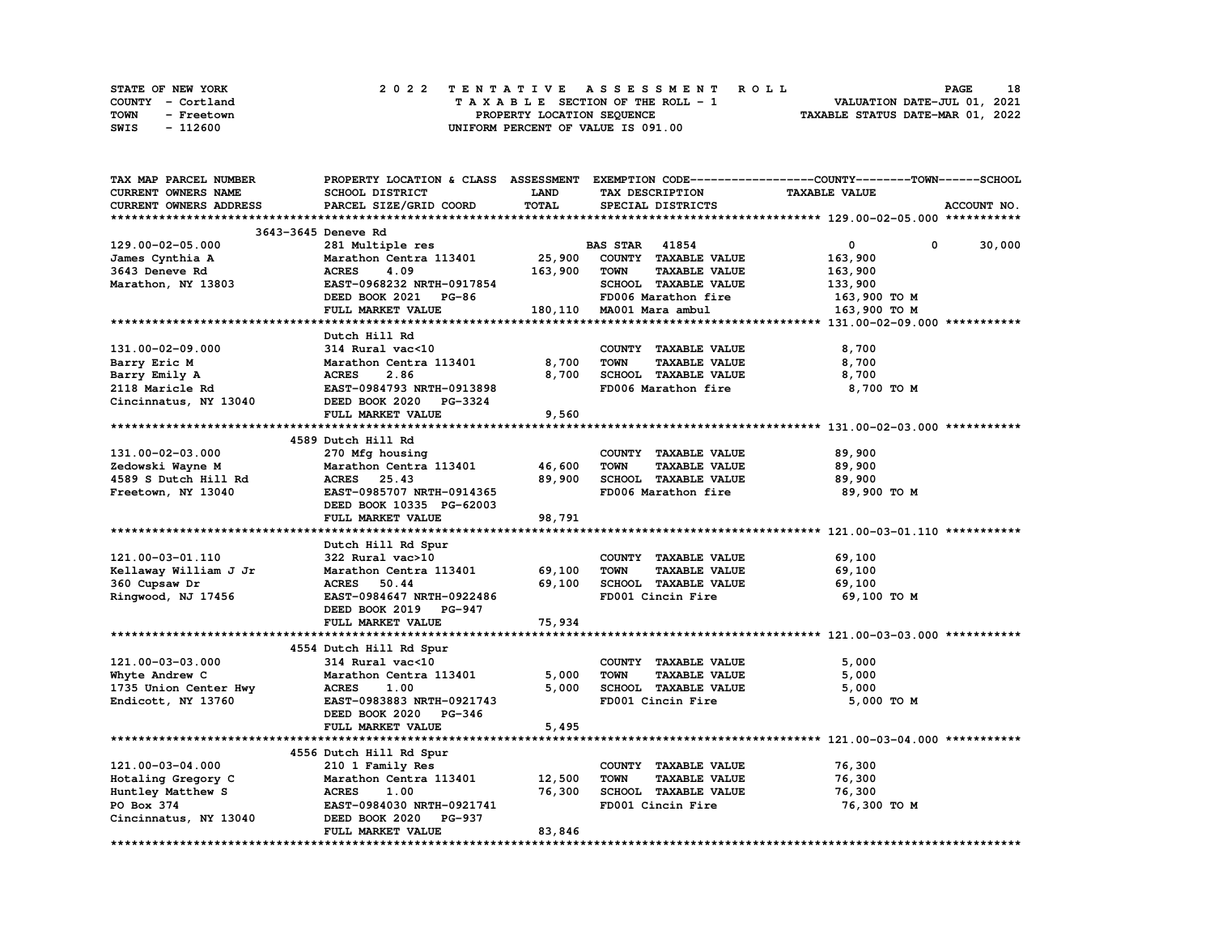STATE OF NEW YORK — 2022 TENTATIVE ASSESSMENT ROLL
COUNTY - Cortland — TAXABLE SECTION OF THE ROLL - 1 — VALUATION DATE-JUL 01, 2021
TOWN - Freetown — PROPERTY LOCATION SEQUENCE — TAXABLE STATUS DATE-MAR 01, 2022
SWIS - 112600 — UNIFORM PERCENT OF VALUE IS 091.00

| TAX MAP PARCEL NUMBER / CURRENT OWNERS NAME / CURRENT OWNERS ADDRESS | PROPERTY LOCATION & CLASS / SCHOOL DISTRICT / PARCEL SIZE/GRID COORD | ASSESSMENT LAND | TOTAL | EXEMPTION CODE / TAX DESCRIPTION / SPECIAL DISTRICTS | COUNTY TAXABLE VALUE | TOWN | SCHOOL / ACCOUNT NO. |
|---|---|---|---|---|---|---|---|
| **129.00-02-05.000** | 3643-3645 Deneve Rd | | | | | | |
| 129.00-02-05.000 | 281 Multiple res | | | BAS STAR 41854 | 0 | 0 | 30,000 |
| James Cynthia A | Marathon Centra 113401 | 25,900 | | COUNTY TAXABLE VALUE | 163,900 | | |
| 3643 Deneve Rd | ACRES 4.09 | | 163,900 | TOWN TAXABLE VALUE | 163,900 | | |
| Marathon, NY 13803 | EAST-0968232 NRTH-0917854 | | | SCHOOL TAXABLE VALUE | 133,900 | | |
| | DEED BOOK 2021 PG-86 | | | FD006 Marathon fire | 163,900 TO M | | |
| | FULL MARKET VALUE | | 180,110 | MA001 Mara ambul | 163,900 TO M | | |
| **131.00-02-09.000** | Dutch Hill Rd | | | | | | |
| 131.00-02-09.000 | 314 Rural vac<10 | | | COUNTY TAXABLE VALUE | 8,700 | | |
| Barry Eric M | Marathon Centra 113401 | 8,700 | | TOWN TAXABLE VALUE | 8,700 | | |
| Barry Emily A | ACRES 2.86 | | 8,700 | SCHOOL TAXABLE VALUE | 8,700 | | |
| 2118 Maricle Rd | EAST-0984793 NRTH-0913898 | | | FD006 Marathon fire | 8,700 TO M | | |
| Cincinnatus, NY 13040 | DEED BOOK 2020 PG-3324 | | | | | | |
| | FULL MARKET VALUE | | 9,560 | | | | |
| **131.00-02-03.000** | 4589 Dutch Hill Rd | | | | | | |
| 131.00-02-03.000 | 270 Mfg housing | | | COUNTY TAXABLE VALUE | 89,900 | | |
| Zedowski Wayne M | Marathon Centra 113401 | 46,600 | | TOWN TAXABLE VALUE | 89,900 | | |
| 4589 S Dutch Hill Rd | ACRES 25.43 | | 89,900 | SCHOOL TAXABLE VALUE | 89,900 | | |
| Freetown, NY 13040 | EAST-0985707 NRTH-0914365 | | | FD006 Marathon fire | 89,900 TO M | | |
| | DEED BOOK 10335 PG-62003 | | | | | | |
| | FULL MARKET VALUE | | 98,791 | | | | |
| **121.00-03-01.110** | Dutch Hill Rd Spur | | | | | | |
| 121.00-03-01.110 | 322 Rural vac>10 | | | COUNTY TAXABLE VALUE | 69,100 | | |
| Kellaway William J Jr | Marathon Centra 113401 | 69,100 | | TOWN TAXABLE VALUE | 69,100 | | |
| 360 Cupsaw Dr | ACRES 50.44 | | 69,100 | SCHOOL TAXABLE VALUE | 69,100 | | |
| Ringwood, NJ 17456 | EAST-0984647 NRTH-0922486 | | | FD001 Cincin Fire | 69,100 TO M | | |
| | DEED BOOK 2019 PG-947 | | | | | | |
| | FULL MARKET VALUE | | 75,934 | | | | |
| **121.00-03-03.000** | 4554 Dutch Hill Rd Spur | | | | | | |
| 121.00-03-03.000 | 314 Rural vac<10 | | | COUNTY TAXABLE VALUE | 5,000 | | |
| Whyte Andrew C | Marathon Centra 113401 | 5,000 | | TOWN TAXABLE VALUE | 5,000 | | |
| 1735 Union Center Hwy | ACRES 1.00 | | 5,000 | SCHOOL TAXABLE VALUE | 5,000 | | |
| Endicott, NY 13760 | EAST-0983883 NRTH-0921743 | | | FD001 Cincin Fire | 5,000 TO M | | |
| | DEED BOOK 2020 PG-346 | | | | | | |
| | FULL MARKET VALUE | | 5,495 | | | | |
| **121.00-03-04.000** | 4556 Dutch Hill Rd Spur | | | | | | |
| 121.00-03-04.000 | 210 1 Family Res | | | COUNTY TAXABLE VALUE | 76,300 | | |
| Hotaling Gregory C | Marathon Centra 113401 | 12,500 | | TOWN TAXABLE VALUE | 76,300 | | |
| Huntley Matthew S | ACRES 1.00 | | 76,300 | SCHOOL TAXABLE VALUE | 76,300 | | |
| PO Box 374 | EAST-0984030 NRTH-0921741 | | | FD001 Cincin Fire | 76,300 TO M | | |
| Cincinnatus, NY 13040 | DEED BOOK 2020 PG-937 | | | | | | |
| | FULL MARKET VALUE | | 83,846 | | | | |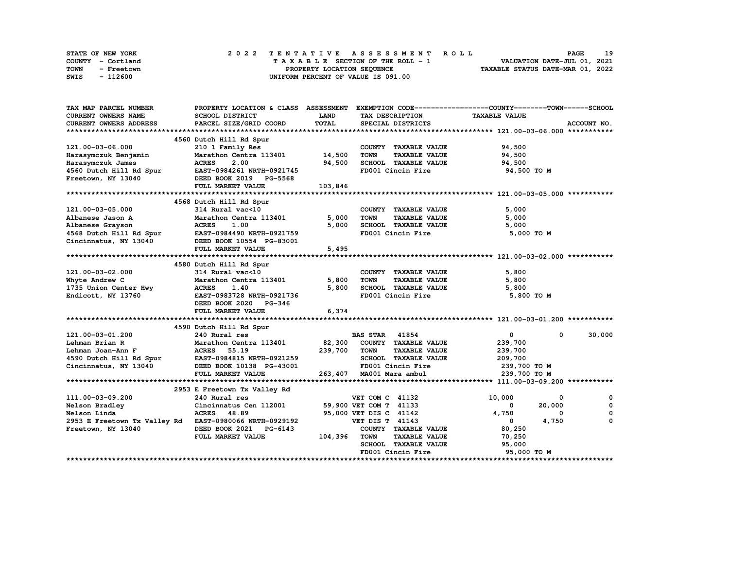STATE OF NEW YORK
COUNTY - Cortland
TOWN - Freetown
SWIS - 112600

# 2022 TENTATIVE ASSESSMENT ROLL

TAXABLE SECTION OF THE ROLL - 1
PROPERTY LOCATION SEQUENCE
UNIFORM PERCENT OF VALUE IS 091.00

VALUATION DATE-JUL 01, 2021
TAXABLE STATUS DATE-MAR 01, 2022

| TAX MAP PARCEL NUMBER / CURRENT OWNERS NAME / CURRENT OWNERS ADDRESS | PROPERTY LOCATION & CLASS / SCHOOL DISTRICT / PARCEL SIZE/GRID COORD | ASSESSMENT LAND / TOTAL | EXEMPTION CODE / TAX DESCRIPTION / SPECIAL DISTRICTS | COUNTY TAXABLE VALUE | TOWN | SCHOOL |
|---|---|---|---|---|---|---|
| **121.00-03-06.000** | 4560 Dutch Hill Rd Spur | | | | | |
| 121.00-03-06.000 | 210 1 Family Res | | COUNTY TAXABLE VALUE | 94,500 | | |
| Harasymczuk Benjamin | Marathon Centra 113401 | 14,500 | TOWN TAXABLE VALUE | 94,500 | | |
| Harasymczuk James | ACRES 2.00 | 94,500 | SCHOOL TAXABLE VALUE | 94,500 | | |
| 4560 Dutch Hill Rd Spur | EAST-0984261 NRTH-0921745 | | FD001 Cincin Fire | 94,500 TO M | | |
| Freetown, NY 13040 | DEED BOOK 2019 PG-5568 | | | | | |
| | FULL MARKET VALUE | 103,846 | | | | |
| **121.00-03-05.000** | 4568 Dutch Hill Rd Spur | | | | | |
| 121.00-03-05.000 | 314 Rural vac<10 | | COUNTY TAXABLE VALUE | 5,000 | | |
| Albanese Jason A | Marathon Centra 113401 | 5,000 | TOWN TAXABLE VALUE | 5,000 | | |
| Albanese Grayson | ACRES 1.00 | 5,000 | SCHOOL TAXABLE VALUE | 5,000 | | |
| 4568 Dutch Hill Rd Spur | EAST-0984490 NRTH-0921759 | | FD001 Cincin Fire | 5,000 TO M | | |
| Cincinnatus, NY 13040 | DEED BOOK 10554 PG-83001 | | | | | |
| | FULL MARKET VALUE | 5,495 | | | | |
| **121.00-03-02.000** | 4580 Dutch Hill Rd Spur | | | | | |
| 121.00-03-02.000 | 314 Rural vac<10 | | COUNTY TAXABLE VALUE | 5,800 | | |
| Whyte Andrew C | Marathon Centra 113401 | 5,800 | TOWN TAXABLE VALUE | 5,800 | | |
| 1735 Union Center Hwy | ACRES 1.40 | 5,800 | SCHOOL TAXABLE VALUE | 5,800 | | |
| Endicott, NY 13760 | EAST-0983728 NRTH-0921736 | | FD001 Cincin Fire | 5,800 TO M | | |
| | DEED BOOK 2020 PG-346 | | | | | |
| | FULL MARKET VALUE | 6,374 | | | | |
| **121.00-03-01.200** | 4590 Dutch Hill Rd Spur | | | | | |
| 121.00-03-01.200 | 240 Rural res | | BAS STAR 41854 | 0 | 0 | 30,000 |
| Lehman Brian R | Marathon Centra 113401 | 82,300 | COUNTY TAXABLE VALUE | 239,700 | | |
| Lehman Joan-Ann F | ACRES 55.19 | 239,700 | TOWN TAXABLE VALUE | 239,700 | | |
| 4590 Dutch Hill Rd Spur | EAST-0984815 NRTH-0921259 | | SCHOOL TAXABLE VALUE | 209,700 | | |
| Cincinnatus, NY 13040 | DEED BOOK 10138 PG-43001 | | FD001 Cincin Fire | 239,700 TO M | | |
| | FULL MARKET VALUE | 263,407 | MA001 Mara ambul | 239,700 TO M | | |
| **111.00-03-09.200** | 2953 E Freetown Tx Valley Rd | | | | | |
| 111.00-03-09.200 | 240 Rural res | | VET COM C 41132 | 10,000 | 0 | 0 |
| Nelson Bradley | Cincinnatus Cen 112001 | 59,900 | VET COM T 41133 | 0 | 20,000 | 0 |
| Nelson Linda | ACRES 48.89 | 95,000 | VET DIS C 41142 | 4,750 | 0 | 0 |
| 2953 E Freetown Tx Valley Rd | EAST-0980066 NRTH-0929192 | | VET DIS T 41143 | 0 | 4,750 | 0 |
| Freetown, NY 13040 | DEED BOOK 2021 PG-6143 | | COUNTY TAXABLE VALUE | 80,250 | | |
| | FULL MARKET VALUE | 104,396 | TOWN TAXABLE VALUE | 70,250 | | |
| | | | SCHOOL TAXABLE VALUE | 95,000 | | |
| | | | FD001 Cincin Fire | 95,000 TO M | | |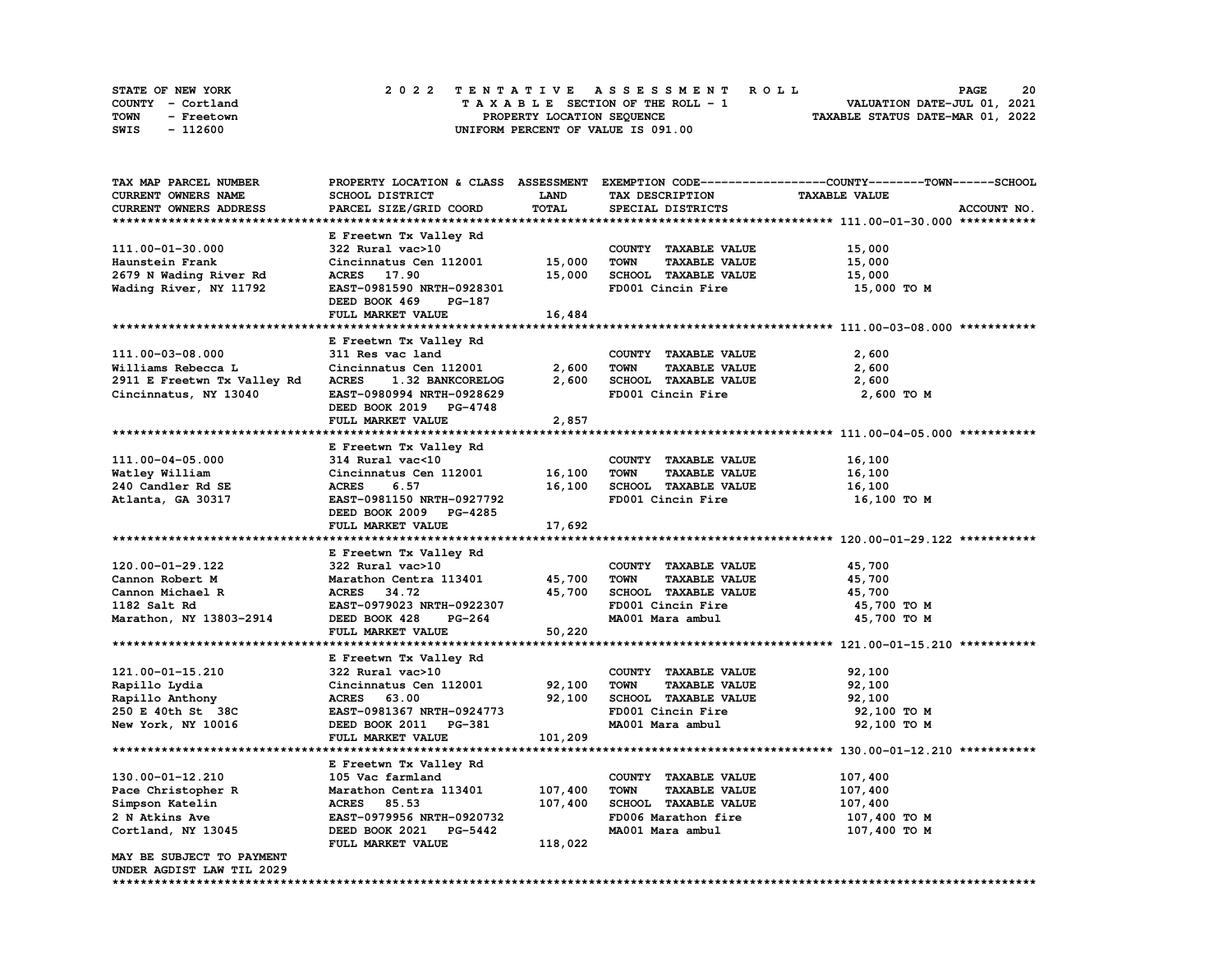STATE OF NEW YORK — COUNTY - Cortland — TOWN - Freetown — SWIS - 112600

**2022 TENTATIVE ASSESSMENT ROLL**
TAXABLE SECTION OF THE ROLL - 1
PROPERTY LOCATION SEQUENCE
UNIFORM PERCENT OF VALUE IS 091.00

VALUATION DATE-JUL 01, 2021
TAXABLE STATUS DATE-MAR 01, 2022

| TAX MAP PARCEL NUMBER / CURRENT OWNERS NAME / CURRENT OWNERS ADDRESS | PROPERTY LOCATION & CLASS / SCHOOL DISTRICT / PARCEL SIZE/GRID COORD | ASSESSMENT LAND / TOTAL | EXEMPTION CODE / TAX DESCRIPTION / SPECIAL DISTRICTS | TAXABLE VALUE (COUNTY / TOWN / SCHOOL) |
|---|---|---|---|---|
| **111.00-01-30.000** | E Freetwn Tx Valley Rd | | | |
| 111.00-01-30.000 | 322 Rural vac>10 | | COUNTY TAXABLE VALUE | 15,000 |
| Haunstein Frank | Cincinnatus Cen 112001 | 15,000 | TOWN TAXABLE VALUE | 15,000 |
| 2679 N Wading River Rd | ACRES 17.90 | 15,000 | SCHOOL TAXABLE VALUE | 15,000 |
| Wading River, NY 11792 | EAST-0981590 NRTH-0928301 | | FD001 Cincin Fire | 15,000 TO M |
| | DEED BOOK 469 PG-187 | | | |
| | FULL MARKET VALUE | 16,484 | | |
| **111.00-03-08.000** | E Freetwn Tx Valley Rd | | | |
| 111.00-03-08.000 | 311 Res vac land | | COUNTY TAXABLE VALUE | 2,600 |
| Williams Rebecca L | Cincinnatus Cen 112001 | 2,600 | TOWN TAXABLE VALUE | 2,600 |
| 2911 E Freetwn Tx Valley Rd | ACRES 1.32 BANKCORELOG | 2,600 | SCHOOL TAXABLE VALUE | 2,600 |
| Cincinnatus, NY 13040 | EAST-0980994 NRTH-0928629 | | FD001 Cincin Fire | 2,600 TO M |
| | DEED BOOK 2019 PG-4748 | | | |
| | FULL MARKET VALUE | 2,857 | | |
| **111.00-04-05.000** | E Freetwn Tx Valley Rd | | | |
| 111.00-04-05.000 | 314 Rural vac<10 | | COUNTY TAXABLE VALUE | 16,100 |
| Watley William | Cincinnatus Cen 112001 | 16,100 | TOWN TAXABLE VALUE | 16,100 |
| 240 Candler Rd SE | ACRES 6.57 | 16,100 | SCHOOL TAXABLE VALUE | 16,100 |
| Atlanta, GA 30317 | EAST-0981150 NRTH-0927792 | | FD001 Cincin Fire | 16,100 TO M |
| | DEED BOOK 2009 PG-4285 | | | |
| | FULL MARKET VALUE | 17,692 | | |
| **120.00-01-29.122** | E Freetwn Tx Valley Rd | | | |
| 120.00-01-29.122 | 322 Rural vac>10 | | COUNTY TAXABLE VALUE | 45,700 |
| Cannon Robert M | Marathon Centra 113401 | 45,700 | TOWN TAXABLE VALUE | 45,700 |
| Cannon Michael R | ACRES 34.72 | 45,700 | SCHOOL TAXABLE VALUE | 45,700 |
| 1182 Salt Rd | EAST-0979023 NRTH-0922307 | | FD001 Cincin Fire | 45,700 TO M |
| Marathon, NY 13803-2914 | DEED BOOK 428 PG-264 | | MA001 Mara ambul | 45,700 TO M |
| | FULL MARKET VALUE | 50,220 | | |
| **121.00-01-15.210** | E Freetwn Tx Valley Rd | | | |
| 121.00-01-15.210 | 322 Rural vac>10 | | COUNTY TAXABLE VALUE | 92,100 |
| Rapillo Lydia | Cincinnatus Cen 112001 | 92,100 | TOWN TAXABLE VALUE | 92,100 |
| Rapillo Anthony | ACRES 63.00 | 92,100 | SCHOOL TAXABLE VALUE | 92,100 |
| 250 E 40th St 38C | EAST-0981367 NRTH-0924773 | | FD001 Cincin Fire | 92,100 TO M |
| New York, NY 10016 | DEED BOOK 2011 PG-381 | | MA001 Mara ambul | 92,100 TO M |
| | FULL MARKET VALUE | 101,209 | | |
| **130.00-01-12.210** | E Freetwn Tx Valley Rd | | | |
| 130.00-01-12.210 | 105 Vac farmland | | COUNTY TAXABLE VALUE | 107,400 |
| Pace Christopher R | Marathon Centra 113401 | 107,400 | TOWN TAXABLE VALUE | 107,400 |
| Simpson Katelin | ACRES 85.53 | 107,400 | SCHOOL TAXABLE VALUE | 107,400 |
| 2 N Atkins Ave | EAST-0979956 NRTH-0920732 | | FD006 Marathon fire | 107,400 TO M |
| Cortland, NY 13045 | DEED BOOK 2021 PG-5442 | | MA001 Mara ambul | 107,400 TO M |
| | FULL MARKET VALUE | 118,022 | | |
| MAY BE SUBJECT TO PAYMENT UNDER AGDIST LAW TIL 2029 | | | | |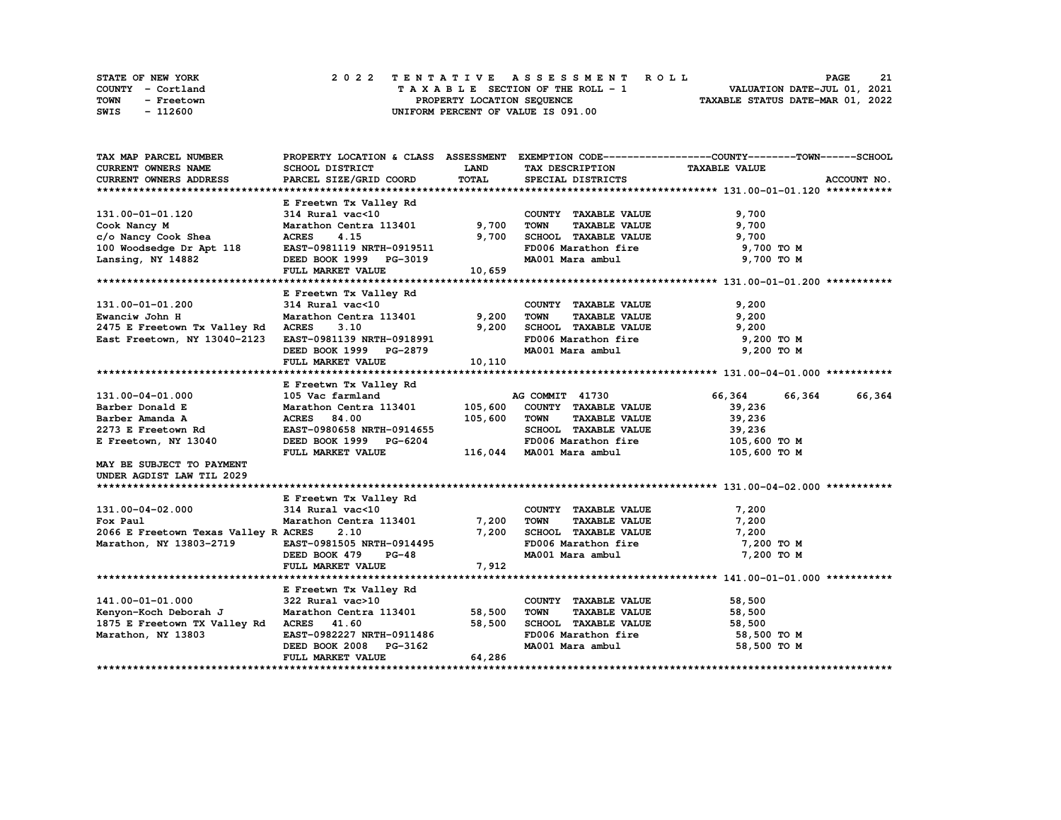STATE OF NEW YORK
COUNTY - Cortland
TOWN - Freetown
SWIS - 112600

# 2022 TENTATIVE ASSESSMENT ROLL

TAXABLE SECTION OF THE ROLL - 1
PROPERTY LOCATION SEQUENCE
UNIFORM PERCENT OF VALUE IS 091.00

VALUATION DATE-JUL 01, 2021
TAXABLE STATUS DATE-MAR 01, 2022

| TAX MAP PARCEL NUMBER / CURRENT OWNERS NAME / CURRENT OWNERS ADDRESS | PROPERTY LOCATION & CLASS / SCHOOL DISTRICT / PARCEL SIZE/GRID COORD | ASSESSMENT LAND / TOTAL | EXEMPTION CODE / TAX DESCRIPTION / SPECIAL DISTRICTS | COUNTY TAXABLE VALUE | TOWN | SCHOOL |
|---|---|---|---|---|---|---|
| **131.00-01-01.120** | E Freetwn Tx Valley Rd | | | | | |
| 131.00-01-01.120 | 314 Rural vac<10 | | COUNTY TAXABLE VALUE | 9,700 | | |
| Cook Nancy M | Marathon Centra 113401 | 9,700 | TOWN TAXABLE VALUE | 9,700 | | |
| c/o Nancy Cook Shea | ACRES 4.15 | 9,700 | SCHOOL TAXABLE VALUE | 9,700 | | |
| 100 Woodsedge Dr Apt 118 | EAST-0981119 NRTH-0919511 | | FD006 Marathon fire | 9,700 TO M | | |
| Lansing, NY 14882 | DEED BOOK 1999 PG-3019 | | MA001 Mara ambul | 9,700 TO M | | |
| | FULL MARKET VALUE | 10,659 | | | | |
| **131.00-01-01.200** | E Freetwn Tx Valley Rd | | | | | |
| 131.00-01-01.200 | 314 Rural vac<10 | | COUNTY TAXABLE VALUE | 9,200 | | |
| Ewanciw John H | Marathon Centra 113401 | 9,200 | TOWN TAXABLE VALUE | 9,200 | | |
| 2475 E Freetown Tx Valley Rd | ACRES 3.10 | 9,200 | SCHOOL TAXABLE VALUE | 9,200 | | |
| East Freetown, NY 13040-2123 | EAST-0981139 NRTH-0918991 | | FD006 Marathon fire | 9,200 TO M | | |
| | DEED BOOK 1999 PG-2879 | | MA001 Mara ambul | 9,200 TO M | | |
| | FULL MARKET VALUE | 10,110 | | | | |
| **131.00-04-01.000** | E Freetwn Tx Valley Rd | | | | | |
| 131.00-04-01.000 | 105 Vac farmland | | AG COMMIT 41730 | 66,364 | 66,364 | 66,364 |
| Barber Donald E | Marathon Centra 113401 | 105,600 | COUNTY TAXABLE VALUE | 39,236 | | |
| Barber Amanda A | ACRES 84.00 | 105,600 | TOWN TAXABLE VALUE | 39,236 | | |
| 2273 E Freetown Rd | EAST-0980658 NRTH-0914655 | | SCHOOL TAXABLE VALUE | 39,236 | | |
| E Freetown, NY 13040 | DEED BOOK 1999 PG-6204 | | FD006 Marathon fire | 105,600 TO M | | |
| | FULL MARKET VALUE | 116,044 | MA001 Mara ambul | 105,600 TO M | | |
| MAY BE SUBJECT TO PAYMENT UNDER AGDIST LAW TIL 2029 | | | | | | |
| **131.00-04-02.000** | E Freetwn Tx Valley Rd | | | | | |
| 131.00-04-02.000 | 314 Rural vac<10 | | COUNTY TAXABLE VALUE | 7,200 | | |
| Fox Paul | Marathon Centra 113401 | 7,200 | TOWN TAXABLE VALUE | 7,200 | | |
| 2066 E Freetown Texas Valley R | ACRES 2.10 | 7,200 | SCHOOL TAXABLE VALUE | 7,200 | | |
| Marathon, NY 13803-2719 | EAST-0981505 NRTH-0914495 | | FD006 Marathon fire | 7,200 TO M | | |
| | DEED BOOK 479 PG-48 | | MA001 Mara ambul | 7,200 TO M | | |
| | FULL MARKET VALUE | 7,912 | | | | |
| **141.00-01-01.000** | E Freetwn Tx Valley Rd | | | | | |
| 141.00-01-01.000 | 322 Rural vac>10 | | COUNTY TAXABLE VALUE | 58,500 | | |
| Kenyon-Koch Deborah J | Marathon Centra 113401 | 58,500 | TOWN TAXABLE VALUE | 58,500 | | |
| 1875 E Freetown TX Valley Rd | ACRES 41.60 | 58,500 | SCHOOL TAXABLE VALUE | 58,500 | | |
| Marathon, NY 13803 | EAST-0982227 NRTH-0911486 | | FD006 Marathon fire | 58,500 TO M | | |
| | DEED BOOK 2008 PG-3162 | | MA001 Mara ambul | 58,500 TO M | | |
| | FULL MARKET VALUE | 64,286 | | | | |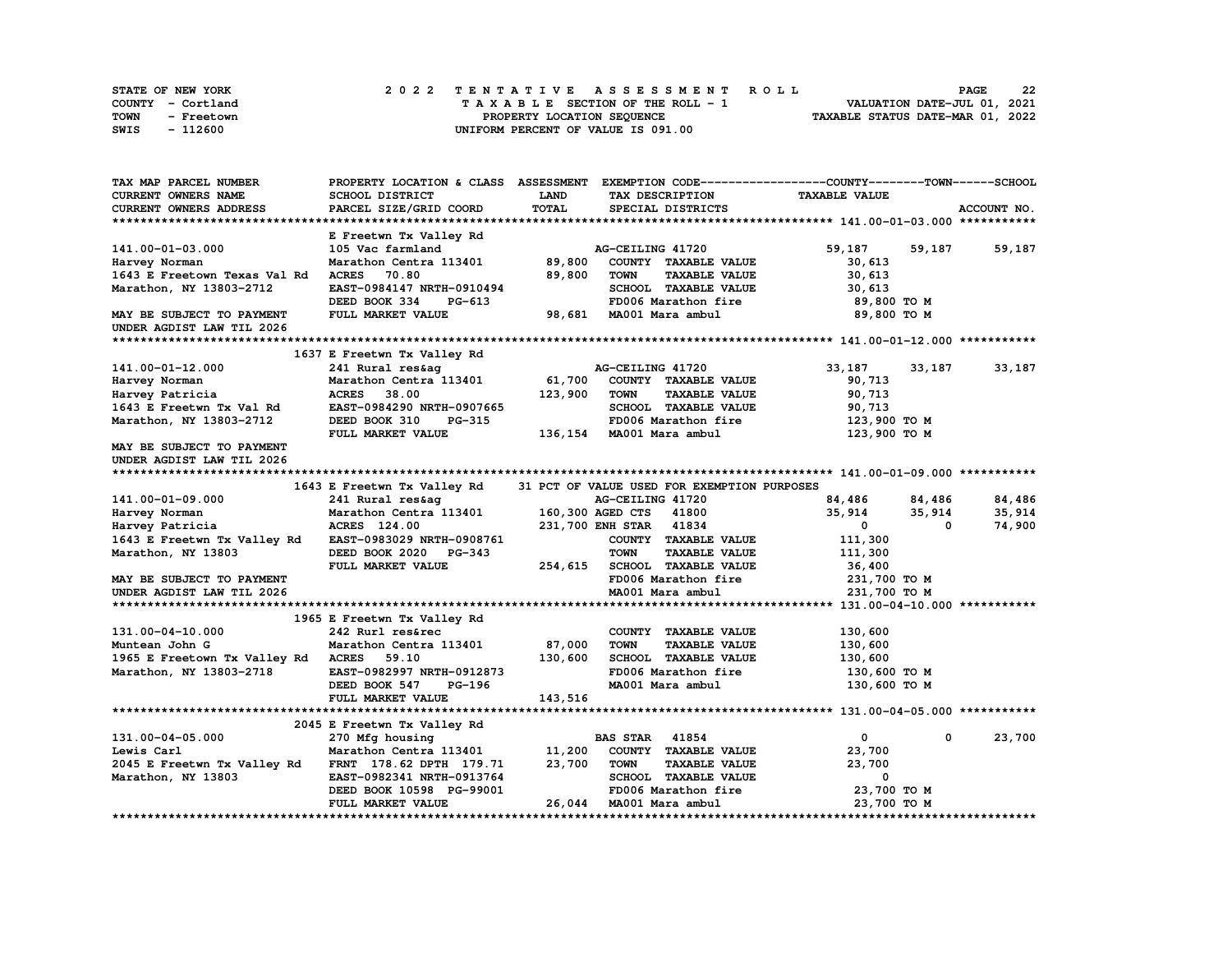STATE OF NEW YORK
COUNTY - Cortland
TOWN - Freetown
SWIS - 112600

2 0 2 2 T E N T A T I V E A S S E S S M E N T R O L L
T A X A B L E SECTION OF THE ROLL - 1
PROPERTY LOCATION SEQUENCE
UNIFORM PERCENT OF VALUE IS 091.00

VALUATION DATE-JUL 01, 2021
TAXABLE STATUS DATE-MAR 01, 2022

```
TAX MAP PARCEL NUMBER          PROPERTY LOCATION & CLASS  ASSESSMENT  EXEMPTION CODE------------------COUNTY--------TOWN------SCHOOL
CURRENT OWNERS NAME            SCHOOL DISTRICT              LAND      TAX DESCRIPTION              TAXABLE VALUE
CURRENT OWNERS ADDRESS         PARCEL SIZE/GRID COORD       TOTAL     SPECIAL DISTRICTS                                   ACCOUNT NO.
******************************************************************************************************* 141.00-01-03.000 ***********
                               E Freetwn Tx Valley Rd
141.00-01-03.000               105 Vac farmland                        AG-CEILING 41720             59,187      59,187      59,187
Harvey Norman                  Marathon Centra 113401       89,800      COUNTY  TAXABLE VALUE         30,613
1643 E Freetown Texas Val Rd   ACRES    70.80               89,800      TOWN    TAXABLE VALUE         30,613
Marathon, NY 13803-2712        EAST-0984147 NRTH-0910494                SCHOOL  TAXABLE VALUE         30,613
                               DEED BOOK 334     PG-613                 FD006 Marathon fire           89,800 TO M
MAY BE SUBJECT TO PAYMENT      FULL MARKET VALUE            98,681      MA001 Mara ambul              89,800 TO M
UNDER AGDIST LAW TIL 2026
******************************************************************************************************* 141.00-01-12.000 ***********
                          1637 E Freetwn Tx Valley Rd
141.00-01-12.000               241 Rural res&ag                        AG-CEILING 41720             33,187      33,187      33,187
Harvey Norman                  Marathon Centra 113401       61,700      COUNTY  TAXABLE VALUE         90,713
Harvey Patricia                ACRES    38.00              123,900      TOWN    TAXABLE VALUE         90,713
1643 E Freetwn Tx Val Rd       EAST-0984290 NRTH-0907665                SCHOOL  TAXABLE VALUE         90,713
Marathon, NY 13803-2712        DEED BOOK 310     PG-315                 FD006 Marathon fire          123,900 TO M
                               FULL MARKET VALUE           136,154      MA001 Mara ambul             123,900 TO M
MAY BE SUBJECT TO PAYMENT
UNDER AGDIST LAW TIL 2026
******************************************************************************************************* 141.00-01-09.000 ***********
                          1643 E Freetwn Tx Valley Rd     31 PCT OF VALUE USED FOR EXEMPTION PURPOSES
141.00-01-09.000               241 Rural res&ag                        AG-CEILING 41720             84,486      84,486      84,486
Harvey Norman                  Marathon Centra 113401      160,300 AGED CTS   41800             35,914      35,914      35,914
Harvey Patricia                ACRES   124.00              231,700 ENH STAR   41834                  0           0      74,900
1643 E Freetwn Tx Valley Rd    EAST-0983029 NRTH-0908761                COUNTY  TAXABLE VALUE        111,300
Marathon, NY 13803             DEED BOOK 2020    PG-343                 TOWN    TAXABLE VALUE        111,300
                               FULL MARKET VALUE           254,615      SCHOOL  TAXABLE VALUE         36,400
MAY BE SUBJECT TO PAYMENT                                               FD006 Marathon fire          231,700 TO M
UNDER AGDIST LAW TIL 2026                                               MA001 Mara ambul             231,700 TO M
******************************************************************************************************* 131.00-04-10.000 ***********
                          1965 E Freetwn Tx Valley Rd
131.00-04-10.000               242 Rurl res&rec                         COUNTY  TAXABLE VALUE        130,600
Muntean John G                 Marathon Centra 113401       87,000      TOWN    TAXABLE VALUE        130,600
1965 E Freetown Tx Valley Rd   ACRES    59.10              130,600      SCHOOL  TAXABLE VALUE        130,600
Marathon, NY 13803-2718        EAST-0982997 NRTH-0912873                FD006 Marathon fire          130,600 TO M
                               DEED BOOK 547     PG-196                 MA001 Mara ambul             130,600 TO M
                               FULL MARKET VALUE           143,516
******************************************************************************************************* 131.00-04-05.000 ***********
                          2045 E Freetwn Tx Valley Rd
131.00-04-05.000               270 Mfg housing                          BAS STAR   41854                  0           0      23,700
Lewis Carl                     Marathon Centra 113401       11,200      COUNTY  TAXABLE VALUE         23,700
2045 E Freetwn Tx Valley Rd    FRNT 178.62 DPTH 179.71      23,700      TOWN    TAXABLE VALUE         23,700
Marathon, NY 13803             EAST-0982341 NRTH-0913764                SCHOOL  TAXABLE VALUE              0
                               DEED BOOK 10598 PG-99001                 FD006 Marathon fire           23,700 TO M
                               FULL MARKET VALUE            26,044      MA001 Mara ambul              23,700 TO M
************************************************************************************************************************************
```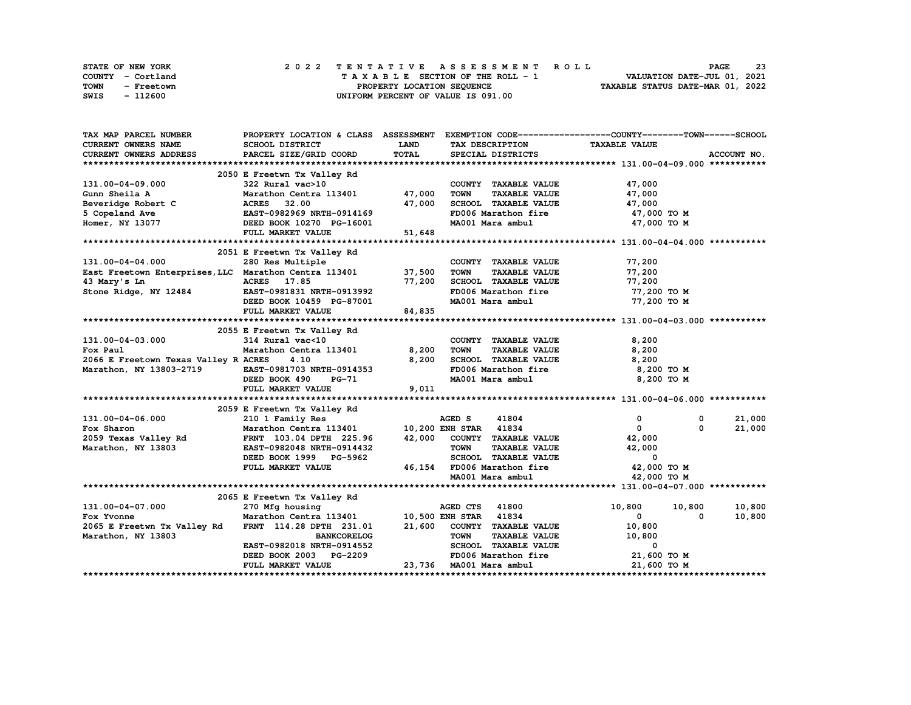STATE OF NEW YORK — COUNTY - Cortland — TOWN - Freetown — SWIS - 112600

# 2022 TENTATIVE ASSESSMENT ROLL

TAXABLE SECTION OF THE ROLL - 1
PROPERTY LOCATION SEQUENCE
UNIFORM PERCENT OF VALUE IS 091.00

VALUATION DATE-JUL 01, 2021
TAXABLE STATUS DATE-MAR 01, 2022

| TAX MAP PARCEL NUMBER / CURRENT OWNERS NAME / CURRENT OWNERS ADDRESS | PROPERTY LOCATION & CLASS / SCHOOL DISTRICT / PARCEL SIZE/GRID COORD | ASSESSMENT LAND / TOTAL | EXEMPTION CODE / TAX DESCRIPTION / SPECIAL DISTRICTS | COUNTY TAXABLE VALUE | TOWN | SCHOOL | ACCOUNT NO. |
|---|---|---|---|---|---|---|---|
| **131.00-04-09.000** | 2050 E Freetwn Tx Valley Rd | | | | | | |
| 131.00-04-09.000 | 322 Rural vac>10 | | COUNTY TAXABLE VALUE | 47,000 | | | |
| Gunn Sheila A | Marathon Centra 113401 | 47,000 | TOWN TAXABLE VALUE | 47,000 | | | |
| Beveridge Robert C | ACRES 32.00 | 47,000 | SCHOOL TAXABLE VALUE | 47,000 | | | |
| 5 Copeland Ave | EAST-0982969 NRTH-0914169 | | FD006 Marathon fire | 47,000 TO M | | | |
| Homer, NY 13077 | DEED BOOK 10270 PG-16001 | | MA001 Mara ambul | 47,000 TO M | | | |
| | FULL MARKET VALUE | 51,648 | | | | | |
| **131.00-04-04.000** | 2051 E Freetwn Tx Valley Rd | | | | | | |
| 131.00-04-04.000 | 280 Res Multiple | | COUNTY TAXABLE VALUE | 77,200 | | | |
| East Freetown Enterprises,LLC | Marathon Centra 113401 | 37,500 | TOWN TAXABLE VALUE | 77,200 | | | |
| 43 Mary's Ln | ACRES 17.85 | 77,200 | SCHOOL TAXABLE VALUE | 77,200 | | | |
| Stone Ridge, NY 12484 | EAST-0981831 NRTH-0913992 | | FD006 Marathon fire | 77,200 TO M | | | |
| | DEED BOOK 10459 PG-87001 | | MA001 Mara ambul | 77,200 TO M | | | |
| | FULL MARKET VALUE | 84,835 | | | | | |
| **131.00-04-03.000** | 2055 E Freetwn Tx Valley Rd | | | | | | |
| 131.00-04-03.000 | 314 Rural vac<10 | | COUNTY TAXABLE VALUE | 8,200 | | | |
| Fox Paul | Marathon Centra 113401 | 8,200 | TOWN TAXABLE VALUE | 8,200 | | | |
| 2066 E Freetown Texas Valley R | ACRES 4.10 | 8,200 | SCHOOL TAXABLE VALUE | 8,200 | | | |
| Marathon, NY 13803-2719 | EAST-0981703 NRTH-0914353 | | FD006 Marathon fire | 8,200 TO M | | | |
| | DEED BOOK 490 PG-71 | | MA001 Mara ambul | 8,200 TO M | | | |
| | FULL MARKET VALUE | 9,011 | | | | | |
| **131.00-04-06.000** | 2059 E Freetwn Tx Valley Rd | | | | | | |
| 131.00-04-06.000 | 210 1 Family Res | | AGED S 41804 | 0 | 0 | 21,000 | |
| Fox Sharon | Marathon Centra 113401 | 10,200 | ENH STAR 41834 | 0 | 0 | 21,000 | |
| 2059 Texas Valley Rd | FRNT 103.04 DPTH 225.96 | 42,000 | COUNTY TAXABLE VALUE | 42,000 | | | |
| Marathon, NY 13803 | EAST-0982048 NRTH-0914432 | | TOWN TAXABLE VALUE | 42,000 | | | |
| | DEED BOOK 1999 PG-5962 | | SCHOOL TAXABLE VALUE | 0 | | | |
| | FULL MARKET VALUE | 46,154 | FD006 Marathon fire | 42,000 TO M | | | |
| | | | MA001 Mara ambul | 42,000 TO M | | | |
| **131.00-04-07.000** | 2065 E Freetwn Tx Valley Rd | | | | | | |
| 131.00-04-07.000 | 270 Mfg housing | | AGED CTS 41800 | 10,800 | 10,800 | 10,800 | |
| Fox Yvonne | Marathon Centra 113401 | 10,500 | ENH STAR 41834 | 0 | 0 | 10,800 | |
| 2065 E Freetwn Tx Valley Rd | FRNT 114.28 DPTH 231.01 | 21,600 | COUNTY TAXABLE VALUE | 10,800 | | | |
| Marathon, NY 13803 | BANKCORELOG | | TOWN TAXABLE VALUE | 10,800 | | | |
| | EAST-0982018 NRTH-0914552 | | SCHOOL TAXABLE VALUE | 0 | | | |
| | DEED BOOK 2003 PG-2209 | | FD006 Marathon fire | 21,600 TO M | | | |
| | FULL MARKET VALUE | 23,736 | MA001 Mara ambul | 21,600 TO M | | | |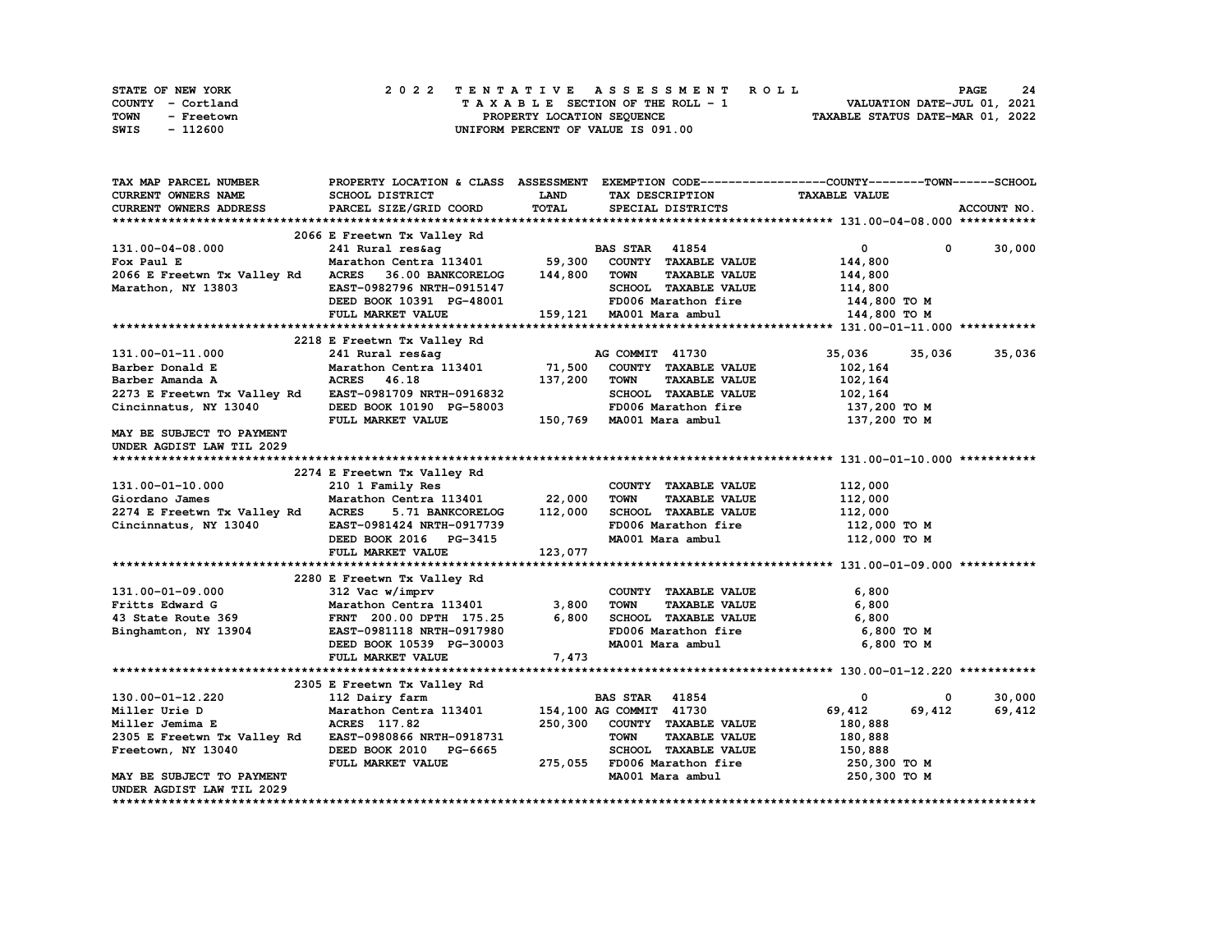STATE OF NEW YORK
COUNTY - Cortland
TOWN - Freetown
SWIS - 112600

# 2022 TENTATIVE ASSESSMENT ROLL

TAXABLE SECTION OF THE ROLL - 1
PROPERTY LOCATION SEQUENCE
UNIFORM PERCENT OF VALUE IS 091.00

VALUATION DATE-JUL 01, 2021
TAXABLE STATUS DATE-MAR 01, 2022

| TAX MAP PARCEL NUMBER / CURRENT OWNERS NAME / CURRENT OWNERS ADDRESS | PROPERTY LOCATION & CLASS / SCHOOL DISTRICT / PARCEL SIZE/GRID COORD | ASSESSMENT LAND / TOTAL | EXEMPTION CODE / TAX DESCRIPTION / SPECIAL DISTRICTS | COUNTY TAXABLE VALUE | TOWN | SCHOOL |
|---|---|---|---|---|---|---|
| **131.00-04-08.000** | 2066 E Freetwn Tx Valley Rd | | | | | |
| 131.00-04-08.000 | 241 Rural res&ag | | BAS STAR 41854 | 0 | 0 | 30,000 |
| Fox Paul E | Marathon Centra 113401 | 59,300 | COUNTY TAXABLE VALUE | 144,800 | | |
| 2066 E Freetwn Tx Valley Rd | ACRES 36.00 BANKCORELOG | 144,800 | TOWN TAXABLE VALUE | 144,800 | | |
| Marathon, NY 13803 | EAST-0982796 NRTH-0915147 | | SCHOOL TAXABLE VALUE | 114,800 | | |
| | DEED BOOK 10391 PG-48001 | | FD006 Marathon fire | 144,800 TO M | | |
| | FULL MARKET VALUE | 159,121 | MA001 Mara ambul | 144,800 TO M | | |
| **131.00-01-11.000** | 2218 E Freetwn Tx Valley Rd | | | | | |
| 131.00-01-11.000 | 241 Rural res&ag | | AG COMMIT 41730 | 35,036 | 35,036 | 35,036 |
| Barber Donald E | Marathon Centra 113401 | 71,500 | COUNTY TAXABLE VALUE | 102,164 | | |
| Barber Amanda A | ACRES 46.18 | 137,200 | TOWN TAXABLE VALUE | 102,164 | | |
| 2273 E Freetwn Tx Valley Rd | EAST-0981709 NRTH-0916832 | | SCHOOL TAXABLE VALUE | 102,164 | | |
| Cincinnatus, NY 13040 | DEED BOOK 10190 PG-58003 | | FD006 Marathon fire | 137,200 TO M | | |
| | FULL MARKET VALUE | 150,769 | MA001 Mara ambul | 137,200 TO M | | |
| MAY BE SUBJECT TO PAYMENT UNDER AGDIST LAW TIL 2029 | | | | | | |
| **131.00-01-10.000** | 2274 E Freetwn Tx Valley Rd | | | | | |
| 131.00-01-10.000 | 210 1 Family Res | | COUNTY TAXABLE VALUE | 112,000 | | |
| Giordano James | Marathon Centra 113401 | 22,000 | TOWN TAXABLE VALUE | 112,000 | | |
| 2274 E Freetwn Tx Valley Rd | ACRES 5.71 BANKCORELOG | 112,000 | SCHOOL TAXABLE VALUE | 112,000 | | |
| Cincinnatus, NY 13040 | EAST-0981424 NRTH-0917739 | | FD006 Marathon fire | 112,000 TO M | | |
| | DEED BOOK 2016 PG-3415 | | MA001 Mara ambul | 112,000 TO M | | |
| | FULL MARKET VALUE | 123,077 | | | | |
| **131.00-01-09.000** | 2280 E Freetwn Tx Valley Rd | | | | | |
| 131.00-01-09.000 | 312 Vac w/imprv | | COUNTY TAXABLE VALUE | 6,800 | | |
| Fritts Edward G | Marathon Centra 113401 | 3,800 | TOWN TAXABLE VALUE | 6,800 | | |
| 43 State Route 369 | FRNT 200.00 DPTH 175.25 | 6,800 | SCHOOL TAXABLE VALUE | 6,800 | | |
| Binghamton, NY 13904 | EAST-0981118 NRTH-0917980 | | FD006 Marathon fire | 6,800 TO M | | |
| | DEED BOOK 10539 PG-30003 | | MA001 Mara ambul | 6,800 TO M | | |
| | FULL MARKET VALUE | 7,473 | | | | |
| **130.00-01-12.220** | 2305 E Freetwn Tx Valley Rd | | | | | |
| 130.00-01-12.220 | 112 Dairy farm | | BAS STAR 41854 | 0 | 0 | 30,000 |
| Miller Urie D | Marathon Centra 113401 | 154,100 | AG COMMIT 41730 | 69,412 | 69,412 | 69,412 |
| Miller Jemima E | ACRES 117.82 | 250,300 | COUNTY TAXABLE VALUE | 180,888 | | |
| 2305 E Freetwn Tx Valley Rd | EAST-0980866 NRTH-0918731 | | TOWN TAXABLE VALUE | 180,888 | | |
| Freetown, NY 13040 | DEED BOOK 2010 PG-6665 | | SCHOOL TAXABLE VALUE | 150,888 | | |
| | FULL MARKET VALUE | 275,055 | FD006 Marathon fire | 250,300 TO M | | |
| MAY BE SUBJECT TO PAYMENT UNDER AGDIST LAW TIL 2029 | | | MA001 Mara ambul | 250,300 TO M | | |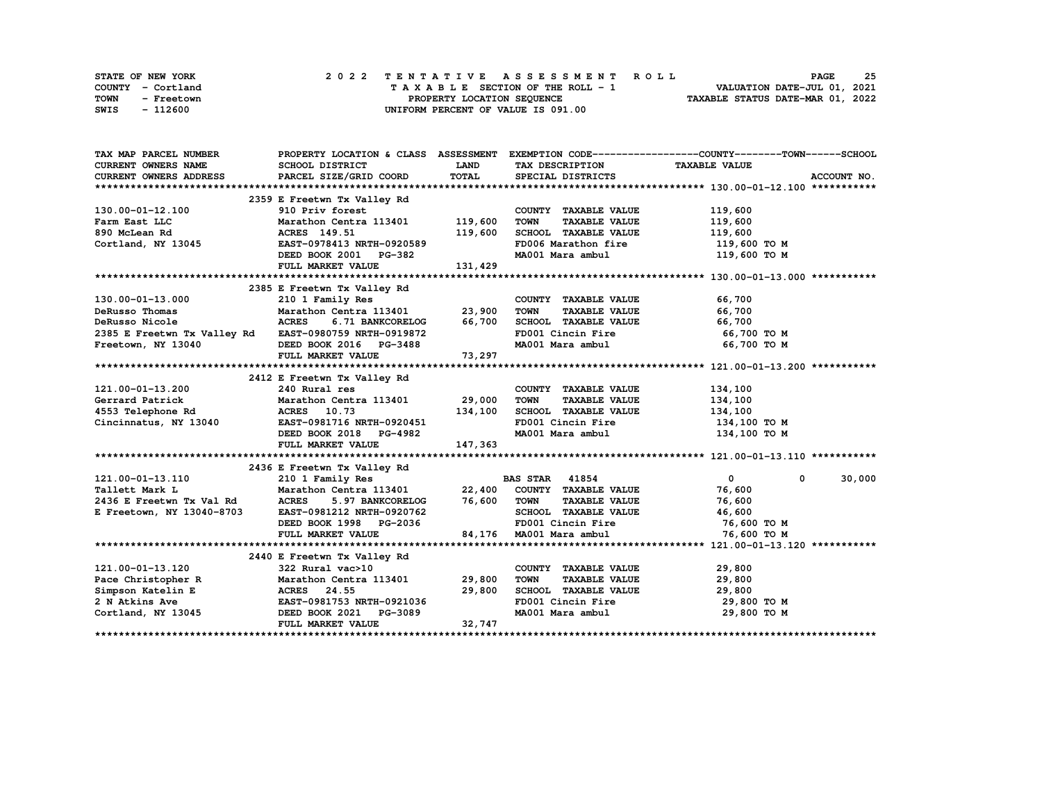STATE OF NEW YORK
COUNTY - Cortland
TOWN - Freetown
SWIS - 112600

# 2022 TENTATIVE ASSESSMENT ROLL

TAXABLE SECTION OF THE ROLL - 1
PROPERTY LOCATION SEQUENCE
UNIFORM PERCENT OF VALUE IS 091.00

VALUATION DATE-JUL 01, 2021
TAXABLE STATUS DATE-MAR 01, 2022

| TAX MAP PARCEL NUMBER<br>CURRENT OWNERS NAME<br>CURRENT OWNERS ADDRESS | PROPERTY LOCATION & CLASS<br>SCHOOL DISTRICT<br>PARCEL SIZE/GRID COORD | ASSESSMENT<br>LAND<br>TOTAL | EXEMPTION CODE<br>TAX DESCRIPTION<br>SPECIAL DISTRICTS | COUNTY | TOWN | SCHOOL<br>TAXABLE VALUE<br>ACCOUNT NO. |
|---|---|---|---|---|---|---|
| **130.00-01-12.100** | 2359 E Freetwn Tx Valley Rd | | | | | |
| 130.00-01-12.100 | 910 Priv forest | | COUNTY TAXABLE VALUE | 119,600 | | |
| Farm East LLC | Marathon Centra 113401 | 119,600 | TOWN TAXABLE VALUE | 119,600 | | |
| 890 McLean Rd | ACRES 149.51 | 119,600 | SCHOOL TAXABLE VALUE | 119,600 | | |
| Cortland, NY 13045 | EAST-0978413 NRTH-0920589 | | FD006 Marathon fire | 119,600 TO M | | |
| | DEED BOOK 2001 PG-382 | | MA001 Mara ambul | 119,600 TO M | | |
| | FULL MARKET VALUE | 131,429 | | | | |
| **130.00-01-13.000** | 2385 E Freetwn Tx Valley Rd | | | | | |
| 130.00-01-13.000 | 210 1 Family Res | | COUNTY TAXABLE VALUE | 66,700 | | |
| DeRusso Thomas | Marathon Centra 113401 | 23,900 | TOWN TAXABLE VALUE | 66,700 | | |
| DeRusso Nicole | ACRES 6.71 BANKCORELOG | 66,700 | SCHOOL TAXABLE VALUE | 66,700 | | |
| 2385 E Freetwn Tx Valley Rd | EAST-0980759 NRTH-0919872 | | FD001 Cincin Fire | 66,700 TO M | | |
| Freetown, NY 13040 | DEED BOOK 2016 PG-3488 | | MA001 Mara ambul | 66,700 TO M | | |
| | FULL MARKET VALUE | 73,297 | | | | |
| **121.00-01-13.200** | 2412 E Freetwn Tx Valley Rd | | | | | |
| 121.00-01-13.200 | 240 Rural res | | COUNTY TAXABLE VALUE | 134,100 | | |
| Gerrard Patrick | Marathon Centra 113401 | 29,000 | TOWN TAXABLE VALUE | 134,100 | | |
| 4553 Telephone Rd | ACRES 10.73 | 134,100 | SCHOOL TAXABLE VALUE | 134,100 | | |
| Cincinnatus, NY 13040 | EAST-0981716 NRTH-0920451 | | FD001 Cincin Fire | 134,100 TO M | | |
| | DEED BOOK 2018 PG-4982 | | MA001 Mara ambul | 134,100 TO M | | |
| | FULL MARKET VALUE | 147,363 | | | | |
| **121.00-01-13.110** | 2436 E Freetwn Tx Valley Rd | | | | | |
| 121.00-01-13.110 | 210 1 Family Res | | BAS STAR 41854 | 0 | 0 | 30,000 |
| Tallett Mark L | Marathon Centra 113401 | 22,400 | COUNTY TAXABLE VALUE | 76,600 | | |
| 2436 E Freetwn Tx Val Rd | ACRES 5.97 BANKCORELOG | 76,600 | TOWN TAXABLE VALUE | 76,600 | | |
| E Freetown, NY 13040-8703 | EAST-0981212 NRTH-0920762 | | SCHOOL TAXABLE VALUE | 46,600 | | |
| | DEED BOOK 1998 PG-2036 | | FD001 Cincin Fire | 76,600 TO M | | |
| | FULL MARKET VALUE | 84,176 | MA001 Mara ambul | 76,600 TO M | | |
| **121.00-01-13.120** | 2440 E Freetwn Tx Valley Rd | | | | | |
| 121.00-01-13.120 | 322 Rural vac>10 | | COUNTY TAXABLE VALUE | 29,800 | | |
| Pace Christopher R | Marathon Centra 113401 | 29,800 | TOWN TAXABLE VALUE | 29,800 | | |
| Simpson Katelin E | ACRES 24.55 | 29,800 | SCHOOL TAXABLE VALUE | 29,800 | | |
| 2 N Atkins Ave | EAST-0981753 NRTH-0921036 | | FD001 Cincin Fire | 29,800 TO M | | |
| Cortland, NY 13045 | DEED BOOK 2021 PG-3089 | | MA001 Mara ambul | 29,800 TO M | | |
| | FULL MARKET VALUE | 32,747 | | | | |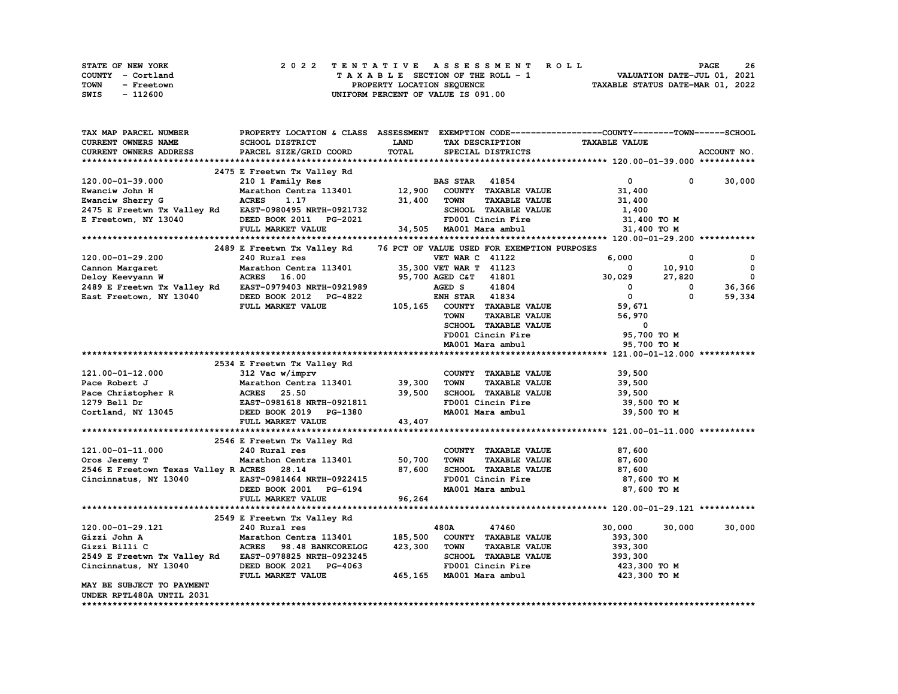STATE OF NEW YORK — 2022 TENTATIVE ASSESSMENT ROLL
COUNTY - Cortland — TAXABLE SECTION OF THE ROLL - 1 — VALUATION DATE-JUL 01, 2021
TOWN - Freetown — PROPERTY LOCATION SEQUENCE — TAXABLE STATUS DATE-MAR 01, 2022
SWIS - 112600 — UNIFORM PERCENT OF VALUE IS 091.00

| TAX MAP PARCEL NUMBER / CURRENT OWNERS NAME / CURRENT OWNERS ADDRESS | PROPERTY LOCATION & CLASS / SCHOOL DISTRICT / PARCEL SIZE/GRID COORD | ASSESSMENT LAND / TOTAL | EXEMPTION CODE / TAX DESCRIPTION / SPECIAL DISTRICTS | COUNTY TAXABLE VALUE | TOWN | SCHOOL |
|---|---|---|---|---|---|---|
| **120.00-01-39.000** | 2475 E Freetwn Tx Valley Rd | | | | | |
| 120.00-01-39.000 | 210 1 Family Res | | BAS STAR 41854 | 0 | 0 | 30,000 |
| Ewanciw John H | Marathon Centra 113401 | 12,900 | COUNTY TAXABLE VALUE | 31,400 | | |
| Ewanciw Sherry G | ACRES 1.17 | 31,400 | TOWN TAXABLE VALUE | 31,400 | | |
| 2475 E Freetwn Tx Valley Rd | EAST-0980495 NRTH-0921732 | | SCHOOL TAXABLE VALUE | 1,400 | | |
| E Freetown, NY 13040 | DEED BOOK 2011 PG-2021 | | FD001 Cincin Fire | 31,400 TO M | | |
| | FULL MARKET VALUE | 34,505 | MA001 Mara ambul | 31,400 TO M | | |
| **120.00-01-29.200** | 2489 E Freetwn Tx Valley Rd | | 76 PCT OF VALUE USED FOR EXEMPTION PURPOSES | | | |
| 120.00-01-29.200 | 240 Rural res | | VET WAR C 41122 | 6,000 | 0 | 0 |
| Cannon Margaret | Marathon Centra 113401 | 35,300 | VET WAR T 41123 | 0 | 10,910 | 0 |
| Deloy Keevyann W | ACRES 16.00 | 95,700 | AGED C&T 41801 | 30,029 | 27,820 | 0 |
| 2489 E Freetwn Tx Valley Rd | EAST-0979403 NRTH-0921989 | | AGED S 41804 | 0 | 0 | 36,366 |
| East Freetown, NY 13040 | DEED BOOK 2012 PG-4822 | | ENH STAR 41834 | 0 | 0 | 59,334 |
| | FULL MARKET VALUE | 105,165 | COUNTY TAXABLE VALUE | 59,671 | | |
| | | | TOWN TAXABLE VALUE | 56,970 | | |
| | | | SCHOOL TAXABLE VALUE | 0 | | |
| | | | FD001 Cincin Fire | 95,700 TO M | | |
| | | | MA001 Mara ambul | 95,700 TO M | | |
| **121.00-01-12.000** | 2534 E Freetwn Tx Valley Rd | | | | | |
| 121.00-01-12.000 | 312 Vac w/imprv | | COUNTY TAXABLE VALUE | 39,500 | | |
| Pace Robert J | Marathon Centra 113401 | 39,300 | TOWN TAXABLE VALUE | 39,500 | | |
| Pace Christopher R | ACRES 25.50 | 39,500 | SCHOOL TAXABLE VALUE | 39,500 | | |
| 1279 Bell Dr | EAST-0981618 NRTH-0921811 | | FD001 Cincin Fire | 39,500 TO M | | |
| Cortland, NY 13045 | DEED BOOK 2019 PG-1380 | | MA001 Mara ambul | 39,500 TO M | | |
| | FULL MARKET VALUE | 43,407 | | | | |
| **121.00-01-11.000** | 2546 E Freetwn Tx Valley Rd | | | | | |
| 121.00-01-11.000 | 240 Rural res | | COUNTY TAXABLE VALUE | 87,600 | | |
| Oros Jeremy T | Marathon Centra 113401 | 50,700 | TOWN TAXABLE VALUE | 87,600 | | |
| 2546 E Freetown Texas Valley R | ACRES 28.14 | 87,600 | SCHOOL TAXABLE VALUE | 87,600 | | |
| Cincinnatus, NY 13040 | EAST-0981464 NRTH-0922415 | | FD001 Cincin Fire | 87,600 TO M | | |
| | DEED BOOK 2001 PG-6194 | | MA001 Mara ambul | 87,600 TO M | | |
| | FULL MARKET VALUE | 96,264 | | | | |
| **120.00-01-29.121** | 2549 E Freetwn Tx Valley Rd | | | | | |
| 120.00-01-29.121 | 240 Rural res | | 480A 47460 | 30,000 | 30,000 | 30,000 |
| Gizzi John A | Marathon Centra 113401 | 185,500 | COUNTY TAXABLE VALUE | 393,300 | | |
| Gizzi Billi C | ACRES 98.48 BANKCORELOG | 423,300 | TOWN TAXABLE VALUE | 393,300 | | |
| 2549 E Freetwn Tx Valley Rd | EAST-0978825 NRTH-0923245 | | SCHOOL TAXABLE VALUE | 393,300 | | |
| Cincinnatus, NY 13040 | DEED BOOK 2021 PG-4063 | | FD001 Cincin Fire | 423,300 TO M | | |
| | FULL MARKET VALUE | 465,165 | MA001 Mara ambul | 423,300 TO M | | |
| MAY BE SUBJECT TO PAYMENT UNDER RPTL480A UNTIL 2031 | | | | | | |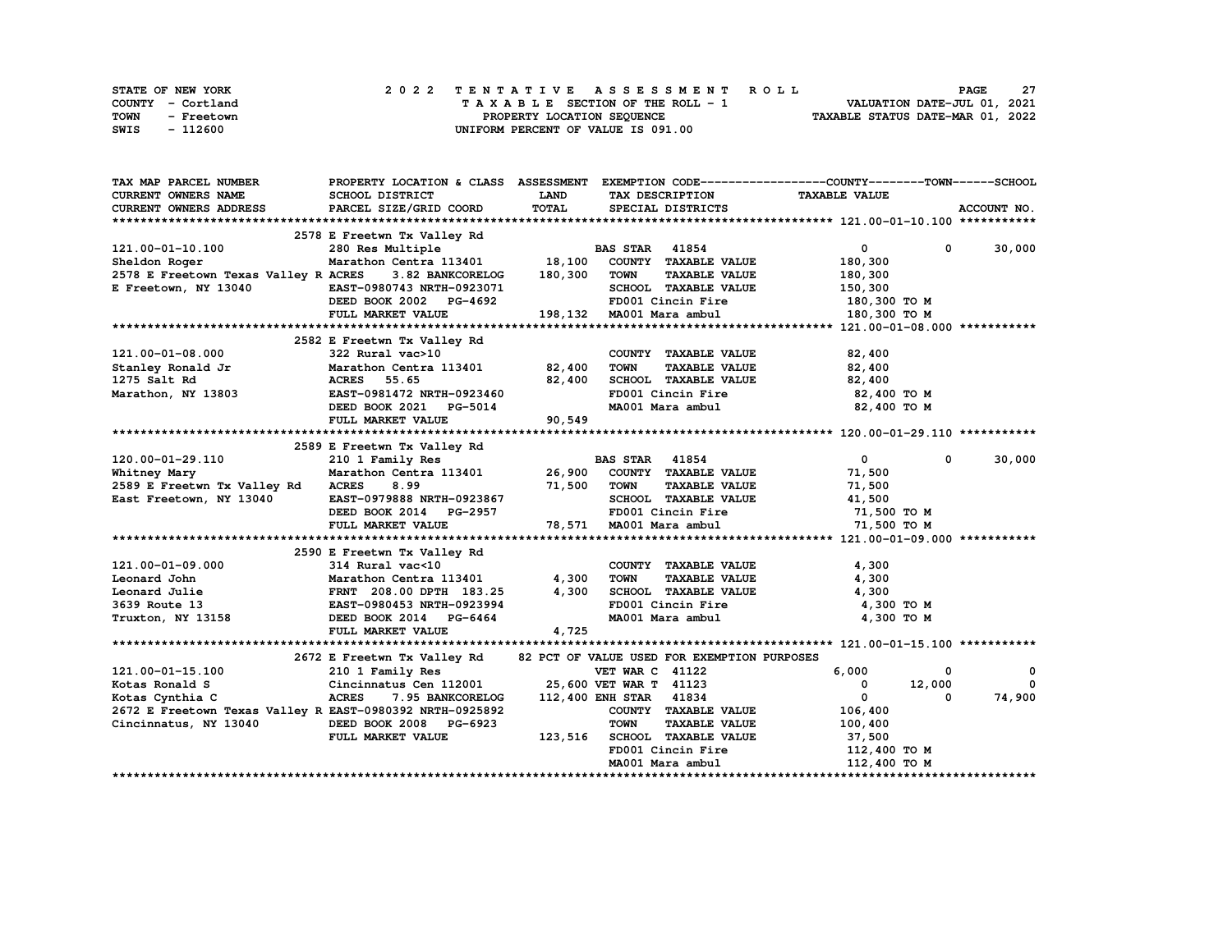STATE OF NEW YORK — 2022 TENTATIVE ASSESSMENT ROLL
COUNTY - Cortland — TAXABLE SECTION OF THE ROLL - 1 — VALUATION DATE-JUL 01, 2021
TOWN - Freetown — PROPERTY LOCATION SEQUENCE — TAXABLE STATUS DATE-MAR 01, 2022
SWIS - 112600 — UNIFORM PERCENT OF VALUE IS 091.00

| TAX MAP PARCEL NUMBER / CURRENT OWNERS NAME / CURRENT OWNERS ADDRESS | PROPERTY LOCATION & CLASS / SCHOOL DISTRICT / PARCEL SIZE/GRID COORD | ASSESSMENT LAND | TOTAL | EXEMPTION CODE / TAX DESCRIPTION / SPECIAL DISTRICTS | COUNTY TAXABLE VALUE | TOWN | SCHOOL |
|---|---|---|---|---|---|---|---|
| **121.00-01-10.100** | 2578 E Freetwn Tx Valley Rd | | | | | | |
| | 280 Res Multiple | | | BAS STAR 41854 | 0 | 0 | 30,000 |
| Sheldon Roger | Marathon Centra 113401 | 18,100 | | COUNTY TAXABLE VALUE | 180,300 | | |
| 2578 E Freetown Texas Valley R | ACRES 3.82 BANKCORELOG | | 180,300 | TOWN TAXABLE VALUE | 180,300 | | |
| E Freetown, NY 13040 | EAST-0980743 NRTH-0923071 | | | SCHOOL TAXABLE VALUE | 150,300 | | |
| | DEED BOOK 2002 PG-4692 | | | FD001 Cincin Fire | 180,300 TO M | | |
| | FULL MARKET VALUE | | 198,132 | MA001 Mara ambul | 180,300 TO M | | |
| **121.00-01-08.000** | 2582 E Freetwn Tx Valley Rd | | | | | | |
| | 322 Rural vac>10 | | | COUNTY TAXABLE VALUE | 82,400 | | |
| Stanley Ronald Jr | Marathon Centra 113401 | 82,400 | | TOWN TAXABLE VALUE | 82,400 | | |
| 1275 Salt Rd | ACRES 55.65 | | 82,400 | SCHOOL TAXABLE VALUE | 82,400 | | |
| Marathon, NY 13803 | EAST-0981472 NRTH-0923460 | | | FD001 Cincin Fire | 82,400 TO M | | |
| | DEED BOOK 2021 PG-5014 | | | MA001 Mara ambul | 82,400 TO M | | |
| | FULL MARKET VALUE | | 90,549 | | | | |
| **120.00-01-29.110** | 2589 E Freetwn Tx Valley Rd | | | | | | |
| | 210 1 Family Res | | | BAS STAR 41854 | 0 | 0 | 30,000 |
| Whitney Mary | Marathon Centra 113401 | 26,900 | | COUNTY TAXABLE VALUE | 71,500 | | |
| 2589 E Freetwn Tx Valley Rd | ACRES 8.99 | | 71,500 | TOWN TAXABLE VALUE | 71,500 | | |
| East Freetown, NY 13040 | EAST-0979888 NRTH-0923867 | | | SCHOOL TAXABLE VALUE | 41,500 | | |
| | DEED BOOK 2014 PG-2957 | | | FD001 Cincin Fire | 71,500 TO M | | |
| | FULL MARKET VALUE | | 78,571 | MA001 Mara ambul | 71,500 TO M | | |
| **121.00-01-09.000** | 2590 E Freetwn Tx Valley Rd | | | | | | |
| | 314 Rural vac<10 | | | COUNTY TAXABLE VALUE | 4,300 | | |
| Leonard John | Marathon Centra 113401 | 4,300 | | TOWN TAXABLE VALUE | 4,300 | | |
| Leonard Julie | FRNT 208.00 DPTH 183.25 | | 4,300 | SCHOOL TAXABLE VALUE | 4,300 | | |
| 3639 Route 13 | EAST-0980453 NRTH-0923994 | | | FD001 Cincin Fire | 4,300 TO M | | |
| Truxton, NY 13158 | DEED BOOK 2014 PG-6464 | | | MA001 Mara ambul | 4,300 TO M | | |
| | FULL MARKET VALUE | | 4,725 | | | | |
| **121.00-01-15.100** | 2672 E Freetwn Tx Valley Rd | | | 82 PCT OF VALUE USED FOR EXEMPTION PURPOSES | | | |
| | 210 1 Family Res | | | VET WAR C 41122 | 6,000 | 0 | 0 |
| Kotas Ronald S | Cincinnatus Cen 112001 | 25,600 | | VET WAR T 41123 | 0 | 12,000 | 0 |
| Kotas Cynthia C | ACRES 7.95 BANKCORELOG | | 112,400 | ENH STAR 41834 | 0 | 0 | 74,900 |
| 2672 E Freetown Texas Valley R | EAST-0980392 NRTH-0925892 | | | COUNTY TAXABLE VALUE | 106,400 | | |
| Cincinnatus, NY 13040 | DEED BOOK 2008 PG-6923 | | | TOWN TAXABLE VALUE | 100,400 | | |
| | FULL MARKET VALUE | | 123,516 | SCHOOL TAXABLE VALUE | 37,500 | | |
| | | | | FD001 Cincin Fire | 112,400 TO M | | |
| | | | | MA001 Mara ambul | 112,400 TO M | | |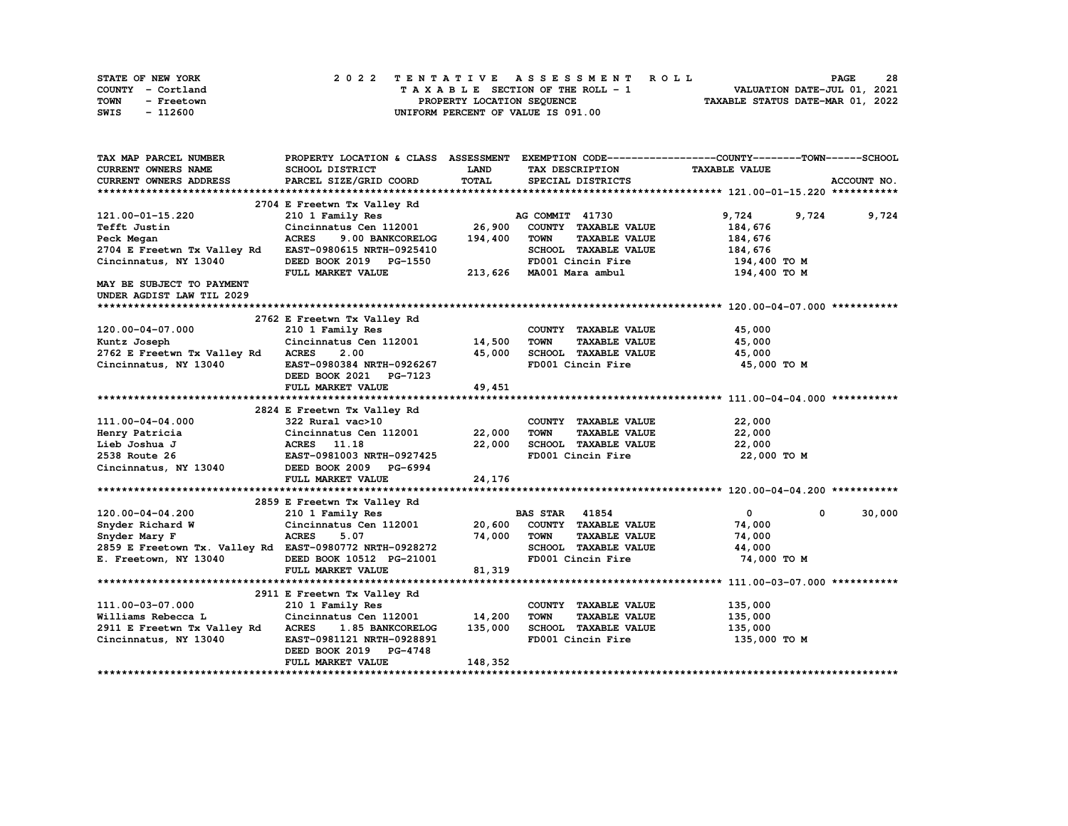STATE OF NEW YORK
COUNTY - Cortland
TOWN - Freetown
SWIS - 112600

2 0 2 2 T E N T A T I V E A S S E S S M E N T R O L L
T A X A B L E SECTION OF THE ROLL - 1
PROPERTY LOCATION SEQUENCE
UNIFORM PERCENT OF VALUE IS 091.00

VALUATION DATE-JUL 01, 2021
TAXABLE STATUS DATE-MAR 01, 2022

| TAX MAP PARCEL NUMBER / CURRENT OWNERS NAME / CURRENT OWNERS ADDRESS | PROPERTY LOCATION & CLASS / SCHOOL DISTRICT / PARCEL SIZE/GRID COORD | ASSESSMENT LAND / TOTAL | EXEMPTION CODE / TAX DESCRIPTION / SPECIAL DISTRICTS | COUNTY TAXABLE VALUE | TOWN | SCHOOL / ACCOUNT NO. |
|---|---|---|---|---|---|---|
| **121.00-01-15.220** | 2704 E Freetwn Tx Valley Rd | | | | | |
| 121.00-01-15.220 | 210 1 Family Res | | AG COMMIT 41730 | 9,724 | 9,724 | 9,724 |
| Tefft Justin | Cincinnatus Cen 112001 | 26,900 | COUNTY TAXABLE VALUE | 184,676 | | |
| Peck Megan | ACRES 9.00 BANKCORELOG | 194,400 | TOWN TAXABLE VALUE | 184,676 | | |
| 2704 E Freetwn Tx Valley Rd | EAST-0980615 NRTH-0925410 | | SCHOOL TAXABLE VALUE | 184,676 | | |
| Cincinnatus, NY 13040 | DEED BOOK 2019 PG-1550 | | FD001 Cincin Fire | 194,400 TO M | | |
| | FULL MARKET VALUE | 213,626 | MA001 Mara ambul | 194,400 TO M | | |
| MAY BE SUBJECT TO PAYMENT UNDER AGDIST LAW TIL 2029 | | | | | | |
| **120.00-04-07.000** | 2762 E Freetwn Tx Valley Rd | | | | | |
| 120.00-04-07.000 | 210 1 Family Res | | COUNTY TAXABLE VALUE | 45,000 | | |
| Kuntz Joseph | Cincinnatus Cen 112001 | 14,500 | TOWN TAXABLE VALUE | 45,000 | | |
| 2762 E Freetwn Tx Valley Rd | ACRES 2.00 | 45,000 | SCHOOL TAXABLE VALUE | 45,000 | | |
| Cincinnatus, NY 13040 | EAST-0980384 NRTH-0926267 | | FD001 Cincin Fire | 45,000 TO M | | |
| | DEED BOOK 2021 PG-7123 | | | | | |
| | FULL MARKET VALUE | 49,451 | | | | |
| **111.00-04-04.000** | 2824 E Freetwn Tx Valley Rd | | | | | |
| 111.00-04-04.000 | 322 Rural vac>10 | | COUNTY TAXABLE VALUE | 22,000 | | |
| Henry Patricia | Cincinnatus Cen 112001 | 22,000 | TOWN TAXABLE VALUE | 22,000 | | |
| Lieb Joshua J | ACRES 11.18 | 22,000 | SCHOOL TAXABLE VALUE | 22,000 | | |
| 2538 Route 26 | EAST-0981003 NRTH-0927425 | | FD001 Cincin Fire | 22,000 TO M | | |
| Cincinnatus, NY 13040 | DEED BOOK 2009 PG-6994 | | | | | |
| | FULL MARKET VALUE | 24,176 | | | | |
| **120.00-04-04.200** | 2859 E Freetwn Tx Valley Rd | | | | | |
| 120.00-04-04.200 | 210 1 Family Res | | BAS STAR 41854 | 0 | 0 | 30,000 |
| Snyder Richard W | Cincinnatus Cen 112001 | 20,600 | COUNTY TAXABLE VALUE | 74,000 | | |
| Snyder Mary F | ACRES 5.07 | 74,000 | TOWN TAXABLE VALUE | 74,000 | | |
| 2859 E Freetown Tx. Valley Rd | EAST-0980772 NRTH-0928272 | | SCHOOL TAXABLE VALUE | 44,000 | | |
| E. Freetown, NY 13040 | DEED BOOK 10512 PG-21001 | | FD001 Cincin Fire | 74,000 TO M | | |
| | FULL MARKET VALUE | 81,319 | | | | |
| **111.00-03-07.000** | 2911 E Freetwn Tx Valley Rd | | | | | |
| 111.00-03-07.000 | 210 1 Family Res | | COUNTY TAXABLE VALUE | 135,000 | | |
| Williams Rebecca L | Cincinnatus Cen 112001 | 14,200 | TOWN TAXABLE VALUE | 135,000 | | |
| 2911 E Freetwn Tx Valley Rd | ACRES 1.85 BANKCORELOG | 135,000 | SCHOOL TAXABLE VALUE | 135,000 | | |
| Cincinnatus, NY 13040 | EAST-0981121 NRTH-0928891 | | FD001 Cincin Fire | 135,000 TO M | | |
| | DEED BOOK 2019 PG-4748 | | | | | |
| | FULL MARKET VALUE | 148,352 | | | | |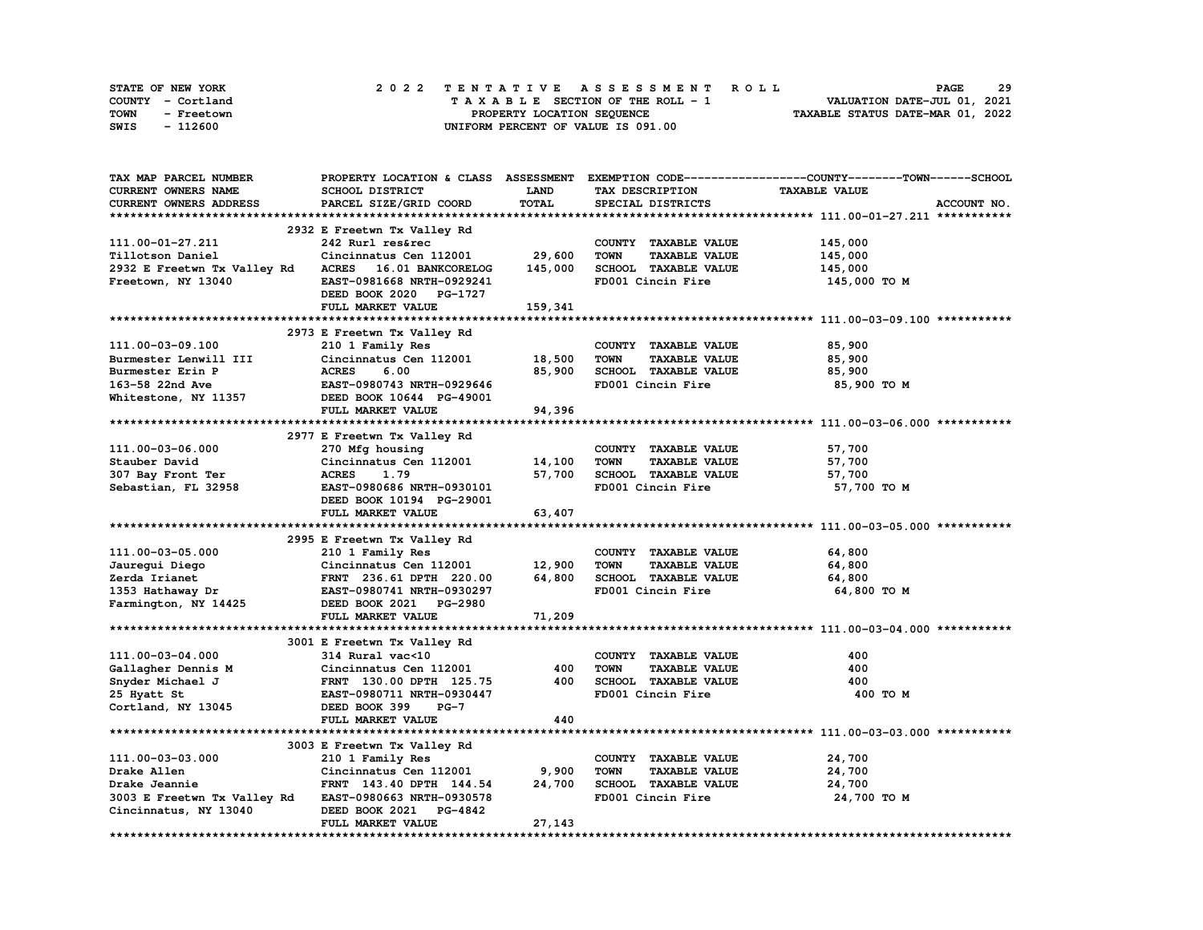STATE OF NEW YORK — 2022 TENTATIVE ASSESSMENT ROLL
COUNTY - Cortland — TAXABLE SECTION OF THE ROLL - 1 — VALUATION DATE-JUL 01, 2021
TOWN - Freetown — PROPERTY LOCATION SEQUENCE — TAXABLE STATUS DATE-MAR 01, 2022
SWIS - 112600 — UNIFORM PERCENT OF VALUE IS 091.00

| TAX MAP PARCEL NUMBER / CURRENT OWNERS NAME / CURRENT OWNERS ADDRESS | PROPERTY LOCATION & CLASS / SCHOOL DISTRICT / PARCEL SIZE/GRID COORD | ASSESSMENT LAND | TOTAL | EXEMPTION CODE / TAX DESCRIPTION / SPECIAL DISTRICTS | COUNTY--------TOWN------SCHOOL TAXABLE VALUE | ACCOUNT NO. |
|---|---|---|---|---|---|---|
| **111.00-01-27.211** | 2932 E Freetwn Tx Valley Rd | | | | | |
| 111.00-01-27.211 | 242 Rurl res&rec | | | COUNTY TAXABLE VALUE | 145,000 | |
| Tillotson Daniel | Cincinnatus Cen 112001 | 29,600 | | TOWN TAXABLE VALUE | 145,000 | |
| 2932 E Freetwn Tx Valley Rd | ACRES 16.01 BANKCORELOG | | 145,000 | SCHOOL TAXABLE VALUE | 145,000 | |
| Freetown, NY 13040 | EAST-0981668 NRTH-0929241 | | | FD001 Cincin Fire | 145,000 TO M | |
| | DEED BOOK 2020 PG-1727 | | | | | |
| | FULL MARKET VALUE | | 159,341 | | | |
| **111.00-03-09.100** | 2973 E Freetwn Tx Valley Rd | | | | | |
| 111.00-03-09.100 | 210 1 Family Res | | | COUNTY TAXABLE VALUE | 85,900 | |
| Burmester Lenwill III | Cincinnatus Cen 112001 | 18,500 | | TOWN TAXABLE VALUE | 85,900 | |
| Burmester Erin P | ACRES 6.00 | | 85,900 | SCHOOL TAXABLE VALUE | 85,900 | |
| 163-58 22nd Ave | EAST-0980743 NRTH-0929646 | | | FD001 Cincin Fire | 85,900 TO M | |
| Whitestone, NY 11357 | DEED BOOK 10644 PG-49001 | | | | | |
| | FULL MARKET VALUE | | 94,396 | | | |
| **111.00-03-06.000** | 2977 E Freetwn Tx Valley Rd | | | | | |
| 111.00-03-06.000 | 270 Mfg housing | | | COUNTY TAXABLE VALUE | 57,700 | |
| Stauber David | Cincinnatus Cen 112001 | 14,100 | | TOWN TAXABLE VALUE | 57,700 | |
| 307 Bay Front Ter | ACRES 1.79 | | 57,700 | SCHOOL TAXABLE VALUE | 57,700 | |
| Sebastian, FL 32958 | EAST-0980686 NRTH-0930101 | | | FD001 Cincin Fire | 57,700 TO M | |
| | DEED BOOK 10194 PG-29001 | | | | | |
| | FULL MARKET VALUE | | 63,407 | | | |
| **111.00-03-05.000** | 2995 E Freetwn Tx Valley Rd | | | | | |
| 111.00-03-05.000 | 210 1 Family Res | | | COUNTY TAXABLE VALUE | 64,800 | |
| Jauregui Diego | Cincinnatus Cen 112001 | 12,900 | | TOWN TAXABLE VALUE | 64,800 | |
| Zerda Irianet | FRNT 236.61 DPTH 220.00 | | 64,800 | SCHOOL TAXABLE VALUE | 64,800 | |
| 1353 Hathaway Dr | EAST-0980741 NRTH-0930297 | | | FD001 Cincin Fire | 64,800 TO M | |
| Farmington, NY 14425 | DEED BOOK 2021 PG-2980 | | | | | |
| | FULL MARKET VALUE | | 71,209 | | | |
| **111.00-03-04.000** | 3001 E Freetwn Tx Valley Rd | | | | | |
| 111.00-03-04.000 | 314 Rural vac<10 | | | COUNTY TAXABLE VALUE | 400 | |
| Gallagher Dennis M | Cincinnatus Cen 112001 | 400 | | TOWN TAXABLE VALUE | 400 | |
| Snyder Michael J | FRNT 130.00 DPTH 125.75 | | 400 | SCHOOL TAXABLE VALUE | 400 | |
| 25 Hyatt St | EAST-0980711 NRTH-0930447 | | | FD001 Cincin Fire | 400 TO M | |
| Cortland, NY 13045 | DEED BOOK 399 PG-7 | | | | | |
| | FULL MARKET VALUE | | 440 | | | |
| **111.00-03-03.000** | 3003 E Freetwn Tx Valley Rd | | | | | |
| 111.00-03-03.000 | 210 1 Family Res | | | COUNTY TAXABLE VALUE | 24,700 | |
| Drake Allen | Cincinnatus Cen 112001 | 9,900 | | TOWN TAXABLE VALUE | 24,700 | |
| Drake Jeannie | FRNT 143.40 DPTH 144.54 | | 24,700 | SCHOOL TAXABLE VALUE | 24,700 | |
| 3003 E Freetwn Tx Valley Rd | EAST-0980663 NRTH-0930578 | | | FD001 Cincin Fire | 24,700 TO M | |
| Cincinnatus, NY 13040 | DEED BOOK 2021 PG-4842 | | | | | |
| | FULL MARKET VALUE | | 27,143 | | | |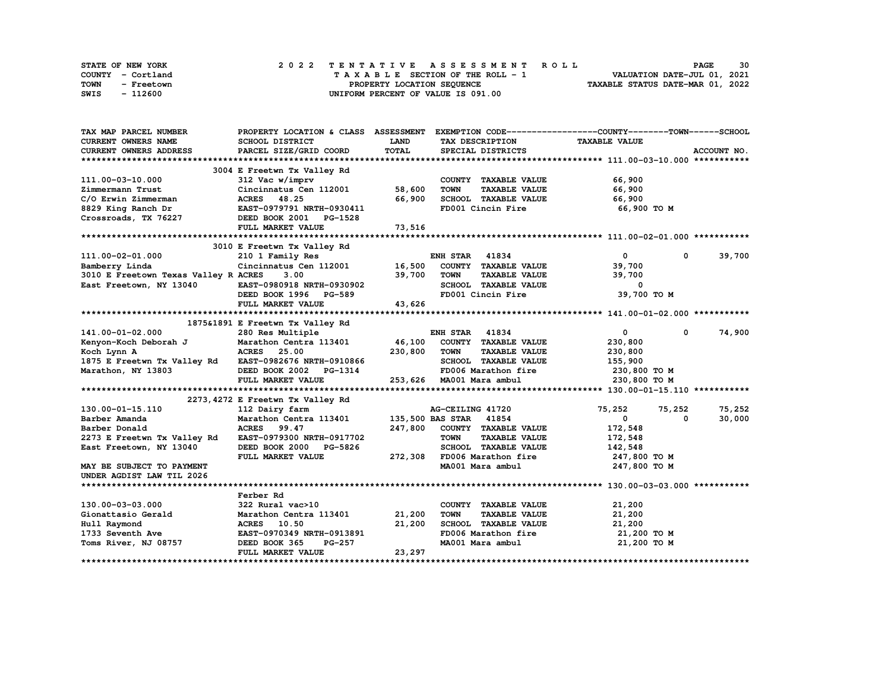STATE OF NEW YORK — 2022 TENTATIVE ASSESSMENT ROLL
COUNTY - Cortland — TAXABLE SECTION OF THE ROLL - 1 — VALUATION DATE-JUL 01, 2021
TOWN - Freetown — PROPERTY LOCATION SEQUENCE — TAXABLE STATUS DATE-MAR 01, 2022
SWIS - 112600 — UNIFORM PERCENT OF VALUE IS 091.00

| TAX MAP PARCEL NUMBER / CURRENT OWNERS NAME / CURRENT OWNERS ADDRESS | PROPERTY LOCATION & CLASS / SCHOOL DISTRICT / PARCEL SIZE/GRID COORD | ASSESSMENT LAND / TOTAL | EXEMPTION CODE / TAX DESCRIPTION / SPECIAL DISTRICTS | COUNTY TAXABLE VALUE | TOWN | SCHOOL | ACCOUNT NO. |
|---|---|---|---|---|---|---|---|
| **111.00-03-10.000** | 3004 E Freetwn Tx Valley Rd | | | | | | |
| 111.00-03-10.000 | 312 Vac w/imprv | | COUNTY TAXABLE VALUE | 66,900 | | | |
| Zimmermann Trust | Cincinnatus Cen 112001 | 58,600 | TOWN TAXABLE VALUE | 66,900 | | | |
| C/O Erwin Zimmerman | ACRES 48.25 | 66,900 | SCHOOL TAXABLE VALUE | 66,900 | | | |
| 8829 King Ranch Dr | EAST-0979791 NRTH-0930411 | | FD001 Cincin Fire | 66,900 TO M | | | |
| Crossroads, TX 76227 | DEED BOOK 2001 PG-1528 | | | | | | |
| | FULL MARKET VALUE | 73,516 | | | | | |
| **111.00-02-01.000** | 3010 E Freetwn Tx Valley Rd | | | | | | |
| 111.00-02-01.000 | 210 1 Family Res | | ENH STAR 41834 | 0 | 0 | 39,700 | |
| Bamberry Linda | Cincinnatus Cen 112001 | 16,500 | COUNTY TAXABLE VALUE | 39,700 | | | |
| 3010 E Freetown Texas Valley R | ACRES 3.00 | 39,700 | TOWN TAXABLE VALUE | 39,700 | | | |
| East Freetown, NY 13040 | EAST-0980918 NRTH-0930902 | | SCHOOL TAXABLE VALUE | 0 | | | |
| | DEED BOOK 1996 PG-589 | | FD001 Cincin Fire | 39,700 TO M | | | |
| | FULL MARKET VALUE | 43,626 | | | | | |
| **141.00-01-02.000** | 1875&1891 E Freetwn Tx Valley Rd | | | | | | |
| 141.00-01-02.000 | 280 Res Multiple | | ENH STAR 41834 | 0 | 0 | 74,900 | |
| Kenyon-Koch Deborah J | Marathon Centra 113401 | 46,100 | COUNTY TAXABLE VALUE | 230,800 | | | |
| Koch Lynn A | ACRES 25.00 | 230,800 | TOWN TAXABLE VALUE | 230,800 | | | |
| 1875 E Freetwn Tx Valley Rd | EAST-0982676 NRTH-0910866 | | SCHOOL TAXABLE VALUE | 155,900 | | | |
| Marathon, NY 13803 | DEED BOOK 2002 PG-1314 | | FD006 Marathon fire | 230,800 TO M | | | |
| | FULL MARKET VALUE | 253,626 | MA001 Mara ambul | 230,800 TO M | | | |
| **130.00-01-15.110** | 2273,4272 E Freetwn Tx Valley Rd | | | | | | |
| 130.00-01-15.110 | 112 Dairy farm | | AG-CEILING 41720 | 75,252 | 75,252 | 75,252 | |
| Barber Amanda | Marathon Centra 113401 | 135,500 | BAS STAR 41854 | 0 | 0 | 30,000 | |
| Barber Donald | ACRES 99.47 | 247,800 | COUNTY TAXABLE VALUE | 172,548 | | | |
| 2273 E Freetwn Tx Valley Rd | EAST-0979300 NRTH-0917702 | | TOWN TAXABLE VALUE | 172,548 | | | |
| East Freetown, NY 13040 | DEED BOOK 2000 PG-5826 | | SCHOOL TAXABLE VALUE | 142,548 | | | |
| | FULL MARKET VALUE | 272,308 | FD006 Marathon fire | 247,800 TO M | | | |
| MAY BE SUBJECT TO PAYMENT | | | MA001 Mara ambul | 247,800 TO M | | | |
| UNDER AGDIST LAW TIL 2026 | | | | | | | |
| **130.00-03-03.000** | Ferber Rd | | | | | | |
| 130.00-03-03.000 | 322 Rural vac>10 | | COUNTY TAXABLE VALUE | 21,200 | | | |
| Gionattasio Gerald | Marathon Centra 113401 | 21,200 | TOWN TAXABLE VALUE | 21,200 | | | |
| Hull Raymond | ACRES 10.50 | 21,200 | SCHOOL TAXABLE VALUE | 21,200 | | | |
| 1733 Seventh Ave | EAST-0970349 NRTH-0913891 | | FD006 Marathon fire | 21,200 TO M | | | |
| Toms River, NJ 08757 | DEED BOOK 365 PG-257 | | MA001 Mara ambul | 21,200 TO M | | | |
| | FULL MARKET VALUE | 23,297 | | | | | |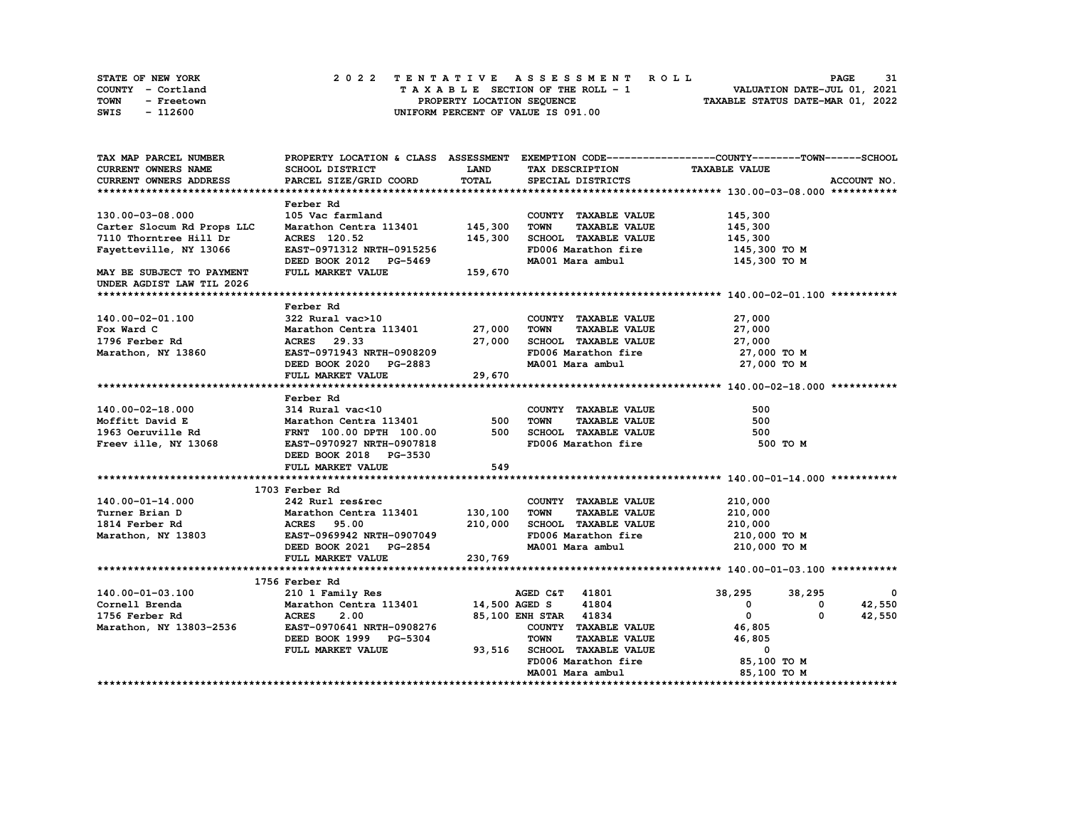STATE OF NEW YORK
COUNTY - Cortland
TOWN - Freetown
SWIS - 112600

2022 TENTATIVE ASSESSMENT ROLL
TAXABLE SECTION OF THE ROLL - 1
PROPERTY LOCATION SEQUENCE
UNIFORM PERCENT OF VALUE IS 091.00

VALUATION DATE-JUL 01, 2021
TAXABLE STATUS DATE-MAR 01, 2022

```
TAX MAP PARCEL NUMBER          PROPERTY LOCATION & CLASS  ASSESSMENT  EXEMPTION CODE------------------COUNTY--------TOWN------SCHOOL
CURRENT OWNERS NAME            SCHOOL DISTRICT               LAND      TAX DESCRIPTION            TAXABLE VALUE
CURRENT OWNERS ADDRESS         PARCEL SIZE/GRID COORD        TOTAL     SPECIAL DISTRICTS                                   ACCOUNT NO.
******************************************************************************************************* 130.00-03-08.000 ***********
                               Ferber Rd
130.00-03-08.000               105 Vac farmland                         COUNTY  TAXABLE VALUE          145,300
Carter Slocum Rd Props LLC     Marathon Centra 113401      145,300      TOWN    TAXABLE VALUE          145,300
7110 Thorntree Hill Dr         ACRES  120.52               145,300      SCHOOL  TAXABLE VALUE          145,300
Fayetteville, NY 13066         EAST-0971312 NRTH-0915256                FD006 Marathon fire             145,300 TO M
                               DEED BOOK 2012   PG-5469                 MA001 Mara ambul                145,300 TO M
MAY BE SUBJECT TO PAYMENT      FULL MARKET VALUE           159,670
UNDER AGDIST LAW TIL 2026
******************************************************************************************************* 140.00-02-01.100 ***********
                               Ferber Rd
140.00-02-01.100               322 Rural vac>10                         COUNTY  TAXABLE VALUE           27,000
Fox Ward C                     Marathon Centra 113401       27,000      TOWN    TAXABLE VALUE           27,000
1796 Ferber Rd                 ACRES   29.33                27,000      SCHOOL  TAXABLE VALUE           27,000
Marathon, NY 13860             EAST-0971943 NRTH-0908209                FD006 Marathon fire              27,000 TO M
                               DEED BOOK 2020   PG-2883                 MA001 Mara ambul                 27,000 TO M
                               FULL MARKET VALUE            29,670
******************************************************************************************************* 140.00-02-18.000 ***********
                               Ferber Rd
140.00-02-18.000               314 Rural vac<10                         COUNTY  TAXABLE VALUE              500
Moffitt David E                Marathon Centra 113401          500      TOWN    TAXABLE VALUE              500
1963 Oeruville Rd              FRNT 100.00 DPTH 100.00         500      SCHOOL  TAXABLE VALUE              500
Freev ille, NY 13068           EAST-0970927 NRTH-0907818                FD006 Marathon fire                 500 TO M
                               DEED BOOK 2018   PG-3530
                               FULL MARKET VALUE               549
******************************************************************************************************* 140.00-01-14.000 ***********
                          1703 Ferber Rd
140.00-01-14.000               242 Rurl res&rec                         COUNTY  TAXABLE VALUE          210,000
Turner Brian D                 Marathon Centra 113401      130,100      TOWN    TAXABLE VALUE          210,000
1814 Ferber Rd                 ACRES   95.00               210,000      SCHOOL  TAXABLE VALUE          210,000
Marathon, NY 13803             EAST-0969942 NRTH-0907049                FD006 Marathon fire             210,000 TO M
                               DEED BOOK 2021   PG-2854                 MA001 Mara ambul                210,000 TO M
                               FULL MARKET VALUE           230,769
******************************************************************************************************* 140.00-01-03.100 ***********
                          1756 Ferber Rd
140.00-01-03.100               210 1 Family Res                  AGED C&T   41801              38,295      38,295            0
Cornell Brenda                 Marathon Centra 113401       14,500 AGED S     41804                   0           0       42,550
1756 Ferber Rd                 ACRES    2.00                85,100 ENH STAR   41834                   0           0       42,550
Marathon, NY 13803-2536        EAST-0970641 NRTH-0908276                COUNTY  TAXABLE VALUE           46,805
                               DEED BOOK 1999   PG-5304                 TOWN    TAXABLE VALUE           46,805
                               FULL MARKET VALUE            93,516      SCHOOL  TAXABLE VALUE                0
                                                                        FD006 Marathon fire              85,100 TO M
                                                                        MA001 Mara ambul                 85,100 TO M
************************************************************************************************************************************
```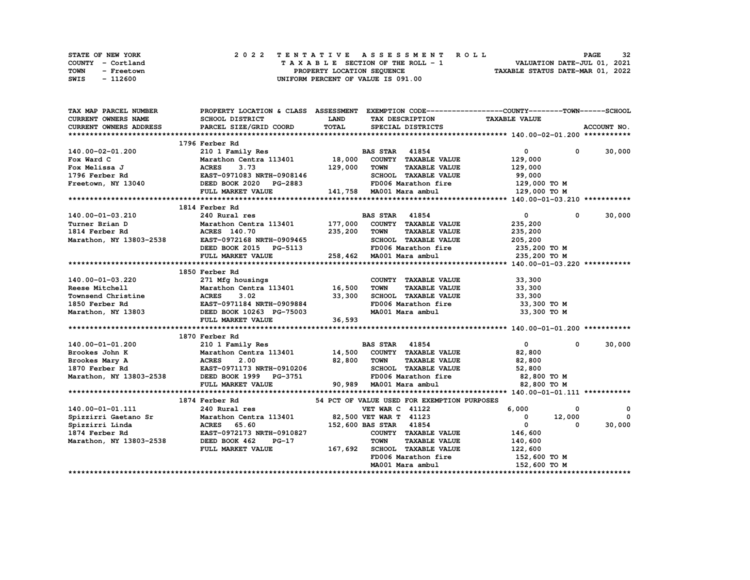STATE OF NEW YORK
COUNTY - Cortland
TOWN - Freetown
SWIS - 112600

2022 TENTATIVE ASSESSMENT ROLL
TAXABLE SECTION OF THE ROLL - 1
PROPERTY LOCATION SEQUENCE
UNIFORM PERCENT OF VALUE IS 091.00

VALUATION DATE-JUL 01, 2021
TAXABLE STATUS DATE-MAR 01, 2022

| TAX MAP PARCEL NUMBER / CURRENT OWNERS NAME / CURRENT OWNERS ADDRESS | PROPERTY LOCATION & CLASS / SCHOOL DISTRICT / PARCEL SIZE/GRID COORD | ASSESSMENT LAND / TOTAL | EXEMPTION CODE / TAX DESCRIPTION / SPECIAL DISTRICTS | COUNTY TAXABLE VALUE | TOWN | SCHOOL |
|---|---|---|---|---|---|---|
| **140.00-02-01.200** | 1796 Ferber Rd | | | | | |
| 140.00-02-01.200 | 210 1 Family Res | | BAS STAR 41854 | 0 | 0 | 30,000 |
| Fox Ward C | Marathon Centra 113401 | 18,000 | COUNTY TAXABLE VALUE | 129,000 | | |
| Fox Melissa J | ACRES 3.73 | 129,000 | TOWN TAXABLE VALUE | 129,000 | | |
| 1796 Ferber Rd | EAST-0971083 NRTH-0908146 | | SCHOOL TAXABLE VALUE | 99,000 | | |
| Freetown, NY 13040 | DEED BOOK 2020 PG-2883 | | FD006 Marathon fire | 129,000 TO M | | |
| | FULL MARKET VALUE | 141,758 | MA001 Mara ambul | 129,000 TO M | | |
| **140.00-01-03.210** | 1814 Ferber Rd | | | | | |
| 140.00-01-03.210 | 240 Rural res | | BAS STAR 41854 | 0 | 0 | 30,000 |
| Turner Brian D | Marathon Centra 113401 | 177,000 | COUNTY TAXABLE VALUE | 235,200 | | |
| 1814 Ferber Rd | ACRES 140.70 | 235,200 | TOWN TAXABLE VALUE | 235,200 | | |
| Marathon, NY 13803-2538 | EAST-0972168 NRTH-0909465 | | SCHOOL TAXABLE VALUE | 205,200 | | |
| | DEED BOOK 2015 PG-5113 | | FD006 Marathon fire | 235,200 TO M | | |
| | FULL MARKET VALUE | 258,462 | MA001 Mara ambul | 235,200 TO M | | |
| **140.00-01-03.220** | 1850 Ferber Rd | | | | | |
| 140.00-01-03.220 | 271 Mfg housings | | COUNTY TAXABLE VALUE | 33,300 | | |
| Reese Mitchell | Marathon Centra 113401 | 16,500 | TOWN TAXABLE VALUE | 33,300 | | |
| Townsend Christine | ACRES 3.02 | 33,300 | SCHOOL TAXABLE VALUE | 33,300 | | |
| 1850 Ferber Rd | EAST-0971184 NRTH-0909884 | | FD006 Marathon fire | 33,300 TO M | | |
| Marathon, NY 13803 | DEED BOOK 10263 PG-75003 | | MA001 Mara ambul | 33,300 TO M | | |
| | FULL MARKET VALUE | 36,593 | | | | |
| **140.00-01-01.200** | 1870 Ferber Rd | | | | | |
| 140.00-01-01.200 | 210 1 Family Res | | BAS STAR 41854 | 0 | 0 | 30,000 |
| Brookes John K | Marathon Centra 113401 | 14,500 | COUNTY TAXABLE VALUE | 82,800 | | |
| Brookes Mary A | ACRES 2.00 | 82,800 | TOWN TAXABLE VALUE | 82,800 | | |
| 1870 Ferber Rd | EAST-0971173 NRTH-0910206 | | SCHOOL TAXABLE VALUE | 52,800 | | |
| Marathon, NY 13803-2538 | DEED BOOK 1999 PG-3751 | | FD006 Marathon fire | 82,800 TO M | | |
| | FULL MARKET VALUE | 90,989 | MA001 Mara ambul | 82,800 TO M | | |
| **140.00-01-01.111** | 1874 Ferber Rd | | 54 PCT OF VALUE USED FOR EXEMPTION PURPOSES | | | |
| 140.00-01-01.111 | 240 Rural res | | VET WAR C 41122 | 6,000 | 0 | 0 |
| Spizzirri Gaetano Sr | Marathon Centra 113401 | 82,500 | VET WAR T 41123 | 0 | 12,000 | 0 |
| Spizzirri Linda | ACRES 65.60 | 152,600 | BAS STAR 41854 | 0 | 0 | 30,000 |
| 1874 Ferber Rd | EAST-0972173 NRTH-0910827 | | COUNTY TAXABLE VALUE | 146,600 | | |
| Marathon, NY 13803-2538 | DEED BOOK 462 PG-17 | | TOWN TAXABLE VALUE | 140,600 | | |
| | FULL MARKET VALUE | 167,692 | SCHOOL TAXABLE VALUE | 122,600 | | |
| | | | FD006 Marathon fire | 152,600 TO M | | |
| | | | MA001 Mara ambul | 152,600 TO M | | |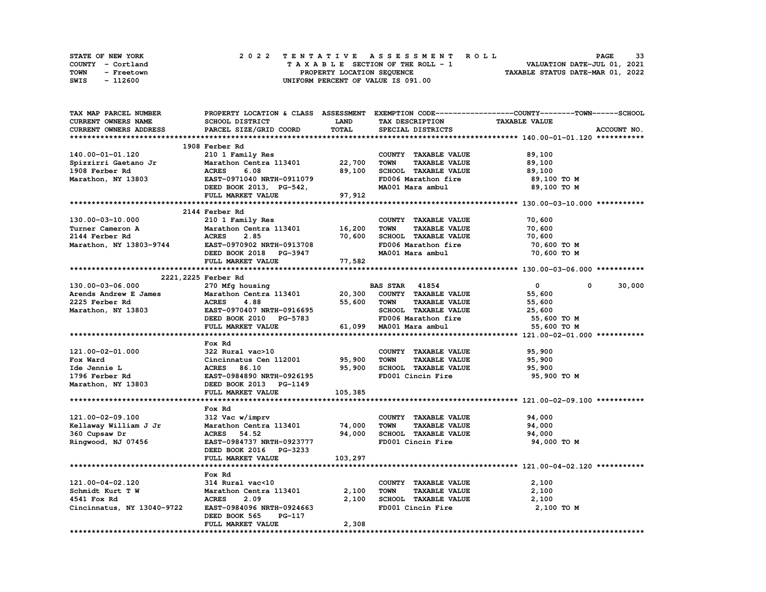STATE OF NEW YORK
COUNTY - Cortland
TOWN - Freetown
SWIS - 112600

# 2022 TENTATIVE ASSESSMENT ROLL

TAXABLE SECTION OF THE ROLL - 1
PROPERTY LOCATION SEQUENCE
UNIFORM PERCENT OF VALUE IS 091.00

VALUATION DATE-JUL 01, 2021
TAXABLE STATUS DATE-MAR 01, 2022

| TAX MAP PARCEL NUMBER / CURRENT OWNERS NAME / CURRENT OWNERS ADDRESS | PROPERTY LOCATION & CLASS / SCHOOL DISTRICT / PARCEL SIZE/GRID COORD | ASSESSMENT LAND / TOTAL | EXEMPTION CODE / TAX DESCRIPTION / SPECIAL DISTRICTS | COUNTY | TOWN | SCHOOL / TAXABLE VALUE |
|---|---|---|---|---|---|---|
| **140.00-01-01.120** | 1908 Ferber Rd | | | | | |
| 140.00-01-01.120 | 210 1 Family Res | | COUNTY TAXABLE VALUE | 89,100 | | |
| Spizzirri Gaetano Jr | Marathon Centra 113401 | 22,700 | TOWN TAXABLE VALUE | | 89,100 | |
| 1908 Ferber Rd | ACRES 6.08 | 89,100 | SCHOOL TAXABLE VALUE | | | 89,100 |
| Marathon, NY 13803 | EAST-0971040 NRTH-0911079 | | FD006 Marathon fire | 89,100 TO M | | |
| | DEED BOOK 2013, PG-542, | | MA001 Mara ambul | 89,100 TO M | | |
| | FULL MARKET VALUE | 97,912 | | | | |
| **130.00-03-10.000** | 2144 Ferber Rd | | | | | |
| 130.00-03-10.000 | 210 1 Family Res | | COUNTY TAXABLE VALUE | 70,600 | | |
| Turner Cameron A | Marathon Centra 113401 | 16,200 | TOWN TAXABLE VALUE | | 70,600 | |
| 2144 Ferber Rd | ACRES 2.85 | 70,600 | SCHOOL TAXABLE VALUE | | | 70,600 |
| Marathon, NY 13803-9744 | EAST-0970902 NRTH-0913708 | | FD006 Marathon fire | 70,600 TO M | | |
| | DEED BOOK 2018 PG-3947 | | MA001 Mara ambul | 70,600 TO M | | |
| | FULL MARKET VALUE | 77,582 | | | | |
| **130.00-03-06.000** | 2221,2225 Ferber Rd | | | | | |
| 130.00-03-06.000 | 270 Mfg housing | | BAS STAR 41854 | 0 | 0 | 30,000 |
| Arends Andrew E James | Marathon Centra 113401 | 20,300 | COUNTY TAXABLE VALUE | 55,600 | | |
| 2225 Ferber Rd | ACRES 4.88 | 55,600 | TOWN TAXABLE VALUE | | 55,600 | |
| Marathon, NY 13803 | EAST-0970407 NRTH-0916695 | | SCHOOL TAXABLE VALUE | | | 25,600 |
| | DEED BOOK 2010 PG-5783 | | FD006 Marathon fire | 55,600 TO M | | |
| | FULL MARKET VALUE | 61,099 | MA001 Mara ambul | 55,600 TO M | | |
| **121.00-02-01.000** | Fox Rd | | | | | |
| 121.00-02-01.000 | 322 Rural vac>10 | | COUNTY TAXABLE VALUE | 95,900 | | |
| Fox Ward | Cincinnatus Cen 112001 | 95,900 | TOWN TAXABLE VALUE | | 95,900 | |
| Ide Jennie L | ACRES 86.10 | 95,900 | SCHOOL TAXABLE VALUE | | | 95,900 |
| 1796 Ferber Rd | EAST-0984890 NRTH-0926195 | | FD001 Cincin Fire | 95,900 TO M | | |
| Marathon, NY 13803 | DEED BOOK 2013 PG-1149 | | | | | |
| | FULL MARKET VALUE | 105,385 | | | | |
| **121.00-02-09.100** | Fox Rd | | | | | |
| 121.00-02-09.100 | 312 Vac w/imprv | | COUNTY TAXABLE VALUE | 94,000 | | |
| Kellaway William J Jr | Marathon Centra 113401 | 74,000 | TOWN TAXABLE VALUE | | 94,000 | |
| 360 Cupsaw Dr | ACRES 54.52 | 94,000 | SCHOOL TAXABLE VALUE | | | 94,000 |
| Ringwood, NJ 07456 | EAST-0984737 NRTH-0923777 | | FD001 Cincin Fire | 94,000 TO M | | |
| | DEED BOOK 2016 PG-3233 | | | | | |
| | FULL MARKET VALUE | 103,297 | | | | |
| **121.00-04-02.120** | Fox Rd | | | | | |
| 121.00-04-02.120 | 314 Rural vac<10 | | COUNTY TAXABLE VALUE | 2,100 | | |
| Schmidt Kurt T W | Marathon Centra 113401 | 2,100 | TOWN TAXABLE VALUE | | 2,100 | |
| 4541 Fox Rd | ACRES 2.09 | 2,100 | SCHOOL TAXABLE VALUE | | | 2,100 |
| Cincinnatus, NY 13040-9722 | EAST-0984096 NRTH-0924663 | | FD001 Cincin Fire | 2,100 TO M | | |
| | DEED BOOK 565 PG-117 | | | | | |
| | FULL MARKET VALUE | 2,308 | | | | |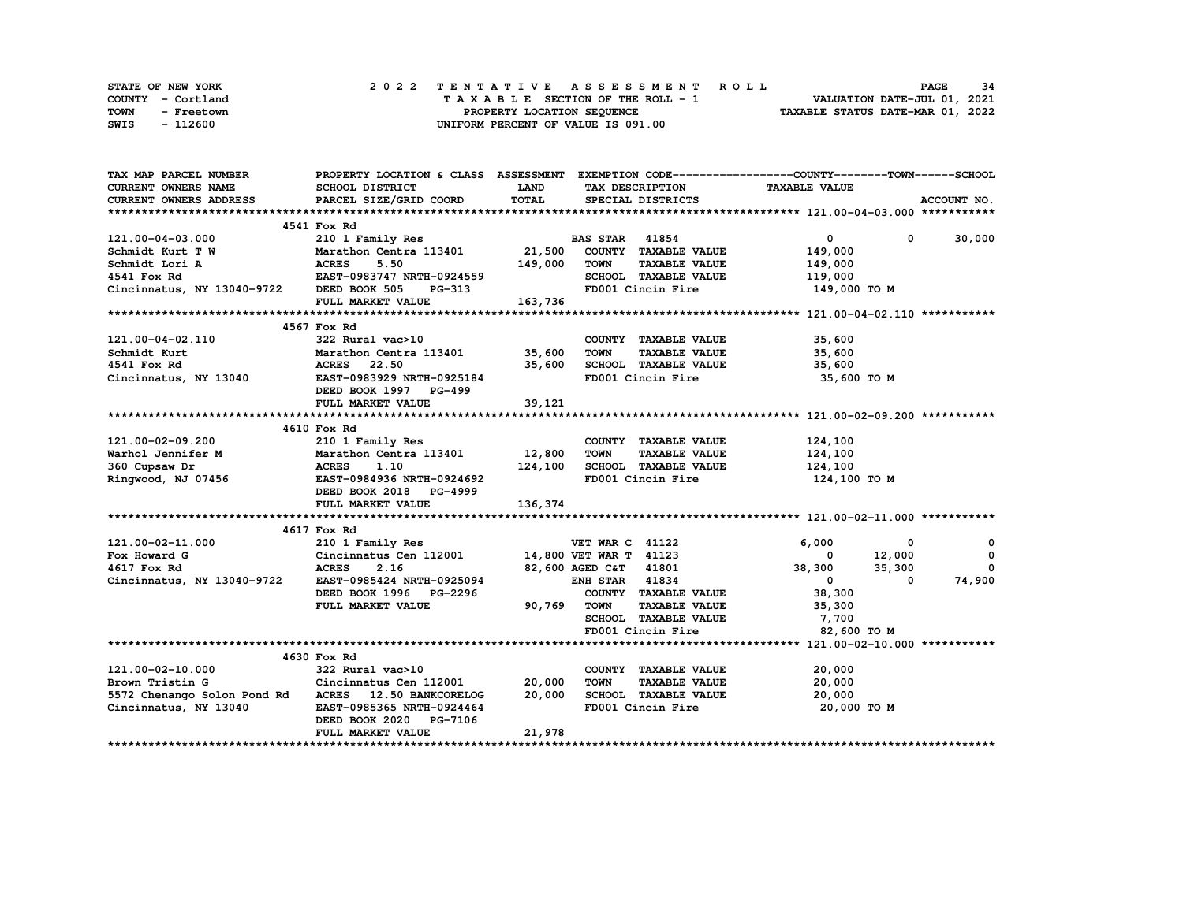STATE OF NEW YORK
COUNTY - Cortland
TOWN - Freetown
SWIS - 112600

2022 TENTATIVE ASSESSMENT ROLL
TAXABLE SECTION OF THE ROLL - 1
PROPERTY LOCATION SEQUENCE
UNIFORM PERCENT OF VALUE IS 091.00

VALUATION DATE-JUL 01, 2021
TAXABLE STATUS DATE-MAR 01, 2022

| TAX MAP PARCEL NUMBER / CURRENT OWNERS NAME / CURRENT OWNERS ADDRESS | PROPERTY LOCATION & CLASS / SCHOOL DISTRICT / PARCEL SIZE/GRID COORD | ASSESSMENT LAND / TOTAL | EXEMPTION CODE / TAX DESCRIPTION / SPECIAL DISTRICTS | COUNTY TAXABLE VALUE | TOWN | SCHOOL / ACCOUNT NO. |
|---|---|---|---|---|---|---|
| **121.00-04-03.000** | 4541 Fox Rd | | | | | |
| 121.00-04-03.000 | 210 1 Family Res | | BAS STAR 41854 | 0 | 0 | 30,000 |
| Schmidt Kurt T W | Marathon Centra 113401 | 21,500 | COUNTY TAXABLE VALUE | 149,000 | | |
| Schmidt Lori A | ACRES 5.50 | 149,000 | TOWN TAXABLE VALUE | 149,000 | | |
| 4541 Fox Rd | EAST-0983747 NRTH-0924559 | | SCHOOL TAXABLE VALUE | 119,000 | | |
| Cincinnatus, NY 13040-9722 | DEED BOOK 505 PG-313 | | FD001 Cincin Fire | 149,000 TO M | | |
| | FULL MARKET VALUE | 163,736 | | | | |
| **121.00-04-02.110** | 4567 Fox Rd | | | | | |
| 121.00-04-02.110 | 322 Rural vac>10 | | COUNTY TAXABLE VALUE | 35,600 | | |
| Schmidt Kurt | Marathon Centra 113401 | 35,600 | TOWN TAXABLE VALUE | 35,600 | | |
| 4541 Fox Rd | ACRES 22.50 | 35,600 | SCHOOL TAXABLE VALUE | 35,600 | | |
| Cincinnatus, NY 13040 | EAST-0983929 NRTH-0925184 | | FD001 Cincin Fire | 35,600 TO M | | |
| | DEED BOOK 1997 PG-499 | | | | | |
| | FULL MARKET VALUE | 39,121 | | | | |
| **121.00-02-09.200** | 4610 Fox Rd | | | | | |
| 121.00-02-09.200 | 210 1 Family Res | | COUNTY TAXABLE VALUE | 124,100 | | |
| Warhol Jennifer M | Marathon Centra 113401 | 12,800 | TOWN TAXABLE VALUE | 124,100 | | |
| 360 Cupsaw Dr | ACRES 1.10 | 124,100 | SCHOOL TAXABLE VALUE | 124,100 | | |
| Ringwood, NJ 07456 | EAST-0984936 NRTH-0924692 | | FD001 Cincin Fire | 124,100 TO M | | |
| | DEED BOOK 2018 PG-4999 | | | | | |
| | FULL MARKET VALUE | 136,374 | | | | |
| **121.00-02-11.000** | 4617 Fox Rd | | | | | |
| 121.00-02-11.000 | 210 1 Family Res | | VET WAR C 41122 | 6,000 | 0 | 0 |
| Fox Howard G | Cincinnatus Cen 112001 | 14,800 | VET WAR T 41123 | 0 | 12,000 | 0 |
| 4617 Fox Rd | ACRES 2.16 | 82,600 | AGED C&T 41801 | 38,300 | 35,300 | 0 |
| Cincinnatus, NY 13040-9722 | EAST-0985424 NRTH-0925094 | | ENH STAR 41834 | 0 | 0 | 74,900 |
| | DEED BOOK 1996 PG-2296 | | COUNTY TAXABLE VALUE | 38,300 | | |
| | FULL MARKET VALUE | 90,769 | TOWN TAXABLE VALUE | 35,300 | | |
| | | | SCHOOL TAXABLE VALUE | 7,700 | | |
| | | | FD001 Cincin Fire | 82,600 TO M | | |
| **121.00-02-10.000** | 4630 Fox Rd | | | | | |
| 121.00-02-10.000 | 322 Rural vac>10 | | COUNTY TAXABLE VALUE | 20,000 | | |
| Brown Tristin G | Cincinnatus Cen 112001 | 20,000 | TOWN TAXABLE VALUE | 20,000 | | |
| 5572 Chenango Solon Pond Rd | ACRES 12.50 BANKCORELOG | 20,000 | SCHOOL TAXABLE VALUE | 20,000 | | |
| Cincinnatus, NY 13040 | EAST-0985365 NRTH-0924464 | | FD001 Cincin Fire | 20,000 TO M | | |
| | DEED BOOK 2020 PG-7106 | | | | | |
| | FULL MARKET VALUE | 21,978 | | | | |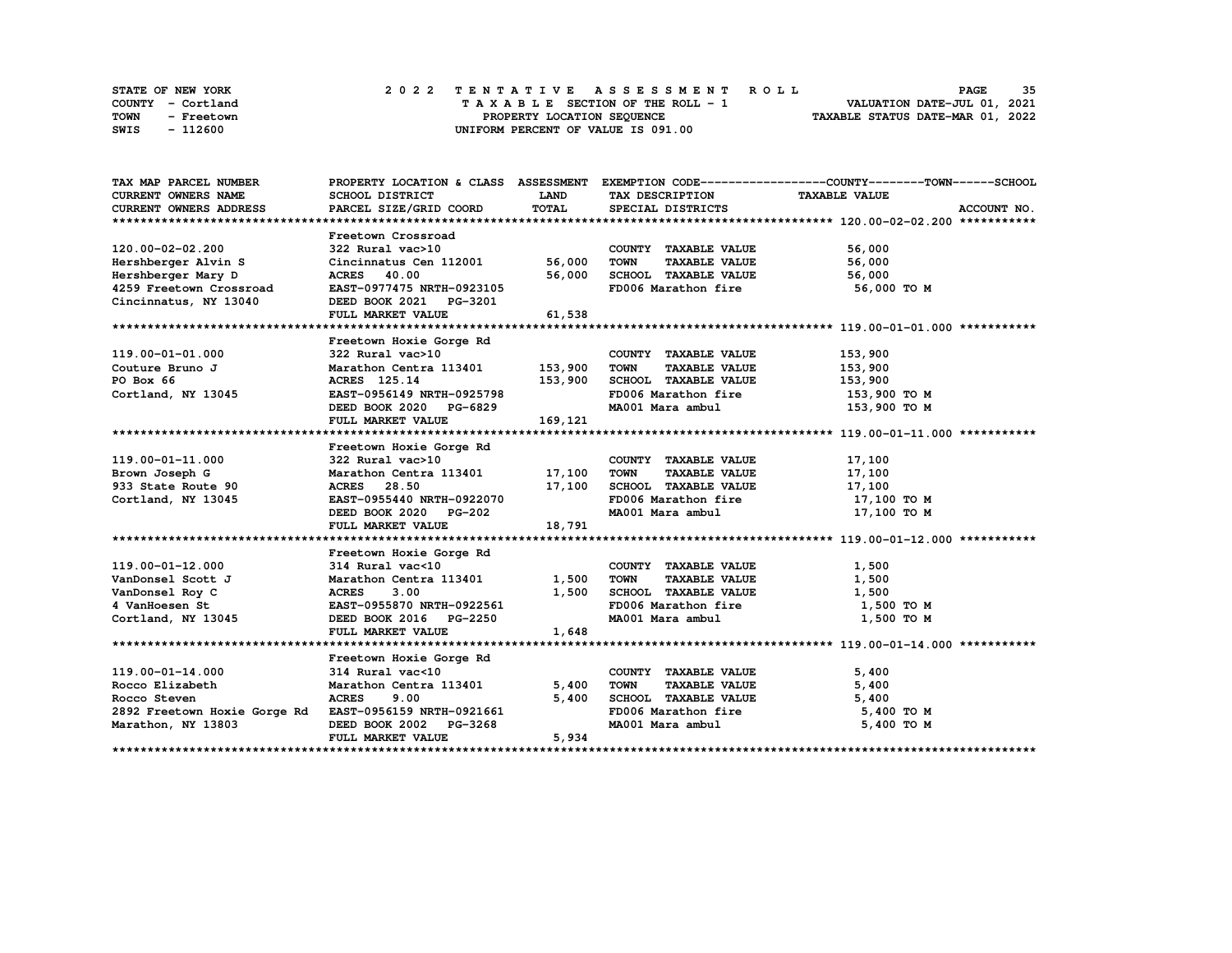STATE OF NEW YORK
COUNTY - Cortland
TOWN - Freetown
SWIS - 112600

# 2022 TENTATIVE ASSESSMENT ROLL

TAXABLE SECTION OF THE ROLL - 1
PROPERTY LOCATION SEQUENCE
UNIFORM PERCENT OF VALUE IS 091.00

VALUATION DATE-JUL 01, 2021
TAXABLE STATUS DATE-MAR 01, 2022

| TAX MAP PARCEL NUMBER / CURRENT OWNERS NAME / CURRENT OWNERS ADDRESS | PROPERTY LOCATION & CLASS / SCHOOL DISTRICT / PARCEL SIZE/GRID COORD | ASSESSMENT LAND / TOTAL | EXEMPTION CODE / TAX DESCRIPTION / SPECIAL DISTRICTS | TAXABLE VALUE (COUNTY / TOWN / SCHOOL) | ACCOUNT NO. |
|---|---|---|---|---|---|
| **120.00-02-02.200** | Freetown Crossroad | | | | |
| 120.00-02-02.200 | 322 Rural vac>10 | | COUNTY TAXABLE VALUE | 56,000 | |
| Hershberger Alvin S | Cincinnatus Cen 112001 | 56,000 | TOWN TAXABLE VALUE | 56,000 | |
| Hershberger Mary D | ACRES 40.00 | 56,000 | SCHOOL TAXABLE VALUE | 56,000 | |
| 4259 Freetown Crossroad | EAST-0977475 NRTH-0923105 | | FD006 Marathon fire | 56,000 TO M | |
| Cincinnatus, NY 13040 | DEED BOOK 2021 PG-3201 | | | | |
| | FULL MARKET VALUE | 61,538 | | | |
| **119.00-01-01.000** | Freetown Hoxie Gorge Rd | | | | |
| 119.00-01-01.000 | 322 Rural vac>10 | | COUNTY TAXABLE VALUE | 153,900 | |
| Couture Bruno J | Marathon Centra 113401 | 153,900 | TOWN TAXABLE VALUE | 153,900 | |
| PO Box 66 | ACRES 125.14 | 153,900 | SCHOOL TAXABLE VALUE | 153,900 | |
| Cortland, NY 13045 | EAST-0956149 NRTH-0925798 | | FD006 Marathon fire | 153,900 TO M | |
| | DEED BOOK 2020 PG-6829 | | MA001 Mara ambul | 153,900 TO M | |
| | FULL MARKET VALUE | 169,121 | | | |
| **119.00-01-11.000** | Freetown Hoxie Gorge Rd | | | | |
| 119.00-01-11.000 | 322 Rural vac>10 | | COUNTY TAXABLE VALUE | 17,100 | |
| Brown Joseph G | Marathon Centra 113401 | 17,100 | TOWN TAXABLE VALUE | 17,100 | |
| 933 State Route 90 | ACRES 28.50 | 17,100 | SCHOOL TAXABLE VALUE | 17,100 | |
| Cortland, NY 13045 | EAST-0955440 NRTH-0922070 | | FD006 Marathon fire | 17,100 TO M | |
| | DEED BOOK 2020 PG-202 | | MA001 Mara ambul | 17,100 TO M | |
| | FULL MARKET VALUE | 18,791 | | | |
| **119.00-01-12.000** | Freetown Hoxie Gorge Rd | | | | |
| 119.00-01-12.000 | 314 Rural vac<10 | | COUNTY TAXABLE VALUE | 1,500 | |
| VanDonsel Scott J | Marathon Centra 113401 | 1,500 | TOWN TAXABLE VALUE | 1,500 | |
| VanDonsel Roy C | ACRES 3.00 | 1,500 | SCHOOL TAXABLE VALUE | 1,500 | |
| 4 VanHoesen St | EAST-0955870 NRTH-0922561 | | FD006 Marathon fire | 1,500 TO M | |
| Cortland, NY 13045 | DEED BOOK 2016 PG-2250 | | MA001 Mara ambul | 1,500 TO M | |
| | FULL MARKET VALUE | 1,648 | | | |
| **119.00-01-14.000** | Freetown Hoxie Gorge Rd | | | | |
| 119.00-01-14.000 | 314 Rural vac<10 | | COUNTY TAXABLE VALUE | 5,400 | |
| Rocco Elizabeth | Marathon Centra 113401 | 5,400 | TOWN TAXABLE VALUE | 5,400 | |
| Rocco Steven | ACRES 9.00 | 5,400 | SCHOOL TAXABLE VALUE | 5,400 | |
| 2892 Freetown Hoxie Gorge Rd | EAST-0956159 NRTH-0921661 | | FD006 Marathon fire | 5,400 TO M | |
| Marathon, NY 13803 | DEED BOOK 2002 PG-3268 | | MA001 Mara ambul | 5,400 TO M | |
| | FULL MARKET VALUE | 5,934 | | | |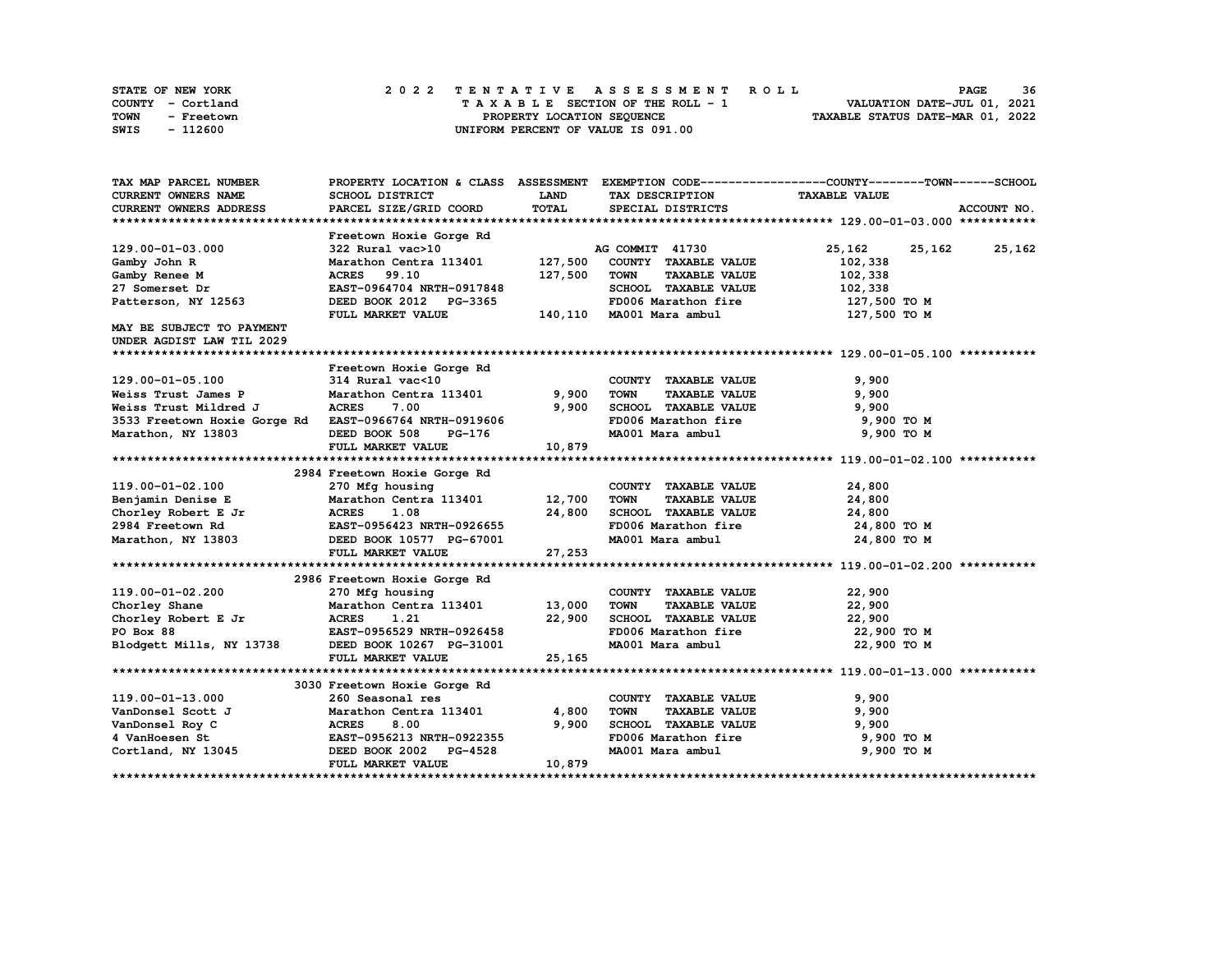STATE OF NEW YORK
COUNTY - Cortland
TOWN - Freetown
SWIS - 112600

2022 TENTATIVE ASSESSMENT ROLL
TAXABLE SECTION OF THE ROLL - 1
PROPERTY LOCATION SEQUENCE
UNIFORM PERCENT OF VALUE IS 091.00

VALUATION DATE-JUL 01, 2021
TAXABLE STATUS DATE-MAR 01, 2022

| TAX MAP PARCEL NUMBER / CURRENT OWNERS NAME / CURRENT OWNERS ADDRESS | PROPERTY LOCATION & CLASS / SCHOOL DISTRICT / PARCEL SIZE/GRID COORD | ASSESSMENT LAND | TOTAL | EXEMPTION CODE / TAX DESCRIPTION / SPECIAL DISTRICTS | COUNTY TAXABLE VALUE | TOWN | SCHOOL / ACCOUNT NO. |
|---|---|---|---|---|---|---|---|
| **129.00-01-03.000** | Freetown Hoxie Gorge Rd | | | | | | |
| 129.00-01-03.000 | 322 Rural vac>10 | | | AG COMMIT 41730 | 25,162 | 25,162 | 25,162 |
| Gamby John R | Marathon Centra 113401 | 127,500 | | COUNTY TAXABLE VALUE | 102,338 | | |
| Gamby Renee M | ACRES 99.10 | | 127,500 | TOWN TAXABLE VALUE | 102,338 | | |
| 27 Somerset Dr | EAST-0964704 NRTH-0917848 | | | SCHOOL TAXABLE VALUE | 102,338 | | |
| Patterson, NY 12563 | DEED BOOK 2012 PG-3365 | | | FD006 Marathon fire | 127,500 TO M | | |
| | FULL MARKET VALUE | | 140,110 | MA001 Mara ambul | 127,500 TO M | | |
| MAY BE SUBJECT TO PAYMENT UNDER AGDIST LAW TIL 2029 | | | | | | | |
| **129.00-01-05.100** | Freetown Hoxie Gorge Rd | | | | | | |
| 129.00-01-05.100 | 314 Rural vac<10 | | | COUNTY TAXABLE VALUE | 9,900 | | |
| Weiss Trust James P | Marathon Centra 113401 | 9,900 | | TOWN TAXABLE VALUE | 9,900 | | |
| Weiss Trust Mildred J | ACRES 7.00 | | 9,900 | SCHOOL TAXABLE VALUE | 9,900 | | |
| 3533 Freetown Hoxie Gorge Rd | EAST-0966764 NRTH-0919606 | | | FD006 Marathon fire | 9,900 TO M | | |
| Marathon, NY 13803 | DEED BOOK 508 PG-176 | | | MA001 Mara ambul | 9,900 TO M | | |
| | FULL MARKET VALUE | | 10,879 | | | | |
| **119.00-01-02.100** | 2984 Freetown Hoxie Gorge Rd | | | | | | |
| 119.00-01-02.100 | 270 Mfg housing | | | COUNTY TAXABLE VALUE | 24,800 | | |
| Benjamin Denise E | Marathon Centra 113401 | 12,700 | | TOWN TAXABLE VALUE | 24,800 | | |
| Chorley Robert E Jr | ACRES 1.08 | | 24,800 | SCHOOL TAXABLE VALUE | 24,800 | | |
| 2984 Freetown Rd | EAST-0956423 NRTH-0926655 | | | FD006 Marathon fire | 24,800 TO M | | |
| Marathon, NY 13803 | DEED BOOK 10577 PG-67001 | | | MA001 Mara ambul | 24,800 TO M | | |
| | FULL MARKET VALUE | | 27,253 | | | | |
| **119.00-01-02.200** | 2986 Freetown Hoxie Gorge Rd | | | | | | |
| 119.00-01-02.200 | 270 Mfg housing | | | COUNTY TAXABLE VALUE | 22,900 | | |
| Chorley Shane | Marathon Centra 113401 | 13,000 | | TOWN TAXABLE VALUE | 22,900 | | |
| Chorley Robert E Jr | ACRES 1.21 | | 22,900 | SCHOOL TAXABLE VALUE | 22,900 | | |
| PO Box 88 | EAST-0956529 NRTH-0926458 | | | FD006 Marathon fire | 22,900 TO M | | |
| Blodgett Mills, NY 13738 | DEED BOOK 10267 PG-31001 | | | MA001 Mara ambul | 22,900 TO M | | |
| | FULL MARKET VALUE | | 25,165 | | | | |
| **119.00-01-13.000** | 3030 Freetown Hoxie Gorge Rd | | | | | | |
| 119.00-01-13.000 | 260 Seasonal res | | | COUNTY TAXABLE VALUE | 9,900 | | |
| VanDonsel Scott J | Marathon Centra 113401 | 4,800 | | TOWN TAXABLE VALUE | 9,900 | | |
| VanDonsel Roy C | ACRES 8.00 | | 9,900 | SCHOOL TAXABLE VALUE | 9,900 | | |
| 4 VanHoesen St | EAST-0956213 NRTH-0922355 | | | FD006 Marathon fire | 9,900 TO M | | |
| Cortland, NY 13045 | DEED BOOK 2002 PG-4528 | | | MA001 Mara ambul | 9,900 TO M | | |
| | FULL MARKET VALUE | | 10,879 | | | | |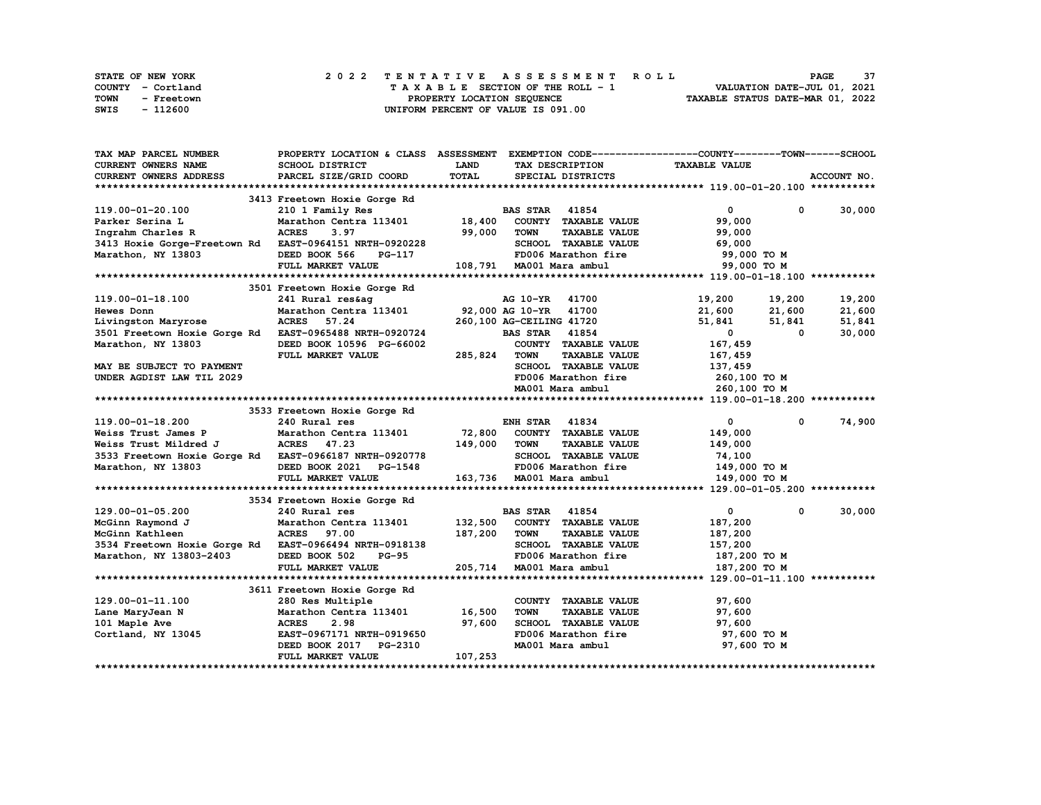STATE OF NEW YORK — 2022 TENTATIVE ASSESSMENT ROLL
COUNTY - Cortland — TAXABLE SECTION OF THE ROLL - 1 — VALUATION DATE-JUL 01, 2021
TOWN - Freetown — PROPERTY LOCATION SEQUENCE — TAXABLE STATUS DATE-MAR 01, 2022
SWIS - 112600 — UNIFORM PERCENT OF VALUE IS 091.00

| TAX MAP PARCEL NUMBER / CURRENT OWNERS NAME / CURRENT OWNERS ADDRESS | PROPERTY LOCATION & CLASS / SCHOOL DISTRICT / PARCEL SIZE/GRID COORD | ASSESSMENT LAND / TOTAL | EXEMPTION CODE / TAX DESCRIPTION / SPECIAL DISTRICTS | COUNTY TAXABLE VALUE | TOWN | SCHOOL / ACCOUNT NO. |
|---|---|---|---|---|---|---|
| | 3413 Freetown Hoxie Gorge Rd | | | | | |
| 119.00-01-20.100 | 210 1 Family Res | | BAS STAR 41854 | 0 | 0 | 30,000 |
| Parker Serina L | Marathon Centra 113401 | 18,400 | COUNTY TAXABLE VALUE | 99,000 | | |
| Ingrahm Charles R | ACRES 3.97 | 99,000 | TOWN TAXABLE VALUE | 99,000 | | |
| 3413 Hoxie Gorge-Freetown Rd | EAST-0964151 NRTH-0920228 | | SCHOOL TAXABLE VALUE | 69,000 | | |
| Marathon, NY 13803 | DEED BOOK 566 PG-117 | | FD006 Marathon fire | 99,000 TO M | | |
| | FULL MARKET VALUE | 108,791 | MA001 Mara ambul | 99,000 TO M | | |
| | 3501 Freetown Hoxie Gorge Rd | | | | | |
| 119.00-01-18.100 | 241 Rural res&ag | | AG 10-YR 41700 | 19,200 | 19,200 | 19,200 |
| Hewes Donn | Marathon Centra 113401 | 92,000 | AG 10-YR 41700 | 21,600 | 21,600 | 21,600 |
| Livingston Maryrose | ACRES 57.24 | 260,100 | AG-CEILING 41720 | 51,841 | 51,841 | 51,841 |
| 3501 Freetown Hoxie Gorge Rd | EAST-0965488 NRTH-0920724 | | BAS STAR 41854 | 0 | 0 | 30,000 |
| Marathon, NY 13803 | DEED BOOK 10596 PG-66002 | | COUNTY TAXABLE VALUE | 167,459 | | |
| | FULL MARKET VALUE | 285,824 | TOWN TAXABLE VALUE | 167,459 | | |
| MAY BE SUBJECT TO PAYMENT | | | SCHOOL TAXABLE VALUE | 137,459 | | |
| UNDER AGDIST LAW TIL 2029 | | | FD006 Marathon fire | 260,100 TO M | | |
| | | | MA001 Mara ambul | 260,100 TO M | | |
| | 3533 Freetown Hoxie Gorge Rd | | | | | |
| 119.00-01-18.200 | 240 Rural res | | ENH STAR 41834 | 0 | 0 | 74,900 |
| Weiss Trust James P | Marathon Centra 113401 | 72,800 | COUNTY TAXABLE VALUE | 149,000 | | |
| Weiss Trust Mildred J | ACRES 47.23 | 149,000 | TOWN TAXABLE VALUE | 149,000 | | |
| 3533 Freetown Hoxie Gorge Rd | EAST-0966187 NRTH-0920778 | | SCHOOL TAXABLE VALUE | 74,100 | | |
| Marathon, NY 13803 | DEED BOOK 2021 PG-1548 | | FD006 Marathon fire | 149,000 TO M | | |
| | FULL MARKET VALUE | 163,736 | MA001 Mara ambul | 149,000 TO M | | |
| | 3534 Freetown Hoxie Gorge Rd | | | | | |
| 129.00-01-05.200 | 240 Rural res | | BAS STAR 41854 | 0 | 0 | 30,000 |
| McGinn Raymond J | Marathon Centra 113401 | 132,500 | COUNTY TAXABLE VALUE | 187,200 | | |
| McGinn Kathleen | ACRES 97.00 | 187,200 | TOWN TAXABLE VALUE | 187,200 | | |
| 3534 Freetown Hoxie Gorge Rd | EAST-0966494 NRTH-0918138 | | SCHOOL TAXABLE VALUE | 157,200 | | |
| Marathon, NY 13803-2403 | DEED BOOK 502 PG-95 | | FD006 Marathon fire | 187,200 TO M | | |
| | FULL MARKET VALUE | 205,714 | MA001 Mara ambul | 187,200 TO M | | |
| | 3611 Freetown Hoxie Gorge Rd | | | | | |
| 129.00-01-11.100 | 280 Res Multiple | | COUNTY TAXABLE VALUE | 97,600 | | |
| Lane MaryJean N | Marathon Centra 113401 | 16,500 | TOWN TAXABLE VALUE | 97,600 | | |
| 101 Maple Ave | ACRES 2.98 | 97,600 | SCHOOL TAXABLE VALUE | 97,600 | | |
| Cortland, NY 13045 | EAST-0967171 NRTH-0919650 | | FD006 Marathon fire | 97,600 TO M | | |
| | DEED BOOK 2017 PG-2310 | | MA001 Mara ambul | 97,600 TO M | | |
| | FULL MARKET VALUE | 107,253 | | | | |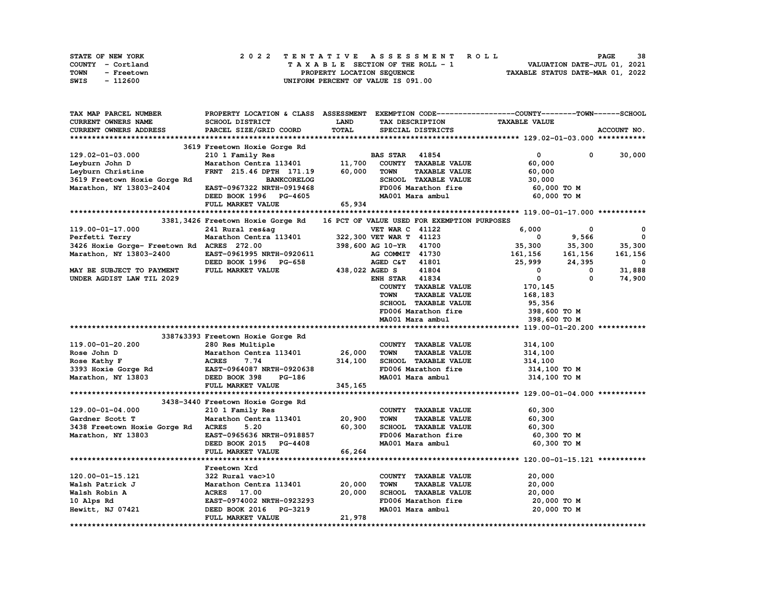STATE OF NEW YORK — COUNTY - Cortland — TOWN - Freetown — SWIS - 112600

**2022 TENTATIVE ASSESSMENT ROLL**
TAXABLE SECTION OF THE ROLL - 1
PROPERTY LOCATION SEQUENCE
UNIFORM PERCENT OF VALUE IS 091.00

VALUATION DATE-JUL 01, 2021
TAXABLE STATUS DATE-MAR 01, 2022

| TAX MAP PARCEL NUMBER / CURRENT OWNERS NAME / CURRENT OWNERS ADDRESS | PROPERTY LOCATION & CLASS / SCHOOL DISTRICT / PARCEL SIZE/GRID COORD | ASSESSMENT LAND / TOTAL | EXEMPTION CODE / TAX DESCRIPTION / SPECIAL DISTRICTS | COUNTY TAXABLE VALUE | TOWN | SCHOOL | ACCOUNT NO. |
|---|---|---|---|---|---|---|---|
| **129.02-01-03.000** | 3619 Freetown Hoxie Gorge Rd | | | | | | |
| 129.02-01-03.000 | 210 1 Family Res | | BAS STAR 41854 | 0 | 0 | 30,000 | |
| Leyburn John D | Marathon Centra 113401 | 11,700 | COUNTY TAXABLE VALUE | 60,000 | | | |
| Leyburn Christine | FRNT 215.46 DPTH 171.19 | 60,000 | TOWN TAXABLE VALUE | 60,000 | | | |
| 3619 Freetown Hoxie Gorge Rd | BANKCORELOG | | SCHOOL TAXABLE VALUE | 30,000 | | | |
| Marathon, NY 13803-2404 | EAST-0967322 NRTH-0919468 | | FD006 Marathon fire | 60,000 TO M | | | |
| | DEED BOOK 1996 PG-4605 | | MA001 Mara ambul | 60,000 TO M | | | |
| | FULL MARKET VALUE | 65,934 | | | | | |
| **119.00-01-17.000** | 3381,3426 Freetown Hoxie Gorge Rd | | 16 PCT OF VALUE USED FOR EXEMPTION PURPOSES | | | | |
| 119.00-01-17.000 | 241 Rural res&ag | | VET WAR C 41122 | 6,000 | 0 | 0 | |
| Perfetti Terry | Marathon Centra 113401 | 322,300 | VET WAR T 41123 | 0 | 9,566 | 0 | |
| 3426 Hoxie Gorge- Freetown Rd | ACRES 272.00 | 398,600 | AG 10-YR 41700 | 35,300 | 35,300 | 35,300 | |
| Marathon, NY 13803-2400 | EAST-0961995 NRTH-0920611 | | AG COMMIT 41730 | 161,156 | 161,156 | 161,156 | |
| | DEED BOOK 1996 PG-658 | | AGED C&T 41801 | 25,999 | 24,395 | 0 | |
| MAY BE SUBJECT TO PAYMENT | FULL MARKET VALUE | 438,022 | AGED S 41804 | 0 | 0 | 31,888 | |
| UNDER AGDIST LAW TIL 2029 | | | ENH STAR 41834 | 0 | 0 | 74,900 | |
| | | | COUNTY TAXABLE VALUE | 170,145 | | | |
| | | | TOWN TAXABLE VALUE | 168,183 | | | |
| | | | SCHOOL TAXABLE VALUE | 95,356 | | | |
| | | | FD006 Marathon fire | 398,600 TO M | | | |
| | | | MA001 Mara ambul | 398,600 TO M | | | |
| **119.00-01-20.200** | 3387&3393 Freetown Hoxie Gorge Rd | | | | | | |
| 119.00-01-20.200 | 280 Res Multiple | | COUNTY TAXABLE VALUE | 314,100 | | | |
| Rose John D | Marathon Centra 113401 | 26,000 | TOWN TAXABLE VALUE | 314,100 | | | |
| Rose Kathy F | ACRES 7.74 | 314,100 | SCHOOL TAXABLE VALUE | 314,100 | | | |
| 3393 Hoxie Gorge Rd | EAST-0964087 NRTH-0920638 | | FD006 Marathon fire | 314,100 TO M | | | |
| Marathon, NY 13803 | DEED BOOK 398 PG-186 | | MA001 Mara ambul | 314,100 TO M | | | |
| | FULL MARKET VALUE | 345,165 | | | | | |
| **129.00-01-04.000** | 3438-3440 Freetown Hoxie Gorge Rd | | | | | | |
| 129.00-01-04.000 | 210 1 Family Res | | COUNTY TAXABLE VALUE | 60,300 | | | |
| Gardner Scott T | Marathon Centra 113401 | 20,900 | TOWN TAXABLE VALUE | 60,300 | | | |
| 3438 Freetown Hoxie Gorge Rd | ACRES 5.20 | 60,300 | SCHOOL TAXABLE VALUE | 60,300 | | | |
| Marathon, NY 13803 | EAST-0965636 NRTH-0918857 | | FD006 Marathon fire | 60,300 TO M | | | |
| | DEED BOOK 2015 PG-4408 | | MA001 Mara ambul | 60,300 TO M | | | |
| | FULL MARKET VALUE | 66,264 | | | | | |
| **120.00-01-15.121** | Freetown Xrd | | | | | | |
| 120.00-01-15.121 | 322 Rural vac>10 | | COUNTY TAXABLE VALUE | 20,000 | | | |
| Walsh Patrick J | Marathon Centra 113401 | 20,000 | TOWN TAXABLE VALUE | 20,000 | | | |
| Walsh Robin A | ACRES 17.00 | 20,000 | SCHOOL TAXABLE VALUE | 20,000 | | | |
| 10 Alps Rd | EAST-0974002 NRTH-0923293 | | FD006 Marathon fire | 20,000 TO M | | | |
| Hewitt, NJ 07421 | DEED BOOK 2016 PG-3219 | | MA001 Mara ambul | 20,000 TO M | | | |
| | FULL MARKET VALUE | 21,978 | | | | | |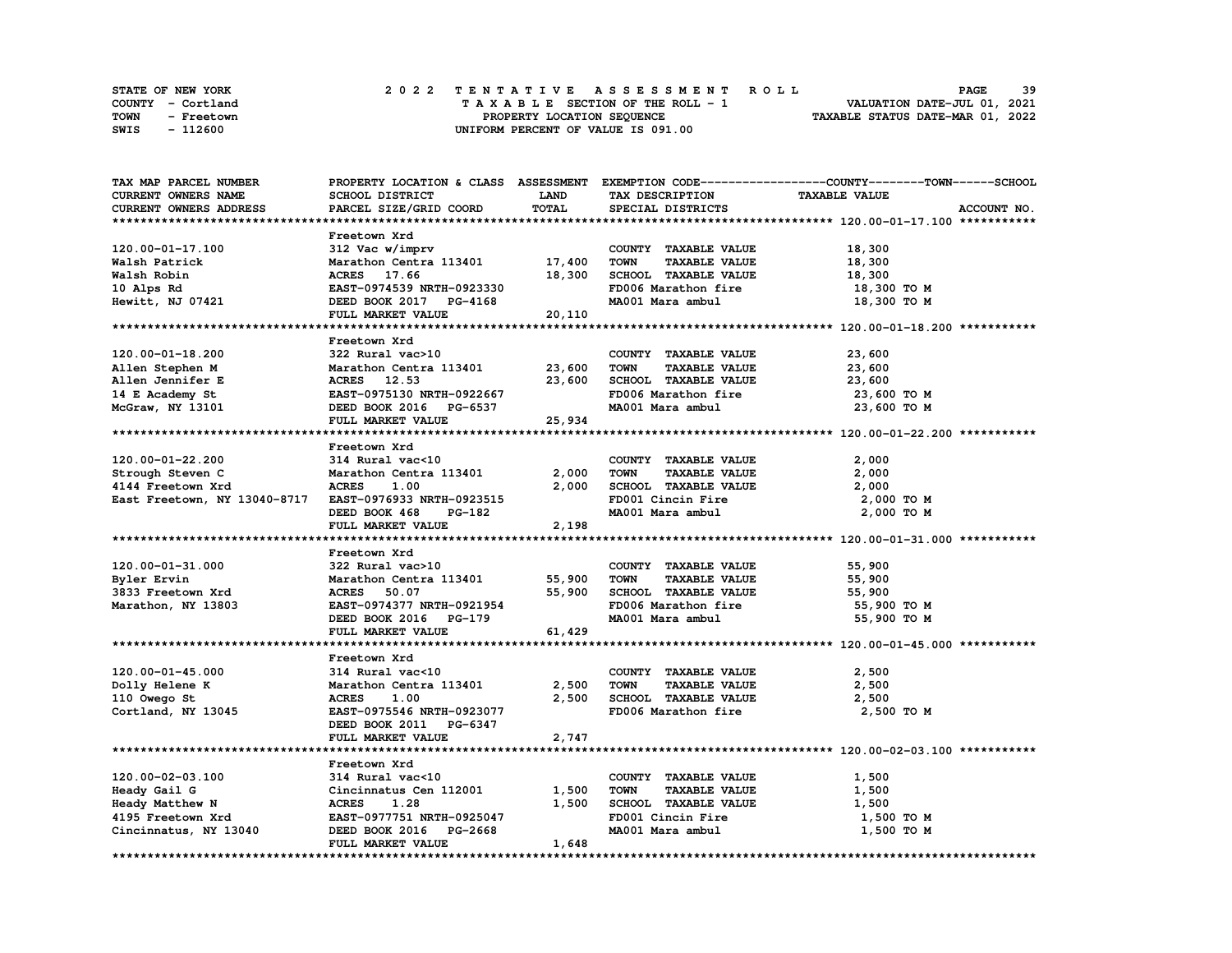STATE OF NEW YORK
COUNTY - Cortland
TOWN - Freetown
SWIS - 112600

2022 TENTATIVE ASSESSMENT ROLL
TAXABLE SECTION OF THE ROLL - 1
PROPERTY LOCATION SEQUENCE
UNIFORM PERCENT OF VALUE IS 091.00

VALUATION DATE-JUL 01, 2021
TAXABLE STATUS DATE-MAR 01, 2022

| TAX MAP PARCEL NUMBER / CURRENT OWNERS NAME / CURRENT OWNERS ADDRESS | PROPERTY LOCATION & CLASS / SCHOOL DISTRICT / PARCEL SIZE/GRID COORD | ASSESSMENT LAND | TOTAL | EXEMPTION CODE / TAX DESCRIPTION / SPECIAL DISTRICTS | TAXABLE VALUE (COUNTY / TOWN / SCHOOL) | ACCOUNT NO. |
|---|---|---|---|---|---|---|
| **120.00-01-17.100** | Freetown Xrd | | | | | |
| 120.00-01-17.100 | 312 Vac w/imprv | | | COUNTY TAXABLE VALUE | 18,300 | |
| Walsh Patrick | Marathon Centra 113401 | 17,400 | | TOWN TAXABLE VALUE | 18,300 | |
| Walsh Robin | ACRES 17.66 | | 18,300 | SCHOOL TAXABLE VALUE | 18,300 | |
| 10 Alps Rd | EAST-0974539 NRTH-0923330 | | | FD006 Marathon fire | 18,300 TO M | |
| Hewitt, NJ 07421 | DEED BOOK 2017 PG-4168 | | | MA001 Mara ambul | 18,300 TO M | |
| | FULL MARKET VALUE | | 20,110 | | | |
| **120.00-01-18.200** | Freetown Xrd | | | | | |
| 120.00-01-18.200 | 322 Rural vac>10 | | | COUNTY TAXABLE VALUE | 23,600 | |
| Allen Stephen M | Marathon Centra 113401 | 23,600 | | TOWN TAXABLE VALUE | 23,600 | |
| Allen Jennifer E | ACRES 12.53 | | 23,600 | SCHOOL TAXABLE VALUE | 23,600 | |
| 14 E Academy St | EAST-0975130 NRTH-0922667 | | | FD006 Marathon fire | 23,600 TO M | |
| McGraw, NY 13101 | DEED BOOK 2016 PG-6537 | | | MA001 Mara ambul | 23,600 TO M | |
| | FULL MARKET VALUE | | 25,934 | | | |
| **120.00-01-22.200** | Freetown Xrd | | | | | |
| 120.00-01-22.200 | 314 Rural vac<10 | | | COUNTY TAXABLE VALUE | 2,000 | |
| Strough Steven C | Marathon Centra 113401 | 2,000 | | TOWN TAXABLE VALUE | 2,000 | |
| 4144 Freetown Xrd | ACRES 1.00 | | 2,000 | SCHOOL TAXABLE VALUE | 2,000 | |
| East Freetown, NY 13040-8717 | EAST-0976933 NRTH-0923515 | | | FD001 Cincin Fire | 2,000 TO M | |
| | DEED BOOK 468 PG-182 | | | MA001 Mara ambul | 2,000 TO M | |
| | FULL MARKET VALUE | | 2,198 | | | |
| **120.00-01-31.000** | Freetown Xrd | | | | | |
| 120.00-01-31.000 | 322 Rural vac>10 | | | COUNTY TAXABLE VALUE | 55,900 | |
| Byler Ervin | Marathon Centra 113401 | 55,900 | | TOWN TAXABLE VALUE | 55,900 | |
| 3833 Freetown Xrd | ACRES 50.07 | | 55,900 | SCHOOL TAXABLE VALUE | 55,900 | |
| Marathon, NY 13803 | EAST-0974377 NRTH-0921954 | | | FD006 Marathon fire | 55,900 TO M | |
| | DEED BOOK 2016 PG-179 | | | MA001 Mara ambul | 55,900 TO M | |
| | FULL MARKET VALUE | | 61,429 | | | |
| **120.00-01-45.000** | Freetown Xrd | | | | | |
| 120.00-01-45.000 | 314 Rural vac<10 | | | COUNTY TAXABLE VALUE | 2,500 | |
| Dolly Helene K | Marathon Centra 113401 | 2,500 | | TOWN TAXABLE VALUE | 2,500 | |
| 110 Owego St | ACRES 1.00 | | 2,500 | SCHOOL TAXABLE VALUE | 2,500 | |
| Cortland, NY 13045 | EAST-0975546 NRTH-0923077 | | | FD006 Marathon fire | 2,500 TO M | |
| | DEED BOOK 2011 PG-6347 | | | | | |
| | FULL MARKET VALUE | | 2,747 | | | |
| **120.00-02-03.100** | Freetown Xrd | | | | | |
| 120.00-02-03.100 | 314 Rural vac<10 | | | COUNTY TAXABLE VALUE | 1,500 | |
| Heady Gail G | Cincinnatus Cen 112001 | 1,500 | | TOWN TAXABLE VALUE | 1,500 | |
| Heady Matthew N | ACRES 1.28 | | 1,500 | SCHOOL TAXABLE VALUE | 1,500 | |
| 4195 Freetown Xrd | EAST-0977751 NRTH-0925047 | | | FD001 Cincin Fire | 1,500 TO M | |
| Cincinnatus, NY 13040 | DEED BOOK 2016 PG-2668 | | | MA001 Mara ambul | 1,500 TO M | |
| | FULL MARKET VALUE | | 1,648 | | | |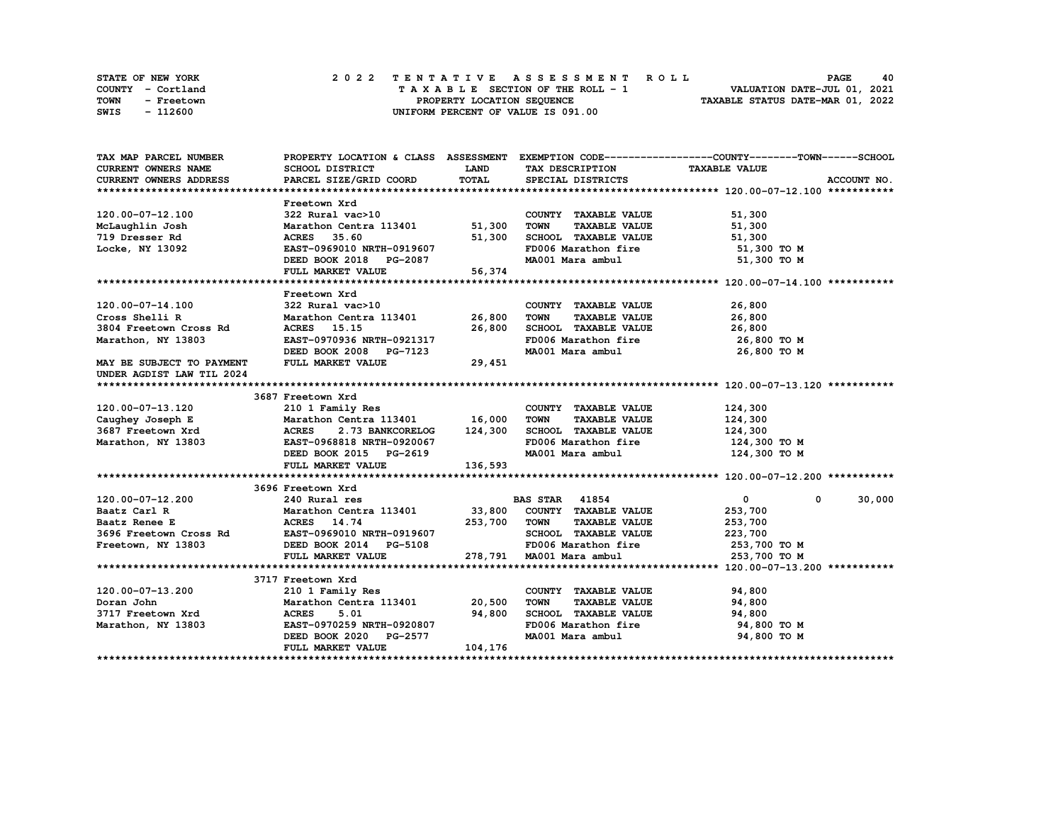STATE OF NEW YORK
COUNTY - Cortland
TOWN - Freetown
SWIS - 112600

2022 TENTATIVE ASSESSMENT ROLL
TAXABLE SECTION OF THE ROLL - 1
PROPERTY LOCATION SEQUENCE
UNIFORM PERCENT OF VALUE IS 091.00

VALUATION DATE-JUL 01, 2021
TAXABLE STATUS DATE-MAR 01, 2022

| TAX MAP PARCEL NUMBER / CURRENT OWNERS NAME / CURRENT OWNERS ADDRESS | PROPERTY LOCATION & CLASS / SCHOOL DISTRICT / PARCEL SIZE/GRID COORD | ASSESSMENT LAND / TOTAL | EXEMPTION CODE / TAX DESCRIPTION / SPECIAL DISTRICTS | COUNTY / TOWN / SCHOOL TAXABLE VALUE | ACCOUNT NO. |
|---|---|---|---|---|---|
| **120.00-07-12.100** | Freetown Xrd | | | | |
| 120.00-07-12.100 | 322 Rural vac>10 | | COUNTY TAXABLE VALUE | 51,300 | |
| McLaughlin Josh | Marathon Centra 113401 | 51,300 | TOWN TAXABLE VALUE | 51,300 | |
| 719 Dresser Rd | ACRES 35.60 | 51,300 | SCHOOL TAXABLE VALUE | 51,300 | |
| Locke, NY 13092 | EAST-0969010 NRTH-0919607 | | FD006 Marathon fire | 51,300 TO M | |
| | DEED BOOK 2018 PG-2087 | | MA001 Mara ambul | 51,300 TO M | |
| | FULL MARKET VALUE | 56,374 | | | |
| **120.00-07-14.100** | Freetown Xrd | | | | |
| 120.00-07-14.100 | 322 Rural vac>10 | | COUNTY TAXABLE VALUE | 26,800 | |
| Cross Shelli R | Marathon Centra 113401 | 26,800 | TOWN TAXABLE VALUE | 26,800 | |
| 3804 Freetown Cross Rd | ACRES 15.15 | 26,800 | SCHOOL TAXABLE VALUE | 26,800 | |
| Marathon, NY 13803 | EAST-0970936 NRTH-0921317 | | FD006 Marathon fire | 26,800 TO M | |
| | DEED BOOK 2008 PG-7123 | | MA001 Mara ambul | 26,800 TO M | |
| MAY BE SUBJECT TO PAYMENT | FULL MARKET VALUE | 29,451 | | | |
| UNDER AGDIST LAW TIL 2024 | | | | | |
| **120.00-07-13.120** | 3687 Freetown Xrd | | | | |
| 120.00-07-13.120 | 210 1 Family Res | | COUNTY TAXABLE VALUE | 124,300 | |
| Caughey Joseph E | Marathon Centra 113401 | 16,000 | TOWN TAXABLE VALUE | 124,300 | |
| 3687 Freetown Xrd | ACRES 2.73 BANKCORELOG | 124,300 | SCHOOL TAXABLE VALUE | 124,300 | |
| Marathon, NY 13803 | EAST-0968818 NRTH-0920067 | | FD006 Marathon fire | 124,300 TO M | |
| | DEED BOOK 2015 PG-2619 | | MA001 Mara ambul | 124,300 TO M | |
| | FULL MARKET VALUE | 136,593 | | | |
| **120.00-07-12.200** | 3696 Freetown Xrd | | | | |
| 120.00-07-12.200 | 240 Rural res | | BAS STAR 41854 | 0 / 0 / 30,000 | |
| Baatz Carl R | Marathon Centra 113401 | 33,800 | COUNTY TAXABLE VALUE | 253,700 | |
| Baatz Renee E | ACRES 14.74 | 253,700 | TOWN TAXABLE VALUE | 253,700 | |
| 3696 Freetown Cross Rd | EAST-0969010 NRTH-0919607 | | SCHOOL TAXABLE VALUE | 223,700 | |
| Freetown, NY 13803 | DEED BOOK 2014 PG-5108 | | FD006 Marathon fire | 253,700 TO M | |
| | FULL MARKET VALUE | 278,791 | MA001 Mara ambul | 253,700 TO M | |
| **120.00-07-13.200** | 3717 Freetown Xrd | | | | |
| 120.00-07-13.200 | 210 1 Family Res | | COUNTY TAXABLE VALUE | 94,800 | |
| Doran John | Marathon Centra 113401 | 20,500 | TOWN TAXABLE VALUE | 94,800 | |
| 3717 Freetown Xrd | ACRES 5.01 | 94,800 | SCHOOL TAXABLE VALUE | 94,800 | |
| Marathon, NY 13803 | EAST-0970259 NRTH-0920807 | | FD006 Marathon fire | 94,800 TO M | |
| | DEED BOOK 2020 PG-2577 | | MA001 Mara ambul | 94,800 TO M | |
| | FULL MARKET VALUE | 104,176 | | | |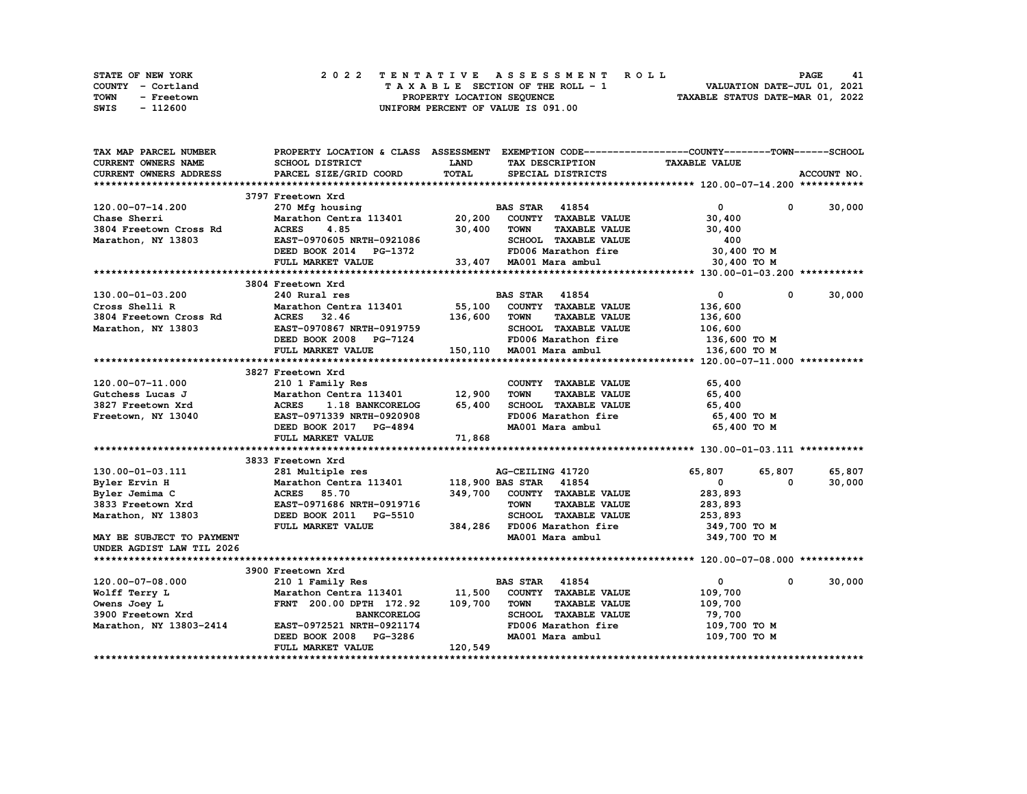STATE OF NEW YORK &nbsp;&nbsp;&nbsp;&nbsp; 2022 TENTATIVE ASSESSMENT ROLL
COUNTY - Cortland &nbsp;&nbsp;&nbsp;&nbsp; TAXABLE SECTION OF THE ROLL - 1 &nbsp;&nbsp;&nbsp;&nbsp; VALUATION DATE-JUL 01, 2021
TOWN - Freetown &nbsp;&nbsp;&nbsp;&nbsp; PROPERTY LOCATION SEQUENCE &nbsp;&nbsp;&nbsp;&nbsp; TAXABLE STATUS DATE-MAR 01, 2022
SWIS - 112600 &nbsp;&nbsp;&nbsp;&nbsp; UNIFORM PERCENT OF VALUE IS 091.00

| TAX MAP PARCEL NUMBER / CURRENT OWNERS NAME / CURRENT OWNERS ADDRESS | PROPERTY LOCATION & CLASS / SCHOOL DISTRICT / PARCEL SIZE/GRID COORD | ASSESSMENT LAND / TOTAL | EXEMPTION CODE / TAX DESCRIPTION / SPECIAL DISTRICTS | COUNTY TAXABLE VALUE | TOWN | SCHOOL / ACCOUNT NO. |
|---|---|---|---|---|---|---|
| | 3797 Freetown Xrd | | | | | |
| 120.00-07-14.200 | 270 Mfg housing | | BAS STAR 41854 | 0 | 0 | 30,000 |
| Chase Sherri | Marathon Centra 113401 | 20,200 | COUNTY TAXABLE VALUE | 30,400 | | |
| 3804 Freetown Cross Rd | ACRES 4.85 | 30,400 | TOWN TAXABLE VALUE | 30,400 | | |
| Marathon, NY 13803 | EAST-0970605 NRTH-0921086 | | SCHOOL TAXABLE VALUE | 400 | | |
| | DEED BOOK 2014 PG-1372 | | FD006 Marathon fire | 30,400 TO M | | |
| | FULL MARKET VALUE | 33,407 | MA001 Mara ambul | 30,400 TO M | | |
| | 3804 Freetown Xrd | | | | | |
| 130.00-01-03.200 | 240 Rural res | | BAS STAR 41854 | 0 | 0 | 30,000 |
| Cross Shelli R | Marathon Centra 113401 | 55,100 | COUNTY TAXABLE VALUE | 136,600 | | |
| 3804 Freetown Cross Rd | ACRES 32.46 | 136,600 | TOWN TAXABLE VALUE | 136,600 | | |
| Marathon, NY 13803 | EAST-0970867 NRTH-0919759 | | SCHOOL TAXABLE VALUE | 106,600 | | |
| | DEED BOOK 2008 PG-7124 | | FD006 Marathon fire | 136,600 TO M | | |
| | FULL MARKET VALUE | 150,110 | MA001 Mara ambul | 136,600 TO M | | |
| | 3827 Freetown Xrd | | | | | |
| 120.00-07-11.000 | 210 1 Family Res | | COUNTY TAXABLE VALUE | 65,400 | | |
| Gutchess Lucas J | Marathon Centra 113401 | 12,900 | TOWN TAXABLE VALUE | 65,400 | | |
| 3827 Freetown Xrd | ACRES 1.18 BANKCORELOG | 65,400 | SCHOOL TAXABLE VALUE | 65,400 | | |
| Freetown, NY 13040 | EAST-0971339 NRTH-0920908 | | FD006 Marathon fire | 65,400 TO M | | |
| | DEED BOOK 2017 PG-4894 | | MA001 Mara ambul | 65,400 TO M | | |
| | FULL MARKET VALUE | 71,868 | | | | |
| | 3833 Freetown Xrd | | | | | |
| 130.00-01-03.111 | 281 Multiple res | | AG-CEILING 41720 | 65,807 | 65,807 | 65,807 |
| Byler Ervin H | Marathon Centra 113401 | 118,900 | BAS STAR 41854 | 0 | 0 | 30,000 |
| Byler Jemima C | ACRES 85.70 | 349,700 | COUNTY TAXABLE VALUE | 283,893 | | |
| 3833 Freetown Xrd | EAST-0971686 NRTH-0919716 | | TOWN TAXABLE VALUE | 283,893 | | |
| Marathon, NY 13803 | DEED BOOK 2011 PG-5510 | | SCHOOL TAXABLE VALUE | 253,893 | | |
| | FULL MARKET VALUE | 384,286 | FD006 Marathon fire | 349,700 TO M | | |
| MAY BE SUBJECT TO PAYMENT UNDER AGDIST LAW TIL 2026 | | | MA001 Mara ambul | 349,700 TO M | | |
| | 3900 Freetown Xrd | | | | | |
| 120.00-07-08.000 | 210 1 Family Res | | BAS STAR 41854 | 0 | 0 | 30,000 |
| Wolff Terry L | Marathon Centra 113401 | 11,500 | COUNTY TAXABLE VALUE | 109,700 | | |
| Owens Joey L | FRNT 200.00 DPTH 172.92 | 109,700 | TOWN TAXABLE VALUE | 109,700 | | |
| 3900 Freetown Xrd | BANKCORELOG | | SCHOOL TAXABLE VALUE | 79,700 | | |
| Marathon, NY 13803-2414 | EAST-0972521 NRTH-0921174 | | FD006 Marathon fire | 109,700 TO M | | |
| | DEED BOOK 2008 PG-3286 | | MA001 Mara ambul | 109,700 TO M | | |
| | FULL MARKET VALUE | 120,549 | | | | |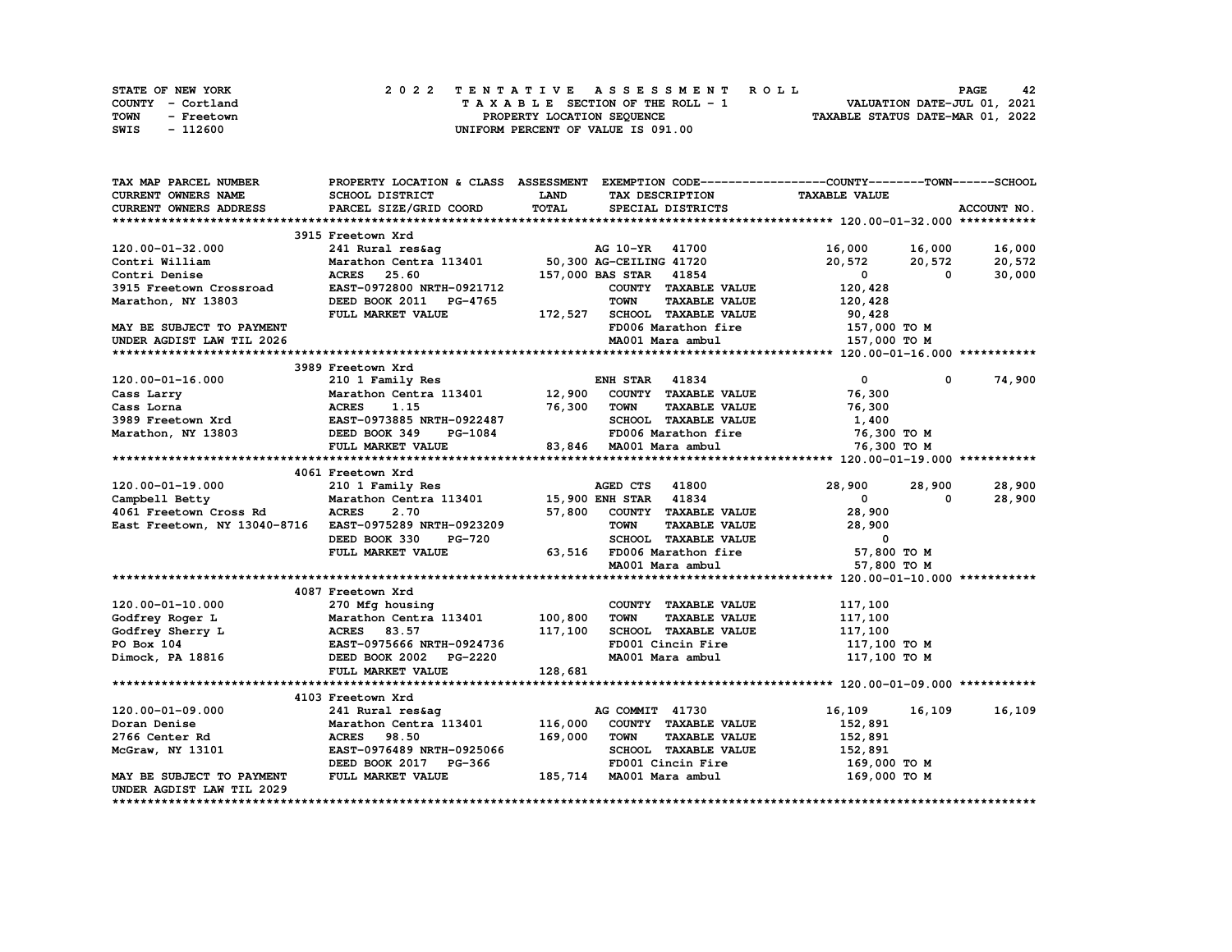STATE OF NEW YORK — COUNTY - Cortland — TOWN - Freetown — SWIS - 112600

**2022 TENTATIVE ASSESSMENT ROLL**
TAXABLE SECTION OF THE ROLL - 1
PROPERTY LOCATION SEQUENCE
UNIFORM PERCENT OF VALUE IS 091.00

VALUATION DATE-JUL 01, 2021
TAXABLE STATUS DATE-MAR 01, 2022

```
TAX MAP PARCEL NUMBER          PROPERTY LOCATION & CLASS  ASSESSMENT  EXEMPTION CODE------------------COUNTY--------TOWN------SCHOOL
CURRENT OWNERS NAME            SCHOOL DISTRICT             LAND       TAX DESCRIPTION              TAXABLE VALUE
CURRENT OWNERS ADDRESS         PARCEL SIZE/GRID COORD      TOTAL      SPECIAL DISTRICTS                                    ACCOUNT NO.
******************************************************************************************************* 120.00-01-32.000 ***********
                               3915 Freetown Xrd
120.00-01-32.000               241 Rural res&ag                        AG 10-YR  41700               16,000      16,000      16,000
Contri William                 Marathon Centra 113401    50,300 AG-CEILING 41720                     20,572      20,572      20,572
Contri Denise                  ACRES   25.60            157,000 BAS STAR  41854                           0           0      30,000
3915 Freetown Crossroad        EAST-0972800 NRTH-0921712          COUNTY  TAXABLE VALUE             120,428
Marathon, NY 13803             DEED BOOK 2011   PG-4765           TOWN    TAXABLE VALUE             120,428
                               FULL MARKET VALUE        172,527   SCHOOL  TAXABLE VALUE              90,428
MAY BE SUBJECT TO PAYMENT                                         FD006 Marathon fire               157,000 TO M
UNDER AGDIST LAW TIL 2026                                         MA001 Mara ambul                  157,000 TO M
******************************************************************************************************* 120.00-01-16.000 ***********
                               3989 Freetown Xrd
120.00-01-16.000               210 1 Family Res                        ENH STAR  41834                    0           0      74,900
Cass Larry                     Marathon Centra 113401    12,900   COUNTY  TAXABLE VALUE              76,300
Cass Lorna                     ACRES    1.15             76,300   TOWN    TAXABLE VALUE              76,300
3989 Freetown Xrd              EAST-0973885 NRTH-0922487          SCHOOL  TAXABLE VALUE               1,400
Marathon, NY 13803             DEED BOOK 349    PG-1084           FD006 Marathon fire                76,300 TO M
                               FULL MARKET VALUE         83,846   MA001 Mara ambul                   76,300 TO M
******************************************************************************************************* 120.00-01-19.000 ***********
                               4061 Freetown Xrd
120.00-01-19.000               210 1 Family Res                        AGED CTS  41800               28,900      28,900      28,900
Campbell Betty                 Marathon Centra 113401    15,900 ENH STAR  41834                           0           0      28,900
4061 Freetown Cross Rd         ACRES    2.70             57,800   COUNTY  TAXABLE VALUE              28,900
East Freetown, NY 13040-8716   EAST-0975289 NRTH-0923209          TOWN    TAXABLE VALUE              28,900
                               DEED BOOK 330    PG-720            SCHOOL  TAXABLE VALUE                   0
                               FULL MARKET VALUE         63,516   FD006 Marathon fire                57,800 TO M
                                                                  MA001 Mara ambul                   57,800 TO M
******************************************************************************************************* 120.00-01-10.000 ***********
                               4087 Freetown Xrd
120.00-01-10.000               270 Mfg housing                    COUNTY  TAXABLE VALUE             117,100
Godfrey Roger L                Marathon Centra 113401   100,800   TOWN    TAXABLE VALUE             117,100
Godfrey Sherry L               ACRES   83.57            117,100   SCHOOL  TAXABLE VALUE             117,100
PO Box 104                     EAST-0975666 NRTH-0924736          FD001 Cincin Fire                 117,100 TO M
Dimock, PA 18816               DEED BOOK 2002   PG-2220           MA001 Mara ambul                  117,100 TO M
                               FULL MARKET VALUE        128,681
******************************************************************************************************* 120.00-01-09.000 ***********
                               4103 Freetown Xrd
120.00-01-09.000               241 Rural res&ag                        AG COMMIT 41730               16,109      16,109      16,109
Doran Denise                   Marathon Centra 113401   116,000   COUNTY  TAXABLE VALUE             152,891
2766 Center Rd                 ACRES   98.50            169,000   TOWN    TAXABLE VALUE             152,891
McGraw, NY 13101               EAST-0976489 NRTH-0925066          SCHOOL  TAXABLE VALUE             152,891
                               DEED BOOK 2017   PG-366            FD001 Cincin Fire                 169,000 TO M
MAY BE SUBJECT TO PAYMENT      FULL MARKET VALUE        185,714   MA001 Mara ambul                  169,000 TO M
UNDER AGDIST LAW TIL 2029
************************************************************************************************************************************
```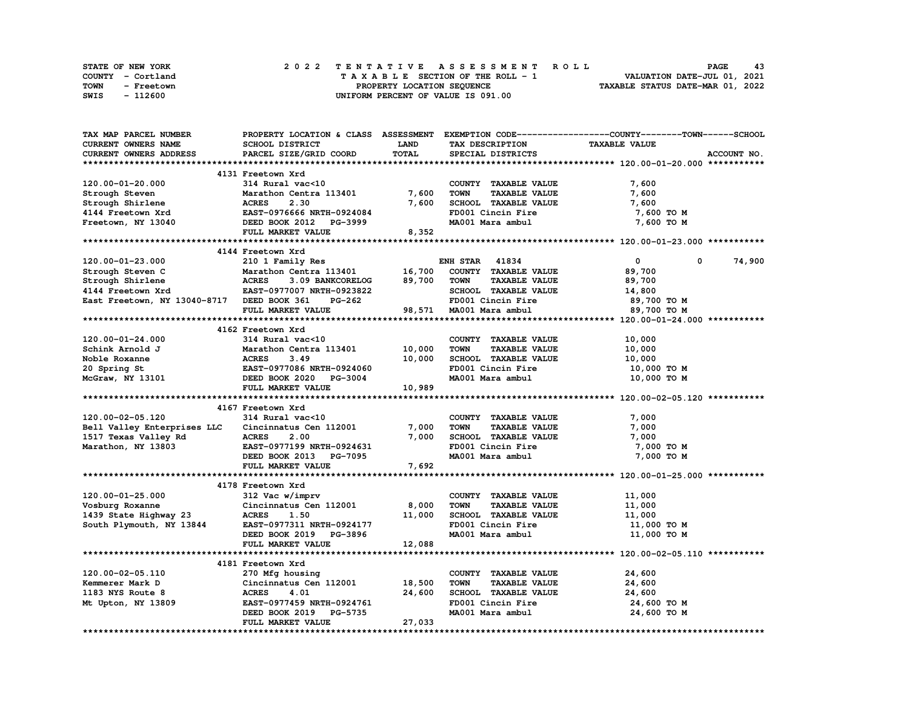STATE OF NEW YORK — COUNTY - Cortland — TOWN - Freetown — SWIS - 112600

**2022 TENTATIVE ASSESSMENT ROLL**
TAXABLE SECTION OF THE ROLL - 1
PROPERTY LOCATION SEQUENCE
UNIFORM PERCENT OF VALUE IS 091.00

VALUATION DATE-JUL 01, 2021
TAXABLE STATUS DATE-MAR 01, 2022

| TAX MAP PARCEL NUMBER / CURRENT OWNERS NAME / CURRENT OWNERS ADDRESS | PROPERTY LOCATION & CLASS / SCHOOL DISTRICT / PARCEL SIZE/GRID COORD | ASSESSMENT LAND | ASSESSMENT TOTAL | EXEMPTION CODE / TAX DESCRIPTION / SPECIAL DISTRICTS | TAXABLE VALUE (COUNTY / TOWN / SCHOOL) | ACCOUNT NO. |
|---|---|---|---|---|---|---|
| **120.00-01-20.000** | 4131 Freetown Xrd | | | | | |
| 120.00-01-20.000 | 314 Rural vac<10 | | | COUNTY TAXABLE VALUE | 7,600 | |
| Strough Steven | Marathon Centra 113401 | 7,600 | | TOWN TAXABLE VALUE | 7,600 | |
| Strough Shirlene | ACRES 2.30 | | 7,600 | SCHOOL TAXABLE VALUE | 7,600 | |
| 4144 Freetown Xrd | EAST-0976666 NRTH-0924084 | | | FD001 Cincin Fire | 7,600 TO M | |
| Freetown, NY 13040 | DEED BOOK 2012 PG-3999 | | | MA001 Mara ambul | 7,600 TO M | |
| | FULL MARKET VALUE | | 8,352 | | | |
| **120.00-01-23.000** | 4144 Freetown Xrd | | | | | |
| 120.00-01-23.000 | 210 1 Family Res | | | ENH STAR 41834 | 0 / 0 / 74,900 | |
| Strough Steven C | Marathon Centra 113401 | 16,700 | | COUNTY TAXABLE VALUE | 89,700 | |
| Strough Shirlene | ACRES 3.09 BANKCORELOG | | 89,700 | TOWN TAXABLE VALUE | 89,700 | |
| 4144 Freetown Xrd | EAST-0977007 NRTH-0923822 | | | SCHOOL TAXABLE VALUE | 14,800 | |
| East Freetown, NY 13040-8717 | DEED BOOK 361 PG-262 | | | FD001 Cincin Fire | 89,700 TO M | |
| | FULL MARKET VALUE | | 98,571 | MA001 Mara ambul | 89,700 TO M | |
| **120.00-01-24.000** | 4162 Freetown Xrd | | | | | |
| 120.00-01-24.000 | 314 Rural vac<10 | | | COUNTY TAXABLE VALUE | 10,000 | |
| Schink Arnold J | Marathon Centra 113401 | 10,000 | | TOWN TAXABLE VALUE | 10,000 | |
| Noble Roxanne | ACRES 3.49 | | 10,000 | SCHOOL TAXABLE VALUE | 10,000 | |
| 20 Spring St | EAST-0977086 NRTH-0924060 | | | FD001 Cincin Fire | 10,000 TO M | |
| McGraw, NY 13101 | DEED BOOK 2020 PG-3004 | | | MA001 Mara ambul | 10,000 TO M | |
| | FULL MARKET VALUE | | 10,989 | | | |
| **120.00-02-05.120** | 4167 Freetown Xrd | | | | | |
| 120.00-02-05.120 | 314 Rural vac<10 | | | COUNTY TAXABLE VALUE | 7,000 | |
| Bell Valley Enterprises LLC | Cincinnatus Cen 112001 | 7,000 | | TOWN TAXABLE VALUE | 7,000 | |
| 1517 Texas Valley Rd | ACRES 2.00 | | 7,000 | SCHOOL TAXABLE VALUE | 7,000 | |
| Marathon, NY 13803 | EAST-0977199 NRTH-0924631 | | | FD001 Cincin Fire | 7,000 TO M | |
| | DEED BOOK 2013 PG-7095 | | | MA001 Mara ambul | 7,000 TO M | |
| | FULL MARKET VALUE | | 7,692 | | | |
| **120.00-01-25.000** | 4178 Freetown Xrd | | | | | |
| 120.00-01-25.000 | 312 Vac w/imprv | | | COUNTY TAXABLE VALUE | 11,000 | |
| Vosburg Roxanne | Cincinnatus Cen 112001 | 8,000 | | TOWN TAXABLE VALUE | 11,000 | |
| 1439 State Highway 23 | ACRES 1.50 | | 11,000 | SCHOOL TAXABLE VALUE | 11,000 | |
| South Plymouth, NY 13844 | EAST-0977311 NRTH-0924177 | | | FD001 Cincin Fire | 11,000 TO M | |
| | DEED BOOK 2019 PG-3896 | | | MA001 Mara ambul | 11,000 TO M | |
| | FULL MARKET VALUE | | 12,088 | | | |
| **120.00-02-05.110** | 4181 Freetown Xrd | | | | | |
| 120.00-02-05.110 | 270 Mfg housing | | | COUNTY TAXABLE VALUE | 24,600 | |
| Kemmerer Mark D | Cincinnatus Cen 112001 | 18,500 | | TOWN TAXABLE VALUE | 24,600 | |
| 1183 NYS Route 8 | ACRES 4.01 | | 24,600 | SCHOOL TAXABLE VALUE | 24,600 | |
| Mt Upton, NY 13809 | EAST-0977459 NRTH-0924761 | | | FD001 Cincin Fire | 24,600 TO M | |
| | DEED BOOK 2019 PG-5735 | | | MA001 Mara ambul | 24,600 TO M | |
| | FULL MARKET VALUE | | 27,033 | | | |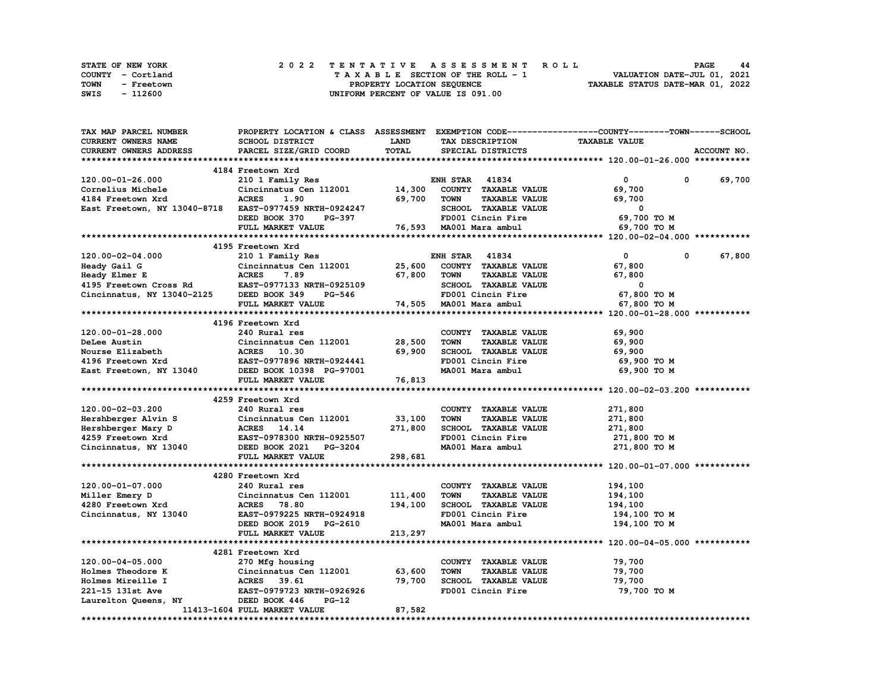STATE OF NEW YORK — 2022 TENTATIVE ASSESSMENT ROLL
COUNTY - Cortland — TAXABLE SECTION OF THE ROLL - 1 — VALUATION DATE-JUL 01, 2021
TOWN - Freetown — PROPERTY LOCATION SEQUENCE — TAXABLE STATUS DATE-MAR 01, 2022
SWIS - 112600 — UNIFORM PERCENT OF VALUE IS 091.00

| TAX MAP PARCEL NUMBER / CURRENT OWNERS NAME / CURRENT OWNERS ADDRESS | PROPERTY LOCATION & CLASS / SCHOOL DISTRICT / PARCEL SIZE/GRID COORD | ASSESSMENT LAND | TOTAL | EXEMPTION CODE / TAX DESCRIPTION / SPECIAL DISTRICTS | COUNTY TAXABLE VALUE | TOWN | SCHOOL / ACCOUNT NO. |
|---|---|---|---|---|---|---|---|
| **120.00-01-26.000** | 4184 Freetown Xrd | | | | | | |
| 120.00-01-26.000 | 210 1 Family Res | | | ENH STAR 41834 | 0 | 0 | 69,700 |
| Cornelius Michele | Cincinnatus Cen 112001 | 14,300 | | COUNTY TAXABLE VALUE | 69,700 | | |
| 4184 Freetown Xrd | ACRES 1.90 | | 69,700 | TOWN TAXABLE VALUE | 69,700 | | |
| East Freetown, NY 13040-8718 | EAST-0977459 NRTH-0924247 | | | SCHOOL TAXABLE VALUE | 0 | | |
| | DEED BOOK 370 PG-397 | | | FD001 Cincin Fire | 69,700 TO M | | |
| | FULL MARKET VALUE | | 76,593 | MA001 Mara ambul | 69,700 TO M | | |
| **120.00-02-04.000** | 4195 Freetown Xrd | | | | | | |
| 120.00-02-04.000 | 210 1 Family Res | | | ENH STAR 41834 | 0 | 0 | 67,800 |
| Heady Gail G | Cincinnatus Cen 112001 | 25,600 | | COUNTY TAXABLE VALUE | 67,800 | | |
| Heady Elmer E | ACRES 7.89 | | 67,800 | TOWN TAXABLE VALUE | 67,800 | | |
| 4195 Freetown Cross Rd | EAST-0977133 NRTH-0925109 | | | SCHOOL TAXABLE VALUE | 0 | | |
| Cincinnatus, NY 13040-2125 | DEED BOOK 349 PG-546 | | | FD001 Cincin Fire | 67,800 TO M | | |
| | FULL MARKET VALUE | | 74,505 | MA001 Mara ambul | 67,800 TO M | | |
| **120.00-01-28.000** | 4196 Freetown Xrd | | | | | | |
| 120.00-01-28.000 | 240 Rural res | | | COUNTY TAXABLE VALUE | 69,900 | | |
| DeLee Austin | Cincinnatus Cen 112001 | 28,500 | | TOWN TAXABLE VALUE | 69,900 | | |
| Nourse Elizabeth | ACRES 10.30 | | 69,900 | SCHOOL TAXABLE VALUE | 69,900 | | |
| 4196 Freetown Xrd | EAST-0977896 NRTH-0924441 | | | FD001 Cincin Fire | 69,900 TO M | | |
| East Freetown, NY 13040 | DEED BOOK 10398 PG-97001 | | | MA001 Mara ambul | 69,900 TO M | | |
| | FULL MARKET VALUE | | 76,813 | | | | |
| **120.00-02-03.200** | 4259 Freetown Xrd | | | | | | |
| 120.00-02-03.200 | 240 Rural res | | | COUNTY TAXABLE VALUE | 271,800 | | |
| Hershberger Alvin S | Cincinnatus Cen 112001 | 33,100 | | TOWN TAXABLE VALUE | 271,800 | | |
| Hershberger Mary D | ACRES 14.14 | | 271,800 | SCHOOL TAXABLE VALUE | 271,800 | | |
| 4259 Freetown Xrd | EAST-0978300 NRTH-0925507 | | | FD001 Cincin Fire | 271,800 TO M | | |
| Cincinnatus, NY 13040 | DEED BOOK 2021 PG-3204 | | | MA001 Mara ambul | 271,800 TO M | | |
| | FULL MARKET VALUE | | 298,681 | | | | |
| **120.00-01-07.000** | 4280 Freetown Xrd | | | | | | |
| 120.00-01-07.000 | 240 Rural res | | | COUNTY TAXABLE VALUE | 194,100 | | |
| Miller Emery D | Cincinnatus Cen 112001 | 111,400 | | TOWN TAXABLE VALUE | 194,100 | | |
| 4280 Freetown Xrd | ACRES 78.80 | | 194,100 | SCHOOL TAXABLE VALUE | 194,100 | | |
| Cincinnatus, NY 13040 | EAST-0979225 NRTH-0924918 | | | FD001 Cincin Fire | 194,100 TO M | | |
| | DEED BOOK 2019 PG-2610 | | | MA001 Mara ambul | 194,100 TO M | | |
| | FULL MARKET VALUE | | 213,297 | | | | |
| **120.00-04-05.000** | 4281 Freetown Xrd | | | | | | |
| 120.00-04-05.000 | 270 Mfg housing | | | COUNTY TAXABLE VALUE | 79,700 | | |
| Holmes Theodore K | Cincinnatus Cen 112001 | 63,600 | | TOWN TAXABLE VALUE | 79,700 | | |
| Holmes Mireille I | ACRES 39.61 | | 79,700 | SCHOOL TAXABLE VALUE | 79,700 | | |
| 221-15 131st Ave | EAST-0979723 NRTH-0926926 | | | FD001 Cincin Fire | 79,700 TO M | | |
| Laurelton Queens, NY | DEED BOOK 446 PG-12 | | | | | | |
| 11413-1604 | FULL MARKET VALUE | | 87,582 | | | | |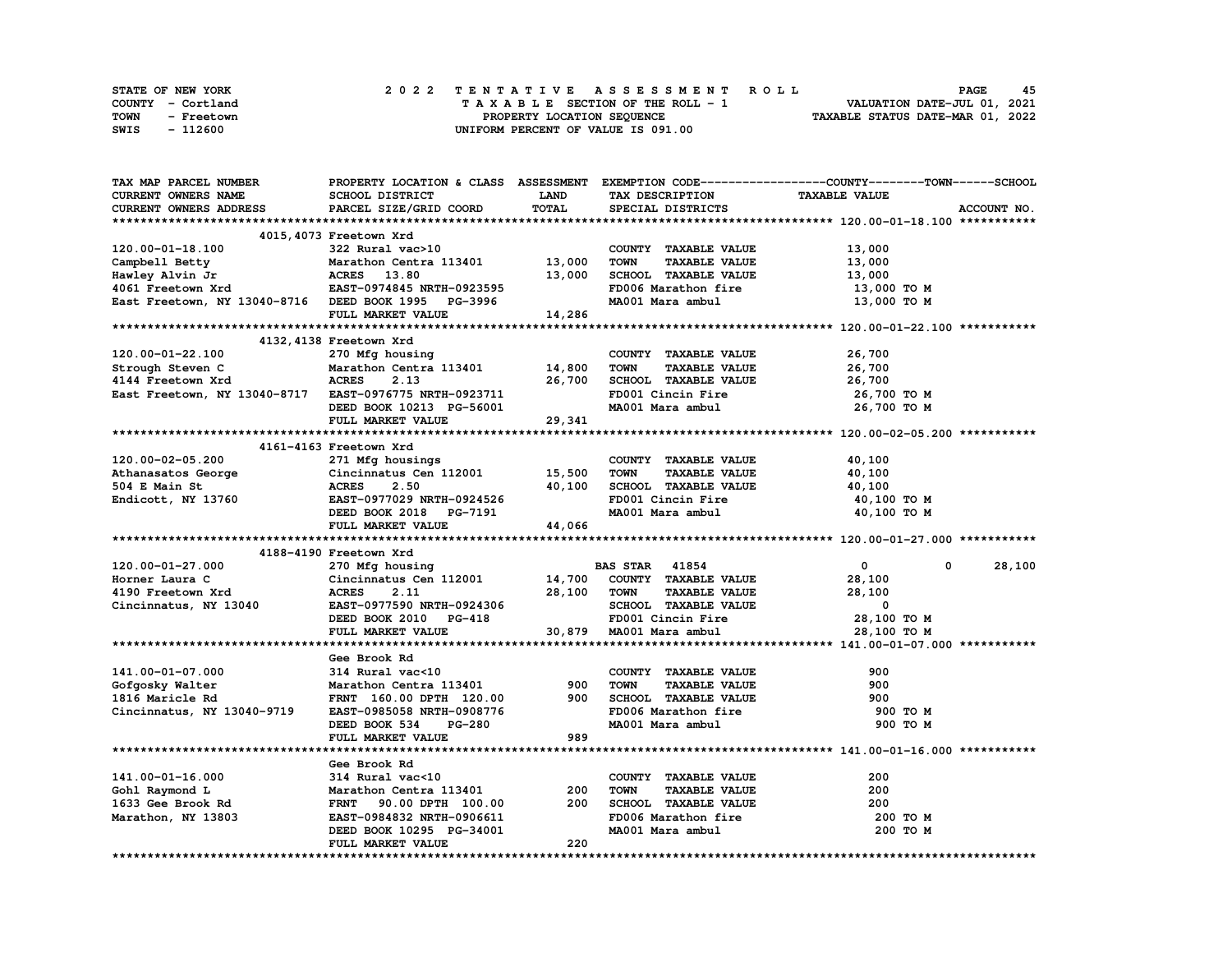STATE OF NEW YORK
COUNTY - Cortland
TOWN - Freetown
SWIS - 112600

# 2022 TENTATIVE ASSESSMENT ROLL
TAXABLE SECTION OF THE ROLL - 1
PROPERTY LOCATION SEQUENCE
UNIFORM PERCENT OF VALUE IS 091.00

VALUATION DATE-JUL 01, 2021
TAXABLE STATUS DATE-MAR 01, 2022

| TAX MAP PARCEL NUMBER / CURRENT OWNERS NAME / CURRENT OWNERS ADDRESS | PROPERTY LOCATION & CLASS / SCHOOL DISTRICT / PARCEL SIZE/GRID COORD | ASSESSMENT LAND / TOTAL | EXEMPTION CODE / TAX DESCRIPTION / SPECIAL DISTRICTS | COUNTY | TOWN | SCHOOL TAXABLE VALUE | ACCOUNT NO. |
|---|---|---|---|---|---|---|---|
| **120.00-01-18.100** | 4015,4073 Freetown Xrd | | | | | | |
| 120.00-01-18.100 | 322 Rural vac>10 | | COUNTY TAXABLE VALUE | 13,000 | | | |
| Campbell Betty | Marathon Centra 113401 | 13,000 | TOWN TAXABLE VALUE | | 13,000 | | |
| Hawley Alvin Jr | ACRES 13.80 | 13,000 | SCHOOL TAXABLE VALUE | | | 13,000 | |
| 4061 Freetown Xrd | EAST-0974845 NRTH-0923595 | | FD006 Marathon fire | 13,000 TO M | | | |
| East Freetown, NY 13040-8716 | DEED BOOK 1995 PG-3996 | | MA001 Mara ambul | 13,000 TO M | | | |
| | FULL MARKET VALUE | 14,286 | | | | | |
| **120.00-01-22.100** | 4132,4138 Freetown Xrd | | | | | | |
| 120.00-01-22.100 | 270 Mfg housing | | COUNTY TAXABLE VALUE | 26,700 | | | |
| Strough Steven C | Marathon Centra 113401 | 14,800 | TOWN TAXABLE VALUE | | 26,700 | | |
| 4144 Freetown Xrd | ACRES 2.13 | 26,700 | SCHOOL TAXABLE VALUE | | | 26,700 | |
| East Freetown, NY 13040-8717 | EAST-0976775 NRTH-0923711 | | FD001 Cincin Fire | 26,700 TO M | | | |
| | DEED BOOK 10213 PG-56001 | | MA001 Mara ambul | 26,700 TO M | | | |
| | FULL MARKET VALUE | 29,341 | | | | | |
| **120.00-02-05.200** | 4161-4163 Freetown Xrd | | | | | | |
| 120.00-02-05.200 | 271 Mfg housings | | COUNTY TAXABLE VALUE | 40,100 | | | |
| Athanasatos George | Cincinnatus Cen 112001 | 15,500 | TOWN TAXABLE VALUE | | 40,100 | | |
| 504 E Main St | ACRES 2.50 | 40,100 | SCHOOL TAXABLE VALUE | | | 40,100 | |
| Endicott, NY 13760 | EAST-0977029 NRTH-0924526 | | FD001 Cincin Fire | 40,100 TO M | | | |
| | DEED BOOK 2018 PG-7191 | | MA001 Mara ambul | 40,100 TO M | | | |
| | FULL MARKET VALUE | 44,066 | | | | | |
| **120.00-01-27.000** | 4188-4190 Freetown Xrd | | | | | | |
| 120.00-01-27.000 | 270 Mfg housing | | BAS STAR 41854 | 0 | 0 | 28,100 | |
| Horner Laura C | Cincinnatus Cen 112001 | 14,700 | COUNTY TAXABLE VALUE | 28,100 | | | |
| 4190 Freetown Xrd | ACRES 2.11 | 28,100 | TOWN TAXABLE VALUE | | 28,100 | | |
| Cincinnatus, NY 13040 | EAST-0977590 NRTH-0924306 | | SCHOOL TAXABLE VALUE | | | 0 | |
| | DEED BOOK 2010 PG-418 | | FD001 Cincin Fire | 28,100 TO M | | | |
| | FULL MARKET VALUE | 30,879 | MA001 Mara ambul | 28,100 TO M | | | |
| **141.00-01-07.000** | Gee Brook Rd | | | | | | |
| 141.00-01-07.000 | 314 Rural vac<10 | | COUNTY TAXABLE VALUE | 900 | | | |
| Gofgosky Walter | Marathon Centra 113401 | 900 | TOWN TAXABLE VALUE | | 900 | | |
| 1816 Maricle Rd | FRNT 160.00 DPTH 120.00 | 900 | SCHOOL TAXABLE VALUE | | | 900 | |
| Cincinnatus, NY 13040-9719 | EAST-0985058 NRTH-0908776 | | FD006 Marathon fire | 900 TO M | | | |
| | DEED BOOK 534 PG-280 | | MA001 Mara ambul | 900 TO M | | | |
| | FULL MARKET VALUE | 989 | | | | | |
| **141.00-01-16.000** | Gee Brook Rd | | | | | | |
| 141.00-01-16.000 | 314 Rural vac<10 | | COUNTY TAXABLE VALUE | 200 | | | |
| Gohl Raymond L | Marathon Centra 113401 | 200 | TOWN TAXABLE VALUE | | 200 | | |
| 1633 Gee Brook Rd | FRNT 90.00 DPTH 100.00 | 200 | SCHOOL TAXABLE VALUE | | | 200 | |
| Marathon, NY 13803 | EAST-0984832 NRTH-0906611 | | FD006 Marathon fire | 200 TO M | | | |
| | DEED BOOK 10295 PG-34001 | | MA001 Mara ambul | 200 TO M | | | |
| | FULL MARKET VALUE | 220 | | | | | |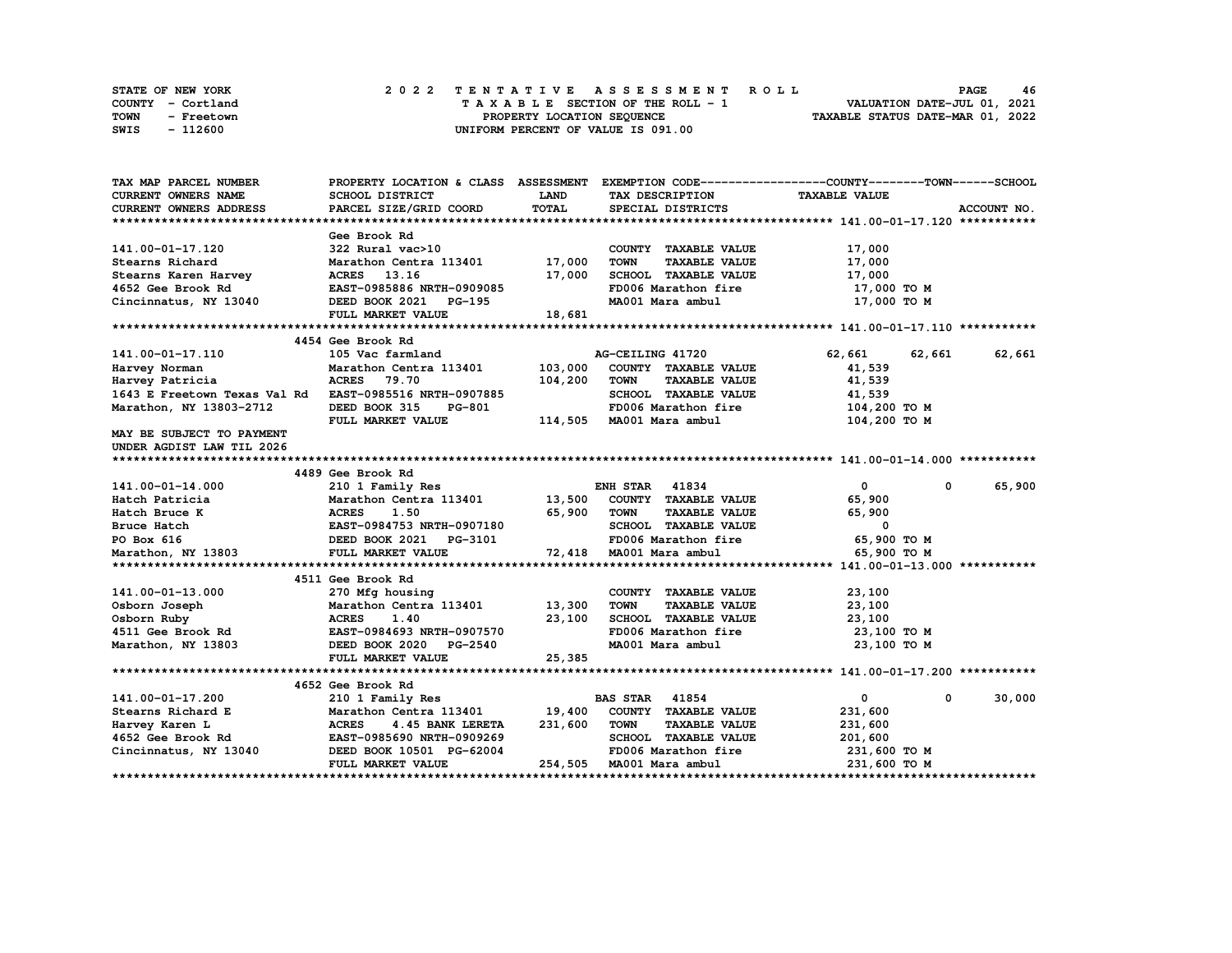STATE OF NEW YORK
COUNTY - Cortland
TOWN - Freetown
SWIS - 112600

2022 TENTATIVE ASSESSMENT ROLL
TAXABLE SECTION OF THE ROLL - 1
PROPERTY LOCATION SEQUENCE
UNIFORM PERCENT OF VALUE IS 091.00

VALUATION DATE-JUL 01, 2021
TAXABLE STATUS DATE-MAR 01, 2022

| TAX MAP PARCEL NUMBER / CURRENT OWNERS NAME / CURRENT OWNERS ADDRESS | PROPERTY LOCATION & CLASS / SCHOOL DISTRICT / PARCEL SIZE/GRID COORD | ASSESSMENT LAND / TOTAL | EXEMPTION CODE / TAX DESCRIPTION / SPECIAL DISTRICTS | COUNTY TAXABLE VALUE | TOWN | SCHOOL |
|---|---|---|---|---|---|---|
| **141.00-01-17.120** | Gee Brook Rd | | | | | |
| 141.00-01-17.120 | 322 Rural vac>10 | | COUNTY TAXABLE VALUE | 17,000 | | |
| Stearns Richard | Marathon Centra 113401 | 17,000 | TOWN TAXABLE VALUE | 17,000 | | |
| Stearns Karen Harvey | ACRES 13.16 | 17,000 | SCHOOL TAXABLE VALUE | 17,000 | | |
| 4652 Gee Brook Rd | EAST-0985886 NRTH-0909085 | | FD006 Marathon fire | 17,000 TO M | | |
| Cincinnatus, NY 13040 | DEED BOOK 2021 PG-195 | | MA001 Mara ambul | 17,000 TO M | | |
| | FULL MARKET VALUE | 18,681 | | | | |
| **141.00-01-17.110** | 4454 Gee Brook Rd | | | | | |
| 141.00-01-17.110 | 105 Vac farmland | | AG-CEILING 41720 | 62,661 | 62,661 | 62,661 |
| Harvey Norman | Marathon Centra 113401 | 103,000 | COUNTY TAXABLE VALUE | 41,539 | | |
| Harvey Patricia | ACRES 79.70 | 104,200 | TOWN TAXABLE VALUE | 41,539 | | |
| 1643 E Freetown Texas Val Rd | EAST-0985516 NRTH-0907885 | | SCHOOL TAXABLE VALUE | 41,539 | | |
| Marathon, NY 13803-2712 | DEED BOOK 315 PG-801 | | FD006 Marathon fire | 104,200 TO M | | |
| | FULL MARKET VALUE | 114,505 | MA001 Mara ambul | 104,200 TO M | | |
| MAY BE SUBJECT TO PAYMENT UNDER AGDIST LAW TIL 2026 | | | | | | |
| **141.00-01-14.000** | 4489 Gee Brook Rd | | | | | |
| 141.00-01-14.000 | 210 1 Family Res | | ENH STAR 41834 | 0 | 0 | 65,900 |
| Hatch Patricia | Marathon Centra 113401 | 13,500 | COUNTY TAXABLE VALUE | 65,900 | | |
| Hatch Bruce K | ACRES 1.50 | 65,900 | TOWN TAXABLE VALUE | 65,900 | | |
| Bruce Hatch | EAST-0984753 NRTH-0907180 | | SCHOOL TAXABLE VALUE | 0 | | |
| PO Box 616 | DEED BOOK 2021 PG-3101 | | FD006 Marathon fire | 65,900 TO M | | |
| Marathon, NY 13803 | FULL MARKET VALUE | 72,418 | MA001 Mara ambul | 65,900 TO M | | |
| **141.00-01-13.000** | 4511 Gee Brook Rd | | | | | |
| 141.00-01-13.000 | 270 Mfg housing | | COUNTY TAXABLE VALUE | 23,100 | | |
| Osborn Joseph | Marathon Centra 113401 | 13,300 | TOWN TAXABLE VALUE | 23,100 | | |
| Osborn Ruby | ACRES 1.40 | 23,100 | SCHOOL TAXABLE VALUE | 23,100 | | |
| 4511 Gee Brook Rd | EAST-0984693 NRTH-0907570 | | FD006 Marathon fire | 23,100 TO M | | |
| Marathon, NY 13803 | DEED BOOK 2020 PG-2540 | | MA001 Mara ambul | 23,100 TO M | | |
| | FULL MARKET VALUE | 25,385 | | | | |
| **141.00-01-17.200** | 4652 Gee Brook Rd | | | | | |
| 141.00-01-17.200 | 210 1 Family Res | | BAS STAR 41854 | 0 | 0 | 30,000 |
| Stearns Richard E | Marathon Centra 113401 | 19,400 | COUNTY TAXABLE VALUE | 231,600 | | |
| Harvey Karen L | ACRES 4.45 BANK LERETA | 231,600 | TOWN TAXABLE VALUE | 231,600 | | |
| 4652 Gee Brook Rd | EAST-0985690 NRTH-0909269 | | SCHOOL TAXABLE VALUE | 201,600 | | |
| Cincinnatus, NY 13040 | DEED BOOK 10501 PG-62004 | | FD006 Marathon fire | 231,600 TO M | | |
| | FULL MARKET VALUE | 254,505 | MA001 Mara ambul | 231,600 TO M | | |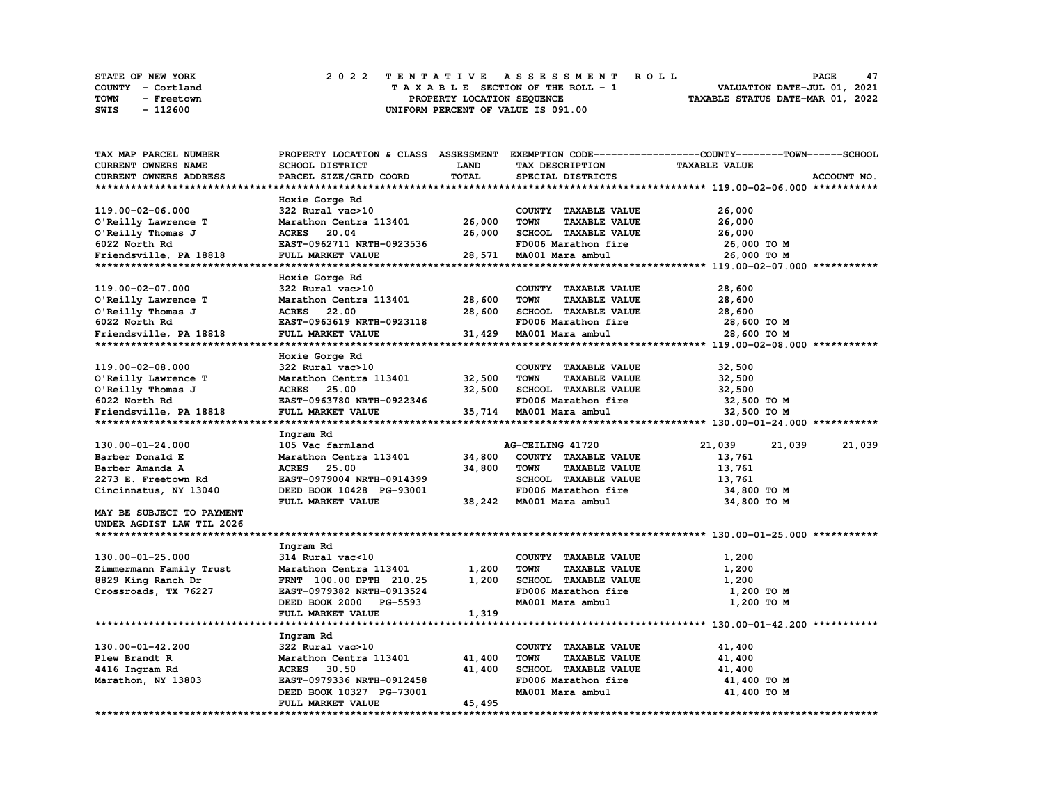STATE OF NEW YORK
COUNTY - Cortland
TOWN - Freetown
SWIS - 112600

2022 TENTATIVE ASSESSMENT ROLL
TAXABLE SECTION OF THE ROLL - 1
PROPERTY LOCATION SEQUENCE
UNIFORM PERCENT OF VALUE IS 091.00

VALUATION DATE-JUL 01, 2021
TAXABLE STATUS DATE-MAR 01, 2022

| TAX MAP PARCEL NUMBER / CURRENT OWNERS NAME / CURRENT OWNERS ADDRESS | PROPERTY LOCATION & CLASS / SCHOOL DISTRICT / PARCEL SIZE/GRID COORD | ASSESSMENT LAND | TOTAL | EXEMPTION CODE / TAX DESCRIPTION / SPECIAL DISTRICTS | COUNTY TAXABLE VALUE | TOWN | SCHOOL |
|---|---|---|---|---|---|---|---|
| **119.00-02-06.000** | Hoxie Gorge Rd | | | | | | |
| 119.00-02-06.000 | 322 Rural vac>10 | | | COUNTY TAXABLE VALUE | 26,000 | | |
| O'Reilly Lawrence T | Marathon Centra 113401 | 26,000 | | TOWN TAXABLE VALUE | 26,000 | | |
| O'Reilly Thomas J | ACRES 20.04 | | 26,000 | SCHOOL TAXABLE VALUE | 26,000 | | |
| 6022 North Rd | EAST-0962711 NRTH-0923536 | | | FD006 Marathon fire | 26,000 TO M | | |
| Friendsville, PA 18818 | FULL MARKET VALUE | | 28,571 | MA001 Mara ambul | 26,000 TO M | | |
| **119.00-02-07.000** | Hoxie Gorge Rd | | | | | | |
| 119.00-02-07.000 | 322 Rural vac>10 | | | COUNTY TAXABLE VALUE | 28,600 | | |
| O'Reilly Lawrence T | Marathon Centra 113401 | 28,600 | | TOWN TAXABLE VALUE | 28,600 | | |
| O'Reilly Thomas J | ACRES 22.00 | | 28,600 | SCHOOL TAXABLE VALUE | 28,600 | | |
| 6022 North Rd | EAST-0963619 NRTH-0923118 | | | FD006 Marathon fire | 28,600 TO M | | |
| Friendsville, PA 18818 | FULL MARKET VALUE | | 31,429 | MA001 Mara ambul | 28,600 TO M | | |
| **119.00-02-08.000** | Hoxie Gorge Rd | | | | | | |
| 119.00-02-08.000 | 322 Rural vac>10 | | | COUNTY TAXABLE VALUE | 32,500 | | |
| O'Reilly Lawrence T | Marathon Centra 113401 | 32,500 | | TOWN TAXABLE VALUE | 32,500 | | |
| O'Reilly Thomas J | ACRES 25.00 | | 32,500 | SCHOOL TAXABLE VALUE | 32,500 | | |
| 6022 North Rd | EAST-0963780 NRTH-0922346 | | | FD006 Marathon fire | 32,500 TO M | | |
| Friendsville, PA 18818 | FULL MARKET VALUE | | 35,714 | MA001 Mara ambul | 32,500 TO M | | |
| **130.00-01-24.000** | Ingram Rd | | | | | | |
| 130.00-01-24.000 | 105 Vac farmland | | | AG-CEILING 41720 | 21,039 | 21,039 | 21,039 |
| Barber Donald E | Marathon Centra 113401 | 34,800 | | COUNTY TAXABLE VALUE | 13,761 | | |
| Barber Amanda A | ACRES 25.00 | | 34,800 | TOWN TAXABLE VALUE | 13,761 | | |
| 2273 E. Freetown Rd | EAST-0979004 NRTH-0914399 | | | SCHOOL TAXABLE VALUE | 13,761 | | |
| Cincinnatus, NY 13040 | DEED BOOK 10428 PG-93001 | | | FD006 Marathon fire | 34,800 TO M | | |
| | FULL MARKET VALUE | | 38,242 | MA001 Mara ambul | 34,800 TO M | | |
| MAY BE SUBJECT TO PAYMENT UNDER AGDIST LAW TIL 2026 | | | | | | | |
| **130.00-01-25.000** | Ingram Rd | | | | | | |
| 130.00-01-25.000 | 314 Rural vac<10 | | | COUNTY TAXABLE VALUE | 1,200 | | |
| Zimmermann Family Trust | Marathon Centra 113401 | 1,200 | | TOWN TAXABLE VALUE | 1,200 | | |
| 8829 King Ranch Dr | FRNT 100.00 DPTH 210.25 | | 1,200 | SCHOOL TAXABLE VALUE | 1,200 | | |
| Crossroads, TX 76227 | EAST-0979382 NRTH-0913524 | | | FD006 Marathon fire | 1,200 TO M | | |
| | DEED BOOK 2000 PG-5593 | | | MA001 Mara ambul | 1,200 TO M | | |
| | FULL MARKET VALUE | | 1,319 | | | | |
| **130.00-01-42.200** | Ingram Rd | | | | | | |
| 130.00-01-42.200 | 322 Rural vac>10 | | | COUNTY TAXABLE VALUE | 41,400 | | |
| Plew Brandt R | Marathon Centra 113401 | 41,400 | | TOWN TAXABLE VALUE | 41,400 | | |
| 4416 Ingram Rd | ACRES 30.50 | | 41,400 | SCHOOL TAXABLE VALUE | 41,400 | | |
| Marathon, NY 13803 | EAST-0979336 NRTH-0912458 | | | FD006 Marathon fire | 41,400 TO M | | |
| | DEED BOOK 10327 PG-73001 | | | MA001 Mara ambul | 41,400 TO M | | |
| | FULL MARKET VALUE | | 45,495 | | | | |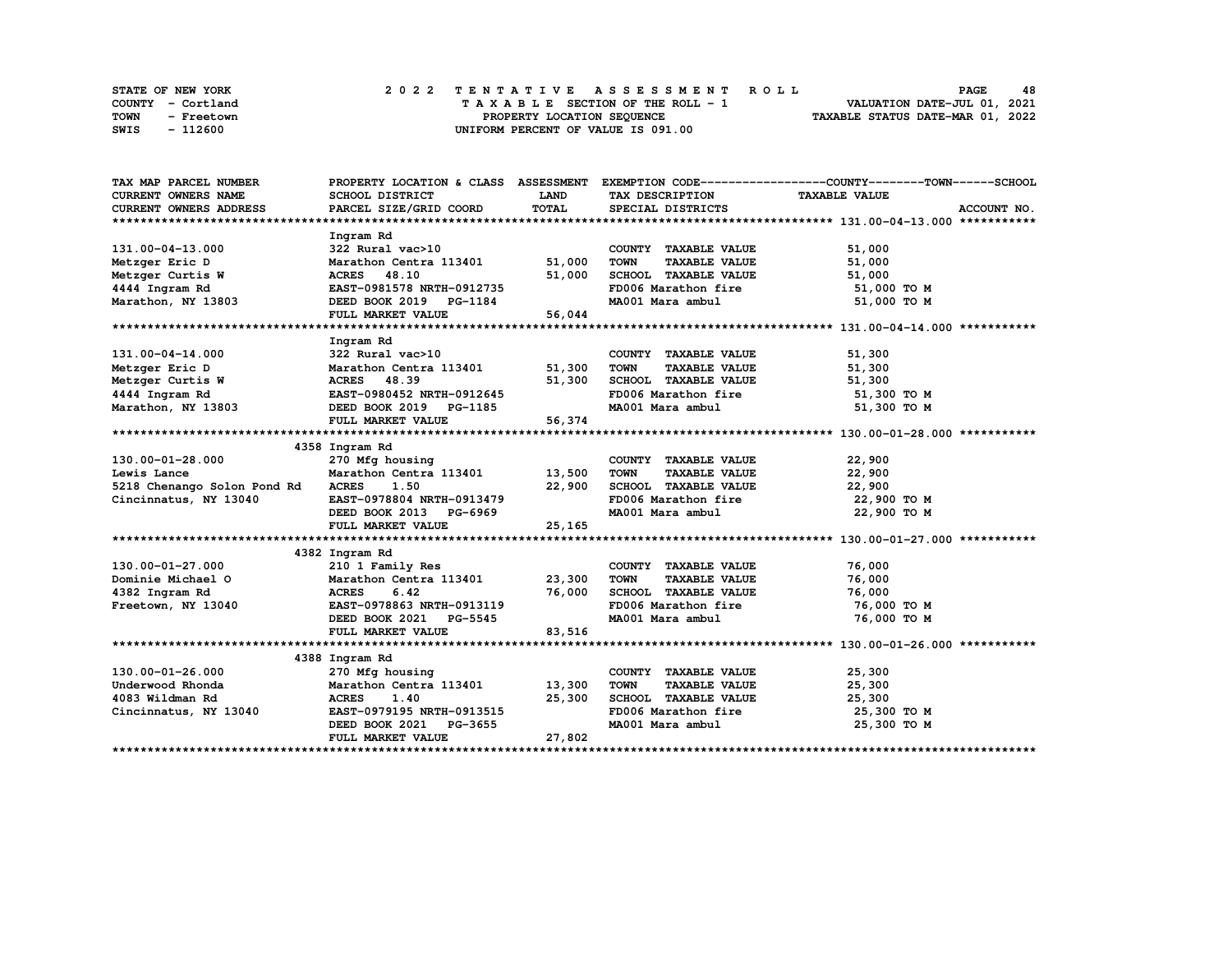STATE OF NEW YORK
COUNTY - Cortland
TOWN - Freetown
SWIS - 112600

# 2022 TENTATIVE ASSESSMENT ROLL
TAXABLE SECTION OF THE ROLL - 1
PROPERTY LOCATION SEQUENCE
UNIFORM PERCENT OF VALUE IS 091.00

VALUATION DATE-JUL 01, 2021
TAXABLE STATUS DATE-MAR 01, 2022

| TAX MAP PARCEL NUMBER / CURRENT OWNERS NAME / CURRENT OWNERS ADDRESS | PROPERTY LOCATION & CLASS / SCHOOL DISTRICT / PARCEL SIZE/GRID COORD | ASSESSMENT LAND | TOTAL | EXEMPTION CODE / TAX DESCRIPTION / SPECIAL DISTRICTS | TAXABLE VALUE (COUNTY / TOWN / SCHOOL) |
|---|---|---|---|---|---|
| **131.00-04-13.000** | Ingram Rd | | | | |
| 131.00-04-13.000 | 322 Rural vac>10 | | | COUNTY TAXABLE VALUE | 51,000 |
| Metzger Eric D | Marathon Centra 113401 | 51,000 | | TOWN TAXABLE VALUE | 51,000 |
| Metzger Curtis W | ACRES 48.10 | | 51,000 | SCHOOL TAXABLE VALUE | 51,000 |
| 4444 Ingram Rd | EAST-0981578 NRTH-0912735 | | | FD006 Marathon fire | 51,000 TO M |
| Marathon, NY 13803 | DEED BOOK 2019 PG-1184 | | | MA001 Mara ambul | 51,000 TO M |
| | FULL MARKET VALUE | | 56,044 | | |
| **131.00-04-14.000** | Ingram Rd | | | | |
| 131.00-04-14.000 | 322 Rural vac>10 | | | COUNTY TAXABLE VALUE | 51,300 |
| Metzger Eric D | Marathon Centra 113401 | 51,300 | | TOWN TAXABLE VALUE | 51,300 |
| Metzger Curtis W | ACRES 48.39 | | 51,300 | SCHOOL TAXABLE VALUE | 51,300 |
| 4444 Ingram Rd | EAST-0980452 NRTH-0912645 | | | FD006 Marathon fire | 51,300 TO M |
| Marathon, NY 13803 | DEED BOOK 2019 PG-1185 | | | MA001 Mara ambul | 51,300 TO M |
| | FULL MARKET VALUE | | 56,374 | | |
| **130.00-01-28.000** | 4358 Ingram Rd | | | | |
| 130.00-01-28.000 | 270 Mfg housing | | | COUNTY TAXABLE VALUE | 22,900 |
| Lewis Lance | Marathon Centra 113401 | 13,500 | | TOWN TAXABLE VALUE | 22,900 |
| 5218 Chenango Solon Pond Rd | ACRES 1.50 | | 22,900 | SCHOOL TAXABLE VALUE | 22,900 |
| Cincinnatus, NY 13040 | EAST-0978804 NRTH-0913479 | | | FD006 Marathon fire | 22,900 TO M |
| | DEED BOOK 2013 PG-6969 | | | MA001 Mara ambul | 22,900 TO M |
| | FULL MARKET VALUE | | 25,165 | | |
| **130.00-01-27.000** | 4382 Ingram Rd | | | | |
| 130.00-01-27.000 | 210 1 Family Res | | | COUNTY TAXABLE VALUE | 76,000 |
| Dominie Michael O | Marathon Centra 113401 | 23,300 | | TOWN TAXABLE VALUE | 76,000 |
| 4382 Ingram Rd | ACRES 6.42 | | 76,000 | SCHOOL TAXABLE VALUE | 76,000 |
| Freetown, NY 13040 | EAST-0978863 NRTH-0913119 | | | FD006 Marathon fire | 76,000 TO M |
| | DEED BOOK 2021 PG-5545 | | | MA001 Mara ambul | 76,000 TO M |
| | FULL MARKET VALUE | | 83,516 | | |
| **130.00-01-26.000** | 4388 Ingram Rd | | | | |
| 130.00-01-26.000 | 270 Mfg housing | | | COUNTY TAXABLE VALUE | 25,300 |
| Underwood Rhonda | Marathon Centra 113401 | 13,300 | | TOWN TAXABLE VALUE | 25,300 |
| 4083 Wildman Rd | ACRES 1.40 | | 25,300 | SCHOOL TAXABLE VALUE | 25,300 |
| Cincinnatus, NY 13040 | EAST-0979195 NRTH-0913515 | | | FD006 Marathon fire | 25,300 TO M |
| | DEED BOOK 2021 PG-3655 | | | MA001 Mara ambul | 25,300 TO M |
| | FULL MARKET VALUE | | 27,802 | | |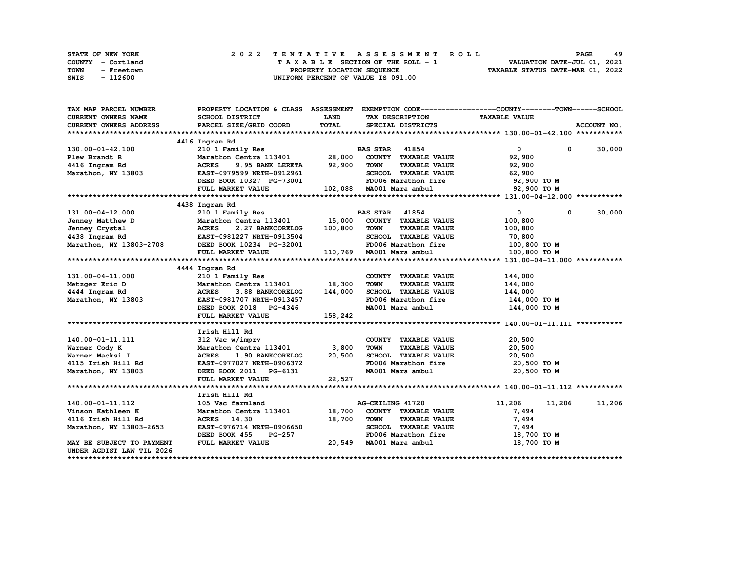STATE OF NEW YORK
COUNTY - Cortland
TOWN - Freetown
SWIS - 112600

2022 TENTATIVE ASSESSMENT ROLL
TAXABLE SECTION OF THE ROLL - 1
PROPERTY LOCATION SEQUENCE
UNIFORM PERCENT OF VALUE IS 091.00

VALUATION DATE-JUL 01, 2021
TAXABLE STATUS DATE-MAR 01, 2022

| TAX MAP PARCEL NUMBER / CURRENT OWNERS NAME / CURRENT OWNERS ADDRESS | PROPERTY LOCATION & CLASS / SCHOOL DISTRICT / PARCEL SIZE/GRID COORD | ASSESSMENT LAND / TOTAL | EXEMPTION CODE / TAX DESCRIPTION / SPECIAL DISTRICTS | COUNTY TAXABLE VALUE | TOWN | SCHOOL |
|---|---|---|---|---|---|---|
| | 4416 Ingram Rd | | | | | |
| 130.00-01-42.100 | 210 1 Family Res | | BAS STAR 41854 | 0 | 0 | 30,000 |
| Plew Brandt R | Marathon Centra 113401 | 28,000 | COUNTY TAXABLE VALUE | 92,900 | | |
| 4416 Ingram Rd | ACRES 9.95 BANK LERETA | 92,900 | TOWN TAXABLE VALUE | 92,900 | | |
| Marathon, NY 13803 | EAST-0979599 NRTH-0912961 | | SCHOOL TAXABLE VALUE | 62,900 | | |
| | DEED BOOK 10327 PG-73001 | | FD006 Marathon fire | 92,900 TO M | | |
| | FULL MARKET VALUE | 102,088 | MA001 Mara ambul | 92,900 TO M | | |
| | 4438 Ingram Rd | | | | | |
| 131.00-04-12.000 | 210 1 Family Res | | BAS STAR 41854 | 0 | 0 | 30,000 |
| Jenney Matthew D | Marathon Centra 113401 | 15,000 | COUNTY TAXABLE VALUE | 100,800 | | |
| Jenney Crystal | ACRES 2.27 BANKCORELOG | 100,800 | TOWN TAXABLE VALUE | 100,800 | | |
| 4438 Ingram Rd | EAST-0981227 NRTH-0913504 | | SCHOOL TAXABLE VALUE | 70,800 | | |
| Marathon, NY 13803-2708 | DEED BOOK 10234 PG-32001 | | FD006 Marathon fire | 100,800 TO M | | |
| | FULL MARKET VALUE | 110,769 | MA001 Mara ambul | 100,800 TO M | | |
| | 4444 Ingram Rd | | | | | |
| 131.00-04-11.000 | 210 1 Family Res | | COUNTY TAXABLE VALUE | 144,000 | | |
| Metzger Eric D | Marathon Centra 113401 | 18,300 | TOWN TAXABLE VALUE | 144,000 | | |
| 4444 Ingram Rd | ACRES 3.88 BANKCORELOG | 144,000 | SCHOOL TAXABLE VALUE | 144,000 | | |
| Marathon, NY 13803 | EAST-0981707 NRTH-0913457 | | FD006 Marathon fire | 144,000 TO M | | |
| | DEED BOOK 2018 PG-4346 | | MA001 Mara ambul | 144,000 TO M | | |
| | FULL MARKET VALUE | 158,242 | | | | |
| | Irish Hill Rd | | | | | |
| 140.00-01-11.111 | 312 Vac w/imprv | | COUNTY TAXABLE VALUE | 20,500 | | |
| Warner Cody K | Marathon Centra 113401 | 3,800 | TOWN TAXABLE VALUE | 20,500 | | |
| Warner Macksi I | ACRES 1.90 BANKCORELOG | 20,500 | SCHOOL TAXABLE VALUE | 20,500 | | |
| 4115 Irish Hill Rd | EAST-0977027 NRTH-0906372 | | FD006 Marathon fire | 20,500 TO M | | |
| Marathon, NY 13803 | DEED BOOK 2011 PG-6131 | | MA001 Mara ambul | 20,500 TO M | | |
| | FULL MARKET VALUE | 22,527 | | | | |
| | Irish Hill Rd | | | | | |
| 140.00-01-11.112 | 105 Vac farmland | | AG-CEILING 41720 | 11,206 | 11,206 | 11,206 |
| Vinson Kathleen K | Marathon Centra 113401 | 18,700 | COUNTY TAXABLE VALUE | 7,494 | | |
| 4116 Irish Hill Rd | ACRES 14.30 | 18,700 | TOWN TAXABLE VALUE | 7,494 | | |
| Marathon, NY 13803-2653 | EAST-0976714 NRTH-0906650 | | SCHOOL TAXABLE VALUE | 7,494 | | |
| | DEED BOOK 455 PG-257 | | FD006 Marathon fire | 18,700 TO M | | |
| MAY BE SUBJECT TO PAYMENT UNDER AGDIST LAW TIL 2026 | FULL MARKET VALUE | 20,549 | MA001 Mara ambul | 18,700 TO M | | |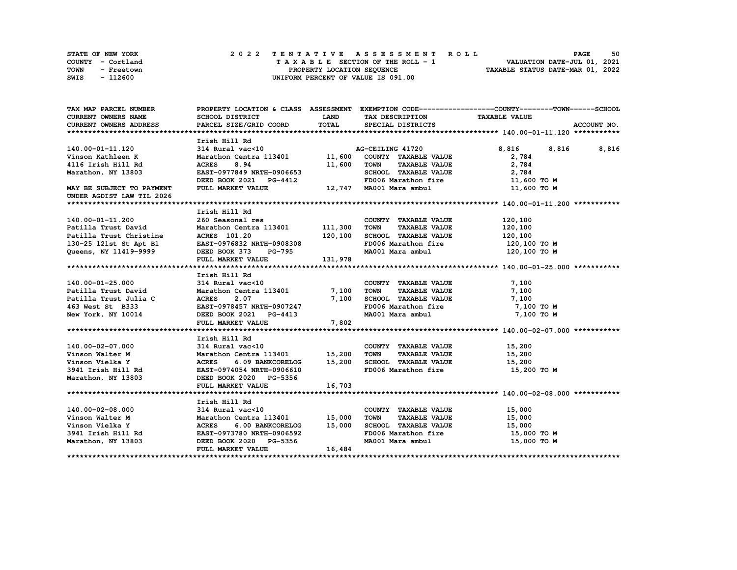STATE OF NEW YORK
COUNTY - Cortland
TOWN - Freetown
SWIS - 112600

2022 TENTATIVE ASSESSMENT ROLL
TAXABLE SECTION OF THE ROLL - 1
PROPERTY LOCATION SEQUENCE
UNIFORM PERCENT OF VALUE IS 091.00

VALUATION DATE-JUL 01, 2021
TAXABLE STATUS DATE-MAR 01, 2022

| TAX MAP PARCEL NUMBER / CURRENT OWNERS NAME / CURRENT OWNERS ADDRESS | PROPERTY LOCATION & CLASS / SCHOOL DISTRICT / PARCEL SIZE/GRID COORD | ASSESSMENT LAND / TOTAL | EXEMPTION CODE / TAX DESCRIPTION / SPECIAL DISTRICTS | COUNTY TAXABLE VALUE | TOWN | SCHOOL |
|---|---|---|---|---|---|---|
| **140.00-01-11.120** | Irish Hill Rd | | | | | |
| 140.00-01-11.120 | 314 Rural vac<10 | | AG-CEILING 41720 | 8,816 | 8,816 | 8,816 |
| Vinson Kathleen K | Marathon Centra 113401 | 11,600 | COUNTY TAXABLE VALUE | 2,784 | | |
| 4116 Irish Hill Rd | ACRES 8.94 | 11,600 | TOWN TAXABLE VALUE | 2,784 | | |
| Marathon, NY 13803 | EAST-0977849 NRTH-0906653 | | SCHOOL TAXABLE VALUE | 2,784 | | |
| | DEED BOOK 2021 PG-4412 | | FD006 Marathon fire | 11,600 TO M | | |
| MAY BE SUBJECT TO PAYMENT | FULL MARKET VALUE | 12,747 | MA001 Mara ambul | 11,600 TO M | | |
| UNDER AGDIST LAW TIL 2026 | | | | | | |
| **140.00-01-11.200** | Irish Hill Rd | | | | | |
| 140.00-01-11.200 | 260 Seasonal res | | COUNTY TAXABLE VALUE | 120,100 | | |
| Patilla Trust David | Marathon Centra 113401 | 111,300 | TOWN TAXABLE VALUE | 120,100 | | |
| Patilla Trust Christine | ACRES 101.20 | 120,100 | SCHOOL TAXABLE VALUE | 120,100 | | |
| 130-25 121st St Apt B1 | EAST-0976832 NRTH-0908308 | | FD006 Marathon fire | 120,100 TO M | | |
| Queens, NY 11419-9999 | DEED BOOK 373 PG-795 | | MA001 Mara ambul | 120,100 TO M | | |
| | FULL MARKET VALUE | 131,978 | | | | |
| **140.00-01-25.000** | Irish Hill Rd | | | | | |
| 140.00-01-25.000 | 314 Rural vac<10 | | COUNTY TAXABLE VALUE | 7,100 | | |
| Patilla Trust David | Marathon Centra 113401 | 7,100 | TOWN TAXABLE VALUE | 7,100 | | |
| Patilla Trust Julia C | ACRES 2.07 | 7,100 | SCHOOL TAXABLE VALUE | 7,100 | | |
| 463 West St B333 | EAST-0978457 NRTH-0907247 | | FD006 Marathon fire | 7,100 TO M | | |
| New York, NY 10014 | DEED BOOK 2021 PG-4413 | | MA001 Mara ambul | 7,100 TO M | | |
| | FULL MARKET VALUE | 7,802 | | | | |
| **140.00-02-07.000** | Irish Hill Rd | | | | | |
| 140.00-02-07.000 | 314 Rural vac<10 | | COUNTY TAXABLE VALUE | 15,200 | | |
| Vinson Walter M | Marathon Centra 113401 | 15,200 | TOWN TAXABLE VALUE | 15,200 | | |
| Vinson Vielka Y | ACRES 6.09 BANKCORELOG | 15,200 | SCHOOL TAXABLE VALUE | 15,200 | | |
| 3941 Irish Hill Rd | EAST-0974054 NRTH-0906610 | | FD006 Marathon fire | 15,200 TO M | | |
| Marathon, NY 13803 | DEED BOOK 2020 PG-5356 | | | | | |
| | FULL MARKET VALUE | 16,703 | | | | |
| **140.00-02-08.000** | Irish Hill Rd | | | | | |
| 140.00-02-08.000 | 314 Rural vac<10 | | COUNTY TAXABLE VALUE | 15,000 | | |
| Vinson Walter M | Marathon Centra 113401 | 15,000 | TOWN TAXABLE VALUE | 15,000 | | |
| Vinson Vielka Y | ACRES 6.00 BANKCORELOG | 15,000 | SCHOOL TAXABLE VALUE | 15,000 | | |
| 3941 Irish Hill Rd | EAST-0973780 NRTH-0906592 | | FD006 Marathon fire | 15,000 TO M | | |
| Marathon, NY 13803 | DEED BOOK 2020 PG-5356 | | MA001 Mara ambul | 15,000 TO M | | |
| | FULL MARKET VALUE | 16,484 | | | | |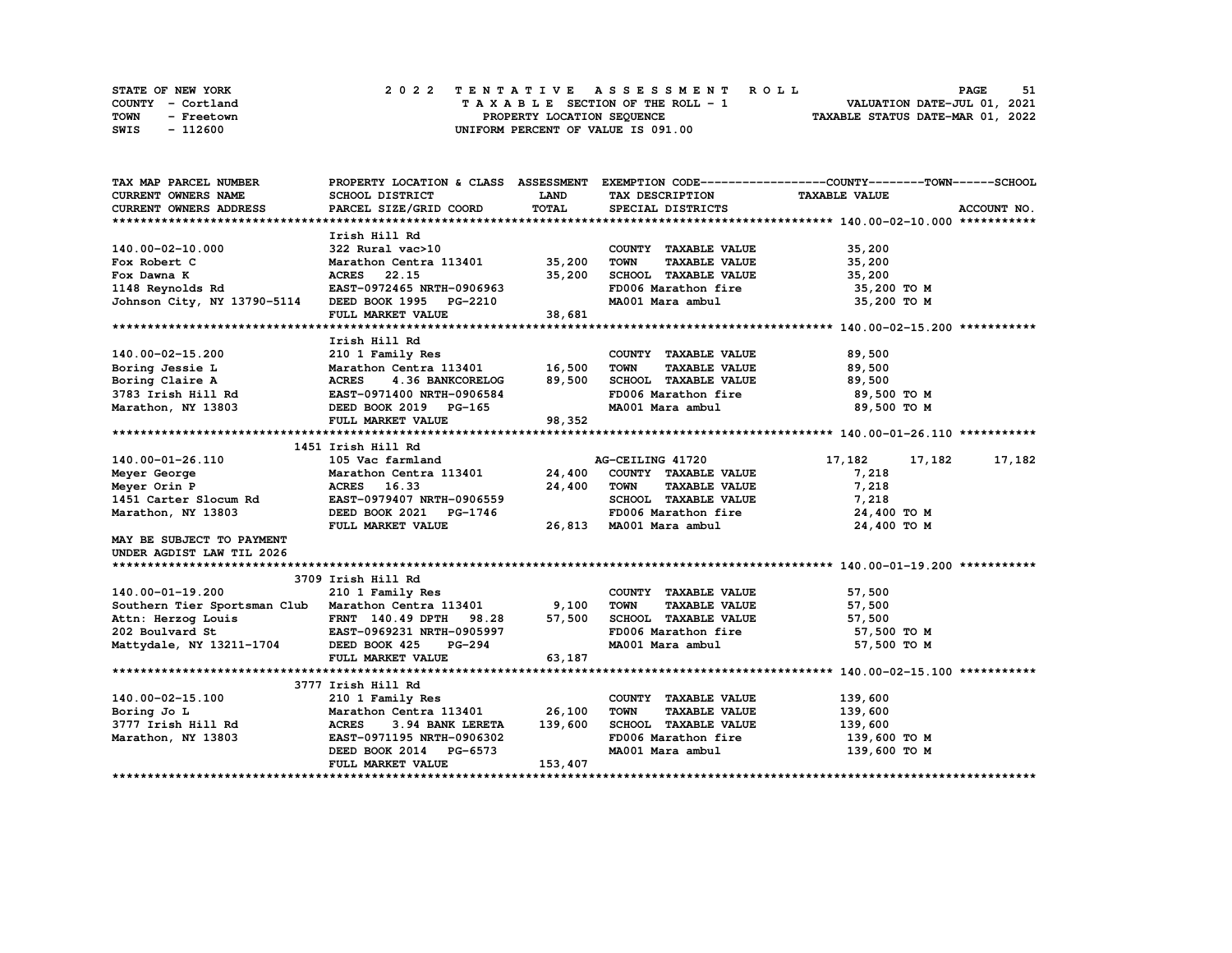STATE OF NEW YORK — COUNTY - Cortland — TOWN - Freetown — SWIS - 112600

# 2022 TENTATIVE ASSESSMENT ROLL

TAXABLE SECTION OF THE ROLL - 1
PROPERTY LOCATION SEQUENCE
UNIFORM PERCENT OF VALUE IS 091.00

VALUATION DATE-JUL 01, 2021
TAXABLE STATUS DATE-MAR 01, 2022

| TAX MAP PARCEL NUMBER / CURRENT OWNERS NAME / CURRENT OWNERS ADDRESS | PROPERTY LOCATION & CLASS / SCHOOL DISTRICT / PARCEL SIZE/GRID COORD | ASSESSMENT LAND / TOTAL | EXEMPTION CODE / TAX DESCRIPTION / SPECIAL DISTRICTS | COUNTY TAXABLE VALUE | TOWN | SCHOOL |
|---|---|---|---|---|---|---|
| **140.00-02-10.000** | Irish Hill Rd | | | | | |
| 140.00-02-10.000 | 322 Rural vac>10 | | COUNTY TAXABLE VALUE | 35,200 | | |
| Fox Robert C | Marathon Centra 113401 | 35,200 | TOWN TAXABLE VALUE | 35,200 | | |
| Fox Dawna K | ACRES 22.15 | 35,200 | SCHOOL TAXABLE VALUE | 35,200 | | |
| 1148 Reynolds Rd | EAST-0972465 NRTH-0906963 | | FD006 Marathon fire | 35,200 TO M | | |
| Johnson City, NY 13790-5114 | DEED BOOK 1995 PG-2210 | | MA001 Mara ambul | 35,200 TO M | | |
| | FULL MARKET VALUE | 38,681 | | | | |
| **140.00-02-15.200** | Irish Hill Rd | | | | | |
| 140.00-02-15.200 | 210 1 Family Res | | COUNTY TAXABLE VALUE | 89,500 | | |
| Boring Jessie L | Marathon Centra 113401 | 16,500 | TOWN TAXABLE VALUE | 89,500 | | |
| Boring Claire A | ACRES 4.36 BANKCORELOG | 89,500 | SCHOOL TAXABLE VALUE | 89,500 | | |
| 3783 Irish Hill Rd | EAST-0971400 NRTH-0906584 | | FD006 Marathon fire | 89,500 TO M | | |
| Marathon, NY 13803 | DEED BOOK 2019 PG-165 | | MA001 Mara ambul | 89,500 TO M | | |
| | FULL MARKET VALUE | 98,352 | | | | |
| **140.00-01-26.110** | 1451 Irish Hill Rd | | | | | |
| 140.00-01-26.110 | 105 Vac farmland | | AG-CEILING 41720 | 17,182 | 17,182 | 17,182 |
| Meyer George | Marathon Centra 113401 | 24,400 | COUNTY TAXABLE VALUE | 7,218 | | |
| Meyer Orin P | ACRES 16.33 | 24,400 | TOWN TAXABLE VALUE | 7,218 | | |
| 1451 Carter Slocum Rd | EAST-0979407 NRTH-0906559 | | SCHOOL TAXABLE VALUE | 7,218 | | |
| Marathon, NY 13803 | DEED BOOK 2021 PG-1746 | | FD006 Marathon fire | 24,400 TO M | | |
| | FULL MARKET VALUE | 26,813 | MA001 Mara ambul | 24,400 TO M | | |
| MAY BE SUBJECT TO PAYMENT UNDER AGDIST LAW TIL 2026 | | | | | | |
| **140.00-01-19.200** | 3709 Irish Hill Rd | | | | | |
| 140.00-01-19.200 | 210 1 Family Res | | COUNTY TAXABLE VALUE | 57,500 | | |
| Southern Tier Sportsman Club | Marathon Centra 113401 | 9,100 | TOWN TAXABLE VALUE | 57,500 | | |
| Attn: Herzog Louis | FRNT 140.49 DPTH 98.28 | 57,500 | SCHOOL TAXABLE VALUE | 57,500 | | |
| 202 Boulvard St | EAST-0969231 NRTH-0905997 | | FD006 Marathon fire | 57,500 TO M | | |
| Mattydale, NY 13211-1704 | DEED BOOK 425 PG-294 | | MA001 Mara ambul | 57,500 TO M | | |
| | FULL MARKET VALUE | 63,187 | | | | |
| **140.00-02-15.100** | 3777 Irish Hill Rd | | | | | |
| 140.00-02-15.100 | 210 1 Family Res | | COUNTY TAXABLE VALUE | 139,600 | | |
| Boring Jo L | Marathon Centra 113401 | 26,100 | TOWN TAXABLE VALUE | 139,600 | | |
| 3777 Irish Hill Rd | ACRES 3.94 BANK LERETA | 139,600 | SCHOOL TAXABLE VALUE | 139,600 | | |
| Marathon, NY 13803 | EAST-0971195 NRTH-0906302 | | FD006 Marathon fire | 139,600 TO M | | |
| | DEED BOOK 2014 PG-6573 | | MA001 Mara ambul | 139,600 TO M | | |
| | FULL MARKET VALUE | 153,407 | | | | |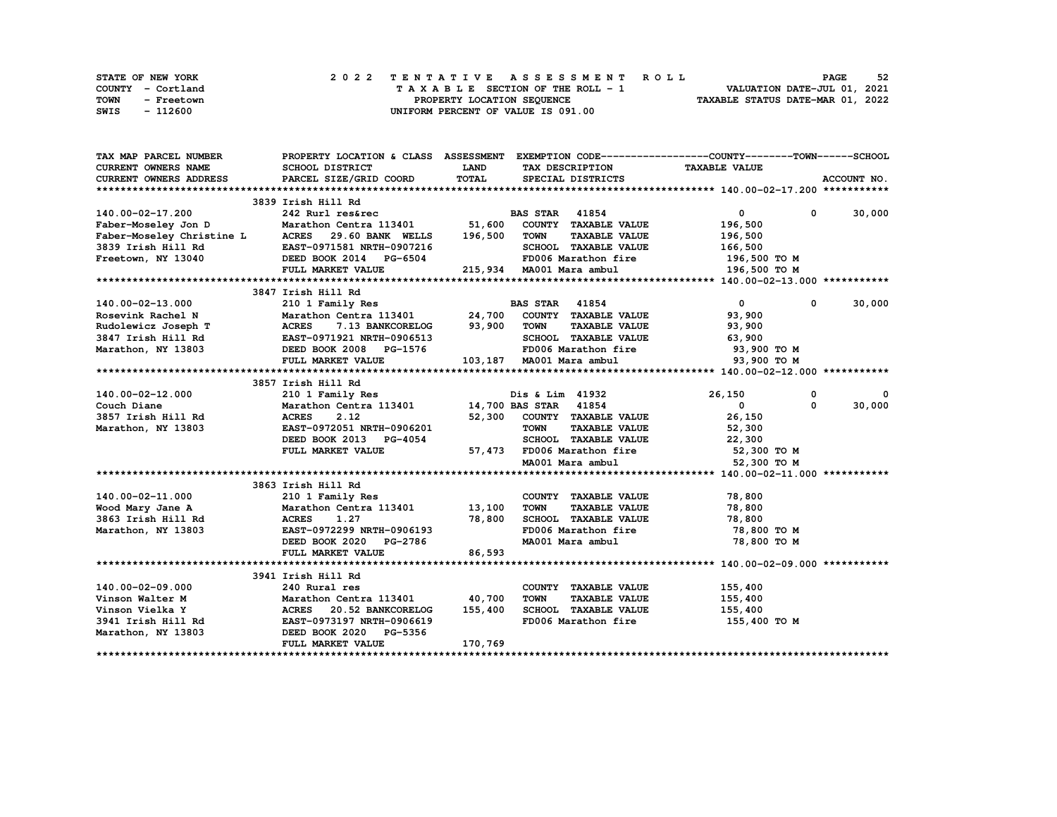STATE OF NEW YORK
COUNTY - Cortland
TOWN - Freetown
SWIS - 112600

# 2022 TENTATIVE ASSESSMENT ROLL

TAXABLE SECTION OF THE ROLL - 1
PROPERTY LOCATION SEQUENCE
UNIFORM PERCENT OF VALUE IS 091.00

VALUATION DATE-JUL 01, 2021
TAXABLE STATUS DATE-MAR 01, 2022

| TAX MAP PARCEL NUMBER / CURRENT OWNERS NAME / CURRENT OWNERS ADDRESS | PROPERTY LOCATION & CLASS / SCHOOL DISTRICT / PARCEL SIZE/GRID COORD | ASSESSMENT LAND / TOTAL | EXEMPTION CODE / TAX DESCRIPTION / SPECIAL DISTRICTS | COUNTY / TAXABLE VALUE | TOWN | SCHOOL / ACCOUNT NO. |
|---|---|---|---|---|---|---|
| **140.00-02-17.200** | 3839 Irish Hill Rd | | | | | |
| 140.00-02-17.200 | 242 Rurl res&rec | | BAS STAR 41854 | 0 | 0 | 30,000 |
| Faber-Moseley Jon D | Marathon Centra 113401 | 51,600 | COUNTY TAXABLE VALUE | 196,500 | | |
| Faber-Moseley Christine L | ACRES 29.60 BANK WELLS | 196,500 | TOWN TAXABLE VALUE | 196,500 | | |
| 3839 Irish Hill Rd | EAST-0971581 NRTH-0907216 | | SCHOOL TAXABLE VALUE | 166,500 | | |
| Freetown, NY 13040 | DEED BOOK 2014 PG-6504 | | FD006 Marathon fire | 196,500 TO M | | |
| | FULL MARKET VALUE | 215,934 | MA001 Mara ambul | 196,500 TO M | | |
| **140.00-02-13.000** | 3847 Irish Hill Rd | | | | | |
| 140.00-02-13.000 | 210 1 Family Res | | BAS STAR 41854 | 0 | 0 | 30,000 |
| Rosevink Rachel N | Marathon Centra 113401 | 24,700 | COUNTY TAXABLE VALUE | 93,900 | | |
| Rudolewicz Joseph T | ACRES 7.13 BANKCORELOG | 93,900 | TOWN TAXABLE VALUE | 93,900 | | |
| 3847 Irish Hill Rd | EAST-0971921 NRTH-0906513 | | SCHOOL TAXABLE VALUE | 63,900 | | |
| Marathon, NY 13803 | DEED BOOK 2008 PG-1576 | | FD006 Marathon fire | 93,900 TO M | | |
| | FULL MARKET VALUE | 103,187 | MA001 Mara ambul | 93,900 TO M | | |
| **140.00-02-12.000** | 3857 Irish Hill Rd | | | | | |
| 140.00-02-12.000 | 210 1 Family Res | | Dis & Lim 41932 | 26,150 | 0 | 0 |
| Couch Diane | Marathon Centra 113401 | 14,700 | BAS STAR 41854 | 0 | 0 | 30,000 |
| 3857 Irish Hill Rd | ACRES 2.12 | 52,300 | COUNTY TAXABLE VALUE | 26,150 | | |
| Marathon, NY 13803 | EAST-0972051 NRTH-0906201 | | TOWN TAXABLE VALUE | 52,300 | | |
| | DEED BOOK 2013 PG-4054 | | SCHOOL TAXABLE VALUE | 22,300 | | |
| | FULL MARKET VALUE | 57,473 | FD006 Marathon fire | 52,300 TO M | | |
| | | | MA001 Mara ambul | 52,300 TO M | | |
| **140.00-02-11.000** | 3863 Irish Hill Rd | | | | | |
| 140.00-02-11.000 | 210 1 Family Res | | COUNTY TAXABLE VALUE | 78,800 | | |
| Wood Mary Jane A | Marathon Centra 113401 | 13,100 | TOWN TAXABLE VALUE | 78,800 | | |
| 3863 Irish Hill Rd | ACRES 1.27 | 78,800 | SCHOOL TAXABLE VALUE | 78,800 | | |
| Marathon, NY 13803 | EAST-0972299 NRTH-0906193 | | FD006 Marathon fire | 78,800 TO M | | |
| | DEED BOOK 2020 PG-2786 | | MA001 Mara ambul | 78,800 TO M | | |
| | FULL MARKET VALUE | 86,593 | | | | |
| **140.00-02-09.000** | 3941 Irish Hill Rd | | | | | |
| 140.00-02-09.000 | 240 Rural res | | COUNTY TAXABLE VALUE | 155,400 | | |
| Vinson Walter M | Marathon Centra 113401 | 40,700 | TOWN TAXABLE VALUE | 155,400 | | |
| Vinson Vielka Y | ACRES 20.52 BANKCORELOG | 155,400 | SCHOOL TAXABLE VALUE | 155,400 | | |
| 3941 Irish Hill Rd | EAST-0973197 NRTH-0906619 | | FD006 Marathon fire | 155,400 TO M | | |
| Marathon, NY 13803 | DEED BOOK 2020 PG-5356 | | | | | |
| | FULL MARKET VALUE | 170,769 | | | | |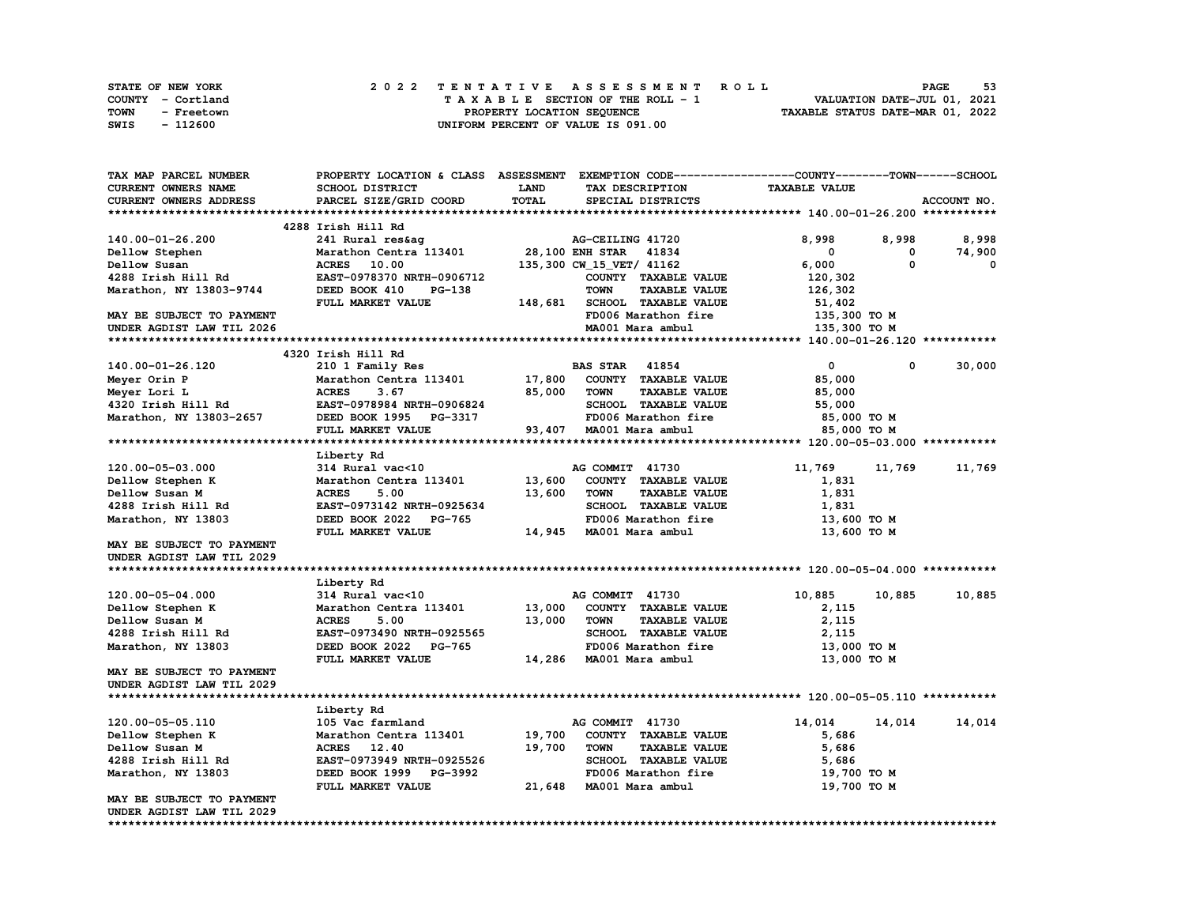STATE OF NEW YORK — COUNTY - Cortland — TOWN - Freetown — SWIS - 112600

# 2022 TENTATIVE ASSESSMENT ROLL

TAXABLE SECTION OF THE ROLL - 1
PROPERTY LOCATION SEQUENCE
UNIFORM PERCENT OF VALUE IS 091.00

VALUATION DATE-JUL 01, 2021
TAXABLE STATUS DATE-MAR 01, 2022

| TAX MAP PARCEL NUMBER / CURRENT OWNERS NAME / CURRENT OWNERS ADDRESS | PROPERTY LOCATION & CLASS / SCHOOL DISTRICT / PARCEL SIZE/GRID COORD | ASSESSMENT LAND / TOTAL | EXEMPTION CODE / TAX DESCRIPTION / SPECIAL DISTRICTS | COUNTY | TOWN | SCHOOL |
|---|---|---|---|---|---|---|
| **140.00-01-26.200** | 4288 Irish Hill Rd | | | | | |
| 140.00-01-26.200 | 241 Rural res&ag | | AG-CEILING 41720 | 8,998 | 8,998 | 8,998 |
| Dellow Stephen | Marathon Centra 113401 | 28,100 | ENH STAR 41834 | 0 | 0 | 74,900 |
| Dellow Susan | ACRES 10.00 | 135,300 | CW_15_VET/ 41162 | 6,000 | 0 | 0 |
| 4288 Irish Hill Rd | EAST-0978370 NRTH-0906712 | | COUNTY TAXABLE VALUE | 120,302 | | |
| Marathon, NY 13803-9744 | DEED BOOK 410 PG-138 | | TOWN TAXABLE VALUE | 126,302 | | |
| | FULL MARKET VALUE | 148,681 | SCHOOL TAXABLE VALUE | 51,402 | | |
| MAY BE SUBJECT TO PAYMENT | | | FD006 Marathon fire | 135,300 TO M | | |
| UNDER AGDIST LAW TIL 2026 | | | MA001 Mara ambul | 135,300 TO M | | |
| **140.00-01-26.120** | 4320 Irish Hill Rd | | | | | |
| 140.00-01-26.120 | 210 1 Family Res | | BAS STAR 41854 | 0 | 0 | 30,000 |
| Meyer Orin P | Marathon Centra 113401 | 17,800 | COUNTY TAXABLE VALUE | 85,000 | | |
| Meyer Lori L | ACRES 3.67 | 85,000 | TOWN TAXABLE VALUE | 85,000 | | |
| 4320 Irish Hill Rd | EAST-0978984 NRTH-0906824 | | SCHOOL TAXABLE VALUE | 55,000 | | |
| Marathon, NY 13803-2657 | DEED BOOK 1995 PG-3317 | | FD006 Marathon fire | 85,000 TO M | | |
| | FULL MARKET VALUE | 93,407 | MA001 Mara ambul | 85,000 TO M | | |
| **120.00-05-03.000** | Liberty Rd | | | | | |
| 120.00-05-03.000 | 314 Rural vac<10 | | AG COMMIT 41730 | 11,769 | 11,769 | 11,769 |
| Dellow Stephen K | Marathon Centra 113401 | 13,600 | COUNTY TAXABLE VALUE | 1,831 | | |
| Dellow Susan M | ACRES 5.00 | 13,600 | TOWN TAXABLE VALUE | 1,831 | | |
| 4288 Irish Hill Rd | EAST-0973142 NRTH-0925634 | | SCHOOL TAXABLE VALUE | 1,831 | | |
| Marathon, NY 13803 | DEED BOOK 2022 PG-765 | | FD006 Marathon fire | 13,600 TO M | | |
| | FULL MARKET VALUE | 14,945 | MA001 Mara ambul | 13,600 TO M | | |
| MAY BE SUBJECT TO PAYMENT | | | | | | |
| UNDER AGDIST LAW TIL 2029 | | | | | | |
| **120.00-05-04.000** | Liberty Rd | | | | | |
| 120.00-05-04.000 | 314 Rural vac<10 | | AG COMMIT 41730 | 10,885 | 10,885 | 10,885 |
| Dellow Stephen K | Marathon Centra 113401 | 13,000 | COUNTY TAXABLE VALUE | 2,115 | | |
| Dellow Susan M | ACRES 5.00 | 13,000 | TOWN TAXABLE VALUE | 2,115 | | |
| 4288 Irish Hill Rd | EAST-0973490 NRTH-0925565 | | SCHOOL TAXABLE VALUE | 2,115 | | |
| Marathon, NY 13803 | DEED BOOK 2022 PG-765 | | FD006 Marathon fire | 13,000 TO M | | |
| | FULL MARKET VALUE | 14,286 | MA001 Mara ambul | 13,000 TO M | | |
| MAY BE SUBJECT TO PAYMENT | | | | | | |
| UNDER AGDIST LAW TIL 2029 | | | | | | |
| **120.00-05-05.110** | Liberty Rd | | | | | |
| 120.00-05-05.110 | 105 Vac farmland | | AG COMMIT 41730 | 14,014 | 14,014 | 14,014 |
| Dellow Stephen K | Marathon Centra 113401 | 19,700 | COUNTY TAXABLE VALUE | 5,686 | | |
| Dellow Susan M | ACRES 12.40 | 19,700 | TOWN TAXABLE VALUE | 5,686 | | |
| 4288 Irish Hill Rd | EAST-0973949 NRTH-0925526 | | SCHOOL TAXABLE VALUE | 5,686 | | |
| Marathon, NY 13803 | DEED BOOK 1999 PG-3992 | | FD006 Marathon fire | 19,700 TO M | | |
| | FULL MARKET VALUE | 21,648 | MA001 Mara ambul | 19,700 TO M | | |
| MAY BE SUBJECT TO PAYMENT | | | | | | |
| UNDER AGDIST LAW TIL 2029 | | | | | | |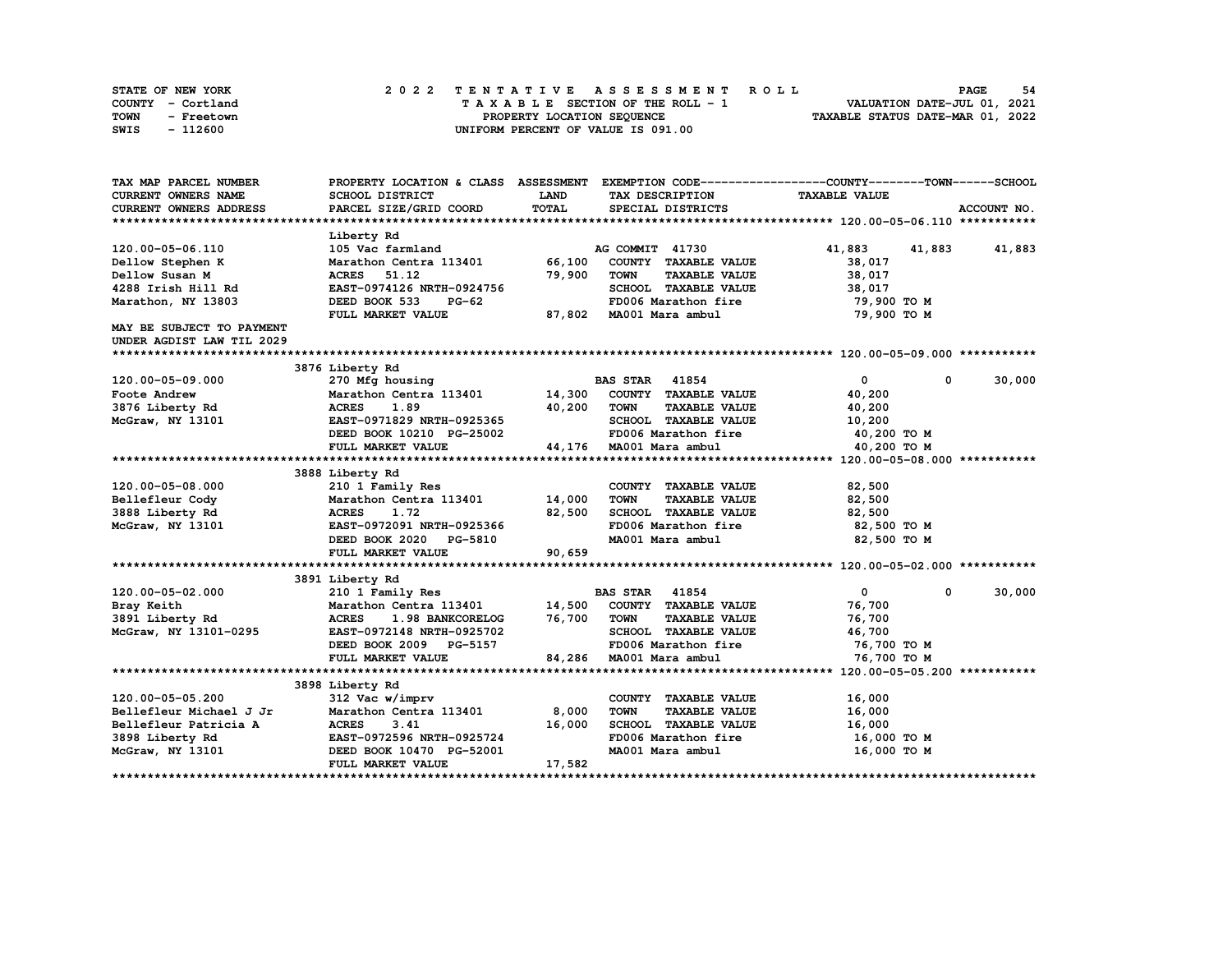STATE OF NEW YORK · COUNTY - Cortland · TOWN - Freetown · SWIS - 112600

**2022 TENTATIVE ASSESSMENT ROLL**
TAXABLE SECTION OF THE ROLL - 1
PROPERTY LOCATION SEQUENCE
UNIFORM PERCENT OF VALUE IS 091.00

VALUATION DATE-JUL 01, 2021
TAXABLE STATUS DATE-MAR 01, 2022

| TAX MAP PARCEL NUMBER / CURRENT OWNERS NAME / CURRENT OWNERS ADDRESS | PROPERTY LOCATION & CLASS / SCHOOL DISTRICT / PARCEL SIZE/GRID COORD | ASSESSMENT LAND / TOTAL | EXEMPTION CODE / TAX DESCRIPTION / SPECIAL DISTRICTS | COUNTY | TOWN | SCHOOL |
|---|---|---|---|---|---|---|
| **120.00-05-06.110** | Liberty Rd | | | | | |
| 120.00-05-06.110 | 105 Vac farmland | | AG COMMIT 41730 | 41,883 | 41,883 | 41,883 |
| Dellow Stephen K | Marathon Centra 113401 | 66,100 | COUNTY TAXABLE VALUE | 38,017 | | |
| Dellow Susan M | ACRES 51.12 | 79,900 | TOWN TAXABLE VALUE | | 38,017 | |
| 4288 Irish Hill Rd | EAST-0974126 NRTH-0924756 | | SCHOOL TAXABLE VALUE | | | 38,017 |
| Marathon, NY 13803 | DEED BOOK 533 PG-62 | | FD006 Marathon fire | 79,900 TO M | | |
| | FULL MARKET VALUE | 87,802 | MA001 Mara ambul | 79,900 TO M | | |
| MAY BE SUBJECT TO PAYMENT UNDER AGDIST LAW TIL 2029 | | | | | | |
| **120.00-05-09.000** | 3876 Liberty Rd | | | | | |
| 120.00-05-09.000 | 270 Mfg housing | | BAS STAR 41854 | 0 | 0 | 30,000 |
| Foote Andrew | Marathon Centra 113401 | 14,300 | COUNTY TAXABLE VALUE | 40,200 | | |
| 3876 Liberty Rd | ACRES 1.89 | 40,200 | TOWN TAXABLE VALUE | | 40,200 | |
| McGraw, NY 13101 | EAST-0971829 NRTH-0925365 | | SCHOOL TAXABLE VALUE | | | 10,200 |
| | DEED BOOK 10210 PG-25002 | | FD006 Marathon fire | 40,200 TO M | | |
| | FULL MARKET VALUE | 44,176 | MA001 Mara ambul | 40,200 TO M | | |
| **120.00-05-08.000** | 3888 Liberty Rd | | | | | |
| 120.00-05-08.000 | 210 1 Family Res | | COUNTY TAXABLE VALUE | 82,500 | | |
| Bellefleur Cody | Marathon Centra 113401 | 14,000 | TOWN TAXABLE VALUE | | 82,500 | |
| 3888 Liberty Rd | ACRES 1.72 | 82,500 | SCHOOL TAXABLE VALUE | | | 82,500 |
| McGraw, NY 13101 | EAST-0972091 NRTH-0925366 | | FD006 Marathon fire | 82,500 TO M | | |
| | DEED BOOK 2020 PG-5810 | | MA001 Mara ambul | 82,500 TO M | | |
| | FULL MARKET VALUE | 90,659 | | | | |
| **120.00-05-02.000** | 3891 Liberty Rd | | | | | |
| 120.00-05-02.000 | 210 1 Family Res | | BAS STAR 41854 | 0 | 0 | 30,000 |
| Bray Keith | Marathon Centra 113401 | 14,500 | COUNTY TAXABLE VALUE | 76,700 | | |
| 3891 Liberty Rd | ACRES 1.98 BANKCORELOG | 76,700 | TOWN TAXABLE VALUE | | 76,700 | |
| McGraw, NY 13101-0295 | EAST-0972148 NRTH-0925702 | | SCHOOL TAXABLE VALUE | | | 46,700 |
| | DEED BOOK 2009 PG-5157 | | FD006 Marathon fire | 76,700 TO M | | |
| | FULL MARKET VALUE | 84,286 | MA001 Mara ambul | 76,700 TO M | | |
| **120.00-05-05.200** | 3898 Liberty Rd | | | | | |
| 120.00-05-05.200 | 312 Vac w/imprv | | COUNTY TAXABLE VALUE | 16,000 | | |
| Bellefleur Michael J Jr | Marathon Centra 113401 | 8,000 | TOWN TAXABLE VALUE | | 16,000 | |
| Bellefleur Patricia A | ACRES 3.41 | 16,000 | SCHOOL TAXABLE VALUE | | | 16,000 |
| 3898 Liberty Rd | EAST-0972596 NRTH-0925724 | | FD006 Marathon fire | 16,000 TO M | | |
| McGraw, NY 13101 | DEED BOOK 10470 PG-52001 | | MA001 Mara ambul | 16,000 TO M | | |
| | FULL MARKET VALUE | 17,582 | | | | |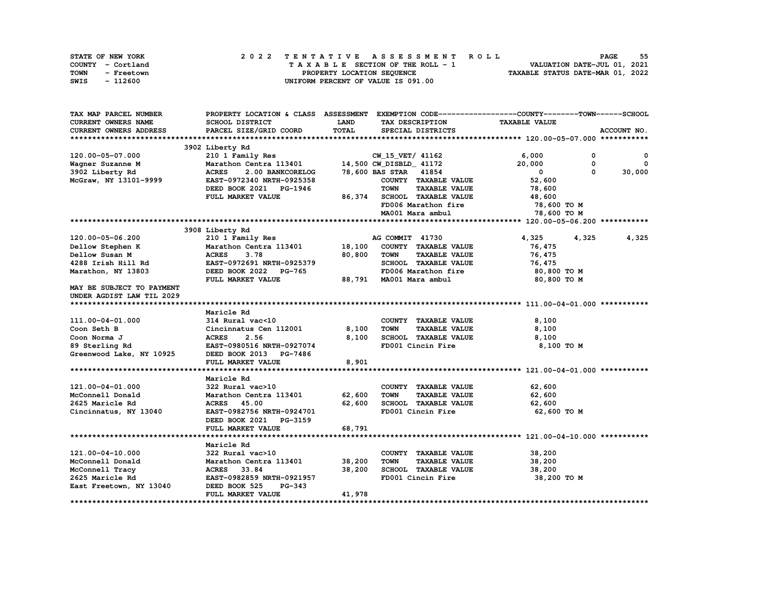STATE OF NEW YORK
COUNTY - Cortland
TOWN - Freetown
SWIS - 112600

2022 TENTATIVE ASSESSMENT ROLL
TAXABLE SECTION OF THE ROLL - 1
PROPERTY LOCATION SEQUENCE
UNIFORM PERCENT OF VALUE IS 091.00

VALUATION DATE-JUL 01, 2021
TAXABLE STATUS DATE-MAR 01, 2022

| TAX MAP PARCEL NUMBER / CURRENT OWNERS NAME / CURRENT OWNERS ADDRESS | PROPERTY LOCATION & CLASS / SCHOOL DISTRICT / PARCEL SIZE/GRID COORD | ASSESSMENT LAND / TOTAL | EXEMPTION CODE / TAX DESCRIPTION / SPECIAL DISTRICTS | COUNTY TAXABLE VALUE | TOWN | SCHOOL |
|---|---|---|---|---|---|---|
| **120.00-05-07.000** | 3902 Liberty Rd | | | | | |
| 120.00-05-07.000 | 210 1 Family Res | | CW_15_VET/ 41162 | 6,000 | 0 | 0 |
| Wagner Suzanne M | Marathon Centra 113401 | 14,500 | CW_DISBLD_ 41172 | 20,000 | 0 | 0 |
| 3902 Liberty Rd | ACRES 2.00 BANKCORELOG | 78,600 | BAS STAR 41854 | 0 | 0 | 30,000 |
| McGraw, NY 13101-9999 | EAST-0972340 NRTH-0925358 | | COUNTY TAXABLE VALUE | 52,600 | | |
| | DEED BOOK 2021 PG-1946 | | TOWN TAXABLE VALUE | 78,600 | | |
| | FULL MARKET VALUE | 86,374 | SCHOOL TAXABLE VALUE | 48,600 | | |
| | | | FD006 Marathon fire | 78,600 TO M | | |
| | | | MA001 Mara ambul | 78,600 TO M | | |
| **120.00-05-06.200** | 3908 Liberty Rd | | | | | |
| 120.00-05-06.200 | 210 1 Family Res | | AG COMMIT 41730 | 4,325 | 4,325 | 4,325 |
| Dellow Stephen K | Marathon Centra 113401 | 18,100 | COUNTY TAXABLE VALUE | 76,475 | | |
| Dellow Susan M | ACRES 3.78 | 80,800 | TOWN TAXABLE VALUE | 76,475 | | |
| 4288 Irish Hill Rd | EAST-0972691 NRTH-0925379 | | SCHOOL TAXABLE VALUE | 76,475 | | |
| Marathon, NY 13803 | DEED BOOK 2022 PG-765 | | FD006 Marathon fire | 80,800 TO M | | |
| | FULL MARKET VALUE | 88,791 | MA001 Mara ambul | 80,800 TO M | | |
| MAY BE SUBJECT TO PAYMENT UNDER AGDIST LAW TIL 2029 | | | | | | |
| **111.00-04-01.000** | Maricle Rd | | | | | |
| 111.00-04-01.000 | 314 Rural vac<10 | | COUNTY TAXABLE VALUE | 8,100 | | |
| Coon Seth B | Cincinnatus Cen 112001 | 8,100 | TOWN TAXABLE VALUE | 8,100 | | |
| Coon Norma J | ACRES 2.56 | 8,100 | SCHOOL TAXABLE VALUE | 8,100 | | |
| 89 Sterling Rd | EAST-0980516 NRTH-0927074 | | FD001 Cincin Fire | 8,100 TO M | | |
| Greenwood Lake, NY 10925 | DEED BOOK 2013 PG-7486 | | | | | |
| | FULL MARKET VALUE | 8,901 | | | | |
| **121.00-04-01.000** | Maricle Rd | | | | | |
| 121.00-04-01.000 | 322 Rural vac>10 | | COUNTY TAXABLE VALUE | 62,600 | | |
| McConnell Donald | Marathon Centra 113401 | 62,600 | TOWN TAXABLE VALUE | 62,600 | | |
| 2625 Maricle Rd | ACRES 45.00 | 62,600 | SCHOOL TAXABLE VALUE | 62,600 | | |
| Cincinnatus, NY 13040 | EAST-0982756 NRTH-0924701 | | FD001 Cincin Fire | 62,600 TO M | | |
| | DEED BOOK 2021 PG-3159 | | | | | |
| | FULL MARKET VALUE | 68,791 | | | | |
| **121.00-04-10.000** | Maricle Rd | | | | | |
| 121.00-04-10.000 | 322 Rural vac>10 | | COUNTY TAXABLE VALUE | 38,200 | | |
| McConnell Donald | Marathon Centra 113401 | 38,200 | TOWN TAXABLE VALUE | 38,200 | | |
| McConnell Tracy | ACRES 33.84 | 38,200 | SCHOOL TAXABLE VALUE | 38,200 | | |
| 2625 Maricle Rd | EAST-0982859 NRTH-0921957 | | FD001 Cincin Fire | 38,200 TO M | | |
| East Freetown, NY 13040 | DEED BOOK 525 PG-343 | | | | | |
| | FULL MARKET VALUE | 41,978 | | | | |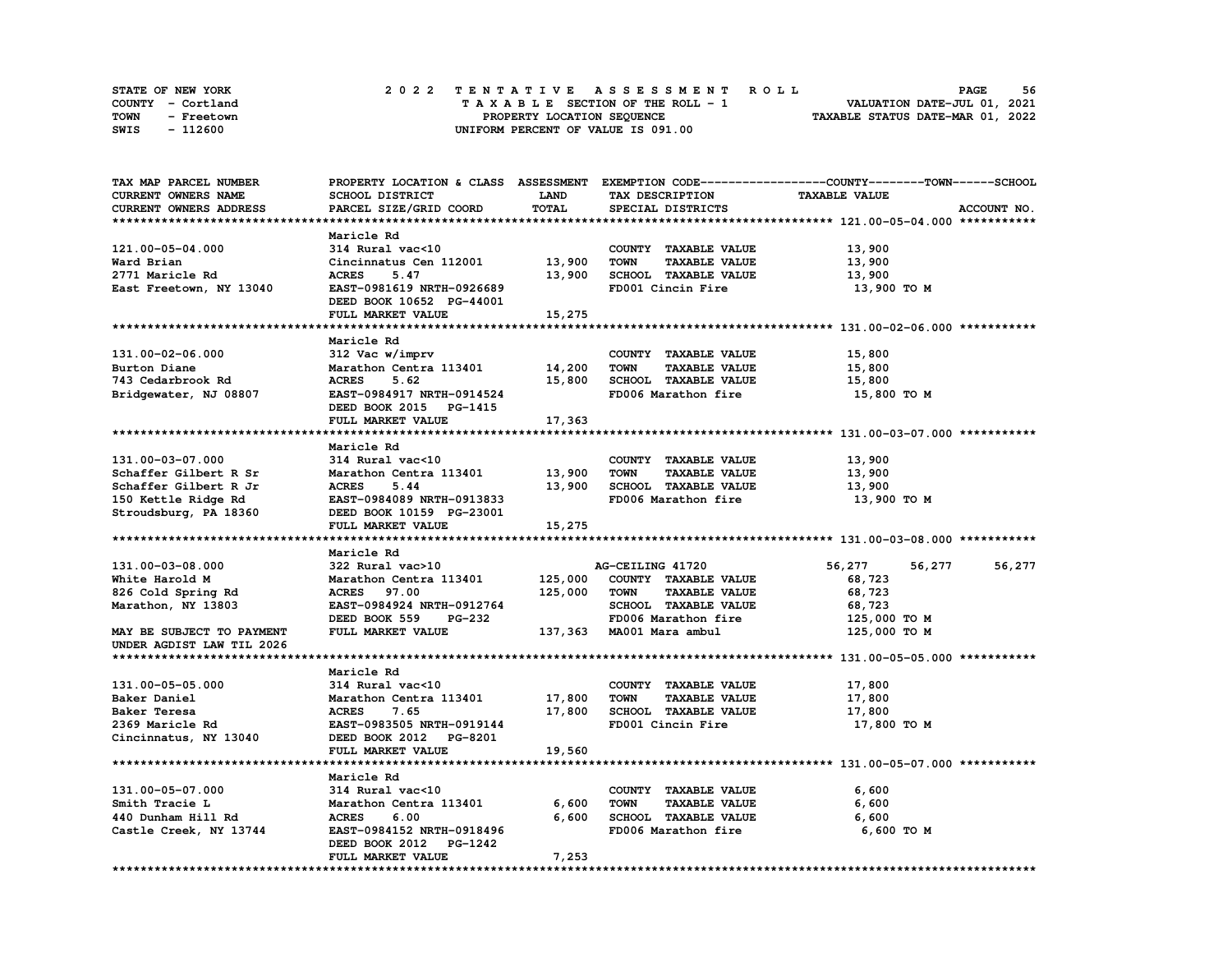STATE OF NEW YORK — COUNTY - Cortland — TOWN - Freetown — SWIS - 112600

# 2022 TENTATIVE ASSESSMENT ROLL

TAXABLE SECTION OF THE ROLL - 1
PROPERTY LOCATION SEQUENCE
UNIFORM PERCENT OF VALUE IS 091.00

VALUATION DATE-JUL 01, 2021
TAXABLE STATUS DATE-MAR 01, 2022

| TAX MAP PARCEL NUMBER / CURRENT OWNERS NAME / CURRENT OWNERS ADDRESS | PROPERTY LOCATION & CLASS / SCHOOL DISTRICT / PARCEL SIZE/GRID COORD | ASSESSMENT LAND | TOTAL | EXEMPTION CODE / TAX DESCRIPTION / SPECIAL DISTRICTS | COUNTY TAXABLE VALUE | TOWN | SCHOOL |
|---|---|---|---|---|---|---|---|
| **121.00-05-04.000** | Maricle Rd | | | | | | |
| 121.00-05-04.000 | 314 Rural vac<10 | | | COUNTY TAXABLE VALUE | 13,900 | | |
| Ward Brian | Cincinnatus Cen 112001 | 13,900 | | TOWN TAXABLE VALUE | 13,900 | | |
| 2771 Maricle Rd | ACRES 5.47 | | 13,900 | SCHOOL TAXABLE VALUE | 13,900 | | |
| East Freetown, NY 13040 | EAST-0981619 NRTH-0926689 | | | FD001 Cincin Fire | 13,900 TO M | | |
| | DEED BOOK 10652 PG-44001 | | | | | | |
| | FULL MARKET VALUE | | 15,275 | | | | |
| **131.00-02-06.000** | Maricle Rd | | | | | | |
| 131.00-02-06.000 | 312 Vac w/imprv | | | COUNTY TAXABLE VALUE | 15,800 | | |
| Burton Diane | Marathon Centra 113401 | 14,200 | | TOWN TAXABLE VALUE | 15,800 | | |
| 743 Cedarbrook Rd | ACRES 5.62 | | 15,800 | SCHOOL TAXABLE VALUE | 15,800 | | |
| Bridgewater, NJ 08807 | EAST-0984917 NRTH-0914524 | | | FD006 Marathon fire | 15,800 TO M | | |
| | DEED BOOK 2015 PG-1415 | | | | | | |
| | FULL MARKET VALUE | | 17,363 | | | | |
| **131.00-03-07.000** | Maricle Rd | | | | | | |
| 131.00-03-07.000 | 314 Rural vac<10 | | | COUNTY TAXABLE VALUE | 13,900 | | |
| Schaffer Gilbert R Sr | Marathon Centra 113401 | 13,900 | | TOWN TAXABLE VALUE | 13,900 | | |
| Schaffer Gilbert R Jr | ACRES 5.44 | | 13,900 | SCHOOL TAXABLE VALUE | 13,900 | | |
| 150 Kettle Ridge Rd | EAST-0984089 NRTH-0913833 | | | FD006 Marathon fire | 13,900 TO M | | |
| Stroudsburg, PA 18360 | DEED BOOK 10159 PG-23001 | | | | | | |
| | FULL MARKET VALUE | | 15,275 | | | | |
| **131.00-03-08.000** | Maricle Rd | | | | | | |
| 131.00-03-08.000 | 322 Rural vac>10 | | | AG-CEILING 41720 | 56,277 | 56,277 | 56,277 |
| White Harold M | Marathon Centra 113401 | 125,000 | | COUNTY TAXABLE VALUE | 68,723 | | |
| 826 Cold Spring Rd | ACRES 97.00 | | 125,000 | TOWN TAXABLE VALUE | 68,723 | | |
| Marathon, NY 13803 | EAST-0984924 NRTH-0912764 | | | SCHOOL TAXABLE VALUE | 68,723 | | |
| | DEED BOOK 559 PG-232 | | | FD006 Marathon fire | 125,000 TO M | | |
| MAY BE SUBJECT TO PAYMENT | FULL MARKET VALUE | | 137,363 | MA001 Mara ambul | 125,000 TO M | | |
| UNDER AGDIST LAW TIL 2026 | | | | | | | |
| **131.00-05-05.000** | Maricle Rd | | | | | | |
| 131.00-05-05.000 | 314 Rural vac<10 | | | COUNTY TAXABLE VALUE | 17,800 | | |
| Baker Daniel | Marathon Centra 113401 | 17,800 | | TOWN TAXABLE VALUE | 17,800 | | |
| Baker Teresa | ACRES 7.65 | | 17,800 | SCHOOL TAXABLE VALUE | 17,800 | | |
| 2369 Maricle Rd | EAST-0983505 NRTH-0919144 | | | FD001 Cincin Fire | 17,800 TO M | | |
| Cincinnatus, NY 13040 | DEED BOOK 2012 PG-8201 | | | | | | |
| | FULL MARKET VALUE | | 19,560 | | | | |
| **131.00-05-07.000** | Maricle Rd | | | | | | |
| 131.00-05-07.000 | 314 Rural vac<10 | | | COUNTY TAXABLE VALUE | 6,600 | | |
| Smith Tracie L | Marathon Centra 113401 | 6,600 | | TOWN TAXABLE VALUE | 6,600 | | |
| 440 Dunham Hill Rd | ACRES 6.00 | | 6,600 | SCHOOL TAXABLE VALUE | 6,600 | | |
| Castle Creek, NY 13744 | EAST-0984152 NRTH-0918496 | | | FD006 Marathon fire | 6,600 TO M | | |
| | DEED BOOK 2012 PG-1242 | | | | | | |
| | FULL MARKET VALUE | | 7,253 | | | | |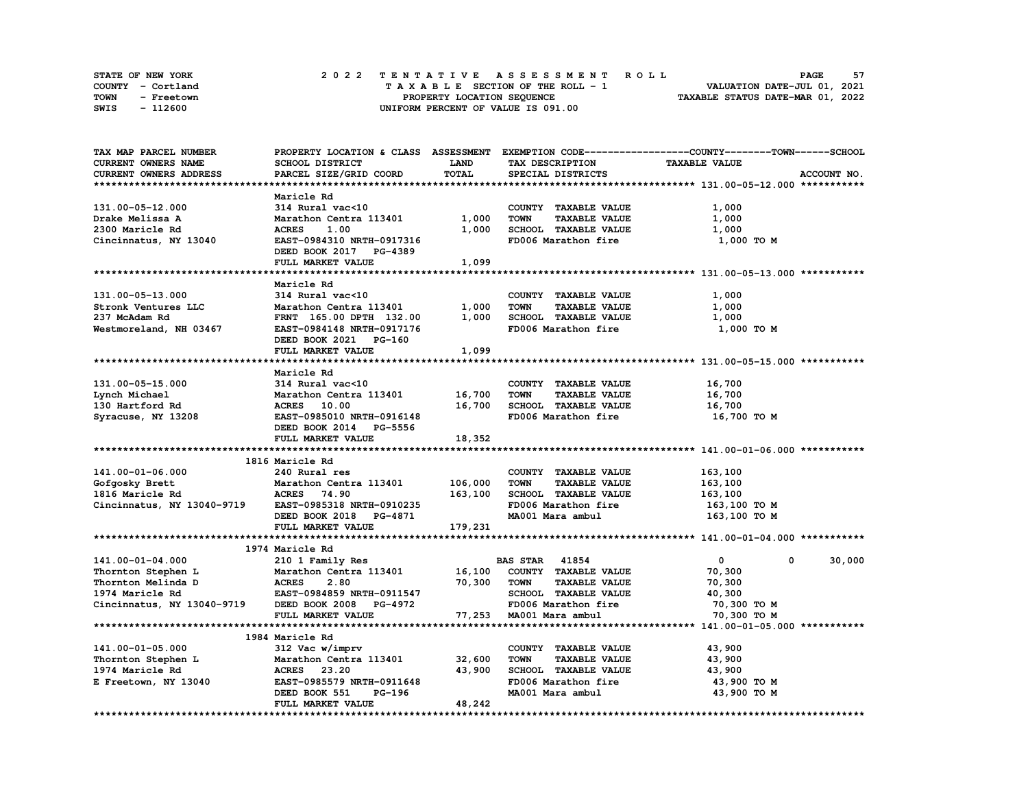STATE OF NEW YORK — 2022 TENTATIVE ASSESSMENT ROLL

COUNTY - Cortland — TAXABLE SECTION OF THE ROLL - 1 — VALUATION DATE-JUL 01, 2021

TOWN - Freetown — PROPERTY LOCATION SEQUENCE — TAXABLE STATUS DATE-MAR 01, 2022

SWIS - 112600 — UNIFORM PERCENT OF VALUE IS 091.00

| TAX MAP PARCEL NUMBER / CURRENT OWNERS NAME / CURRENT OWNERS ADDRESS | PROPERTY LOCATION & CLASS / SCHOOL DISTRICT / PARCEL SIZE/GRID COORD | ASSESSMENT LAND | TOTAL | EXEMPTION CODE / TAX DESCRIPTION / SPECIAL DISTRICTS | COUNTY / TAXABLE VALUE | TOWN | SCHOOL | ACCOUNT NO. |
|---|---|---|---|---|---|---|---|---|
| **131.00-05-12.000** | Maricle Rd | | | | | | | |
| 131.00-05-12.000 | 314 Rural vac<10 | | | COUNTY TAXABLE VALUE | 1,000 | | | |
| Drake Melissa A | Marathon Centra 113401 | 1,000 | | TOWN TAXABLE VALUE | 1,000 | | | |
| 2300 Maricle Rd | ACRES 1.00 | | 1,000 | SCHOOL TAXABLE VALUE | 1,000 | | | |
| Cincinnatus, NY 13040 | EAST-0984310 NRTH-0917316 | | | FD006 Marathon fire | 1,000 TO M | | | |
| | DEED BOOK 2017 PG-4389 | | | | | | | |
| | FULL MARKET VALUE | | 1,099 | | | | | |
| **131.00-05-13.000** | Maricle Rd | | | | | | | |
| 131.00-05-13.000 | 314 Rural vac<10 | | | COUNTY TAXABLE VALUE | 1,000 | | | |
| Stronk Ventures LLC | Marathon Centra 113401 | 1,000 | | TOWN TAXABLE VALUE | 1,000 | | | |
| 237 McAdam Rd | FRNT 165.00 DPTH 132.00 | | 1,000 | SCHOOL TAXABLE VALUE | 1,000 | | | |
| Westmoreland, NH 03467 | EAST-0984148 NRTH-0917176 | | | FD006 Marathon fire | 1,000 TO M | | | |
| | DEED BOOK 2021 PG-160 | | | | | | | |
| | FULL MARKET VALUE | | 1,099 | | | | | |
| **131.00-05-15.000** | Maricle Rd | | | | | | | |
| 131.00-05-15.000 | 314 Rural vac<10 | | | COUNTY TAXABLE VALUE | 16,700 | | | |
| Lynch Michael | Marathon Centra 113401 | 16,700 | | TOWN TAXABLE VALUE | 16,700 | | | |
| 130 Hartford Rd | ACRES 10.00 | | 16,700 | SCHOOL TAXABLE VALUE | 16,700 | | | |
| Syracuse, NY 13208 | EAST-0985010 NRTH-0916148 | | | FD006 Marathon fire | 16,700 TO M | | | |
| | DEED BOOK 2014 PG-5556 | | | | | | | |
| | FULL MARKET VALUE | | 18,352 | | | | | |
| **141.00-01-06.000** | 1816 Maricle Rd | | | | | | | |
| 141.00-01-06.000 | 240 Rural res | | | COUNTY TAXABLE VALUE | 163,100 | | | |
| Gofgosky Brett | Marathon Centra 113401 | 106,000 | | TOWN TAXABLE VALUE | 163,100 | | | |
| 1816 Maricle Rd | ACRES 74.90 | | 163,100 | SCHOOL TAXABLE VALUE | 163,100 | | | |
| Cincinnatus, NY 13040-9719 | EAST-0985318 NRTH-0910235 | | | FD006 Marathon fire | 163,100 TO M | | | |
| | DEED BOOK 2018 PG-4871 | | | MA001 Mara ambul | 163,100 TO M | | | |
| | FULL MARKET VALUE | | 179,231 | | | | | |
| **141.00-01-04.000** | 1974 Maricle Rd | | | | | | | |
| 141.00-01-04.000 | 210 1 Family Res | | | BAS STAR 41854 | 0 | 0 | 30,000 | |
| Thornton Stephen L | Marathon Centra 113401 | 16,100 | | COUNTY TAXABLE VALUE | 70,300 | | | |
| Thornton Melinda D | ACRES 2.80 | | 70,300 | TOWN TAXABLE VALUE | 70,300 | | | |
| 1974 Maricle Rd | EAST-0984859 NRTH-0911547 | | | SCHOOL TAXABLE VALUE | 40,300 | | | |
| Cincinnatus, NY 13040-9719 | DEED BOOK 2008 PG-4972 | | | FD006 Marathon fire | 70,300 TO M | | | |
| | FULL MARKET VALUE | | 77,253 | MA001 Mara ambul | 70,300 TO M | | | |
| **141.00-01-05.000** | 1984 Maricle Rd | | | | | | | |
| 141.00-01-05.000 | 312 Vac w/imprv | | | COUNTY TAXABLE VALUE | 43,900 | | | |
| Thornton Stephen L | Marathon Centra 113401 | 32,600 | | TOWN TAXABLE VALUE | 43,900 | | | |
| 1974 Maricle Rd | ACRES 23.20 | | 43,900 | SCHOOL TAXABLE VALUE | 43,900 | | | |
| E Freetown, NY 13040 | EAST-0985579 NRTH-0911648 | | | FD006 Marathon fire | 43,900 TO M | | | |
| | DEED BOOK 551 PG-196 | | | MA001 Mara ambul | 43,900 TO M | | | |
| | FULL MARKET VALUE | | 48,242 | | | | | |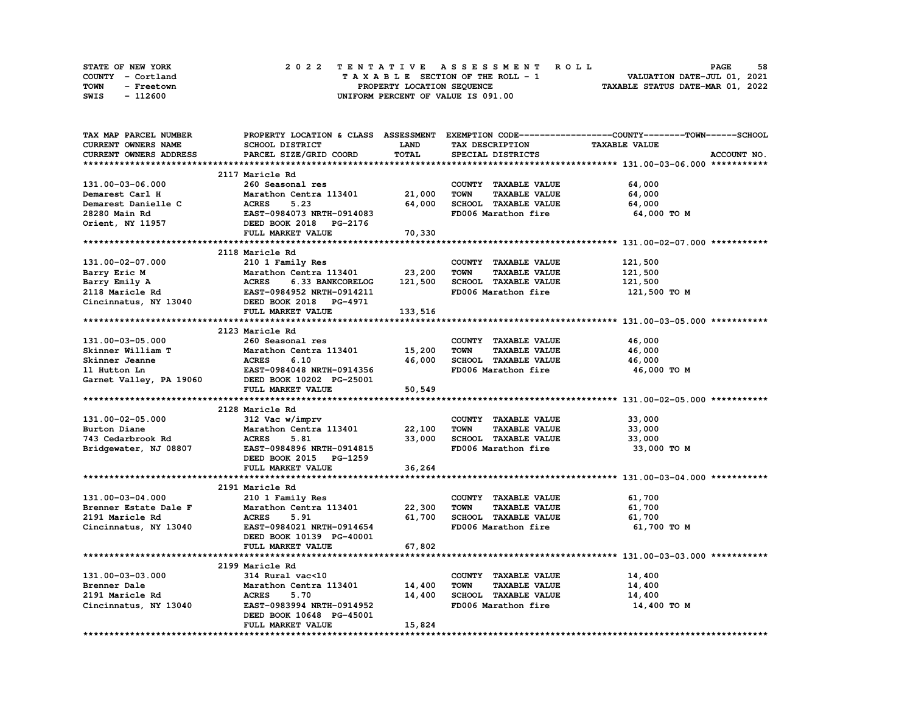STATE OF NEW YORK
COUNTY - Cortland
TOWN - Freetown
SWIS - 112600

# 2022 TENTATIVE ASSESSMENT ROLL

TAXABLE SECTION OF THE ROLL - 1
PROPERTY LOCATION SEQUENCE
UNIFORM PERCENT OF VALUE IS 091.00

VALUATION DATE-JUL 01, 2021
TAXABLE STATUS DATE-MAR 01, 2022

| TAX MAP PARCEL NUMBER / CURRENT OWNERS NAME / CURRENT OWNERS ADDRESS | PROPERTY LOCATION & CLASS / SCHOOL DISTRICT / PARCEL SIZE/GRID COORD | ASSESSMENT LAND / TOTAL | EXEMPTION CODE / TAX DESCRIPTION / SPECIAL DISTRICTS | TAXABLE VALUE (COUNTY / TOWN / SCHOOL) | ACCOUNT NO. |
|---|---|---|---|---|---|
| **131.00-03-06.000** | 2117 Maricle Rd | | | | |
| 131.00-03-06.000 | 260 Seasonal res | | COUNTY TAXABLE VALUE | 64,000 | |
| Demarest Carl H | Marathon Centra 113401 | 21,000 | TOWN TAXABLE VALUE | 64,000 | |
| Demarest Danielle C | ACRES 5.23 | 64,000 | SCHOOL TAXABLE VALUE | 64,000 | |
| 28280 Main Rd | EAST-0984073 NRTH-0914083 | | FD006 Marathon fire | 64,000 TO M | |
| Orient, NY 11957 | DEED BOOK 2018 PG-2176 | | | | |
| | FULL MARKET VALUE | 70,330 | | | |
| **131.00-02-07.000** | 2118 Maricle Rd | | | | |
| 131.00-02-07.000 | 210 1 Family Res | | COUNTY TAXABLE VALUE | 121,500 | |
| Barry Eric M | Marathon Centra 113401 | 23,200 | TOWN TAXABLE VALUE | 121,500 | |
| Barry Emily A | ACRES 6.33 BANKCORELOG | 121,500 | SCHOOL TAXABLE VALUE | 121,500 | |
| 2118 Maricle Rd | EAST-0984952 NRTH-0914211 | | FD006 Marathon fire | 121,500 TO M | |
| Cincinnatus, NY 13040 | DEED BOOK 2018 PG-4971 | | | | |
| | FULL MARKET VALUE | 133,516 | | | |
| **131.00-03-05.000** | 2123 Maricle Rd | | | | |
| 131.00-03-05.000 | 260 Seasonal res | | COUNTY TAXABLE VALUE | 46,000 | |
| Skinner William T | Marathon Centra 113401 | 15,200 | TOWN TAXABLE VALUE | 46,000 | |
| Skinner Jeanne | ACRES 6.10 | 46,000 | SCHOOL TAXABLE VALUE | 46,000 | |
| 11 Hutton Ln | EAST-0984048 NRTH-0914356 | | FD006 Marathon fire | 46,000 TO M | |
| Garnet Valley, PA 19060 | DEED BOOK 10202 PG-25001 | | | | |
| | FULL MARKET VALUE | 50,549 | | | |
| **131.00-02-05.000** | 2128 Maricle Rd | | | | |
| 131.00-02-05.000 | 312 Vac w/imprv | | COUNTY TAXABLE VALUE | 33,000 | |
| Burton Diane | Marathon Centra 113401 | 22,100 | TOWN TAXABLE VALUE | 33,000 | |
| 743 Cedarbrook Rd | ACRES 5.81 | 33,000 | SCHOOL TAXABLE VALUE | 33,000 | |
| Bridgewater, NJ 08807 | EAST-0984896 NRTH-0914815 | | FD006 Marathon fire | 33,000 TO M | |
| | DEED BOOK 2015 PG-1259 | | | | |
| | FULL MARKET VALUE | 36,264 | | | |
| **131.00-03-04.000** | 2191 Maricle Rd | | | | |
| 131.00-03-04.000 | 210 1 Family Res | | COUNTY TAXABLE VALUE | 61,700 | |
| Brenner Estate Dale F | Marathon Centra 113401 | 22,300 | TOWN TAXABLE VALUE | 61,700 | |
| 2191 Maricle Rd | ACRES 5.91 | 61,700 | SCHOOL TAXABLE VALUE | 61,700 | |
| Cincinnatus, NY 13040 | EAST-0984021 NRTH-0914654 | | FD006 Marathon fire | 61,700 TO M | |
| | DEED BOOK 10139 PG-40001 | | | | |
| | FULL MARKET VALUE | 67,802 | | | |
| **131.00-03-03.000** | 2199 Maricle Rd | | | | |
| 131.00-03-03.000 | 314 Rural vac<10 | | COUNTY TAXABLE VALUE | 14,400 | |
| Brenner Dale | Marathon Centra 113401 | 14,400 | TOWN TAXABLE VALUE | 14,400 | |
| 2191 Maricle Rd | ACRES 5.70 | 14,400 | SCHOOL TAXABLE VALUE | 14,400 | |
| Cincinnatus, NY 13040 | EAST-0983994 NRTH-0914952 | | FD006 Marathon fire | 14,400 TO M | |
| | DEED BOOK 10648 PG-45001 | | | | |
| | FULL MARKET VALUE | 15,824 | | | |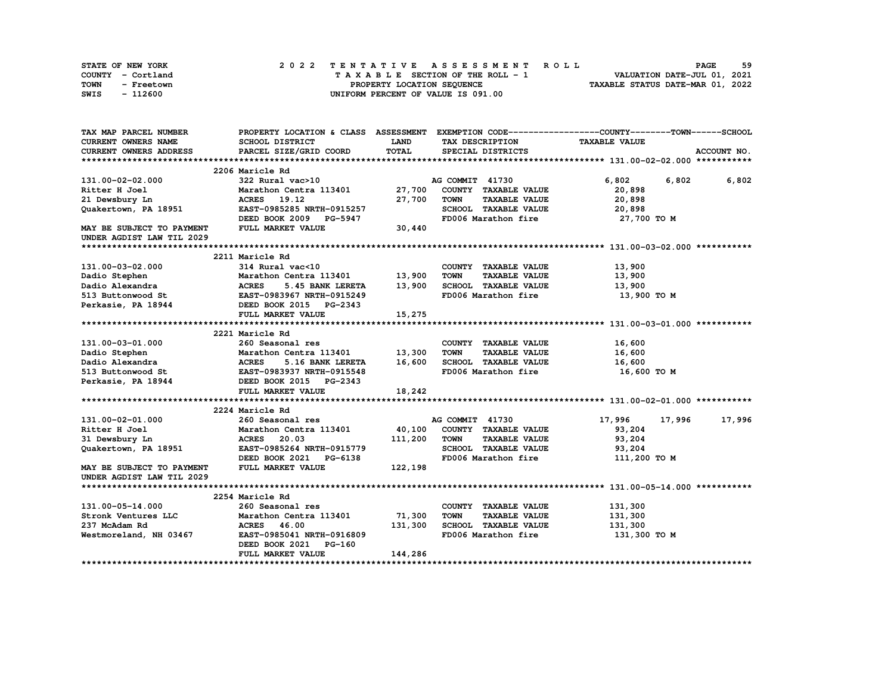STATE OF NEW YORK
COUNTY - Cortland
TOWN - Freetown
SWIS - 112600

2 0 2 2 T E N T A T I V E A S S E S S M E N T R O L L
T A X A B L E SECTION OF THE ROLL - 1
PROPERTY LOCATION SEQUENCE
UNIFORM PERCENT OF VALUE IS 091.00

VALUATION DATE-JUL 01, 2021
TAXABLE STATUS DATE-MAR 01, 2022

| TAX MAP PARCEL NUMBER / CURRENT OWNERS NAME / CURRENT OWNERS ADDRESS | PROPERTY LOCATION & CLASS / SCHOOL DISTRICT / PARCEL SIZE/GRID COORD | ASSESSMENT LAND / TOTAL | EXEMPTION CODE / TAX DESCRIPTION / SPECIAL DISTRICTS | COUNTY TAXABLE VALUE | TOWN | SCHOOL / ACCOUNT NO. |
|---|---|---|---|---|---|---|
| **131.00-02-02.000** | 2206 Maricle Rd | | | | | |
| 131.00-02-02.000 | 322 Rural vac>10 | | AG COMMIT 41730 | 6,802 | 6,802 | 6,802 |
| Ritter H Joel | Marathon Centra 113401 | 27,700 | COUNTY TAXABLE VALUE | 20,898 | | |
| 21 Dewsbury Ln | ACRES 19.12 | 27,700 | TOWN TAXABLE VALUE | 20,898 | | |
| Quakertown, PA 18951 | EAST-0985285 NRTH-0915257 | | SCHOOL TAXABLE VALUE | 20,898 | | |
| | DEED BOOK 2009 PG-5947 | | FD006 Marathon fire | 27,700 TO M | | |
| MAY BE SUBJECT TO PAYMENT UNDER AGDIST LAW TIL 2029 | FULL MARKET VALUE | 30,440 | | | | |
| **131.00-03-02.000** | 2211 Maricle Rd | | | | | |
| 131.00-03-02.000 | 314 Rural vac<10 | | COUNTY TAXABLE VALUE | 13,900 | | |
| Dadio Stephen | Marathon Centra 113401 | 13,900 | TOWN TAXABLE VALUE | 13,900 | | |
| Dadio Alexandra | ACRES 5.45 BANK LERETA | 13,900 | SCHOOL TAXABLE VALUE | 13,900 | | |
| 513 Buttonwood St | EAST-0983967 NRTH-0915249 | | FD006 Marathon fire | 13,900 TO M | | |
| Perkasie, PA 18944 | DEED BOOK 2015 PG-2343 | | | | | |
| | FULL MARKET VALUE | 15,275 | | | | |
| **131.00-03-01.000** | 2221 Maricle Rd | | | | | |
| 131.00-03-01.000 | 260 Seasonal res | | COUNTY TAXABLE VALUE | 16,600 | | |
| Dadio Stephen | Marathon Centra 113401 | 13,300 | TOWN TAXABLE VALUE | 16,600 | | |
| Dadio Alexandra | ACRES 5.16 BANK LERETA | 16,600 | SCHOOL TAXABLE VALUE | 16,600 | | |
| 513 Buttonwood St | EAST-0983937 NRTH-0915548 | | FD006 Marathon fire | 16,600 TO M | | |
| Perkasie, PA 18944 | DEED BOOK 2015 PG-2343 | | | | | |
| | FULL MARKET VALUE | 18,242 | | | | |
| **131.00-02-01.000** | 2224 Maricle Rd | | | | | |
| 131.00-02-01.000 | 260 Seasonal res | | AG COMMIT 41730 | 17,996 | 17,996 | 17,996 |
| Ritter H Joel | Marathon Centra 113401 | 40,100 | COUNTY TAXABLE VALUE | 93,204 | | |
| 31 Dewsbury Ln | ACRES 20.03 | 111,200 | TOWN TAXABLE VALUE | 93,204 | | |
| Quakertown, PA 18951 | EAST-0985264 NRTH-0915779 | | SCHOOL TAXABLE VALUE | 93,204 | | |
| | DEED BOOK 2021 PG-6138 | | FD006 Marathon fire | 111,200 TO M | | |
| MAY BE SUBJECT TO PAYMENT UNDER AGDIST LAW TIL 2029 | FULL MARKET VALUE | 122,198 | | | | |
| **131.00-05-14.000** | 2254 Maricle Rd | | | | | |
| 131.00-05-14.000 | 260 Seasonal res | | COUNTY TAXABLE VALUE | 131,300 | | |
| Stronk Ventures LLC | Marathon Centra 113401 | 71,300 | TOWN TAXABLE VALUE | 131,300 | | |
| 237 McAdam Rd | ACRES 46.00 | 131,300 | SCHOOL TAXABLE VALUE | 131,300 | | |
| Westmoreland, NH 03467 | EAST-0985041 NRTH-0916809 | | FD006 Marathon fire | 131,300 TO M | | |
| | DEED BOOK 2021 PG-160 | | | | | |
| | FULL MARKET VALUE | 144,286 | | | | |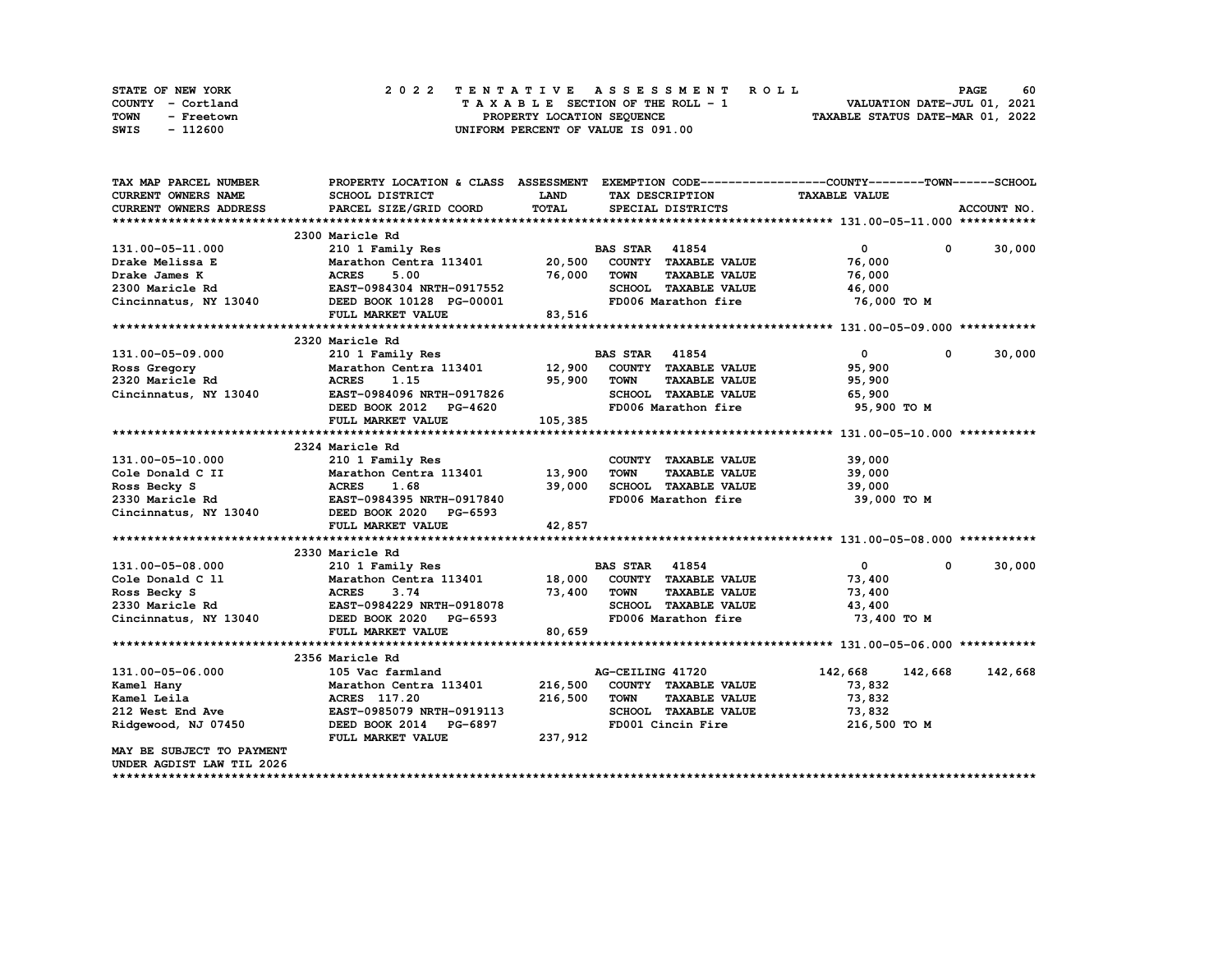STATE OF NEW YORK
COUNTY - Cortland
TOWN - Freetown
SWIS - 112600

# 2022 TENTATIVE ASSESSMENT ROLL

TAXABLE SECTION OF THE ROLL - 1
PROPERTY LOCATION SEQUENCE
UNIFORM PERCENT OF VALUE IS 091.00

VALUATION DATE-JUL 01, 2021
TAXABLE STATUS DATE-MAR 01, 2022

| TAX MAP PARCEL NUMBER<br>CURRENT OWNERS NAME<br>CURRENT OWNERS ADDRESS | PROPERTY LOCATION & CLASS<br>SCHOOL DISTRICT<br>PARCEL SIZE/GRID COORD | ASSESSMENT<br>LAND<br>TOTAL | EXEMPTION CODE<br>TAX DESCRIPTION<br>SPECIAL DISTRICTS | COUNTY<br>TAXABLE VALUE | TOWN | SCHOOL<br>ACCOUNT NO. |
|---|---|---|---|---|---|---|
| **131.00-05-11.000** | 2300 Maricle Rd | | | | | |
| 131.00-05-11.000 | 210 1 Family Res | | BAS STAR 41854 | 0 | 0 | 30,000 |
| Drake Melissa E | Marathon Centra 113401 | 20,500 | COUNTY TAXABLE VALUE | 76,000 | | |
| Drake James K | ACRES 5.00 | 76,000 | TOWN TAXABLE VALUE | 76,000 | | |
| 2300 Maricle Rd | EAST-0984304 NRTH-0917552 | | SCHOOL TAXABLE VALUE | 46,000 | | |
| Cincinnatus, NY 13040 | DEED BOOK 10128 PG-00001 | | FD006 Marathon fire | 76,000 TO M | | |
| | FULL MARKET VALUE | 83,516 | | | | |
| **131.00-05-09.000** | 2320 Maricle Rd | | | | | |
| 131.00-05-09.000 | 210 1 Family Res | | BAS STAR 41854 | 0 | 0 | 30,000 |
| Ross Gregory | Marathon Centra 113401 | 12,900 | COUNTY TAXABLE VALUE | 95,900 | | |
| 2320 Maricle Rd | ACRES 1.15 | 95,900 | TOWN TAXABLE VALUE | 95,900 | | |
| Cincinnatus, NY 13040 | EAST-0984096 NRTH-0917826 | | SCHOOL TAXABLE VALUE | 65,900 | | |
| | DEED BOOK 2012 PG-4620 | | FD006 Marathon fire | 95,900 TO M | | |
| | FULL MARKET VALUE | 105,385 | | | | |
| **131.00-05-10.000** | 2324 Maricle Rd | | | | | |
| 131.00-05-10.000 | 210 1 Family Res | | COUNTY TAXABLE VALUE | 39,000 | | |
| Cole Donald C II | Marathon Centra 113401 | 13,900 | TOWN TAXABLE VALUE | 39,000 | | |
| Ross Becky S | ACRES 1.68 | 39,000 | SCHOOL TAXABLE VALUE | 39,000 | | |
| 2330 Maricle Rd | EAST-0984395 NRTH-0917840 | | FD006 Marathon fire | 39,000 TO M | | |
| Cincinnatus, NY 13040 | DEED BOOK 2020 PG-6593 | | | | | |
| | FULL MARKET VALUE | 42,857 | | | | |
| **131.00-05-08.000** | 2330 Maricle Rd | | | | | |
| 131.00-05-08.000 | 210 1 Family Res | | BAS STAR 41854 | 0 | 0 | 30,000 |
| Cole Donald C ll | Marathon Centra 113401 | 18,000 | COUNTY TAXABLE VALUE | 73,400 | | |
| Ross Becky S | ACRES 3.74 | 73,400 | TOWN TAXABLE VALUE | 73,400 | | |
| 2330 Maricle Rd | EAST-0984229 NRTH-0918078 | | SCHOOL TAXABLE VALUE | 43,400 | | |
| Cincinnatus, NY 13040 | DEED BOOK 2020 PG-6593 | | FD006 Marathon fire | 73,400 TO M | | |
| | FULL MARKET VALUE | 80,659 | | | | |
| **131.00-05-06.000** | 2356 Maricle Rd | | | | | |
| 131.00-05-06.000 | 105 Vac farmland | | AG-CEILING 41720 | 142,668 | 142,668 | 142,668 |
| Kamel Hany | Marathon Centra 113401 | 216,500 | COUNTY TAXABLE VALUE | 73,832 | | |
| Kamel Leila | ACRES 117.20 | 216,500 | TOWN TAXABLE VALUE | 73,832 | | |
| 212 West End Ave | EAST-0985079 NRTH-0919113 | | SCHOOL TAXABLE VALUE | 73,832 | | |
| Ridgewood, NJ 07450 | DEED BOOK 2014 PG-6897 | | FD001 Cincin Fire | 216,500 TO M | | |
| | FULL MARKET VALUE | 237,912 | | | | |
| MAY BE SUBJECT TO PAYMENT<br>UNDER AGDIST LAW TIL 2026 | | | | | | |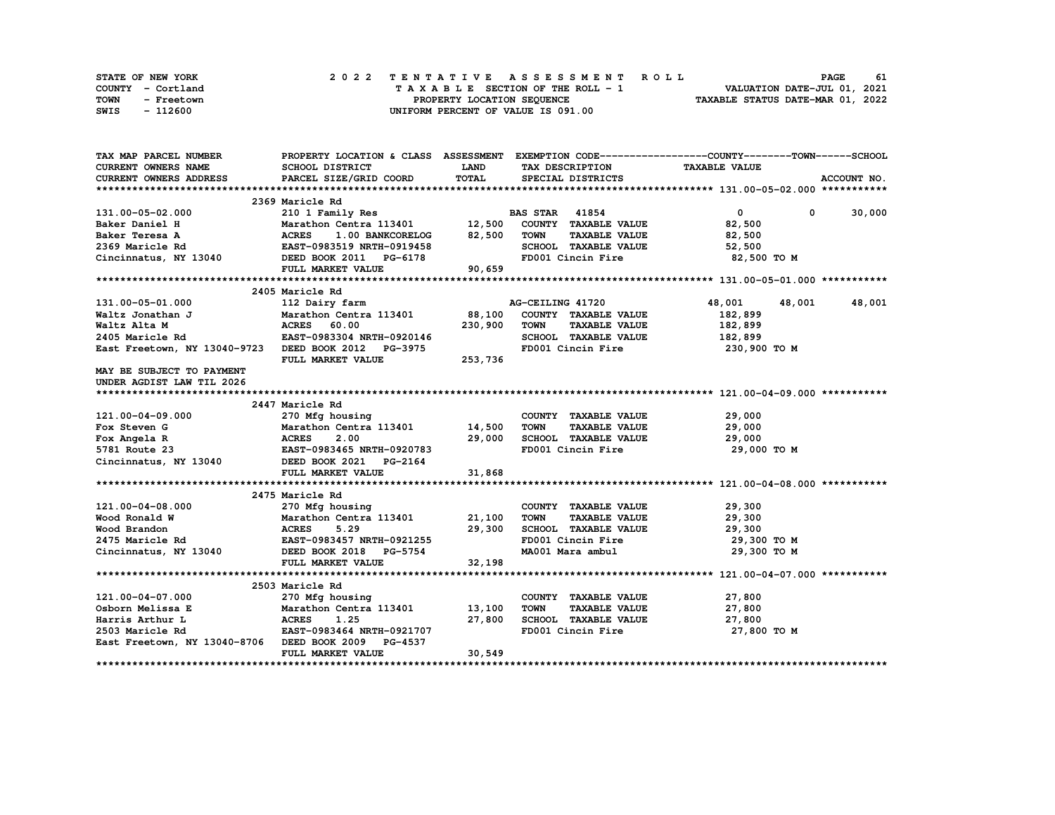STATE OF NEW YORK　　COUNTY - Cortland　　TOWN - Freetown　　SWIS - 112600

**2022 TENTATIVE ASSESSMENT ROLL**
TAXABLE SECTION OF THE ROLL - 1
PROPERTY LOCATION SEQUENCE
UNIFORM PERCENT OF VALUE IS 091.00

VALUATION DATE-JUL 01, 2021
TAXABLE STATUS DATE-MAR 01, 2022

```
TAX MAP PARCEL NUMBER          PROPERTY LOCATION & CLASS  ASSESSMENT  EXEMPTION CODE------------------COUNTY--------TOWN------SCHOOL
CURRENT OWNERS NAME            SCHOOL DISTRICT              LAND      TAX DESCRIPTION              TAXABLE VALUE
CURRENT OWNERS ADDRESS         PARCEL SIZE/GRID COORD       TOTAL     SPECIAL DISTRICTS                                    ACCOUNT NO.
****************************************************************************************************** 131.00-05-02.000 ***********
                               2369 Maricle Rd
131.00-05-02.000               210 1 Family Res                       BAS STAR   41854                  0          0      30,000
Baker Daniel H                 Marathon Centra 113401      12,500     COUNTY  TAXABLE VALUE          82,500
Baker Teresa A                 ACRES    1.00 BANKCORELOG   82,500     TOWN    TAXABLE VALUE          82,500
2369 Maricle Rd                EAST-0983519 NRTH-0919458              SCHOOL  TAXABLE VALUE          52,500
Cincinnatus, NY 13040          DEED BOOK 2011   PG-6178               FD001 Cincin Fire              82,500 TO M
                               FULL MARKET VALUE           90,659
****************************************************************************************************** 131.00-05-01.000 ***********
                               2405 Maricle Rd
131.00-05-01.000               112 Dairy farm                         AG-CEILING 41720              48,001     48,001     48,001
Waltz Jonathan J               Marathon Centra 113401      88,100     COUNTY  TAXABLE VALUE         182,899
Waltz Alta M                   ACRES   60.00              230,900     TOWN    TAXABLE VALUE         182,899
2405 Maricle Rd                EAST-0983304 NRTH-0920146              SCHOOL  TAXABLE VALUE         182,899
East Freetown, NY 13040-9723   DEED BOOK 2012   PG-3975               FD001 Cincin Fire             230,900 TO M
                               FULL MARKET VALUE          253,736
MAY BE SUBJECT TO PAYMENT
UNDER AGDIST LAW TIL 2026
****************************************************************************************************** 121.00-04-09.000 ***********
                               2447 Maricle Rd
121.00-04-09.000               270 Mfg housing                        COUNTY  TAXABLE VALUE          29,000
Fox Steven G                   Marathon Centra 113401      14,500     TOWN    TAXABLE VALUE          29,000
Fox Angela R                   ACRES    2.00               29,000     SCHOOL  TAXABLE VALUE          29,000
5781 Route 23                  EAST-0983465 NRTH-0920783              FD001 Cincin Fire              29,000 TO M
Cincinnatus, NY 13040          DEED BOOK 2021   PG-2164
                               FULL MARKET VALUE           31,868
****************************************************************************************************** 121.00-04-08.000 ***********
                               2475 Maricle Rd
121.00-04-08.000               270 Mfg housing                        COUNTY  TAXABLE VALUE          29,300
Wood Ronald W                  Marathon Centra 113401      21,100     TOWN    TAXABLE VALUE          29,300
Wood Brandon                   ACRES    5.29               29,300     SCHOOL  TAXABLE VALUE          29,300
2475 Maricle Rd                EAST-0983457 NRTH-0921255              FD001 Cincin Fire              29,300 TO M
Cincinnatus, NY 13040          DEED BOOK 2018   PG-5754               MA001 Mara ambul               29,300 TO M
                               FULL MARKET VALUE           32,198
****************************************************************************************************** 121.00-04-07.000 ***********
                               2503 Maricle Rd
121.00-04-07.000               270 Mfg housing                        COUNTY  TAXABLE VALUE          27,800
Osborn Melissa E               Marathon Centra 113401      13,100     TOWN    TAXABLE VALUE          27,800
Harris Arthur L                ACRES    1.25               27,800     SCHOOL  TAXABLE VALUE          27,800
2503 Maricle Rd                EAST-0983464 NRTH-0921707              FD001 Cincin Fire              27,800 TO M
East Freetown, NY 13040-8706   DEED BOOK 2009   PG-4537
                               FULL MARKET VALUE           30,549
************************************************************************************************************************************
```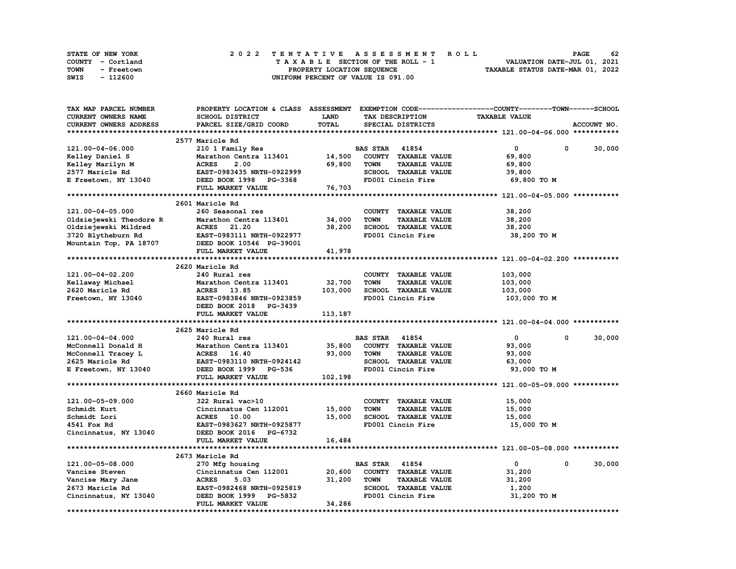STATE OF NEW YORK — 2022 TENTATIVE ASSESSMENT ROLL
COUNTY - Cortland — TAXABLE SECTION OF THE ROLL - 1 — VALUATION DATE-JUL 01, 2021
TOWN - Freetown — PROPERTY LOCATION SEQUENCE — TAXABLE STATUS DATE-MAR 01, 2022
SWIS - 112600 — UNIFORM PERCENT OF VALUE IS 091.00

| TAX MAP PARCEL NUMBER / CURRENT OWNERS NAME / CURRENT OWNERS ADDRESS | PROPERTY LOCATION & CLASS / SCHOOL DISTRICT / PARCEL SIZE/GRID COORD | ASSESSMENT LAND / TOTAL | EXEMPTION CODE / TAX DESCRIPTION / SPECIAL DISTRICTS | COUNTY | TOWN | SCHOOL / TAXABLE VALUE | ACCOUNT NO. |
|---|---|---|---|---|---|---|---|
| **121.00-04-06.000** | 2577 Maricle Rd | | | | | | |
| 121.00-04-06.000 | 210 1 Family Res | | BAS STAR 41854 | 0 | 0 | 30,000 | |
| Kelley Daniel S | Marathon Centra 113401 | 14,500 | COUNTY TAXABLE VALUE | 69,800 | | | |
| Kelley Marilyn M | ACRES 2.00 | 69,800 | TOWN TAXABLE VALUE | 69,800 | | | |
| 2577 Maricle Rd | EAST-0983435 NRTH-0922999 | | SCHOOL TAXABLE VALUE | 39,800 | | | |
| E Freetown, NY 13040 | DEED BOOK 1998 PG-3368 | | FD001 Cincin Fire | 69,800 TO M | | | |
| | FULL MARKET VALUE | 76,703 | | | | | |
| **121.00-04-05.000** | 2601 Maricle Rd | | | | | | |
| 121.00-04-05.000 | 260 Seasonal res | | COUNTY TAXABLE VALUE | 38,200 | | | |
| Oldziejewski Theodore R | Marathon Centra 113401 | 34,000 | TOWN TAXABLE VALUE | 38,200 | | | |
| Oldziejewski Mildred | ACRES 21.20 | 38,200 | SCHOOL TAXABLE VALUE | 38,200 | | | |
| 3720 Blytheburn Rd | EAST-0983111 NRTH-0922977 | | FD001 Cincin Fire | 38,200 TO M | | | |
| Mountain Top, PA 18707 | DEED BOOK 10546 PG-39001 | | | | | | |
| | FULL MARKET VALUE | 41,978 | | | | | |
| **121.00-04-02.200** | 2620 Maricle Rd | | | | | | |
| 121.00-04-02.200 | 240 Rural res | | COUNTY TAXABLE VALUE | 103,000 | | | |
| Kellaway Michael | Marathon Centra 113401 | 32,700 | TOWN TAXABLE VALUE | 103,000 | | | |
| 2620 Maricle Rd | ACRES 13.85 | 103,000 | SCHOOL TAXABLE VALUE | 103,000 | | | |
| Freetown, NY 13040 | EAST-0983846 NRTH-0923859 | | FD001 Cincin Fire | 103,000 TO M | | | |
| | DEED BOOK 2018 PG-3439 | | | | | | |
| | FULL MARKET VALUE | 113,187 | | | | | |
| **121.00-04-04.000** | 2625 Maricle Rd | | | | | | |
| 121.00-04-04.000 | 240 Rural res | | BAS STAR 41854 | 0 | 0 | 30,000 | |
| McConnell Donald H | Marathon Centra 113401 | 35,800 | COUNTY TAXABLE VALUE | 93,000 | | | |
| McConnell Tracey L | ACRES 16.40 | 93,000 | TOWN TAXABLE VALUE | 93,000 | | | |
| 2625 Maricle Rd | EAST-0983110 NRTH-0924142 | | SCHOOL TAXABLE VALUE | 63,000 | | | |
| E Freetown, NY 13040 | DEED BOOK 1999 PG-536 | | FD001 Cincin Fire | 93,000 TO M | | | |
| | FULL MARKET VALUE | 102,198 | | | | | |
| **121.00-05-09.000** | 2660 Maricle Rd | | | | | | |
| 121.00-05-09.000 | 322 Rural vac>10 | | COUNTY TAXABLE VALUE | 15,000 | | | |
| Schmidt Kurt | Cincinnatus Cen 112001 | 15,000 | TOWN TAXABLE VALUE | 15,000 | | | |
| Schmidt Lori | ACRES 10.00 | 15,000 | SCHOOL TAXABLE VALUE | 15,000 | | | |
| 4541 Fox Rd | EAST-0983627 NRTH-0925877 | | FD001 Cincin Fire | 15,000 TO M | | | |
| Cincinnatus, NY 13040 | DEED BOOK 2016 PG-6732 | | | | | | |
| | FULL MARKET VALUE | 16,484 | | | | | |
| **121.00-05-08.000** | 2673 Maricle Rd | | | | | | |
| 121.00-05-08.000 | 270 Mfg housing | | BAS STAR 41854 | 0 | 0 | 30,000 | |
| Vancise Steven | Cincinnatus Cen 112001 | 20,600 | COUNTY TAXABLE VALUE | 31,200 | | | |
| Vancise Mary Jane | ACRES 5.03 | 31,200 | TOWN TAXABLE VALUE | 31,200 | | | |
| 2673 Maricle Rd | EAST-0982468 NRTH-0925819 | | SCHOOL TAXABLE VALUE | 1,200 | | | |
| Cincinnatus, NY 13040 | DEED BOOK 1999 PG-5832 | | FD001 Cincin Fire | 31,200 TO M | | | |
| | FULL MARKET VALUE | 34,286 | | | | | |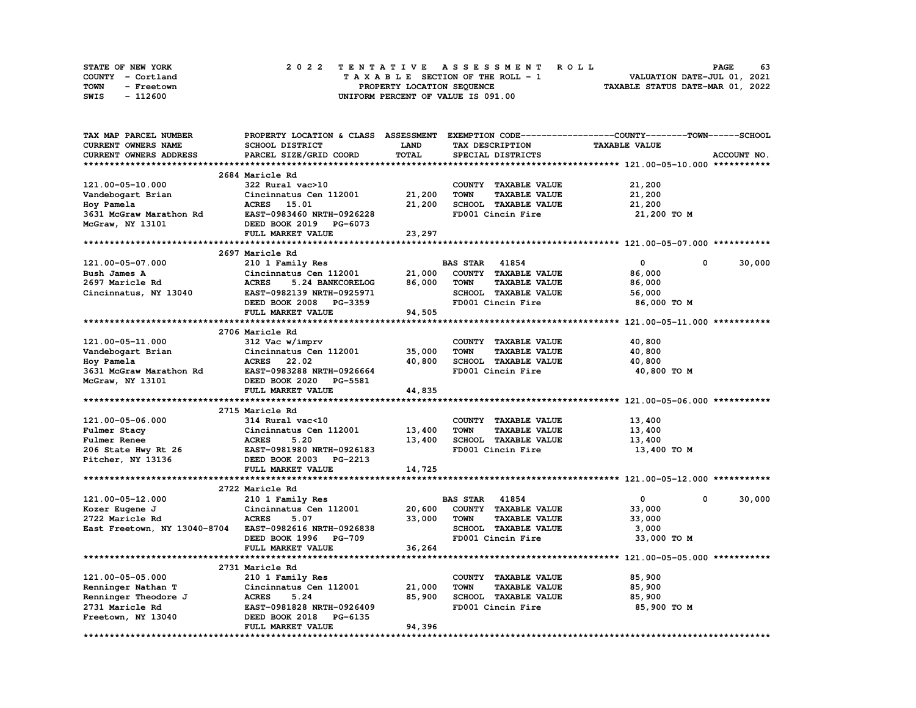STATE OF NEW YORK
COUNTY - Cortland
TOWN - Freetown
SWIS - 112600

2022 TENTATIVE ASSESSMENT ROLL
TAXABLE SECTION OF THE ROLL - 1
PROPERTY LOCATION SEQUENCE
UNIFORM PERCENT OF VALUE IS 091.00

VALUATION DATE-JUL 01, 2021
TAXABLE STATUS DATE-MAR 01, 2022

| TAX MAP PARCEL NUMBER / CURRENT OWNERS NAME / CURRENT OWNERS ADDRESS | PROPERTY LOCATION & CLASS / SCHOOL DISTRICT / PARCEL SIZE/GRID COORD | ASSESSMENT LAND / TOTAL | EXEMPTION CODE / TAX DESCRIPTION / SPECIAL DISTRICTS | COUNTY TAXABLE VALUE | TOWN | SCHOOL |
|---|---|---|---|---|---|---|
| **121.00-05-10.000** | 2684 Maricle Rd | | | | | |
| 121.00-05-10.000 | 322 Rural vac>10 | | COUNTY TAXABLE VALUE | 21,200 | | |
| Vandebogart Brian | Cincinnatus Cen 112001 | 21,200 | TOWN TAXABLE VALUE | 21,200 | | |
| Hoy Pamela | ACRES 15.01 | 21,200 | SCHOOL TAXABLE VALUE | 21,200 | | |
| 3631 McGraw Marathon Rd | EAST-0983460 NRTH-0926228 | | FD001 Cincin Fire | 21,200 TO M | | |
| McGraw, NY 13101 | DEED BOOK 2019 PG-6073 | | | | | |
| | FULL MARKET VALUE | 23,297 | | | | |
| **121.00-05-07.000** | 2697 Maricle Rd | | | | | |
| 121.00-05-07.000 | 210 1 Family Res | | BAS STAR 41854 | 0 | 0 | 30,000 |
| Bush James A | Cincinnatus Cen 112001 | 21,000 | COUNTY TAXABLE VALUE | 86,000 | | |
| 2697 Maricle Rd | ACRES 5.24 BANKCORELOG | 86,000 | TOWN TAXABLE VALUE | 86,000 | | |
| Cincinnatus, NY 13040 | EAST-0982139 NRTH-0925971 | | SCHOOL TAXABLE VALUE | 56,000 | | |
| | DEED BOOK 2008 PG-3359 | | FD001 Cincin Fire | 86,000 TO M | | |
| | FULL MARKET VALUE | 94,505 | | | | |
| **121.00-05-11.000** | 2706 Maricle Rd | | | | | |
| 121.00-05-11.000 | 312 Vac w/imprv | | COUNTY TAXABLE VALUE | 40,800 | | |
| Vandebogart Brian | Cincinnatus Cen 112001 | 35,000 | TOWN TAXABLE VALUE | 40,800 | | |
| Hoy Pamela | ACRES 22.02 | 40,800 | SCHOOL TAXABLE VALUE | 40,800 | | |
| 3631 McGraw Marathon Rd | EAST-0983288 NRTH-0926664 | | FD001 Cincin Fire | 40,800 TO M | | |
| McGraw, NY 13101 | DEED BOOK 2020 PG-5581 | | | | | |
| | FULL MARKET VALUE | 44,835 | | | | |
| **121.00-05-06.000** | 2715 Maricle Rd | | | | | |
| 121.00-05-06.000 | 314 Rural vac<10 | | COUNTY TAXABLE VALUE | 13,400 | | |
| Fulmer Stacy | Cincinnatus Cen 112001 | 13,400 | TOWN TAXABLE VALUE | 13,400 | | |
| Fulmer Renee | ACRES 5.20 | 13,400 | SCHOOL TAXABLE VALUE | 13,400 | | |
| 206 State Hwy Rt 26 | EAST-0981980 NRTH-0926183 | | FD001 Cincin Fire | 13,400 TO M | | |
| Pitcher, NY 13136 | DEED BOOK 2003 PG-2213 | | | | | |
| | FULL MARKET VALUE | 14,725 | | | | |
| **121.00-05-12.000** | 2722 Maricle Rd | | | | | |
| 121.00-05-12.000 | 210 1 Family Res | | BAS STAR 41854 | 0 | 0 | 30,000 |
| Kozer Eugene J | Cincinnatus Cen 112001 | 20,600 | COUNTY TAXABLE VALUE | 33,000 | | |
| 2722 Maricle Rd | ACRES 5.07 | 33,000 | TOWN TAXABLE VALUE | 33,000 | | |
| East Freetown, NY 13040-8704 | EAST-0982616 NRTH-0926838 | | SCHOOL TAXABLE VALUE | 3,000 | | |
| | DEED BOOK 1996 PG-709 | | FD001 Cincin Fire | 33,000 TO M | | |
| | FULL MARKET VALUE | 36,264 | | | | |
| **121.00-05-05.000** | 2731 Maricle Rd | | | | | |
| 121.00-05-05.000 | 210 1 Family Res | | COUNTY TAXABLE VALUE | 85,900 | | |
| Renninger Nathan T | Cincinnatus Cen 112001 | 21,000 | TOWN TAXABLE VALUE | 85,900 | | |
| Renninger Theodore J | ACRES 5.24 | 85,900 | SCHOOL TAXABLE VALUE | 85,900 | | |
| 2731 Maricle Rd | EAST-0981828 NRTH-0926409 | | FD001 Cincin Fire | 85,900 TO M | | |
| Freetown, NY 13040 | DEED BOOK 2018 PG-6135 | | | | | |
| | FULL MARKET VALUE | 94,396 | | | | |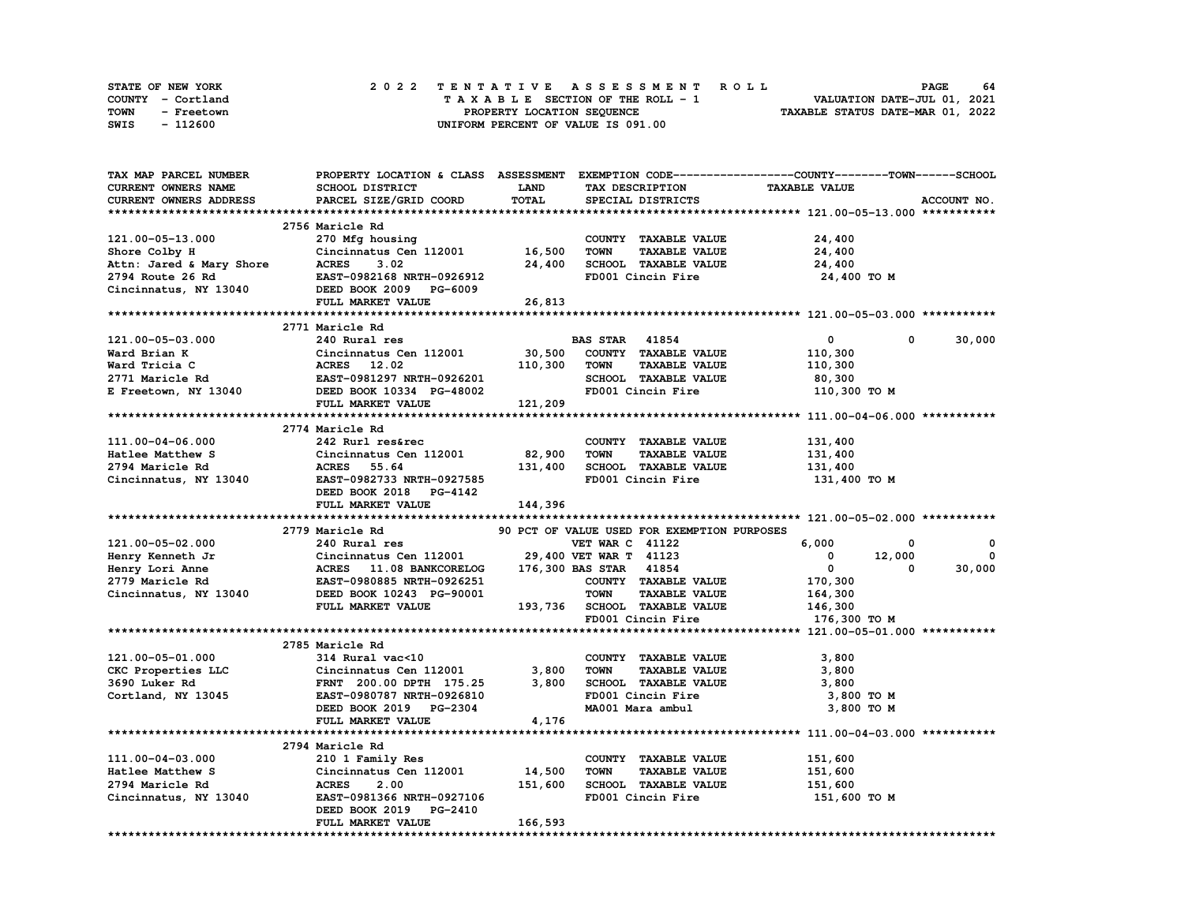STATE OF NEW YORK
COUNTY - Cortland
TOWN - Freetown
SWIS - 112600

2 0 2 2 T E N T A T I V E A S S E S S M E N T R O L L
T A X A B L E SECTION OF THE ROLL - 1
PROPERTY LOCATION SEQUENCE
UNIFORM PERCENT OF VALUE IS 091.00

VALUATION DATE-JUL 01, 2021
TAXABLE STATUS DATE-MAR 01, 2022

| TAX MAP PARCEL NUMBER / CURRENT OWNERS NAME / CURRENT OWNERS ADDRESS | PROPERTY LOCATION & CLASS / SCHOOL DISTRICT / PARCEL SIZE/GRID COORD | ASSESSMENT LAND / TOTAL | EXEMPTION CODE / TAX DESCRIPTION / SPECIAL DISTRICTS | COUNTY TAXABLE VALUE | TOWN | SCHOOL / ACCOUNT NO. |
|---|---|---|---|---|---|---|
| **121.00-05-13.000** | 2756 Maricle Rd | | | | | |
| 121.00-05-13.000 | 270 Mfg housing | | COUNTY TAXABLE VALUE | 24,400 | | |
| Shore Colby H | Cincinnatus Cen 112001 | 16,500 | TOWN TAXABLE VALUE | 24,400 | | |
| Attn: Jared & Mary Shore | ACRES 3.02 | 24,400 | SCHOOL TAXABLE VALUE | 24,400 | | |
| 2794 Route 26 Rd | EAST-0982168 NRTH-0926912 | | FD001 Cincin Fire | 24,400 TO M | | |
| Cincinnatus, NY 13040 | DEED BOOK 2009 PG-6009 | | | | | |
| | FULL MARKET VALUE | 26,813 | | | | |
| **121.00-05-03.000** | 2771 Maricle Rd | | | | | |
| 121.00-05-03.000 | 240 Rural res | | BAS STAR 41854 | 0 | 0 | 30,000 |
| Ward Brian K | Cincinnatus Cen 112001 | 30,500 | COUNTY TAXABLE VALUE | 110,300 | | |
| Ward Tricia C | ACRES 12.02 | 110,300 | TOWN TAXABLE VALUE | 110,300 | | |
| 2771 Maricle Rd | EAST-0981297 NRTH-0926201 | | SCHOOL TAXABLE VALUE | 80,300 | | |
| E Freetown, NY 13040 | DEED BOOK 10334 PG-48002 | | FD001 Cincin Fire | 110,300 TO M | | |
| | FULL MARKET VALUE | 121,209 | | | | |
| **111.00-04-06.000** | 2774 Maricle Rd | | | | | |
| 111.00-04-06.000 | 242 Rurl res&rec | | COUNTY TAXABLE VALUE | 131,400 | | |
| Hatlee Matthew S | Cincinnatus Cen 112001 | 82,900 | TOWN TAXABLE VALUE | 131,400 | | |
| 2794 Maricle Rd | ACRES 55.64 | 131,400 | SCHOOL TAXABLE VALUE | 131,400 | | |
| Cincinnatus, NY 13040 | EAST-0982733 NRTH-0927585 | | FD001 Cincin Fire | 131,400 TO M | | |
| | DEED BOOK 2018 PG-4142 | | | | | |
| | FULL MARKET VALUE | 144,396 | | | | |
| **121.00-05-02.000** | 2779 Maricle Rd | | 90 PCT OF VALUE USED FOR EXEMPTION PURPOSES | | | |
| 121.00-05-02.000 | 240 Rural res | | VET WAR C 41122 | 6,000 | 0 | 0 |
| Henry Kenneth Jr | Cincinnatus Cen 112001 | 29,400 | VET WAR T 41123 | 0 | 12,000 | 0 |
| Henry Lori Anne | ACRES 11.08 BANKCORELOG | 176,300 | BAS STAR 41854 | 0 | 0 | 30,000 |
| 2779 Maricle Rd | EAST-0980885 NRTH-0926251 | | COUNTY TAXABLE VALUE | 170,300 | | |
| Cincinnatus, NY 13040 | DEED BOOK 10243 PG-90001 | | TOWN TAXABLE VALUE | 164,300 | | |
| | FULL MARKET VALUE | 193,736 | SCHOOL TAXABLE VALUE | 146,300 | | |
| | | | FD001 Cincin Fire | 176,300 TO M | | |
| **121.00-05-01.000** | 2785 Maricle Rd | | | | | |
| 121.00-05-01.000 | 314 Rural vac<10 | | COUNTY TAXABLE VALUE | 3,800 | | |
| CKC Properties LLC | Cincinnatus Cen 112001 | 3,800 | TOWN TAXABLE VALUE | 3,800 | | |
| 3690 Luker Rd | FRNT 200.00 DPTH 175.25 | 3,800 | SCHOOL TAXABLE VALUE | 3,800 | | |
| Cortland, NY 13045 | EAST-0980787 NRTH-0926810 | | FD001 Cincin Fire | 3,800 TO M | | |
| | DEED BOOK 2019 PG-2304 | | MA001 Mara ambul | 3,800 TO M | | |
| | FULL MARKET VALUE | 4,176 | | | | |
| **111.00-04-03.000** | 2794 Maricle Rd | | | | | |
| 111.00-04-03.000 | 210 1 Family Res | | COUNTY TAXABLE VALUE | 151,600 | | |
| Hatlee Matthew S | Cincinnatus Cen 112001 | 14,500 | TOWN TAXABLE VALUE | 151,600 | | |
| 2794 Maricle Rd | ACRES 2.00 | 151,600 | SCHOOL TAXABLE VALUE | 151,600 | | |
| Cincinnatus, NY 13040 | EAST-0981366 NRTH-0927106 | | FD001 Cincin Fire | 151,600 TO M | | |
| | DEED BOOK 2019 PG-2410 | | | | | |
| | FULL MARKET VALUE | 166,593 | | | | |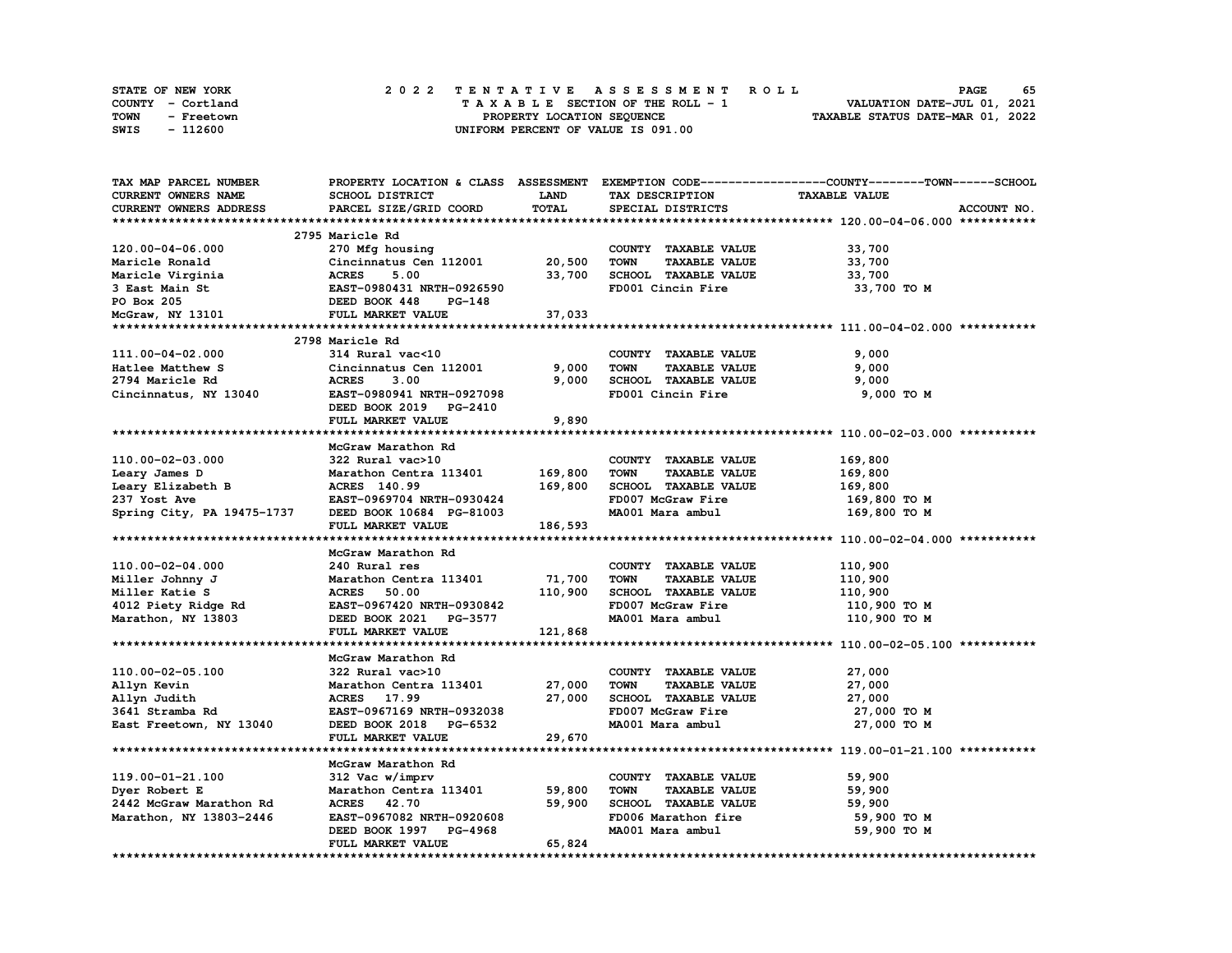STATE OF NEW YORK — COUNTY - Cortland — TOWN - Freetown — SWIS - 112600

**2022 TENTATIVE ASSESSMENT ROLL**
TAXABLE SECTION OF THE ROLL - 1
PROPERTY LOCATION SEQUENCE
UNIFORM PERCENT OF VALUE IS 091.00

VALUATION DATE-JUL 01, 2021
TAXABLE STATUS DATE-MAR 01, 2022

| TAX MAP PARCEL NUMBER / CURRENT OWNERS NAME / CURRENT OWNERS ADDRESS | PROPERTY LOCATION & CLASS / SCHOOL DISTRICT / PARCEL SIZE/GRID COORD | ASSESSMENT LAND / TOTAL | EXEMPTION CODE / TAX DESCRIPTION / SPECIAL DISTRICTS | TAXABLE VALUE (COUNTY / TOWN / SCHOOL) | ACCOUNT NO. |
|---|---|---|---|---|---|
| **120.00-04-06.000** | 2795 Maricle Rd | | | | |
| 120.00-04-06.000 | 270 Mfg housing | | COUNTY TAXABLE VALUE | 33,700 | |
| Maricle Ronald | Cincinnatus Cen 112001 | 20,500 | TOWN TAXABLE VALUE | 33,700 | |
| Maricle Virginia | ACRES 5.00 | 33,700 | SCHOOL TAXABLE VALUE | 33,700 | |
| 3 East Main St | EAST-0980431 NRTH-0926590 | | FD001 Cincin Fire | 33,700 TO M | |
| PO Box 205 | DEED BOOK 448 PG-148 | | | | |
| McGraw, NY 13101 | FULL MARKET VALUE | 37,033 | | | |
| **111.00-04-02.000** | 2798 Maricle Rd | | | | |
| 111.00-04-02.000 | 314 Rural vac<10 | | COUNTY TAXABLE VALUE | 9,000 | |
| Hatlee Matthew S | Cincinnatus Cen 112001 | 9,000 | TOWN TAXABLE VALUE | 9,000 | |
| 2794 Maricle Rd | ACRES 3.00 | 9,000 | SCHOOL TAXABLE VALUE | 9,000 | |
| Cincinnatus, NY 13040 | EAST-0980941 NRTH-0927098 | | FD001 Cincin Fire | 9,000 TO M | |
| | DEED BOOK 2019 PG-2410 | | | | |
| | FULL MARKET VALUE | 9,890 | | | |
| **110.00-02-03.000** | McGraw Marathon Rd | | | | |
| 110.00-02-03.000 | 322 Rural vac>10 | | COUNTY TAXABLE VALUE | 169,800 | |
| Leary James D | Marathon Centra 113401 | 169,800 | TOWN TAXABLE VALUE | 169,800 | |
| Leary Elizabeth B | ACRES 140.99 | 169,800 | SCHOOL TAXABLE VALUE | 169,800 | |
| 237 Yost Ave | EAST-0969704 NRTH-0930424 | | FD007 McGraw Fire | 169,800 TO M | |
| Spring City, PA 19475-1737 | DEED BOOK 10684 PG-81003 | | MA001 Mara ambul | 169,800 TO M | |
| | FULL MARKET VALUE | 186,593 | | | |
| **110.00-02-04.000** | McGraw Marathon Rd | | | | |
| 110.00-02-04.000 | 240 Rural res | | COUNTY TAXABLE VALUE | 110,900 | |
| Miller Johnny J | Marathon Centra 113401 | 71,700 | TOWN TAXABLE VALUE | 110,900 | |
| Miller Katie S | ACRES 50.00 | 110,900 | SCHOOL TAXABLE VALUE | 110,900 | |
| 4012 Piety Ridge Rd | EAST-0967420 NRTH-0930842 | | FD007 McGraw Fire | 110,900 TO M | |
| Marathon, NY 13803 | DEED BOOK 2021 PG-3577 | | MA001 Mara ambul | 110,900 TO M | |
| | FULL MARKET VALUE | 121,868 | | | |
| **110.00-02-05.100** | McGraw Marathon Rd | | | | |
| 110.00-02-05.100 | 322 Rural vac>10 | | COUNTY TAXABLE VALUE | 27,000 | |
| Allyn Kevin | Marathon Centra 113401 | 27,000 | TOWN TAXABLE VALUE | 27,000 | |
| Allyn Judith | ACRES 17.99 | 27,000 | SCHOOL TAXABLE VALUE | 27,000 | |
| 3641 Stramba Rd | EAST-0967169 NRTH-0932038 | | FD007 McGraw Fire | 27,000 TO M | |
| East Freetown, NY 13040 | DEED BOOK 2018 PG-6532 | | MA001 Mara ambul | 27,000 TO M | |
| | FULL MARKET VALUE | 29,670 | | | |
| **119.00-01-21.100** | McGraw Marathon Rd | | | | |
| 119.00-01-21.100 | 312 Vac w/imprv | | COUNTY TAXABLE VALUE | 59,900 | |
| Dyer Robert E | Marathon Centra 113401 | 59,800 | TOWN TAXABLE VALUE | 59,900 | |
| 2442 McGraw Marathon Rd | ACRES 42.70 | 59,900 | SCHOOL TAXABLE VALUE | 59,900 | |
| Marathon, NY 13803-2446 | EAST-0967082 NRTH-0920608 | | FD006 Marathon fire | 59,900 TO M | |
| | DEED BOOK 1997 PG-4968 | | MA001 Mara ambul | 59,900 TO M | |
| | FULL MARKET VALUE | 65,824 | | | |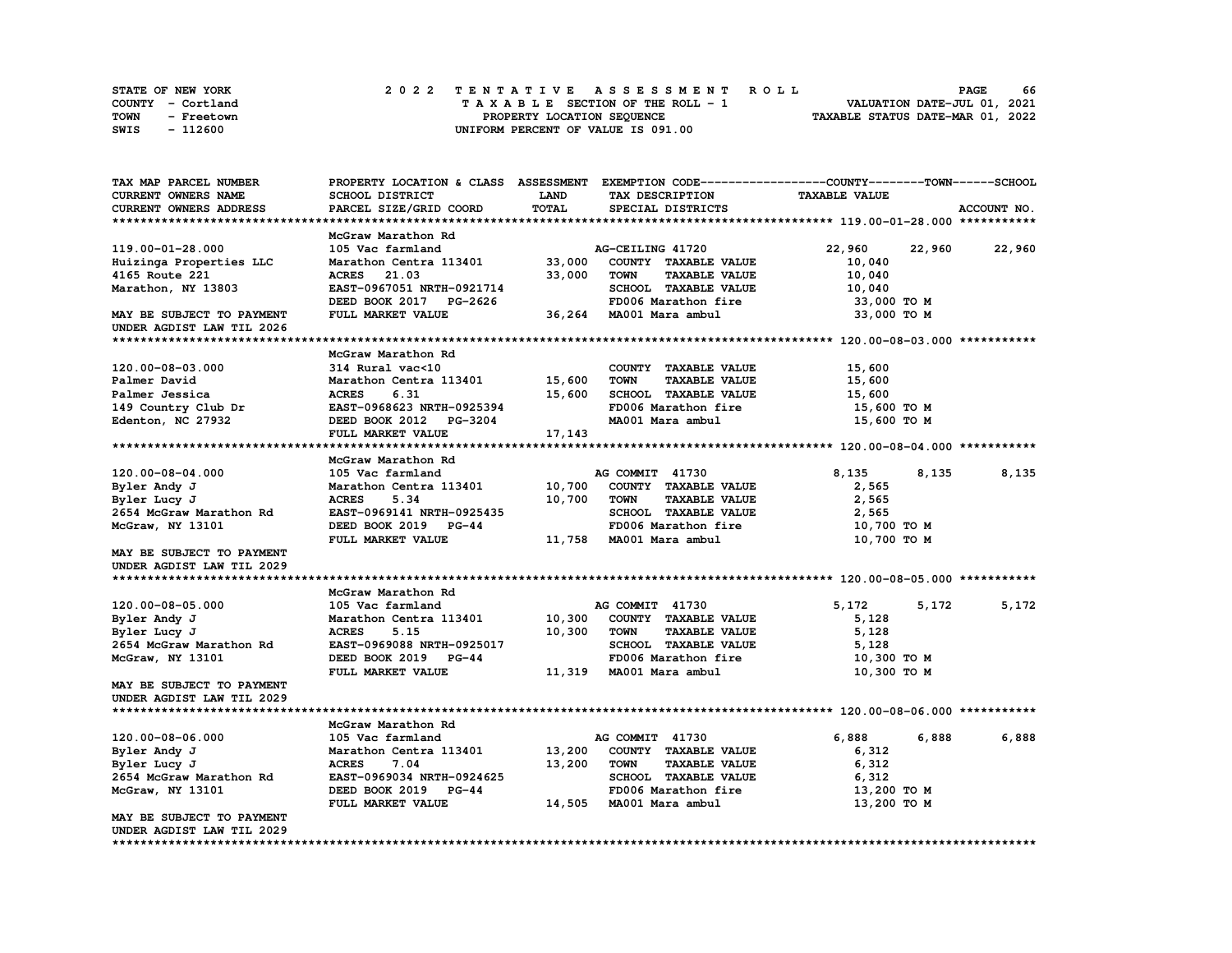STATE OF NEW YORK
COUNTY - Cortland
TOWN - Freetown
SWIS - 112600

2022 TENTATIVE ASSESSMENT ROLL
TAXABLE SECTION OF THE ROLL - 1
PROPERTY LOCATION SEQUENCE
UNIFORM PERCENT OF VALUE IS 091.00

VALUATION DATE-JUL 01, 2021
TAXABLE STATUS DATE-MAR 01, 2022

```
TAX MAP PARCEL NUMBER          PROPERTY LOCATION & CLASS  ASSESSMENT  EXEMPTION CODE------------------COUNTY--------TOWN------SCHOOL
CURRENT OWNERS NAME            SCHOOL DISTRICT              LAND      TAX DESCRIPTION               TAXABLE VALUE
CURRENT OWNERS ADDRESS         PARCEL SIZE/GRID COORD       TOTAL     SPECIAL DISTRICTS                                      ACCOUNT NO.
******************************************************************************************************* 119.00-01-28.000 ***********
                               McGraw Marathon Rd
119.00-01-28.000               105 Vac farmland                       AG-CEILING 41720                22,960     22,960     22,960
Huizinga Properties LLC        Marathon Centra 113401       33,000    COUNTY  TAXABLE VALUE            10,040
4165 Route 221                 ACRES    21.03               33,000    TOWN    TAXABLE VALUE            10,040
Marathon, NY 13803             EAST-0967051 NRTH-0921714              SCHOOL  TAXABLE VALUE            10,040
                               DEED BOOK 2017   PG-2626               FD006 Marathon fire              33,000 TO M
MAY BE SUBJECT TO PAYMENT      FULL MARKET VALUE            36,264    MA001 Mara ambul                 33,000 TO M
UNDER AGDIST LAW TIL 2026
******************************************************************************************************* 120.00-08-03.000 ***********
                               McGraw Marathon Rd
120.00-08-03.000               314 Rural vac<10                       COUNTY  TAXABLE VALUE            15,600
Palmer David                   Marathon Centra 113401       15,600    TOWN    TAXABLE VALUE            15,600
Palmer Jessica                 ACRES     6.31               15,600    SCHOOL  TAXABLE VALUE            15,600
149 Country Club Dr            EAST-0968623 NRTH-0925394              FD006 Marathon fire              15,600 TO M
Edenton, NC 27932              DEED BOOK 2012   PG-3204               MA001 Mara ambul                 15,600 TO M
                               FULL MARKET VALUE            17,143
******************************************************************************************************* 120.00-08-04.000 ***********
                               McGraw Marathon Rd
120.00-08-04.000               105 Vac farmland                       AG COMMIT  41730                 8,135      8,135      8,135
Byler Andy J                   Marathon Centra 113401       10,700    COUNTY  TAXABLE VALUE             2,565
Byler Lucy J                   ACRES     5.34               10,700    TOWN    TAXABLE VALUE             2,565
2654 McGraw Marathon Rd        EAST-0969141 NRTH-0925435              SCHOOL  TAXABLE VALUE             2,565
McGraw, NY 13101               DEED BOOK 2019   PG-44                 FD006 Marathon fire              10,700 TO M
                               FULL MARKET VALUE            11,758    MA001 Mara ambul                 10,700 TO M
MAY BE SUBJECT TO PAYMENT
UNDER AGDIST LAW TIL 2029
******************************************************************************************************* 120.00-08-05.000 ***********
                               McGraw Marathon Rd
120.00-08-05.000               105 Vac farmland                       AG COMMIT  41730                 5,172      5,172      5,172
Byler Andy J                   Marathon Centra 113401       10,300    COUNTY  TAXABLE VALUE             5,128
Byler Lucy J                   ACRES     5.15               10,300    TOWN    TAXABLE VALUE             5,128
2654 McGraw Marathon Rd        EAST-0969088 NRTH-0925017              SCHOOL  TAXABLE VALUE             5,128
McGraw, NY 13101               DEED BOOK 2019   PG-44                 FD006 Marathon fire              10,300 TO M
                               FULL MARKET VALUE            11,319    MA001 Mara ambul                 10,300 TO M
MAY BE SUBJECT TO PAYMENT
UNDER AGDIST LAW TIL 2029
******************************************************************************************************* 120.00-08-06.000 ***********
                               McGraw Marathon Rd
120.00-08-06.000               105 Vac farmland                       AG COMMIT  41730                 6,888      6,888      6,888
Byler Andy J                   Marathon Centra 113401       13,200    COUNTY  TAXABLE VALUE             6,312
Byler Lucy J                   ACRES     7.04               13,200    TOWN    TAXABLE VALUE             6,312
2654 McGraw Marathon Rd        EAST-0969034 NRTH-0924625              SCHOOL  TAXABLE VALUE             6,312
McGraw, NY 13101               DEED BOOK 2019   PG-44                 FD006 Marathon fire              13,200 TO M
                               FULL MARKET VALUE            14,505    MA001 Mara ambul                 13,200 TO M
MAY BE SUBJECT TO PAYMENT
UNDER AGDIST LAW TIL 2029
************************************************************************************************************************************
```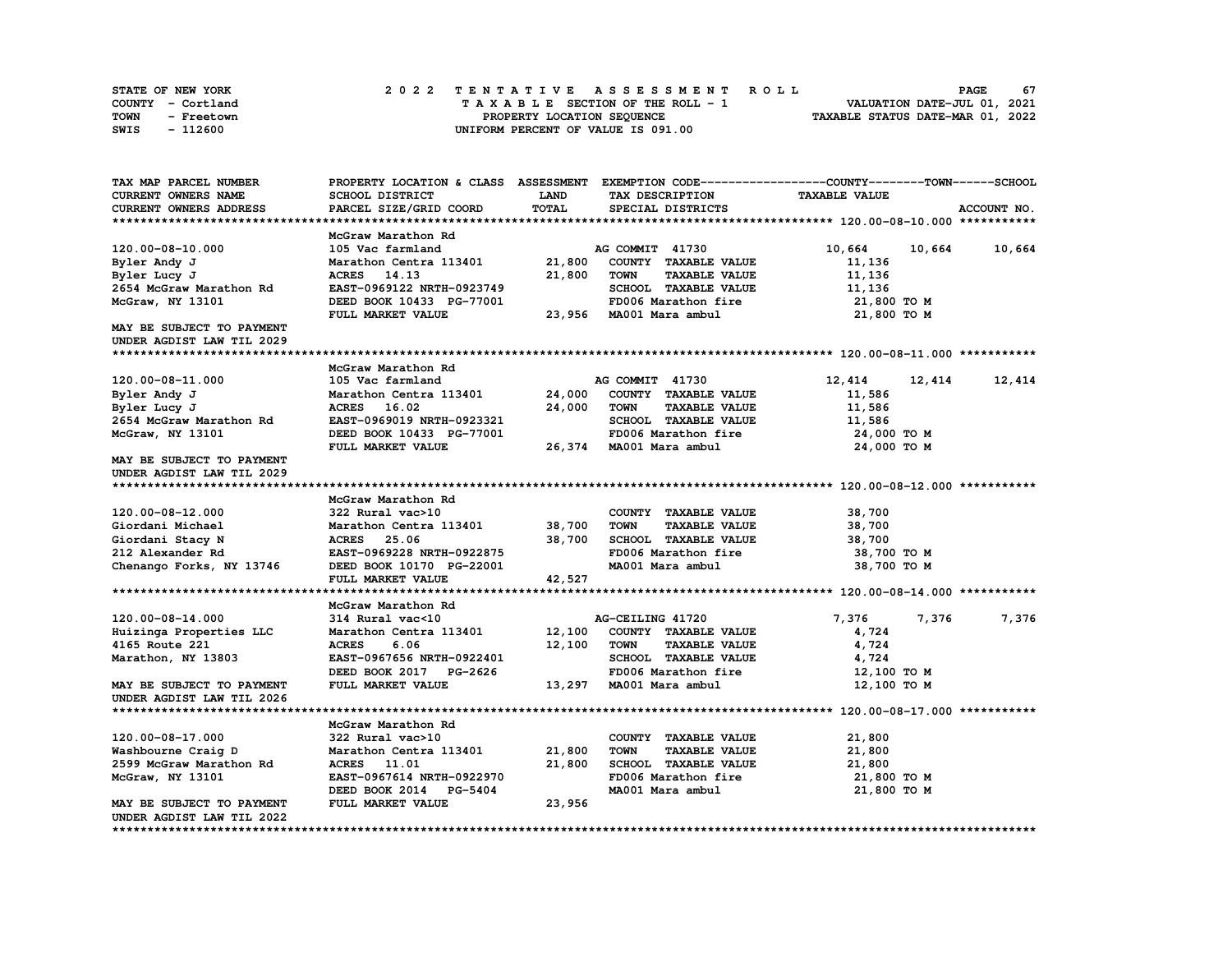STATE OF NEW YORK | COUNTY - Cortland | TOWN - Freetown | SWIS - 112600

# 2022 TENTATIVE ASSESSMENT ROLL

TAXABLE SECTION OF THE ROLL - 1
PROPERTY LOCATION SEQUENCE
UNIFORM PERCENT OF VALUE IS 091.00

VALUATION DATE-JUL 01, 2021
TAXABLE STATUS DATE-MAR 01, 2022

| TAX MAP PARCEL NUMBER / CURRENT OWNERS NAME / CURRENT OWNERS ADDRESS | PROPERTY LOCATION & CLASS / SCHOOL DISTRICT / PARCEL SIZE/GRID COORD | ASSESSMENT LAND / TOTAL | EXEMPTION CODE / TAX DESCRIPTION / SPECIAL DISTRICTS | COUNTY | TOWN | SCHOOL / ACCOUNT NO. |
|---|---|---|---|---|---|---|
| **120.00-08-10.000** | McGraw Marathon Rd | | | | | |
| 120.00-08-10.000 | 105 Vac farmland | | AG COMMIT 41730 | 10,664 | 10,664 | 10,664 |
| Byler Andy J | Marathon Centra 113401 | 21,800 | COUNTY TAXABLE VALUE | 11,136 | | |
| Byler Lucy J | ACRES 14.13 | 21,800 | TOWN TAXABLE VALUE | 11,136 | | |
| 2654 McGraw Marathon Rd | EAST-0969122 NRTH-0923749 | | SCHOOL TAXABLE VALUE | 11,136 | | |
| McGraw, NY 13101 | DEED BOOK 10433 PG-77001 | | FD006 Marathon fire | 21,800 TO M | | |
| | FULL MARKET VALUE | 23,956 | MA001 Mara ambul | 21,800 TO M | | |
| MAY BE SUBJECT TO PAYMENT UNDER AGDIST LAW TIL 2029 | | | | | | |
| **120.00-08-11.000** | McGraw Marathon Rd | | | | | |
| 120.00-08-11.000 | 105 Vac farmland | | AG COMMIT 41730 | 12,414 | 12,414 | 12,414 |
| Byler Andy J | Marathon Centra 113401 | 24,000 | COUNTY TAXABLE VALUE | 11,586 | | |
| Byler Lucy J | ACRES 16.02 | 24,000 | TOWN TAXABLE VALUE | 11,586 | | |
| 2654 McGraw Marathon Rd | EAST-0969019 NRTH-0923321 | | SCHOOL TAXABLE VALUE | 11,586 | | |
| McGraw, NY 13101 | DEED BOOK 10433 PG-77001 | | FD006 Marathon fire | 24,000 TO M | | |
| | FULL MARKET VALUE | 26,374 | MA001 Mara ambul | 24,000 TO M | | |
| MAY BE SUBJECT TO PAYMENT UNDER AGDIST LAW TIL 2029 | | | | | | |
| **120.00-08-12.000** | McGraw Marathon Rd | | | | | |
| 120.00-08-12.000 | 322 Rural vac>10 | | COUNTY TAXABLE VALUE | 38,700 | | |
| Giordani Michael | Marathon Centra 113401 | 38,700 | TOWN TAXABLE VALUE | 38,700 | | |
| Giordani Stacy N | ACRES 25.06 | 38,700 | SCHOOL TAXABLE VALUE | 38,700 | | |
| 212 Alexander Rd | EAST-0969228 NRTH-0922875 | | FD006 Marathon fire | 38,700 TO M | | |
| Chenango Forks, NY 13746 | DEED BOOK 10170 PG-22001 | | MA001 Mara ambul | 38,700 TO M | | |
| | FULL MARKET VALUE | 42,527 | | | | |
| **120.00-08-14.000** | McGraw Marathon Rd | | | | | |
| 120.00-08-14.000 | 314 Rural vac<10 | | AG-CEILING 41720 | 7,376 | 7,376 | 7,376 |
| Huizinga Properties LLC | Marathon Centra 113401 | 12,100 | COUNTY TAXABLE VALUE | 4,724 | | |
| 4165 Route 221 | ACRES 6.06 | 12,100 | TOWN TAXABLE VALUE | 4,724 | | |
| Marathon, NY 13803 | EAST-0967656 NRTH-0922401 | | SCHOOL TAXABLE VALUE | 4,724 | | |
| | DEED BOOK 2017 PG-2626 | | FD006 Marathon fire | 12,100 TO M | | |
| MAY BE SUBJECT TO PAYMENT | FULL MARKET VALUE | 13,297 | MA001 Mara ambul | 12,100 TO M | | |
| UNDER AGDIST LAW TIL 2026 | | | | | | |
| **120.00-08-17.000** | McGraw Marathon Rd | | | | | |
| 120.00-08-17.000 | 322 Rural vac>10 | | COUNTY TAXABLE VALUE | 21,800 | | |
| Washbourne Craig D | Marathon Centra 113401 | 21,800 | TOWN TAXABLE VALUE | 21,800 | | |
| 2599 McGraw Marathon Rd | ACRES 11.01 | 21,800 | SCHOOL TAXABLE VALUE | 21,800 | | |
| McGraw, NY 13101 | EAST-0967614 NRTH-0922970 | | FD006 Marathon fire | 21,800 TO M | | |
| | DEED BOOK 2014 PG-5404 | | MA001 Mara ambul | 21,800 TO M | | |
| MAY BE SUBJECT TO PAYMENT | FULL MARKET VALUE | 23,956 | | | | |
| UNDER AGDIST LAW TIL 2022 | | | | | | |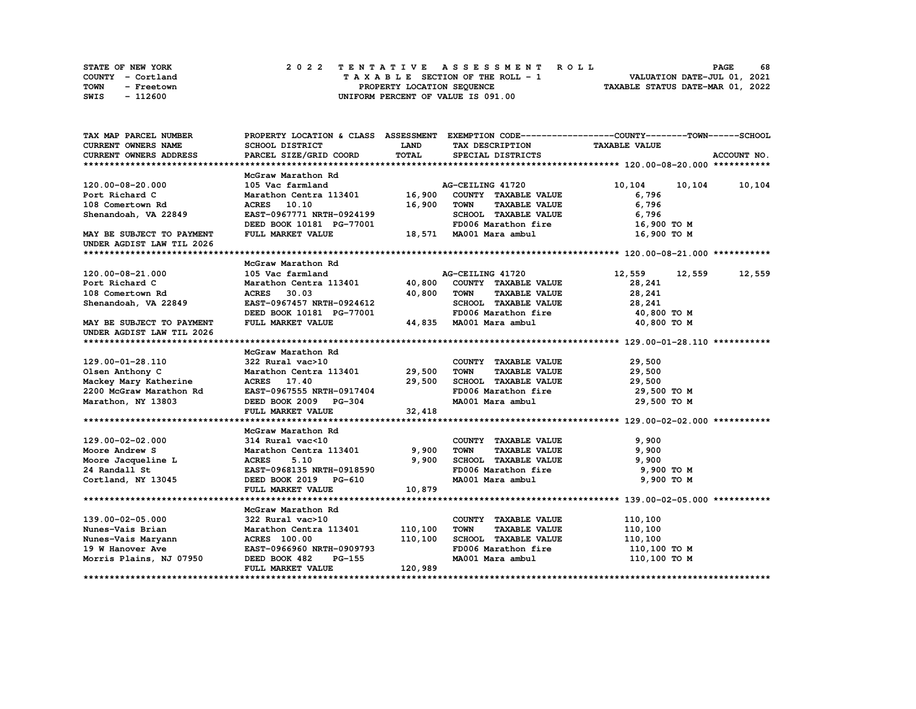STATE OF NEW YORK
COUNTY - Cortland
TOWN - Freetown
SWIS - 112600

2022 TENTATIVE ASSESSMENT ROLL
TAXABLE SECTION OF THE ROLL - 1
PROPERTY LOCATION SEQUENCE
UNIFORM PERCENT OF VALUE IS 091.00

VALUATION DATE-JUL 01, 2021
TAXABLE STATUS DATE-MAR 01, 2022

| TAX MAP PARCEL NUMBER / CURRENT OWNERS NAME / CURRENT OWNERS ADDRESS | PROPERTY LOCATION & CLASS / SCHOOL DISTRICT / PARCEL SIZE/GRID COORD | ASSESSMENT LAND / TOTAL | EXEMPTION CODE / TAX DESCRIPTION / SPECIAL DISTRICTS | COUNTY / TAXABLE VALUE | TOWN | SCHOOL | ACCOUNT NO. |
|---|---|---|---|---|---|---|---|
| **120.00-08-20.000** | McGraw Marathon Rd | | | | | | |
| 120.00-08-20.000 | 105 Vac farmland | | AG-CEILING 41720 | 10,104 | 10,104 | 10,104 | |
| Port Richard C | Marathon Centra 113401 | 16,900 | COUNTY TAXABLE VALUE | 6,796 | | | |
| 108 Comertown Rd | ACRES 10.10 | 16,900 | TOWN TAXABLE VALUE | 6,796 | | | |
| Shenandoah, VA 22849 | EAST-0967771 NRTH-0924199 | | SCHOOL TAXABLE VALUE | 6,796 | | | |
| | DEED BOOK 10181 PG-77001 | | FD006 Marathon fire | 16,900 TO M | | | |
| MAY BE SUBJECT TO PAYMENT UNDER AGDIST LAW TIL 2026 | FULL MARKET VALUE | 18,571 | MA001 Mara ambul | 16,900 TO M | | | |
| **120.00-08-21.000** | McGraw Marathon Rd | | | | | | |
| 120.00-08-21.000 | 105 Vac farmland | | AG-CEILING 41720 | 12,559 | 12,559 | 12,559 | |
| Port Richard C | Marathon Centra 113401 | 40,800 | COUNTY TAXABLE VALUE | 28,241 | | | |
| 108 Comertown Rd | ACRES 30.03 | 40,800 | TOWN TAXABLE VALUE | 28,241 | | | |
| Shenandoah, VA 22849 | EAST-0967457 NRTH-0924612 | | SCHOOL TAXABLE VALUE | 28,241 | | | |
| | DEED BOOK 10181 PG-77001 | | FD006 Marathon fire | 40,800 TO M | | | |
| MAY BE SUBJECT TO PAYMENT UNDER AGDIST LAW TIL 2026 | FULL MARKET VALUE | 44,835 | MA001 Mara ambul | 40,800 TO M | | | |
| **129.00-01-28.110** | McGraw Marathon Rd | | | | | | |
| 129.00-01-28.110 | 322 Rural vac>10 | | COUNTY TAXABLE VALUE | 29,500 | | | |
| Olsen Anthony C | Marathon Centra 113401 | 29,500 | TOWN TAXABLE VALUE | 29,500 | | | |
| Mackey Mary Katherine | ACRES 17.40 | 29,500 | SCHOOL TAXABLE VALUE | 29,500 | | | |
| 2200 McGraw Marathon Rd | EAST-0967555 NRTH-0917404 | | FD006 Marathon fire | 29,500 TO M | | | |
| Marathon, NY 13803 | DEED BOOK 2009 PG-304 | | MA001 Mara ambul | 29,500 TO M | | | |
| | FULL MARKET VALUE | 32,418 | | | | | |
| **129.00-02-02.000** | McGraw Marathon Rd | | | | | | |
| 129.00-02-02.000 | 314 Rural vac<10 | | COUNTY TAXABLE VALUE | 9,900 | | | |
| Moore Andrew S | Marathon Centra 113401 | 9,900 | TOWN TAXABLE VALUE | 9,900 | | | |
| Moore Jacqueline L | ACRES 5.10 | 9,900 | SCHOOL TAXABLE VALUE | 9,900 | | | |
| 24 Randall St | EAST-0968135 NRTH-0918590 | | FD006 Marathon fire | 9,900 TO M | | | |
| Cortland, NY 13045 | DEED BOOK 2019 PG-610 | | MA001 Mara ambul | 9,900 TO M | | | |
| | FULL MARKET VALUE | 10,879 | | | | | |
| **139.00-02-05.000** | McGraw Marathon Rd | | | | | | |
| 139.00-02-05.000 | 322 Rural vac>10 | | COUNTY TAXABLE VALUE | 110,100 | | | |
| Nunes-Vais Brian | Marathon Centra 113401 | 110,100 | TOWN TAXABLE VALUE | 110,100 | | | |
| Nunes-Vais Maryann | ACRES 100.00 | 110,100 | SCHOOL TAXABLE VALUE | 110,100 | | | |
| 19 W Hanover Ave | EAST-0966960 NRTH-0909793 | | FD006 Marathon fire | 110,100 TO M | | | |
| Morris Plains, NJ 07950 | DEED BOOK 482 PG-155 | | MA001 Mara ambul | 110,100 TO M | | | |
| | FULL MARKET VALUE | 120,989 | | | | | |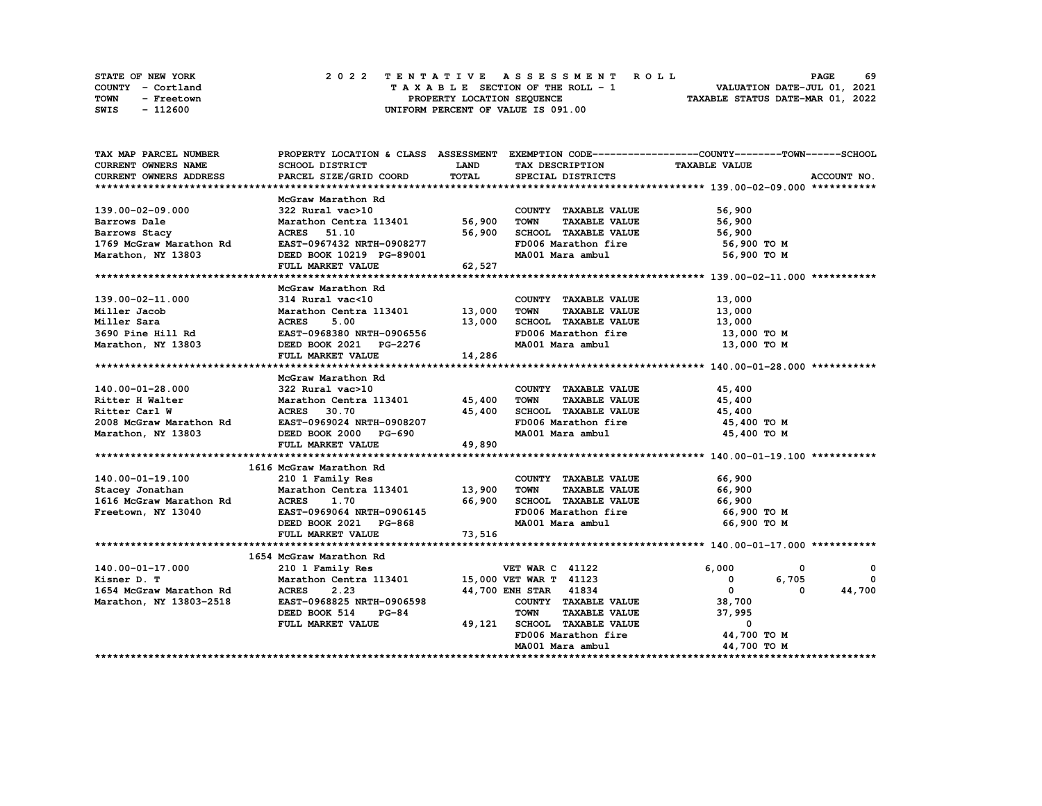STATE OF NEW YORK — 2022 TENTATIVE ASSESSMENT ROLL
COUNTY - Cortland — TAXABLE SECTION OF THE ROLL - 1 — VALUATION DATE-JUL 01, 2021
TOWN - Freetown — PROPERTY LOCATION SEQUENCE — TAXABLE STATUS DATE-MAR 01, 2022
SWIS - 112600 — UNIFORM PERCENT OF VALUE IS 091.00

| TAX MAP PARCEL NUMBER / CURRENT OWNERS NAME / CURRENT OWNERS ADDRESS | PROPERTY LOCATION & CLASS / SCHOOL DISTRICT / PARCEL SIZE/GRID COORD | ASSESSMENT LAND / TOTAL | EXEMPTION CODE / TAX DESCRIPTION / SPECIAL DISTRICTS | COUNTY | TOWN | SCHOOL |
|---|---|---|---|---|---|---|
| **139.00-02-09.000** | McGraw Marathon Rd | | | | | |
| 139.00-02-09.000 | 322 Rural vac>10 | | COUNTY TAXABLE VALUE | 56,900 | | |
| Barrows Dale | Marathon Centra 113401 | 56,900 | TOWN TAXABLE VALUE | 56,900 | | |
| Barrows Stacy | ACRES 51.10 | 56,900 | SCHOOL TAXABLE VALUE | 56,900 | | |
| 1769 McGraw Marathon Rd | EAST-0967432 NRTH-0908277 | | FD006 Marathon fire | 56,900 TO M | | |
| Marathon, NY 13803 | DEED BOOK 10219 PG-89001 | | MA001 Mara ambul | 56,900 TO M | | |
| | FULL MARKET VALUE | 62,527 | | | | |
| **139.00-02-11.000** | McGraw Marathon Rd | | | | | |
| 139.00-02-11.000 | 314 Rural vac<10 | | COUNTY TAXABLE VALUE | 13,000 | | |
| Miller Jacob | Marathon Centra 113401 | 13,000 | TOWN TAXABLE VALUE | 13,000 | | |
| Miller Sara | ACRES 5.00 | 13,000 | SCHOOL TAXABLE VALUE | 13,000 | | |
| 3690 Pine Hill Rd | EAST-0968380 NRTH-0906556 | | FD006 Marathon fire | 13,000 TO M | | |
| Marathon, NY 13803 | DEED BOOK 2021 PG-2276 | | MA001 Mara ambul | 13,000 TO M | | |
| | FULL MARKET VALUE | 14,286 | | | | |
| **140.00-01-28.000** | McGraw Marathon Rd | | | | | |
| 140.00-01-28.000 | 322 Rural vac>10 | | COUNTY TAXABLE VALUE | 45,400 | | |
| Ritter H Walter | Marathon Centra 113401 | 45,400 | TOWN TAXABLE VALUE | 45,400 | | |
| Ritter Carl W | ACRES 30.70 | 45,400 | SCHOOL TAXABLE VALUE | 45,400 | | |
| 2008 McGraw Marathon Rd | EAST-0969024 NRTH-0908207 | | FD006 Marathon fire | 45,400 TO M | | |
| Marathon, NY 13803 | DEED BOOK 2000 PG-690 | | MA001 Mara ambul | 45,400 TO M | | |
| | FULL MARKET VALUE | 49,890 | | | | |
| **140.00-01-19.100** | 1616 McGraw Marathon Rd | | | | | |
| 140.00-01-19.100 | 210 1 Family Res | | COUNTY TAXABLE VALUE | 66,900 | | |
| Stacey Jonathan | Marathon Centra 113401 | 13,900 | TOWN TAXABLE VALUE | 66,900 | | |
| 1616 McGraw Marathon Rd | ACRES 1.70 | 66,900 | SCHOOL TAXABLE VALUE | 66,900 | | |
| Freetown, NY 13040 | EAST-0969064 NRTH-0906145 | | FD006 Marathon fire | 66,900 TO M | | |
| | DEED BOOK 2021 PG-868 | | MA001 Mara ambul | 66,900 TO M | | |
| | FULL MARKET VALUE | 73,516 | | | | |
| **140.00-01-17.000** | 1654 McGraw Marathon Rd | | | | | |
| 140.00-01-17.000 | 210 1 Family Res | | VET WAR C 41122 | 6,000 | 0 | 0 |
| Kisner D. T | Marathon Centra 113401 | 15,000 | VET WAR T 41123 | 0 | 6,705 | 0 |
| 1654 McGraw Marathon Rd | ACRES 2.23 | 44,700 | ENH STAR 41834 | 0 | 0 | 44,700 |
| Marathon, NY 13803-2518 | EAST-0968825 NRTH-0906598 | | COUNTY TAXABLE VALUE | 38,700 | | |
| | DEED BOOK 514 PG-84 | | TOWN TAXABLE VALUE | 37,995 | | |
| | FULL MARKET VALUE | 49,121 | SCHOOL TAXABLE VALUE | 0 | | |
| | | | FD006 Marathon fire | 44,700 TO M | | |
| | | | MA001 Mara ambul | 44,700 TO M | | |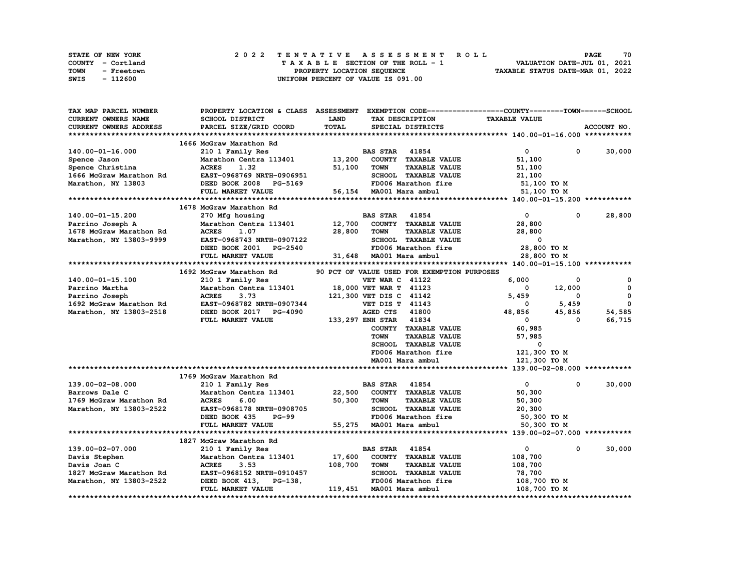STATE OF NEW YORK
COUNTY - Cortland
TOWN - Freetown
SWIS - 112600

2 0 2 2 T E N T A T I V E A S S E S S M E N T R O L L
T A X A B L E SECTION OF THE ROLL - 1
PROPERTY LOCATION SEQUENCE
UNIFORM PERCENT OF VALUE IS 091.00

VALUATION DATE-JUL 01, 2021
TAXABLE STATUS DATE-MAR 01, 2022

| TAX MAP PARCEL NUMBER / CURRENT OWNERS NAME / CURRENT OWNERS ADDRESS | PROPERTY LOCATION & CLASS / SCHOOL DISTRICT / PARCEL SIZE/GRID COORD | ASSESSMENT LAND / TOTAL | EXEMPTION CODE / TAX DESCRIPTION / SPECIAL DISTRICTS | COUNTY | TOWN | SCHOOL |
|---|---|---|---|---|---|---|
| **140.00-01-16.000** | 1666 McGraw Marathon Rd | | | | | |
| 140.00-01-16.000 | 210 1 Family Res | | BAS STAR 41854 | 0 | 0 | 30,000 |
| Spence Jason | Marathon Centra 113401 | 13,200 | COUNTY TAXABLE VALUE | 51,100 | | |
| Spence Christina | ACRES 1.32 | 51,100 | TOWN TAXABLE VALUE | | 51,100 | |
| 1666 McGraw Marathon Rd | EAST-0968769 NRTH-0906951 | | SCHOOL TAXABLE VALUE | | | 21,100 |
| Marathon, NY 13803 | DEED BOOK 2008 PG-5169 | | FD006 Marathon fire | 51,100 TO M | | |
| | FULL MARKET VALUE | 56,154 | MA001 Mara ambul | 51,100 TO M | | |
| **140.00-01-15.200** | 1678 McGraw Marathon Rd | | | | | |
| 140.00-01-15.200 | 270 Mfg housing | | BAS STAR 41854 | 0 | 0 | 28,800 |
| Parrino Joseph A | Marathon Centra 113401 | 12,700 | COUNTY TAXABLE VALUE | 28,800 | | |
| 1678 McGraw Marathon Rd | ACRES 1.07 | 28,800 | TOWN TAXABLE VALUE | | 28,800 | |
| Marathon, NY 13803-9999 | EAST-0968743 NRTH-0907122 | | SCHOOL TAXABLE VALUE | | | 0 |
| | DEED BOOK 2001 PG-2540 | | FD006 Marathon fire | 28,800 TO M | | |
| | FULL MARKET VALUE | 31,648 | MA001 Mara ambul | 28,800 TO M | | |
| **140.00-01-15.100** | 1692 McGraw Marathon Rd | | 90 PCT OF VALUE USED FOR EXEMPTION PURPOSES | | | |
| 140.00-01-15.100 | 210 1 Family Res | | VET WAR C 41122 | 6,000 | 0 | 0 |
| Parrino Martha | Marathon Centra 113401 | 18,000 | VET WAR T 41123 | 0 | 12,000 | 0 |
| Parrino Joseph | ACRES 3.73 | 121,300 | VET DIS C 41142 | 5,459 | 0 | 0 |
| 1692 McGraw Marathon Rd | EAST-0968782 NRTH-0907344 | | VET DIS T 41143 | 0 | 5,459 | 0 |
| Marathon, NY 13803-2518 | DEED BOOK 2017 PG-4090 | | AGED CTS 41800 | 48,856 | 45,856 | 54,585 |
| | FULL MARKET VALUE | 133,297 | ENH STAR 41834 | 0 | 0 | 66,715 |
| | | | COUNTY TAXABLE VALUE | 60,985 | | |
| | | | TOWN TAXABLE VALUE | | 57,985 | |
| | | | SCHOOL TAXABLE VALUE | | | 0 |
| | | | FD006 Marathon fire | 121,300 TO M | | |
| | | | MA001 Mara ambul | 121,300 TO M | | |
| **139.00-02-08.000** | 1769 McGraw Marathon Rd | | | | | |
| 139.00-02-08.000 | 210 1 Family Res | | BAS STAR 41854 | 0 | 0 | 30,000 |
| Barrows Dale C | Marathon Centra 113401 | 22,500 | COUNTY TAXABLE VALUE | 50,300 | | |
| 1769 McGraw Marathon Rd | ACRES 6.00 | 50,300 | TOWN TAXABLE VALUE | | 50,300 | |
| Marathon, NY 13803-2522 | EAST-0968178 NRTH-0908705 | | SCHOOL TAXABLE VALUE | | | 20,300 |
| | DEED BOOK 435 PG-99 | | FD006 Marathon fire | 50,300 TO M | | |
| | FULL MARKET VALUE | 55,275 | MA001 Mara ambul | 50,300 TO M | | |
| **139.00-02-07.000** | 1827 McGraw Marathon Rd | | | | | |
| 139.00-02-07.000 | 210 1 Family Res | | BAS STAR 41854 | 0 | 0 | 30,000 |
| Davis Stephen | Marathon Centra 113401 | 17,600 | COUNTY TAXABLE VALUE | 108,700 | | |
| Davis Joan C | ACRES 3.53 | 108,700 | TOWN TAXABLE VALUE | | 108,700 | |
| 1827 McGraw Marathon Rd | EAST-0968152 NRTH-0910457 | | SCHOOL TAXABLE VALUE | | | 78,700 |
| Marathon, NY 13803-2522 | DEED BOOK 413, PG-138, | | FD006 Marathon fire | 108,700 TO M | | |
| | FULL MARKET VALUE | 119,451 | MA001 Mara ambul | 108,700 TO M | | |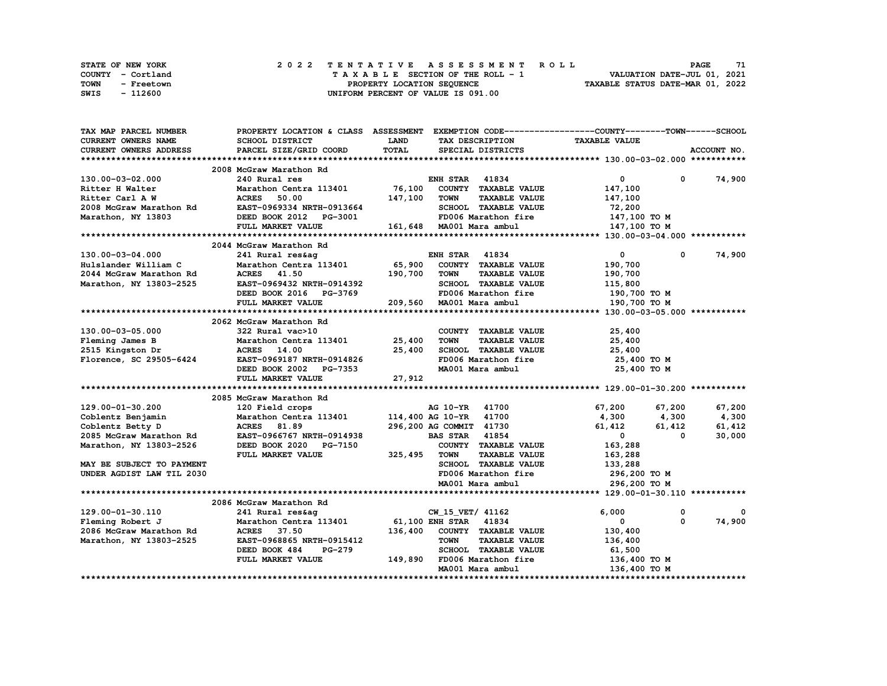STATE OF NEW YORK
COUNTY - Cortland
TOWN - Freetown
SWIS - 112600

# 2022 TENTATIVE ASSESSMENT ROLL

TAXABLE SECTION OF THE ROLL - 1
PROPERTY LOCATION SEQUENCE
UNIFORM PERCENT OF VALUE IS 091.00

VALUATION DATE-JUL 01, 2021
TAXABLE STATUS DATE-MAR 01, 2022

| TAX MAP PARCEL NUMBER / CURRENT OWNERS NAME / CURRENT OWNERS ADDRESS | PROPERTY LOCATION & CLASS / SCHOOL DISTRICT / PARCEL SIZE/GRID COORD | ASSESSMENT LAND / TOTAL | EXEMPTION CODE / TAX DESCRIPTION / SPECIAL DISTRICTS | COUNTY TAXABLE VALUE | TOWN | SCHOOL / ACCOUNT NO. |
|---|---|---|---|---|---|---|
| **130.00-03-02.000** | 2008 McGraw Marathon Rd | | | | | |
| 130.00-03-02.000 | 240 Rural res | | ENH STAR 41834 | 0 | 0 | 74,900 |
| Ritter H Walter | Marathon Centra 113401 | 76,100 | COUNTY TAXABLE VALUE | 147,100 | | |
| Ritter Carl A W | ACRES 50.00 | 147,100 | TOWN TAXABLE VALUE | 147,100 | | |
| 2008 McGraw Marathon Rd | EAST-0969334 NRTH-0913664 | | SCHOOL TAXABLE VALUE | 72,200 | | |
| Marathon, NY 13803 | DEED BOOK 2012 PG-3001 | | FD006 Marathon fire | 147,100 TO M | | |
| | FULL MARKET VALUE | 161,648 | MA001 Mara ambul | 147,100 TO M | | |
| **130.00-03-04.000** | 2044 McGraw Marathon Rd | | | | | |
| 130.00-03-04.000 | 241 Rural res&ag | | ENH STAR 41834 | 0 | 0 | 74,900 |
| Hulslander William C | Marathon Centra 113401 | 65,900 | COUNTY TAXABLE VALUE | 190,700 | | |
| 2044 McGraw Marathon Rd | ACRES 41.50 | 190,700 | TOWN TAXABLE VALUE | 190,700 | | |
| Marathon, NY 13803-2525 | EAST-0969432 NRTH-0914392 | | SCHOOL TAXABLE VALUE | 115,800 | | |
| | DEED BOOK 2016 PG-3769 | | FD006 Marathon fire | 190,700 TO M | | |
| | FULL MARKET VALUE | 209,560 | MA001 Mara ambul | 190,700 TO M | | |
| **130.00-03-05.000** | 2062 McGraw Marathon Rd | | | | | |
| 130.00-03-05.000 | 322 Rural vac>10 | | COUNTY TAXABLE VALUE | 25,400 | | |
| Fleming James B | Marathon Centra 113401 | 25,400 | TOWN TAXABLE VALUE | 25,400 | | |
| 2515 Kingston Dr | ACRES 14.00 | 25,400 | SCHOOL TAXABLE VALUE | 25,400 | | |
| Florence, SC 29505-6424 | EAST-0969187 NRTH-0914826 | | FD006 Marathon fire | 25,400 TO M | | |
| | DEED BOOK 2002 PG-7353 | | MA001 Mara ambul | 25,400 TO M | | |
| | FULL MARKET VALUE | 27,912 | | | | |
| **129.00-01-30.200** | 2085 McGraw Marathon Rd | | | | | |
| 129.00-01-30.200 | 120 Field crops | | AG 10-YR 41700 | 67,200 | 67,200 | 67,200 |
| Coblentz Benjamin | Marathon Centra 113401 | 114,400 | AG 10-YR 41700 | 4,300 | 4,300 | 4,300 |
| Coblentz Betty D | ACRES 81.89 | 296,200 | AG COMMIT 41730 | 61,412 | 61,412 | 61,412 |
| 2085 McGraw Marathon Rd | EAST-0966767 NRTH-0914938 | | BAS STAR 41854 | 0 | 0 | 30,000 |
| Marathon, NY 13803-2526 | DEED BOOK 2020 PG-7150 | | COUNTY TAXABLE VALUE | 163,288 | | |
| | FULL MARKET VALUE | 325,495 | TOWN TAXABLE VALUE | 163,288 | | |
| MAY BE SUBJECT TO PAYMENT | | | SCHOOL TAXABLE VALUE | 133,288 | | |
| UNDER AGDIST LAW TIL 2030 | | | FD006 Marathon fire | 296,200 TO M | | |
| | | | MA001 Mara ambul | 296,200 TO M | | |
| **129.00-01-30.110** | 2086 McGraw Marathon Rd | | | | | |
| 129.00-01-30.110 | 241 Rural res&ag | | CW_15_VET/ 41162 | 6,000 | 0 | 0 |
| Fleming Robert J | Marathon Centra 113401 | 61,100 | ENH STAR 41834 | 0 | 0 | 74,900 |
| 2086 McGraw Marathon Rd | ACRES 37.50 | 136,400 | COUNTY TAXABLE VALUE | 130,400 | | |
| Marathon, NY 13803-2525 | EAST-0968865 NRTH-0915412 | | TOWN TAXABLE VALUE | 136,400 | | |
| | DEED BOOK 484 PG-279 | | SCHOOL TAXABLE VALUE | 61,500 | | |
| | FULL MARKET VALUE | 149,890 | FD006 Marathon fire | 136,400 TO M | | |
| | | | MA001 Mara ambul | 136,400 TO M | | |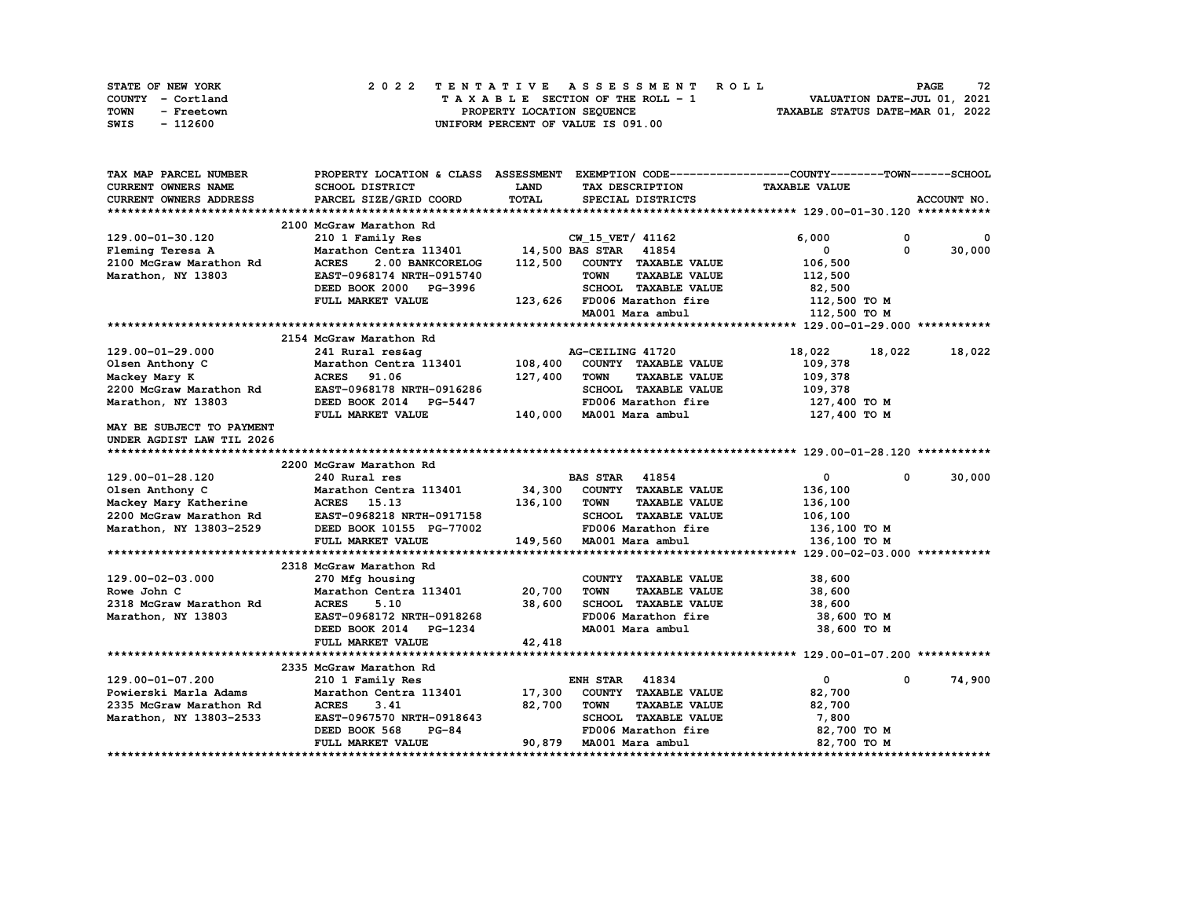STATE OF NEW YORK  
COUNTY - Cortland  
TOWN - Freetown  
SWIS - 112600

**2022 TENTATIVE ASSESSMENT ROLL**  
TAXABLE SECTION OF THE ROLL - 1  
PROPERTY LOCATION SEQUENCE  
UNIFORM PERCENT OF VALUE IS 091.00

VALUATION DATE-JUL 01, 2021  
TAXABLE STATUS DATE-MAR 01, 2022

| TAX MAP PARCEL NUMBER / CURRENT OWNERS NAME / CURRENT OWNERS ADDRESS | PROPERTY LOCATION & CLASS / SCHOOL DISTRICT / PARCEL SIZE/GRID COORD | ASSESSMENT LAND / TOTAL | EXEMPTION CODE / TAX DESCRIPTION / SPECIAL DISTRICTS | COUNTY TAXABLE VALUE | TOWN | SCHOOL |
|---|---|---|---|---|---|---|
| **129.00-01-30.120** | 2100 McGraw Marathon Rd | | | | | |
| 129.00-01-30.120 | 210 1 Family Res | | CW_15_VET/ 41162 | 6,000 | 0 | 0 |
| Fleming Teresa A | Marathon Centra 113401 | 14,500 | BAS STAR 41854 | 0 | 0 | 30,000 |
| 2100 McGraw Marathon Rd | ACRES 2.00 BANKCORELOG | 112,500 | COUNTY TAXABLE VALUE | 106,500 | | |
| Marathon, NY 13803 | EAST-0968174 NRTH-0915740 | | TOWN TAXABLE VALUE | 112,500 | | |
| | DEED BOOK 2000 PG-3996 | | SCHOOL TAXABLE VALUE | 82,500 | | |
| | FULL MARKET VALUE | 123,626 | FD006 Marathon fire | 112,500 TO M | | |
| | | | MA001 Mara ambul | 112,500 TO M | | |
| **129.00-01-29.000** | 2154 McGraw Marathon Rd | | | | | |
| 129.00-01-29.000 | 241 Rural res&ag | | AG-CEILING 41720 | 18,022 | 18,022 | 18,022 |
| Olsen Anthony C | Marathon Centra 113401 | 108,400 | COUNTY TAXABLE VALUE | 109,378 | | |
| Mackey Mary K | ACRES 91.06 | 127,400 | TOWN TAXABLE VALUE | 109,378 | | |
| 2200 McGraw Marathon Rd | EAST-0968178 NRTH-0916286 | | SCHOOL TAXABLE VALUE | 109,378 | | |
| Marathon, NY 13803 | DEED BOOK 2014 PG-5447 | | FD006 Marathon fire | 127,400 TO M | | |
| | FULL MARKET VALUE | 140,000 | MA001 Mara ambul | 127,400 TO M | | |
| MAY BE SUBJECT TO PAYMENT | | | | | | |
| UNDER AGDIST LAW TIL 2026 | | | | | | |
| **129.00-01-28.120** | 2200 McGraw Marathon Rd | | | | | |
| 129.00-01-28.120 | 240 Rural res | | BAS STAR 41854 | 0 | 0 | 30,000 |
| Olsen Anthony C | Marathon Centra 113401 | 34,300 | COUNTY TAXABLE VALUE | 136,100 | | |
| Mackey Mary Katherine | ACRES 15.13 | 136,100 | TOWN TAXABLE VALUE | 136,100 | | |
| 2200 McGraw Marathon Rd | EAST-0968218 NRTH-0917158 | | SCHOOL TAXABLE VALUE | 106,100 | | |
| Marathon, NY 13803-2529 | DEED BOOK 10155 PG-77002 | | FD006 Marathon fire | 136,100 TO M | | |
| | FULL MARKET VALUE | 149,560 | MA001 Mara ambul | 136,100 TO M | | |
| **129.00-02-03.000** | 2318 McGraw Marathon Rd | | | | | |
| 129.00-02-03.000 | 270 Mfg housing | | COUNTY TAXABLE VALUE | 38,600 | | |
| Rowe John C | Marathon Centra 113401 | 20,700 | TOWN TAXABLE VALUE | 38,600 | | |
| 2318 McGraw Marathon Rd | ACRES 5.10 | 38,600 | SCHOOL TAXABLE VALUE | 38,600 | | |
| Marathon, NY 13803 | EAST-0968172 NRTH-0918268 | | FD006 Marathon fire | 38,600 TO M | | |
| | DEED BOOK 2014 PG-1234 | | MA001 Mara ambul | 38,600 TO M | | |
| | FULL MARKET VALUE | 42,418 | | | | |
| **129.00-01-07.200** | 2335 McGraw Marathon Rd | | | | | |
| 129.00-01-07.200 | 210 1 Family Res | | ENH STAR 41834 | 0 | 0 | 74,900 |
| Powierski Marla Adams | Marathon Centra 113401 | 17,300 | COUNTY TAXABLE VALUE | 82,700 | | |
| 2335 McGraw Marathon Rd | ACRES 3.41 | 82,700 | TOWN TAXABLE VALUE | 82,700 | | |
| Marathon, NY 13803-2533 | EAST-0967570 NRTH-0918643 | | SCHOOL TAXABLE VALUE | 7,800 | | |
| | DEED BOOK 568 PG-84 | | FD006 Marathon fire | 82,700 TO M | | |
| | FULL MARKET VALUE | 90,879 | MA001 Mara ambul | 82,700 TO M | | |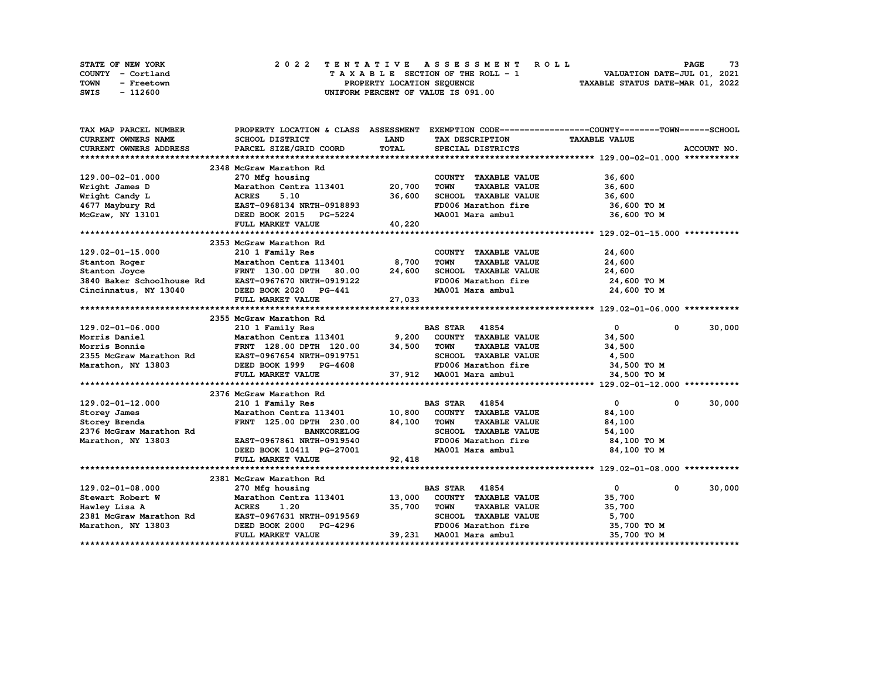STATE OF NEW YORK
COUNTY - Cortland
TOWN - Freetown
SWIS - 112600

# 2022 TENTATIVE ASSESSMENT ROLL

TAXABLE SECTION OF THE ROLL - 1
PROPERTY LOCATION SEQUENCE
UNIFORM PERCENT OF VALUE IS 091.00

VALUATION DATE-JUL 01, 2021
TAXABLE STATUS DATE-MAR 01, 2022

| TAX MAP PARCEL NUMBER / CURRENT OWNERS NAME / CURRENT OWNERS ADDRESS | PROPERTY LOCATION & CLASS / SCHOOL DISTRICT / PARCEL SIZE/GRID COORD | ASSESSMENT LAND / TOTAL | EXEMPTION CODE / TAX DESCRIPTION / SPECIAL DISTRICTS | COUNTY TAXABLE VALUE | TOWN | SCHOOL / ACCOUNT NO. |
|---|---|---|---|---|---|---|
| **129.00-02-01.000** | 2348 McGraw Marathon Rd | | | | | |
| 129.00-02-01.000 | 270 Mfg housing | | COUNTY TAXABLE VALUE | 36,600 | | |
| Wright James D | Marathon Centra 113401 | 20,700 | TOWN TAXABLE VALUE | 36,600 | | |
| Wright Candy L | ACRES 5.10 | 36,600 | SCHOOL TAXABLE VALUE | 36,600 | | |
| 4677 Maybury Rd | EAST-0968134 NRTH-0918893 | | FD006 Marathon fire | 36,600 TO M | | |
| McGraw, NY 13101 | DEED BOOK 2015 PG-5224 | | MA001 Mara ambul | 36,600 TO M | | |
| | FULL MARKET VALUE | 40,220 | | | | |
| **129.02-01-15.000** | 2353 McGraw Marathon Rd | | | | | |
| 129.02-01-15.000 | 210 1 Family Res | | COUNTY TAXABLE VALUE | 24,600 | | |
| Stanton Roger | Marathon Centra 113401 | 8,700 | TOWN TAXABLE VALUE | 24,600 | | |
| Stanton Joyce | FRNT 130.00 DPTH 80.00 | 24,600 | SCHOOL TAXABLE VALUE | 24,600 | | |
| 3840 Baker Schoolhouse Rd | EAST-0967670 NRTH-0919122 | | FD006 Marathon fire | 24,600 TO M | | |
| Cincinnatus, NY 13040 | DEED BOOK 2020 PG-441 | | MA001 Mara ambul | 24,600 TO M | | |
| | FULL MARKET VALUE | 27,033 | | | | |
| **129.02-01-06.000** | 2355 McGraw Marathon Rd | | | | | |
| 129.02-01-06.000 | 210 1 Family Res | | BAS STAR 41854 | 0 | 0 | 30,000 |
| Morris Daniel | Marathon Centra 113401 | 9,200 | COUNTY TAXABLE VALUE | 34,500 | | |
| Morris Bonnie | FRNT 128.00 DPTH 120.00 | 34,500 | TOWN TAXABLE VALUE | 34,500 | | |
| 2355 McGraw Marathon Rd | EAST-0967654 NRTH-0919751 | | SCHOOL TAXABLE VALUE | 4,500 | | |
| Marathon, NY 13803 | DEED BOOK 1999 PG-4608 | | FD006 Marathon fire | 34,500 TO M | | |
| | FULL MARKET VALUE | 37,912 | MA001 Mara ambul | 34,500 TO M | | |
| **129.02-01-12.000** | 2376 McGraw Marathon Rd | | | | | |
| 129.02-01-12.000 | 210 1 Family Res | | BAS STAR 41854 | 0 | 0 | 30,000 |
| Storey James | Marathon Centra 113401 | 10,800 | COUNTY TAXABLE VALUE | 84,100 | | |
| Storey Brenda | FRNT 125.00 DPTH 230.00 | 84,100 | TOWN TAXABLE VALUE | 84,100 | | |
| 2376 McGraw Marathon Rd | BANKCORELOG | | SCHOOL TAXABLE VALUE | 54,100 | | |
| Marathon, NY 13803 | EAST-0967861 NRTH-0919540 | | FD006 Marathon fire | 84,100 TO M | | |
| | DEED BOOK 10411 PG-27001 | | MA001 Mara ambul | 84,100 TO M | | |
| | FULL MARKET VALUE | 92,418 | | | | |
| **129.02-01-08.000** | 2381 McGraw Marathon Rd | | | | | |
| 129.02-01-08.000 | 270 Mfg housing | | BAS STAR 41854 | 0 | 0 | 30,000 |
| Stewart Robert W | Marathon Centra 113401 | 13,000 | COUNTY TAXABLE VALUE | 35,700 | | |
| Hawley Lisa A | ACRES 1.20 | 35,700 | TOWN TAXABLE VALUE | 35,700 | | |
| 2381 McGraw Marathon Rd | EAST-0967631 NRTH-0919569 | | SCHOOL TAXABLE VALUE | 5,700 | | |
| Marathon, NY 13803 | DEED BOOK 2000 PG-4296 | | FD006 Marathon fire | 35,700 TO M | | |
| | FULL MARKET VALUE | 39,231 | MA001 Mara ambul | 35,700 TO M | | |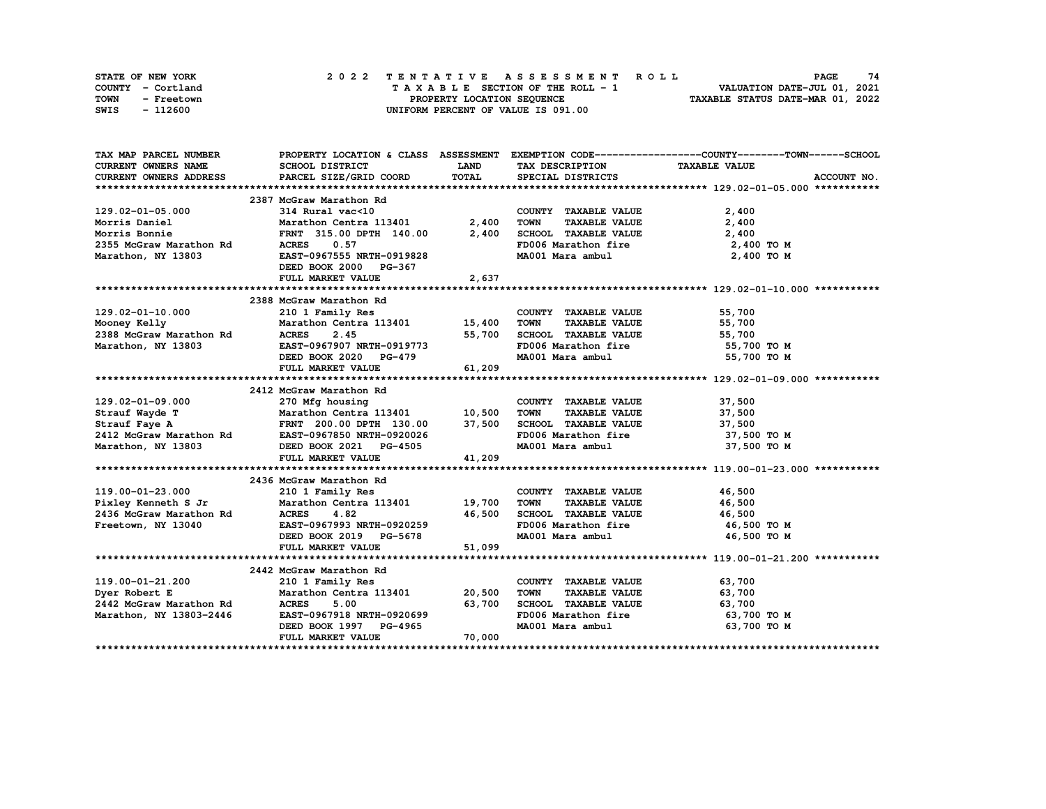STATE OF NEW YORK
COUNTY - Cortland
TOWN - Freetown
SWIS - 112600

# 2022 TENTATIVE ASSESSMENT ROLL
TAXABLE SECTION OF THE ROLL - 1
PROPERTY LOCATION SEQUENCE
UNIFORM PERCENT OF VALUE IS 091.00

VALUATION DATE-JUL 01, 2021
TAXABLE STATUS DATE-MAR 01, 2022

| TAX MAP PARCEL NUMBER / CURRENT OWNERS NAME / CURRENT OWNERS ADDRESS | PROPERTY LOCATION & CLASS / SCHOOL DISTRICT / PARCEL SIZE/GRID COORD | ASSESSMENT LAND | TOTAL | EXEMPTION CODE / TAX DESCRIPTION / SPECIAL DISTRICTS | TAXABLE VALUE (COUNTY / TOWN / SCHOOL) | ACCOUNT NO. |
|---|---|---|---|---|---|---|
| **129.02-01-05.000** | 2387 McGraw Marathon Rd | | | | | |
| 129.02-01-05.000 | 314 Rural vac<10 | | | COUNTY TAXABLE VALUE | 2,400 | |
| Morris Daniel | Marathon Centra 113401 | 2,400 | | TOWN TAXABLE VALUE | 2,400 | |
| Morris Bonnie | FRNT 315.00 DPTH 140.00 | | 2,400 | SCHOOL TAXABLE VALUE | 2,400 | |
| 2355 McGraw Marathon Rd | ACRES 0.57 | | | FD006 Marathon fire | 2,400 TO M | |
| Marathon, NY 13803 | EAST-0967555 NRTH-0919828 | | | MA001 Mara ambul | 2,400 TO M | |
| | DEED BOOK 2000 PG-367 | | | | | |
| | FULL MARKET VALUE | | 2,637 | | | |
| **129.02-01-10.000** | 2388 McGraw Marathon Rd | | | | | |
| 129.02-01-10.000 | 210 1 Family Res | | | COUNTY TAXABLE VALUE | 55,700 | |
| Mooney Kelly | Marathon Centra 113401 | 15,400 | | TOWN TAXABLE VALUE | 55,700 | |
| 2388 McGraw Marathon Rd | ACRES 2.45 | | 55,700 | SCHOOL TAXABLE VALUE | 55,700 | |
| Marathon, NY 13803 | EAST-0967907 NRTH-0919773 | | | FD006 Marathon fire | 55,700 TO M | |
| | DEED BOOK 2020 PG-479 | | | MA001 Mara ambul | 55,700 TO M | |
| | FULL MARKET VALUE | | 61,209 | | | |
| **129.02-01-09.000** | 2412 McGraw Marathon Rd | | | | | |
| 129.02-01-09.000 | 270 Mfg housing | | | COUNTY TAXABLE VALUE | 37,500 | |
| Strauf Wayde T | Marathon Centra 113401 | 10,500 | | TOWN TAXABLE VALUE | 37,500 | |
| Strauf Faye A | FRNT 200.00 DPTH 130.00 | | 37,500 | SCHOOL TAXABLE VALUE | 37,500 | |
| 2412 McGraw Marathon Rd | EAST-0967850 NRTH-0920026 | | | FD006 Marathon fire | 37,500 TO M | |
| Marathon, NY 13803 | DEED BOOK 2021 PG-4505 | | | MA001 Mara ambul | 37,500 TO M | |
| | FULL MARKET VALUE | | 41,209 | | | |
| **119.00-01-23.000** | 2436 McGraw Marathon Rd | | | | | |
| 119.00-01-23.000 | 210 1 Family Res | | | COUNTY TAXABLE VALUE | 46,500 | |
| Pixley Kenneth S Jr | Marathon Centra 113401 | 19,700 | | TOWN TAXABLE VALUE | 46,500 | |
| 2436 McGraw Marathon Rd | ACRES 4.82 | | 46,500 | SCHOOL TAXABLE VALUE | 46,500 | |
| Freetown, NY 13040 | EAST-0967993 NRTH-0920259 | | | FD006 Marathon fire | 46,500 TO M | |
| | DEED BOOK 2019 PG-5678 | | | MA001 Mara ambul | 46,500 TO M | |
| | FULL MARKET VALUE | | 51,099 | | | |
| **119.00-01-21.200** | 2442 McGraw Marathon Rd | | | | | |
| 119.00-01-21.200 | 210 1 Family Res | | | COUNTY TAXABLE VALUE | 63,700 | |
| Dyer Robert E | Marathon Centra 113401 | 20,500 | | TOWN TAXABLE VALUE | 63,700 | |
| 2442 McGraw Marathon Rd | ACRES 5.00 | | 63,700 | SCHOOL TAXABLE VALUE | 63,700 | |
| Marathon, NY 13803-2446 | EAST-0967918 NRTH-0920699 | | | FD006 Marathon fire | 63,700 TO M | |
| | DEED BOOK 1997 PG-4965 | | | MA001 Mara ambul | 63,700 TO M | |
| | FULL MARKET VALUE | | 70,000 | | | |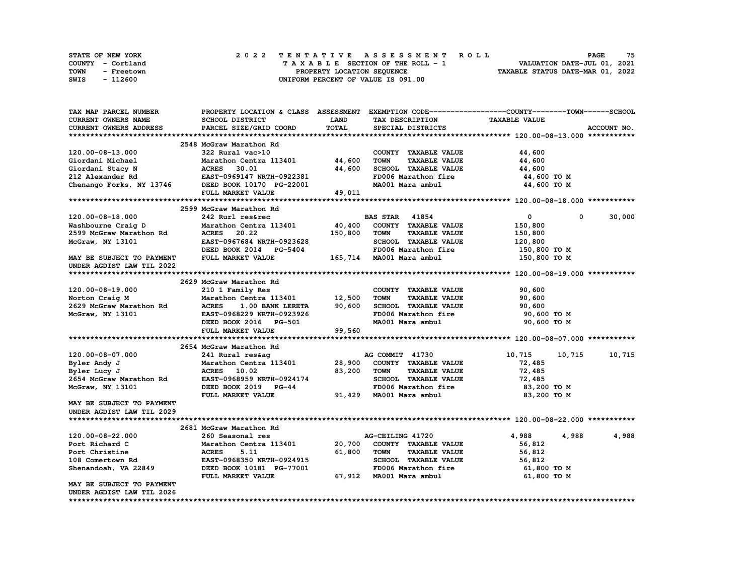STATE OF NEW YORK — 2022 TENTATIVE ASSESSMENT ROLL
COUNTY - Cortland — TAXABLE SECTION OF THE ROLL - 1 — VALUATION DATE-JUL 01, 2021
TOWN - Freetown — PROPERTY LOCATION SEQUENCE — TAXABLE STATUS DATE-MAR 01, 2022
SWIS - 112600 — UNIFORM PERCENT OF VALUE IS 091.00

```
TAX MAP PARCEL NUMBER          PROPERTY LOCATION & CLASS  ASSESSMENT  EXEMPTION CODE------------------COUNTY--------TOWN------SCHOOL
CURRENT OWNERS NAME            SCHOOL DISTRICT             LAND       TAX DESCRIPTION                 TAXABLE VALUE
CURRENT OWNERS ADDRESS         PARCEL SIZE/GRID COORD      TOTAL      SPECIAL DISTRICTS                                    ACCOUNT NO.
******************************************************************************************************* 120.00-08-13.000 ***********
                               2548 McGraw Marathon Rd
120.00-08-13.000               322 Rural vac>10                       COUNTY  TAXABLE VALUE             44,600
Giordani Michael               Marathon Centra 113401      44,600    TOWN    TAXABLE VALUE             44,600
Giordani Stacy N               ACRES   30.01               44,600    SCHOOL  TAXABLE VALUE             44,600
212 Alexander Rd               EAST-0969147 NRTH-0922381              FD006 Marathon fire                44,600 TO M
Chenango Forks, NY 13746       DEED BOOK 10170  PG-22001              MA001 Mara ambul                   44,600 TO M
                               FULL MARKET VALUE           49,011
******************************************************************************************************* 120.00-08-18.000 ***********
                               2599 McGraw Marathon Rd
120.00-08-18.000               242 Rurl res&rec                       BAS STAR   41854                   0           0      30,000
Washbourne Craig D             Marathon Centra 113401      40,400    COUNTY  TAXABLE VALUE            150,800
2599 McGraw Marathon Rd        ACRES   20.22              150,800    TOWN    TAXABLE VALUE            150,800
McGraw, NY 13101               EAST-0967684 NRTH-0923628              SCHOOL  TAXABLE VALUE            120,800
                               DEED BOOK 2014   PG-5404               FD006 Marathon fire               150,800 TO M
MAY BE SUBJECT TO PAYMENT      FULL MARKET VALUE          165,714    MA001 Mara ambul                  150,800 TO M
UNDER AGDIST LAW TIL 2022
******************************************************************************************************* 120.00-08-19.000 ***********
                               2629 McGraw Marathon Rd
120.00-08-19.000               210 1 Family Res                       COUNTY  TAXABLE VALUE             90,600
Norton Craig M                 Marathon Centra 113401      12,500    TOWN    TAXABLE VALUE             90,600
2629 McGraw Marathon Rd        ACRES    1.00 BANK LERETA   90,600    SCHOOL  TAXABLE VALUE             90,600
McGraw, NY 13101               EAST-0968229 NRTH-0923926              FD006 Marathon fire                90,600 TO M
                               DEED BOOK 2016   PG-501                MA001 Mara ambul                   90,600 TO M
                               FULL MARKET VALUE           99,560
******************************************************************************************************* 120.00-08-07.000 ***********
                               2654 McGraw Marathon Rd
120.00-08-07.000               241 Rural res&ag                       AG COMMIT  41730              10,715      10,715      10,715
Byler Andy J                   Marathon Centra 113401      28,900    COUNTY  TAXABLE VALUE             72,485
Byler Lucy J                   ACRES   10.02               83,200    TOWN    TAXABLE VALUE             72,485
2654 McGraw Marathon Rd        EAST-0968959 NRTH-0924174              SCHOOL  TAXABLE VALUE             72,485
McGraw, NY 13101               DEED BOOK 2019   PG-44                 FD006 Marathon fire                83,200 TO M
                               FULL MARKET VALUE           91,429    MA001 Mara ambul                   83,200 TO M
MAY BE SUBJECT TO PAYMENT
UNDER AGDIST LAW TIL 2029
******************************************************************************************************* 120.00-08-22.000 ***********
                               2681 McGraw Marathon Rd
120.00-08-22.000               260 Seasonal res                       AG-CEILING 41720               4,988       4,988       4,988
Port Richard C                 Marathon Centra 113401      20,700    COUNTY  TAXABLE VALUE             56,812
Port Christine                 ACRES    5.11               61,800    TOWN    TAXABLE VALUE             56,812
108 Comertown Rd               EAST-0968350 NRTH-0924915              SCHOOL  TAXABLE VALUE             56,812
Shenandoah, VA 22849           DEED BOOK 10181  PG-77001              FD006 Marathon fire                61,800 TO M
                               FULL MARKET VALUE           67,912    MA001 Mara ambul                   61,800 TO M
MAY BE SUBJECT TO PAYMENT
UNDER AGDIST LAW TIL 2026
************************************************************************************************************************************
```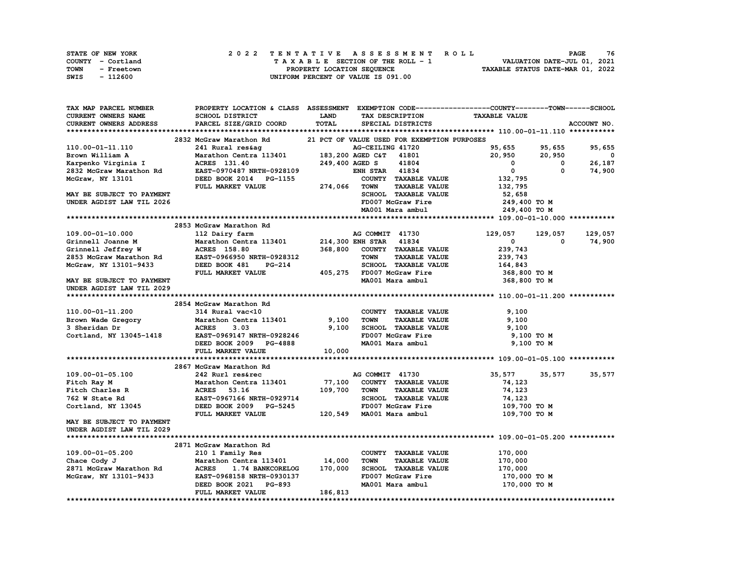STATE OF NEW YORK
COUNTY - Cortland
TOWN - Freetown
SWIS - 112600

# 2022 TENTATIVE ASSESSMENT ROLL
TAXABLE SECTION OF THE ROLL - 1
PROPERTY LOCATION SEQUENCE
UNIFORM PERCENT OF VALUE IS 091.00

VALUATION DATE-JUL 01, 2021
TAXABLE STATUS DATE-MAR 01, 2022

| TAX MAP PARCEL NUMBER / CURRENT OWNERS NAME / CURRENT OWNERS ADDRESS | PROPERTY LOCATION & CLASS / SCHOOL DISTRICT / PARCEL SIZE/GRID COORD | ASSESSMENT LAND / TOTAL | EXEMPTION CODE / TAX DESCRIPTION / SPECIAL DISTRICTS | COUNTY TAXABLE VALUE | TOWN | SCHOOL / ACCOUNT NO. |
|---|---|---|---|---|---|---|
| **110.00-01-11.110** | 2832 McGraw Marathon Rd | | 21 PCT OF VALUE USED FOR EXEMPTION PURPOSES | | | |
| 110.00-01-11.110 | 241 Rural res&ag | | AG-CEILING 41720 | 95,655 | 95,655 | 95,655 |
| Brown William A | Marathon Centra 113401 | 183,200 | AGED C&T 41801 | 20,950 | 20,950 | 0 |
| Karpenko Virginia I | ACRES 131.40 | 249,400 | AGED S 41804 | 0 | 0 | 26,187 |
| 2832 McGraw Marathon Rd | EAST-0970487 NRTH-0928109 | | ENH STAR 41834 | 0 | 0 | 74,900 |
| McGraw, NY 13101 | DEED BOOK 2014 PG-1155 | | COUNTY TAXABLE VALUE | 132,795 | | |
| | FULL MARKET VALUE | 274,066 | TOWN TAXABLE VALUE | 132,795 | | |
| MAY BE SUBJECT TO PAYMENT | | | SCHOOL TAXABLE VALUE | 52,658 | | |
| UNDER AGDIST LAW TIL 2026 | | | FD007 McGraw Fire | 249,400 TO M | | |
| | | | MA001 Mara ambul | 249,400 TO M | | |
| **109.00-01-10.000** | 2853 McGraw Marathon Rd | | | | | |
| 109.00-01-10.000 | 112 Dairy farm | | AG COMMIT 41730 | 129,057 | 129,057 | 129,057 |
| Grinnell Joanne M | Marathon Centra 113401 | 214,300 | ENH STAR 41834 | 0 | 0 | 74,900 |
| Grinnell Jeffrey W | ACRES 158.80 | 368,800 | COUNTY TAXABLE VALUE | 239,743 | | |
| 2853 McGraw Marathon Rd | EAST-0966950 NRTH-0928312 | | TOWN TAXABLE VALUE | 239,743 | | |
| McGraw, NY 13101-9433 | DEED BOOK 481 PG-214 | | SCHOOL TAXABLE VALUE | 164,843 | | |
| | FULL MARKET VALUE | 405,275 | FD007 McGraw Fire | 368,800 TO M | | |
| MAY BE SUBJECT TO PAYMENT | | | MA001 Mara ambul | 368,800 TO M | | |
| UNDER AGDIST LAW TIL 2029 | | | | | | |
| **110.00-01-11.200** | 2854 McGraw Marathon Rd | | | | | |
| 110.00-01-11.200 | 314 Rural vac<10 | | COUNTY TAXABLE VALUE | 9,100 | | |
| Brown Wade Gregory | Marathon Centra 113401 | 9,100 | TOWN TAXABLE VALUE | 9,100 | | |
| 3 Sheridan Dr | ACRES 3.03 | 9,100 | SCHOOL TAXABLE VALUE | 9,100 | | |
| Cortland, NY 13045-1418 | EAST-0969147 NRTH-0928246 | | FD007 McGraw Fire | 9,100 TO M | | |
| | DEED BOOK 2009 PG-4888 | | MA001 Mara ambul | 9,100 TO M | | |
| | FULL MARKET VALUE | 10,000 | | | | |
| **109.00-01-05.100** | 2867 McGraw Marathon Rd | | | | | |
| 109.00-01-05.100 | 242 Rurl res&rec | | AG COMMIT 41730 | 35,577 | 35,577 | 35,577 |
| Fitch Ray M | Marathon Centra 113401 | 77,100 | COUNTY TAXABLE VALUE | 74,123 | | |
| Fitch Charles R | ACRES 53.16 | 109,700 | TOWN TAXABLE VALUE | 74,123 | | |
| 762 W State Rd | EAST-0967166 NRTH-0929714 | | SCHOOL TAXABLE VALUE | 74,123 | | |
| Cortland, NY 13045 | DEED BOOK 2009 PG-5245 | | FD007 McGraw Fire | 109,700 TO M | | |
| | FULL MARKET VALUE | 120,549 | MA001 Mara ambul | 109,700 TO M | | |
| MAY BE SUBJECT TO PAYMENT | | | | | | |
| UNDER AGDIST LAW TIL 2029 | | | | | | |
| **109.00-01-05.200** | 2871 McGraw Marathon Rd | | | | | |
| 109.00-01-05.200 | 210 1 Family Res | | COUNTY TAXABLE VALUE | 170,000 | | |
| Chace Cody J | Marathon Centra 113401 | 14,000 | TOWN TAXABLE VALUE | 170,000 | | |
| 2871 McGraw Marathon Rd | ACRES 1.74 BANKCORELOG | 170,000 | SCHOOL TAXABLE VALUE | 170,000 | | |
| McGraw, NY 13101-9433 | EAST-0968158 NRTH-0930137 | | FD007 McGraw Fire | 170,000 TO M | | |
| | DEED BOOK 2021 PG-893 | | MA001 Mara ambul | 170,000 TO M | | |
| | FULL MARKET VALUE | 186,813 | | | | |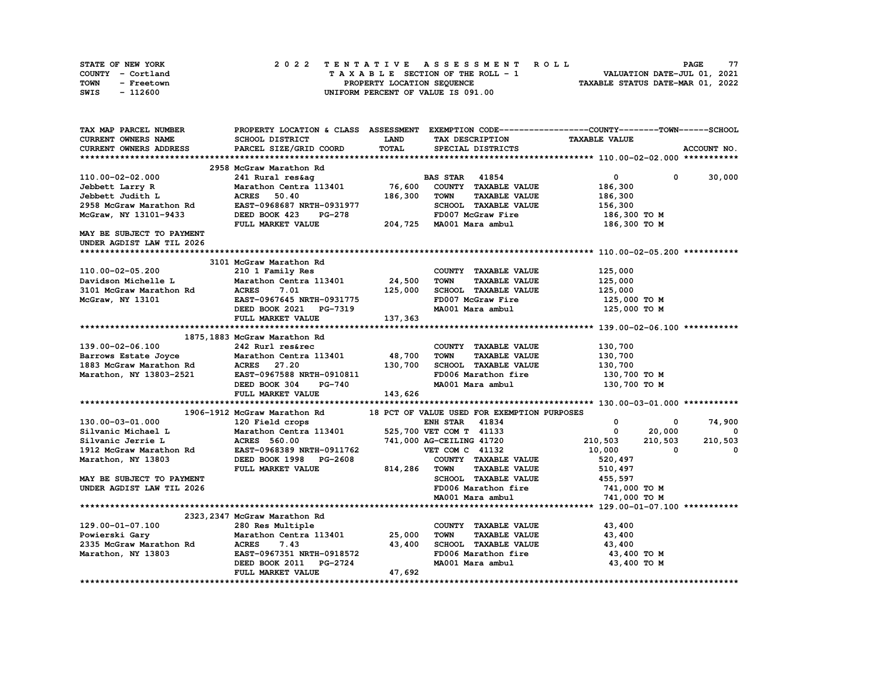STATE OF NEW YORK — 2022 TENTATIVE ASSESSMENT ROLL
COUNTY - Cortland — TAXABLE SECTION OF THE ROLL - 1 — VALUATION DATE-JUL 01, 2021
TOWN - Freetown — PROPERTY LOCATION SEQUENCE — TAXABLE STATUS DATE-MAR 01, 2022
SWIS - 112600 — UNIFORM PERCENT OF VALUE IS 091.00

| TAX MAP PARCEL NUMBER / CURRENT OWNERS NAME / CURRENT OWNERS ADDRESS | PROPERTY LOCATION & CLASS / SCHOOL DISTRICT / PARCEL SIZE/GRID COORD | ASSESSMENT LAND / TOTAL | EXEMPTION CODE / TAX DESCRIPTION / SPECIAL DISTRICTS | COUNTY | TOWN | SCHOOL |
|---|---|---|---|---|---|---|
| **110.00-02-02.000** | 2958 McGraw Marathon Rd | | | | | |
| 110.00-02-02.000 | 241 Rural res&ag | | BAS STAR 41854 | 0 | 0 | 30,000 |
| Jebbett Larry R | Marathon Centra 113401 | 76,600 | COUNTY TAXABLE VALUE | 186,300 | | |
| Jebbett Judith L | ACRES 50.40 | 186,300 | TOWN TAXABLE VALUE | 186,300 | | |
| 2958 McGraw Marathon Rd | EAST-0968687 NRTH-0931977 | | SCHOOL TAXABLE VALUE | 156,300 | | |
| McGraw, NY 13101-9433 | DEED BOOK 423 PG-278 | | FD007 McGraw Fire | 186,300 TO M | | |
| | FULL MARKET VALUE | 204,725 | MA001 Mara ambul | 186,300 TO M | | |
| MAY BE SUBJECT TO PAYMENT | | | | | | |
| UNDER AGDIST LAW TIL 2026 | | | | | | |
| **110.00-02-05.200** | 3101 McGraw Marathon Rd | | | | | |
| 110.00-02-05.200 | 210 1 Family Res | | COUNTY TAXABLE VALUE | 125,000 | | |
| Davidson Michelle L | Marathon Centra 113401 | 24,500 | TOWN TAXABLE VALUE | 125,000 | | |
| 3101 McGraw Marathon Rd | ACRES 7.01 | 125,000 | SCHOOL TAXABLE VALUE | 125,000 | | |
| McGraw, NY 13101 | EAST-0967645 NRTH-0931775 | | FD007 McGraw Fire | 125,000 TO M | | |
| | DEED BOOK 2021 PG-7319 | | MA001 Mara ambul | 125,000 TO M | | |
| | FULL MARKET VALUE | 137,363 | | | | |
| **139.00-02-06.100** | 1875,1883 McGraw Marathon Rd | | | | | |
| 139.00-02-06.100 | 242 Rurl res&rec | | COUNTY TAXABLE VALUE | 130,700 | | |
| Barrows Estate Joyce | Marathon Centra 113401 | 48,700 | TOWN TAXABLE VALUE | 130,700 | | |
| 1883 McGraw Marathon Rd | ACRES 27.20 | 130,700 | SCHOOL TAXABLE VALUE | 130,700 | | |
| Marathon, NY 13803-2521 | EAST-0967588 NRTH-0910811 | | FD006 Marathon fire | 130,700 TO M | | |
| | DEED BOOK 304 PG-740 | | MA001 Mara ambul | 130,700 TO M | | |
| | FULL MARKET VALUE | 143,626 | | | | |
| **130.00-03-01.000** | 1906-1912 McGraw Marathon Rd | | 18 PCT OF VALUE USED FOR EXEMPTION PURPOSES | | | |
| 130.00-03-01.000 | 120 Field crops | | ENH STAR 41834 | 0 | 0 | 74,900 |
| Silvanic Michael L | Marathon Centra 113401 | 525,700 | VET COM T 41133 | 0 | 20,000 | 0 |
| Silvanic Jerrie L | ACRES 560.00 | 741,000 | AG-CEILING 41720 | 210,503 | 210,503 | 210,503 |
| 1912 McGraw Marathon Rd | EAST-0968389 NRTH-0911762 | | VET COM C 41132 | 10,000 | 0 | 0 |
| Marathon, NY 13803 | DEED BOOK 1998 PG-2608 | | COUNTY TAXABLE VALUE | 520,497 | | |
| | FULL MARKET VALUE | 814,286 | TOWN TAXABLE VALUE | 510,497 | | |
| MAY BE SUBJECT TO PAYMENT | | | SCHOOL TAXABLE VALUE | 455,597 | | |
| UNDER AGDIST LAW TIL 2026 | | | FD006 Marathon fire | 741,000 TO M | | |
| | | | MA001 Mara ambul | 741,000 TO M | | |
| **129.00-01-07.100** | 2323,2347 McGraw Marathon Rd | | | | | |
| 129.00-01-07.100 | 280 Res Multiple | | COUNTY TAXABLE VALUE | 43,400 | | |
| Powierski Gary | Marathon Centra 113401 | 25,000 | TOWN TAXABLE VALUE | 43,400 | | |
| 2335 McGraw Marathon Rd | ACRES 7.43 | 43,400 | SCHOOL TAXABLE VALUE | 43,400 | | |
| Marathon, NY 13803 | EAST-0967351 NRTH-0918572 | | FD006 Marathon fire | 43,400 TO M | | |
| | DEED BOOK 2011 PG-2724 | | MA001 Mara ambul | 43,400 TO M | | |
| | FULL MARKET VALUE | 47,692 | | | | |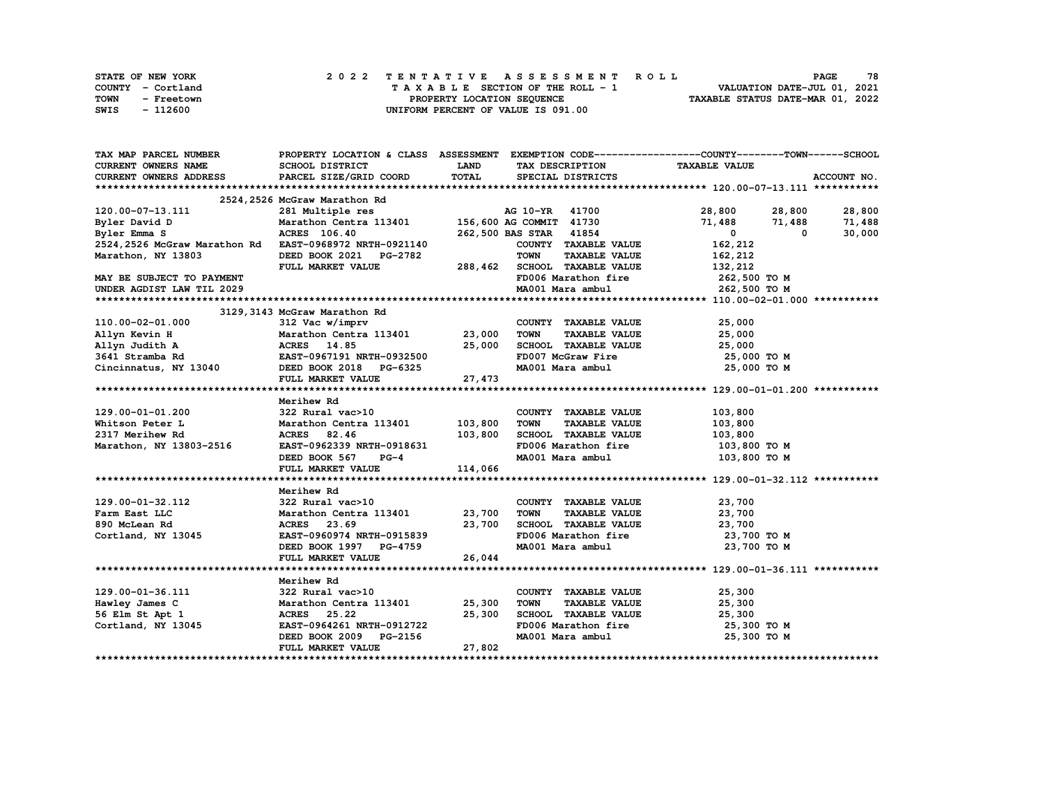STATE OF NEW YORK — 2022 TENTATIVE ASSESSMENT ROLL

COUNTY - Cortland — TAXABLE SECTION OF THE ROLL - 1 — VALUATION DATE-JUL 01, 2021

TOWN - Freetown — PROPERTY LOCATION SEQUENCE — TAXABLE STATUS DATE-MAR 01, 2022

SWIS - 112600 — UNIFORM PERCENT OF VALUE IS 091.00

| TAX MAP PARCEL NUMBER / CURRENT OWNERS NAME / CURRENT OWNERS ADDRESS | PROPERTY LOCATION & CLASS / SCHOOL DISTRICT / PARCEL SIZE/GRID COORD | ASSESSMENT LAND / TOTAL | EXEMPTION CODE / TAX DESCRIPTION / SPECIAL DISTRICTS | COUNTY TAXABLE VALUE | TOWN | SCHOOL |
|---|---|---|---|---|---|---|
| **120.00-07-13.111** | 2524,2526 McGraw Marathon Rd | | | | | |
| 120.00-07-13.111 | 281 Multiple res | | AG 10-YR 41700 | 28,800 | 28,800 | 28,800 |
| Byler David D | Marathon Centra 113401 | 156,600 | AG COMMIT 41730 | 71,488 | 71,488 | 71,488 |
| Byler Emma S | ACRES 106.40 | 262,500 | BAS STAR 41854 | 0 | 0 | 30,000 |
| 2524,2526 McGraw Marathon Rd | EAST-0968972 NRTH-0921140 | | COUNTY TAXABLE VALUE | 162,212 | | |
| Marathon, NY 13803 | DEED BOOK 2021 PG-2782 | | TOWN TAXABLE VALUE | 162,212 | | |
| | FULL MARKET VALUE | 288,462 | SCHOOL TAXABLE VALUE | 132,212 | | |
| MAY BE SUBJECT TO PAYMENT | | | FD006 Marathon fire | 262,500 TO M | | |
| UNDER AGDIST LAW TIL 2029 | | | MA001 Mara ambul | 262,500 TO M | | |
| **110.00-02-01.000** | 3129,3143 McGraw Marathon Rd | | | | | |
| 110.00-02-01.000 | 312 Vac w/imprv | | COUNTY TAXABLE VALUE | 25,000 | | |
| Allyn Kevin H | Marathon Centra 113401 | 23,000 | TOWN TAXABLE VALUE | 25,000 | | |
| Allyn Judith A | ACRES 14.85 | 25,000 | SCHOOL TAXABLE VALUE | 25,000 | | |
| 3641 Stramba Rd | EAST-0967191 NRTH-0932500 | | FD007 McGraw Fire | 25,000 TO M | | |
| Cincinnatus, NY 13040 | DEED BOOK 2018 PG-6325 | | MA001 Mara ambul | 25,000 TO M | | |
| | FULL MARKET VALUE | 27,473 | | | | |
| **129.00-01-01.200** | Merihew Rd | | | | | |
| 129.00-01-01.200 | 322 Rural vac>10 | | COUNTY TAXABLE VALUE | 103,800 | | |
| Whitson Peter L | Marathon Centra 113401 | 103,800 | TOWN TAXABLE VALUE | 103,800 | | |
| 2317 Merihew Rd | ACRES 82.46 | 103,800 | SCHOOL TAXABLE VALUE | 103,800 | | |
| Marathon, NY 13803-2516 | EAST-0962339 NRTH-0918631 | | FD006 Marathon fire | 103,800 TO M | | |
| | DEED BOOK 567 PG-4 | | MA001 Mara ambul | 103,800 TO M | | |
| | FULL MARKET VALUE | 114,066 | | | | |
| **129.00-01-32.112** | Merihew Rd | | | | | |
| 129.00-01-32.112 | 322 Rural vac>10 | | COUNTY TAXABLE VALUE | 23,700 | | |
| Farm East LLC | Marathon Centra 113401 | 23,700 | TOWN TAXABLE VALUE | 23,700 | | |
| 890 McLean Rd | ACRES 23.69 | 23,700 | SCHOOL TAXABLE VALUE | 23,700 | | |
| Cortland, NY 13045 | EAST-0960974 NRTH-0915839 | | FD006 Marathon fire | 23,700 TO M | | |
| | DEED BOOK 1997 PG-4759 | | MA001 Mara ambul | 23,700 TO M | | |
| | FULL MARKET VALUE | 26,044 | | | | |
| **129.00-01-36.111** | Merihew Rd | | | | | |
| 129.00-01-36.111 | 322 Rural vac>10 | | COUNTY TAXABLE VALUE | 25,300 | | |
| Hawley James C | Marathon Centra 113401 | 25,300 | TOWN TAXABLE VALUE | 25,300 | | |
| 56 Elm St Apt 1 | ACRES 25.22 | 25,300 | SCHOOL TAXABLE VALUE | 25,300 | | |
| Cortland, NY 13045 | EAST-0964261 NRTH-0912722 | | FD006 Marathon fire | 25,300 TO M | | |
| | DEED BOOK 2009 PG-2156 | | MA001 Mara ambul | 25,300 TO M | | |
| | FULL MARKET VALUE | 27,802 | | | | |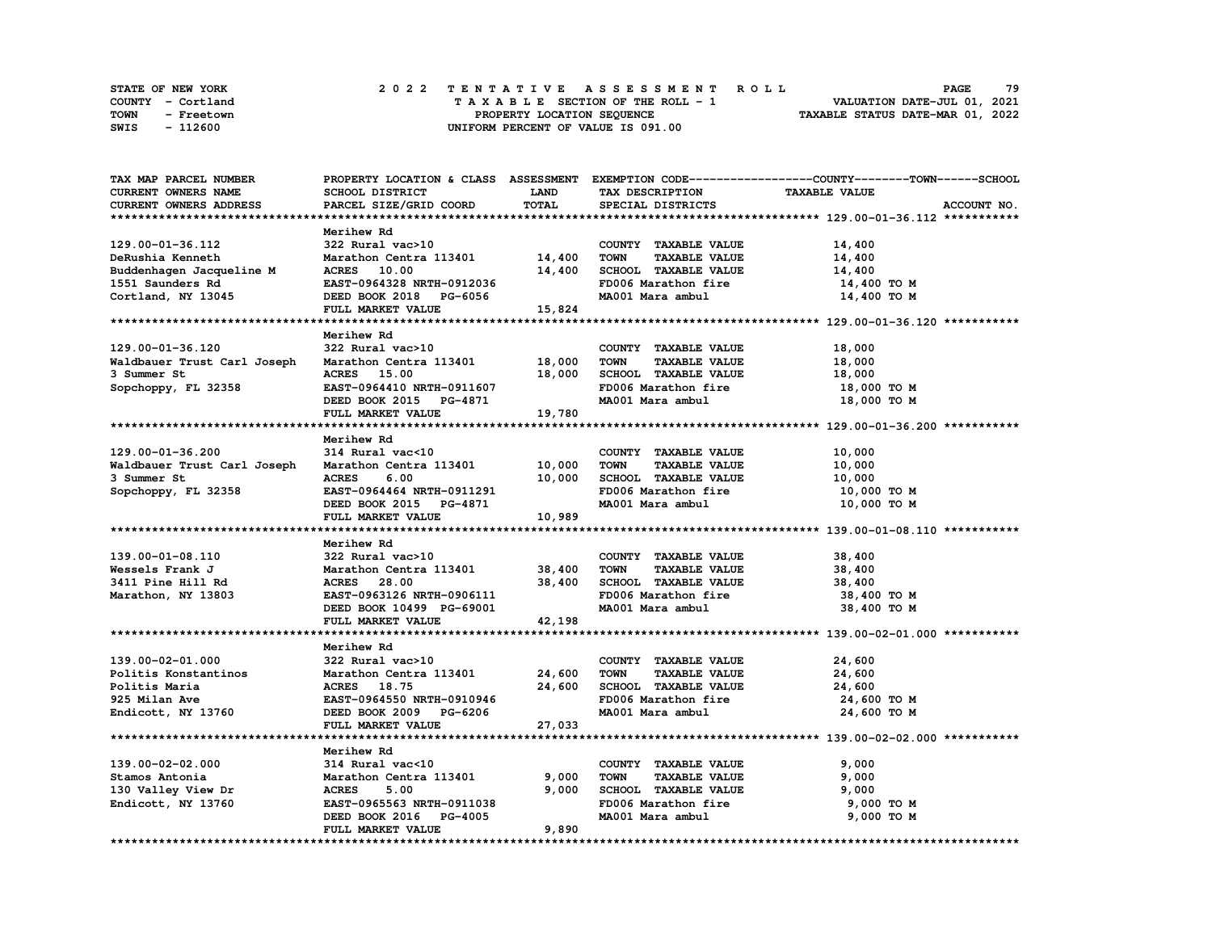STATE OF NEW YORK
COUNTY - Cortland
TOWN - Freetown
SWIS - 112600

2022 TENTATIVE ASSESSMENT ROLL
TAXABLE SECTION OF THE ROLL - 1
PROPERTY LOCATION SEQUENCE
UNIFORM PERCENT OF VALUE IS 091.00

VALUATION DATE-JUL 01, 2021
TAXABLE STATUS DATE-MAR 01, 2022

| TAX MAP PARCEL NUMBER / CURRENT OWNERS NAME / CURRENT OWNERS ADDRESS | PROPERTY LOCATION & CLASS / SCHOOL DISTRICT / PARCEL SIZE/GRID COORD | ASSESSMENT LAND / TOTAL | EXEMPTION CODE / TAX DESCRIPTION / SPECIAL DISTRICTS | TAXABLE VALUE (COUNTY / TOWN / SCHOOL) | ACCOUNT NO. |
|---|---|---|---|---|---|
| **129.00-01-36.112** | Merihew Rd | | | | |
| 129.00-01-36.112 | 322 Rural vac>10 | | COUNTY TAXABLE VALUE | 14,400 | |
| DeRushia Kenneth | Marathon Centra 113401 | 14,400 | TOWN TAXABLE VALUE | 14,400 | |
| Buddenhagen Jacqueline M | ACRES 10.00 | 14,400 | SCHOOL TAXABLE VALUE | 14,400 | |
| 1551 Saunders Rd | EAST-0964328 NRTH-0912036 | | FD006 Marathon fire | 14,400 TO M | |
| Cortland, NY 13045 | DEED BOOK 2018 PG-6056 | | MA001 Mara ambul | 14,400 TO M | |
| | FULL MARKET VALUE | 15,824 | | | |
| **129.00-01-36.120** | Merihew Rd | | | | |
| 129.00-01-36.120 | 322 Rural vac>10 | | COUNTY TAXABLE VALUE | 18,000 | |
| Waldbauer Trust Carl Joseph | Marathon Centra 113401 | 18,000 | TOWN TAXABLE VALUE | 18,000 | |
| 3 Summer St | ACRES 15.00 | 18,000 | SCHOOL TAXABLE VALUE | 18,000 | |
| Sopchoppy, FL 32358 | EAST-0964410 NRTH-0911607 | | FD006 Marathon fire | 18,000 TO M | |
| | DEED BOOK 2015 PG-4871 | | MA001 Mara ambul | 18,000 TO M | |
| | FULL MARKET VALUE | 19,780 | | | |
| **129.00-01-36.200** | Merihew Rd | | | | |
| 129.00-01-36.200 | 314 Rural vac<10 | | COUNTY TAXABLE VALUE | 10,000 | |
| Waldbauer Trust Carl Joseph | Marathon Centra 113401 | 10,000 | TOWN TAXABLE VALUE | 10,000 | |
| 3 Summer St | ACRES 6.00 | 10,000 | SCHOOL TAXABLE VALUE | 10,000 | |
| Sopchoppy, FL 32358 | EAST-0964464 NRTH-0911291 | | FD006 Marathon fire | 10,000 TO M | |
| | DEED BOOK 2015 PG-4871 | | MA001 Mara ambul | 10,000 TO M | |
| | FULL MARKET VALUE | 10,989 | | | |
| **139.00-01-08.110** | Merihew Rd | | | | |
| 139.00-01-08.110 | 322 Rural vac>10 | | COUNTY TAXABLE VALUE | 38,400 | |
| Wessels Frank J | Marathon Centra 113401 | 38,400 | TOWN TAXABLE VALUE | 38,400 | |
| 3411 Pine Hill Rd | ACRES 28.00 | 38,400 | SCHOOL TAXABLE VALUE | 38,400 | |
| Marathon, NY 13803 | EAST-0963126 NRTH-0906111 | | FD006 Marathon fire | 38,400 TO M | |
| | DEED BOOK 10499 PG-69001 | | MA001 Mara ambul | 38,400 TO M | |
| | FULL MARKET VALUE | 42,198 | | | |
| **139.00-02-01.000** | Merihew Rd | | | | |
| 139.00-02-01.000 | 322 Rural vac>10 | | COUNTY TAXABLE VALUE | 24,600 | |
| Politis Konstantinos | Marathon Centra 113401 | 24,600 | TOWN TAXABLE VALUE | 24,600 | |
| Politis Maria | ACRES 18.75 | 24,600 | SCHOOL TAXABLE VALUE | 24,600 | |
| 925 Milan Ave | EAST-0964550 NRTH-0910946 | | FD006 Marathon fire | 24,600 TO M | |
| Endicott, NY 13760 | DEED BOOK 2009 PG-6206 | | MA001 Mara ambul | 24,600 TO M | |
| | FULL MARKET VALUE | 27,033 | | | |
| **139.00-02-02.000** | Merihew Rd | | | | |
| 139.00-02-02.000 | 314 Rural vac<10 | | COUNTY TAXABLE VALUE | 9,000 | |
| Stamos Antonia | Marathon Centra 113401 | 9,000 | TOWN TAXABLE VALUE | 9,000 | |
| 130 Valley View Dr | ACRES 5.00 | 9,000 | SCHOOL TAXABLE VALUE | 9,000 | |
| Endicott, NY 13760 | EAST-0965563 NRTH-0911038 | | FD006 Marathon fire | 9,000 TO M | |
| | DEED BOOK 2016 PG-4005 | | MA001 Mara ambul | 9,000 TO M | |
| | FULL MARKET VALUE | 9,890 | | | |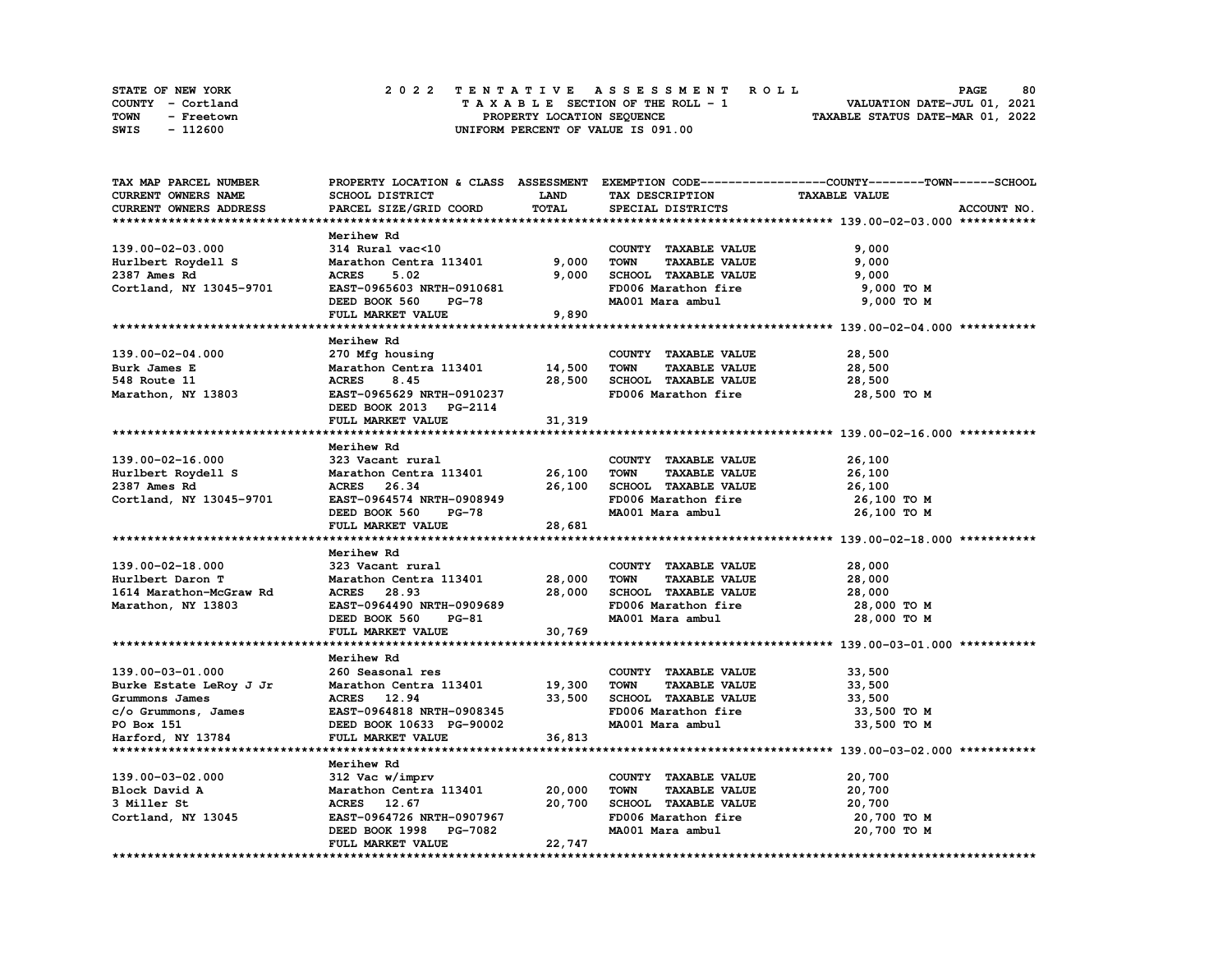STATE OF NEW YORK  
COUNTY - Cortland  
TOWN - Freetown  
SWIS - 112600

# 2022 TENTATIVE ASSESSMENT ROLL

TAXABLE SECTION OF THE ROLL - 1  
PROPERTY LOCATION SEQUENCE  
UNIFORM PERCENT OF VALUE IS 091.00

VALUATION DATE-JUL 01, 2021  
TAXABLE STATUS DATE-MAR 01, 2022

| TAX MAP PARCEL NUMBER / CURRENT OWNERS NAME / CURRENT OWNERS ADDRESS | PROPERTY LOCATION & CLASS / SCHOOL DISTRICT / PARCEL SIZE/GRID COORD | ASSESSMENT LAND | TOTAL | EXEMPTION CODE / TAX DESCRIPTION / SPECIAL DISTRICTS | TAXABLE VALUE (COUNTY / TOWN / SCHOOL) |
|---|---|---|---|---|---|
| **139.00-02-03.000** | Merihew Rd | | | | |
| 139.00-02-03.000 | 314 Rural vac<10 | | | COUNTY TAXABLE VALUE | 9,000 |
| Hurlbert Roydell S | Marathon Centra 113401 | 9,000 | | TOWN TAXABLE VALUE | 9,000 |
| 2387 Ames Rd | ACRES 5.02 | | 9,000 | SCHOOL TAXABLE VALUE | 9,000 |
| Cortland, NY 13045-9701 | EAST-0965603 NRTH-0910681 | | | FD006 Marathon fire | 9,000 TO M |
| | DEED BOOK 560 PG-78 | | | MA001 Mara ambul | 9,000 TO M |
| | FULL MARKET VALUE | | 9,890 | | |
| **139.00-02-04.000** | Merihew Rd | | | | |
| 139.00-02-04.000 | 270 Mfg housing | | | COUNTY TAXABLE VALUE | 28,500 |
| Burk James E | Marathon Centra 113401 | 14,500 | | TOWN TAXABLE VALUE | 28,500 |
| 548 Route 11 | ACRES 8.45 | | 28,500 | SCHOOL TAXABLE VALUE | 28,500 |
| Marathon, NY 13803 | EAST-0965629 NRTH-0910237 | | | FD006 Marathon fire | 28,500 TO M |
| | DEED BOOK 2013 PG-2114 | | | | |
| | FULL MARKET VALUE | | 31,319 | | |
| **139.00-02-16.000** | Merihew Rd | | | | |
| 139.00-02-16.000 | 323 Vacant rural | | | COUNTY TAXABLE VALUE | 26,100 |
| Hurlbert Roydell S | Marathon Centra 113401 | 26,100 | | TOWN TAXABLE VALUE | 26,100 |
| 2387 Ames Rd | ACRES 26.34 | | 26,100 | SCHOOL TAXABLE VALUE | 26,100 |
| Cortland, NY 13045-9701 | EAST-0964574 NRTH-0908949 | | | FD006 Marathon fire | 26,100 TO M |
| | DEED BOOK 560 PG-78 | | | MA001 Mara ambul | 26,100 TO M |
| | FULL MARKET VALUE | | 28,681 | | |
| **139.00-02-18.000** | Merihew Rd | | | | |
| 139.00-02-18.000 | 323 Vacant rural | | | COUNTY TAXABLE VALUE | 28,000 |
| Hurlbert Daron T | Marathon Centra 113401 | 28,000 | | TOWN TAXABLE VALUE | 28,000 |
| 1614 Marathon-McGraw Rd | ACRES 28.93 | | 28,000 | SCHOOL TAXABLE VALUE | 28,000 |
| Marathon, NY 13803 | EAST-0964490 NRTH-0909689 | | | FD006 Marathon fire | 28,000 TO M |
| | DEED BOOK 560 PG-81 | | | MA001 Mara ambul | 28,000 TO M |
| | FULL MARKET VALUE | | 30,769 | | |
| **139.00-03-01.000** | Merihew Rd | | | | |
| 139.00-03-01.000 | 260 Seasonal res | | | COUNTY TAXABLE VALUE | 33,500 |
| Burke Estate LeRoy J Jr | Marathon Centra 113401 | 19,300 | | TOWN TAXABLE VALUE | 33,500 |
| Grummons James | ACRES 12.94 | | 33,500 | SCHOOL TAXABLE VALUE | 33,500 |
| c/o Grummons, James | EAST-0964818 NRTH-0908345 | | | FD006 Marathon fire | 33,500 TO M |
| PO Box 151 | DEED BOOK 10633 PG-90002 | | | MA001 Mara ambul | 33,500 TO M |
| Harford, NY 13784 | FULL MARKET VALUE | | 36,813 | | |
| **139.00-03-02.000** | Merihew Rd | | | | |
| 139.00-03-02.000 | 312 Vac w/imprv | | | COUNTY TAXABLE VALUE | 20,700 |
| Block David A | Marathon Centra 113401 | 20,000 | | TOWN TAXABLE VALUE | 20,700 |
| 3 Miller St | ACRES 12.67 | | 20,700 | SCHOOL TAXABLE VALUE | 20,700 |
| Cortland, NY 13045 | EAST-0964726 NRTH-0907967 | | | FD006 Marathon fire | 20,700 TO M |
| | DEED BOOK 1998 PG-7082 | | | MA001 Mara ambul | 20,700 TO M |
| | FULL MARKET VALUE | | 22,747 | | |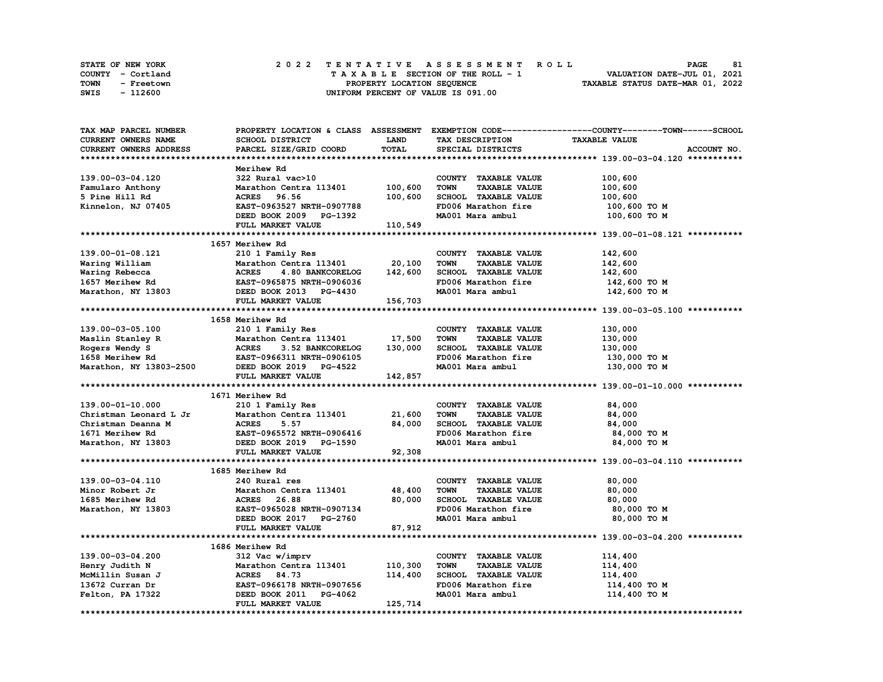STATE OF NEW YORK
COUNTY - Cortland
TOWN - Freetown
SWIS - 112600

# 2022 TENTATIVE ASSESSMENT ROLL

TAXABLE SECTION OF THE ROLL - 1
PROPERTY LOCATION SEQUENCE
UNIFORM PERCENT OF VALUE IS 091.00

VALUATION DATE-JUL 01, 2021
TAXABLE STATUS DATE-MAR 01, 2022

| TAX MAP PARCEL NUMBER / CURRENT OWNERS NAME / CURRENT OWNERS ADDRESS | PROPERTY LOCATION & CLASS / SCHOOL DISTRICT / PARCEL SIZE/GRID COORD | ASSESSMENT LAND / TOTAL | EXEMPTION CODE / TAX DESCRIPTION / SPECIAL DISTRICTS | TAXABLE VALUE (COUNTY--TOWN--SCHOOL) | ACCOUNT NO. |
|---|---|---|---|---|---|
| **139.00-03-04.120** | Merihew Rd | | | | |
| 139.00-03-04.120 | 322 Rural vac>10 | | COUNTY TAXABLE VALUE | 100,600 | |
| Famularo Anthony | Marathon Centra 113401 | 100,600 | TOWN TAXABLE VALUE | 100,600 | |
| 5 Pine Hill Rd | ACRES 96.56 | 100,600 | SCHOOL TAXABLE VALUE | 100,600 | |
| Kinnelon, NJ 07405 | EAST-0963527 NRTH-0907788 | | FD006 Marathon fire | 100,600 TO M | |
| | DEED BOOK 2009 PG-1392 | | MA001 Mara ambul | 100,600 TO M | |
| | FULL MARKET VALUE | 110,549 | | | |
| **139.00-01-08.121** | 1657 Merihew Rd | | | | |
| 139.00-01-08.121 | 210 1 Family Res | | COUNTY TAXABLE VALUE | 142,600 | |
| Waring William | Marathon Centra 113401 | 20,100 | TOWN TAXABLE VALUE | 142,600 | |
| Waring Rebecca | ACRES 4.80 BANKCORELOG | 142,600 | SCHOOL TAXABLE VALUE | 142,600 | |
| 1657 Merihew Rd | EAST-0965875 NRTH-0906036 | | FD006 Marathon fire | 142,600 TO M | |
| Marathon, NY 13803 | DEED BOOK 2013 PG-4430 | | MA001 Mara ambul | 142,600 TO M | |
| | FULL MARKET VALUE | 156,703 | | | |
| **139.00-03-05.100** | 1658 Merihew Rd | | | | |
| 139.00-03-05.100 | 210 1 Family Res | | COUNTY TAXABLE VALUE | 130,000 | |
| Maslin Stanley R | Marathon Centra 113401 | 17,500 | TOWN TAXABLE VALUE | 130,000 | |
| Rogers Wendy S | ACRES 3.52 BANKCORELOG | 130,000 | SCHOOL TAXABLE VALUE | 130,000 | |
| 1658 Merihew Rd | EAST-0966311 NRTH-0906105 | | FD006 Marathon fire | 130,000 TO M | |
| Marathon, NY 13803-2500 | DEED BOOK 2019 PG-4522 | | MA001 Mara ambul | 130,000 TO M | |
| | FULL MARKET VALUE | 142,857 | | | |
| **139.00-01-10.000** | 1671 Merihew Rd | | | | |
| 139.00-01-10.000 | 210 1 Family Res | | COUNTY TAXABLE VALUE | 84,000 | |
| Christman Leonard L Jr | Marathon Centra 113401 | 21,600 | TOWN TAXABLE VALUE | 84,000 | |
| Christman Deanna M | ACRES 5.57 | 84,000 | SCHOOL TAXABLE VALUE | 84,000 | |
| 1671 Merihew Rd | EAST-0965572 NRTH-0906416 | | FD006 Marathon fire | 84,000 TO M | |
| Marathon, NY 13803 | DEED BOOK 2019 PG-1590 | | MA001 Mara ambul | 84,000 TO M | |
| | FULL MARKET VALUE | 92,308 | | | |
| **139.00-03-04.110** | 1685 Merihew Rd | | | | |
| 139.00-03-04.110 | 240 Rural res | | COUNTY TAXABLE VALUE | 80,000 | |
| Minor Robert Jr | Marathon Centra 113401 | 48,400 | TOWN TAXABLE VALUE | 80,000 | |
| 1685 Merihew Rd | ACRES 26.88 | 80,000 | SCHOOL TAXABLE VALUE | 80,000 | |
| Marathon, NY 13803 | EAST-0965028 NRTH-0907134 | | FD006 Marathon fire | 80,000 TO M | |
| | DEED BOOK 2017 PG-2760 | | MA001 Mara ambul | 80,000 TO M | |
| | FULL MARKET VALUE | 87,912 | | | |
| **139.00-03-04.200** | 1686 Merihew Rd | | | | |
| 139.00-03-04.200 | 312 Vac w/imprv | | COUNTY TAXABLE VALUE | 114,400 | |
| Henry Judith N | Marathon Centra 113401 | 110,300 | TOWN TAXABLE VALUE | 114,400 | |
| McMillin Susan J | ACRES 84.73 | 114,400 | SCHOOL TAXABLE VALUE | 114,400 | |
| 13672 Curran Dr | EAST-0966178 NRTH-0907656 | | FD006 Marathon fire | 114,400 TO M | |
| Felton, PA 17322 | DEED BOOK 2011 PG-4062 | | MA001 Mara ambul | 114,400 TO M | |
| | FULL MARKET VALUE | 125,714 | | | |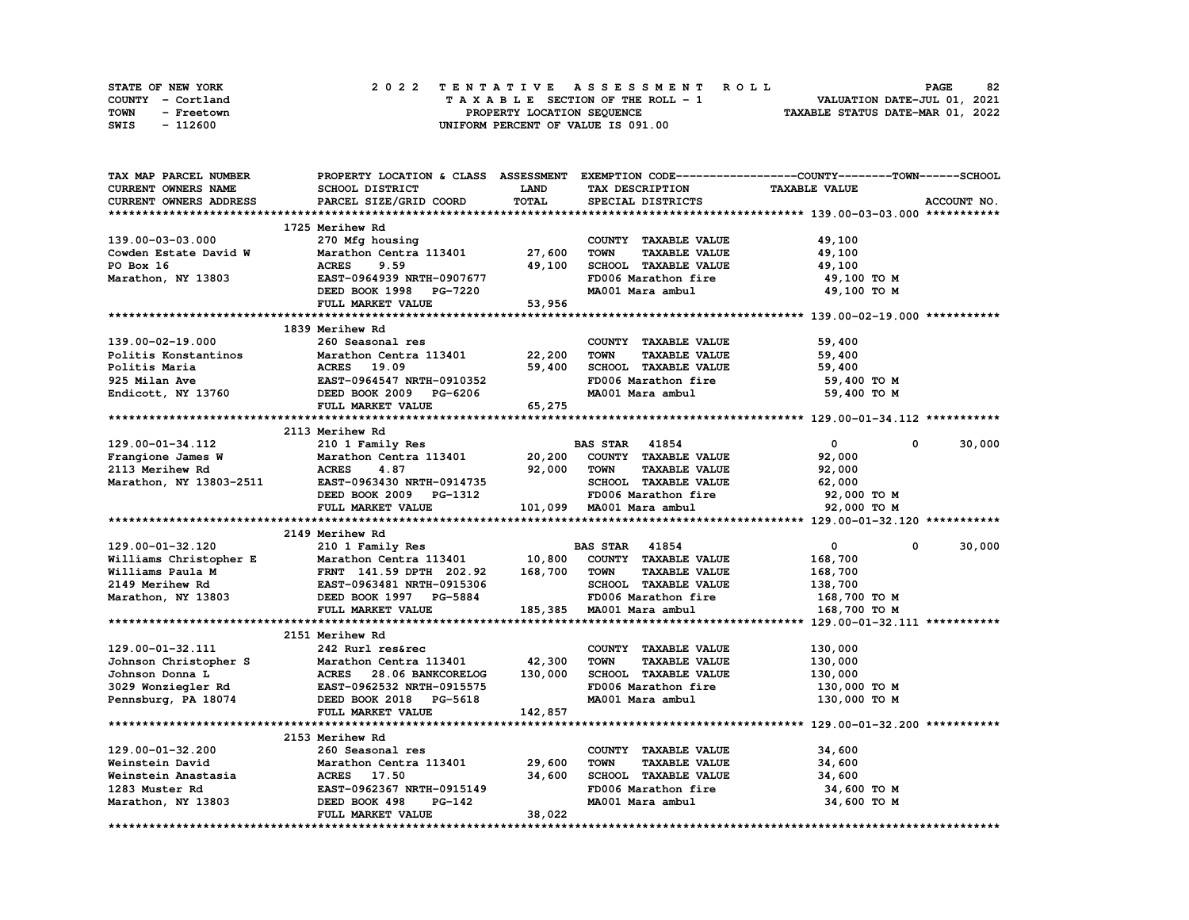STATE OF NEW YORK — 2022 TENTATIVE ASSESSMENT ROLL
COUNTY - Cortland — TAXABLE SECTION OF THE ROLL - 1 — VALUATION DATE-JUL 01, 2021
TOWN - Freetown — PROPERTY LOCATION SEQUENCE — TAXABLE STATUS DATE-MAR 01, 2022
SWIS - 112600 — UNIFORM PERCENT OF VALUE IS 091.00

| TAX MAP PARCEL NUMBER / CURRENT OWNERS NAME / CURRENT OWNERS ADDRESS | PROPERTY LOCATION & CLASS / SCHOOL DISTRICT / PARCEL SIZE/GRID COORD | ASSESSMENT LAND / TOTAL | EXEMPTION CODE / TAX DESCRIPTION / SPECIAL DISTRICTS | COUNTY / TAXABLE VALUE | TOWN | SCHOOL |
|---|---|---|---|---|---|---|
| **139.00-03-03.000** | 1725 Merihew Rd | | | | | |
| 139.00-03-03.000 | 270 Mfg housing | | COUNTY TAXABLE VALUE | 49,100 | | |
| Cowden Estate David W | Marathon Centra 113401 | 27,600 | TOWN TAXABLE VALUE | 49,100 | | |
| PO Box 16 | ACRES 9.59 | 49,100 | SCHOOL TAXABLE VALUE | 49,100 | | |
| Marathon, NY 13803 | EAST-0964939 NRTH-0907677 | | FD006 Marathon fire | 49,100 TO M | | |
| | DEED BOOK 1998 PG-7220 | | MA001 Mara ambul | 49,100 TO M | | |
| | FULL MARKET VALUE | 53,956 | | | | |
| **139.00-02-19.000** | 1839 Merihew Rd | | | | | |
| 139.00-02-19.000 | 260 Seasonal res | | COUNTY TAXABLE VALUE | 59,400 | | |
| Politis Konstantinos | Marathon Centra 113401 | 22,200 | TOWN TAXABLE VALUE | 59,400 | | |
| Politis Maria | ACRES 19.09 | 59,400 | SCHOOL TAXABLE VALUE | 59,400 | | |
| 925 Milan Ave | EAST-0964547 NRTH-0910352 | | FD006 Marathon fire | 59,400 TO M | | |
| Endicott, NY 13760 | DEED BOOK 2009 PG-6206 | | MA001 Mara ambul | 59,400 TO M | | |
| | FULL MARKET VALUE | 65,275 | | | | |
| **129.00-01-34.112** | 2113 Merihew Rd | | | | | |
| 129.00-01-34.112 | 210 1 Family Res | | BAS STAR 41854 | 0 | 0 | 30,000 |
| Frangione James W | Marathon Centra 113401 | 20,200 | COUNTY TAXABLE VALUE | 92,000 | | |
| 2113 Merihew Rd | ACRES 4.87 | 92,000 | TOWN TAXABLE VALUE | 92,000 | | |
| Marathon, NY 13803-2511 | EAST-0963430 NRTH-0914735 | | SCHOOL TAXABLE VALUE | 62,000 | | |
| | DEED BOOK 2009 PG-1312 | | FD006 Marathon fire | 92,000 TO M | | |
| | FULL MARKET VALUE | 101,099 | MA001 Mara ambul | 92,000 TO M | | |
| **129.00-01-32.120** | 2149 Merihew Rd | | | | | |
| 129.00-01-32.120 | 210 1 Family Res | | BAS STAR 41854 | 0 | 0 | 30,000 |
| Williams Christopher E | Marathon Centra 113401 | 10,800 | COUNTY TAXABLE VALUE | 168,700 | | |
| Williams Paula M | FRNT 141.59 DPTH 202.92 | 168,700 | TOWN TAXABLE VALUE | 168,700 | | |
| 2149 Merihew Rd | EAST-0963481 NRTH-0915306 | | SCHOOL TAXABLE VALUE | 138,700 | | |
| Marathon, NY 13803 | DEED BOOK 1997 PG-5884 | | FD006 Marathon fire | 168,700 TO M | | |
| | FULL MARKET VALUE | 185,385 | MA001 Mara ambul | 168,700 TO M | | |
| **129.00-01-32.111** | 2151 Merihew Rd | | | | | |
| 129.00-01-32.111 | 242 Rurl res&rec | | COUNTY TAXABLE VALUE | 130,000 | | |
| Johnson Christopher S | Marathon Centra 113401 | 42,300 | TOWN TAXABLE VALUE | 130,000 | | |
| Johnson Donna L | ACRES 28.06 BANKCORELOG | 130,000 | SCHOOL TAXABLE VALUE | 130,000 | | |
| 3029 Wonziegler Rd | EAST-0962532 NRTH-0915575 | | FD006 Marathon fire | 130,000 TO M | | |
| Pennsburg, PA 18074 | DEED BOOK 2018 PG-5618 | | MA001 Mara ambul | 130,000 TO M | | |
| | FULL MARKET VALUE | 142,857 | | | | |
| **129.00-01-32.200** | 2153 Merihew Rd | | | | | |
| 129.00-01-32.200 | 260 Seasonal res | | COUNTY TAXABLE VALUE | 34,600 | | |
| Weinstein David | Marathon Centra 113401 | 29,600 | TOWN TAXABLE VALUE | 34,600 | | |
| Weinstein Anastasia | ACRES 17.50 | 34,600 | SCHOOL TAXABLE VALUE | 34,600 | | |
| 1283 Muster Rd | EAST-0962367 NRTH-0915149 | | FD006 Marathon fire | 34,600 TO M | | |
| Marathon, NY 13803 | DEED BOOK 498 PG-142 | | MA001 Mara ambul | 34,600 TO M | | |
| | FULL MARKET VALUE | 38,022 | | | | |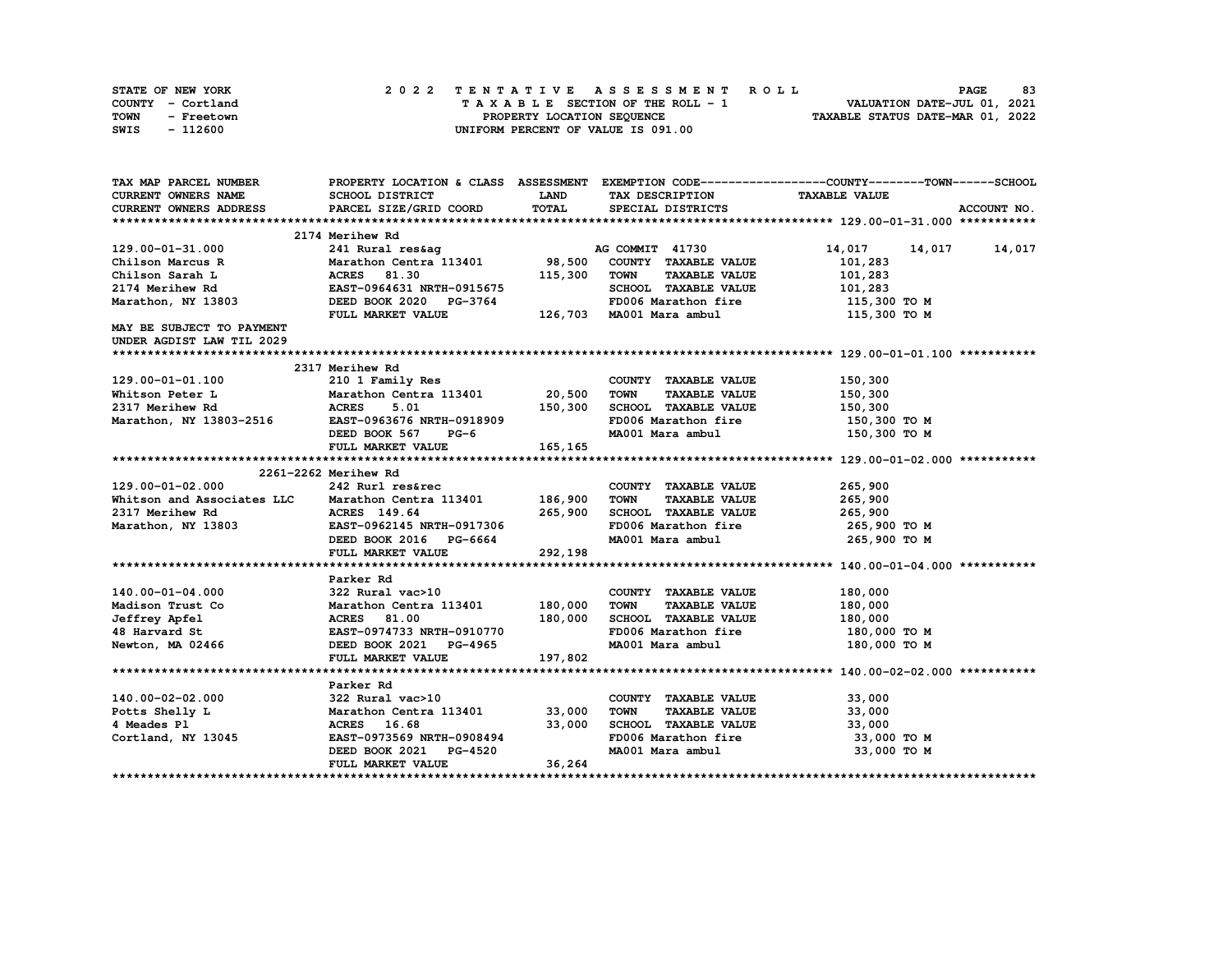STATE OF NEW YORK
COUNTY - Cortland
TOWN - Freetown
SWIS - 112600

# 2022 TENTATIVE ASSESSMENT ROLL

TAXABLE SECTION OF THE ROLL - 1
PROPERTY LOCATION SEQUENCE
UNIFORM PERCENT OF VALUE IS 091.00

VALUATION DATE-JUL 01, 2021
TAXABLE STATUS DATE-MAR 01, 2022

| TAX MAP PARCEL NUMBER / CURRENT OWNERS NAME / CURRENT OWNERS ADDRESS | PROPERTY LOCATION & CLASS / SCHOOL DISTRICT / PARCEL SIZE/GRID COORD | ASSESSMENT LAND / TOTAL | EXEMPTION CODE / TAX DESCRIPTION / SPECIAL DISTRICTS | COUNTY | TOWN | SCHOOL | ACCOUNT NO. |
|---|---|---|---|---|---|---|---|
| **129.00-01-31.000** | 2174 Merihew Rd | | | | | | |
| 129.00-01-31.000 | 241 Rural res&ag | | AG COMMIT 41730 | 14,017 | 14,017 | 14,017 | |
| Chilson Marcus R | Marathon Centra 113401 | 98,500 | COUNTY TAXABLE VALUE | 101,283 | | | |
| Chilson Sarah L | ACRES 81.30 | 115,300 | TOWN TAXABLE VALUE | 101,283 | | | |
| 2174 Merihew Rd | EAST-0964631 NRTH-0915675 | | SCHOOL TAXABLE VALUE | 101,283 | | | |
| Marathon, NY 13803 | DEED BOOK 2020 PG-3764 | | FD006 Marathon fire | 115,300 TO M | | | |
| | FULL MARKET VALUE | 126,703 | MA001 Mara ambul | 115,300 TO M | | | |
| MAY BE SUBJECT TO PAYMENT UNDER AGDIST LAW TIL 2029 | | | | | | | |
| **129.00-01-01.100** | 2317 Merihew Rd | | | | | | |
| 129.00-01-01.100 | 210 1 Family Res | | COUNTY TAXABLE VALUE | 150,300 | | | |
| Whitson Peter L | Marathon Centra 113401 | 20,500 | TOWN TAXABLE VALUE | 150,300 | | | |
| 2317 Merihew Rd | ACRES 5.01 | 150,300 | SCHOOL TAXABLE VALUE | 150,300 | | | |
| Marathon, NY 13803-2516 | EAST-0963676 NRTH-0918909 | | FD006 Marathon fire | 150,300 TO M | | | |
| | DEED BOOK 567 PG-6 | | MA001 Mara ambul | 150,300 TO M | | | |
| | FULL MARKET VALUE | 165,165 | | | | | |
| **129.00-01-02.000** | 2261-2262 Merihew Rd | | | | | | |
| 129.00-01-02.000 | 242 Rurl res&rec | | COUNTY TAXABLE VALUE | 265,900 | | | |
| Whitson and Associates LLC | Marathon Centra 113401 | 186,900 | TOWN TAXABLE VALUE | 265,900 | | | |
| 2317 Merihew Rd | ACRES 149.64 | 265,900 | SCHOOL TAXABLE VALUE | 265,900 | | | |
| Marathon, NY 13803 | EAST-0962145 NRTH-0917306 | | FD006 Marathon fire | 265,900 TO M | | | |
| | DEED BOOK 2016 PG-6664 | | MA001 Mara ambul | 265,900 TO M | | | |
| | FULL MARKET VALUE | 292,198 | | | | | |
| **140.00-01-04.000** | Parker Rd | | | | | | |
| 140.00-01-04.000 | 322 Rural vac>10 | | COUNTY TAXABLE VALUE | 180,000 | | | |
| Madison Trust Co | Marathon Centra 113401 | 180,000 | TOWN TAXABLE VALUE | 180,000 | | | |
| Jeffrey Apfel | ACRES 81.00 | 180,000 | SCHOOL TAXABLE VALUE | 180,000 | | | |
| 48 Harvard St | EAST-0974733 NRTH-0910770 | | FD006 Marathon fire | 180,000 TO M | | | |
| Newton, MA 02466 | DEED BOOK 2021 PG-4965 | | MA001 Mara ambul | 180,000 TO M | | | |
| | FULL MARKET VALUE | 197,802 | | | | | |
| **140.00-02-02.000** | Parker Rd | | | | | | |
| 140.00-02-02.000 | 322 Rural vac>10 | | COUNTY TAXABLE VALUE | 33,000 | | | |
| Potts Shelly L | Marathon Centra 113401 | 33,000 | TOWN TAXABLE VALUE | 33,000 | | | |
| 4 Meades Pl | ACRES 16.68 | 33,000 | SCHOOL TAXABLE VALUE | 33,000 | | | |
| Cortland, NY 13045 | EAST-0973569 NRTH-0908494 | | FD006 Marathon fire | 33,000 TO M | | | |
| | DEED BOOK 2021 PG-4520 | | MA001 Mara ambul | 33,000 TO M | | | |
| | FULL MARKET VALUE | 36,264 | | | | | |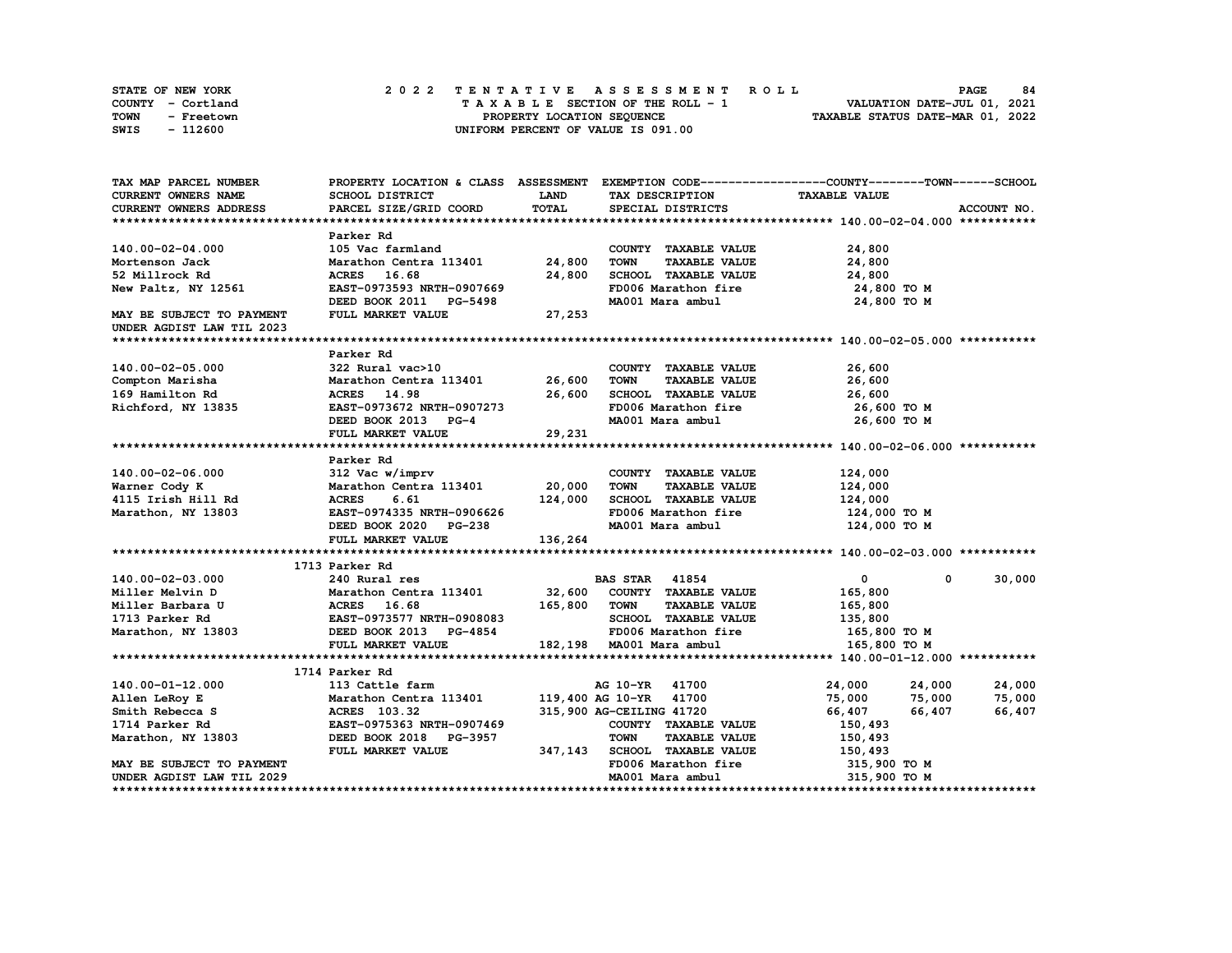STATE OF NEW YORK — COUNTY - Cortland — TOWN - Freetown — SWIS - 112600

**2 0 2 2 T E N T A T I V E A S S E S S M E N T R O L L**
T A X A B L E SECTION OF THE ROLL - 1
PROPERTY LOCATION SEQUENCE
UNIFORM PERCENT OF VALUE IS 091.00

VALUATION DATE-JUL 01, 2021
TAXABLE STATUS DATE-MAR 01, 2022

| TAX MAP PARCEL NUMBER / CURRENT OWNERS NAME / CURRENT OWNERS ADDRESS | PROPERTY LOCATION & CLASS / SCHOOL DISTRICT / PARCEL SIZE/GRID COORD | ASSESSMENT LAND / TOTAL | EXEMPTION CODE / TAX DESCRIPTION / SPECIAL DISTRICTS | COUNTY | TOWN | SCHOOL |
|---|---|---|---|---|---|---|
| **140.00-02-04.000** | Parker Rd | | | | | |
| 140.00-02-04.000 | 105 Vac farmland | | COUNTY TAXABLE VALUE | 24,800 | | |
| Mortenson Jack | Marathon Centra 113401 | 24,800 | TOWN TAXABLE VALUE | 24,800 | | |
| 52 Millrock Rd | ACRES 16.68 | 24,800 | SCHOOL TAXABLE VALUE | 24,800 | | |
| New Paltz, NY 12561 | EAST-0973593 NRTH-0907669 | | FD006 Marathon fire | 24,800 TO M | | |
| | DEED BOOK 2011 PG-5498 | | MA001 Mara ambul | 24,800 TO M | | |
| MAY BE SUBJECT TO PAYMENT UNDER AGDIST LAW TIL 2023 | FULL MARKET VALUE | 27,253 | | | | |
| **140.00-02-05.000** | Parker Rd | | | | | |
| 140.00-02-05.000 | 322 Rural vac>10 | | COUNTY TAXABLE VALUE | 26,600 | | |
| Compton Marisha | Marathon Centra 113401 | 26,600 | TOWN TAXABLE VALUE | 26,600 | | |
| 169 Hamilton Rd | ACRES 14.98 | 26,600 | SCHOOL TAXABLE VALUE | 26,600 | | |
| Richford, NY 13835 | EAST-0973672 NRTH-0907273 | | FD006 Marathon fire | 26,600 TO M | | |
| | DEED BOOK 2013 PG-4 | | MA001 Mara ambul | 26,600 TO M | | |
| | FULL MARKET VALUE | 29,231 | | | | |
| **140.00-02-06.000** | Parker Rd | | | | | |
| 140.00-02-06.000 | 312 Vac w/imprv | | COUNTY TAXABLE VALUE | 124,000 | | |
| Warner Cody K | Marathon Centra 113401 | 20,000 | TOWN TAXABLE VALUE | 124,000 | | |
| 4115 Irish Hill Rd | ACRES 6.61 | 124,000 | SCHOOL TAXABLE VALUE | 124,000 | | |
| Marathon, NY 13803 | EAST-0974335 NRTH-0906626 | | FD006 Marathon fire | 124,000 TO M | | |
| | DEED BOOK 2020 PG-238 | | MA001 Mara ambul | 124,000 TO M | | |
| | FULL MARKET VALUE | 136,264 | | | | |
| **140.00-02-03.000** | 1713 Parker Rd | | | | | |
| 140.00-02-03.000 | 240 Rural res | | BAS STAR 41854 | 0 | 0 | 30,000 |
| Miller Melvin D | Marathon Centra 113401 | 32,600 | COUNTY TAXABLE VALUE | 165,800 | | |
| Miller Barbara U | ACRES 16.68 | 165,800 | TOWN TAXABLE VALUE | 165,800 | | |
| 1713 Parker Rd | EAST-0973577 NRTH-0908083 | | SCHOOL TAXABLE VALUE | 135,800 | | |
| Marathon, NY 13803 | DEED BOOK 2013 PG-4854 | | FD006 Marathon fire | 165,800 TO M | | |
| | FULL MARKET VALUE | 182,198 | MA001 Mara ambul | 165,800 TO M | | |
| **140.00-01-12.000** | 1714 Parker Rd | | | | | |
| 140.00-01-12.000 | 113 Cattle farm | | AG 10-YR 41700 | 24,000 | 24,000 | 24,000 |
| Allen LeRoy E | Marathon Centra 113401 | 119,400 | AG 10-YR 41700 | 75,000 | 75,000 | 75,000 |
| Smith Rebecca S | ACRES 103.32 | 315,900 | AG-CEILING 41720 | 66,407 | 66,407 | 66,407 |
| 1714 Parker Rd | EAST-0975363 NRTH-0907469 | | COUNTY TAXABLE VALUE | 150,493 | | |
| Marathon, NY 13803 | DEED BOOK 2018 PG-3957 | | TOWN TAXABLE VALUE | 150,493 | | |
| | FULL MARKET VALUE | 347,143 | SCHOOL TAXABLE VALUE | 150,493 | | |
| MAY BE SUBJECT TO PAYMENT | | | FD006 Marathon fire | 315,900 TO M | | |
| UNDER AGDIST LAW TIL 2029 | | | MA001 Mara ambul | 315,900 TO M | | |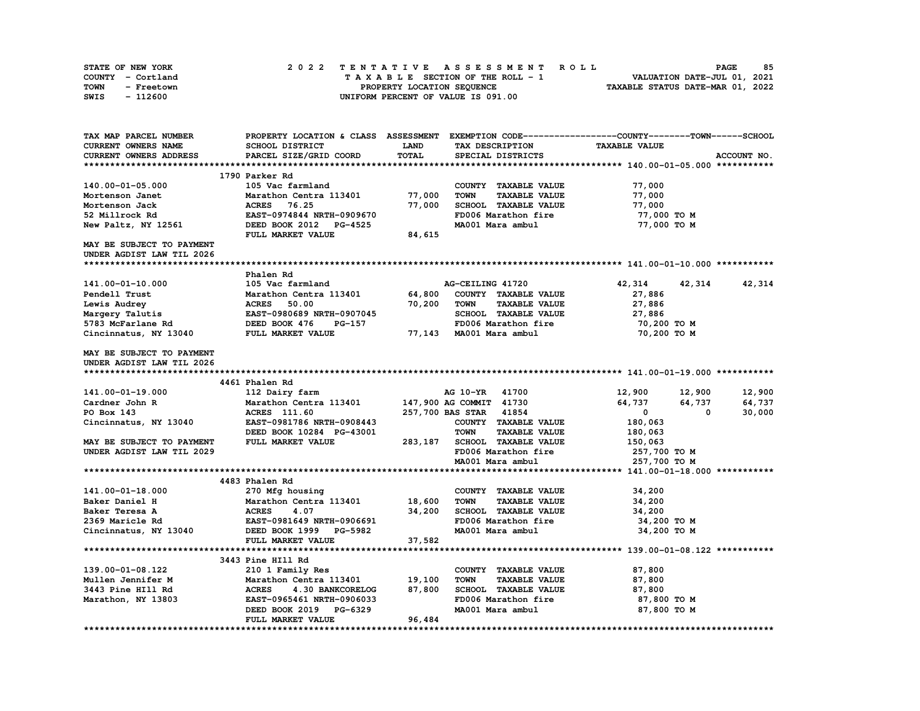STATE OF NEW YORK — COUNTY - Cortland — TOWN - Freetown — SWIS - 112600

**2022 TENTATIVE ASSESSMENT ROLL**
TAXABLE SECTION OF THE ROLL - 1
PROPERTY LOCATION SEQUENCE
UNIFORM PERCENT OF VALUE IS 091.00

VALUATION DATE-JUL 01, 2021
TAXABLE STATUS DATE-MAR 01, 2022

| TAX MAP PARCEL NUMBER / CURRENT OWNERS NAME / CURRENT OWNERS ADDRESS | PROPERTY LOCATION & CLASS / SCHOOL DISTRICT / PARCEL SIZE/GRID COORD | ASSESSMENT LAND / TOTAL | EXEMPTION CODE / TAX DESCRIPTION / SPECIAL DISTRICTS | COUNTY TAXABLE VALUE | TOWN | SCHOOL / ACCOUNT NO. |
|---|---|---|---|---|---|---|
| **140.00-01-05.000** | 1790 Parker Rd | | | | | |
| 140.00-01-05.000 | 105 Vac farmland | | COUNTY TAXABLE VALUE | 77,000 | | |
| Mortenson Janet | Marathon Centra 113401 | 77,000 | TOWN TAXABLE VALUE | 77,000 | | |
| Mortenson Jack | ACRES 76.25 | 77,000 | SCHOOL TAXABLE VALUE | 77,000 | | |
| 52 Millrock Rd | EAST-0974844 NRTH-0909670 | | FD006 Marathon fire | 77,000 TO M | | |
| New Paltz, NY 12561 | DEED BOOK 2012 PG-4525 | | MA001 Mara ambul | 77,000 TO M | | |
| | FULL MARKET VALUE | 84,615 | | | | |
| MAY BE SUBJECT TO PAYMENT UNDER AGDIST LAW TIL 2026 | | | | | | |
| **141.00-01-10.000** | Phalen Rd | | | | | |
| 141.00-01-10.000 | 105 Vac farmland | | AG-CEILING 41720 | 42,314 | 42,314 | 42,314 |
| Pendell Trust | Marathon Centra 113401 | 64,800 | COUNTY TAXABLE VALUE | 27,886 | | |
| Lewis Audrey | ACRES 50.00 | 70,200 | TOWN TAXABLE VALUE | 27,886 | | |
| Margery Talutis | EAST-0980689 NRTH-0907045 | | SCHOOL TAXABLE VALUE | 27,886 | | |
| 5783 McFarlane Rd | DEED BOOK 476 PG-157 | | FD006 Marathon fire | 70,200 TO M | | |
| Cincinnatus, NY 13040 | FULL MARKET VALUE | 77,143 | MA001 Mara ambul | 70,200 TO M | | |
| MAY BE SUBJECT TO PAYMENT UNDER AGDIST LAW TIL 2026 | | | | | | |
| **141.00-01-19.000** | 4461 Phalen Rd | | | | | |
| 141.00-01-19.000 | 112 Dairy farm | | AG 10-YR 41700 | 12,900 | 12,900 | 12,900 |
| Cardner John R | Marathon Centra 113401 | 147,900 | AG COMMIT 41730 | 64,737 | 64,737 | 64,737 |
| PO Box 143 | ACRES 111.60 | 257,700 | BAS STAR 41854 | 0 | 0 | 30,000 |
| Cincinnatus, NY 13040 | EAST-0981786 NRTH-0908443 | | COUNTY TAXABLE VALUE | 180,063 | | |
| | DEED BOOK 10284 PG-43001 | | TOWN TAXABLE VALUE | 180,063 | | |
| MAY BE SUBJECT TO PAYMENT | FULL MARKET VALUE | 283,187 | SCHOOL TAXABLE VALUE | 150,063 | | |
| UNDER AGDIST LAW TIL 2029 | | | FD006 Marathon fire | 257,700 TO M | | |
| | | | MA001 Mara ambul | 257,700 TO M | | |
| **141.00-01-18.000** | 4483 Phalen Rd | | | | | |
| 141.00-01-18.000 | 270 Mfg housing | | COUNTY TAXABLE VALUE | 34,200 | | |
| Baker Daniel H | Marathon Centra 113401 | 18,600 | TOWN TAXABLE VALUE | 34,200 | | |
| Baker Teresa A | ACRES 4.07 | 34,200 | SCHOOL TAXABLE VALUE | 34,200 | | |
| 2369 Maricle Rd | EAST-0981649 NRTH-0906691 | | FD006 Marathon fire | 34,200 TO M | | |
| Cincinnatus, NY 13040 | DEED BOOK 1999 PG-5982 | | MA001 Mara ambul | 34,200 TO M | | |
| | FULL MARKET VALUE | 37,582 | | | | |
| **139.00-01-08.122** | 3443 Pine HIll Rd | | | | | |
| 139.00-01-08.122 | 210 1 Family Res | | COUNTY TAXABLE VALUE | 87,800 | | |
| Mullen Jennifer M | Marathon Centra 113401 | 19,100 | TOWN TAXABLE VALUE | 87,800 | | |
| 3443 Pine HIll Rd | ACRES 4.30 BANKCORELOG | 87,800 | SCHOOL TAXABLE VALUE | 87,800 | | |
| Marathon, NY 13803 | EAST-0965461 NRTH-0906033 | | FD006 Marathon fire | 87,800 TO M | | |
| | DEED BOOK 2019 PG-6329 | | MA001 Mara ambul | 87,800 TO M | | |
| | FULL MARKET VALUE | 96,484 | | | | |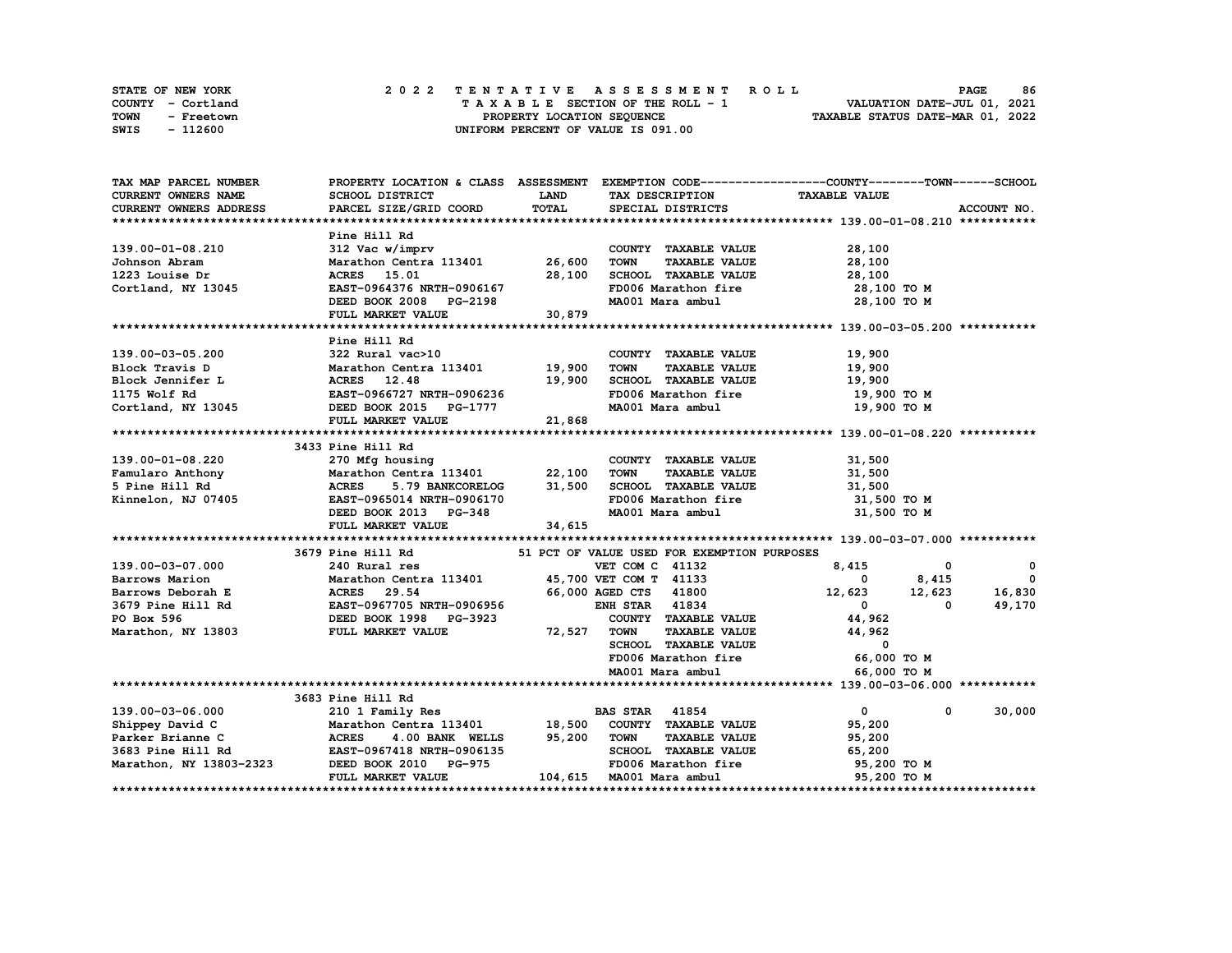STATE OF NEW YORK
COUNTY - Cortland
TOWN - Freetown
SWIS - 112600

# 2022 TENTATIVE ASSESSMENT ROLL
TAXABLE SECTION OF THE ROLL - 1
PROPERTY LOCATION SEQUENCE
UNIFORM PERCENT OF VALUE IS 091.00

VALUATION DATE-JUL 01, 2021
TAXABLE STATUS DATE-MAR 01, 2022

| TAX MAP PARCEL NUMBER / CURRENT OWNERS NAME / CURRENT OWNERS ADDRESS | PROPERTY LOCATION & CLASS / SCHOOL DISTRICT / PARCEL SIZE/GRID COORD | ASSESSMENT LAND / TOTAL | EXEMPTION CODE / TAX DESCRIPTION / SPECIAL DISTRICTS | COUNTY | TOWN | SCHOOL |
|---|---|---|---|---|---|---|
| **139.00-01-08.210** | Pine Hill Rd | | | | | |
| 139.00-01-08.210 | 312 Vac w/imprv | | COUNTY TAXABLE VALUE | 28,100 | | |
| Johnson Abram | Marathon Centra 113401 | 26,600 | TOWN TAXABLE VALUE | 28,100 | | |
| 1223 Louise Dr | ACRES 15.01 | 28,100 | SCHOOL TAXABLE VALUE | 28,100 | | |
| Cortland, NY 13045 | EAST-0964376 NRTH-0906167 | | FD006 Marathon fire | 28,100 TO M | | |
| | DEED BOOK 2008 PG-2198 | | MA001 Mara ambul | 28,100 TO M | | |
| | FULL MARKET VALUE | 30,879 | | | | |
| **139.00-03-05.200** | Pine Hill Rd | | | | | |
| 139.00-03-05.200 | 322 Rural vac>10 | | COUNTY TAXABLE VALUE | 19,900 | | |
| Block Travis D | Marathon Centra 113401 | 19,900 | TOWN TAXABLE VALUE | 19,900 | | |
| Block Jennifer L | ACRES 12.48 | 19,900 | SCHOOL TAXABLE VALUE | 19,900 | | |
| 1175 Wolf Rd | EAST-0966727 NRTH-0906236 | | FD006 Marathon fire | 19,900 TO M | | |
| Cortland, NY 13045 | DEED BOOK 2015 PG-1777 | | MA001 Mara ambul | 19,900 TO M | | |
| | FULL MARKET VALUE | 21,868 | | | | |
| **139.00-01-08.220** | 3433 Pine Hill Rd | | | | | |
| 139.00-01-08.220 | 270 Mfg housing | | COUNTY TAXABLE VALUE | 31,500 | | |
| Famularo Anthony | Marathon Centra 113401 | 22,100 | TOWN TAXABLE VALUE | 31,500 | | |
| 5 Pine Hill Rd | ACRES 5.79 BANKCORELOG | 31,500 | SCHOOL TAXABLE VALUE | 31,500 | | |
| Kinnelon, NJ 07405 | EAST-0965014 NRTH-0906170 | | FD006 Marathon fire | 31,500 TO M | | |
| | DEED BOOK 2013 PG-348 | | MA001 Mara ambul | 31,500 TO M | | |
| | FULL MARKET VALUE | 34,615 | | | | |
| **139.00-03-07.000** | 3679 Pine Hill Rd | | 51 PCT OF VALUE USED FOR EXEMPTION PURPOSES | | | |
| 139.00-03-07.000 | 240 Rural res | | VET COM C 41132 | 8,415 | 0 | 0 |
| Barrows Marion | Marathon Centra 113401 | 45,700 | VET COM T 41133 | 0 | 8,415 | 0 |
| Barrows Deborah E | ACRES 29.54 | 66,000 | AGED CTS 41800 | 12,623 | 12,623 | 16,830 |
| 3679 Pine Hill Rd | EAST-0967705 NRTH-0906956 | | ENH STAR 41834 | 0 | 0 | 49,170 |
| PO Box 596 | DEED BOOK 1998 PG-3923 | | COUNTY TAXABLE VALUE | 44,962 | | |
| Marathon, NY 13803 | FULL MARKET VALUE | 72,527 | TOWN TAXABLE VALUE | 44,962 | | |
| | | | SCHOOL TAXABLE VALUE | 0 | | |
| | | | FD006 Marathon fire | 66,000 TO M | | |
| | | | MA001 Mara ambul | 66,000 TO M | | |
| **139.00-03-06.000** | 3683 Pine Hill Rd | | | | | |
| 139.00-03-06.000 | 210 1 Family Res | | BAS STAR 41854 | 0 | 0 | 30,000 |
| Shippey David C | Marathon Centra 113401 | 18,500 | COUNTY TAXABLE VALUE | 95,200 | | |
| Parker Brianne C | ACRES 4.00 BANK WELLS | 95,200 | TOWN TAXABLE VALUE | 95,200 | | |
| 3683 Pine Hill Rd | EAST-0967418 NRTH-0906135 | | SCHOOL TAXABLE VALUE | 65,200 | | |
| Marathon, NY 13803-2323 | DEED BOOK 2010 PG-975 | | FD006 Marathon fire | 95,200 TO M | | |
| | FULL MARKET VALUE | 104,615 | MA001 Mara ambul | 95,200 TO M | | |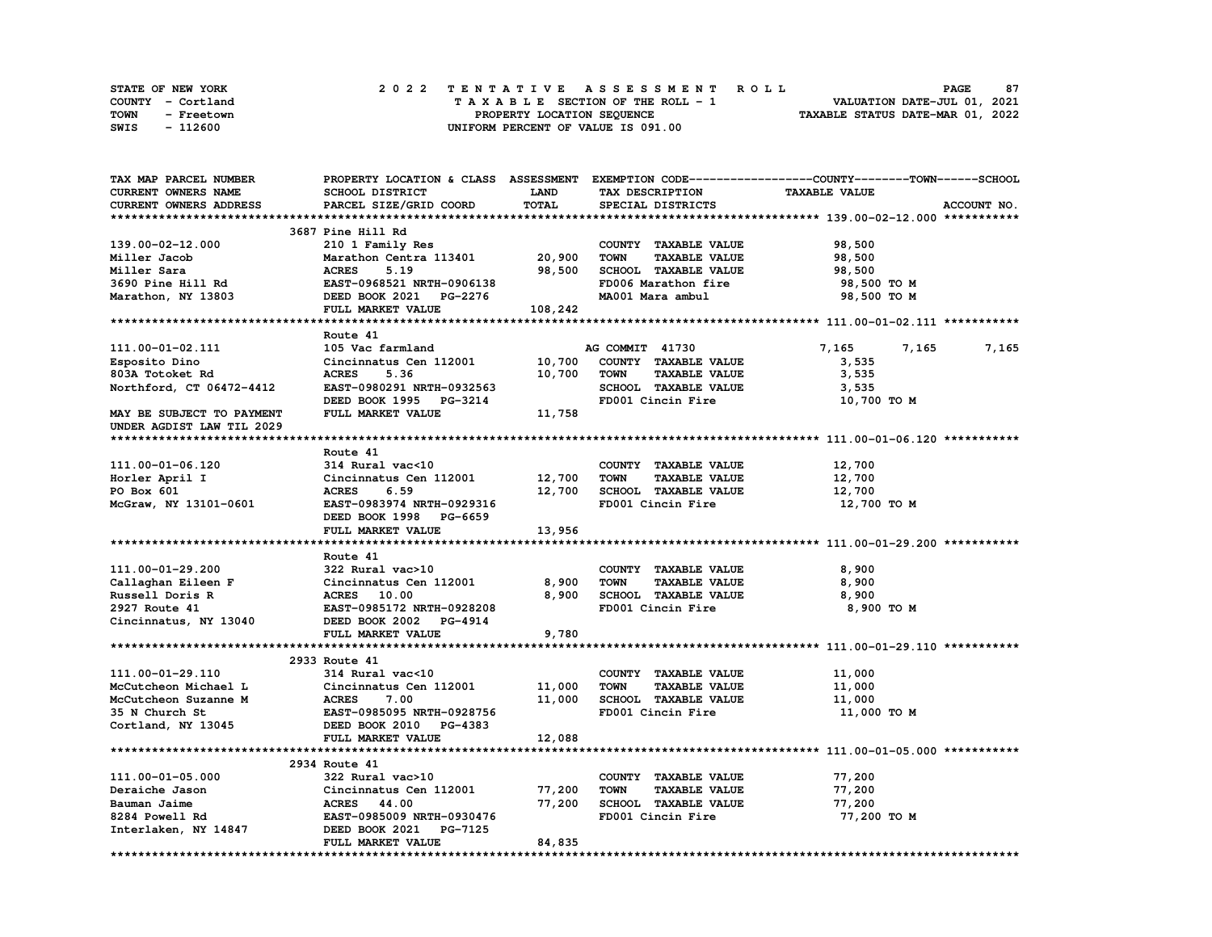STATE OF NEW YORK | COUNTY - Cortland | TOWN - Freetown | SWIS - 112600

# 2022 TENTATIVE ASSESSMENT ROLL

TAXABLE SECTION OF THE ROLL - 1
PROPERTY LOCATION SEQUENCE
UNIFORM PERCENT OF VALUE IS 091.00

VALUATION DATE-JUL 01, 2021
TAXABLE STATUS DATE-MAR 01, 2022

| TAX MAP PARCEL NUMBER / CURRENT OWNERS NAME / CURRENT OWNERS ADDRESS | PROPERTY LOCATION & CLASS / SCHOOL DISTRICT / PARCEL SIZE/GRID COORD | ASSESSMENT LAND / TOTAL | EXEMPTION CODE / TAX DESCRIPTION / SPECIAL DISTRICTS | COUNTY TAXABLE VALUE | TOWN | SCHOOL / ACCOUNT NO. |
|---|---|---|---|---|---|---|
| | 3687 Pine Hill Rd | | | | | |
| 139.00-02-12.000 | 210 1 Family Res | | COUNTY TAXABLE VALUE | 98,500 | | |
| Miller Jacob | Marathon Centra 113401 | 20,900 | TOWN TAXABLE VALUE | 98,500 | | |
| Miller Sara | ACRES 5.19 | 98,500 | SCHOOL TAXABLE VALUE | 98,500 | | |
| 3690 Pine Hill Rd | EAST-0968521 NRTH-0906138 | | FD006 Marathon fire | 98,500 TO M | | |
| Marathon, NY 13803 | DEED BOOK 2021 PG-2276 | | MA001 Mara ambul | 98,500 TO M | | |
| | FULL MARKET VALUE | 108,242 | | | | |
| | Route 41 | | | | | |
| 111.00-01-02.111 | 105 Vac farmland | | AG COMMIT 41730 | 7,165 | 7,165 | 7,165 |
| Esposito Dino | Cincinnatus Cen 112001 | 10,700 | COUNTY TAXABLE VALUE | 3,535 | | |
| 803A Totoket Rd | ACRES 5.36 | 10,700 | TOWN TAXABLE VALUE | 3,535 | | |
| Northford, CT 06472-4412 | EAST-0980291 NRTH-0932563 | | SCHOOL TAXABLE VALUE | 3,535 | | |
| | DEED BOOK 1995 PG-3214 | | FD001 Cincin Fire | 10,700 TO M | | |
| MAY BE SUBJECT TO PAYMENT | FULL MARKET VALUE | 11,758 | | | | |
| UNDER AGDIST LAW TIL 2029 | | | | | | |
| | Route 41 | | | | | |
| 111.00-01-06.120 | 314 Rural vac<10 | | COUNTY TAXABLE VALUE | 12,700 | | |
| Horler April I | Cincinnatus Cen 112001 | 12,700 | TOWN TAXABLE VALUE | 12,700 | | |
| PO Box 601 | ACRES 6.59 | 12,700 | SCHOOL TAXABLE VALUE | 12,700 | | |
| McGraw, NY 13101-0601 | EAST-0983974 NRTH-0929316 | | FD001 Cincin Fire | 12,700 TO M | | |
| | DEED BOOK 1998 PG-6659 | | | | | |
| | FULL MARKET VALUE | 13,956 | | | | |
| | Route 41 | | | | | |
| 111.00-01-29.200 | 322 Rural vac>10 | | COUNTY TAXABLE VALUE | 8,900 | | |
| Callaghan Eileen F | Cincinnatus Cen 112001 | 8,900 | TOWN TAXABLE VALUE | 8,900 | | |
| Russell Doris R | ACRES 10.00 | 8,900 | SCHOOL TAXABLE VALUE | 8,900 | | |
| 2927 Route 41 | EAST-0985172 NRTH-0928208 | | FD001 Cincin Fire | 8,900 TO M | | |
| Cincinnatus, NY 13040 | DEED BOOK 2002 PG-4914 | | | | | |
| | FULL MARKET VALUE | 9,780 | | | | |
| | 2933 Route 41 | | | | | |
| 111.00-01-29.110 | 314 Rural vac<10 | | COUNTY TAXABLE VALUE | 11,000 | | |
| McCutcheon Michael L | Cincinnatus Cen 112001 | 11,000 | TOWN TAXABLE VALUE | 11,000 | | |
| McCutcheon Suzanne M | ACRES 7.00 | 11,000 | SCHOOL TAXABLE VALUE | 11,000 | | |
| 35 N Church St | EAST-0985095 NRTH-0928756 | | FD001 Cincin Fire | 11,000 TO M | | |
| Cortland, NY 13045 | DEED BOOK 2010 PG-4383 | | | | | |
| | FULL MARKET VALUE | 12,088 | | | | |
| | 2934 Route 41 | | | | | |
| 111.00-01-05.000 | 322 Rural vac>10 | | COUNTY TAXABLE VALUE | 77,200 | | |
| Deraiche Jason | Cincinnatus Cen 112001 | 77,200 | TOWN TAXABLE VALUE | 77,200 | | |
| Bauman Jaime | ACRES 44.00 | 77,200 | SCHOOL TAXABLE VALUE | 77,200 | | |
| 8284 Powell Rd | EAST-0985009 NRTH-0930476 | | FD001 Cincin Fire | 77,200 TO M | | |
| Interlaken, NY 14847 | DEED BOOK 2021 PG-7125 | | | | | |
| | FULL MARKET VALUE | 84,835 | | | | |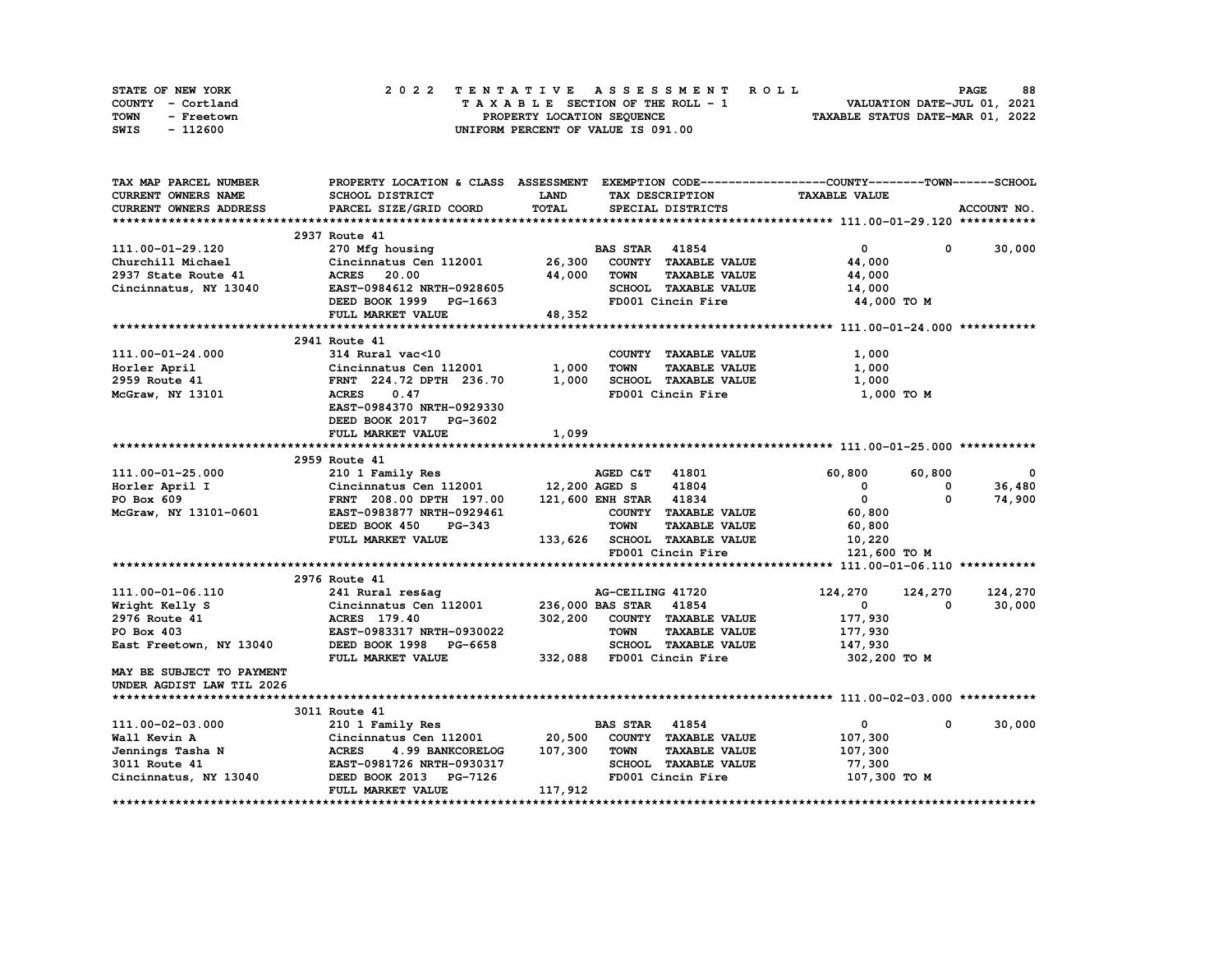STATE OF NEW YORK
COUNTY - Cortland
TOWN - Freetown
SWIS - 112600

# 2022 TENTATIVE ASSESSMENT ROLL

TAXABLE SECTION OF THE ROLL - 1
PROPERTY LOCATION SEQUENCE
UNIFORM PERCENT OF VALUE IS 091.00

VALUATION DATE-JUL 01, 2021
TAXABLE STATUS DATE-MAR 01, 2022

| TAX MAP PARCEL NUMBER / CURRENT OWNERS NAME / CURRENT OWNERS ADDRESS | PROPERTY LOCATION & CLASS / SCHOOL DISTRICT / PARCEL SIZE/GRID COORD | ASSESSMENT LAND / TOTAL | EXEMPTION CODE / TAX DESCRIPTION / SPECIAL DISTRICTS | COUNTY TAXABLE VALUE | TOWN | SCHOOL / ACCOUNT NO. |
|---|---|---|---|---|---|---|
| **111.00-01-29.120** | 2937 Route 41 | | | | | |
| 111.00-01-29.120 | 270 Mfg housing | | BAS STAR 41854 | 0 | 0 | 30,000 |
| Churchill Michael | Cincinnatus Cen 112001 | 26,300 | COUNTY TAXABLE VALUE | 44,000 | | |
| 2937 State Route 41 | ACRES 20.00 | 44,000 | TOWN TAXABLE VALUE | 44,000 | | |
| Cincinnatus, NY 13040 | EAST-0984612 NRTH-0928605 | | SCHOOL TAXABLE VALUE | 14,000 | | |
| | DEED BOOK 1999 PG-1663 | | FD001 Cincin Fire | 44,000 TO M | | |
| | FULL MARKET VALUE | 48,352 | | | | |
| **111.00-01-24.000** | 2941 Route 41 | | | | | |
| 111.00-01-24.000 | 314 Rural vac<10 | | COUNTY TAXABLE VALUE | 1,000 | | |
| Horler April | Cincinnatus Cen 112001 | 1,000 | TOWN TAXABLE VALUE | 1,000 | | |
| 2959 Route 41 | FRNT 224.72 DPTH 236.70 | 1,000 | SCHOOL TAXABLE VALUE | 1,000 | | |
| McGraw, NY 13101 | ACRES 0.47 | | FD001 Cincin Fire | 1,000 TO M | | |
| | EAST-0984370 NRTH-0929330 | | | | | |
| | DEED BOOK 2017 PG-3602 | | | | | |
| | FULL MARKET VALUE | 1,099 | | | | |
| **111.00-01-25.000** | 2959 Route 41 | | | | | |
| 111.00-01-25.000 | 210 1 Family Res | | AGED C&T 41801 | 60,800 | 60,800 | 0 |
| Horler April I | Cincinnatus Cen 112001 | 12,200 | AGED S 41804 | 0 | 0 | 36,480 |
| PO Box 609 | FRNT 208.00 DPTH 197.00 | 121,600 | ENH STAR 41834 | 0 | 0 | 74,900 |
| McGraw, NY 13101-0601 | EAST-0983877 NRTH-0929461 | | COUNTY TAXABLE VALUE | 60,800 | | |
| | DEED BOOK 450 PG-343 | | TOWN TAXABLE VALUE | 60,800 | | |
| | FULL MARKET VALUE | 133,626 | SCHOOL TAXABLE VALUE | 10,220 | | |
| | | | FD001 Cincin Fire | 121,600 TO M | | |
| **111.00-01-06.110** | 2976 Route 41 | | | | | |
| 111.00-01-06.110 | 241 Rural res&ag | | AG-CEILING 41720 | 124,270 | 124,270 | 124,270 |
| Wright Kelly S | Cincinnatus Cen 112001 | 236,000 | BAS STAR 41854 | 0 | 0 | 30,000 |
| 2976 Route 41 | ACRES 179.40 | 302,200 | COUNTY TAXABLE VALUE | 177,930 | | |
| PO Box 403 | EAST-0983317 NRTH-0930022 | | TOWN TAXABLE VALUE | 177,930 | | |
| East Freetown, NY 13040 | DEED BOOK 1998 PG-6658 | | SCHOOL TAXABLE VALUE | 147,930 | | |
| | FULL MARKET VALUE | 332,088 | FD001 Cincin Fire | 302,200 TO M | | |
| MAY BE SUBJECT TO PAYMENT UNDER AGDIST LAW TIL 2026 | | | | | | |
| **111.00-02-03.000** | 3011 Route 41 | | | | | |
| 111.00-02-03.000 | 210 1 Family Res | | BAS STAR 41854 | 0 | 0 | 30,000 |
| Wall Kevin A | Cincinnatus Cen 112001 | 20,500 | COUNTY TAXABLE VALUE | 107,300 | | |
| Jennings Tasha N | ACRES 4.99 BANKCORELOG | 107,300 | TOWN TAXABLE VALUE | 107,300 | | |
| 3011 Route 41 | EAST-0981726 NRTH-0930317 | | SCHOOL TAXABLE VALUE | 77,300 | | |
| Cincinnatus, NY 13040 | DEED BOOK 2013 PG-7126 | | FD001 Cincin Fire | 107,300 TO M | | |
| | FULL MARKET VALUE | 117,912 | | | | |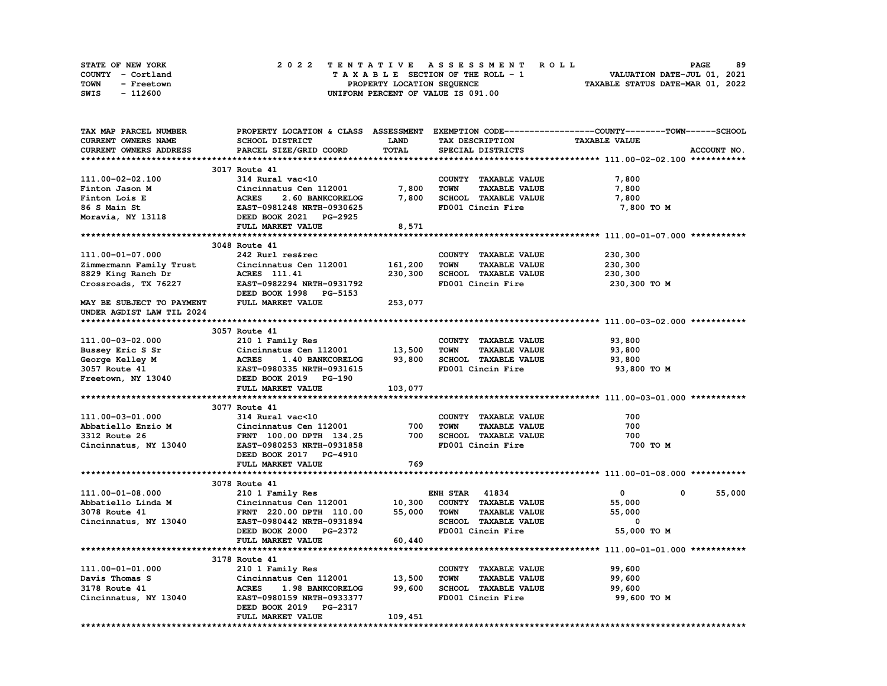STATE OF NEW YORK | COUNTY - Cortland | TOWN - Freetown | SWIS - 112600

# 2022 TENTATIVE ASSESSMENT ROLL

TAXABLE SECTION OF THE ROLL - 1
PROPERTY LOCATION SEQUENCE
UNIFORM PERCENT OF VALUE IS 091.00

VALUATION DATE-JUL 01, 2021
TAXABLE STATUS DATE-MAR 01, 2022

| TAX MAP PARCEL NUMBER / CURRENT OWNERS NAME / CURRENT OWNERS ADDRESS | PROPERTY LOCATION & CLASS / SCHOOL DISTRICT / PARCEL SIZE/GRID COORD | ASSESSMENT LAND / TOTAL | EXEMPTION CODE / TAX DESCRIPTION / SPECIAL DISTRICTS | COUNTY | TOWN | SCHOOL / TAXABLE VALUE | ACCOUNT NO. |
|---|---|---|---|---|---|---|---|
| **111.00-02-02.100** | 3017 Route 41 | | | | | | |
| 111.00-02-02.100 | 314 Rural vac<10 | | COUNTY TAXABLE VALUE | 7,800 | | | |
| Finton Jason M | Cincinnatus Cen 112001 | 7,800 | TOWN TAXABLE VALUE | | 7,800 | | |
| Finton Lois E | ACRES 2.60 BANKCORELOG | 7,800 | SCHOOL TAXABLE VALUE | | | 7,800 | |
| 86 S Main St | EAST-0981248 NRTH-0930625 | | FD001 Cincin Fire | 7,800 TO M | | | |
| Moravia, NY 13118 | DEED BOOK 2021 PG-2925 | | | | | | |
| | FULL MARKET VALUE | 8,571 | | | | | |
| **111.00-01-07.000** | 3048 Route 41 | | | | | | |
| 111.00-01-07.000 | 242 Rurl res&rec | | COUNTY TAXABLE VALUE | 230,300 | | | |
| Zimmermann Family Trust | Cincinnatus Cen 112001 | 161,200 | TOWN TAXABLE VALUE | | 230,300 | | |
| 8829 King Ranch Dr | ACRES 111.41 | 230,300 | SCHOOL TAXABLE VALUE | | | 230,300 | |
| Crossroads, TX 76227 | EAST-0982294 NRTH-0931792 | | FD001 Cincin Fire | 230,300 TO M | | | |
| | DEED BOOK 1998 PG-5153 | | | | | | |
| MAY BE SUBJECT TO PAYMENT UNDER AGDIST LAW TIL 2024 | FULL MARKET VALUE | 253,077 | | | | | |
| **111.00-03-02.000** | 3057 Route 41 | | | | | | |
| 111.00-03-02.000 | 210 1 Family Res | | COUNTY TAXABLE VALUE | 93,800 | | | |
| Bussey Eric S Sr | Cincinnatus Cen 112001 | 13,500 | TOWN TAXABLE VALUE | | 93,800 | | |
| George Kelley M | ACRES 1.40 BANKCORELOG | 93,800 | SCHOOL TAXABLE VALUE | | | 93,800 | |
| 3057 Route 41 | EAST-0980335 NRTH-0931615 | | FD001 Cincin Fire | 93,800 TO M | | | |
| Freetown, NY 13040 | DEED BOOK 2019 PG-190 | | | | | | |
| | FULL MARKET VALUE | 103,077 | | | | | |
| **111.00-03-01.000** | 3077 Route 41 | | | | | | |
| 111.00-03-01.000 | 314 Rural vac<10 | | COUNTY TAXABLE VALUE | 700 | | | |
| Abbatiello Enzio M | Cincinnatus Cen 112001 | 700 | TOWN TAXABLE VALUE | | 700 | | |
| 3312 Route 26 | FRNT 100.00 DPTH 134.25 | 700 | SCHOOL TAXABLE VALUE | | | 700 | |
| Cincinnatus, NY 13040 | EAST-0980253 NRTH-0931858 | | FD001 Cincin Fire | 700 TO M | | | |
| | DEED BOOK 2017 PG-4910 | | | | | | |
| | FULL MARKET VALUE | 769 | | | | | |
| **111.00-01-08.000** | 3078 Route 41 | | | | | | |
| 111.00-01-08.000 | 210 1 Family Res | | ENH STAR 41834 | 0 | 0 | 55,000 | |
| Abbatiello Linda M | Cincinnatus Cen 112001 | 10,300 | COUNTY TAXABLE VALUE | 55,000 | | | |
| 3078 Route 41 | FRNT 220.00 DPTH 110.00 | 55,000 | TOWN TAXABLE VALUE | | 55,000 | | |
| Cincinnatus, NY 13040 | EAST-0980442 NRTH-0931894 | | SCHOOL TAXABLE VALUE | | | 0 | |
| | DEED BOOK 2000 PG-2372 | | FD001 Cincin Fire | 55,000 TO M | | | |
| | FULL MARKET VALUE | 60,440 | | | | | |
| **111.00-01-01.000** | 3178 Route 41 | | | | | | |
| 111.00-01-01.000 | 210 1 Family Res | | COUNTY TAXABLE VALUE | 99,600 | | | |
| Davis Thomas S | Cincinnatus Cen 112001 | 13,500 | TOWN TAXABLE VALUE | | 99,600 | | |
| 3178 Route 41 | ACRES 1.98 BANKCORELOG | 99,600 | SCHOOL TAXABLE VALUE | | | 99,600 | |
| Cincinnatus, NY 13040 | EAST-0980159 NRTH-0933377 | | FD001 Cincin Fire | 99,600 TO M | | | |
| | DEED BOOK 2019 PG-2317 | | | | | | |
| | FULL MARKET VALUE | 109,451 | | | | | |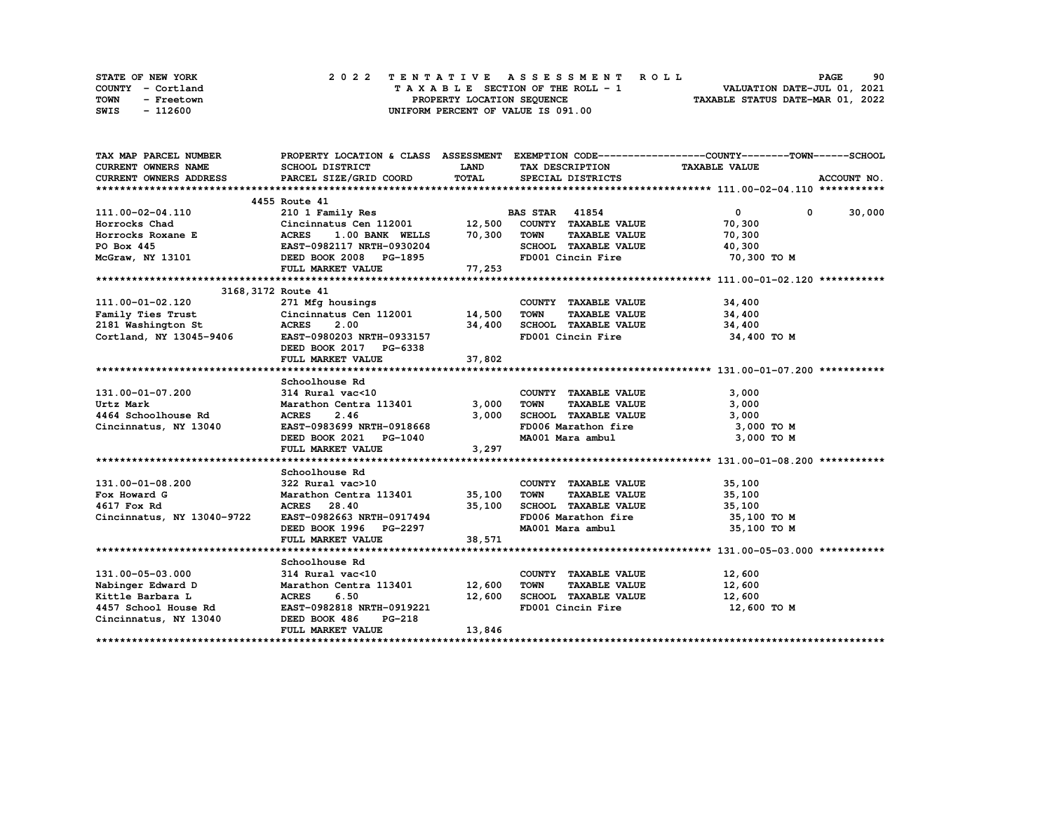STATE OF NEW YORK
COUNTY - Cortland
TOWN - Freetown
SWIS - 112600

# 2022 TENTATIVE ASSESSMENT ROLL

TAXABLE SECTION OF THE ROLL - 1
PROPERTY LOCATION SEQUENCE
UNIFORM PERCENT OF VALUE IS 091.00

VALUATION DATE-JUL 01, 2021
TAXABLE STATUS DATE-MAR 01, 2022

| TAX MAP PARCEL NUMBER / CURRENT OWNERS NAME / CURRENT OWNERS ADDRESS | PROPERTY LOCATION & CLASS / SCHOOL DISTRICT / PARCEL SIZE/GRID COORD | ASSESSMENT LAND / TOTAL | EXEMPTION CODE / TAX DESCRIPTION / SPECIAL DISTRICTS | COUNTY | TOWN | SCHOOL |
|---|---|---|---|---|---|---|
| **111.00-02-04.110** | 4455 Route 41 | | | | | |
| 111.00-02-04.110 | 210 1 Family Res | | BAS STAR 41854 | 0 | 0 | 30,000 |
| Horrocks Chad | Cincinnatus Cen 112001 | 12,500 | COUNTY TAXABLE VALUE | 70,300 | | |
| Horrocks Roxane E | ACRES 1.00 BANK WELLS | 70,300 | TOWN TAXABLE VALUE | | 70,300 | |
| PO Box 445 | EAST-0982117 NRTH-0930204 | | SCHOOL TAXABLE VALUE | | | 40,300 |
| McGraw, NY 13101 | DEED BOOK 2008 PG-1895 | | FD001 Cincin Fire | 70,300 TO M | | |
| | FULL MARKET VALUE | 77,253 | | | | |
| **111.00-01-02.120** | 3168,3172 Route 41 | | | | | |
| 111.00-01-02.120 | 271 Mfg housings | | COUNTY TAXABLE VALUE | 34,400 | | |
| Family Ties Trust | Cincinnatus Cen 112001 | 14,500 | TOWN TAXABLE VALUE | | 34,400 | |
| 2181 Washington St | ACRES 2.00 | 34,400 | SCHOOL TAXABLE VALUE | | | 34,400 |
| Cortland, NY 13045-9406 | EAST-0980203 NRTH-0933157 | | FD001 Cincin Fire | 34,400 TO M | | |
| | DEED BOOK 2017 PG-6338 | | | | | |
| | FULL MARKET VALUE | 37,802 | | | | |
| **131.00-01-07.200** | Schoolhouse Rd | | | | | |
| 131.00-01-07.200 | 314 Rural vac<10 | | COUNTY TAXABLE VALUE | 3,000 | | |
| Urtz Mark | Marathon Centra 113401 | 3,000 | TOWN TAXABLE VALUE | | 3,000 | |
| 4464 Schoolhouse Rd | ACRES 2.46 | 3,000 | SCHOOL TAXABLE VALUE | | | 3,000 |
| Cincinnatus, NY 13040 | EAST-0983699 NRTH-0918668 | | FD006 Marathon fire | 3,000 TO M | | |
| | DEED BOOK 2021 PG-1040 | | MA001 Mara ambul | 3,000 TO M | | |
| | FULL MARKET VALUE | 3,297 | | | | |
| **131.00-01-08.200** | Schoolhouse Rd | | | | | |
| 131.00-01-08.200 | 322 Rural vac>10 | | COUNTY TAXABLE VALUE | 35,100 | | |
| Fox Howard G | Marathon Centra 113401 | 35,100 | TOWN TAXABLE VALUE | | 35,100 | |
| 4617 Fox Rd | ACRES 28.40 | 35,100 | SCHOOL TAXABLE VALUE | | | 35,100 |
| Cincinnatus, NY 13040-9722 | EAST-0982663 NRTH-0917494 | | FD006 Marathon fire | 35,100 TO M | | |
| | DEED BOOK 1996 PG-2297 | | MA001 Mara ambul | 35,100 TO M | | |
| | FULL MARKET VALUE | 38,571 | | | | |
| **131.00-05-03.000** | Schoolhouse Rd | | | | | |
| 131.00-05-03.000 | 314 Rural vac<10 | | COUNTY TAXABLE VALUE | 12,600 | | |
| Nabinger Edward D | Marathon Centra 113401 | 12,600 | TOWN TAXABLE VALUE | | 12,600 | |
| Kittle Barbara L | ACRES 6.50 | 12,600 | SCHOOL TAXABLE VALUE | | | 12,600 |
| 4457 School House Rd | EAST-0982818 NRTH-0919221 | | FD001 Cincin Fire | 12,600 TO M | | |
| Cincinnatus, NY 13040 | DEED BOOK 486 PG-218 | | | | | |
| | FULL MARKET VALUE | 13,846 | | | | |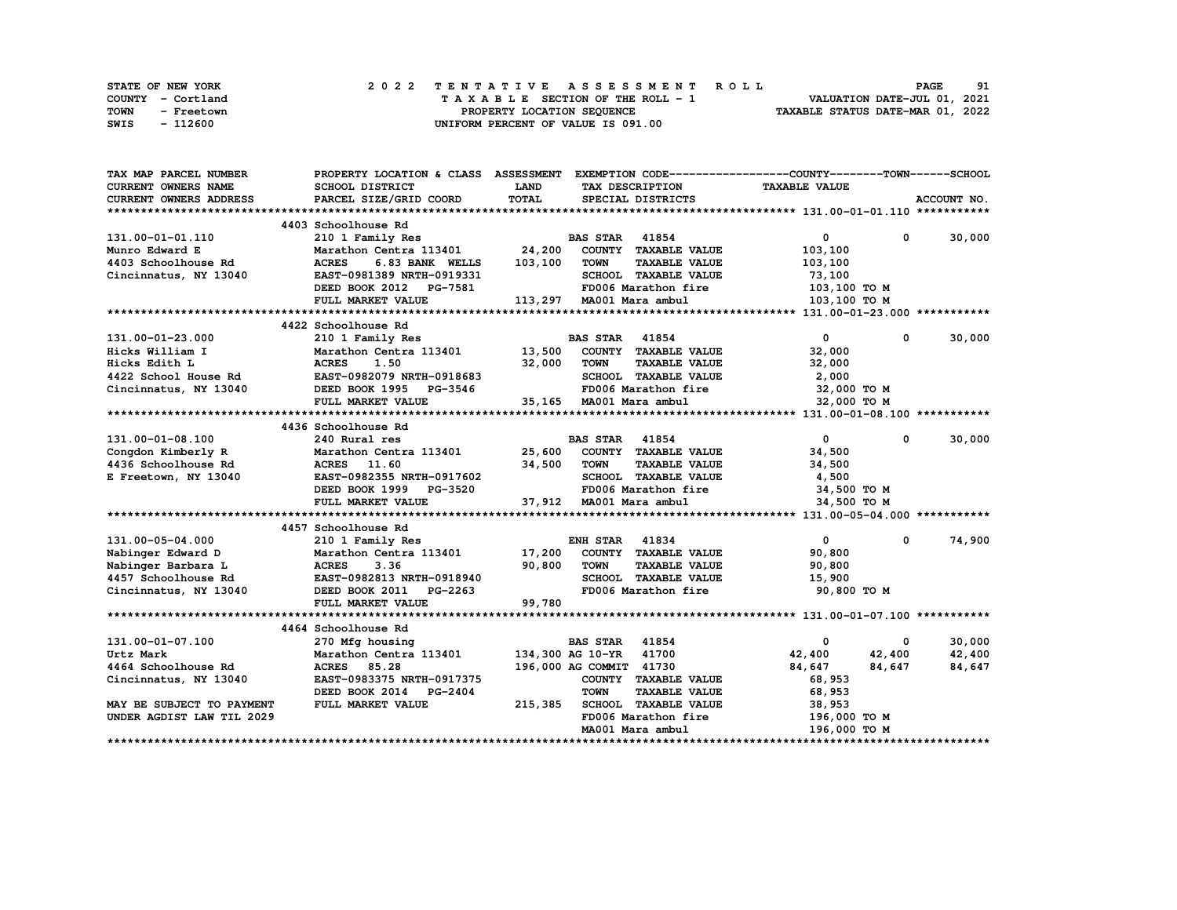STATE OF NEW YORK — 2022 TENTATIVE ASSESSMENT ROLL — PAGE 91
COUNTY - Cortland — TAXABLE SECTION OF THE ROLL - 1 — VALUATION DATE-JUL 01, 2021
TOWN - Freetown — PROPERTY LOCATION SEQUENCE — TAXABLE STATUS DATE-MAR 01, 2022
SWIS - 112600 — UNIFORM PERCENT OF VALUE IS 091.00

| TAX MAP PARCEL NUMBER / CURRENT OWNERS NAME / CURRENT OWNERS ADDRESS | PROPERTY LOCATION & CLASS / SCHOOL DISTRICT / PARCEL SIZE/GRID COORD | ASSESSMENT LAND / TOTAL | EXEMPTION CODE / TAX DESCRIPTION / SPECIAL DISTRICTS | COUNTY TAXABLE VALUE | TOWN | SCHOOL |
|---|---|---|---|---|---|---|
| **131.00-01-01.110** | 4403 Schoolhouse Rd | | | | | |
| 131.00-01-01.110 | 210 1 Family Res | | BAS STAR 41854 | 0 | 0 | 30,000 |
| Munro Edward E | Marathon Centra 113401 | 24,200 | COUNTY TAXABLE VALUE | 103,100 | | |
| 4403 Schoolhouse Rd | ACRES 6.83 BANK WELLS | 103,100 | TOWN TAXABLE VALUE | 103,100 | | |
| Cincinnatus, NY 13040 | EAST-0981389 NRTH-0919331 | | SCHOOL TAXABLE VALUE | 73,100 | | |
| | DEED BOOK 2012 PG-7581 | | FD006 Marathon fire | 103,100 TO M | | |
| | FULL MARKET VALUE | 113,297 | MA001 Mara ambul | 103,100 TO M | | |
| **131.00-01-23.000** | 4422 Schoolhouse Rd | | | | | |
| 131.00-01-23.000 | 210 1 Family Res | | BAS STAR 41854 | 0 | 0 | 30,000 |
| Hicks William I | Marathon Centra 113401 | 13,500 | COUNTY TAXABLE VALUE | 32,000 | | |
| Hicks Edith L | ACRES 1.50 | 32,000 | TOWN TAXABLE VALUE | 32,000 | | |
| 4422 School House Rd | EAST-0982079 NRTH-0918683 | | SCHOOL TAXABLE VALUE | 2,000 | | |
| Cincinnatus, NY 13040 | DEED BOOK 1995 PG-3546 | | FD006 Marathon fire | 32,000 TO M | | |
| | FULL MARKET VALUE | 35,165 | MA001 Mara ambul | 32,000 TO M | | |
| **131.00-01-08.100** | 4436 Schoolhouse Rd | | | | | |
| 131.00-01-08.100 | 240 Rural res | | BAS STAR 41854 | 0 | 0 | 30,000 |
| Congdon Kimberly R | Marathon Centra 113401 | 25,600 | COUNTY TAXABLE VALUE | 34,500 | | |
| 4436 Schoolhouse Rd | ACRES 11.60 | 34,500 | TOWN TAXABLE VALUE | 34,500 | | |
| E Freetown, NY 13040 | EAST-0982355 NRTH-0917602 | | SCHOOL TAXABLE VALUE | 4,500 | | |
| | DEED BOOK 1999 PG-3520 | | FD006 Marathon fire | 34,500 TO M | | |
| | FULL MARKET VALUE | 37,912 | MA001 Mara ambul | 34,500 TO M | | |
| **131.00-05-04.000** | 4457 Schoolhouse Rd | | | | | |
| 131.00-05-04.000 | 210 1 Family Res | | ENH STAR 41834 | 0 | 0 | 74,900 |
| Nabinger Edward D | Marathon Centra 113401 | 17,200 | COUNTY TAXABLE VALUE | 90,800 | | |
| Nabinger Barbara L | ACRES 3.36 | 90,800 | TOWN TAXABLE VALUE | 90,800 | | |
| 4457 Schoolhouse Rd | EAST-0982813 NRTH-0918940 | | SCHOOL TAXABLE VALUE | 15,900 | | |
| Cincinnatus, NY 13040 | DEED BOOK 2011 PG-2263 | | FD006 Marathon fire | 90,800 TO M | | |
| | FULL MARKET VALUE | 99,780 | | | | |
| **131.00-01-07.100** | 4464 Schoolhouse Rd | | | | | |
| 131.00-01-07.100 | 270 Mfg housing | | BAS STAR 41854 | 0 | 0 | 30,000 |
| Urtz Mark | Marathon Centra 113401 | 134,300 | AG 10-YR 41700 | 42,400 | 42,400 | 42,400 |
| 4464 Schoolhouse Rd | ACRES 85.28 | 196,000 | AG COMMIT 41730 | 84,647 | 84,647 | 84,647 |
| Cincinnatus, NY 13040 | EAST-0983375 NRTH-0917375 | | COUNTY TAXABLE VALUE | 68,953 | | |
| | DEED BOOK 2014 PG-2404 | | TOWN TAXABLE VALUE | 68,953 | | |
| MAY BE SUBJECT TO PAYMENT | FULL MARKET VALUE | 215,385 | SCHOOL TAXABLE VALUE | 38,953 | | |
| UNDER AGDIST LAW TIL 2029 | | | FD006 Marathon fire | 196,000 TO M | | |
| | | | MA001 Mara ambul | 196,000 TO M | | |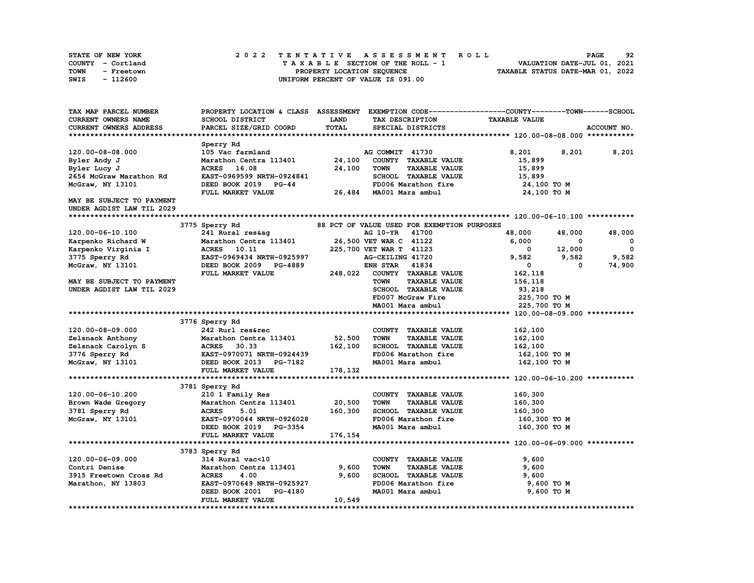STATE OF NEW YORK
COUNTY - Cortland
TOWN - Freetown
SWIS - 112600

# 2022 TENTATIVE ASSESSMENT ROLL
TAXABLE SECTION OF THE ROLL - 1
PROPERTY LOCATION SEQUENCE
UNIFORM PERCENT OF VALUE IS 091.00

VALUATION DATE-JUL 01, 2021
TAXABLE STATUS DATE-MAR 01, 2022

| TAX MAP PARCEL NUMBER / CURRENT OWNERS NAME / CURRENT OWNERS ADDRESS | PROPERTY LOCATION & CLASS / SCHOOL DISTRICT / PARCEL SIZE/GRID COORD | ASSESSMENT LAND / TOTAL | EXEMPTION CODE / TAX DESCRIPTION / SPECIAL DISTRICTS | COUNTY TAXABLE VALUE | TOWN | SCHOOL |
|---|---|---|---|---|---|---|
| **120.00-08-08.000** | Sperry Rd | | | | | |
| 120.00-08-08.000 | 105 Vac farmland | | AG COMMIT 41730 | 8,201 | 8,201 | 8,201 |
| Byler Andy J | Marathon Centra 113401 | 24,100 | COUNTY TAXABLE VALUE | 15,899 | | |
| Byler Lucy J | ACRES 16.08 | 24,100 | TOWN TAXABLE VALUE | 15,899 | | |
| 2654 McGraw Marathon Rd | EAST-0969599 NRTH-0924841 | | SCHOOL TAXABLE VALUE | 15,899 | | |
| McGraw, NY 13101 | DEED BOOK 2019 PG-44 | | FD006 Marathon fire | 24,100 TO M | | |
| | FULL MARKET VALUE | 26,484 | MA001 Mara ambul | 24,100 TO M | | |
| MAY BE SUBJECT TO PAYMENT | | | | | | |
| UNDER AGDIST LAW TIL 2029 | | | | | | |
| **120.00-06-10.100** | 3775 Sperry Rd | | 88 PCT OF VALUE USED FOR EXEMPTION PURPOSES | | | |
| 120.00-06-10.100 | 241 Rural res&ag | | AG 10-YR 41700 | 48,000 | 48,000 | 48,000 |
| Karpenko Richard W | Marathon Centra 113401 | 26,500 | VET WAR C 41122 | 6,000 | 0 | 0 |
| Karpenko Virginia I | ACRES 10.11 | 225,700 | VET WAR T 41123 | 0 | 12,000 | 0 |
| 3775 Sperry Rd | EAST-0969434 NRTH-0925997 | | AG-CEILING 41720 | 9,582 | 9,582 | 9,582 |
| McGraw, NY 13101 | DEED BOOK 2009 PG-4889 | | ENH STAR 41834 | 0 | 0 | 74,900 |
| | FULL MARKET VALUE | 248,022 | COUNTY TAXABLE VALUE | 162,118 | | |
| MAY BE SUBJECT TO PAYMENT | | | TOWN TAXABLE VALUE | 156,118 | | |
| UNDER AGDIST LAW TIL 2029 | | | SCHOOL TAXABLE VALUE | 93,218 | | |
| | | | FD007 McGraw Fire | 225,700 TO M | | |
| | | | MA001 Mara ambul | 225,700 TO M | | |
| **120.00-08-09.000** | 3776 Sperry Rd | | | | | |
| 120.00-08-09.000 | 242 Rurl res&rec | | COUNTY TAXABLE VALUE | 162,100 | | |
| Zelsnack Anthony | Marathon Centra 113401 | 52,500 | TOWN TAXABLE VALUE | 162,100 | | |
| Zelsnack Carolyn S | ACRES 30.33 | 162,100 | SCHOOL TAXABLE VALUE | 162,100 | | |
| 3776 Sperry Rd | EAST-0970071 NRTH-0924439 | | FD006 Marathon fire | 162,100 TO M | | |
| McGraw, NY 13101 | DEED BOOK 2013 PG-7182 | | MA001 Mara ambul | 162,100 TO M | | |
| | FULL MARKET VALUE | 178,132 | | | | |
| **120.00-06-10.200** | 3781 Sperry Rd | | | | | |
| 120.00-06-10.200 | 210 1 Family Res | | COUNTY TAXABLE VALUE | 160,300 | | |
| Brown Wade Gregory | Marathon Centra 113401 | 20,500 | TOWN TAXABLE VALUE | 160,300 | | |
| 3781 Sperry Rd | ACRES 5.01 | 160,300 | SCHOOL TAXABLE VALUE | 160,300 | | |
| McGraw, NY 13101 | EAST-0970044 NRTH-0926028 | | FD006 Marathon fire | 160,300 TO M | | |
| | DEED BOOK 2019 PG-3354 | | MA001 Mara ambul | 160,300 TO M | | |
| | FULL MARKET VALUE | 176,154 | | | | |
| **120.00-06-09.000** | 3783 Sperry Rd | | | | | |
| 120.00-06-09.000 | 314 Rural vac<10 | | COUNTY TAXABLE VALUE | 9,600 | | |
| Contri Denise | Marathon Centra 113401 | 9,600 | TOWN TAXABLE VALUE | 9,600 | | |
| 3915 Freetown Cross Rd | ACRES 4.00 | 9,600 | SCHOOL TAXABLE VALUE | 9,600 | | |
| Marathon, NY 13803 | EAST-0970649 NRTH-0925927 | | FD006 Marathon fire | 9,600 TO M | | |
| | DEED BOOK 2001 PG-4180 | | MA001 Mara ambul | 9,600 TO M | | |
| | FULL MARKET VALUE | 10,549 | | | | |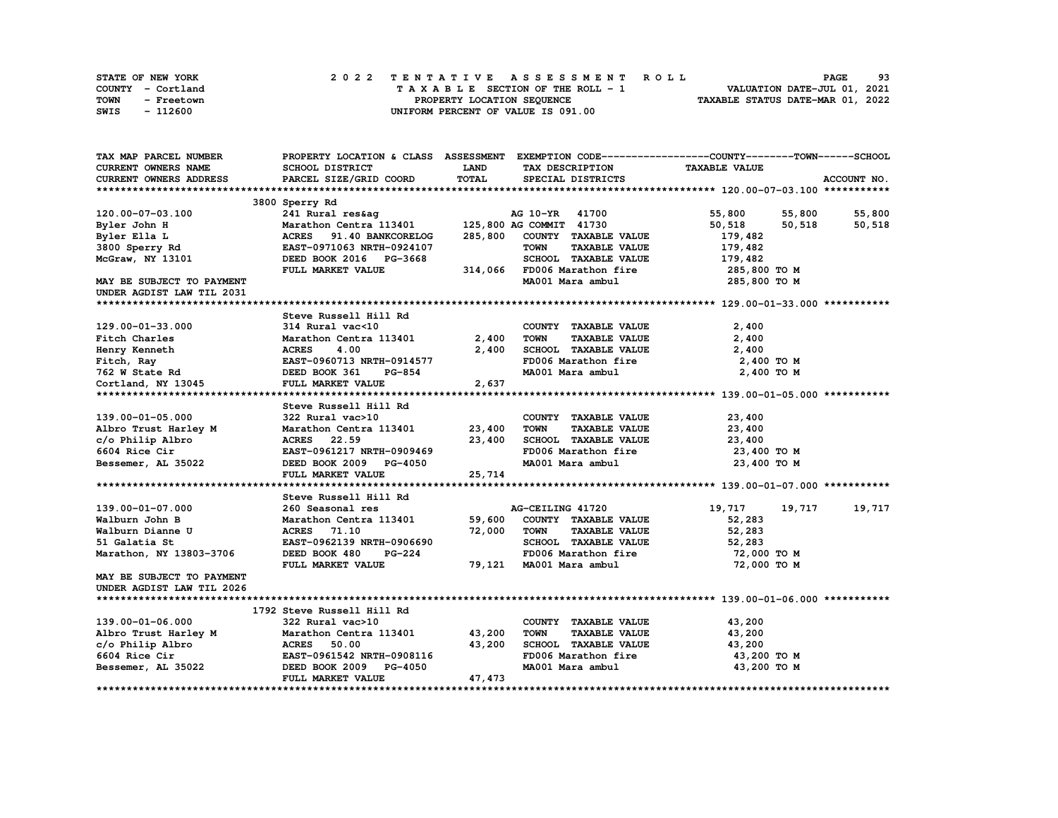STATE OF NEW YORK — COUNTY - Cortland — TOWN - Freetown — SWIS - 112600

# 2022 TENTATIVE ASSESSMENT ROLL

TAXABLE SECTION OF THE ROLL - 1
PROPERTY LOCATION SEQUENCE
UNIFORM PERCENT OF VALUE IS 091.00

VALUATION DATE-JUL 01, 2021
TAXABLE STATUS DATE-MAR 01, 2022

| TAX MAP PARCEL NUMBER / CURRENT OWNERS NAME / CURRENT OWNERS ADDRESS | PROPERTY LOCATION & CLASS / SCHOOL DISTRICT / PARCEL SIZE/GRID COORD | ASSESSMENT LAND / TOTAL | EXEMPTION CODE / TAX DESCRIPTION / SPECIAL DISTRICTS | COUNTY TAXABLE VALUE | TOWN | SCHOOL | ACCOUNT NO. |
|---|---|---|---|---|---|---|---|
| **120.00-07-03.100** | 3800 Sperry Rd | | | | | | |
| 120.00-07-03.100 | 241 Rural res&ag | | AG 10-YR 41700 | 55,800 | 55,800 | 55,800 | |
| Byler John H | Marathon Centra 113401 | 125,800 | AG COMMIT 41730 | 50,518 | 50,518 | 50,518 | |
| Byler Ella L | ACRES 91.40 BANKCORELOG | 285,800 | COUNTY TAXABLE VALUE | 179,482 | | | |
| 3800 Sperry Rd | EAST-0971063 NRTH-0924107 | | TOWN TAXABLE VALUE | 179,482 | | | |
| McGraw, NY 13101 | DEED BOOK 2016 PG-3668 | | SCHOOL TAXABLE VALUE | 179,482 | | | |
| | FULL MARKET VALUE | 314,066 | FD006 Marathon fire | 285,800 TO M | | | |
| MAY BE SUBJECT TO PAYMENT | | | MA001 Mara ambul | 285,800 TO M | | | |
| UNDER AGDIST LAW TIL 2031 | | | | | | | |
| **129.00-01-33.000** | Steve Russell Hill Rd | | | | | | |
| 129.00-01-33.000 | 314 Rural vac<10 | | COUNTY TAXABLE VALUE | 2,400 | | | |
| Fitch Charles | Marathon Centra 113401 | 2,400 | TOWN TAXABLE VALUE | 2,400 | | | |
| Henry Kenneth | ACRES 4.00 | 2,400 | SCHOOL TAXABLE VALUE | 2,400 | | | |
| Fitch, Ray | EAST-0960713 NRTH-0914577 | | FD006 Marathon fire | 2,400 TO M | | | |
| 762 W State Rd | DEED BOOK 361 PG-854 | | MA001 Mara ambul | 2,400 TO M | | | |
| Cortland, NY 13045 | FULL MARKET VALUE | 2,637 | | | | | |
| **139.00-01-05.000** | Steve Russell Hill Rd | | | | | | |
| 139.00-01-05.000 | 322 Rural vac>10 | | COUNTY TAXABLE VALUE | 23,400 | | | |
| Albro Trust Harley M | Marathon Centra 113401 | 23,400 | TOWN TAXABLE VALUE | 23,400 | | | |
| c/o Philip Albro | ACRES 22.59 | 23,400 | SCHOOL TAXABLE VALUE | 23,400 | | | |
| 6604 Rice Cir | EAST-0961217 NRTH-0909469 | | FD006 Marathon fire | 23,400 TO M | | | |
| Bessemer, AL 35022 | DEED BOOK 2009 PG-4050 | | MA001 Mara ambul | 23,400 TO M | | | |
| | FULL MARKET VALUE | 25,714 | | | | | |
| **139.00-01-07.000** | Steve Russell Hill Rd | | | | | | |
| 139.00-01-07.000 | 260 Seasonal res | | AG-CEILING 41720 | 19,717 | 19,717 | 19,717 | |
| Walburn John B | Marathon Centra 113401 | 59,600 | COUNTY TAXABLE VALUE | 52,283 | | | |
| Walburn Dianne U | ACRES 71.10 | 72,000 | TOWN TAXABLE VALUE | 52,283 | | | |
| 51 Galatia St | EAST-0962139 NRTH-0906690 | | SCHOOL TAXABLE VALUE | 52,283 | | | |
| Marathon, NY 13803-3706 | DEED BOOK 480 PG-224 | | FD006 Marathon fire | 72,000 TO M | | | |
| | FULL MARKET VALUE | 79,121 | MA001 Mara ambul | 72,000 TO M | | | |
| MAY BE SUBJECT TO PAYMENT | | | | | | | |
| UNDER AGDIST LAW TIL 2026 | | | | | | | |
| **139.00-01-06.000** | 1792 Steve Russell Hill Rd | | | | | | |
| 139.00-01-06.000 | 322 Rural vac>10 | | COUNTY TAXABLE VALUE | 43,200 | | | |
| Albro Trust Harley M | Marathon Centra 113401 | 43,200 | TOWN TAXABLE VALUE | 43,200 | | | |
| c/o Philip Albro | ACRES 50.00 | 43,200 | SCHOOL TAXABLE VALUE | 43,200 | | | |
| 6604 Rice Cir | EAST-0961542 NRTH-0908116 | | FD006 Marathon fire | 43,200 TO M | | | |
| Bessemer, AL 35022 | DEED BOOK 2009 PG-4050 | | MA001 Mara ambul | 43,200 TO M | | | |
| | FULL MARKET VALUE | 47,473 | | | | | |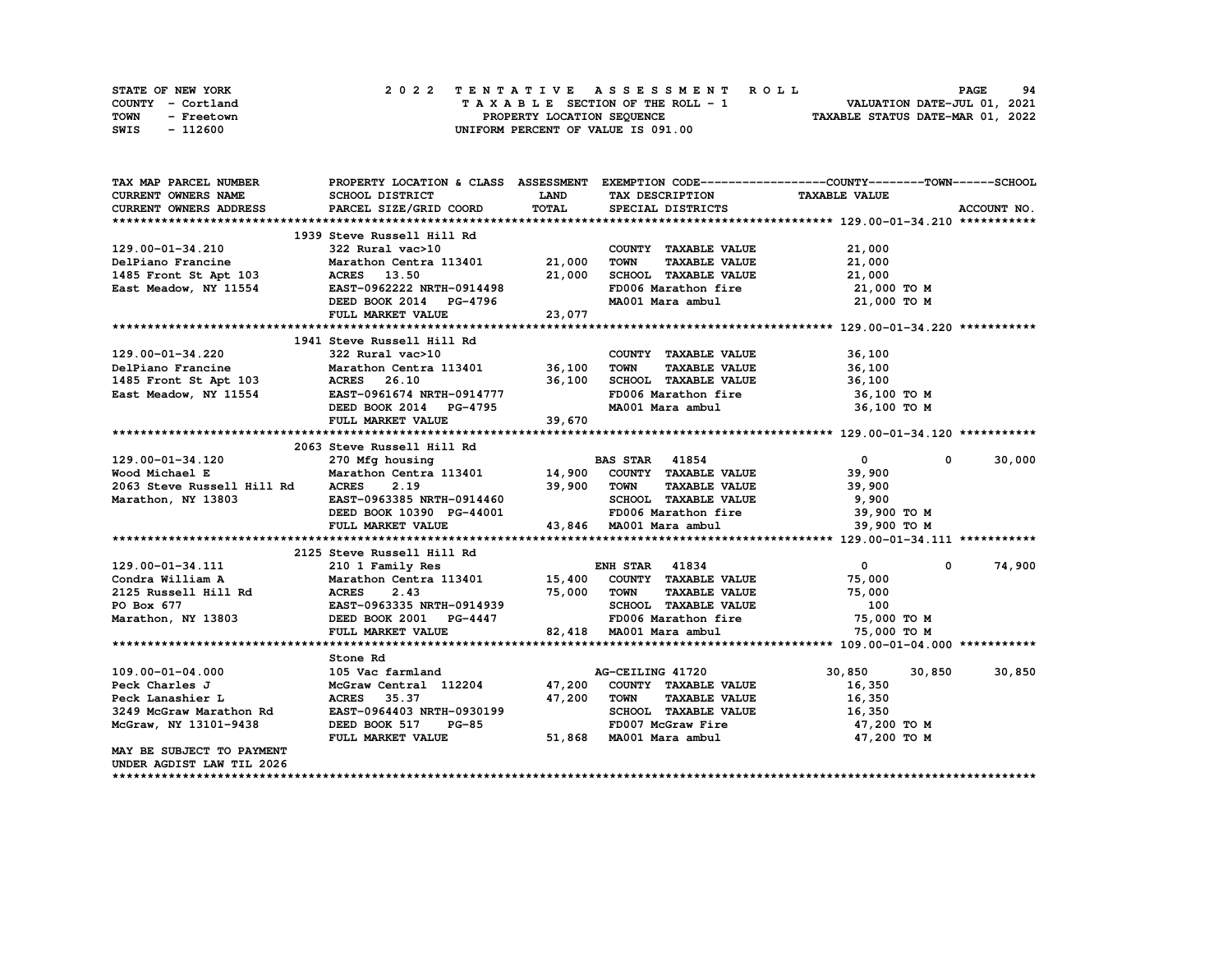STATE OF NEW YORK — COUNTY - Cortland — TOWN - Freetown — SWIS - 112600

# 2022 TENTATIVE ASSESSMENT ROLL

TAXABLE SECTION OF THE ROLL - 1
PROPERTY LOCATION SEQUENCE
UNIFORM PERCENT OF VALUE IS 091.00

VALUATION DATE-JUL 01, 2021
TAXABLE STATUS DATE-MAR 01, 2022

| TAX MAP PARCEL NUMBER / CURRENT OWNERS NAME / CURRENT OWNERS ADDRESS | PROPERTY LOCATION & CLASS / SCHOOL DISTRICT / PARCEL SIZE/GRID COORD | ASSESSMENT LAND / TOTAL | EXEMPTION CODE / TAX DESCRIPTION / SPECIAL DISTRICTS | COUNTY TAXABLE VALUE | TOWN | SCHOOL | ACCOUNT NO. |
|---|---|---|---|---|---|---|---|
| **129.00-01-34.210** | 1939 Steve Russell Hill Rd | | | | | | |
| 129.00-01-34.210 | 322 Rural vac>10 | | COUNTY TAXABLE VALUE | 21,000 | | | |
| DelPiano Francine | Marathon Centra 113401 | 21,000 | TOWN TAXABLE VALUE | 21,000 | | | |
| 1485 Front St Apt 103 | ACRES 13.50 | 21,000 | SCHOOL TAXABLE VALUE | 21,000 | | | |
| East Meadow, NY 11554 | EAST-0962222 NRTH-0914498 | | FD006 Marathon fire | 21,000 TO M | | | |
| | DEED BOOK 2014 PG-4796 | | MA001 Mara ambul | 21,000 TO M | | | |
| | FULL MARKET VALUE | 23,077 | | | | | |
| **129.00-01-34.220** | 1941 Steve Russell Hill Rd | | | | | | |
| 129.00-01-34.220 | 322 Rural vac>10 | | COUNTY TAXABLE VALUE | 36,100 | | | |
| DelPiano Francine | Marathon Centra 113401 | 36,100 | TOWN TAXABLE VALUE | 36,100 | | | |
| 1485 Front St Apt 103 | ACRES 26.10 | 36,100 | SCHOOL TAXABLE VALUE | 36,100 | | | |
| East Meadow, NY 11554 | EAST-0961674 NRTH-0914777 | | FD006 Marathon fire | 36,100 TO M | | | |
| | DEED BOOK 2014 PG-4795 | | MA001 Mara ambul | 36,100 TO M | | | |
| | FULL MARKET VALUE | 39,670 | | | | | |
| **129.00-01-34.120** | 2063 Steve Russell Hill Rd | | | | | | |
| 129.00-01-34.120 | 270 Mfg housing | | BAS STAR 41854 | 0 | 0 | 30,000 | |
| Wood Michael E | Marathon Centra 113401 | 14,900 | COUNTY TAXABLE VALUE | 39,900 | | | |
| 2063 Steve Russell Hill Rd | ACRES 2.19 | 39,900 | TOWN TAXABLE VALUE | 39,900 | | | |
| Marathon, NY 13803 | EAST-0963385 NRTH-0914460 | | SCHOOL TAXABLE VALUE | 9,900 | | | |
| | DEED BOOK 10390 PG-44001 | | FD006 Marathon fire | 39,900 TO M | | | |
| | FULL MARKET VALUE | 43,846 | MA001 Mara ambul | 39,900 TO M | | | |
| **129.00-01-34.111** | 2125 Steve Russell Hill Rd | | | | | | |
| 129.00-01-34.111 | 210 1 Family Res | | ENH STAR 41834 | 0 | 0 | 74,900 | |
| Condra William A | Marathon Centra 113401 | 15,400 | COUNTY TAXABLE VALUE | 75,000 | | | |
| 2125 Russell Hill Rd | ACRES 2.43 | 75,000 | TOWN TAXABLE VALUE | 75,000 | | | |
| PO Box 677 | EAST-0963335 NRTH-0914939 | | SCHOOL TAXABLE VALUE | 100 | | | |
| Marathon, NY 13803 | DEED BOOK 2001 PG-4447 | | FD006 Marathon fire | 75,000 TO M | | | |
| | FULL MARKET VALUE | 82,418 | MA001 Mara ambul | 75,000 TO M | | | |
| **109.00-01-04.000** | Stone Rd | | | | | | |
| 109.00-01-04.000 | 105 Vac farmland | | AG-CEILING 41720 | 30,850 | 30,850 | 30,850 | |
| Peck Charles J | McGraw Central 112204 | 47,200 | COUNTY TAXABLE VALUE | 16,350 | | | |
| Peck Lanashier L | ACRES 35.37 | 47,200 | TOWN TAXABLE VALUE | 16,350 | | | |
| 3249 McGraw Marathon Rd | EAST-0964403 NRTH-0930199 | | SCHOOL TAXABLE VALUE | 16,350 | | | |
| McGraw, NY 13101-9438 | DEED BOOK 517 PG-85 | | FD007 McGraw Fire | 47,200 TO M | | | |
| | FULL MARKET VALUE | 51,868 | MA001 Mara ambul | 47,200 TO M | | | |
| MAY BE SUBJECT TO PAYMENT UNDER AGDIST LAW TIL 2026 | | | | | | | |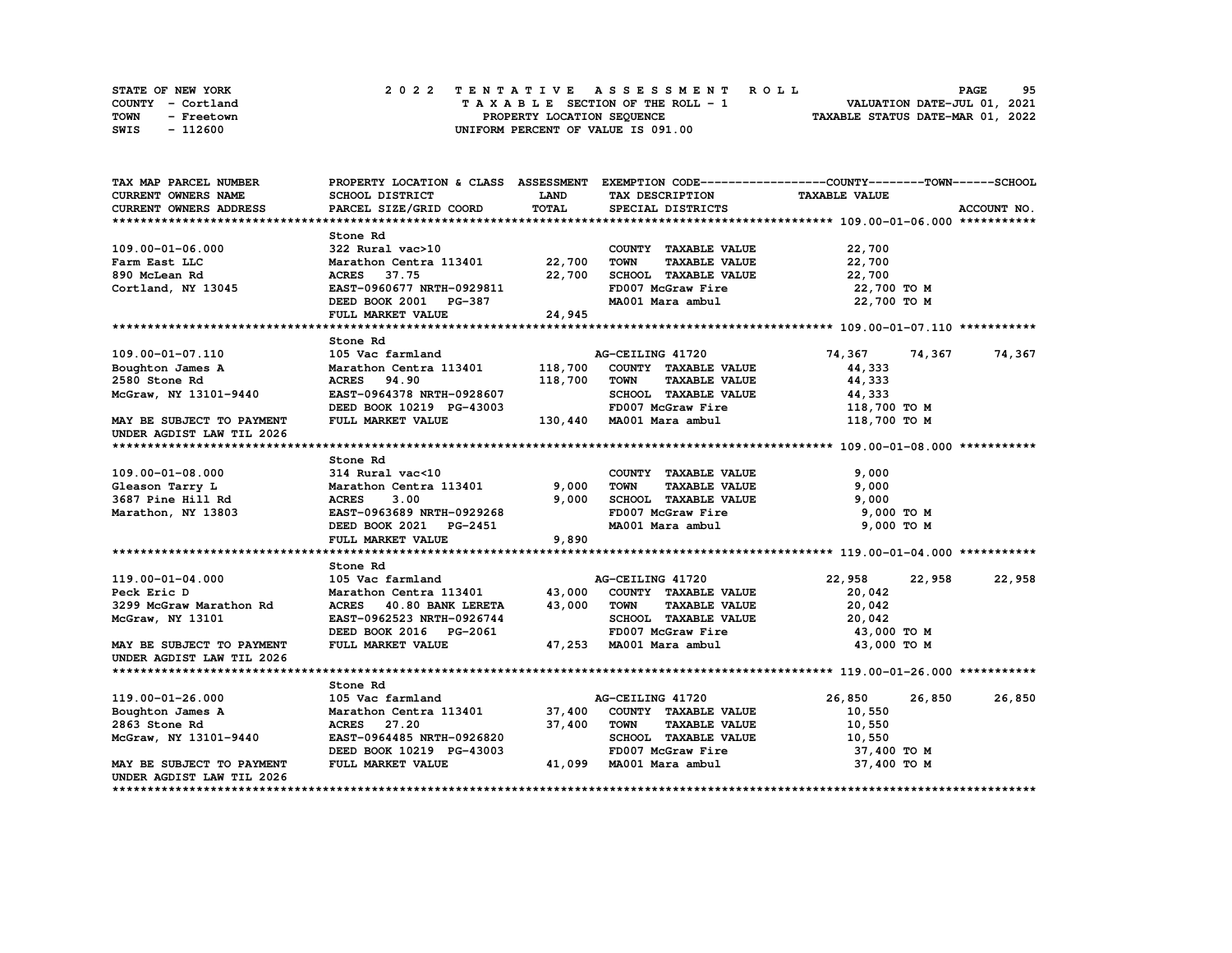STATE OF NEW YORK — COUNTY - Cortland — TOWN - Freetown — SWIS - 112600

# 2022 TENTATIVE ASSESSMENT ROLL

TAXABLE SECTION OF THE ROLL - 1
PROPERTY LOCATION SEQUENCE
UNIFORM PERCENT OF VALUE IS 091.00

VALUATION DATE-JUL 01, 2021
TAXABLE STATUS DATE-MAR 01, 2022

| TAX MAP PARCEL NUMBER / CURRENT OWNERS NAME / CURRENT OWNERS ADDRESS | PROPERTY LOCATION & CLASS / SCHOOL DISTRICT / PARCEL SIZE/GRID COORD | ASSESSMENT LAND / TOTAL | EXEMPTION CODE / TAX DESCRIPTION / SPECIAL DISTRICTS | COUNTY TAXABLE VALUE | TOWN | SCHOOL |
|---|---|---|---|---|---|---|
| **109.00-01-06.000** | Stone Rd | | | | | |
| 109.00-01-06.000 | 322 Rural vac>10 | | COUNTY TAXABLE VALUE | 22,700 | | |
| Farm East LLC | Marathon Centra 113401 | 22,700 | TOWN TAXABLE VALUE | 22,700 | | |
| 890 McLean Rd | ACRES 37.75 | 22,700 | SCHOOL TAXABLE VALUE | 22,700 | | |
| Cortland, NY 13045 | EAST-0960677 NRTH-0929811 | | FD007 McGraw Fire | 22,700 TO M | | |
| | DEED BOOK 2001 PG-387 | | MA001 Mara ambul | 22,700 TO M | | |
| | FULL MARKET VALUE | 24,945 | | | | |
| **109.00-01-07.110** | Stone Rd | | | | | |
| 109.00-01-07.110 | 105 Vac farmland | | AG-CEILING 41720 | 74,367 | 74,367 | 74,367 |
| Boughton James A | Marathon Centra 113401 | 118,700 | COUNTY TAXABLE VALUE | 44,333 | | |
| 2580 Stone Rd | ACRES 94.90 | 118,700 | TOWN TAXABLE VALUE | 44,333 | | |
| McGraw, NY 13101-9440 | EAST-0964378 NRTH-0928607 | | SCHOOL TAXABLE VALUE | 44,333 | | |
| | DEED BOOK 10219 PG-43003 | | FD007 McGraw Fire | 118,700 TO M | | |
| MAY BE SUBJECT TO PAYMENT | FULL MARKET VALUE | 130,440 | MA001 Mara ambul | 118,700 TO M | | |
| UNDER AGDIST LAW TIL 2026 | | | | | | |
| **109.00-01-08.000** | Stone Rd | | | | | |
| 109.00-01-08.000 | 314 Rural vac<10 | | COUNTY TAXABLE VALUE | 9,000 | | |
| Gleason Tarry L | Marathon Centra 113401 | 9,000 | TOWN TAXABLE VALUE | 9,000 | | |
| 3687 Pine Hill Rd | ACRES 3.00 | 9,000 | SCHOOL TAXABLE VALUE | 9,000 | | |
| Marathon, NY 13803 | EAST-0963689 NRTH-0929268 | | FD007 McGraw Fire | 9,000 TO M | | |
| | DEED BOOK 2021 PG-2451 | | MA001 Mara ambul | 9,000 TO M | | |
| | FULL MARKET VALUE | 9,890 | | | | |
| **119.00-01-04.000** | Stone Rd | | | | | |
| 119.00-01-04.000 | 105 Vac farmland | | AG-CEILING 41720 | 22,958 | 22,958 | 22,958 |
| Peck Eric D | Marathon Centra 113401 | 43,000 | COUNTY TAXABLE VALUE | 20,042 | | |
| 3299 McGraw Marathon Rd | ACRES 40.80 BANK LERETA | 43,000 | TOWN TAXABLE VALUE | 20,042 | | |
| McGraw, NY 13101 | EAST-0962523 NRTH-0926744 | | SCHOOL TAXABLE VALUE | 20,042 | | |
| | DEED BOOK 2016 PG-2061 | | FD007 McGraw Fire | 43,000 TO M | | |
| MAY BE SUBJECT TO PAYMENT | FULL MARKET VALUE | 47,253 | MA001 Mara ambul | 43,000 TO M | | |
| UNDER AGDIST LAW TIL 2026 | | | | | | |
| **119.00-01-26.000** | Stone Rd | | | | | |
| 119.00-01-26.000 | 105 Vac farmland | | AG-CEILING 41720 | 26,850 | 26,850 | 26,850 |
| Boughton James A | Marathon Centra 113401 | 37,400 | COUNTY TAXABLE VALUE | 10,550 | | |
| 2863 Stone Rd | ACRES 27.20 | 37,400 | TOWN TAXABLE VALUE | 10,550 | | |
| McGraw, NY 13101-9440 | EAST-0964485 NRTH-0926820 | | SCHOOL TAXABLE VALUE | 10,550 | | |
| | DEED BOOK 10219 PG-43003 | | FD007 McGraw Fire | 37,400 TO M | | |
| MAY BE SUBJECT TO PAYMENT | FULL MARKET VALUE | 41,099 | MA001 Mara ambul | 37,400 TO M | | |
| UNDER AGDIST LAW TIL 2026 | | | | | | |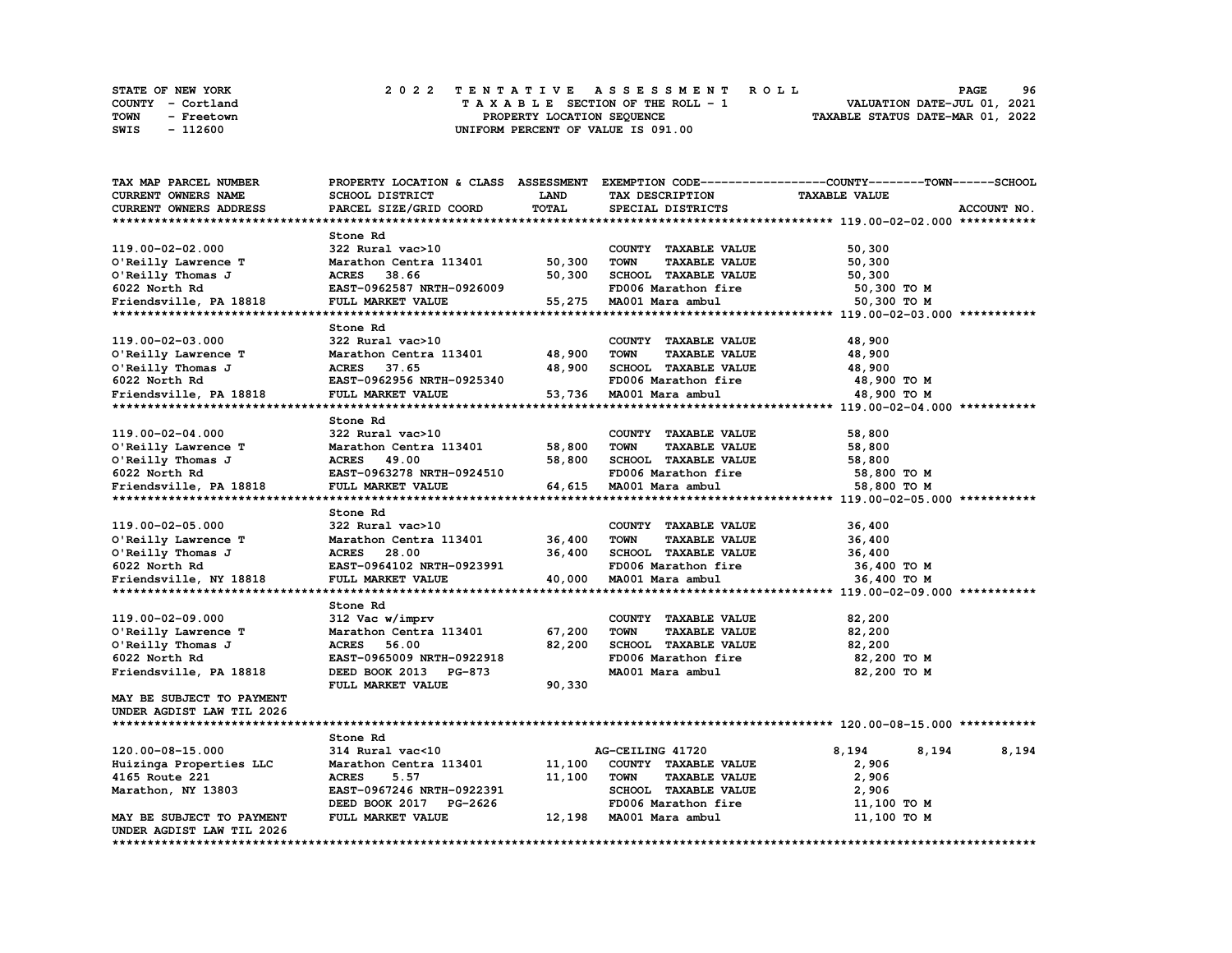STATE OF NEW YORK — COUNTY - Cortland — TOWN - Freetown — SWIS - 112600

**2022 TENTATIVE ASSESSMENT ROLL**
TAXABLE SECTION OF THE ROLL - 1
PROPERTY LOCATION SEQUENCE
UNIFORM PERCENT OF VALUE IS 091.00

VALUATION DATE-JUL 01, 2021
TAXABLE STATUS DATE-MAR 01, 2022

| TAX MAP PARCEL NUMBER / CURRENT OWNERS NAME / CURRENT OWNERS ADDRESS | PROPERTY LOCATION & CLASS / SCHOOL DISTRICT / PARCEL SIZE/GRID COORD | ASSESSMENT LAND / TOTAL | EXEMPTION CODE / TAX DESCRIPTION / SPECIAL DISTRICTS | COUNTY TAXABLE VALUE | TOWN | SCHOOL | ACCOUNT NO. |
|---|---|---|---|---|---|---|---|
| **119.00-02-02.000** | Stone Rd | | | | | | |
| 119.00-02-02.000 | 322 Rural vac>10 | | COUNTY TAXABLE VALUE | 50,300 | | | |
| O'Reilly Lawrence T | Marathon Centra 113401 | 50,300 | TOWN TAXABLE VALUE | 50,300 | | | |
| O'Reilly Thomas J | ACRES 38.66 | 50,300 | SCHOOL TAXABLE VALUE | 50,300 | | | |
| 6022 North Rd | EAST-0962587 NRTH-0926009 | | FD006 Marathon fire | 50,300 TO M | | | |
| Friendsville, PA 18818 | FULL MARKET VALUE | 55,275 | MA001 Mara ambul | 50,300 TO M | | | |
| **119.00-02-03.000** | Stone Rd | | | | | | |
| 119.00-02-03.000 | 322 Rural vac>10 | | COUNTY TAXABLE VALUE | 48,900 | | | |
| O'Reilly Lawrence T | Marathon Centra 113401 | 48,900 | TOWN TAXABLE VALUE | 48,900 | | | |
| O'Reilly Thomas J | ACRES 37.65 | 48,900 | SCHOOL TAXABLE VALUE | 48,900 | | | |
| 6022 North Rd | EAST-0962956 NRTH-0925340 | | FD006 Marathon fire | 48,900 TO M | | | |
| Friendsville, PA 18818 | FULL MARKET VALUE | 53,736 | MA001 Mara ambul | 48,900 TO M | | | |
| **119.00-02-04.000** | Stone Rd | | | | | | |
| 119.00-02-04.000 | 322 Rural vac>10 | | COUNTY TAXABLE VALUE | 58,800 | | | |
| O'Reilly Lawrence T | Marathon Centra 113401 | 58,800 | TOWN TAXABLE VALUE | 58,800 | | | |
| O'Reilly Thomas J | ACRES 49.00 | 58,800 | SCHOOL TAXABLE VALUE | 58,800 | | | |
| 6022 North Rd | EAST-0963278 NRTH-0924510 | | FD006 Marathon fire | 58,800 TO M | | | |
| Friendsville, PA 18818 | FULL MARKET VALUE | 64,615 | MA001 Mara ambul | 58,800 TO M | | | |
| **119.00-02-05.000** | Stone Rd | | | | | | |
| 119.00-02-05.000 | 322 Rural vac>10 | | COUNTY TAXABLE VALUE | 36,400 | | | |
| O'Reilly Lawrence T | Marathon Centra 113401 | 36,400 | TOWN TAXABLE VALUE | 36,400 | | | |
| O'Reilly Thomas J | ACRES 28.00 | 36,400 | SCHOOL TAXABLE VALUE | 36,400 | | | |
| 6022 North Rd | EAST-0964102 NRTH-0923991 | | FD006 Marathon fire | 36,400 TO M | | | |
| Friendsville, NY 18818 | FULL MARKET VALUE | 40,000 | MA001 Mara ambul | 36,400 TO M | | | |
| **119.00-02-09.000** | Stone Rd | | | | | | |
| 119.00-02-09.000 | 312 Vac w/imprv | | COUNTY TAXABLE VALUE | 82,200 | | | |
| O'Reilly Lawrence T | Marathon Centra 113401 | 67,200 | TOWN TAXABLE VALUE | 82,200 | | | |
| O'Reilly Thomas J | ACRES 56.00 | 82,200 | SCHOOL TAXABLE VALUE | 82,200 | | | |
| 6022 North Rd | EAST-0965009 NRTH-0922918 | | FD006 Marathon fire | 82,200 TO M | | | |
| Friendsville, PA 18818 | DEED BOOK 2013 PG-873 | | MA001 Mara ambul | 82,200 TO M | | | |
| | FULL MARKET VALUE | 90,330 | | | | | |
| MAY BE SUBJECT TO PAYMENT UNDER AGDIST LAW TIL 2026 | | | | | | | |
| **120.00-08-15.000** | Stone Rd | | | | | | |
| 120.00-08-15.000 | 314 Rural vac<10 | | AG-CEILING 41720 | 8,194 | 8,194 | 8,194 | |
| Huizinga Properties LLC | Marathon Centra 113401 | 11,100 | COUNTY TAXABLE VALUE | 2,906 | | | |
| 4165 Route 221 | ACRES 5.57 | 11,100 | TOWN TAXABLE VALUE | 2,906 | | | |
| Marathon, NY 13803 | EAST-0967246 NRTH-0922391 | | SCHOOL TAXABLE VALUE | 2,906 | | | |
| | DEED BOOK 2017 PG-2626 | | FD006 Marathon fire | 11,100 TO M | | | |
| MAY BE SUBJECT TO PAYMENT UNDER AGDIST LAW TIL 2026 | FULL MARKET VALUE | 12,198 | MA001 Mara ambul | 11,100 TO M | | | |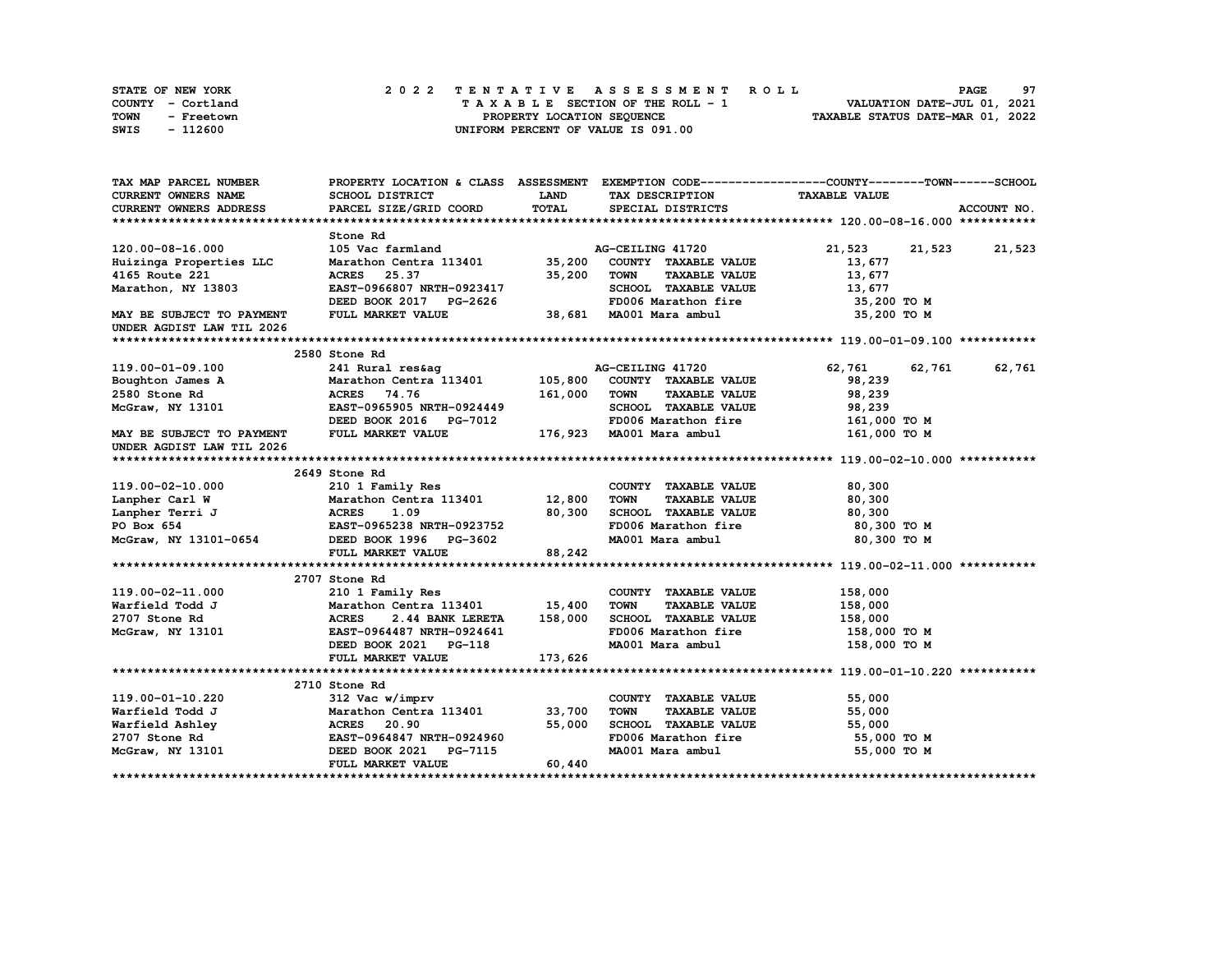STATE OF NEW YORK
COUNTY - Cortland
TOWN - Freetown
SWIS - 112600

# 2022 TENTATIVE ASSESSMENT ROLL

TAXABLE SECTION OF THE ROLL - 1
PROPERTY LOCATION SEQUENCE
UNIFORM PERCENT OF VALUE IS 091.00

VALUATION DATE-JUL 01, 2021
TAXABLE STATUS DATE-MAR 01, 2022

| TAX MAP PARCEL NUMBER / CURRENT OWNERS NAME / CURRENT OWNERS ADDRESS | PROPERTY LOCATION & CLASS / SCHOOL DISTRICT / PARCEL SIZE/GRID COORD | ASSESSMENT LAND | TOTAL | EXEMPTION CODE / TAX DESCRIPTION / SPECIAL DISTRICTS | COUNTY TAXABLE VALUE | TOWN | SCHOOL | ACCOUNT NO. |
|---|---|---|---|---|---|---|---|---|
| **120.00-08-16.000** | Stone Rd | | | | | | | |
| 120.00-08-16.000 | 105 Vac farmland | | | AG-CEILING 41720 | 21,523 | 21,523 | 21,523 | |
| Huizinga Properties LLC | Marathon Centra 113401 | 35,200 | | COUNTY TAXABLE VALUE | 13,677 | | | |
| 4165 Route 221 | ACRES 25.37 | | 35,200 | TOWN TAXABLE VALUE | 13,677 | | | |
| Marathon, NY 13803 | EAST-0966807 NRTH-0923417 | | | SCHOOL TAXABLE VALUE | 13,677 | | | |
| | DEED BOOK 2017 PG-2626 | | | FD006 Marathon fire | 35,200 TO M | | | |
| MAY BE SUBJECT TO PAYMENT UNDER AGDIST LAW TIL 2026 | FULL MARKET VALUE | | 38,681 | MA001 Mara ambul | 35,200 TO M | | | |
| **119.00-01-09.100** | 2580 Stone Rd | | | | | | | |
| 119.00-01-09.100 | 241 Rural res&ag | | | AG-CEILING 41720 | 62,761 | 62,761 | 62,761 | |
| Boughton James A | Marathon Centra 113401 | 105,800 | | COUNTY TAXABLE VALUE | 98,239 | | | |
| 2580 Stone Rd | ACRES 74.76 | | 161,000 | TOWN TAXABLE VALUE | 98,239 | | | |
| McGraw, NY 13101 | EAST-0965905 NRTH-0924449 | | | SCHOOL TAXABLE VALUE | 98,239 | | | |
| | DEED BOOK 2016 PG-7012 | | | FD006 Marathon fire | 161,000 TO M | | | |
| MAY BE SUBJECT TO PAYMENT UNDER AGDIST LAW TIL 2026 | FULL MARKET VALUE | | 176,923 | MA001 Mara ambul | 161,000 TO M | | | |
| **119.00-02-10.000** | 2649 Stone Rd | | | | | | | |
| 119.00-02-10.000 | 210 1 Family Res | | | COUNTY TAXABLE VALUE | 80,300 | | | |
| Lanpher Carl W | Marathon Centra 113401 | 12,800 | | TOWN TAXABLE VALUE | 80,300 | | | |
| Lanpher Terri J | ACRES 1.09 | | 80,300 | SCHOOL TAXABLE VALUE | 80,300 | | | |
| PO Box 654 | EAST-0965238 NRTH-0923752 | | | FD006 Marathon fire | 80,300 TO M | | | |
| McGraw, NY 13101-0654 | DEED BOOK 1996 PG-3602 | | | MA001 Mara ambul | 80,300 TO M | | | |
| | FULL MARKET VALUE | | 88,242 | | | | | |
| **119.00-02-11.000** | 2707 Stone Rd | | | | | | | |
| 119.00-02-11.000 | 210 1 Family Res | | | COUNTY TAXABLE VALUE | 158,000 | | | |
| Warfield Todd J | Marathon Centra 113401 | 15,400 | | TOWN TAXABLE VALUE | 158,000 | | | |
| 2707 Stone Rd | ACRES 2.44 BANK LERETA | | 158,000 | SCHOOL TAXABLE VALUE | 158,000 | | | |
| McGraw, NY 13101 | EAST-0964487 NRTH-0924641 | | | FD006 Marathon fire | 158,000 TO M | | | |
| | DEED BOOK 2021 PG-118 | | | MA001 Mara ambul | 158,000 TO M | | | |
| | FULL MARKET VALUE | | 173,626 | | | | | |
| **119.00-01-10.220** | 2710 Stone Rd | | | | | | | |
| 119.00-01-10.220 | 312 Vac w/imprv | | | COUNTY TAXABLE VALUE | 55,000 | | | |
| Warfield Todd J | Marathon Centra 113401 | 33,700 | | TOWN TAXABLE VALUE | 55,000 | | | |
| Warfield Ashley | ACRES 20.90 | | 55,000 | SCHOOL TAXABLE VALUE | 55,000 | | | |
| 2707 Stone Rd | EAST-0964847 NRTH-0924960 | | | FD006 Marathon fire | 55,000 TO M | | | |
| McGraw, NY 13101 | DEED BOOK 2021 PG-7115 | | | MA001 Mara ambul | 55,000 TO M | | | |
| | FULL MARKET VALUE | | 60,440 | | | | | |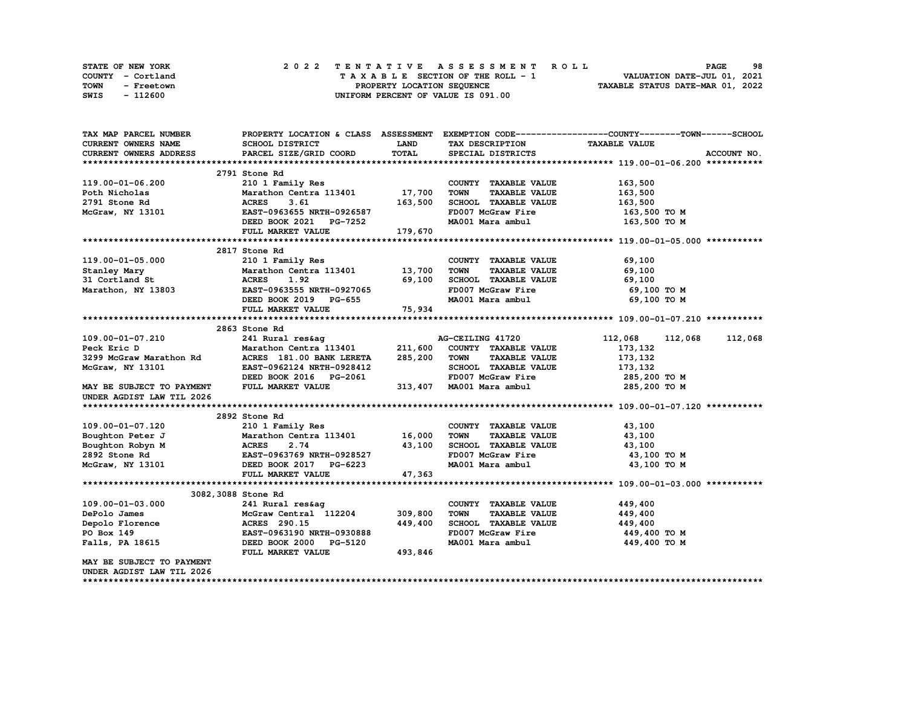STATE OF NEW YORK
COUNTY - Cortland
TOWN - Freetown
SWIS - 112600

# 2022 TENTATIVE ASSESSMENT ROLL

TAXABLE SECTION OF THE ROLL - 1
PROPERTY LOCATION SEQUENCE
UNIFORM PERCENT OF VALUE IS 091.00

VALUATION DATE-JUL 01, 2021
TAXABLE STATUS DATE-MAR 01, 2022

| TAX MAP PARCEL NUMBER / CURRENT OWNERS NAME / CURRENT OWNERS ADDRESS | PROPERTY LOCATION & CLASS / SCHOOL DISTRICT / PARCEL SIZE/GRID COORD | ASSESSMENT LAND / TOTAL | EXEMPTION CODE / TAX DESCRIPTION / SPECIAL DISTRICTS | COUNTY TAXABLE VALUE | TOWN | SCHOOL |
|---|---|---|---|---|---|---|
| **119.00-01-06.200** | 2791 Stone Rd | | | | | |
| 119.00-01-06.200 | 210 1 Family Res | | COUNTY TAXABLE VALUE | 163,500 | | |
| Poth Nicholas | Marathon Centra 113401 | 17,700 | TOWN TAXABLE VALUE | 163,500 | | |
| 2791 Stone Rd | ACRES 3.61 | 163,500 | SCHOOL TAXABLE VALUE | 163,500 | | |
| McGraw, NY 13101 | EAST-0963655 NRTH-0926587 | | FD007 McGraw Fire | 163,500 TO M | | |
| | DEED BOOK 2021 PG-7252 | | MA001 Mara ambul | 163,500 TO M | | |
| | FULL MARKET VALUE | 179,670 | | | | |
| **119.00-01-05.000** | 2817 Stone Rd | | | | | |
| 119.00-01-05.000 | 210 1 Family Res | | COUNTY TAXABLE VALUE | 69,100 | | |
| Stanley Mary | Marathon Centra 113401 | 13,700 | TOWN TAXABLE VALUE | 69,100 | | |
| 31 Cortland St | ACRES 1.92 | 69,100 | SCHOOL TAXABLE VALUE | 69,100 | | |
| Marathon, NY 13803 | EAST-0963555 NRTH-0927065 | | FD007 McGraw Fire | 69,100 TO M | | |
| | DEED BOOK 2019 PG-655 | | MA001 Mara ambul | 69,100 TO M | | |
| | FULL MARKET VALUE | 75,934 | | | | |
| **109.00-01-07.210** | 2863 Stone Rd | | | | | |
| 109.00-01-07.210 | 241 Rural res&ag | | AG-CEILING 41720 | 112,068 | 112,068 | 112,068 |
| Peck Eric D | Marathon Centra 113401 | 211,600 | COUNTY TAXABLE VALUE | 173,132 | | |
| 3299 McGraw Marathon Rd | ACRES 181.00 BANK LERETA | 285,200 | TOWN TAXABLE VALUE | 173,132 | | |
| McGraw, NY 13101 | EAST-0962124 NRTH-0928412 | | SCHOOL TAXABLE VALUE | 173,132 | | |
| | DEED BOOK 2016 PG-2061 | | FD007 McGraw Fire | 285,200 TO M | | |
| MAY BE SUBJECT TO PAYMENT | FULL MARKET VALUE | 313,407 | MA001 Mara ambul | 285,200 TO M | | |
| UNDER AGDIST LAW TIL 2026 | | | | | | |
| **109.00-01-07.120** | 2892 Stone Rd | | | | | |
| 109.00-01-07.120 | 210 1 Family Res | | COUNTY TAXABLE VALUE | 43,100 | | |
| Boughton Peter J | Marathon Centra 113401 | 16,000 | TOWN TAXABLE VALUE | 43,100 | | |
| Boughton Robyn M | ACRES 2.74 | 43,100 | SCHOOL TAXABLE VALUE | 43,100 | | |
| 2892 Stone Rd | EAST-0963769 NRTH-0928527 | | FD007 McGraw Fire | 43,100 TO M | | |
| McGraw, NY 13101 | DEED BOOK 2017 PG-6223 | | MA001 Mara ambul | 43,100 TO M | | |
| | FULL MARKET VALUE | 47,363 | | | | |
| **109.00-01-03.000** | 3082,3088 Stone Rd | | | | | |
| 109.00-01-03.000 | 241 Rural res&ag | | COUNTY TAXABLE VALUE | 449,400 | | |
| DePolo James | McGraw Central 112204 | 309,800 | TOWN TAXABLE VALUE | 449,400 | | |
| Depolo Florence | ACRES 290.15 | 449,400 | SCHOOL TAXABLE VALUE | 449,400 | | |
| PO Box 149 | EAST-0963190 NRTH-0930888 | | FD007 McGraw Fire | 449,400 TO M | | |
| Falls, PA 18615 | DEED BOOK 2000 PG-5120 | | MA001 Mara ambul | 449,400 TO M | | |
| | FULL MARKET VALUE | 493,846 | | | | |
| MAY BE SUBJECT TO PAYMENT | | | | | | |
| UNDER AGDIST LAW TIL 2026 | | | | | | |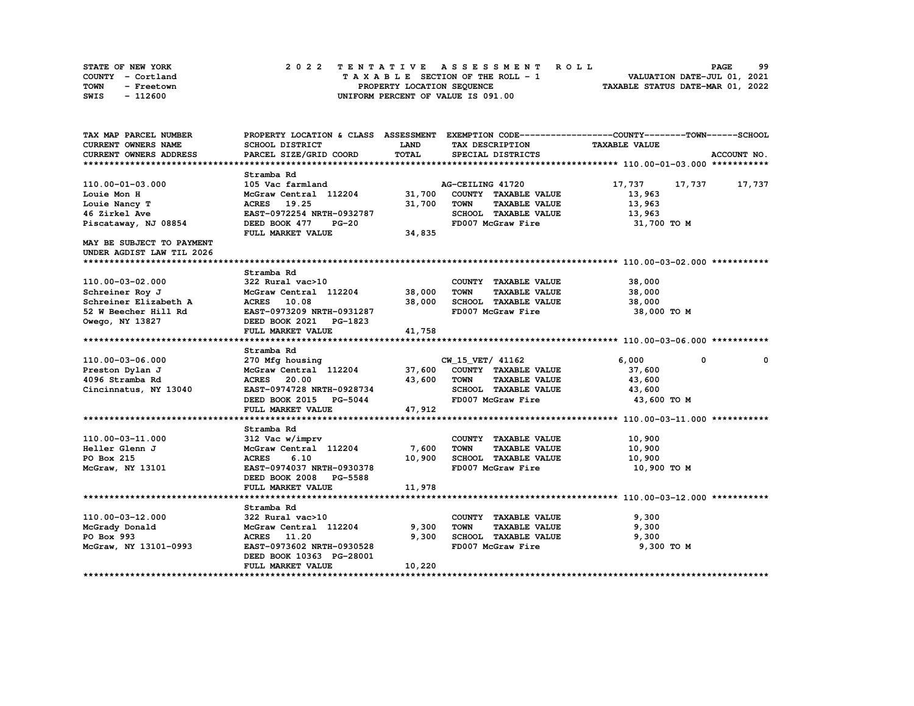STATE OF NEW YORK — 2022 TENTATIVE ASSESSMENT ROLL
COUNTY - Cortland — TAXABLE SECTION OF THE ROLL - 1 — VALUATION DATE-JUL 01, 2021
TOWN - Freetown — PROPERTY LOCATION SEQUENCE — TAXABLE STATUS DATE-MAR 01, 2022
SWIS - 112600 — UNIFORM PERCENT OF VALUE IS 091.00

| TAX MAP PARCEL NUMBER / CURRENT OWNERS NAME / CURRENT OWNERS ADDRESS | PROPERTY LOCATION & CLASS / SCHOOL DISTRICT / PARCEL SIZE/GRID COORD | ASSESSMENT LAND | TOTAL | EXEMPTION CODE / TAX DESCRIPTION / SPECIAL DISTRICTS | COUNTY TAXABLE VALUE | TOWN | SCHOOL | ACCOUNT NO. |
|---|---|---|---|---|---|---|---|---|
| **110.00-01-03.000** | Stramba Rd | | | | | | | |
| 110.00-01-03.000 | 105 Vac farmland | | | AG-CEILING 41720 | 17,737 | 17,737 | 17,737 | |
| Louie Mon H | McGraw Central 112204 | 31,700 | | COUNTY TAXABLE VALUE | 13,963 | | | |
| Louie Nancy T | ACRES 19.25 | | 31,700 | TOWN TAXABLE VALUE | 13,963 | | | |
| 46 Zirkel Ave | EAST-0972254 NRTH-0932787 | | | SCHOOL TAXABLE VALUE | 13,963 | | | |
| Piscataway, NJ 08854 | DEED BOOK 477 PG-20 | | | FD007 McGraw Fire | 31,700 TO M | | | |
| | FULL MARKET VALUE | | 34,835 | | | | | |
| MAY BE SUBJECT TO PAYMENT UNDER AGDIST LAW TIL 2026 | | | | | | | | |
| **110.00-03-02.000** | Stramba Rd | | | | | | | |
| 110.00-03-02.000 | 322 Rural vac>10 | | | COUNTY TAXABLE VALUE | 38,000 | | | |
| Schreiner Roy J | McGraw Central 112204 | 38,000 | | TOWN TAXABLE VALUE | 38,000 | | | |
| Schreiner Elizabeth A | ACRES 10.08 | | 38,000 | SCHOOL TAXABLE VALUE | 38,000 | | | |
| 52 W Beecher Hill Rd | EAST-0973209 NRTH-0931287 | | | FD007 McGraw Fire | 38,000 TO M | | | |
| Owego, NY 13827 | DEED BOOK 2021 PG-1823 | | | | | | | |
| | FULL MARKET VALUE | | 41,758 | | | | | |
| **110.00-03-06.000** | Stramba Rd | | | | | | | |
| 110.00-03-06.000 | 270 Mfg housing | | | CW_15_VET/ 41162 | 6,000 | 0 | 0 | |
| Preston Dylan J | McGraw Central 112204 | 37,600 | | COUNTY TAXABLE VALUE | 37,600 | | | |
| 4096 Stramba Rd | ACRES 20.00 | | 43,600 | TOWN TAXABLE VALUE | 43,600 | | | |
| Cincinnatus, NY 13040 | EAST-0974728 NRTH-0928734 | | | SCHOOL TAXABLE VALUE | 43,600 | | | |
| | DEED BOOK 2015 PG-5044 | | | FD007 McGraw Fire | 43,600 TO M | | | |
| | FULL MARKET VALUE | | 47,912 | | | | | |
| **110.00-03-11.000** | Stramba Rd | | | | | | | |
| 110.00-03-11.000 | 312 Vac w/imprv | | | COUNTY TAXABLE VALUE | 10,900 | | | |
| Heller Glenn J | McGraw Central 112204 | 7,600 | | TOWN TAXABLE VALUE | 10,900 | | | |
| PO Box 215 | ACRES 6.10 | | 10,900 | SCHOOL TAXABLE VALUE | 10,900 | | | |
| McGraw, NY 13101 | EAST-0974037 NRTH-0930378 | | | FD007 McGraw Fire | 10,900 TO M | | | |
| | DEED BOOK 2008 PG-5588 | | | | | | | |
| | FULL MARKET VALUE | | 11,978 | | | | | |
| **110.00-03-12.000** | Stramba Rd | | | | | | | |
| 110.00-03-12.000 | 322 Rural vac>10 | | | COUNTY TAXABLE VALUE | 9,300 | | | |
| McGrady Donald | McGraw Central 112204 | 9,300 | | TOWN TAXABLE VALUE | 9,300 | | | |
| PO Box 993 | ACRES 11.20 | | 9,300 | SCHOOL TAXABLE VALUE | 9,300 | | | |
| McGraw, NY 13101-0993 | EAST-0973602 NRTH-0930528 | | | FD007 McGraw Fire | 9,300 TO M | | | |
| | DEED BOOK 10363 PG-28001 | | | | | | | |
| | FULL MARKET VALUE | | 10,220 | | | | | |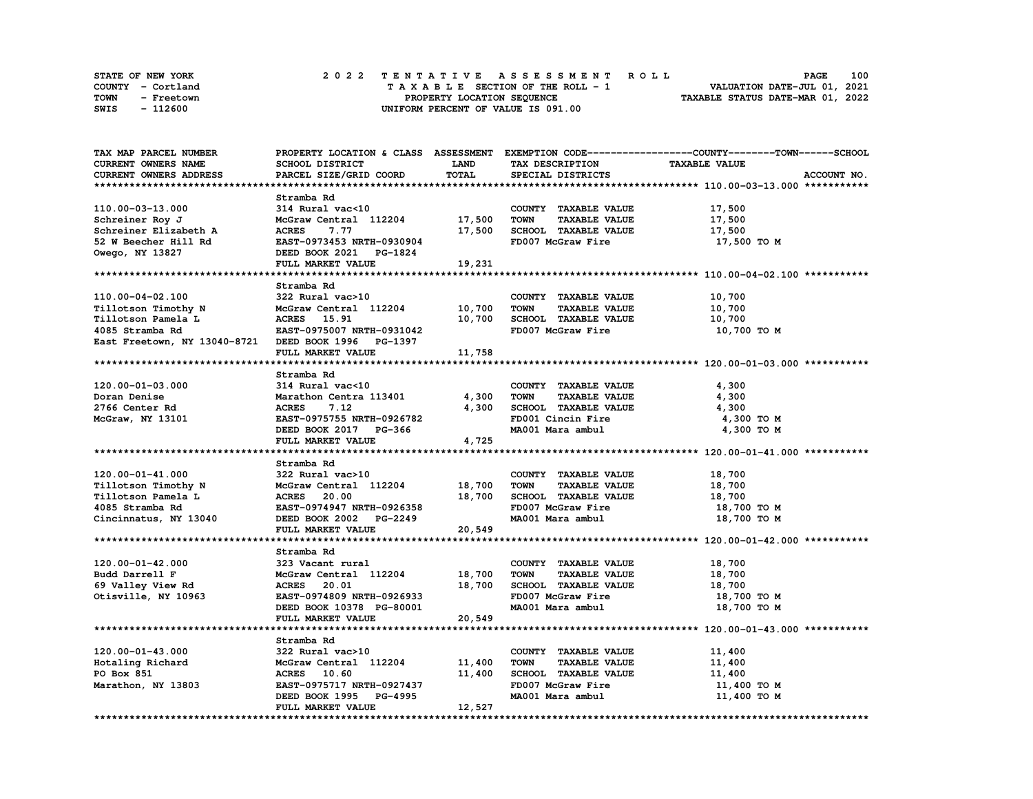STATE OF NEW YORK
COUNTY - Cortland
TOWN - Freetown
SWIS - 112600

# 2022 TENTATIVE ASSESSMENT ROLL

TAXABLE SECTION OF THE ROLL - 1
PROPERTY LOCATION SEQUENCE
UNIFORM PERCENT OF VALUE IS 091.00

VALUATION DATE-JUL 01, 2021
TAXABLE STATUS DATE-MAR 01, 2022

| TAX MAP PARCEL NUMBER / CURRENT OWNERS NAME / CURRENT OWNERS ADDRESS | PROPERTY LOCATION & CLASS / SCHOOL DISTRICT / PARCEL SIZE/GRID COORD | ASSESSMENT LAND / TOTAL | EXEMPTION CODE / TAX DESCRIPTION / SPECIAL DISTRICTS | TAXABLE VALUE (COUNTY--TOWN--SCHOOL) | ACCOUNT NO. |
|---|---|---|---|---|---|
| **110.00-03-13.000** | Stramba Rd | | | | |
| 110.00-03-13.000 | 314 Rural vac<10 | | COUNTY TAXABLE VALUE | 17,500 | |
| Schreiner Roy J | McGraw Central 112204 | 17,500 | TOWN TAXABLE VALUE | 17,500 | |
| Schreiner Elizabeth A | ACRES 7.77 | 17,500 | SCHOOL TAXABLE VALUE | 17,500 | |
| 52 W Beecher Hill Rd | EAST-0973453 NRTH-0930904 | | FD007 McGraw Fire | 17,500 TO M | |
| Owego, NY 13827 | DEED BOOK 2021 PG-1824 | | | | |
| | FULL MARKET VALUE | 19,231 | | | |
| **110.00-04-02.100** | Stramba Rd | | | | |
| 110.00-04-02.100 | 322 Rural vac>10 | | COUNTY TAXABLE VALUE | 10,700 | |
| Tillotson Timothy N | McGraw Central 112204 | 10,700 | TOWN TAXABLE VALUE | 10,700 | |
| Tillotson Pamela L | ACRES 15.91 | 10,700 | SCHOOL TAXABLE VALUE | 10,700 | |
| 4085 Stramba Rd | EAST-0975007 NRTH-0931042 | | FD007 McGraw Fire | 10,700 TO M | |
| East Freetown, NY 13040-8721 | DEED BOOK 1996 PG-1397 | | | | |
| | FULL MARKET VALUE | 11,758 | | | |
| **120.00-01-03.000** | Stramba Rd | | | | |
| 120.00-01-03.000 | 314 Rural vac<10 | | COUNTY TAXABLE VALUE | 4,300 | |
| Doran Denise | Marathon Centra 113401 | 4,300 | TOWN TAXABLE VALUE | 4,300 | |
| 2766 Center Rd | ACRES 7.12 | 4,300 | SCHOOL TAXABLE VALUE | 4,300 | |
| McGraw, NY 13101 | EAST-0975755 NRTH-0926782 | | FD001 Cincin Fire | 4,300 TO M | |
| | DEED BOOK 2017 PG-366 | | MA001 Mara ambul | 4,300 TO M | |
| | FULL MARKET VALUE | 4,725 | | | |
| **120.00-01-41.000** | Stramba Rd | | | | |
| 120.00-01-41.000 | 322 Rural vac>10 | | COUNTY TAXABLE VALUE | 18,700 | |
| Tillotson Timothy N | McGraw Central 112204 | 18,700 | TOWN TAXABLE VALUE | 18,700 | |
| Tillotson Pamela L | ACRES 20.00 | 18,700 | SCHOOL TAXABLE VALUE | 18,700 | |
| 4085 Stramba Rd | EAST-0974947 NRTH-0926358 | | FD007 McGraw Fire | 18,700 TO M | |
| Cincinnatus, NY 13040 | DEED BOOK 2002 PG-2249 | | MA001 Mara ambul | 18,700 TO M | |
| | FULL MARKET VALUE | 20,549 | | | |
| **120.00-01-42.000** | Stramba Rd | | | | |
| 120.00-01-42.000 | 323 Vacant rural | | COUNTY TAXABLE VALUE | 18,700 | |
| Budd Darrell F | McGraw Central 112204 | 18,700 | TOWN TAXABLE VALUE | 18,700 | |
| 69 Valley View Rd | ACRES 20.01 | 18,700 | SCHOOL TAXABLE VALUE | 18,700 | |
| Otisville, NY 10963 | EAST-0974809 NRTH-0926933 | | FD007 McGraw Fire | 18,700 TO M | |
| | DEED BOOK 10378 PG-80001 | | MA001 Mara ambul | 18,700 TO M | |
| | FULL MARKET VALUE | 20,549 | | | |
| **120.00-01-43.000** | Stramba Rd | | | | |
| 120.00-01-43.000 | 322 Rural vac>10 | | COUNTY TAXABLE VALUE | 11,400 | |
| Hotaling Richard | McGraw Central 112204 | 11,400 | TOWN TAXABLE VALUE | 11,400 | |
| PO Box 851 | ACRES 10.60 | 11,400 | SCHOOL TAXABLE VALUE | 11,400 | |
| Marathon, NY 13803 | EAST-0975717 NRTH-0927437 | | FD007 McGraw Fire | 11,400 TO M | |
| | DEED BOOK 1995 PG-4995 | | MA001 Mara ambul | 11,400 TO M | |
| | FULL MARKET VALUE | 12,527 | | | |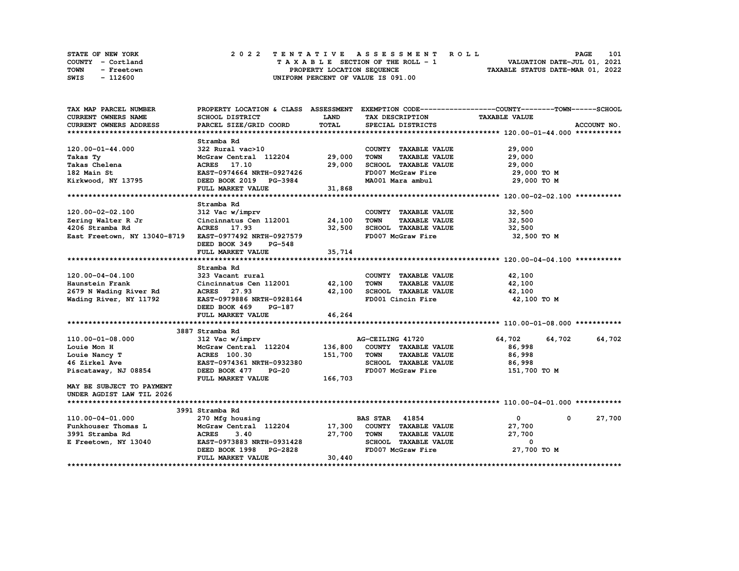STATE OF NEW YORK — 2022 TENTATIVE ASSESSMENT ROLL
COUNTY - Cortland — TAXABLE SECTION OF THE ROLL - 1 — VALUATION DATE-JUL 01, 2021
TOWN - Freetown — PROPERTY LOCATION SEQUENCE — TAXABLE STATUS DATE-MAR 01, 2022
SWIS - 112600 — UNIFORM PERCENT OF VALUE IS 091.00

| TAX MAP PARCEL NUMBER / CURRENT OWNERS NAME / CURRENT OWNERS ADDRESS | PROPERTY LOCATION & CLASS / SCHOOL DISTRICT / PARCEL SIZE/GRID COORD | ASSESSMENT LAND / TOTAL | EXEMPTION CODE / TAX DESCRIPTION / SPECIAL DISTRICTS | COUNTY TAXABLE VALUE | TOWN | SCHOOL |
|---|---|---|---|---|---|---|
| **120.00-01-44.000** | Stramba Rd | | | | | |
| 120.00-01-44.000 | 322 Rural vac>10 | | COUNTY TAXABLE VALUE | 29,000 | | |
| Takas Ty | McGraw Central 112204 | 29,000 | TOWN TAXABLE VALUE | 29,000 | | |
| Takas Chelena | ACRES 17.10 | 29,000 | SCHOOL TAXABLE VALUE | 29,000 | | |
| 182 Main St | EAST-0974664 NRTH-0927426 | | FD007 McGraw Fire | 29,000 TO M | | |
| Kirkwood, NY 13795 | DEED BOOK 2019 PG-3984 | | MA001 Mara ambul | 29,000 TO M | | |
| | FULL MARKET VALUE | 31,868 | | | | |
| **120.00-02-02.100** | Stramba Rd | | | | | |
| 120.00-02-02.100 | 312 Vac w/imprv | | COUNTY TAXABLE VALUE | 32,500 | | |
| Zering Walter R Jr | Cincinnatus Cen 112001 | 24,100 | TOWN TAXABLE VALUE | 32,500 | | |
| 4206 Stramba Rd | ACRES 17.93 | 32,500 | SCHOOL TAXABLE VALUE | 32,500 | | |
| East Freetown, NY 13040-8719 | EAST-0977492 NRTH-0927579 | | FD007 McGraw Fire | 32,500 TO M | | |
| | DEED BOOK 349 PG-548 | | | | | |
| | FULL MARKET VALUE | 35,714 | | | | |
| **120.00-04-04.100** | Stramba Rd | | | | | |
| 120.00-04-04.100 | 323 Vacant rural | | COUNTY TAXABLE VALUE | 42,100 | | |
| Haunstein Frank | Cincinnatus Cen 112001 | 42,100 | TOWN TAXABLE VALUE | 42,100 | | |
| 2679 N Wading River Rd | ACRES 27.93 | 42,100 | SCHOOL TAXABLE VALUE | 42,100 | | |
| Wading River, NY 11792 | EAST-0979886 NRTH-0928164 | | FD001 Cincin Fire | 42,100 TO M | | |
| | DEED BOOK 469 PG-187 | | | | | |
| | FULL MARKET VALUE | 46,264 | | | | |
| **110.00-01-08.000** | 3887 Stramba Rd | | | | | |
| 110.00-01-08.000 | 312 Vac w/imprv | | AG-CEILING 41720 | 64,702 | 64,702 | 64,702 |
| Louie Mon H | McGraw Central 112204 | 136,800 | COUNTY TAXABLE VALUE | 86,998 | | |
| Louie Nancy T | ACRES 100.30 | 151,700 | TOWN TAXABLE VALUE | 86,998 | | |
| 46 Zirkel Ave | EAST-0974361 NRTH-0932380 | | SCHOOL TAXABLE VALUE | 86,998 | | |
| Piscataway, NJ 08854 | DEED BOOK 477 PG-20 | | FD007 McGraw Fire | 151,700 TO M | | |
| | FULL MARKET VALUE | 166,703 | | | | |
| MAY BE SUBJECT TO PAYMENT UNDER AGDIST LAW TIL 2026 | | | | | | |
| **110.00-04-01.000** | 3991 Stramba Rd | | | | | |
| 110.00-04-01.000 | 270 Mfg housing | | BAS STAR 41854 | 0 | 0 | 27,700 |
| Funkhouser Thomas L | McGraw Central 112204 | 17,300 | COUNTY TAXABLE VALUE | 27,700 | | |
| 3991 Stramba Rd | ACRES 3.40 | 27,700 | TOWN TAXABLE VALUE | 27,700 | | |
| E Freetown, NY 13040 | EAST-0973883 NRTH-0931428 | | SCHOOL TAXABLE VALUE | 0 | | |
| | DEED BOOK 1998 PG-2828 | | FD007 McGraw Fire | 27,700 TO M | | |
| | FULL MARKET VALUE | 30,440 | | | | |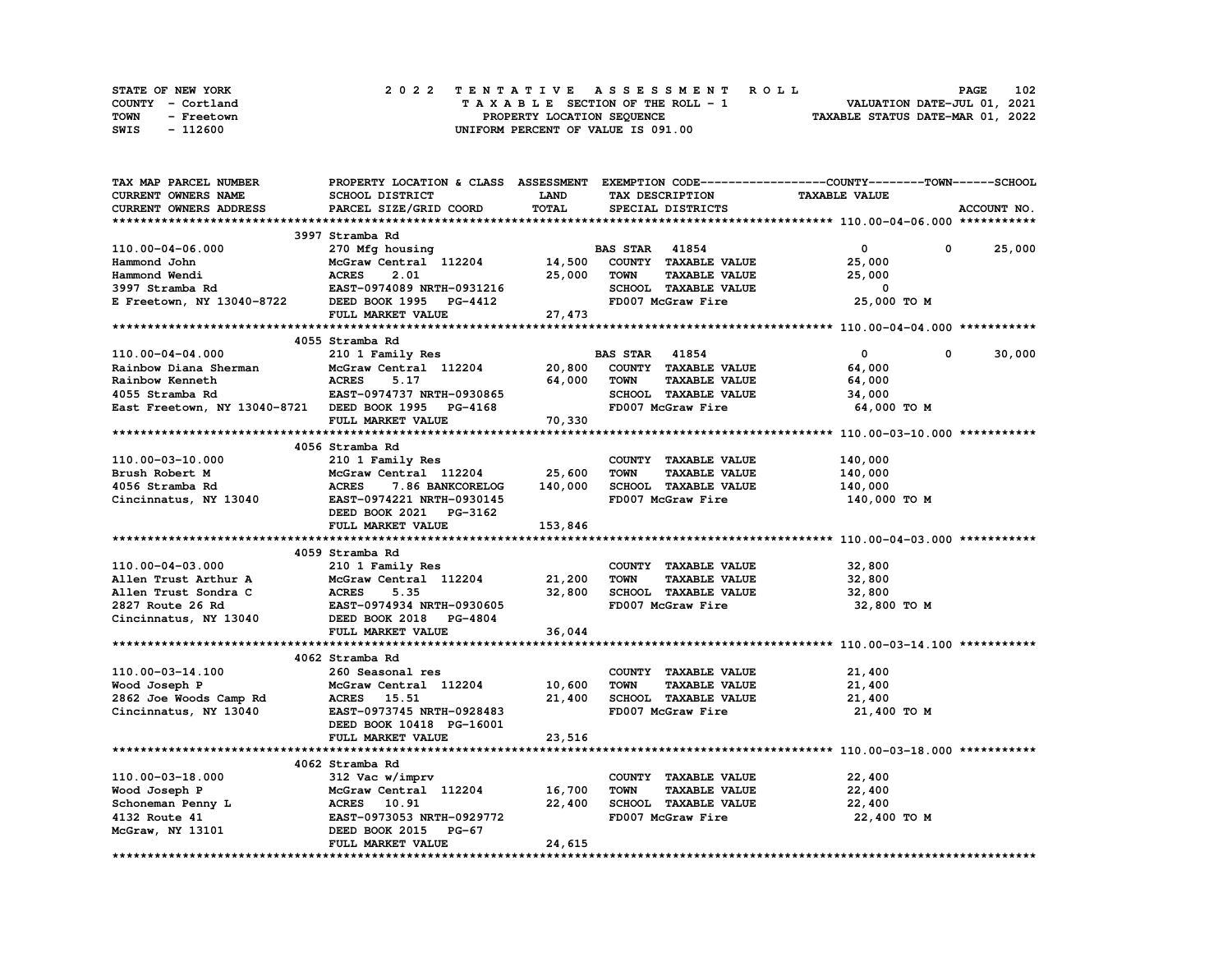STATE OF NEW YORK — COUNTY - Cortland — TOWN - Freetown — SWIS - 112600

**2022 TENTATIVE ASSESSMENT ROLL**
TAXABLE SECTION OF THE ROLL - 1
PROPERTY LOCATION SEQUENCE
UNIFORM PERCENT OF VALUE IS 091.00

VALUATION DATE-JUL 01, 2021
TAXABLE STATUS DATE-MAR 01, 2022

| TAX MAP PARCEL NUMBER / CURRENT OWNERS NAME / CURRENT OWNERS ADDRESS | PROPERTY LOCATION & CLASS / SCHOOL DISTRICT / PARCEL SIZE/GRID COORD | ASSESSMENT LAND | ASSESSMENT TOTAL | EXEMPTION CODE / TAX DESCRIPTION / SPECIAL DISTRICTS | COUNTY / TAXABLE VALUE | TOWN | SCHOOL |
|---|---|---|---|---|---|---|---|
| **110.00-04-06.000** | 3997 Stramba Rd | | | | | | |
| 110.00-04-06.000 | 270 Mfg housing | | | BAS STAR 41854 | 0 | 0 | 25,000 |
| Hammond John | McGraw Central 112204 | 14,500 | | COUNTY TAXABLE VALUE | 25,000 | | |
| Hammond Wendi | ACRES 2.01 | | 25,000 | TOWN TAXABLE VALUE | 25,000 | | |
| 3997 Stramba Rd | EAST-0974089 NRTH-0931216 | | | SCHOOL TAXABLE VALUE | 0 | | |
| E Freetown, NY 13040-8722 | DEED BOOK 1995 PG-4412 | | | FD007 McGraw Fire | 25,000 TO M | | |
| | FULL MARKET VALUE | | 27,473 | | | | |
| **110.00-04-04.000** | 4055 Stramba Rd | | | | | | |
| 110.00-04-04.000 | 210 1 Family Res | | | BAS STAR 41854 | 0 | 0 | 30,000 |
| Rainbow Diana Sherman | McGraw Central 112204 | 20,800 | | COUNTY TAXABLE VALUE | 64,000 | | |
| Rainbow Kenneth | ACRES 5.17 | | 64,000 | TOWN TAXABLE VALUE | 64,000 | | |
| 4055 Stramba Rd | EAST-0974737 NRTH-0930865 | | | SCHOOL TAXABLE VALUE | 34,000 | | |
| East Freetown, NY 13040-8721 | DEED BOOK 1995 PG-4168 | | | FD007 McGraw Fire | 64,000 TO M | | |
| | FULL MARKET VALUE | | 70,330 | | | | |
| **110.00-03-10.000** | 4056 Stramba Rd | | | | | | |
| 110.00-03-10.000 | 210 1 Family Res | | | COUNTY TAXABLE VALUE | 140,000 | | |
| Brush Robert M | McGraw Central 112204 | 25,600 | | TOWN TAXABLE VALUE | 140,000 | | |
| 4056 Stramba Rd | ACRES 7.86 BANKCORELOG | | 140,000 | SCHOOL TAXABLE VALUE | 140,000 | | |
| Cincinnatus, NY 13040 | EAST-0974221 NRTH-0930145 | | | FD007 McGraw Fire | 140,000 TO M | | |
| | DEED BOOK 2021 PG-3162 | | | | | | |
| | FULL MARKET VALUE | | 153,846 | | | | |
| **110.00-04-03.000** | 4059 Stramba Rd | | | | | | |
| 110.00-04-03.000 | 210 1 Family Res | | | COUNTY TAXABLE VALUE | 32,800 | | |
| Allen Trust Arthur A | McGraw Central 112204 | 21,200 | | TOWN TAXABLE VALUE | 32,800 | | |
| Allen Trust Sondra C | ACRES 5.35 | | 32,800 | SCHOOL TAXABLE VALUE | 32,800 | | |
| 2827 Route 26 Rd | EAST-0974934 NRTH-0930605 | | | FD007 McGraw Fire | 32,800 TO M | | |
| Cincinnatus, NY 13040 | DEED BOOK 2018 PG-4804 | | | | | | |
| | FULL MARKET VALUE | | 36,044 | | | | |
| **110.00-03-14.100** | 4062 Stramba Rd | | | | | | |
| 110.00-03-14.100 | 260 Seasonal res | | | COUNTY TAXABLE VALUE | 21,400 | | |
| Wood Joseph P | McGraw Central 112204 | 10,600 | | TOWN TAXABLE VALUE | 21,400 | | |
| 2862 Joe Woods Camp Rd | ACRES 15.51 | | 21,400 | SCHOOL TAXABLE VALUE | 21,400 | | |
| Cincinnatus, NY 13040 | EAST-0973745 NRTH-0928483 | | | FD007 McGraw Fire | 21,400 TO M | | |
| | DEED BOOK 10418 PG-16001 | | | | | | |
| | FULL MARKET VALUE | | 23,516 | | | | |
| **110.00-03-18.000** | 4062 Stramba Rd | | | | | | |
| 110.00-03-18.000 | 312 Vac w/imprv | | | COUNTY TAXABLE VALUE | 22,400 | | |
| Wood Joseph P | McGraw Central 112204 | 16,700 | | TOWN TAXABLE VALUE | 22,400 | | |
| Schoneman Penny L | ACRES 10.91 | | 22,400 | SCHOOL TAXABLE VALUE | 22,400 | | |
| 4132 Route 41 | EAST-0973053 NRTH-0929772 | | | FD007 McGraw Fire | 22,400 TO M | | |
| McGraw, NY 13101 | DEED BOOK 2015 PG-67 | | | | | | |
| | FULL MARKET VALUE | | 24,615 | | | | |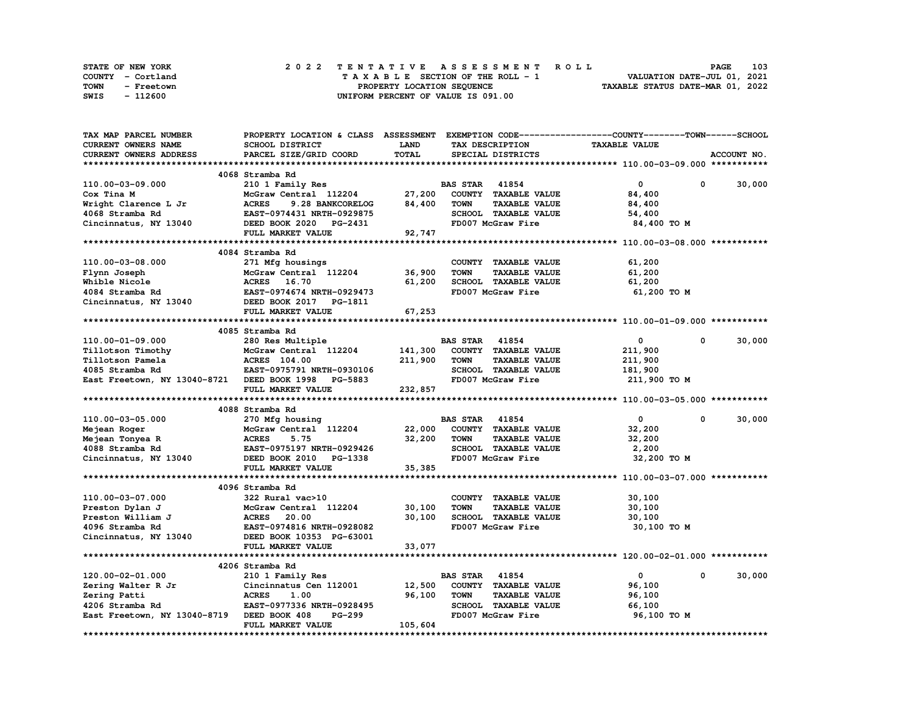STATE OF NEW YORK — COUNTY - Cortland — TOWN - Freetown — SWIS - 112600

**2022 TENTATIVE ASSESSMENT ROLL**
TAXABLE SECTION OF THE ROLL - 1
PROPERTY LOCATION SEQUENCE
UNIFORM PERCENT OF VALUE IS 091.00

VALUATION DATE-JUL 01, 2021
TAXABLE STATUS DATE-MAR 01, 2022

| TAX MAP PARCEL NUMBER / CURRENT OWNERS NAME / CURRENT OWNERS ADDRESS | PROPERTY LOCATION & CLASS / SCHOOL DISTRICT / PARCEL SIZE/GRID COORD | ASSESSMENT LAND / TOTAL | EXEMPTION CODE / TAX DESCRIPTION / SPECIAL DISTRICTS | COUNTY TAXABLE VALUE | TOWN | SCHOOL |
|---|---|---|---|---|---|---|
| **110.00-03-09.000** | 4068 Stramba Rd | | | | | |
| 110.00-03-09.000 | 210 1 Family Res | | BAS STAR 41854 | 0 | 0 | 30,000 |
| Cox Tina M | McGraw Central 112204 | 27,200 | COUNTY TAXABLE VALUE | 84,400 | | |
| Wright Clarence L Jr | ACRES 9.28 BANKCORELOG | 84,400 | TOWN TAXABLE VALUE | 84,400 | | |
| 4068 Stramba Rd | EAST-0974431 NRTH-0929875 | | SCHOOL TAXABLE VALUE | 54,400 | | |
| Cincinnatus, NY 13040 | DEED BOOK 2020 PG-2431 | | FD007 McGraw Fire | 84,400 TO M | | |
| | FULL MARKET VALUE | 92,747 | | | | |
| **110.00-03-08.000** | 4084 Stramba Rd | | | | | |
| 110.00-03-08.000 | 271 Mfg housings | | COUNTY TAXABLE VALUE | 61,200 | | |
| Flynn Joseph | McGraw Central 112204 | 36,900 | TOWN TAXABLE VALUE | 61,200 | | |
| Whible Nicole | ACRES 16.70 | 61,200 | SCHOOL TAXABLE VALUE | 61,200 | | |
| 4084 Stramba Rd | EAST-0974674 NRTH-0929473 | | FD007 McGraw Fire | 61,200 TO M | | |
| Cincinnatus, NY 13040 | DEED BOOK 2017 PG-1811 | | | | | |
| | FULL MARKET VALUE | 67,253 | | | | |
| **110.00-01-09.000** | 4085 Stramba Rd | | | | | |
| 110.00-01-09.000 | 280 Res Multiple | | BAS STAR 41854 | 0 | 0 | 30,000 |
| Tillotson Timothy | McGraw Central 112204 | 141,300 | COUNTY TAXABLE VALUE | 211,900 | | |
| Tillotson Pamela | ACRES 104.00 | 211,900 | TOWN TAXABLE VALUE | 211,900 | | |
| 4085 Stramba Rd | EAST-0975791 NRTH-0930106 | | SCHOOL TAXABLE VALUE | 181,900 | | |
| East Freetown, NY 13040-8721 | DEED BOOK 1998 PG-5883 | | FD007 McGraw Fire | 211,900 TO M | | |
| | FULL MARKET VALUE | 232,857 | | | | |
| **110.00-03-05.000** | 4088 Stramba Rd | | | | | |
| 110.00-03-05.000 | 270 Mfg housing | | BAS STAR 41854 | 0 | 0 | 30,000 |
| Mejean Roger | McGraw Central 112204 | 22,000 | COUNTY TAXABLE VALUE | 32,200 | | |
| Mejean Tonyea R | ACRES 5.75 | 32,200 | TOWN TAXABLE VALUE | 32,200 | | |
| 4088 Stramba Rd | EAST-0975197 NRTH-0929426 | | SCHOOL TAXABLE VALUE | 2,200 | | |
| Cincinnatus, NY 13040 | DEED BOOK 2010 PG-1338 | | FD007 McGraw Fire | 32,200 TO M | | |
| | FULL MARKET VALUE | 35,385 | | | | |
| **110.00-03-07.000** | 4096 Stramba Rd | | | | | |
| 110.00-03-07.000 | 322 Rural vac>10 | | COUNTY TAXABLE VALUE | 30,100 | | |
| Preston Dylan J | McGraw Central 112204 | 30,100 | TOWN TAXABLE VALUE | 30,100 | | |
| Preston William J | ACRES 20.00 | 30,100 | SCHOOL TAXABLE VALUE | 30,100 | | |
| 4096 Stramba Rd | EAST-0974816 NRTH-0928082 | | FD007 McGraw Fire | 30,100 TO M | | |
| Cincinnatus, NY 13040 | DEED BOOK 10353 PG-63001 | | | | | |
| | FULL MARKET VALUE | 33,077 | | | | |
| **120.00-02-01.000** | 4206 Stramba Rd | | | | | |
| 120.00-02-01.000 | 210 1 Family Res | | BAS STAR 41854 | 0 | 0 | 30,000 |
| Zering Walter R Jr | Cincinnatus Cen 112001 | 12,500 | COUNTY TAXABLE VALUE | 96,100 | | |
| Zering Patti | ACRES 1.00 | 96,100 | TOWN TAXABLE VALUE | 96,100 | | |
| 4206 Stramba Rd | EAST-0977336 NRTH-0928495 | | SCHOOL TAXABLE VALUE | 66,100 | | |
| East Freetown, NY 13040-8719 | DEED BOOK 408 PG-299 | | FD007 McGraw Fire | 96,100 TO M | | |
| | FULL MARKET VALUE | 105,604 | | | | |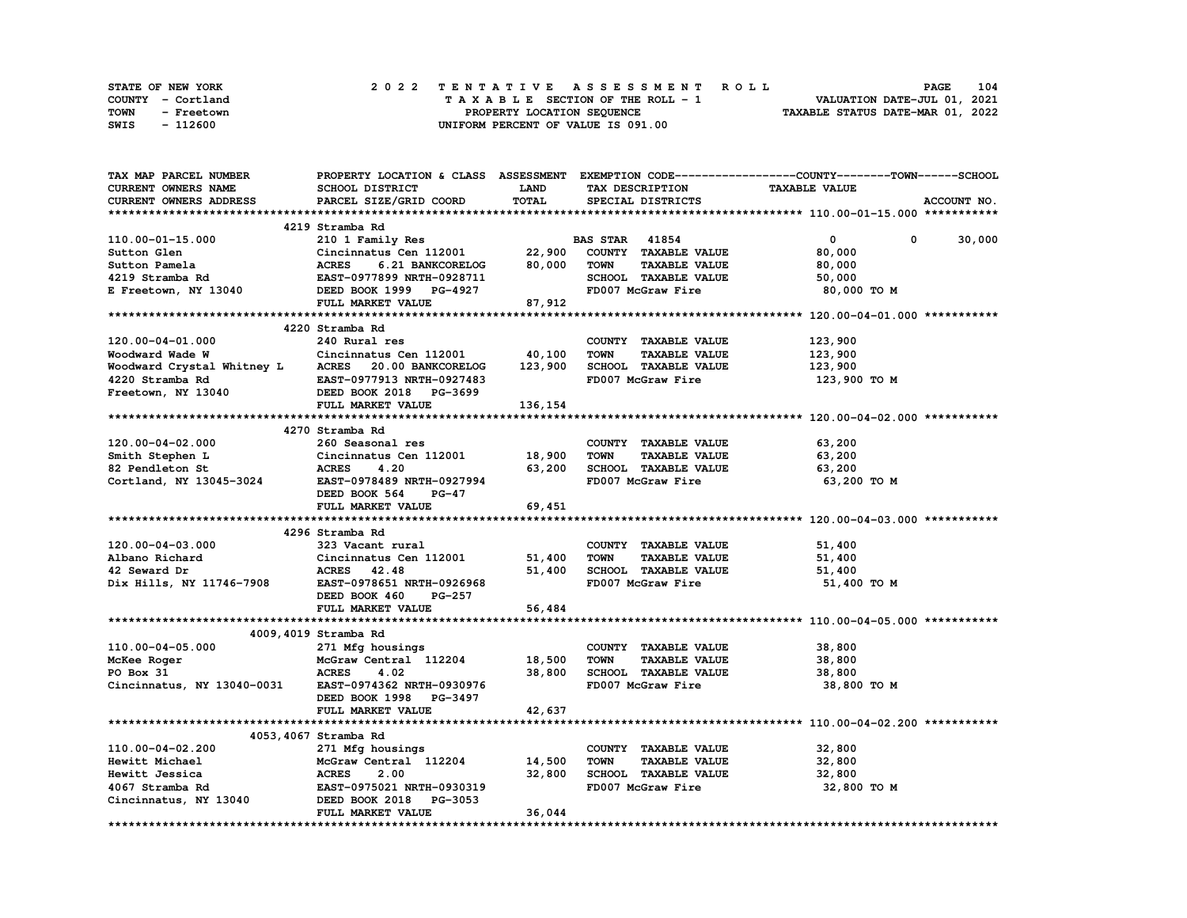STATE OF NEW YORK | COUNTY - Cortland | TOWN - Freetown | SWIS - 112600

**2022 TENTATIVE ASSESSMENT ROLL**
TAXABLE SECTION OF THE ROLL - 1
PROPERTY LOCATION SEQUENCE
UNIFORM PERCENT OF VALUE IS 091.00

VALUATION DATE-JUL 01, 2021
TAXABLE STATUS DATE-MAR 01, 2022

| TAX MAP PARCEL NUMBER / CURRENT OWNERS NAME / CURRENT OWNERS ADDRESS | PROPERTY LOCATION & CLASS / SCHOOL DISTRICT / PARCEL SIZE/GRID COORD | ASSESSMENT LAND / TOTAL | EXEMPTION CODE / TAX DESCRIPTION / SPECIAL DISTRICTS | COUNTY | TOWN | SCHOOL |
|---|---|---|---|---|---|---|
| **110.00-01-15.000** | 4219 Stramba Rd | | | | | |
| | 210 1 Family Res | | BAS STAR 41854 | 0 | 0 | 30,000 |
| Sutton Glen | Cincinnatus Cen 112001 | 22,900 | COUNTY TAXABLE VALUE | 80,000 | | |
| Sutton Pamela | ACRES 6.21 BANKCORELOG | 80,000 | TOWN TAXABLE VALUE | | 80,000 | |
| 4219 Stramba Rd | EAST-0977899 NRTH-0928711 | | SCHOOL TAXABLE VALUE | | | 50,000 |
| E Freetown, NY 13040 | DEED BOOK 1999 PG-4927 | | FD007 McGraw Fire | 80,000 TO M | | |
| | FULL MARKET VALUE | 87,912 | | | | |
| **120.00-04-01.000** | 4220 Stramba Rd | | | | | |
| | 240 Rural res | | COUNTY TAXABLE VALUE | 123,900 | | |
| Woodward Wade W | Cincinnatus Cen 112001 | 40,100 | TOWN TAXABLE VALUE | | 123,900 | |
| Woodward Crystal Whitney L | ACRES 20.00 BANKCORELOG | 123,900 | SCHOOL TAXABLE VALUE | | | 123,900 |
| 4220 Stramba Rd | EAST-0977913 NRTH-0927483 | | FD007 McGraw Fire | 123,900 TO M | | |
| Freetown, NY 13040 | DEED BOOK 2018 PG-3699 | | | | | |
| | FULL MARKET VALUE | 136,154 | | | | |
| **120.00-04-02.000** | 4270 Stramba Rd | | | | | |
| | 260 Seasonal res | | COUNTY TAXABLE VALUE | 63,200 | | |
| Smith Stephen L | Cincinnatus Cen 112001 | 18,900 | TOWN TAXABLE VALUE | | 63,200 | |
| 82 Pendleton St | ACRES 4.20 | 63,200 | SCHOOL TAXABLE VALUE | | | 63,200 |
| Cortland, NY 13045-3024 | EAST-0978489 NRTH-0927994 | | FD007 McGraw Fire | 63,200 TO M | | |
| | DEED BOOK 564 PG-47 | | | | | |
| | FULL MARKET VALUE | 69,451 | | | | |
| **120.00-04-03.000** | 4296 Stramba Rd | | | | | |
| | 323 Vacant rural | | COUNTY TAXABLE VALUE | 51,400 | | |
| Albano Richard | Cincinnatus Cen 112001 | 51,400 | TOWN TAXABLE VALUE | | 51,400 | |
| 42 Seward Dr | ACRES 42.48 | 51,400 | SCHOOL TAXABLE VALUE | | | 51,400 |
| Dix Hills, NY 11746-7908 | EAST-0978651 NRTH-0926968 | | FD007 McGraw Fire | 51,400 TO M | | |
| | DEED BOOK 460 PG-257 | | | | | |
| | FULL MARKET VALUE | 56,484 | | | | |
| **110.00-04-05.000** | 4009,4019 Stramba Rd | | | | | |
| | 271 Mfg housings | | COUNTY TAXABLE VALUE | 38,800 | | |
| McKee Roger | McGraw Central 112204 | 18,500 | TOWN TAXABLE VALUE | | 38,800 | |
| PO Box 31 | ACRES 4.02 | 38,800 | SCHOOL TAXABLE VALUE | | | 38,800 |
| Cincinnatus, NY 13040-0031 | EAST-0974362 NRTH-0930976 | | FD007 McGraw Fire | 38,800 TO M | | |
| | DEED BOOK 1998 PG-3497 | | | | | |
| | FULL MARKET VALUE | 42,637 | | | | |
| **110.00-04-02.200** | 4053,4067 Stramba Rd | | | | | |
| | 271 Mfg housings | | COUNTY TAXABLE VALUE | 32,800 | | |
| Hewitt Michael | McGraw Central 112204 | 14,500 | TOWN TAXABLE VALUE | | 32,800 | |
| Hewitt Jessica | ACRES 2.00 | 32,800 | SCHOOL TAXABLE VALUE | | | 32,800 |
| 4067 Stramba Rd | EAST-0975021 NRTH-0930319 | | FD007 McGraw Fire | 32,800 TO M | | |
| Cincinnatus, NY 13040 | DEED BOOK 2018 PG-3053 | | | | | |
| | FULL MARKET VALUE | 36,044 | | | | |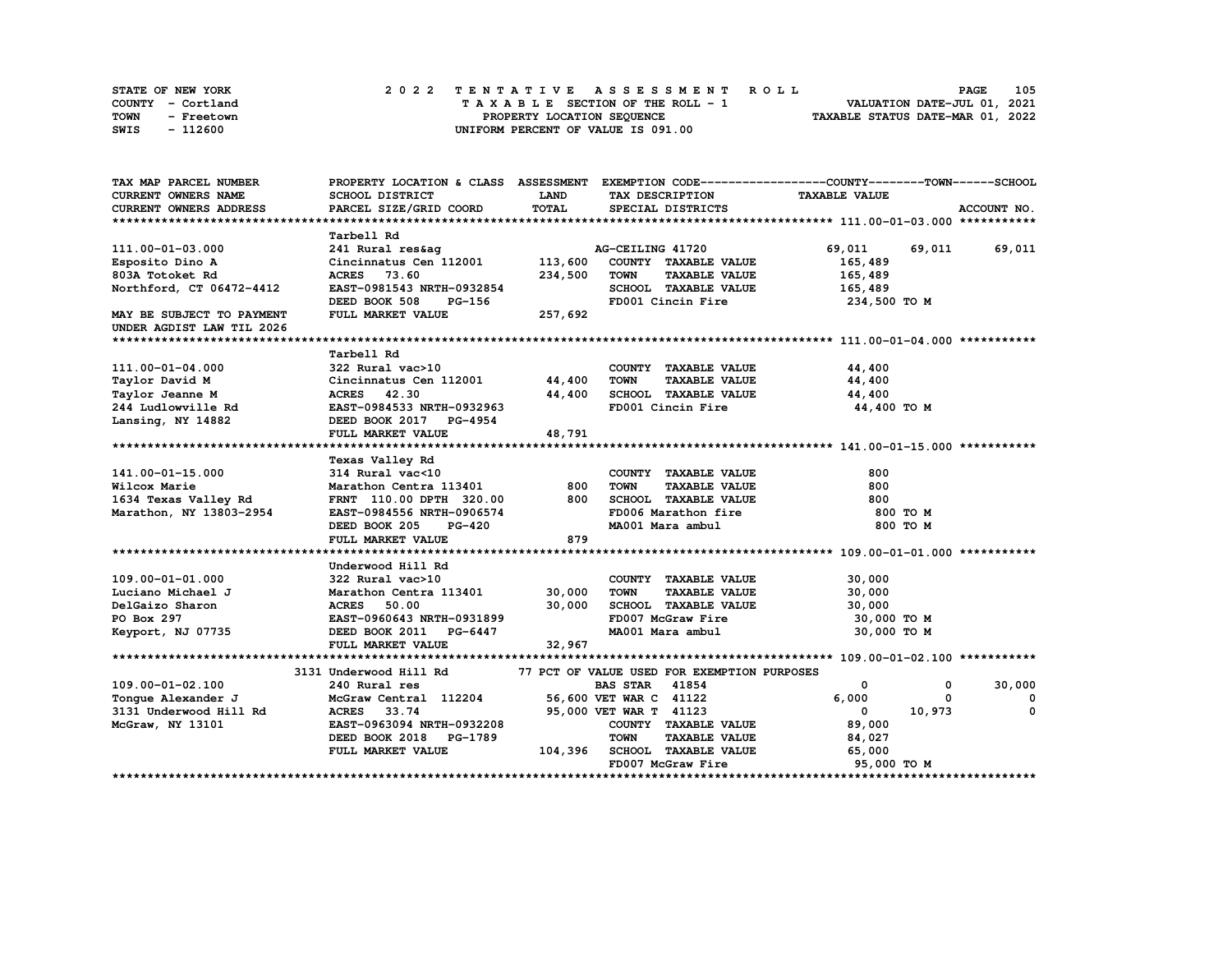STATE OF NEW YORK
COUNTY - Cortland
TOWN - Freetown
SWIS - 112600

# 2022 TENTATIVE ASSESSMENT ROLL

TAXABLE SECTION OF THE ROLL - 1
PROPERTY LOCATION SEQUENCE
UNIFORM PERCENT OF VALUE IS 091.00

VALUATION DATE-JUL 01, 2021
TAXABLE STATUS DATE-MAR 01, 2022

| TAX MAP PARCEL NUMBER / CURRENT OWNERS NAME / CURRENT OWNERS ADDRESS | PROPERTY LOCATION & CLASS / SCHOOL DISTRICT / PARCEL SIZE/GRID COORD | ASSESSMENT LAND / TOTAL | EXEMPTION CODE / TAX DESCRIPTION / SPECIAL DISTRICTS | COUNTY TAXABLE VALUE | TOWN | SCHOOL |
|---|---|---|---|---|---|---|
| **111.00-01-03.000** | Tarbell Rd | | | | | |
| 111.00-01-03.000 | 241 Rural res&ag | | AG-CEILING 41720 | 69,011 | 69,011 | 69,011 |
| Esposito Dino A | Cincinnatus Cen 112001 | 113,600 | COUNTY TAXABLE VALUE | 165,489 | | |
| 803A Totoket Rd | ACRES 73.60 | 234,500 | TOWN TAXABLE VALUE | 165,489 | | |
| Northford, CT 06472-4412 | EAST-0981543 NRTH-0932854 | | SCHOOL TAXABLE VALUE | 165,489 | | |
| | DEED BOOK 508 PG-156 | | FD001 Cincin Fire | 234,500 TO M | | |
| MAY BE SUBJECT TO PAYMENT UNDER AGDIST LAW TIL 2026 | FULL MARKET VALUE | 257,692 | | | | |
| **111.00-01-04.000** | Tarbell Rd | | | | | |
| 111.00-01-04.000 | 322 Rural vac>10 | | COUNTY TAXABLE VALUE | 44,400 | | |
| Taylor David M | Cincinnatus Cen 112001 | 44,400 | TOWN TAXABLE VALUE | 44,400 | | |
| Taylor Jeanne M | ACRES 42.30 | 44,400 | SCHOOL TAXABLE VALUE | 44,400 | | |
| 244 Ludlowville Rd | EAST-0984533 NRTH-0932963 | | FD001 Cincin Fire | 44,400 TO M | | |
| Lansing, NY 14882 | DEED BOOK 2017 PG-4954 | | | | | |
| | FULL MARKET VALUE | 48,791 | | | | |
| **141.00-01-15.000** | Texas Valley Rd | | | | | |
| 141.00-01-15.000 | 314 Rural vac<10 | | COUNTY TAXABLE VALUE | 800 | | |
| Wilcox Marie | Marathon Centra 113401 | 800 | TOWN TAXABLE VALUE | 800 | | |
| 1634 Texas Valley Rd | FRNT 110.00 DPTH 320.00 | 800 | SCHOOL TAXABLE VALUE | 800 | | |
| Marathon, NY 13803-2954 | EAST-0984556 NRTH-0906574 | | FD006 Marathon fire | 800 TO M | | |
| | DEED BOOK 205 PG-420 | | MA001 Mara ambul | 800 TO M | | |
| | FULL MARKET VALUE | 879 | | | | |
| **109.00-01-01.000** | Underwood Hill Rd | | | | | |
| 109.00-01-01.000 | 322 Rural vac>10 | | COUNTY TAXABLE VALUE | 30,000 | | |
| Luciano Michael J | Marathon Centra 113401 | 30,000 | TOWN TAXABLE VALUE | 30,000 | | |
| DelGaizo Sharon | ACRES 50.00 | 30,000 | SCHOOL TAXABLE VALUE | 30,000 | | |
| PO Box 297 | EAST-0960643 NRTH-0931899 | | FD007 McGraw Fire | 30,000 TO M | | |
| Keyport, NJ 07735 | DEED BOOK 2011 PG-6447 | | MA001 Mara ambul | 30,000 TO M | | |
| | FULL MARKET VALUE | 32,967 | | | | |
| **109.00-01-02.100** | 3131 Underwood Hill Rd | | 77 PCT OF VALUE USED FOR EXEMPTION PURPOSES | | | |
| 109.00-01-02.100 | 240 Rural res | | BAS STAR 41854 | 0 | 0 | 30,000 |
| Tongue Alexander J | McGraw Central 112204 | 56,600 | VET WAR C 41122 | 6,000 | 0 | 0 |
| 3131 Underwood Hill Rd | ACRES 33.74 | 95,000 | VET WAR T 41123 | 0 | 10,973 | 0 |
| McGraw, NY 13101 | EAST-0963094 NRTH-0932208 | | COUNTY TAXABLE VALUE | 89,000 | | |
| | DEED BOOK 2018 PG-1789 | | TOWN TAXABLE VALUE | 84,027 | | |
| | FULL MARKET VALUE | 104,396 | SCHOOL TAXABLE VALUE | 65,000 | | |
| | | | FD007 McGraw Fire | 95,000 TO M | | |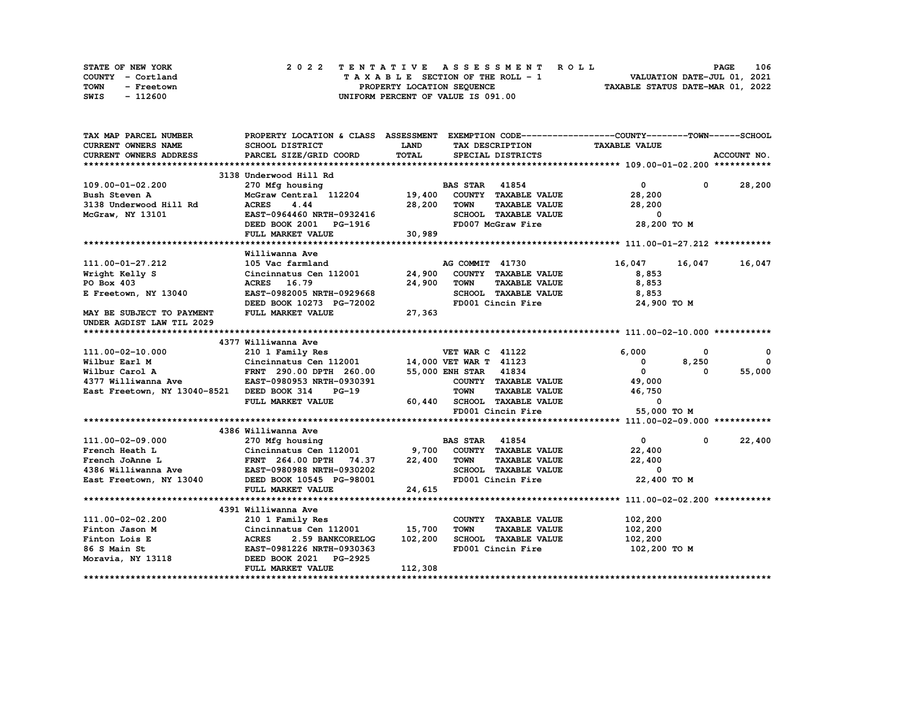STATE OF NEW YORK
COUNTY - Cortland
TOWN - Freetown
SWIS - 112600

# 2022 TENTATIVE ASSESSMENT ROLL

TAXABLE SECTION OF THE ROLL - 1
PROPERTY LOCATION SEQUENCE
UNIFORM PERCENT OF VALUE IS 091.00

VALUATION DATE-JUL 01, 2021
TAXABLE STATUS DATE-MAR 01, 2022

| TAX MAP PARCEL NUMBER / CURRENT OWNERS NAME / CURRENT OWNERS ADDRESS | PROPERTY LOCATION & CLASS / SCHOOL DISTRICT / PARCEL SIZE/GRID COORD | ASSESSMENT LAND / TOTAL | EXEMPTION CODE / TAX DESCRIPTION / SPECIAL DISTRICTS | COUNTY TAXABLE VALUE | TOWN | SCHOOL / ACCOUNT NO. |
|---|---|---|---|---|---|---|
| **109.00-01-02.200** | 3138 Underwood Hill Rd | | | | | |
| 109.00-01-02.200 | 270 Mfg housing | | BAS STAR 41854 | 0 | 0 | 28,200 |
| Bush Steven A | McGraw Central 112204 | 19,400 | COUNTY TAXABLE VALUE | 28,200 | | |
| 3138 Underwood Hill Rd | ACRES 4.44 | 28,200 | TOWN TAXABLE VALUE | 28,200 | | |
| McGraw, NY 13101 | EAST-0964460 NRTH-0932416 | | SCHOOL TAXABLE VALUE | 0 | | |
| | DEED BOOK 2001 PG-1916 | | FD007 McGraw Fire | 28,200 TO M | | |
| | FULL MARKET VALUE | 30,989 | | | | |
| **111.00-01-27.212** | Williwanna Ave | | | | | |
| 111.00-01-27.212 | 105 Vac farmland | | AG COMMIT 41730 | 16,047 | 16,047 | 16,047 |
| Wright Kelly S | Cincinnatus Cen 112001 | 24,900 | COUNTY TAXABLE VALUE | 8,853 | | |
| PO Box 403 | ACRES 16.79 | 24,900 | TOWN TAXABLE VALUE | 8,853 | | |
| E Freetown, NY 13040 | EAST-0982005 NRTH-0929668 | | SCHOOL TAXABLE VALUE | 8,853 | | |
| | DEED BOOK 10273 PG-72002 | | FD001 Cincin Fire | 24,900 TO M | | |
| MAY BE SUBJECT TO PAYMENT UNDER AGDIST LAW TIL 2029 | FULL MARKET VALUE | 27,363 | | | | |
| **111.00-02-10.000** | 4377 Williwanna Ave | | | | | |
| 111.00-02-10.000 | 210 1 Family Res | | VET WAR C 41122 | 6,000 | 0 | 0 |
| Wilbur Earl M | Cincinnatus Cen 112001 | 14,000 | VET WAR T 41123 | 0 | 8,250 | 0 |
| Wilbur Carol A | FRNT 290.00 DPTH 260.00 | 55,000 | ENH STAR 41834 | 0 | 0 | 55,000 |
| 4377 Williwanna Ave | EAST-0980953 NRTH-0930391 | | COUNTY TAXABLE VALUE | 49,000 | | |
| East Freetown, NY 13040-8521 | DEED BOOK 314 PG-19 | | TOWN TAXABLE VALUE | 46,750 | | |
| | FULL MARKET VALUE | 60,440 | SCHOOL TAXABLE VALUE | 0 | | |
| | | | FD001 Cincin Fire | 55,000 TO M | | |
| **111.00-02-09.000** | 4386 Williwanna Ave | | | | | |
| 111.00-02-09.000 | 270 Mfg housing | | BAS STAR 41854 | 0 | 0 | 22,400 |
| French Heath L | Cincinnatus Cen 112001 | 9,700 | COUNTY TAXABLE VALUE | 22,400 | | |
| French JoAnne L | FRNT 264.00 DPTH 74.37 | 22,400 | TOWN TAXABLE VALUE | 22,400 | | |
| 4386 Williwanna Ave | EAST-0980988 NRTH-0930202 | | SCHOOL TAXABLE VALUE | 0 | | |
| East Freetown, NY 13040 | DEED BOOK 10545 PG-98001 | | FD001 Cincin Fire | 22,400 TO M | | |
| | FULL MARKET VALUE | 24,615 | | | | |
| **111.00-02-02.200** | 4391 Williwanna Ave | | | | | |
| 111.00-02-02.200 | 210 1 Family Res | | COUNTY TAXABLE VALUE | 102,200 | | |
| Finton Jason M | Cincinnatus Cen 112001 | 15,700 | TOWN TAXABLE VALUE | 102,200 | | |
| Finton Lois E | ACRES 2.59 BANKCORELOG | 102,200 | SCHOOL TAXABLE VALUE | 102,200 | | |
| 86 S Main St | EAST-0981226 NRTH-0930363 | | FD001 Cincin Fire | 102,200 TO M | | |
| Moravia, NY 13118 | DEED BOOK 2021 PG-2925 | | | | | |
| | FULL MARKET VALUE | 112,308 | | | | |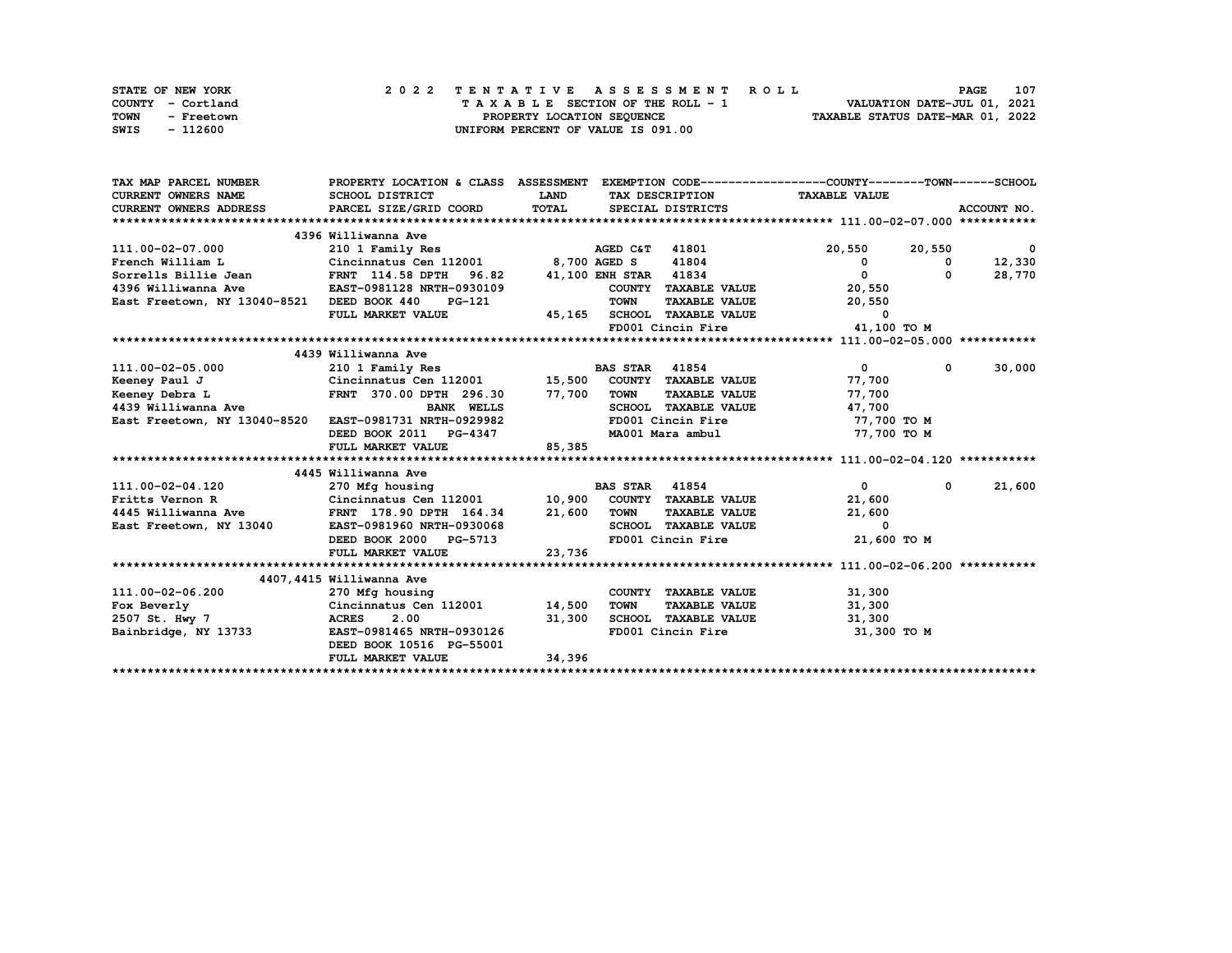STATE OF NEW YORK
COUNTY - Cortland
TOWN - Freetown
SWIS - 112600

# 2022 TENTATIVE ASSESSMENT ROLL

TAXABLE SECTION OF THE ROLL - 1
PROPERTY LOCATION SEQUENCE
UNIFORM PERCENT OF VALUE IS 091.00

VALUATION DATE-JUL 01, 2021
TAXABLE STATUS DATE-MAR 01, 2022

| TAX MAP PARCEL NUMBER<br>CURRENT OWNERS NAME<br>CURRENT OWNERS ADDRESS | PROPERTY LOCATION & CLASS<br>SCHOOL DISTRICT<br>PARCEL SIZE/GRID COORD | ASSESSMENT<br>LAND<br>TOTAL | EXEMPTION CODE<br>TAX DESCRIPTION<br>SPECIAL DISTRICTS | COUNTY<br>TAXABLE VALUE | TOWN | SCHOOL<br>ACCOUNT NO. |
|---|---|---|---|---|---|---|
| **111.00-02-07.000** | 4396 Williwanna Ave | | | | | |
| 111.00-02-07.000 | 210 1 Family Res | | AGED C&T 41801 | 20,550 | 20,550 | 0 |
| French William L | Cincinnatus Cen 112001 | 8,700 | AGED S 41804 | 0 | 0 | 12,330 |
| Sorrells Billie Jean | FRNT 114.58 DPTH 96.82 | 41,100 | ENH STAR 41834 | 0 | 0 | 28,770 |
| 4396 Williwanna Ave | EAST-0981128 NRTH-0930109 | | COUNTY TAXABLE VALUE | 20,550 | | |
| East Freetown, NY 13040-8521 | DEED BOOK 440 PG-121 | | TOWN TAXABLE VALUE | 20,550 | | |
| | FULL MARKET VALUE | 45,165 | SCHOOL TAXABLE VALUE | 0 | | |
| | | | FD001 Cincin Fire | 41,100 TO M | | |
| **111.00-02-05.000** | 4439 Williwanna Ave | | | | | |
| 111.00-02-05.000 | 210 1 Family Res | | BAS STAR 41854 | 0 | 0 | 30,000 |
| Keeney Paul J | Cincinnatus Cen 112001 | 15,500 | COUNTY TAXABLE VALUE | 77,700 | | |
| Keeney Debra L | FRNT 370.00 DPTH 296.30 | 77,700 | TOWN TAXABLE VALUE | 77,700 | | |
| 4439 Williwanna Ave | BANK WELLS | | SCHOOL TAXABLE VALUE | 47,700 | | |
| East Freetown, NY 13040-8520 | EAST-0981731 NRTH-0929982 | | FD001 Cincin Fire | 77,700 TO M | | |
| | DEED BOOK 2011 PG-4347 | | MA001 Mara ambul | 77,700 TO M | | |
| | FULL MARKET VALUE | 85,385 | | | | |
| **111.00-02-04.120** | 4445 Williwanna Ave | | | | | |
| 111.00-02-04.120 | 270 Mfg housing | | BAS STAR 41854 | 0 | 0 | 21,600 |
| Fritts Vernon R | Cincinnatus Cen 112001 | 10,900 | COUNTY TAXABLE VALUE | 21,600 | | |
| 4445 Williwanna Ave | FRNT 178.90 DPTH 164.34 | 21,600 | TOWN TAXABLE VALUE | 21,600 | | |
| East Freetown, NY 13040 | EAST-0981960 NRTH-0930068 | | SCHOOL TAXABLE VALUE | 0 | | |
| | DEED BOOK 2000 PG-5713 | | FD001 Cincin Fire | 21,600 TO M | | |
| | FULL MARKET VALUE | 23,736 | | | | |
| **111.00-02-06.200** | 4407,4415 Williwanna Ave | | | | | |
| 111.00-02-06.200 | 270 Mfg housing | | COUNTY TAXABLE VALUE | 31,300 | | |
| Fox Beverly | Cincinnatus Cen 112001 | 14,500 | TOWN TAXABLE VALUE | 31,300 | | |
| 2507 St. Hwy 7 | ACRES 2.00 | 31,300 | SCHOOL TAXABLE VALUE | 31,300 | | |
| Bainbridge, NY 13733 | EAST-0981465 NRTH-0930126 | | FD001 Cincin Fire | 31,300 TO M | | |
| | DEED BOOK 10516 PG-55001 | | | | | |
| | FULL MARKET VALUE | 34,396 | | | | |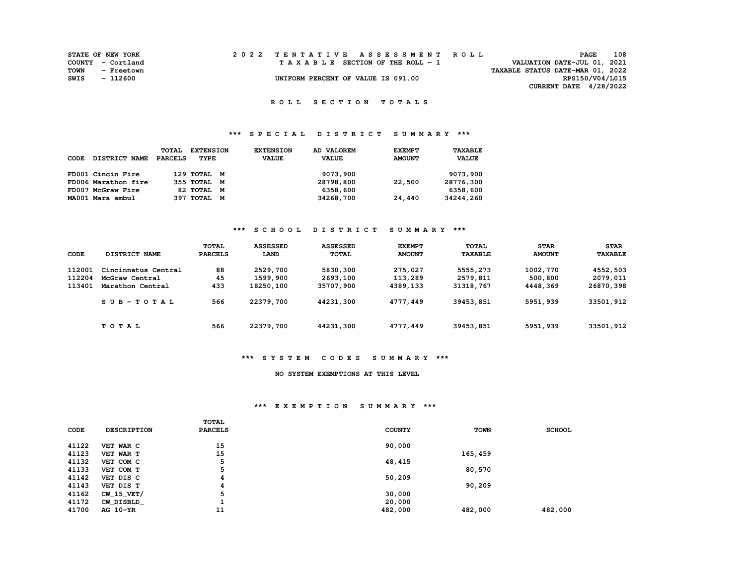STATE OF NEW YORK
COUNTY - Cortland
TOWN - Freetown
SWIS - 112600

2022 TENTATIVE ASSESSMENT ROLL
TAXABLE SECTION OF THE ROLL - 1
UNIFORM PERCENT OF VALUE IS 091.00

VALUATION DATE-JUL 01, 2021
TAXABLE STATUS DATE-MAR 01, 2022
RPS150/V04/L015
CURRENT DATE 4/28/2022

## ROLL SECTION TOTALS

### *** SPECIAL DISTRICT SUMMARY ***

| CODE | DISTRICT NAME | TOTAL PARCELS | EXTENSION TYPE | EXTENSION VALUE | AD VALOREM VALUE | EXEMPT AMOUNT | TAXABLE VALUE |
|---|---|---|---|---|---|---|---|
| FD001 | Cincin Fire | 129 | TOTAL M | | 9073,900 | | 9073,900 |
| FD006 | Marathon fire | 355 | TOTAL M | | 28798,800 | 22,500 | 28776,300 |
| FD007 | McGraw Fire | 82 | TOTAL M | | 6358,600 | | 6358,600 |
| MA001 | Mara ambul | 397 | TOTAL M | | 34268,700 | 24,440 | 34244,260 |

### *** SCHOOL DISTRICT SUMMARY ***

| CODE | DISTRICT NAME | TOTAL PARCELS | ASSESSED LAND | ASSESSED TOTAL | EXEMPT AMOUNT | TOTAL TAXABLE | STAR AMOUNT | STAR TAXABLE |
|---|---|---|---|---|---|---|---|---|
| 112001 | Cincinnatus Central | 88 | 2529,700 | 5830,300 | 275,027 | 5555,273 | 1002,770 | 4552,503 |
| 112204 | McGraw Central | 45 | 1599,900 | 2693,100 | 113,289 | 2579,811 | 500,800 | 2079,011 |
| 113401 | Marathon Central | 433 | 18250,100 | 35707,900 | 4389,133 | 31318,767 | 4448,369 | 26870,398 |
| | SUB-TOTAL | 566 | 22379,700 | 44231,300 | 4777,449 | 39453,851 | 5951,939 | 33501,912 |
| | TOTAL | 566 | 22379,700 | 44231,300 | 4777,449 | 39453,851 | 5951,939 | 33501,912 |

### *** SYSTEM CODES SUMMARY ***

NO SYSTEM EXEMPTIONS AT THIS LEVEL

### *** EXEMPTION SUMMARY ***

| CODE | DESCRIPTION | TOTAL PARCELS | COUNTY | TOWN | SCHOOL |
|---|---|---|---|---|---|
| 41122 | VET WAR C | 15 | 90,000 | | |
| 41123 | VET WAR T | 15 | | 165,459 | |
| 41132 | VET COM C | 5 | 48,415 | | |
| 41133 | VET COM T | 5 | | 80,570 | |
| 41142 | VET DIS C | 4 | 50,209 | | |
| 41143 | VET DIS T | 4 | | 90,209 | |
| 41162 | CW_15_VET/ | 5 | 30,000 | | |
| 41172 | CW_DISBLD_ | 1 | 20,000 | | |
| 41700 | AG 10-YR | 11 | 482,000 | 482,000 | 482,000 |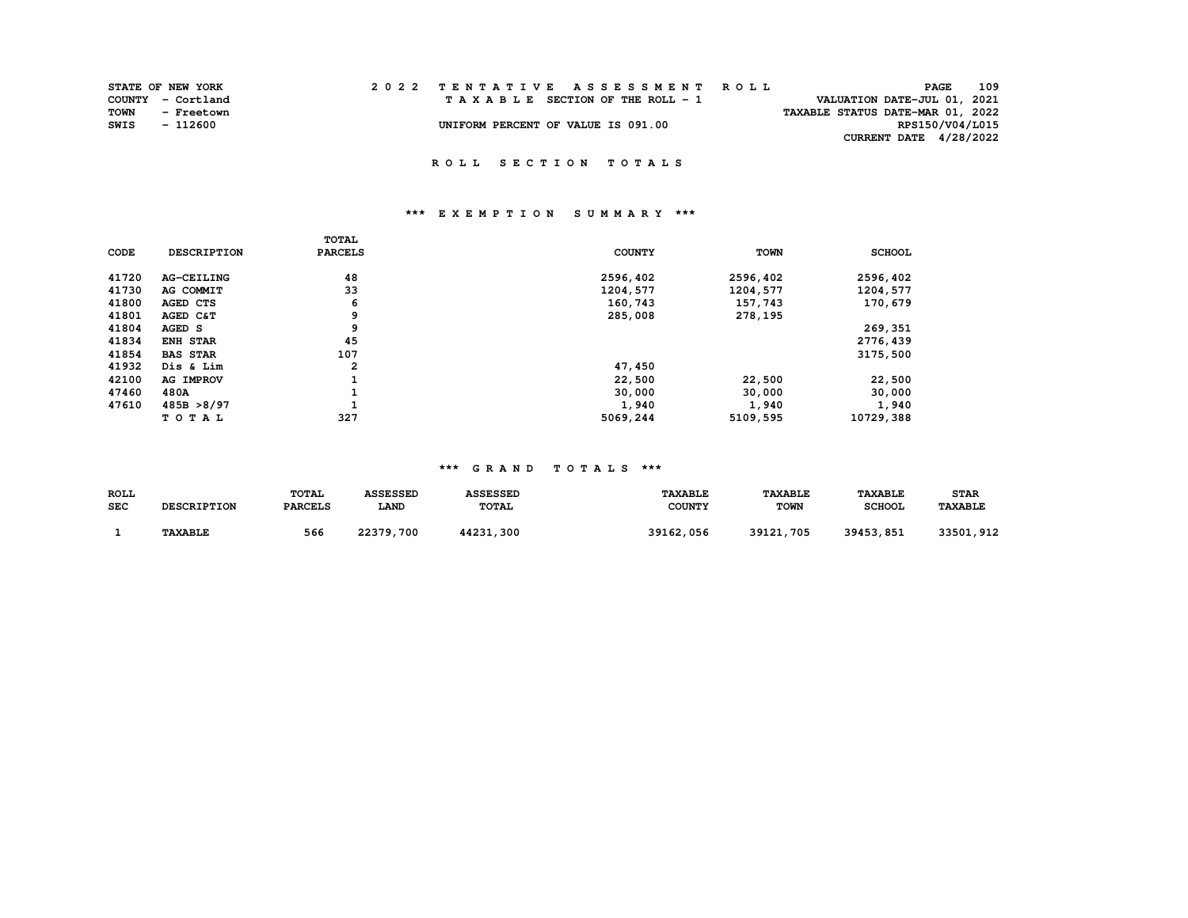STATE OF NEW YORK
COUNTY - Cortland
TOWN - Freetown
SWIS - 112600

2 0 2 2 T E N T A T I V E A S S E S S M E N T R O L L
T A X A B L E SECTION OF THE ROLL - 1
UNIFORM PERCENT OF VALUE IS 091.00

VALUATION DATE-JUL 01, 2021
TAXABLE STATUS DATE-MAR 01, 2022
RPS150/V04/L015
CURRENT DATE 4/28/2022

## R O L L S E C T I O N T O T A L S

### *** E X E M P T I O N S U M M A R Y ***

| CODE | DESCRIPTION | TOTAL PARCELS | COUNTY | TOWN | SCHOOL |
|---|---|---|---|---|---|
| 41720 | AG-CEILING | 48 | 2596,402 | 2596,402 | 2596,402 |
| 41730 | AG COMMIT | 33 | 1204,577 | 1204,577 | 1204,577 |
| 41800 | AGED CTS | 6 | 160,743 | 157,743 | 170,679 |
| 41801 | AGED C&T | 9 | 285,008 | 278,195 | |
| 41804 | AGED S | 9 | | | 269,351 |
| 41834 | ENH STAR | 45 | | | 2776,439 |
| 41854 | BAS STAR | 107 | | | 3175,500 |
| 41932 | Dis & Lim | 2 | 47,450 | | |
| 42100 | AG IMPROV | 1 | 22,500 | 22,500 | 22,500 |
| 47460 | 480A | 1 | 30,000 | 30,000 | 30,000 |
| 47610 | 485B >8/97 | 1 | 1,940 | 1,940 | 1,940 |
| | T O T A L | 327 | 5069,244 | 5109,595 | 10729,388 |

### *** G R A N D T O T A L S ***

| ROLL SEC | DESCRIPTION | TOTAL PARCELS | ASSESSED LAND | ASSESSED TOTAL | TAXABLE COUNTY | TAXABLE TOWN | TAXABLE SCHOOL | STAR TAXABLE |
|---|---|---|---|---|---|---|---|---|
| 1 | TAXABLE | 566 | 22379,700 | 44231,300 | 39162,056 | 39121,705 | 39453,851 | 33501,912 |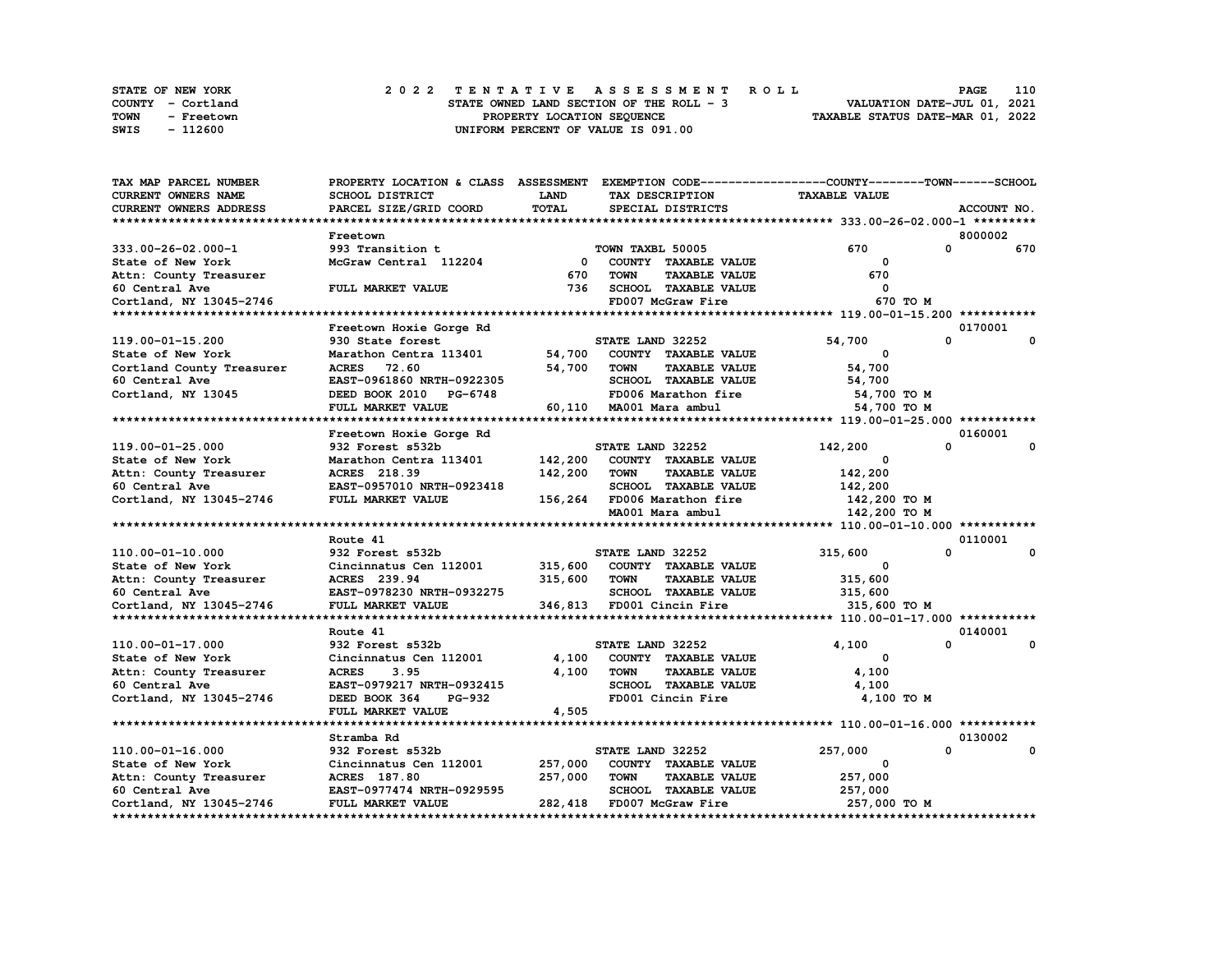STATE OF NEW YORK — 2 0 2 2 T E N T A T I V E A S S E S S M E N T R O L L

COUNTY - Cortland — STATE OWNED LAND SECTION OF THE ROLL - 3 — VALUATION DATE-JUL 01, 2021

TOWN - Freetown — PROPERTY LOCATION SEQUENCE — TAXABLE STATUS DATE-MAR 01, 2022

SWIS - 112600 — UNIFORM PERCENT OF VALUE IS 091.00

| TAX MAP PARCEL NUMBER / CURRENT OWNERS NAME / CURRENT OWNERS ADDRESS | PROPERTY LOCATION & CLASS / SCHOOL DISTRICT / PARCEL SIZE/GRID COORD | ASSESSMENT LAND / TOTAL | EXEMPTION CODE / TAX DESCRIPTION / SPECIAL DISTRICTS | COUNTY | TOWN | SCHOOL / ACCOUNT NO. |
|---|---|---|---|---|---|---|
| **333.00-26-02.000-1** | Freetown | | | | | 8000002 |
| 333.00-26-02.000-1 | 993 Transition t | | TOWN TAXBL 50005 | 670 | 0 | 670 |
| State of New York | McGraw Central 112204 | 0 | COUNTY TAXABLE VALUE | 0 | | |
| Attn: County Treasurer | | 670 | TOWN TAXABLE VALUE | 670 | | |
| 60 Central Ave | FULL MARKET VALUE | 736 | SCHOOL TAXABLE VALUE | 0 | | |
| Cortland, NY 13045-2746 | | | FD007 McGraw Fire | 670 TO M | | |
| **119.00-01-15.200** | Freetown Hoxie Gorge Rd | | | | | 0170001 |
| 119.00-01-15.200 | 930 State forest | | STATE LAND 32252 | 54,700 | 0 | 0 |
| State of New York | Marathon Centra 113401 | 54,700 | COUNTY TAXABLE VALUE | 0 | | |
| Cortland County Treasurer | ACRES 72.60 | 54,700 | TOWN TAXABLE VALUE | 54,700 | | |
| 60 Central Ave | EAST-0961860 NRTH-0922305 | | SCHOOL TAXABLE VALUE | 54,700 | | |
| Cortland, NY 13045 | DEED BOOK 2010 PG-6748 | | FD006 Marathon fire | 54,700 TO M | | |
| | FULL MARKET VALUE | 60,110 | MA001 Mara ambul | 54,700 TO M | | |
| **119.00-01-25.000** | Freetown Hoxie Gorge Rd | | | | | 0160001 |
| 119.00-01-25.000 | 932 Forest s532b | | STATE LAND 32252 | 142,200 | 0 | 0 |
| State of New York | Marathon Centra 113401 | 142,200 | COUNTY TAXABLE VALUE | 0 | | |
| Attn: County Treasurer | ACRES 218.39 | 142,200 | TOWN TAXABLE VALUE | 142,200 | | |
| 60 Central Ave | EAST-0957010 NRTH-0923418 | | SCHOOL TAXABLE VALUE | 142,200 | | |
| Cortland, NY 13045-2746 | FULL MARKET VALUE | 156,264 | FD006 Marathon fire | 142,200 TO M | | |
| | | | MA001 Mara ambul | 142,200 TO M | | |
| **110.00-01-10.000** | Route 41 | | | | | 0110001 |
| 110.00-01-10.000 | 932 Forest s532b | | STATE LAND 32252 | 315,600 | 0 | 0 |
| State of New York | Cincinnatus Cen 112001 | 315,600 | COUNTY TAXABLE VALUE | 0 | | |
| Attn: County Treasurer | ACRES 239.94 | 315,600 | TOWN TAXABLE VALUE | 315,600 | | |
| 60 Central Ave | EAST-0978230 NRTH-0932275 | | SCHOOL TAXABLE VALUE | 315,600 | | |
| Cortland, NY 13045-2746 | FULL MARKET VALUE | 346,813 | FD001 Cincin Fire | 315,600 TO M | | |
| **110.00-01-17.000** | Route 41 | | | | | 0140001 |
| 110.00-01-17.000 | 932 Forest s532b | | STATE LAND 32252 | 4,100 | 0 | 0 |
| State of New York | Cincinnatus Cen 112001 | 4,100 | COUNTY TAXABLE VALUE | 0 | | |
| Attn: County Treasurer | ACRES 3.95 | 4,100 | TOWN TAXABLE VALUE | 4,100 | | |
| 60 Central Ave | EAST-0979217 NRTH-0932415 | | SCHOOL TAXABLE VALUE | 4,100 | | |
| Cortland, NY 13045-2746 | DEED BOOK 364 PG-932 | | FD001 Cincin Fire | 4,100 TO M | | |
| | FULL MARKET VALUE | 4,505 | | | | |
| **110.00-01-16.000** | Stramba Rd | | | | | 0130002 |
| 110.00-01-16.000 | 932 Forest s532b | | STATE LAND 32252 | 257,000 | 0 | 0 |
| State of New York | Cincinnatus Cen 112001 | 257,000 | COUNTY TAXABLE VALUE | 0 | | |
| Attn: County Treasurer | ACRES 187.80 | 257,000 | TOWN TAXABLE VALUE | 257,000 | | |
| 60 Central Ave | EAST-0977474 NRTH-0929595 | | SCHOOL TAXABLE VALUE | 257,000 | | |
| Cortland, NY 13045-2746 | FULL MARKET VALUE | 282,418 | FD007 McGraw Fire | 257,000 TO M | | |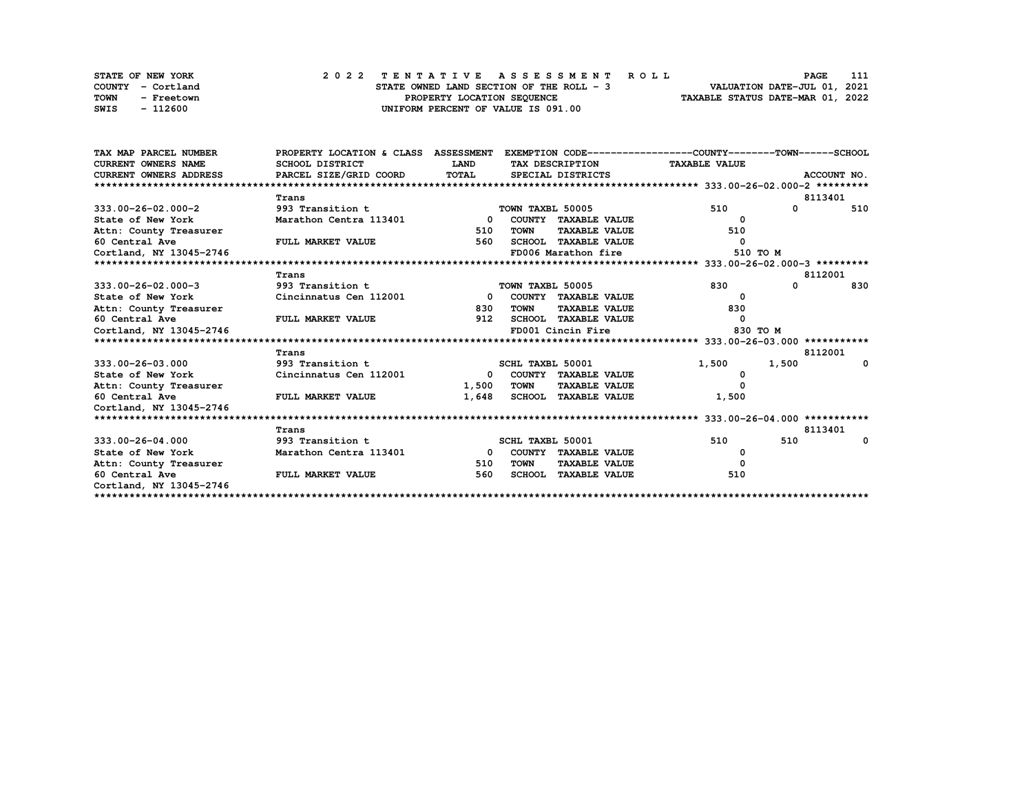STATE OF NEW YORK — 2022 TENTATIVE ASSESSMENT ROLL
COUNTY - Cortland — STATE OWNED LAND SECTION OF THE ROLL - 3 — VALUATION DATE-JUL 01, 2021
TOWN - Freetown — PROPERTY LOCATION SEQUENCE — TAXABLE STATUS DATE-MAR 01, 2022
SWIS - 112600 — UNIFORM PERCENT OF VALUE IS 091.00

| TAX MAP PARCEL NUMBER / CURRENT OWNERS NAME / CURRENT OWNERS ADDRESS | PROPERTY LOCATION & CLASS / SCHOOL DISTRICT / PARCEL SIZE/GRID COORD | ASSESSMENT LAND / TOTAL | EXEMPTION CODE / TAX DESCRIPTION / SPECIAL DISTRICTS | COUNTY | TOWN | SCHOOL | ACCOUNT NO. |
|---|---|---|---|---|---|---|---|
| **333.00-26-02.000-2** | Trans | | | | | | 8113401 |
| 333.00-26-02.000-2 | 993 Transition t | | TOWN TAXBL 50005 | 510 | 0 | 510 | |
| State of New York | Marathon Centra 113401 | 0 | COUNTY TAXABLE VALUE | 0 | | | |
| Attn: County Treasurer | | 510 | TOWN TAXABLE VALUE | 510 | | | |
| 60 Central Ave | FULL MARKET VALUE | 560 | SCHOOL TAXABLE VALUE | 0 | | | |
| Cortland, NY 13045-2746 | | | FD006 Marathon fire | 510 TO M | | | |
| **333.00-26-02.000-3** | Trans | | | | | | 8112001 |
| 333.00-26-02.000-3 | 993 Transition t | | TOWN TAXBL 50005 | 830 | 0 | 830 | |
| State of New York | Cincinnatus Cen 112001 | 0 | COUNTY TAXABLE VALUE | 0 | | | |
| Attn: County Treasurer | | 830 | TOWN TAXABLE VALUE | 830 | | | |
| 60 Central Ave | FULL MARKET VALUE | 912 | SCHOOL TAXABLE VALUE | 0 | | | |
| Cortland, NY 13045-2746 | | | FD001 Cincin Fire | 830 TO M | | | |
| **333.00-26-03.000** | Trans | | | | | | 8112001 |
| 333.00-26-03.000 | 993 Transition t | | SCHL TAXBL 50001 | 1,500 | 1,500 | 0 | |
| State of New York | Cincinnatus Cen 112001 | 0 | COUNTY TAXABLE VALUE | 0 | | | |
| Attn: County Treasurer | | 1,500 | TOWN TAXABLE VALUE | 0 | | | |
| 60 Central Ave | FULL MARKET VALUE | 1,648 | SCHOOL TAXABLE VALUE | 1,500 | | | |
| Cortland, NY 13045-2746 | | | | | | | |
| **333.00-26-04.000** | Trans | | | | | | 8113401 |
| 333.00-26-04.000 | 993 Transition t | | SCHL TAXBL 50001 | 510 | 510 | 0 | |
| State of New York | Marathon Centra 113401 | 0 | COUNTY TAXABLE VALUE | 0 | | | |
| Attn: County Treasurer | | 510 | TOWN TAXABLE VALUE | 0 | | | |
| 60 Central Ave | FULL MARKET VALUE | 560 | SCHOOL TAXABLE VALUE | 510 | | | |
| Cortland, NY 13045-2746 | | | | | | | |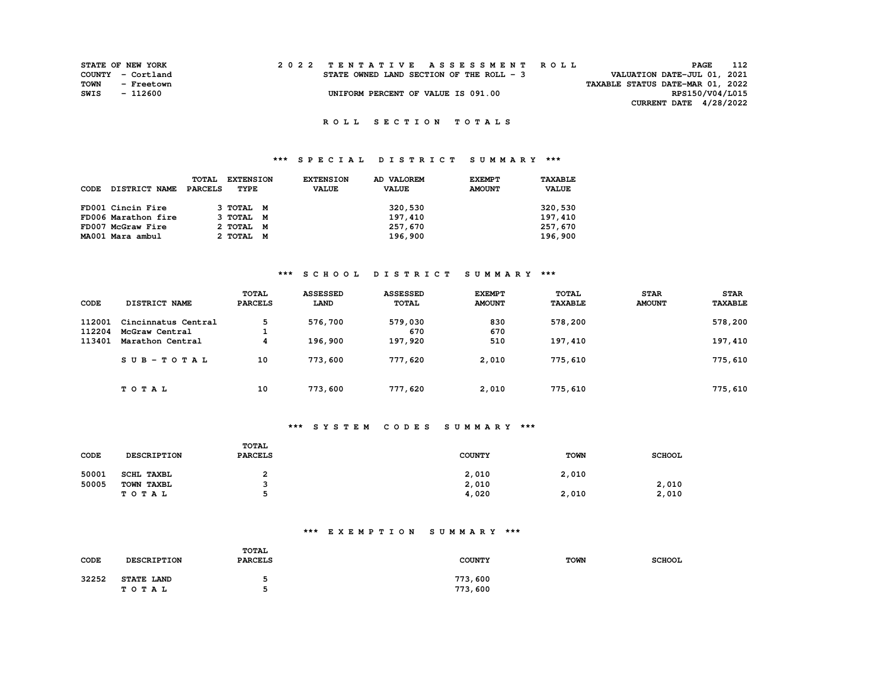STATE OF NEW YORK
COUNTY - Cortland
TOWN - Freetown
SWIS - 112600

# 2022 TENTATIVE ASSESSMENT ROLL

STATE OWNED LAND SECTION OF THE ROLL - 3

UNIFORM PERCENT OF VALUE IS 091.00

VALUATION DATE-JUL 01, 2021
TAXABLE STATUS DATE-MAR 01, 2022
RPS150/V04/L015
CURRENT DATE 4/28/2022

## ROLL SECTION TOTALS

### *** SPECIAL DISTRICT SUMMARY ***

| CODE | DISTRICT NAME | TOTAL PARCELS | EXTENSION TYPE | EXTENSION VALUE | AD VALOREM VALUE | EXEMPT AMOUNT | TAXABLE VALUE |
|---|---|---|---|---|---|---|---|
| FD001 | Cincin Fire | 3 | TOTAL M | | 320,530 | | 320,530 |
| FD006 | Marathon fire | 3 | TOTAL M | | 197,410 | | 197,410 |
| FD007 | McGraw Fire | 2 | TOTAL M | | 257,670 | | 257,670 |
| MA001 | Mara ambul | 2 | TOTAL M | | 196,900 | | 196,900 |

### *** SCHOOL DISTRICT SUMMARY ***

| CODE | DISTRICT NAME | TOTAL PARCELS | ASSESSED LAND | ASSESSED TOTAL | EXEMPT AMOUNT | TOTAL TAXABLE | STAR AMOUNT | STAR TAXABLE |
|---|---|---|---|---|---|---|---|---|
| 112001 | Cincinnatus Central | 5 | 576,700 | 579,030 | 830 | 578,200 | | 578,200 |
| 112204 | McGraw Central | 1 | | 670 | 670 | | | |
| 113401 | Marathon Central | 4 | 196,900 | 197,920 | 510 | 197,410 | | 197,410 |
| | SUB-TOTAL | 10 | 773,600 | 777,620 | 2,010 | 775,610 | | 775,610 |
| | TOTAL | 10 | 773,600 | 777,620 | 2,010 | 775,610 | | 775,610 |

### *** SYSTEM CODES SUMMARY ***

| CODE | DESCRIPTION | TOTAL PARCELS | COUNTY | TOWN | SCHOOL |
|---|---|---|---|---|---|
| 50001 | SCHL TAXBL | 2 | 2,010 | 2,010 | |
| 50005 | TOWN TAXBL | 3 | 2,010 | | 2,010 |
| | TOTAL | 5 | 4,020 | 2,010 | 2,010 |

### *** EXEMPTION SUMMARY ***

| CODE | DESCRIPTION | TOTAL PARCELS | COUNTY | TOWN | SCHOOL |
|---|---|---|---|---|---|
| 32252 | STATE LAND | 5 | 773,600 | | |
| | TOTAL | 5 | 773,600 | | |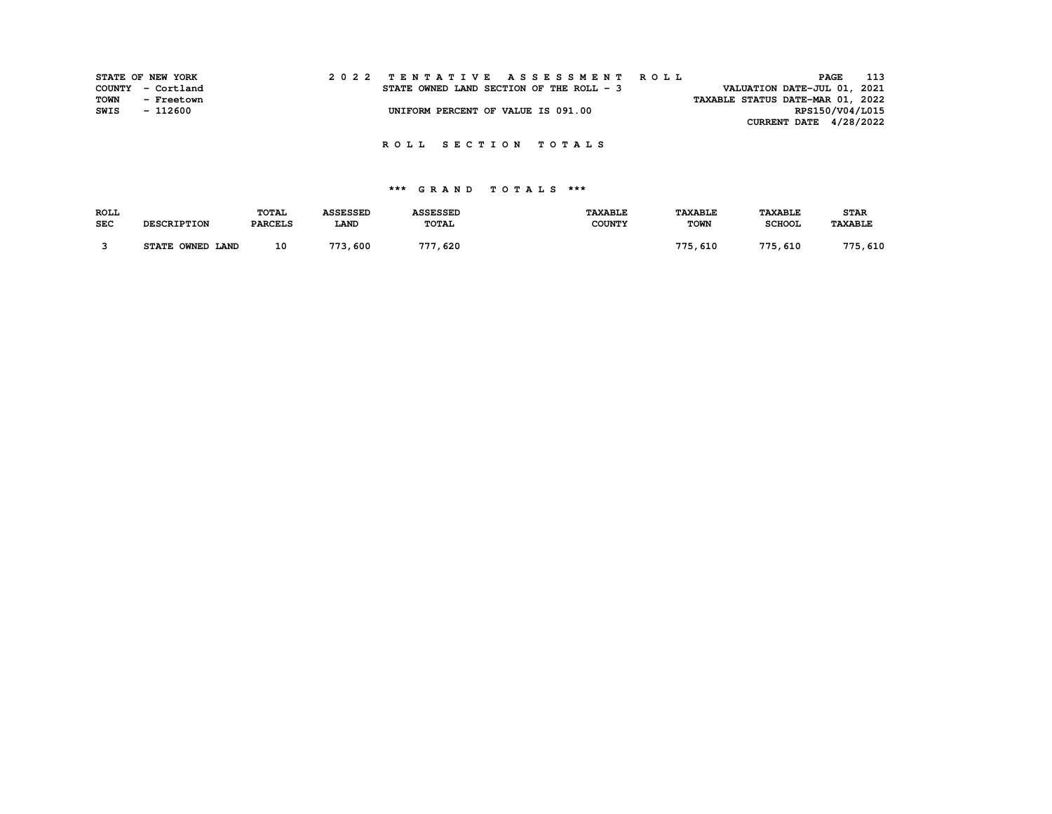STATE OF NEW YORK
COUNTY - Cortland
TOWN - Freetown
SWIS - 112600

2 0 2 2 T E N T A T I V E A S S E S S M E N T R O L L
STATE OWNED LAND SECTION OF THE ROLL - 3
UNIFORM PERCENT OF VALUE IS 091.00

VALUATION DATE-JUL 01, 2021
TAXABLE STATUS DATE-MAR 01, 2022
RPS150/V04/L015
CURRENT DATE 4/28/2022

## R O L L S E C T I O N T O T A L S

### *** G R A N D T O T A L S ***

| ROLL SEC | DESCRIPTION | TOTAL PARCELS | ASSESSED LAND | ASSESSED TOTAL | TAXABLE COUNTY | TAXABLE TOWN | TAXABLE SCHOOL | STAR TAXABLE |
|---|---|---|---|---|---|---|---|---|
| 3 | STATE OWNED LAND | 10 | 773,600 | 777,620 | | 775,610 | 775,610 | 775,610 |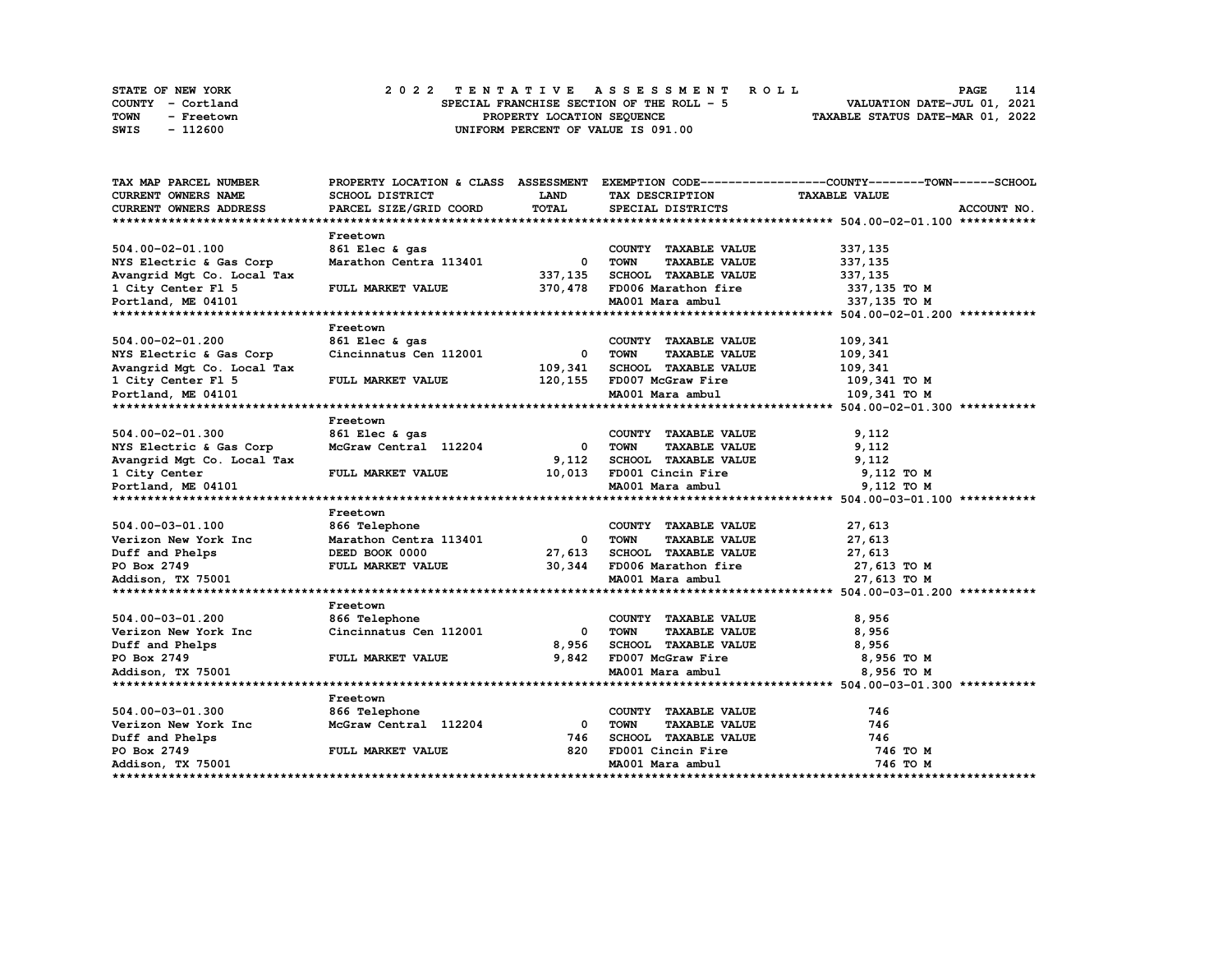STATE OF NEW YORK
COUNTY - Cortland
TOWN - Freetown
SWIS - 112600

# 2022 TENTATIVE ASSESSMENT ROLL

SPECIAL FRANCHISE SECTION OF THE ROLL - 5
PROPERTY LOCATION SEQUENCE
UNIFORM PERCENT OF VALUE IS 091.00

VALUATION DATE-JUL 01, 2021
TAXABLE STATUS DATE-MAR 01, 2022

| TAX MAP PARCEL NUMBER / CURRENT OWNERS NAME / CURRENT OWNERS ADDRESS | PROPERTY LOCATION & CLASS / SCHOOL DISTRICT / PARCEL SIZE/GRID COORD | ASSESSMENT LAND / TOTAL | EXEMPTION CODE / TAX DESCRIPTION / SPECIAL DISTRICTS | TAXABLE VALUE (COUNTY--TOWN--SCHOOL) | ACCOUNT NO. |
|---|---|---|---|---|---|
| **504.00-02-01.100** | Freetown | | | | |
| 504.00-02-01.100 | 861 Elec & gas | | COUNTY TAXABLE VALUE | 337,135 | |
| NYS Electric & Gas Corp | Marathon Centra 113401 | 0 | TOWN TAXABLE VALUE | 337,135 | |
| Avangrid Mgt Co. Local Tax | | 337,135 | SCHOOL TAXABLE VALUE | 337,135 | |
| 1 City Center Fl 5 | FULL MARKET VALUE | 370,478 | FD006 Marathon fire | 337,135 TO M | |
| Portland, ME 04101 | | | MA001 Mara ambul | 337,135 TO M | |
| **504.00-02-01.200** | Freetown | | | | |
| 504.00-02-01.200 | 861 Elec & gas | | COUNTY TAXABLE VALUE | 109,341 | |
| NYS Electric & Gas Corp | Cincinnatus Cen 112001 | 0 | TOWN TAXABLE VALUE | 109,341 | |
| Avangrid Mgt Co. Local Tax | | 109,341 | SCHOOL TAXABLE VALUE | 109,341 | |
| 1 City Center Fl 5 | FULL MARKET VALUE | 120,155 | FD007 McGraw Fire | 109,341 TO M | |
| Portland, ME 04101 | | | MA001 Mara ambul | 109,341 TO M | |
| **504.00-02-01.300** | Freetown | | | | |
| 504.00-02-01.300 | 861 Elec & gas | | COUNTY TAXABLE VALUE | 9,112 | |
| NYS Electric & Gas Corp | McGraw Central 112204 | 0 | TOWN TAXABLE VALUE | 9,112 | |
| Avangrid Mgt Co. Local Tax | | 9,112 | SCHOOL TAXABLE VALUE | 9,112 | |
| 1 City Center | FULL MARKET VALUE | 10,013 | FD001 Cincin Fire | 9,112 TO M | |
| Portland, ME 04101 | | | MA001 Mara ambul | 9,112 TO M | |
| **504.00-03-01.100** | Freetown | | | | |
| 504.00-03-01.100 | 866 Telephone | | COUNTY TAXABLE VALUE | 27,613 | |
| Verizon New York Inc | Marathon Centra 113401 | 0 | TOWN TAXABLE VALUE | 27,613 | |
| Duff and Phelps | DEED BOOK 0000 | 27,613 | SCHOOL TAXABLE VALUE | 27,613 | |
| PO Box 2749 | FULL MARKET VALUE | 30,344 | FD006 Marathon fire | 27,613 TO M | |
| Addison, TX 75001 | | | MA001 Mara ambul | 27,613 TO M | |
| **504.00-03-01.200** | Freetown | | | | |
| 504.00-03-01.200 | 866 Telephone | | COUNTY TAXABLE VALUE | 8,956 | |
| Verizon New York Inc | Cincinnatus Cen 112001 | 0 | TOWN TAXABLE VALUE | 8,956 | |
| Duff and Phelps | | 8,956 | SCHOOL TAXABLE VALUE | 8,956 | |
| PO Box 2749 | FULL MARKET VALUE | 9,842 | FD007 McGraw Fire | 8,956 TO M | |
| Addison, TX 75001 | | | MA001 Mara ambul | 8,956 TO M | |
| **504.00-03-01.300** | Freetown | | | | |
| 504.00-03-01.300 | 866 Telephone | | COUNTY TAXABLE VALUE | 746 | |
| Verizon New York Inc | McGraw Central 112204 | 0 | TOWN TAXABLE VALUE | 746 | |
| Duff and Phelps | | 746 | SCHOOL TAXABLE VALUE | 746 | |
| PO Box 2749 | FULL MARKET VALUE | 820 | FD001 Cincin Fire | 746 TO M | |
| Addison, TX 75001 | | | MA001 Mara ambul | 746 TO M | |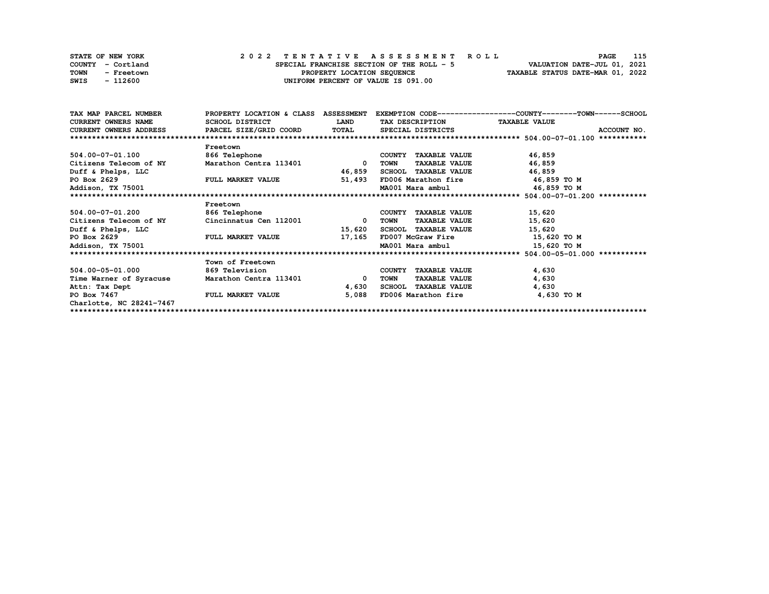STATE OF NEW YORK
COUNTY - Cortland
TOWN - Freetown
SWIS - 112600

# 2022 TENTATIVE ASSESSMENT ROLL

SPECIAL FRANCHISE SECTION OF THE ROLL - 5
PROPERTY LOCATION SEQUENCE
UNIFORM PERCENT OF VALUE IS 091.00

VALUATION DATE-JUL 01, 2021
TAXABLE STATUS DATE-MAR 01, 2022

| TAX MAP PARCEL NUMBER / CURRENT OWNERS NAME / CURRENT OWNERS ADDRESS | PROPERTY LOCATION & CLASS / SCHOOL DISTRICT / PARCEL SIZE/GRID COORD | ASSESSMENT LAND / TOTAL | EXEMPTION CODE / TAX DESCRIPTION / SPECIAL DISTRICTS | COUNTY / TOWN / SCHOOL TAXABLE VALUE | ACCOUNT NO. |
|---|---|---|---|---|---|
| **504.00-07-01.100** | Freetown | | | | |
| 504.00-07-01.100 | 866 Telephone | | COUNTY TAXABLE VALUE | 46,859 | |
| Citizens Telecom of NY | Marathon Centra 113401 | 0 | TOWN TAXABLE VALUE | 46,859 | |
| Duff & Phelps, LLC | | 46,859 | SCHOOL TAXABLE VALUE | 46,859 | |
| PO Box 2629 | FULL MARKET VALUE | 51,493 | FD006 Marathon fire | 46,859 TO M | |
| Addison, TX 75001 | | | MA001 Mara ambul | 46,859 TO M | |
| **504.00-07-01.200** | Freetown | | | | |
| 504.00-07-01.200 | 866 Telephone | | COUNTY TAXABLE VALUE | 15,620 | |
| Citizens Telecom of NY | Cincinnatus Cen 112001 | 0 | TOWN TAXABLE VALUE | 15,620 | |
| Duff & Phelps, LLC | | 15,620 | SCHOOL TAXABLE VALUE | 15,620 | |
| PO Box 2629 | FULL MARKET VALUE | 17,165 | FD007 McGraw Fire | 15,620 TO M | |
| Addison, TX 75001 | | | MA001 Mara ambul | 15,620 TO M | |
| **504.00-05-01.000** | Town of Freetown | | | | |
| 504.00-05-01.000 | 869 Television | | COUNTY TAXABLE VALUE | 4,630 | |
| Time Warner of Syracuse | Marathon Centra 113401 | 0 | TOWN TAXABLE VALUE | 4,630 | |
| Attn: Tax Dept | | 4,630 | SCHOOL TAXABLE VALUE | 4,630 | |
| PO Box 7467 | FULL MARKET VALUE | 5,088 | FD006 Marathon fire | 4,630 TO M | |
| Charlotte, NC 28241-7467 | | | | | |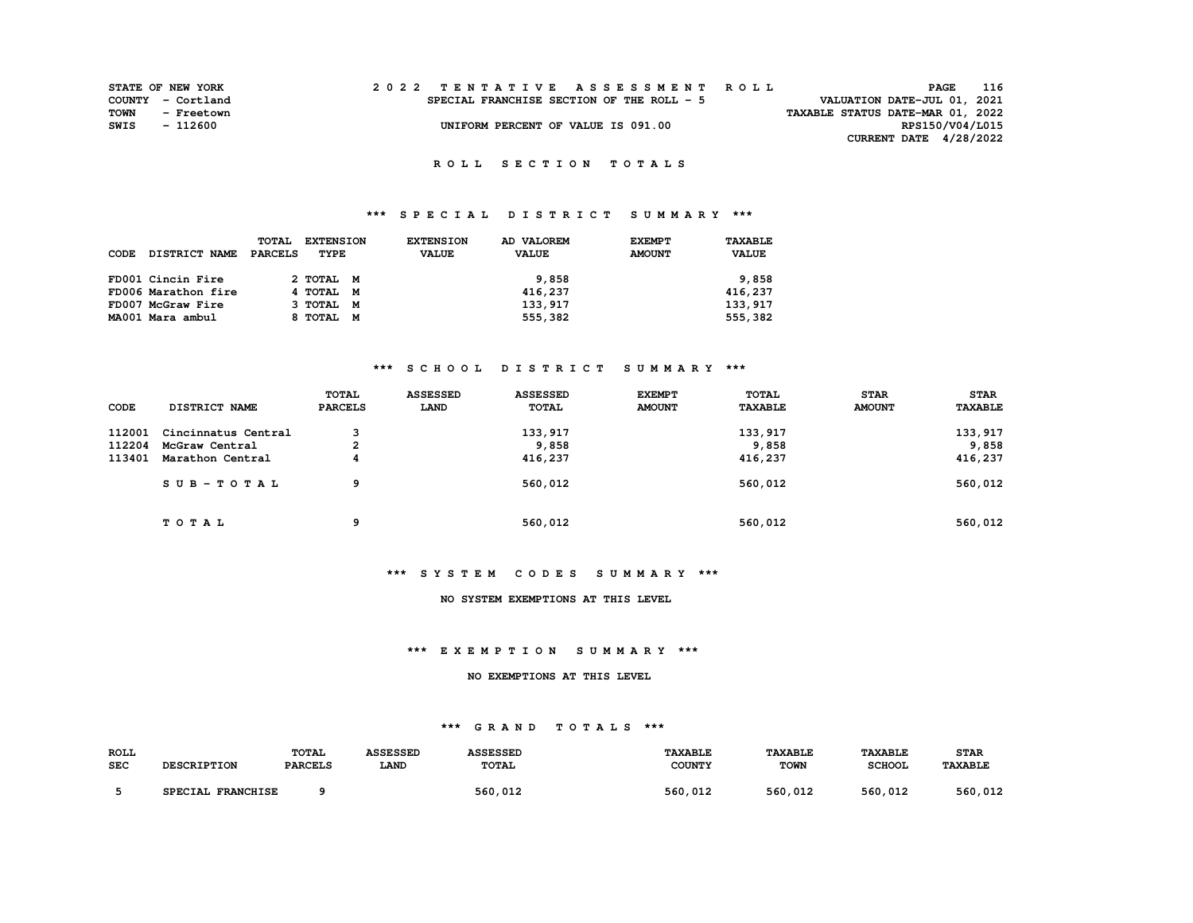STATE OF NEW YORK
COUNTY - Cortland
TOWN - Freetown
SWIS - 112600

# 2022 TENTATIVE ASSESSMENT ROLL

SPECIAL FRANCHISE SECTION OF THE ROLL - 5

UNIFORM PERCENT OF VALUE IS 091.00

VALUATION DATE-JUL 01, 2021
TAXABLE STATUS DATE-MAR 01, 2022
RPS150/V04/L015
CURRENT DATE 4/28/2022

## ROLL SECTION TOTALS

### *** SPECIAL DISTRICT SUMMARY ***

| CODE | DISTRICT NAME | TOTAL PARCELS | EXTENSION TYPE | EXTENSION VALUE | AD VALOREM VALUE | EXEMPT AMOUNT | TAXABLE VALUE |
|---|---|---|---|---|---|---|---|
| FD001 | Cincin Fire | 2 | TOTAL M | | 9,858 | | 9,858 |
| FD006 | Marathon fire | 4 | TOTAL M | | 416,237 | | 416,237 |
| FD007 | McGraw Fire | 3 | TOTAL M | | 133,917 | | 133,917 |
| MA001 | Mara ambul | 8 | TOTAL M | | 555,382 | | 555,382 |

### *** SCHOOL DISTRICT SUMMARY ***

| CODE | DISTRICT NAME | TOTAL PARCELS | ASSESSED LAND | ASSESSED TOTAL | EXEMPT AMOUNT | TOTAL TAXABLE | STAR AMOUNT | STAR TAXABLE |
|---|---|---|---|---|---|---|---|---|
| 112001 | Cincinnatus Central | 3 | | 133,917 | | 133,917 | | 133,917 |
| 112204 | McGraw Central | 2 | | 9,858 | | 9,858 | | 9,858 |
| 113401 | Marathon Central | 4 | | 416,237 | | 416,237 | | 416,237 |
| | SUB-TOTAL | 9 | | 560,012 | | 560,012 | | 560,012 |
| | TOTAL | 9 | | 560,012 | | 560,012 | | 560,012 |

### *** SYSTEM CODES SUMMARY ***

NO SYSTEM EXEMPTIONS AT THIS LEVEL

### *** EXEMPTION SUMMARY ***

NO EXEMPTIONS AT THIS LEVEL

### *** GRAND TOTALS ***

| ROLL SEC | DESCRIPTION | TOTAL PARCELS | ASSESSED LAND | ASSESSED TOTAL | TAXABLE COUNTY | TAXABLE TOWN | TAXABLE SCHOOL | STAR TAXABLE |
|---|---|---|---|---|---|---|---|---|
| 5 | SPECIAL FRANCHISE | 9 | | 560,012 | 560,012 | 560,012 | 560,012 | 560,012 |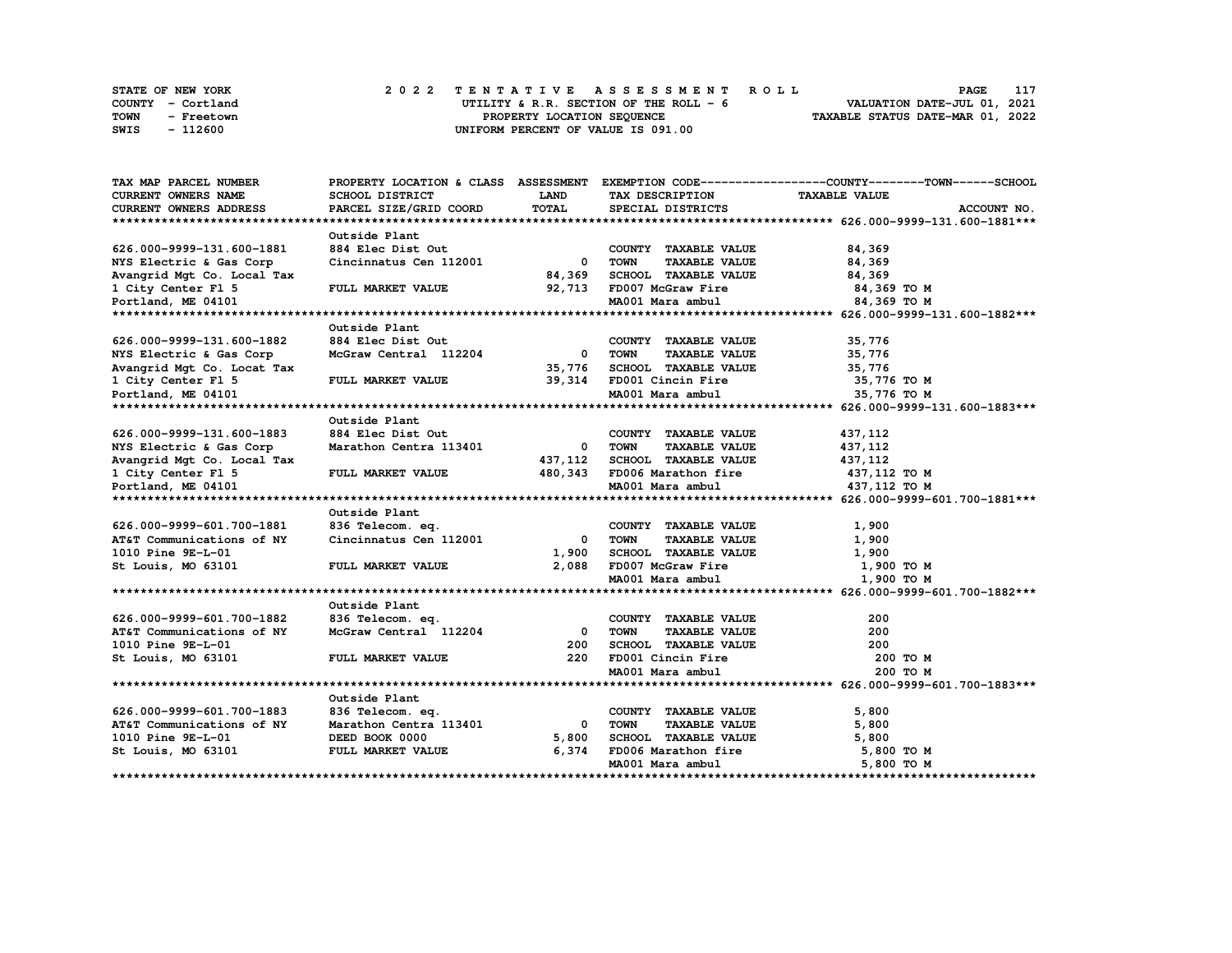STATE OF NEW YORK
COUNTY - Cortland
TOWN - Freetown
SWIS - 112600

# 2022 TENTATIVE ASSESSMENT ROLL

UTILITY & R.R. SECTION OF THE ROLL - 6
PROPERTY LOCATION SEQUENCE
UNIFORM PERCENT OF VALUE IS 091.00

VALUATION DATE-JUL 01, 2021
TAXABLE STATUS DATE-MAR 01, 2022

| TAX MAP PARCEL NUMBER / CURRENT OWNERS NAME / CURRENT OWNERS ADDRESS | PROPERTY LOCATION & CLASS / SCHOOL DISTRICT / PARCEL SIZE/GRID COORD | ASSESSMENT LAND / TOTAL | EXEMPTION CODE / TAX DESCRIPTION / SPECIAL DISTRICTS | TAXABLE VALUE (COUNTY / TOWN / SCHOOL) | ACCOUNT NO. |
|---|---|---|---|---|---|
| **626.000-9999-131.600-1881** | Outside Plant | | | | |
| 626.000-9999-131.600-1881 | 884 Elec Dist Out | | COUNTY TAXABLE VALUE | 84,369 | |
| NYS Electric & Gas Corp | Cincinnatus Cen 112001 | 0 | TOWN TAXABLE VALUE | 84,369 | |
| Avangrid Mgt Co. Local Tax | | 84,369 | SCHOOL TAXABLE VALUE | 84,369 | |
| 1 City Center Fl 5 | FULL MARKET VALUE | 92,713 | FD007 McGraw Fire | 84,369 TO M | |
| Portland, ME 04101 | | | MA001 Mara ambul | 84,369 TO M | |
| **626.000-9999-131.600-1882** | Outside Plant | | | | |
| 626.000-9999-131.600-1882 | 884 Elec Dist Out | | COUNTY TAXABLE VALUE | 35,776 | |
| NYS Electric & Gas Corp | McGraw Central 112204 | 0 | TOWN TAXABLE VALUE | 35,776 | |
| Avangrid Mgt Co. Locat Tax | | 35,776 | SCHOOL TAXABLE VALUE | 35,776 | |
| 1 City Center Fl 5 | FULL MARKET VALUE | 39,314 | FD001 Cincin Fire | 35,776 TO M | |
| Portland, ME 04101 | | | MA001 Mara ambul | 35,776 TO M | |
| **626.000-9999-131.600-1883** | Outside Plant | | | | |
| 626.000-9999-131.600-1883 | 884 Elec Dist Out | | COUNTY TAXABLE VALUE | 437,112 | |
| NYS Electric & Gas Corp | Marathon Centra 113401 | 0 | TOWN TAXABLE VALUE | 437,112 | |
| Avangrid Mgt Co. Local Tax | | 437,112 | SCHOOL TAXABLE VALUE | 437,112 | |
| 1 City Center Fl 5 | FULL MARKET VALUE | 480,343 | FD006 Marathon fire | 437,112 TO M | |
| Portland, ME 04101 | | | MA001 Mara ambul | 437,112 TO M | |
| **626.000-9999-601.700-1881** | Outside Plant | | | | |
| 626.000-9999-601.700-1881 | 836 Telecom. eq. | | COUNTY TAXABLE VALUE | 1,900 | |
| AT&T Communications of NY | Cincinnatus Cen 112001 | 0 | TOWN TAXABLE VALUE | 1,900 | |
| 1010 Pine 9E-L-01 | | 1,900 | SCHOOL TAXABLE VALUE | 1,900 | |
| St Louis, MO 63101 | FULL MARKET VALUE | 2,088 | FD007 McGraw Fire | 1,900 TO M | |
| | | | MA001 Mara ambul | 1,900 TO M | |
| **626.000-9999-601.700-1882** | Outside Plant | | | | |
| 626.000-9999-601.700-1882 | 836 Telecom. eq. | | COUNTY TAXABLE VALUE | 200 | |
| AT&T Communications of NY | McGraw Central 112204 | 0 | TOWN TAXABLE VALUE | 200 | |
| 1010 Pine 9E-L-01 | | 200 | SCHOOL TAXABLE VALUE | 200 | |
| St Louis, MO 63101 | FULL MARKET VALUE | 220 | FD001 Cincin Fire | 200 TO M | |
| | | | MA001 Mara ambul | 200 TO M | |
| **626.000-9999-601.700-1883** | Outside Plant | | | | |
| 626.000-9999-601.700-1883 | 836 Telecom. eq. | | COUNTY TAXABLE VALUE | 5,800 | |
| AT&T Communications of NY | Marathon Centra 113401 | 0 | TOWN TAXABLE VALUE | 5,800 | |
| 1010 Pine 9E-L-01 | DEED BOOK 0000 | 5,800 | SCHOOL TAXABLE VALUE | 5,800 | |
| St Louis, MO 63101 | FULL MARKET VALUE | 6,374 | FD006 Marathon fire | 5,800 TO M | |
| | | | MA001 Mara ambul | 5,800 TO M | |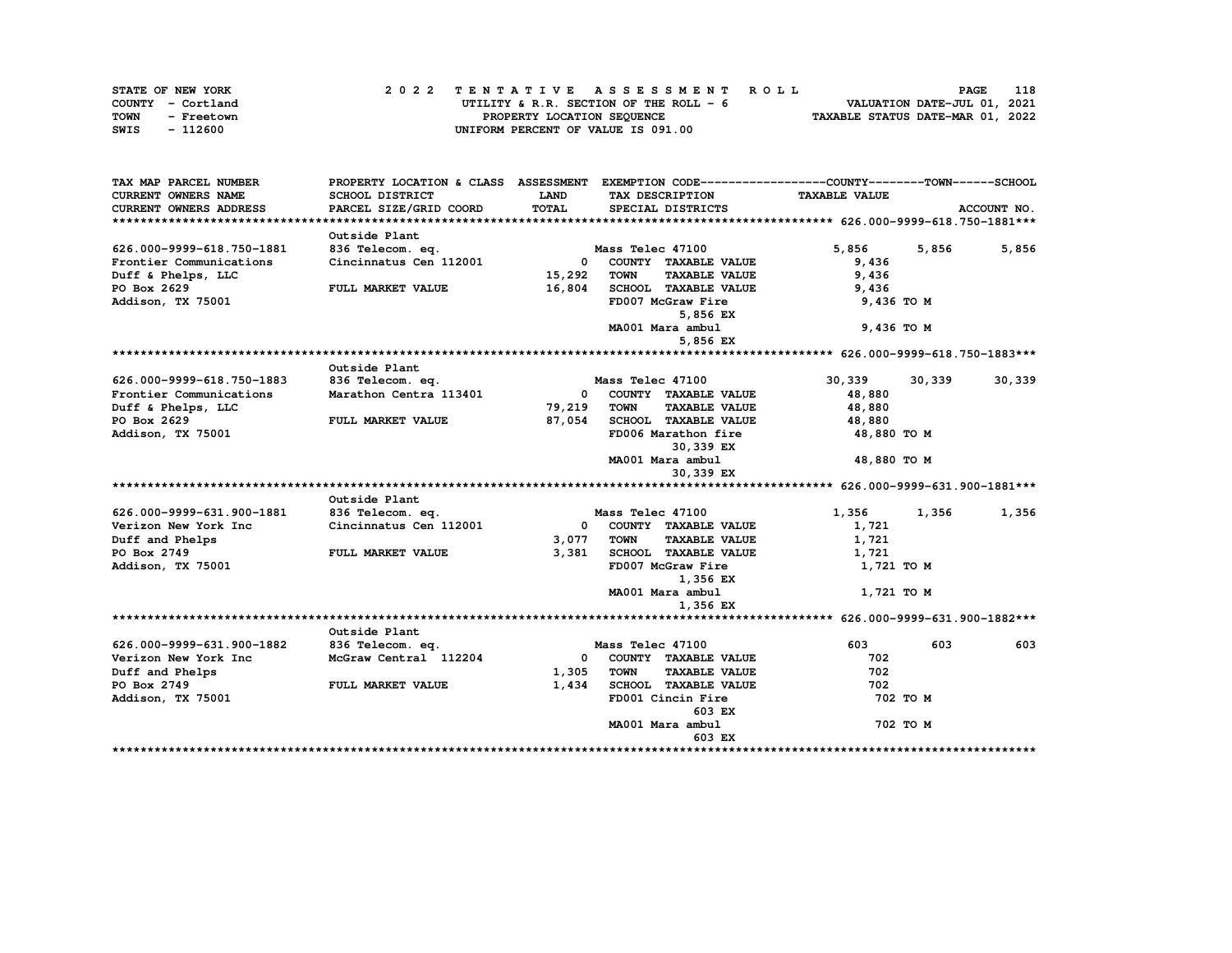STATE OF NEW YORK — COUNTY - Cortland — TOWN - Freetown — SWIS - 112600

**2022 TENTATIVE ASSESSMENT ROLL**
UTILITY & R.R. SECTION OF THE ROLL - 6
PROPERTY LOCATION SEQUENCE
UNIFORM PERCENT OF VALUE IS 091.00

VALUATION DATE-JUL 01, 2021
TAXABLE STATUS DATE-MAR 01, 2022

| TAX MAP PARCEL NUMBER / CURRENT OWNERS NAME / CURRENT OWNERS ADDRESS | PROPERTY LOCATION & CLASS / SCHOOL DISTRICT / PARCEL SIZE/GRID COORD | ASSESSMENT LAND / TOTAL | EXEMPTION CODE / TAX DESCRIPTION / SPECIAL DISTRICTS | COUNTY | TOWN | SCHOOL |
|---|---|---|---|---|---|---|
| **626.000-9999-618.750-1881** | Outside Plant | | | | | |
| 626.000-9999-618.750-1881 | 836 Telecom. eq. | | Mass Telec 47100 | 5,856 | 5,856 | 5,856 |
| Frontier Communications | Cincinnatus Cen 112001 | 0 | COUNTY TAXABLE VALUE | 9,436 | | |
| Duff & Phelps, LLC | | 15,292 | TOWN TAXABLE VALUE | 9,436 | | |
| PO Box 2629 | FULL MARKET VALUE | 16,804 | SCHOOL TAXABLE VALUE | 9,436 | | |
| Addison, TX 75001 | | | FD007 McGraw Fire | 9,436 TO M | | |
| | | | 5,856 EX | | | |
| | | | MA001 Mara ambul | 9,436 TO M | | |
| | | | 5,856 EX | | | |
| **626.000-9999-618.750-1883** | Outside Plant | | | | | |
| 626.000-9999-618.750-1883 | 836 Telecom. eq. | | Mass Telec 47100 | 30,339 | 30,339 | 30,339 |
| Frontier Communications | Marathon Centra 113401 | 0 | COUNTY TAXABLE VALUE | 48,880 | | |
| Duff & Phelps, LLC | | 79,219 | TOWN TAXABLE VALUE | 48,880 | | |
| PO Box 2629 | FULL MARKET VALUE | 87,054 | SCHOOL TAXABLE VALUE | 48,880 | | |
| Addison, TX 75001 | | | FD006 Marathon fire | 48,880 TO M | | |
| | | | 30,339 EX | | | |
| | | | MA001 Mara ambul | 48,880 TO M | | |
| | | | 30,339 EX | | | |
| **626.000-9999-631.900-1881** | Outside Plant | | | | | |
| 626.000-9999-631.900-1881 | 836 Telecom. eq. | | Mass Telec 47100 | 1,356 | 1,356 | 1,356 |
| Verizon New York Inc | Cincinnatus Cen 112001 | 0 | COUNTY TAXABLE VALUE | 1,721 | | |
| Duff and Phelps | | 3,077 | TOWN TAXABLE VALUE | 1,721 | | |
| PO Box 2749 | FULL MARKET VALUE | 3,381 | SCHOOL TAXABLE VALUE | 1,721 | | |
| Addison, TX 75001 | | | FD007 McGraw Fire | 1,721 TO M | | |
| | | | 1,356 EX | | | |
| | | | MA001 Mara ambul | 1,721 TO M | | |
| | | | 1,356 EX | | | |
| **626.000-9999-631.900-1882** | Outside Plant | | | | | |
| 626.000-9999-631.900-1882 | 836 Telecom. eq. | | Mass Telec 47100 | 603 | 603 | 603 |
| Verizon New York Inc | McGraw Central 112204 | 0 | COUNTY TAXABLE VALUE | 702 | | |
| Duff and Phelps | | 1,305 | TOWN TAXABLE VALUE | 702 | | |
| PO Box 2749 | FULL MARKET VALUE | 1,434 | SCHOOL TAXABLE VALUE | 702 | | |
| Addison, TX 75001 | | | FD001 Cincin Fire | 702 TO M | | |
| | | | 603 EX | | | |
| | | | MA001 Mara ambul | 702 TO M | | |
| | | | 603 EX | | | |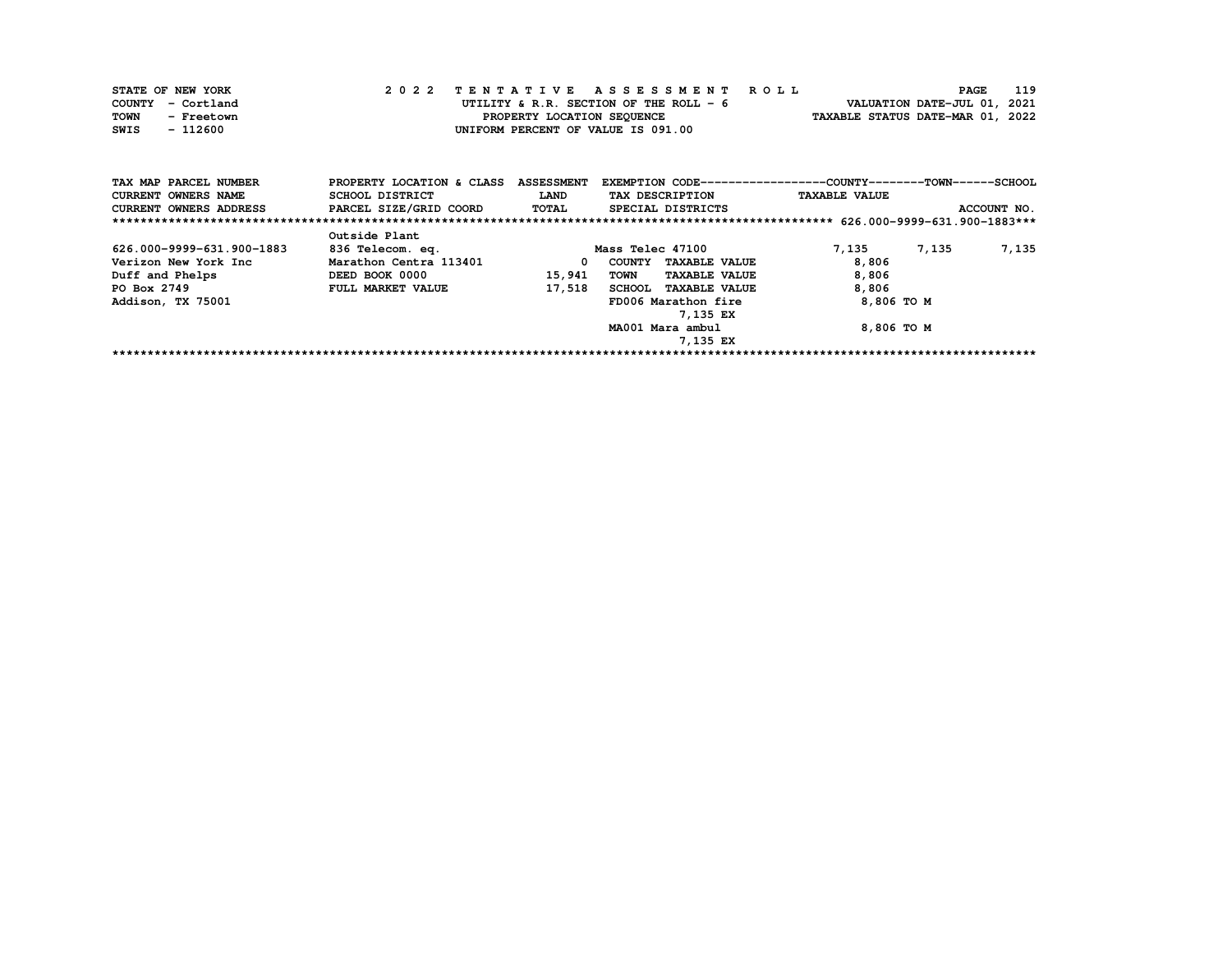STATE OF NEW YORK
COUNTY - Cortland
TOWN - Freetown
SWIS - 112600

2 0 2 2 TENTATIVE ASSESSMENT ROLL
UTILITY & R.R. SECTION OF THE ROLL - 6
PROPERTY LOCATION SEQUENCE
UNIFORM PERCENT OF VALUE IS 091.00

VALUATION DATE-JUL 01, 2021
TAXABLE STATUS DATE-MAR 01, 2022

| TAX MAP PARCEL NUMBER<br>CURRENT OWNERS NAME<br>CURRENT OWNERS ADDRESS | PROPERTY LOCATION & CLASS<br>SCHOOL DISTRICT<br>PARCEL SIZE/GRID COORD | ASSESSMENT<br>LAND<br>TOTAL | EXEMPTION CODE<br>TAX DESCRIPTION<br>SPECIAL DISTRICTS | COUNTY<br>TAXABLE VALUE | TOWN | SCHOOL<br>ACCOUNT NO. |
|---|---|---|---|---|---|---|
| 626.000-9999-631.900-1883 | Outside Plant | | | | | |
| 626.000-9999-631.900-1883 | 836 Telecom. eq. | | Mass Telec 47100 | 7,135 | 7,135 | 7,135 |
| Verizon New York Inc | Marathon Centra 113401 | 0 | COUNTY TAXABLE VALUE | 8,806 | | |
| Duff and Phelps | DEED BOOK 0000 | 15,941 | TOWN TAXABLE VALUE | 8,806 | | |
| PO Box 2749 | FULL MARKET VALUE | 17,518 | SCHOOL TAXABLE VALUE | 8,806 | | |
| Addison, TX 75001 | | | FD006 Marathon fire | 8,806 TO M | | |
| | | | 7,135 EX | | | |
| | | | MA001 Mara ambul | 8,806 TO M | | |
| | | | 7,135 EX | | | |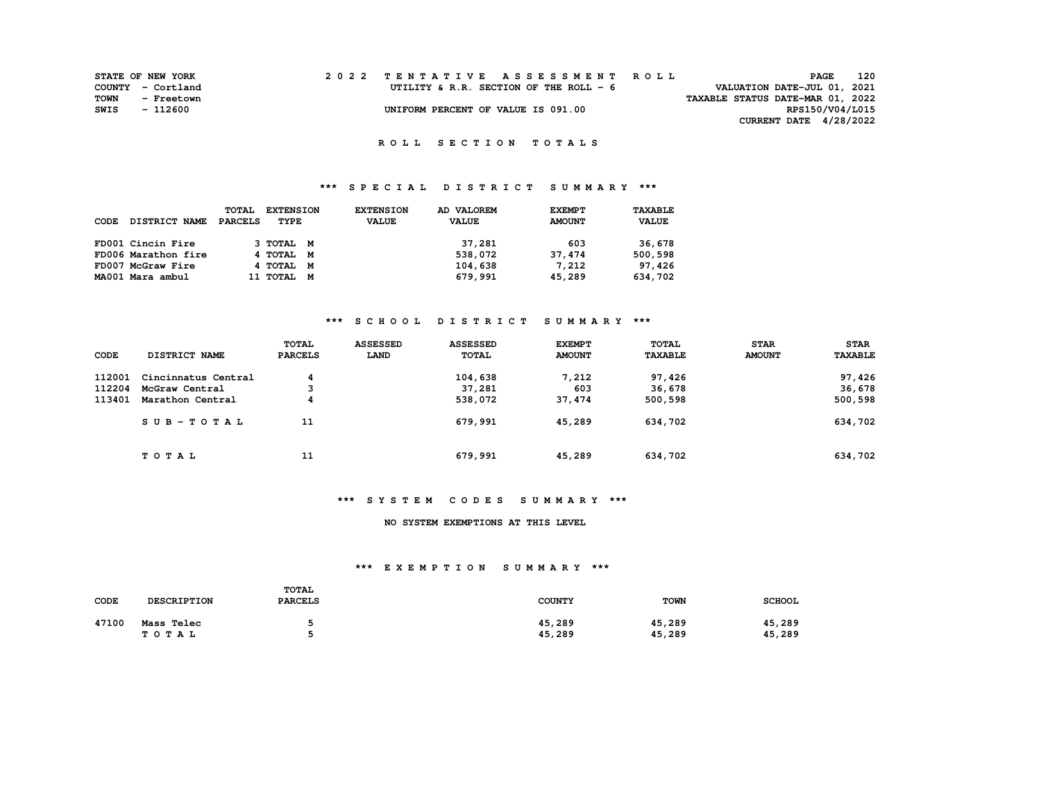STATE OF NEW YORK
COUNTY - Cortland
TOWN - Freetown
SWIS - 112600

# 2022 TENTATIVE ASSESSMENT ROLL

UTILITY & R.R. SECTION OF THE ROLL - 6

UNIFORM PERCENT OF VALUE IS 091.00

VALUATION DATE-JUL 01, 2021
TAXABLE STATUS DATE-MAR 01, 2022
RPS150/V04/L015
CURRENT DATE 4/28/2022

## ROLL SECTION TOTALS

### *** SPECIAL DISTRICT SUMMARY ***

| CODE | DISTRICT NAME | TOTAL PARCELS | EXTENSION TYPE | EXTENSION VALUE | AD VALOREM VALUE | EXEMPT AMOUNT | TAXABLE VALUE |
|---|---|---|---|---|---|---|---|
| FD001 | Cincin Fire | 3 | TOTAL M | | 37,281 | 603 | 36,678 |
| FD006 | Marathon fire | 4 | TOTAL M | | 538,072 | 37,474 | 500,598 |
| FD007 | McGraw Fire | 4 | TOTAL M | | 104,638 | 7,212 | 97,426 |
| MA001 | Mara ambul | 11 | TOTAL M | | 679,991 | 45,289 | 634,702 |

### *** SCHOOL DISTRICT SUMMARY ***

| CODE | DISTRICT NAME | TOTAL PARCELS | ASSESSED LAND | ASSESSED TOTAL | EXEMPT AMOUNT | TOTAL TAXABLE | STAR AMOUNT | STAR TAXABLE |
|---|---|---|---|---|---|---|---|---|
| 112001 | Cincinnatus Central | 4 | | 104,638 | 7,212 | 97,426 | | 97,426 |
| 112204 | McGraw Central | 3 | | 37,281 | 603 | 36,678 | | 36,678 |
| 113401 | Marathon Central | 4 | | 538,072 | 37,474 | 500,598 | | 500,598 |
| | S U B - T O T A L | 11 | | 679,991 | 45,289 | 634,702 | | 634,702 |
| | T O T A L | 11 | | 679,991 | 45,289 | 634,702 | | 634,702 |

### *** SYSTEM CODES SUMMARY ***

NO SYSTEM EXEMPTIONS AT THIS LEVEL

### *** EXEMPTION SUMMARY ***

| CODE | DESCRIPTION | TOTAL PARCELS | COUNTY | TOWN | SCHOOL |
|---|---|---|---|---|---|
| 47100 | Mass Telec | 5 | 45,289 | 45,289 | 45,289 |
| | T O T A L | 5 | 45,289 | 45,289 | 45,289 |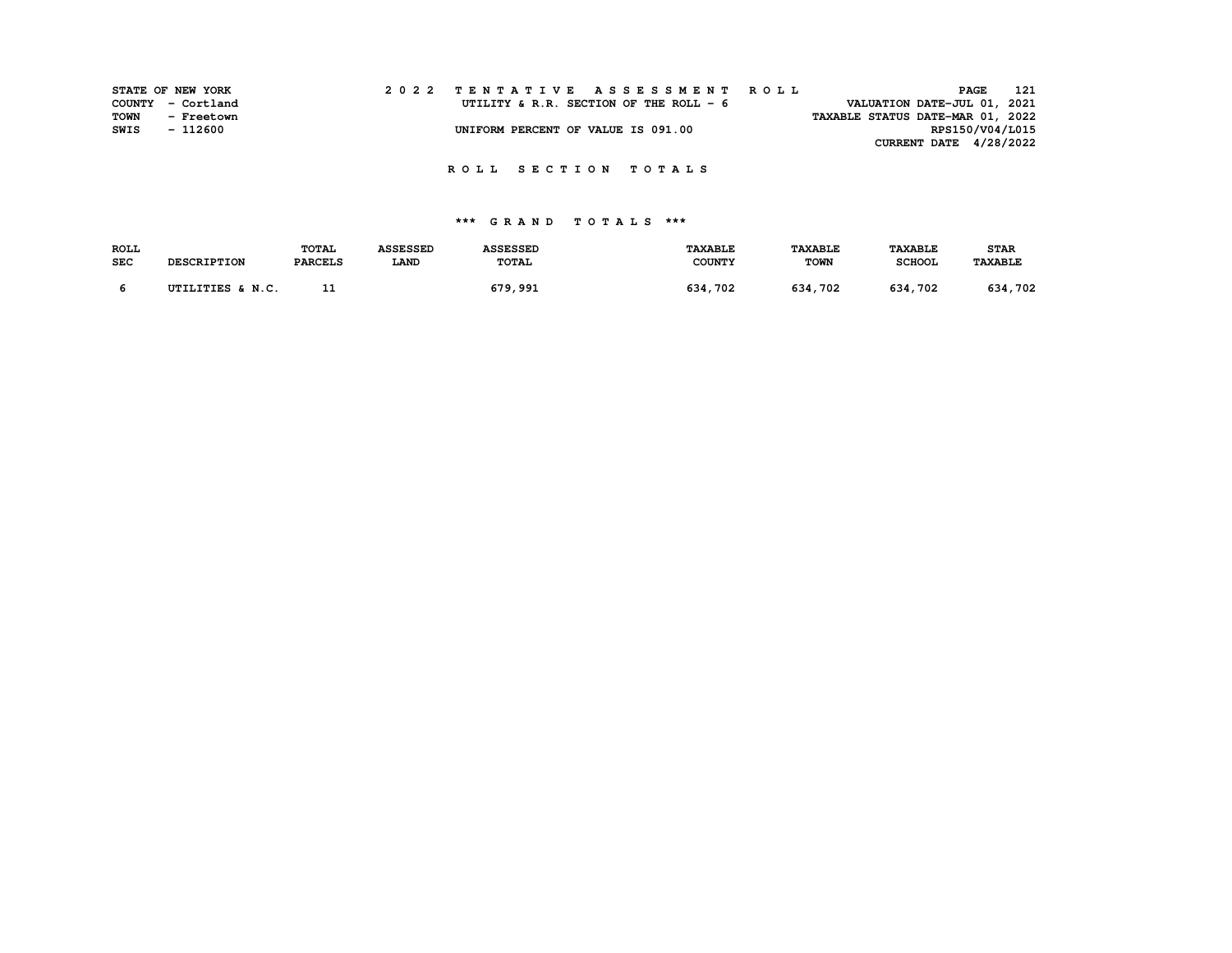STATE OF NEW YORK | COUNTY - Cortland | TOWN - Freetown | SWIS - 112600

# 2022 TENTATIVE ASSESSMENT ROLL

UTILITY & R.R. SECTION OF THE ROLL - 6

UNIFORM PERCENT OF VALUE IS 091.00

VALUATION DATE-JUL 01, 2021
TAXABLE STATUS DATE-MAR 01, 2022
RPS150/V04/L015
CURRENT DATE 4/28/2022

## ROLL SECTION TOTALS

### *** GRAND TOTALS ***

| ROLL SEC | DESCRIPTION | TOTAL PARCELS | ASSESSED LAND | ASSESSED TOTAL | TAXABLE COUNTY | TAXABLE TOWN | TAXABLE SCHOOL | STAR TAXABLE |
|---|---|---|---|---|---|---|---|---|
| 6 | UTILITIES & N.C. | 11 | | 679,991 | 634,702 | 634,702 | 634,702 | 634,702 |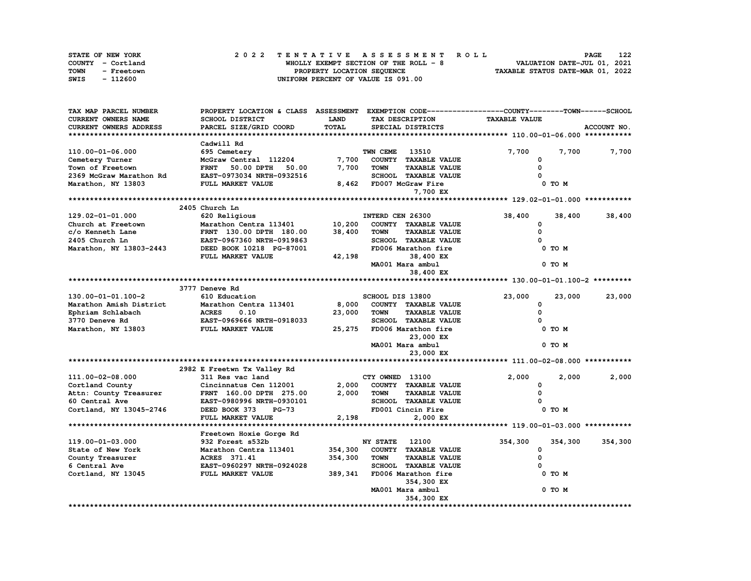STATE OF NEW YORK — 2022 TENTATIVE ASSESSMENT ROLL
COUNTY - Cortland — WHOLLY EXEMPT SECTION OF THE ROLL - 8 — VALUATION DATE-JUL 01, 2021
TOWN - Freetown — PROPERTY LOCATION SEQUENCE — TAXABLE STATUS DATE-MAR 01, 2022
SWIS - 112600 — UNIFORM PERCENT OF VALUE IS 091.00

| TAX MAP PARCEL NUMBER / CURRENT OWNERS NAME / CURRENT OWNERS ADDRESS | PROPERTY LOCATION & CLASS / SCHOOL DISTRICT / PARCEL SIZE/GRID COORD | ASSESSMENT LAND / TOTAL | EXEMPTION CODE / TAX DESCRIPTION / SPECIAL DISTRICTS | COUNTY TAXABLE VALUE | TOWN | SCHOOL |
|---|---|---|---|---|---|---|
| **110.00-01-06.000** | Cadwill Rd | | | | | |
| 110.00-01-06.000 | 695 Cemetery | | TWN CEME 13510 | 7,700 | 7,700 | 7,700 |
| Cemetery Turner | McGraw Central 112204 | 7,700 | COUNTY TAXABLE VALUE | 0 | | |
| Town of Freetown | FRNT 50.00 DPTH 50.00 | 7,700 | TOWN TAXABLE VALUE | 0 | | |
| 2369 McGraw Marathon Rd | EAST-0973034 NRTH-0932516 | | SCHOOL TAXABLE VALUE | 0 | | |
| Marathon, NY 13803 | FULL MARKET VALUE | 8,462 | FD007 McGraw Fire | 0 TO M | | |
| | | | 7,700 EX | | | |
| **129.02-01-01.000** | 2405 Church Ln | | | | | |
| 129.02-01-01.000 | 620 Religious | | INTERD CEN 26300 | 38,400 | 38,400 | 38,400 |
| Church at Freetown | Marathon Centra 113401 | 10,200 | COUNTY TAXABLE VALUE | 0 | | |
| c/o Kenneth Lane | FRNT 130.00 DPTH 180.00 | 38,400 | TOWN TAXABLE VALUE | 0 | | |
| 2405 Church Ln | EAST-0967360 NRTH-0919863 | | SCHOOL TAXABLE VALUE | 0 | | |
| Marathon, NY 13803-2443 | DEED BOOK 10218 PG-87001 | | FD006 Marathon fire | 0 TO M | | |
| | FULL MARKET VALUE | 42,198 | 38,400 EX | | | |
| | | | MA001 Mara ambul | 0 TO M | | |
| | | | 38,400 EX | | | |
| **130.00-01-01.100-2** | 3777 Deneve Rd | | | | | |
| 130.00-01-01.100-2 | 610 Education | | SCHOOL DIS 13800 | 23,000 | 23,000 | 23,000 |
| Marathon Amish District | Marathon Centra 113401 | 8,000 | COUNTY TAXABLE VALUE | 0 | | |
| Ephriam Schlabach | ACRES 0.10 | 23,000 | TOWN TAXABLE VALUE | 0 | | |
| 3770 Deneve Rd | EAST-0969666 NRTH-0918033 | | SCHOOL TAXABLE VALUE | 0 | | |
| Marathon, NY 13803 | FULL MARKET VALUE | 25,275 | FD006 Marathon fire | 0 TO M | | |
| | | | 23,000 EX | | | |
| | | | MA001 Mara ambul | 0 TO M | | |
| | | | 23,000 EX | | | |
| **111.00-02-08.000** | 2982 E Freetwn Tx Valley Rd | | | | | |
| 111.00-02-08.000 | 311 Res vac land | | CTY OWNED 13100 | 2,000 | 2,000 | 2,000 |
| Cortland County | Cincinnatus Cen 112001 | 2,000 | COUNTY TAXABLE VALUE | 0 | | |
| Attn: County Treasurer | FRNT 160.00 DPTH 275.00 | 2,000 | TOWN TAXABLE VALUE | 0 | | |
| 60 Central Ave | EAST-0980996 NRTH-0930101 | | SCHOOL TAXABLE VALUE | 0 | | |
| Cortland, NY 13045-2746 | DEED BOOK 373 PG-73 | | FD001 Cincin Fire | 0 TO M | | |
| | FULL MARKET VALUE | 2,198 | 2,000 EX | | | |
| **119.00-01-03.000** | Freetown Hoxie Gorge Rd | | | | | |
| 119.00-01-03.000 | 932 Forest s532b | | NY STATE 12100 | 354,300 | 354,300 | 354,300 |
| State of New York | Marathon Centra 113401 | 354,300 | COUNTY TAXABLE VALUE | 0 | | |
| County Treasurer | ACRES 371.41 | 354,300 | TOWN TAXABLE VALUE | 0 | | |
| 6 Central Ave | EAST-0960297 NRTH-0924028 | | SCHOOL TAXABLE VALUE | 0 | | |
| Cortland, NY 13045 | FULL MARKET VALUE | 389,341 | FD006 Marathon fire | 0 TO M | | |
| | | | 354,300 EX | | | |
| | | | MA001 Mara ambul | 0 TO M | | |
| | | | 354,300 EX | | | |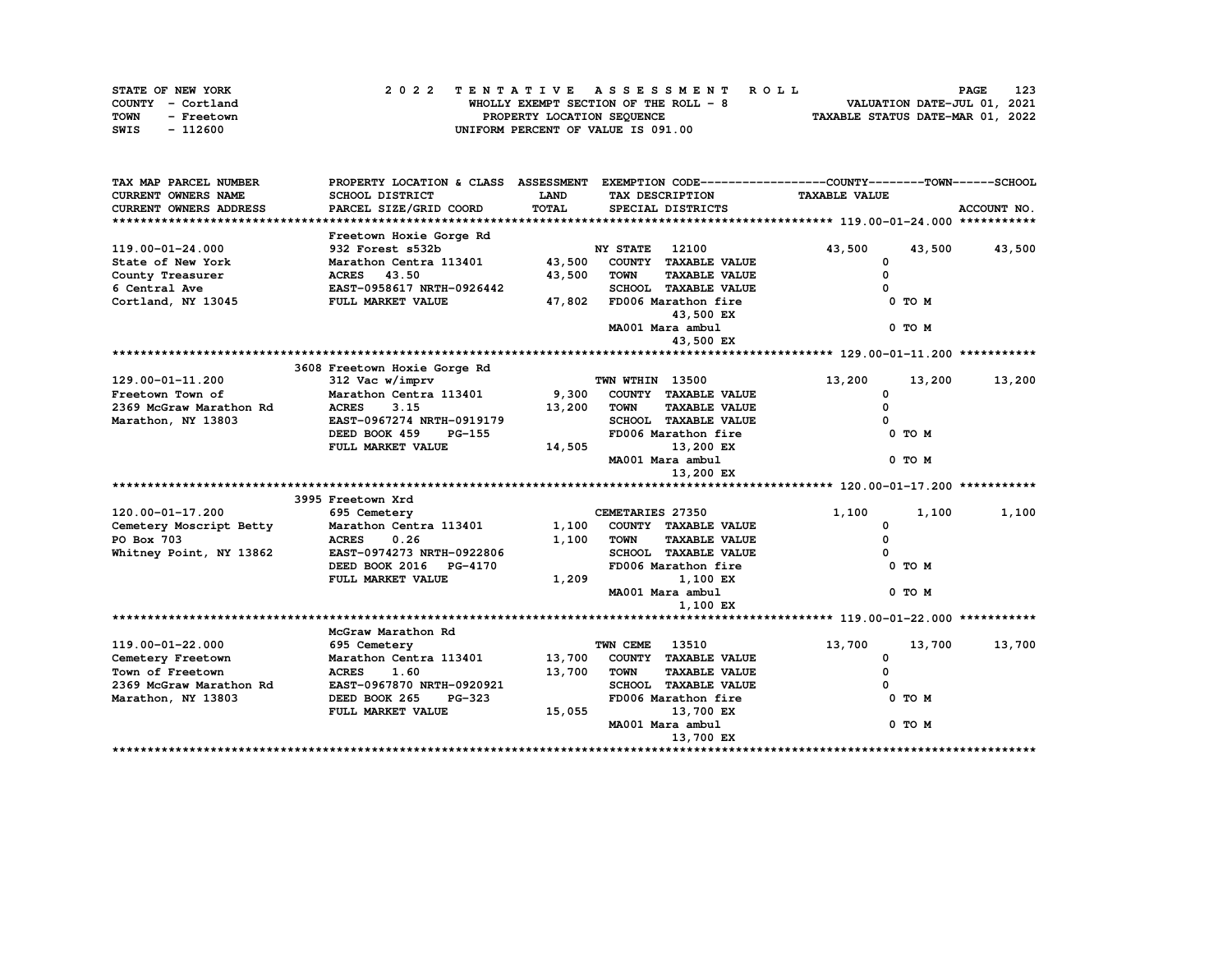STATE OF NEW YORK — 2022 TENTATIVE ASSESSMENT ROLL
COUNTY - Cortland — WHOLLY EXEMPT SECTION OF THE ROLL - 8 — VALUATION DATE-JUL 01, 2021
TOWN - Freetown — PROPERTY LOCATION SEQUENCE — TAXABLE STATUS DATE-MAR 01, 2022
SWIS - 112600 — UNIFORM PERCENT OF VALUE IS 091.00

| TAX MAP PARCEL NUMBER / CURRENT OWNERS NAME / CURRENT OWNERS ADDRESS | PROPERTY LOCATION & CLASS / SCHOOL DISTRICT / PARCEL SIZE/GRID COORD | ASSESSMENT LAND / TOTAL | EXEMPTION CODE / TAX DESCRIPTION / SPECIAL DISTRICTS | COUNTY TAXABLE VALUE | TOWN | SCHOOL | ACCOUNT NO. |
|---|---|---|---|---|---|---|---|
| **119.00-01-24.000** | Freetown Hoxie Gorge Rd | | | | | | |
| 119.00-01-24.000 | 932 Forest s532b | | NY STATE 12100 | 43,500 | 43,500 | 43,500 | |
| State of New York | Marathon Centra 113401 | 43,500 | COUNTY TAXABLE VALUE | 0 | | | |
| County Treasurer | ACRES 43.50 | 43,500 | TOWN TAXABLE VALUE | 0 | | | |
| 6 Central Ave | EAST-0958617 NRTH-0926442 | | SCHOOL TAXABLE VALUE | 0 | | | |
| Cortland, NY 13045 | FULL MARKET VALUE | 47,802 | FD006 Marathon fire 43,500 EX | 0 TO M | | | |
| | | | MA001 Mara ambul 43,500 EX | 0 TO M | | | |
| **129.00-01-11.200** | 3608 Freetown Hoxie Gorge Rd | | | | | | |
| 129.00-01-11.200 | 312 Vac w/imprv | | TWN WTHIN 13500 | 13,200 | 13,200 | 13,200 | |
| Freetown Town of | Marathon Centra 113401 | 9,300 | COUNTY TAXABLE VALUE | 0 | | | |
| 2369 McGraw Marathon Rd | ACRES 3.15 | 13,200 | TOWN TAXABLE VALUE | 0 | | | |
| Marathon, NY 13803 | EAST-0967274 NRTH-0919179 | | SCHOOL TAXABLE VALUE | 0 | | | |
| | DEED BOOK 459 PG-155 | | FD006 Marathon fire | 0 TO M | | | |
| | FULL MARKET VALUE | 14,505 | 13,200 EX | | | | |
| | | | MA001 Mara ambul 13,200 EX | 0 TO M | | | |
| **120.00-01-17.200** | 3995 Freetown Xrd | | | | | | |
| 120.00-01-17.200 | 695 Cemetery | | CEMETARIES 27350 | 1,100 | 1,100 | 1,100 | |
| Cemetery Moscript Betty | Marathon Centra 113401 | 1,100 | COUNTY TAXABLE VALUE | 0 | | | |
| PO Box 703 | ACRES 0.26 | 1,100 | TOWN TAXABLE VALUE | 0 | | | |
| Whitney Point, NY 13862 | EAST-0974273 NRTH-0922806 | | SCHOOL TAXABLE VALUE | 0 | | | |
| | DEED BOOK 2016 PG-4170 | | FD006 Marathon fire | 0 TO M | | | |
| | FULL MARKET VALUE | 1,209 | 1,100 EX | | | | |
| | | | MA001 Mara ambul 1,100 EX | 0 TO M | | | |
| **119.00-01-22.000** | McGraw Marathon Rd | | | | | | |
| 119.00-01-22.000 | 695 Cemetery | | TWN CEME 13510 | 13,700 | 13,700 | 13,700 | |
| Cemetery Freetown | Marathon Centra 113401 | 13,700 | COUNTY TAXABLE VALUE | 0 | | | |
| Town of Freetown | ACRES 1.60 | 13,700 | TOWN TAXABLE VALUE | 0 | | | |
| 2369 McGraw Marathon Rd | EAST-0967870 NRTH-0920921 | | SCHOOL TAXABLE VALUE | 0 | | | |
| Marathon, NY 13803 | DEED BOOK 265 PG-323 | | FD006 Marathon fire | 0 TO M | | | |
| | FULL MARKET VALUE | 15,055 | 13,700 EX | | | | |
| | | | MA001 Mara ambul 13,700 EX | 0 TO M | | | |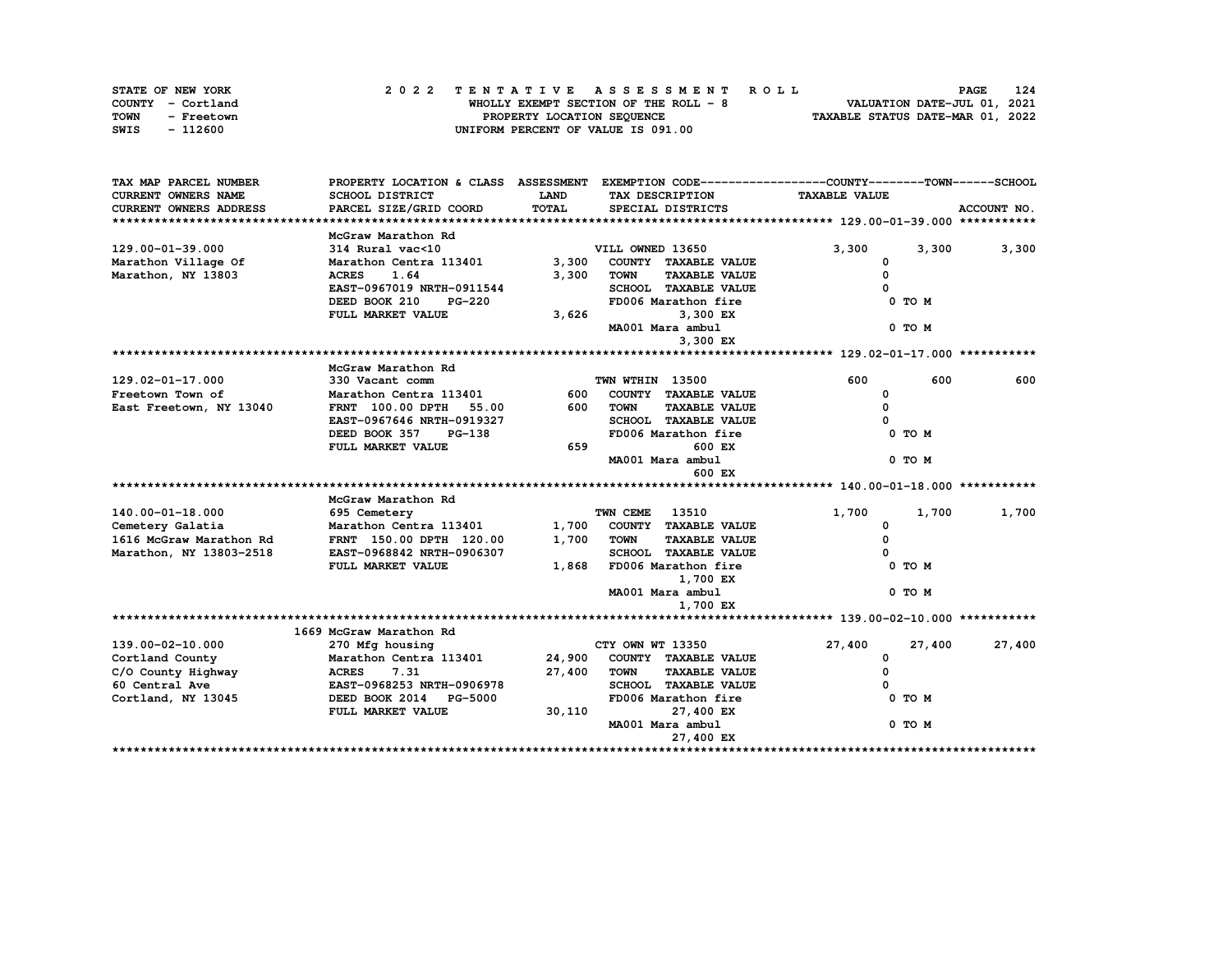STATE OF NEW YORK — 2022 TENTATIVE ASSESSMENT ROLL
COUNTY - Cortland — WHOLLY EXEMPT SECTION OF THE ROLL - 8 — VALUATION DATE-JUL 01, 2021
TOWN - Freetown — PROPERTY LOCATION SEQUENCE — TAXABLE STATUS DATE-MAR 01, 2022
SWIS - 112600 — UNIFORM PERCENT OF VALUE IS 091.00

| TAX MAP PARCEL NUMBER / CURRENT OWNERS NAME / CURRENT OWNERS ADDRESS | PROPERTY LOCATION & CLASS / SCHOOL DISTRICT / PARCEL SIZE/GRID COORD | ASSESSMENT LAND / TOTAL | EXEMPTION CODE / TAX DESCRIPTION / SPECIAL DISTRICTS | COUNTY TAXABLE VALUE | TOWN | SCHOOL |
|---|---|---|---|---|---|---|
| **129.00-01-39.000** | McGraw Marathon Rd | | | | | |
| 129.00-01-39.000 | 314 Rural vac<10 | | VILL OWNED 13650 | 3,300 | 3,300 | 3,300 |
| Marathon Village Of | Marathon Centra 113401 | 3,300 | COUNTY TAXABLE VALUE | 0 | | |
| Marathon, NY 13803 | ACRES 1.64 | 3,300 | TOWN TAXABLE VALUE | 0 | | |
| | EAST-0967019 NRTH-0911544 | | SCHOOL TAXABLE VALUE | 0 | | |
| | DEED BOOK 210 PG-220 | | FD006 Marathon fire | 0 TO M | | |
| | FULL MARKET VALUE | 3,626 | 3,300 EX | | | |
| | | | MA001 Mara ambul | 0 TO M | | |
| | | | 3,300 EX | | | |
| **129.02-01-17.000** | McGraw Marathon Rd | | | | | |
| 129.02-01-17.000 | 330 Vacant comm | | TWN WTHIN 13500 | 600 | 600 | 600 |
| Freetown Town of | Marathon Centra 113401 | 600 | COUNTY TAXABLE VALUE | 0 | | |
| East Freetown, NY 13040 | FRNT 100.00 DPTH 55.00 | 600 | TOWN TAXABLE VALUE | 0 | | |
| | EAST-0967646 NRTH-0919327 | | SCHOOL TAXABLE VALUE | 0 | | |
| | DEED BOOK 357 PG-138 | | FD006 Marathon fire | 0 TO M | | |
| | FULL MARKET VALUE | 659 | 600 EX | | | |
| | | | MA001 Mara ambul | 0 TO M | | |
| | | | 600 EX | | | |
| **140.00-01-18.000** | McGraw Marathon Rd | | | | | |
| 140.00-01-18.000 | 695 Cemetery | | TWN CEME 13510 | 1,700 | 1,700 | 1,700 |
| Cemetery Galatia | Marathon Centra 113401 | 1,700 | COUNTY TAXABLE VALUE | 0 | | |
| 1616 McGraw Marathon Rd | FRNT 150.00 DPTH 120.00 | 1,700 | TOWN TAXABLE VALUE | 0 | | |
| Marathon, NY 13803-2518 | EAST-0968842 NRTH-0906307 | | SCHOOL TAXABLE VALUE | 0 | | |
| | FULL MARKET VALUE | 1,868 | FD006 Marathon fire | 0 TO M | | |
| | | | 1,700 EX | | | |
| | | | MA001 Mara ambul | 0 TO M | | |
| | | | 1,700 EX | | | |
| **139.00-02-10.000** | 1669 McGraw Marathon Rd | | | | | |
| 139.00-02-10.000 | 270 Mfg housing | | CTY OWN WT 13350 | 27,400 | 27,400 | 27,400 |
| Cortland County | Marathon Centra 113401 | 24,900 | COUNTY TAXABLE VALUE | 0 | | |
| C/O County Highway | ACRES 7.31 | 27,400 | TOWN TAXABLE VALUE | 0 | | |
| 60 Central Ave | EAST-0968253 NRTH-0906978 | | SCHOOL TAXABLE VALUE | 0 | | |
| Cortland, NY 13045 | DEED BOOK 2014 PG-5000 | | FD006 Marathon fire | 0 TO M | | |
| | FULL MARKET VALUE | 30,110 | 27,400 EX | | | |
| | | | MA001 Mara ambul | 0 TO M | | |
| | | | 27,400 EX | | | |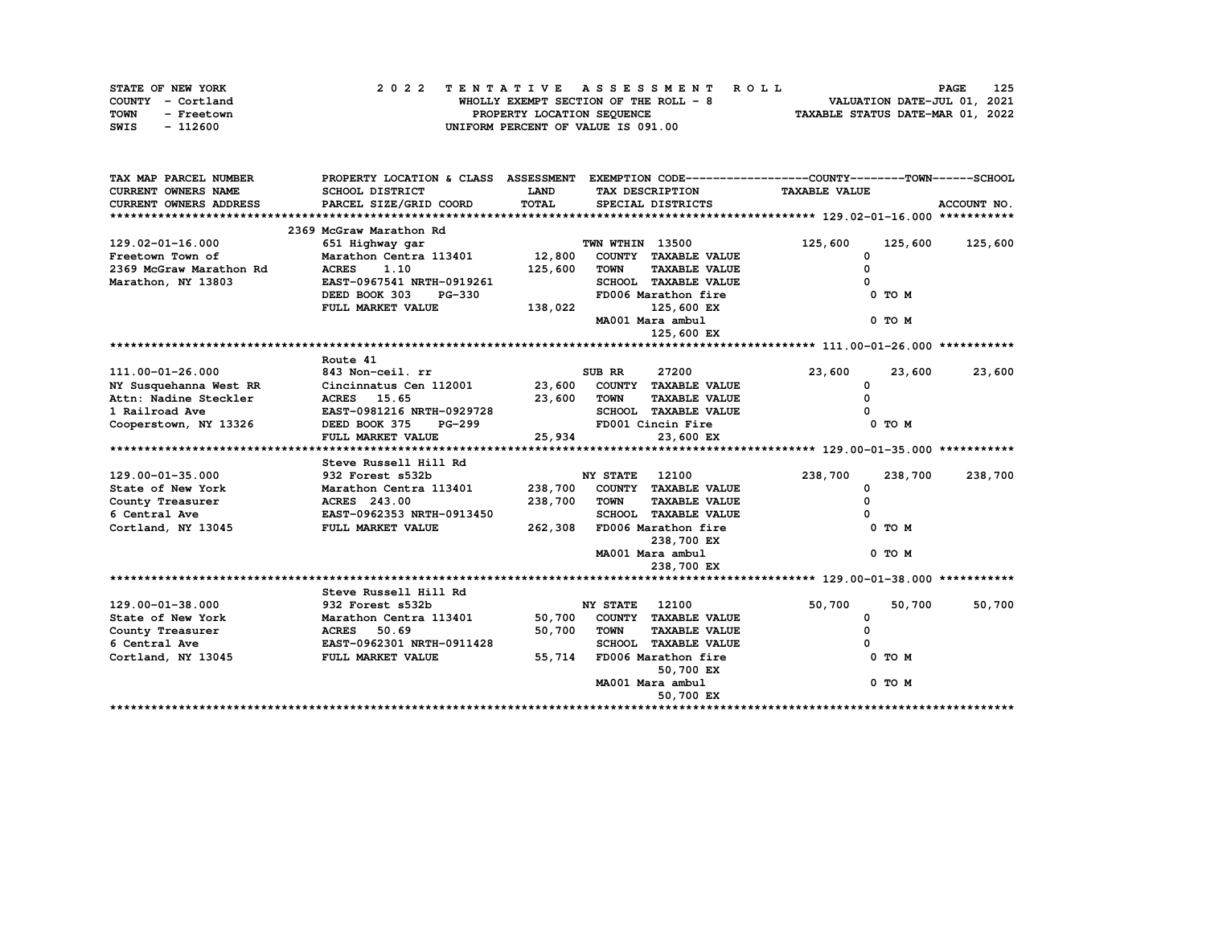STATE OF NEW YORK
COUNTY - Cortland
TOWN - Freetown
SWIS - 112600

# 2022 TENTATIVE ASSESSMENT ROLL

WHOLLY EXEMPT SECTION OF THE ROLL - 8
PROPERTY LOCATION SEQUENCE
UNIFORM PERCENT OF VALUE IS 091.00

VALUATION DATE-JUL 01, 2021
TAXABLE STATUS DATE-MAR 01, 2022

| TAX MAP PARCEL NUMBER / CURRENT OWNERS NAME / CURRENT OWNERS ADDRESS | PROPERTY LOCATION & CLASS / SCHOOL DISTRICT / PARCEL SIZE/GRID COORD | ASSESSMENT LAND / TOTAL | EXEMPTION CODE / TAX DESCRIPTION / SPECIAL DISTRICTS | COUNTY | TOWN | SCHOOL |
|---|---|---|---|---|---|---|
| **129.02-01-16.000** | 2369 McGraw Marathon Rd | | | | | |
| 129.02-01-16.000 | 651 Highway gar | | TWN WTHIN 13500 | 125,600 | 125,600 | 125,600 |
| Freetown Town of | Marathon Centra 113401 | 12,800 | COUNTY TAXABLE VALUE | 0 | | |
| 2369 McGraw Marathon Rd | ACRES 1.10 | 125,600 | TOWN TAXABLE VALUE | | 0 | |
| Marathon, NY 13803 | EAST-0967541 NRTH-0919261 | | SCHOOL TAXABLE VALUE | | | 0 |
| | DEED BOOK 303 PG-330 | | FD006 Marathon fire | 0 TO M | | |
| | FULL MARKET VALUE | 138,022 | 125,600 EX | | | |
| | | | MA001 Mara ambul | 0 TO M | | |
| | | | 125,600 EX | | | |
| **111.00-01-26.000** | Route 41 | | | | | |
| 111.00-01-26.000 | 843 Non-ceil. rr | | SUB RR 27200 | 23,600 | 23,600 | 23,600 |
| NY Susquehanna West RR | Cincinnatus Cen 112001 | 23,600 | COUNTY TAXABLE VALUE | 0 | | |
| Attn: Nadine Steckler | ACRES 15.65 | 23,600 | TOWN TAXABLE VALUE | | 0 | |
| 1 Railroad Ave | EAST-0981216 NRTH-0929728 | | SCHOOL TAXABLE VALUE | | | 0 |
| Cooperstown, NY 13326 | DEED BOOK 375 PG-299 | | FD001 Cincin Fire | 0 TO M | | |
| | FULL MARKET VALUE | 25,934 | 23,600 EX | | | |
| **129.00-01-35.000** | Steve Russell Hill Rd | | | | | |
| 129.00-01-35.000 | 932 Forest s532b | | NY STATE 12100 | 238,700 | 238,700 | 238,700 |
| State of New York | Marathon Centra 113401 | 238,700 | COUNTY TAXABLE VALUE | 0 | | |
| County Treasurer | ACRES 243.00 | 238,700 | TOWN TAXABLE VALUE | | 0 | |
| 6 Central Ave | EAST-0962353 NRTH-0913450 | | SCHOOL TAXABLE VALUE | | | 0 |
| Cortland, NY 13045 | FULL MARKET VALUE | 262,308 | FD006 Marathon fire | 0 TO M | | |
| | | | 238,700 EX | | | |
| | | | MA001 Mara ambul | 0 TO M | | |
| | | | 238,700 EX | | | |
| **129.00-01-38.000** | Steve Russell Hill Rd | | | | | |
| 129.00-01-38.000 | 932 Forest s532b | | NY STATE 12100 | 50,700 | 50,700 | 50,700 |
| State of New York | Marathon Centra 113401 | 50,700 | COUNTY TAXABLE VALUE | 0 | | |
| County Treasurer | ACRES 50.69 | 50,700 | TOWN TAXABLE VALUE | | 0 | |
| 6 Central Ave | EAST-0962301 NRTH-0911428 | | SCHOOL TAXABLE VALUE | | | 0 |
| Cortland, NY 13045 | FULL MARKET VALUE | 55,714 | FD006 Marathon fire | 0 TO M | | |
| | | | 50,700 EX | | | |
| | | | MA001 Mara ambul | 0 TO M | | |
| | | | 50,700 EX | | | |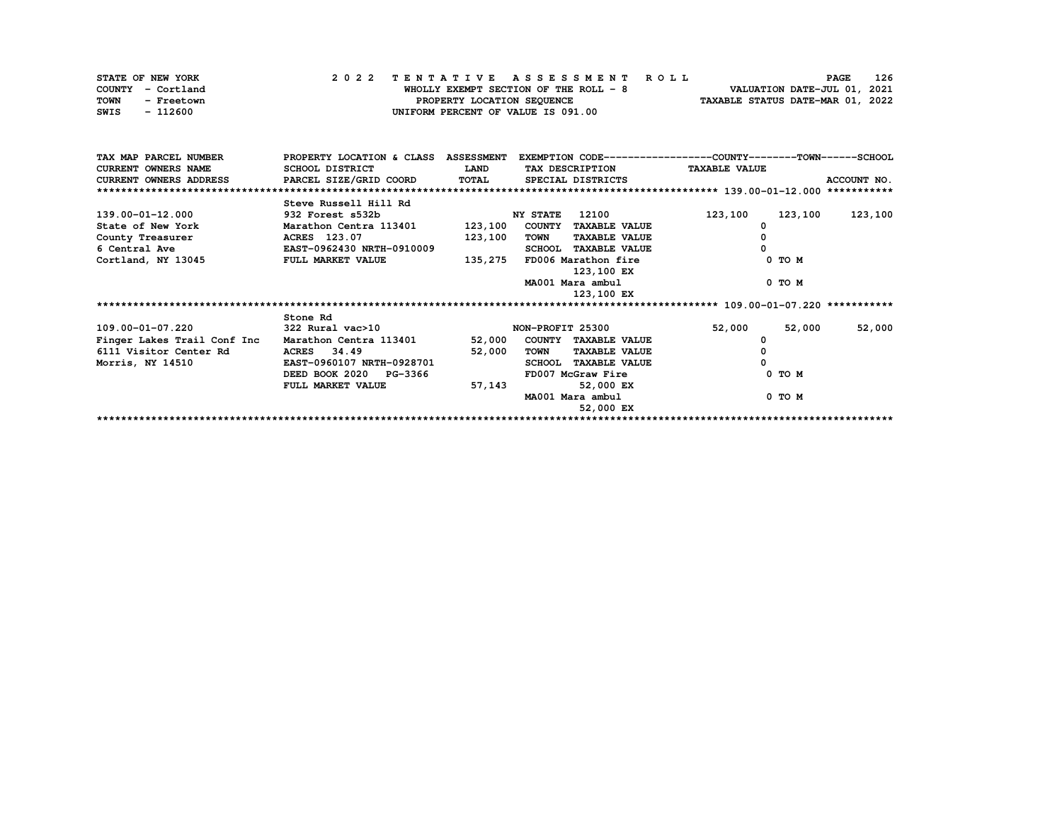STATE OF NEW YORK
COUNTY - Cortland
TOWN - Freetown
SWIS - 112600

**2022 TENTATIVE ASSESSMENT ROLL**
WHOLLY EXEMPT SECTION OF THE ROLL - 8
PROPERTY LOCATION SEQUENCE
UNIFORM PERCENT OF VALUE IS 091.00

VALUATION DATE-JUL 01, 2021
TAXABLE STATUS DATE-MAR 01, 2022

| TAX MAP PARCEL NUMBER / CURRENT OWNERS NAME / CURRENT OWNERS ADDRESS | PROPERTY LOCATION & CLASS / SCHOOL DISTRICT / PARCEL SIZE/GRID COORD | ASSESSMENT LAND / TOTAL | EXEMPTION CODE / TAX DESCRIPTION / SPECIAL DISTRICTS | COUNTY TAXABLE VALUE | TOWN | SCHOOL / ACCOUNT NO. |
|---|---|---|---|---|---|---|
| **139.00-01-12.000** | Steve Russell Hill Rd | | | | | |
| 139.00-01-12.000 | 932 Forest s532b | | NY STATE 12100 | 123,100 | 123,100 | 123,100 |
| State of New York | Marathon Centra 113401 | 123,100 | COUNTY TAXABLE VALUE | 0 | | |
| County Treasurer | ACRES 123.07 | 123,100 | TOWN TAXABLE VALUE | 0 | | |
| 6 Central Ave | EAST-0962430 NRTH-0910009 | | SCHOOL TAXABLE VALUE | 0 | | |
| Cortland, NY 13045 | FULL MARKET VALUE | 135,275 | FD006 Marathon fire | | 0 TO M | |
| | | | 123,100 EX | | | |
| | | | MA001 Mara ambul | | 0 TO M | |
| | | | 123,100 EX | | | |
| **109.00-01-07.220** | Stone Rd | | | | | |
| 109.00-01-07.220 | 322 Rural vac>10 | | NON-PROFIT 25300 | 52,000 | 52,000 | 52,000 |
| Finger Lakes Trail Conf Inc | Marathon Centra 113401 | 52,000 | COUNTY TAXABLE VALUE | 0 | | |
| 6111 Visitor Center Rd | ACRES 34.49 | 52,000 | TOWN TAXABLE VALUE | 0 | | |
| Morris, NY 14510 | EAST-0960107 NRTH-0928701 | | SCHOOL TAXABLE VALUE | 0 | | |
| | DEED BOOK 2020 PG-3366 | | FD007 McGraw Fire | | 0 TO M | |
| | FULL MARKET VALUE | 57,143 | 52,000 EX | | | |
| | | | MA001 Mara ambul | | 0 TO M | |
| | | | 52,000 EX | | | |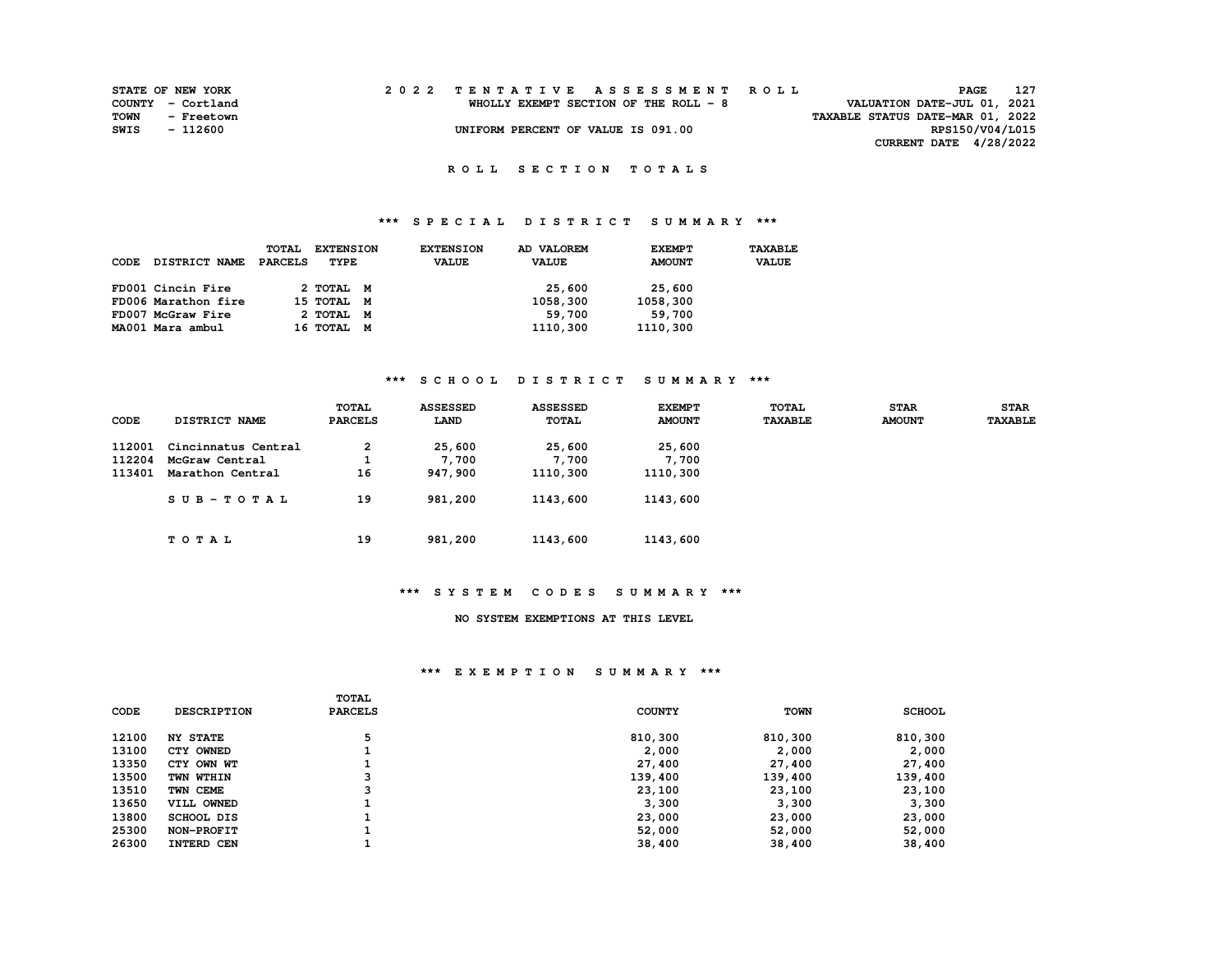STATE OF NEW YORK
COUNTY - Cortland
TOWN - Freetown
SWIS - 112600

# 2022 TENTATIVE ASSESSMENT ROLL

WHOLLY EXEMPT SECTION OF THE ROLL - 8

UNIFORM PERCENT OF VALUE IS 091.00

VALUATION DATE-JUL 01, 2021
TAXABLE STATUS DATE-MAR 01, 2022
RPS150/V04/L015
CURRENT DATE 4/28/2022

## ROLL SECTION TOTALS

### *** SPECIAL DISTRICT SUMMARY ***

| CODE DISTRICT NAME | TOTAL PARCELS | EXTENSION TYPE | EXTENSION VALUE | AD VALOREM VALUE | EXEMPT AMOUNT | TAXABLE VALUE |
|---|---|---|---|---|---|---|
| FD001 Cincin Fire | 2 | TOTAL M | | 25,600 | 25,600 | |
| FD006 Marathon fire | 15 | TOTAL M | | 1058,300 | 1058,300 | |
| FD007 McGraw Fire | 2 | TOTAL M | | 59,700 | 59,700 | |
| MA001 Mara ambul | 16 | TOTAL M | | 1110,300 | 1110,300 | |

### *** SCHOOL DISTRICT SUMMARY ***

| CODE | DISTRICT NAME | TOTAL PARCELS | ASSESSED LAND | ASSESSED TOTAL | EXEMPT AMOUNT | TOTAL TAXABLE | STAR AMOUNT | STAR TAXABLE |
|---|---|---|---|---|---|---|---|---|
| 112001 | Cincinnatus Central | 2 | 25,600 | 25,600 | 25,600 | | | |
| 112204 | McGraw Central | 1 | 7,700 | 7,700 | 7,700 | | | |
| 113401 | Marathon Central | 16 | 947,900 | 1110,300 | 1110,300 | | | |
| | SUB-TOTAL | 19 | 981,200 | 1143,600 | 1143,600 | | | |
| | TOTAL | 19 | 981,200 | 1143,600 | 1143,600 | | | |

### *** SYSTEM CODES SUMMARY ***

NO SYSTEM EXEMPTIONS AT THIS LEVEL

### *** EXEMPTION SUMMARY ***

| CODE | DESCRIPTION | TOTAL PARCELS | COUNTY | TOWN | SCHOOL |
|---|---|---|---|---|---|
| 12100 | NY STATE | 5 | 810,300 | 810,300 | 810,300 |
| 13100 | CTY OWNED | 1 | 2,000 | 2,000 | 2,000 |
| 13350 | CTY OWN WT | 1 | 27,400 | 27,400 | 27,400 |
| 13500 | TWN WTHIN | 3 | 139,400 | 139,400 | 139,400 |
| 13510 | TWN CEME | 3 | 23,100 | 23,100 | 23,100 |
| 13650 | VILL OWNED | 1 | 3,300 | 3,300 | 3,300 |
| 13800 | SCHOOL DIS | 1 | 23,000 | 23,000 | 23,000 |
| 25300 | NON-PROFIT | 1 | 52,000 | 52,000 | 52,000 |
| 26300 | INTERD CEN | 1 | 38,400 | 38,400 | 38,400 |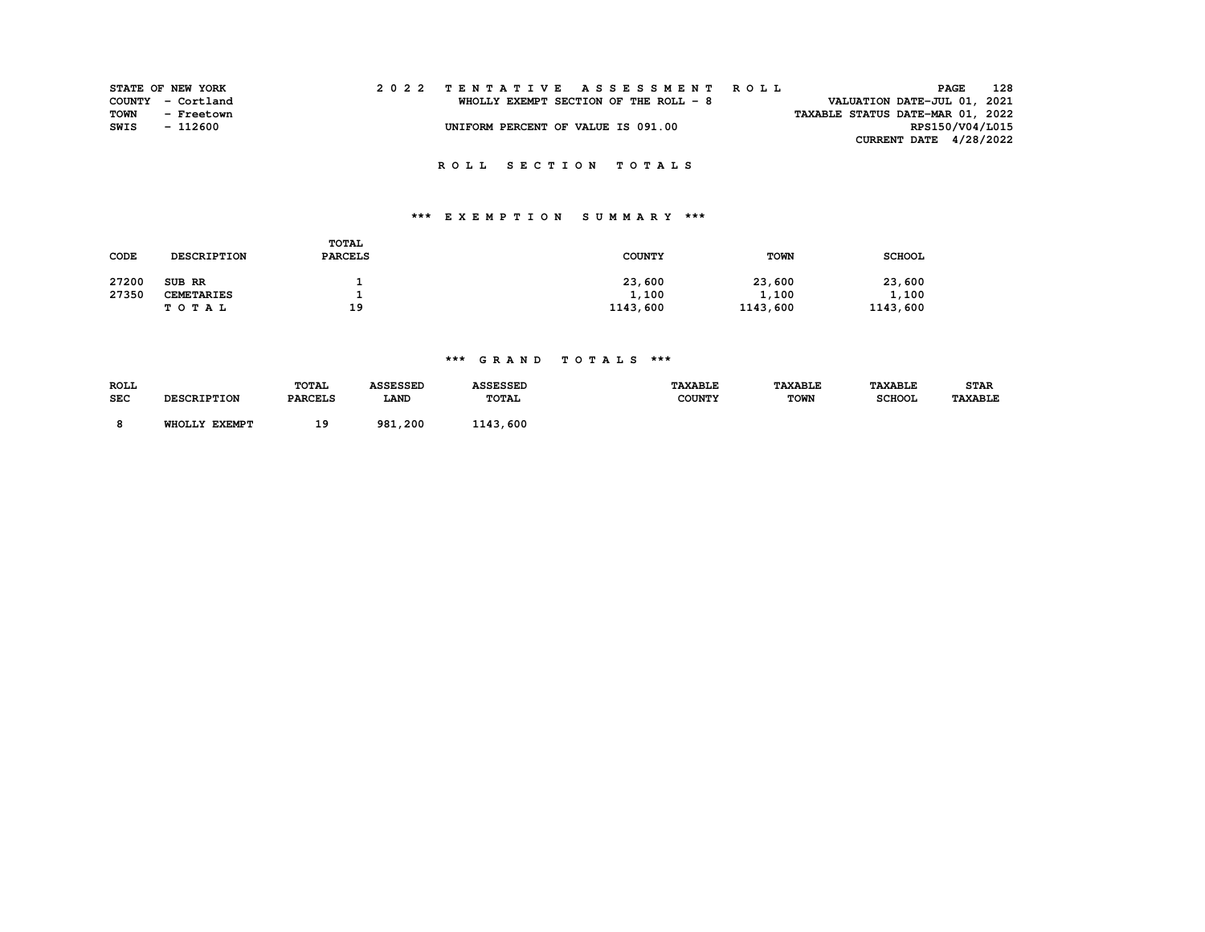STATE OF NEW YORK
COUNTY - Cortland
TOWN - Freetown
SWIS - 112600

2022 TENTATIVE ASSESSMENT ROLL
WHOLLY EXEMPT SECTION OF THE ROLL - 8
UNIFORM PERCENT OF VALUE IS 091.00

VALUATION DATE-JUL 01, 2021
TAXABLE STATUS DATE-MAR 01, 2022
RPS150/V04/L015
CURRENT DATE 4/28/2022

## ROLL SECTION TOTALS

### *** EXEMPTION SUMMARY ***

| CODE | DESCRIPTION | TOTAL PARCELS | COUNTY | TOWN | SCHOOL |
|---|---|---|---|---|---|
| 27200 | SUB RR | 1 | 23,600 | 23,600 | 23,600 |
| 27350 | CEMETARIES | 1 | 1,100 | 1,100 | 1,100 |
| | T O T A L | 19 | 1143,600 | 1143,600 | 1143,600 |

### *** GRAND TOTALS ***

| ROLL SEC | DESCRIPTION | TOTAL PARCELS | ASSESSED LAND | ASSESSED TOTAL | TAXABLE COUNTY | TAXABLE TOWN | TAXABLE SCHOOL | STAR TAXABLE |
|---|---|---|---|---|---|---|---|---|
| 8 | WHOLLY EXEMPT | 19 | 981,200 | 1143,600 | | | | |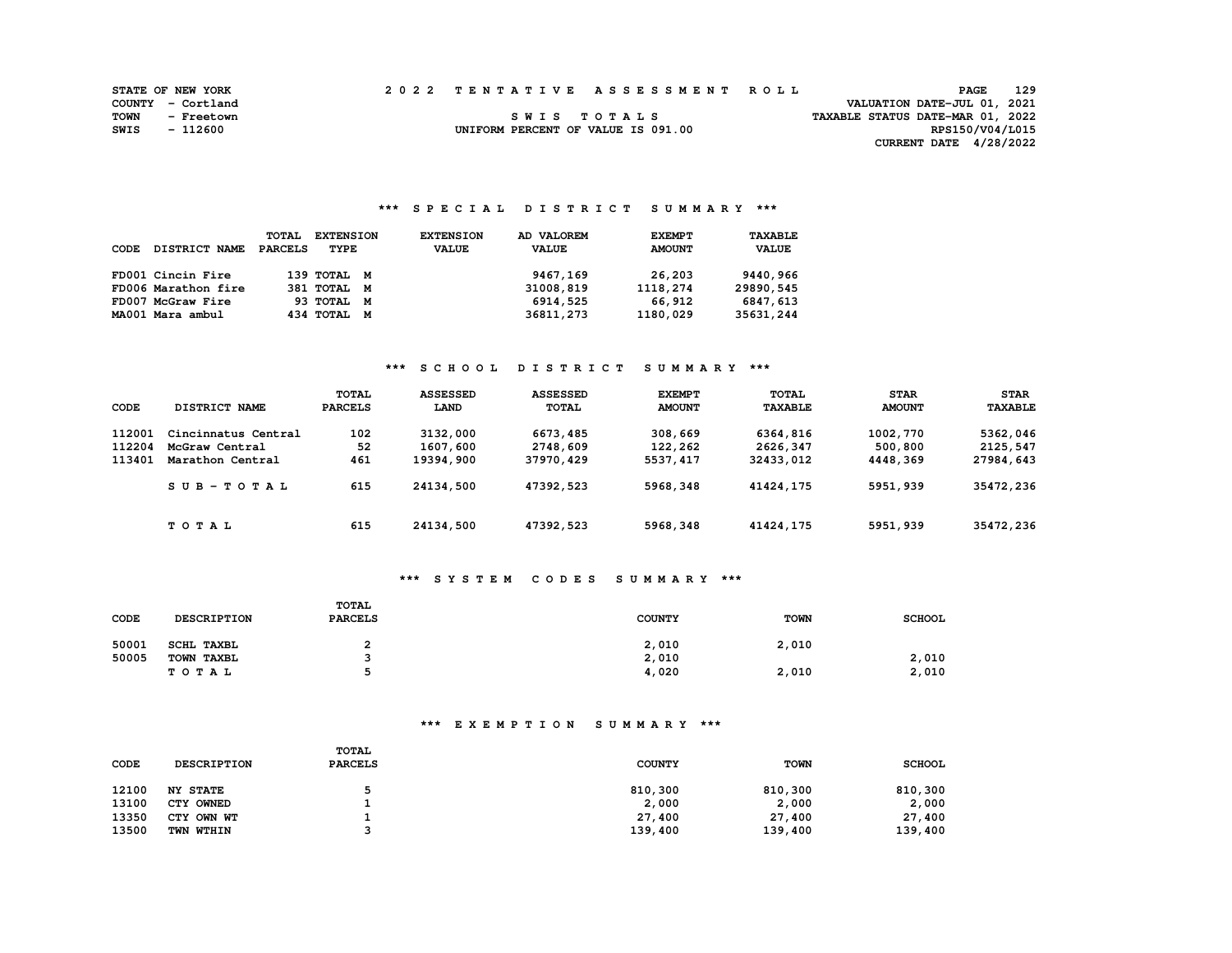STATE OF NEW YORK
COUNTY - Cortland
TOWN - Freetown
SWIS - 112600

# 2022 TENTATIVE ASSESSMENT ROLL

SWIS TOTALS
UNIFORM PERCENT OF VALUE IS 091.00

VALUATION DATE-JUL 01, 2021
TAXABLE STATUS DATE-MAR 01, 2022
RPS150/V04/L015
CURRENT DATE 4/28/2022

## *** SPECIAL DISTRICT SUMMARY ***

| CODE | DISTRICT NAME | TOTAL PARCELS | EXTENSION TYPE | EXTENSION VALUE | AD VALOREM VALUE | EXEMPT AMOUNT | TAXABLE VALUE |
|---|---|---|---|---|---|---|---|
| FD001 | Cincin Fire | 139 | TOTAL M | | 9467,169 | 26,203 | 9440,966 |
| FD006 | Marathon fire | 381 | TOTAL M | | 31008,819 | 1118,274 | 29890,545 |
| FD007 | McGraw Fire | 93 | TOTAL M | | 6914,525 | 66,912 | 6847,613 |
| MA001 | Mara ambul | 434 | TOTAL M | | 36811,273 | 1180,029 | 35631,244 |

## *** SCHOOL DISTRICT SUMMARY ***

| CODE | DISTRICT NAME | TOTAL PARCELS | ASSESSED LAND | ASSESSED TOTAL | EXEMPT AMOUNT | TOTAL TAXABLE | STAR AMOUNT | STAR TAXABLE |
|---|---|---|---|---|---|---|---|---|
| 112001 | Cincinnatus Central | 102 | 3132,000 | 6673,485 | 308,669 | 6364,816 | 1002,770 | 5362,046 |
| 112204 | McGraw Central | 52 | 1607,600 | 2748,609 | 122,262 | 2626,347 | 500,800 | 2125,547 |
| 113401 | Marathon Central | 461 | 19394,900 | 37970,429 | 5537,417 | 32433,012 | 4448,369 | 27984,643 |
| | SUB-TOTAL | 615 | 24134,500 | 47392,523 | 5968,348 | 41424,175 | 5951,939 | 35472,236 |
| | TOTAL | 615 | 24134,500 | 47392,523 | 5968,348 | 41424,175 | 5951,939 | 35472,236 |

## *** SYSTEM CODES SUMMARY ***

| CODE | DESCRIPTION | TOTAL PARCELS | COUNTY | TOWN | SCHOOL |
|---|---|---|---|---|---|
| 50001 | SCHL TAXBL | 2 | 2,010 | 2,010 | |
| 50005 | TOWN TAXBL | 3 | 2,010 | | 2,010 |
| | TOTAL | 5 | 4,020 | 2,010 | 2,010 |

## *** EXEMPTION SUMMARY ***

| CODE | DESCRIPTION | TOTAL PARCELS | COUNTY | TOWN | SCHOOL |
|---|---|---|---|---|---|
| 12100 | NY STATE | 5 | 810,300 | 810,300 | 810,300 |
| 13100 | CTY OWNED | 1 | 2,000 | 2,000 | 2,000 |
| 13350 | CTY OWN WT | 1 | 27,400 | 27,400 | 27,400 |
| 13500 | TWN WTHIN | 3 | 139,400 | 139,400 | 139,400 |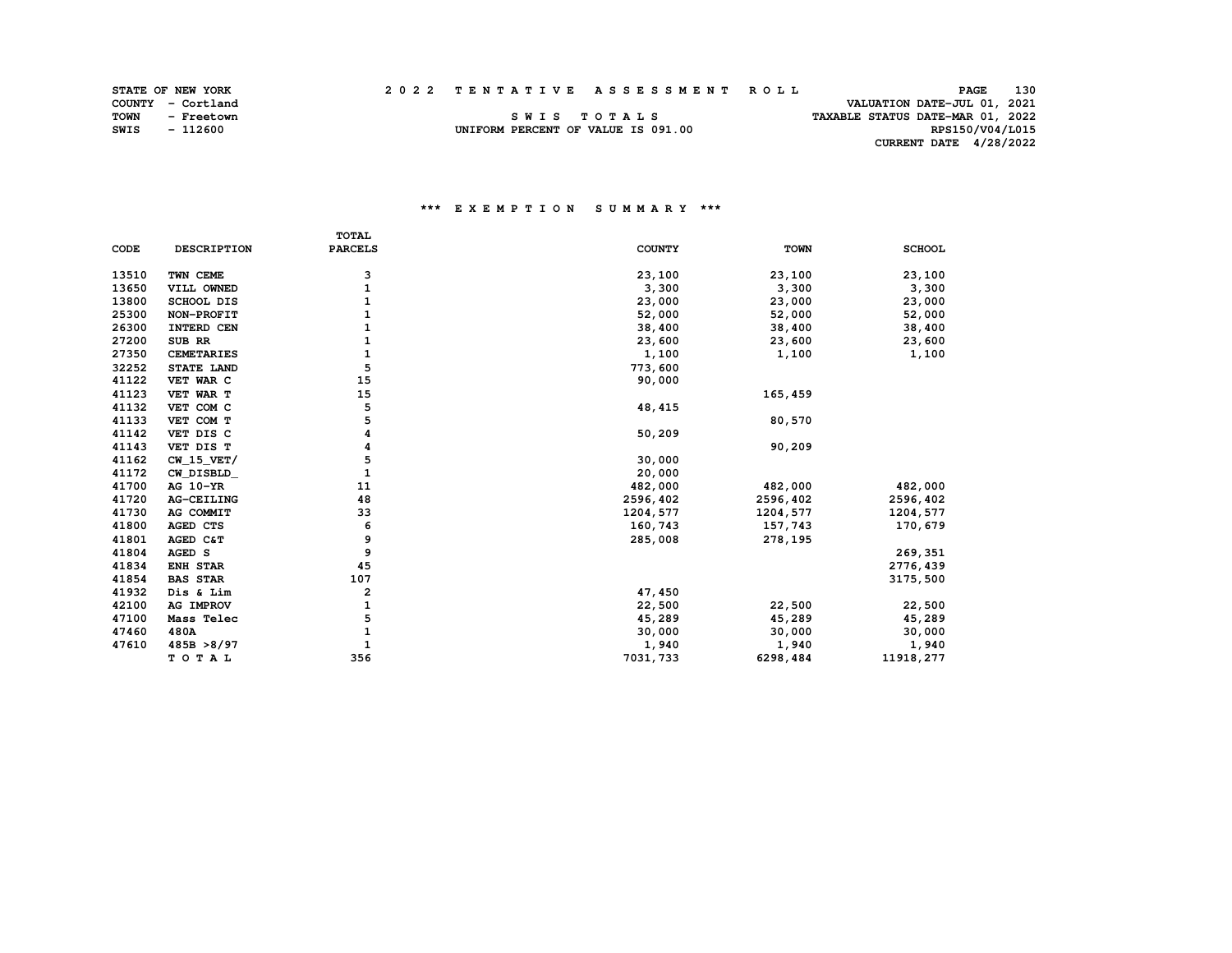STATE OF NEW YORK
COUNTY - Cortland
TOWN - Freetown
SWIS - 112600

# 2 0 2 2 T E N T A T I V E A S S E S S M E N T R O L L

S W I S T O T A L S
UNIFORM PERCENT OF VALUE IS 091.00

VALUATION DATE-JUL 01, 2021
TAXABLE STATUS DATE-MAR 01, 2022
RPS150/V04/L015
CURRENT DATE 4/28/2022

## *** E X E M P T I O N S U M M A R Y ***

| CODE | DESCRIPTION | TOTAL PARCELS | COUNTY | TOWN | SCHOOL |
|---|---|---|---|---|---|
| 13510 | TWN CEME | 3 | 23,100 | 23,100 | 23,100 |
| 13650 | VILL OWNED | 1 | 3,300 | 3,300 | 3,300 |
| 13800 | SCHOOL DIS | 1 | 23,000 | 23,000 | 23,000 |
| 25300 | NON-PROFIT | 1 | 52,000 | 52,000 | 52,000 |
| 26300 | INTERD CEN | 1 | 38,400 | 38,400 | 38,400 |
| 27200 | SUB RR | 1 | 23,600 | 23,600 | 23,600 |
| 27350 | CEMETARIES | 1 | 1,100 | 1,100 | 1,100 |
| 32252 | STATE LAND | 5 | 773,600 | | |
| 41122 | VET WAR C | 15 | 90,000 | | |
| 41123 | VET WAR T | 15 | | 165,459 | |
| 41132 | VET COM C | 5 | 48,415 | | |
| 41133 | VET COM T | 5 | | 80,570 | |
| 41142 | VET DIS C | 4 | 50,209 | | |
| 41143 | VET DIS T | 4 | | 90,209 | |
| 41162 | CW_15_VET/ | 5 | 30,000 | | |
| 41172 | CW_DISBLD_ | 1 | 20,000 | | |
| 41700 | AG 10-YR | 11 | 482,000 | 482,000 | 482,000 |
| 41720 | AG-CEILING | 48 | 2596,402 | 2596,402 | 2596,402 |
| 41730 | AG COMMIT | 33 | 1204,577 | 1204,577 | 1204,577 |
| 41800 | AGED CTS | 6 | 160,743 | 157,743 | 170,679 |
| 41801 | AGED C&T | 9 | 285,008 | 278,195 | |
| 41804 | AGED S | 9 | | | 269,351 |
| 41834 | ENH STAR | 45 | | | 2776,439 |
| 41854 | BAS STAR | 107 | | | 3175,500 |
| 41932 | Dis & Lim | 2 | 47,450 | | |
| 42100 | AG IMPROV | 1 | 22,500 | 22,500 | 22,500 |
| 47100 | Mass Telec | 5 | 45,289 | 45,289 | 45,289 |
| 47460 | 480A | 1 | 30,000 | 30,000 | 30,000 |
| 47610 | 485B >8/97 | 1 | 1,940 | 1,940 | 1,940 |
| | T O T A L | 356 | 7031,733 | 6298,484 | 11918,277 |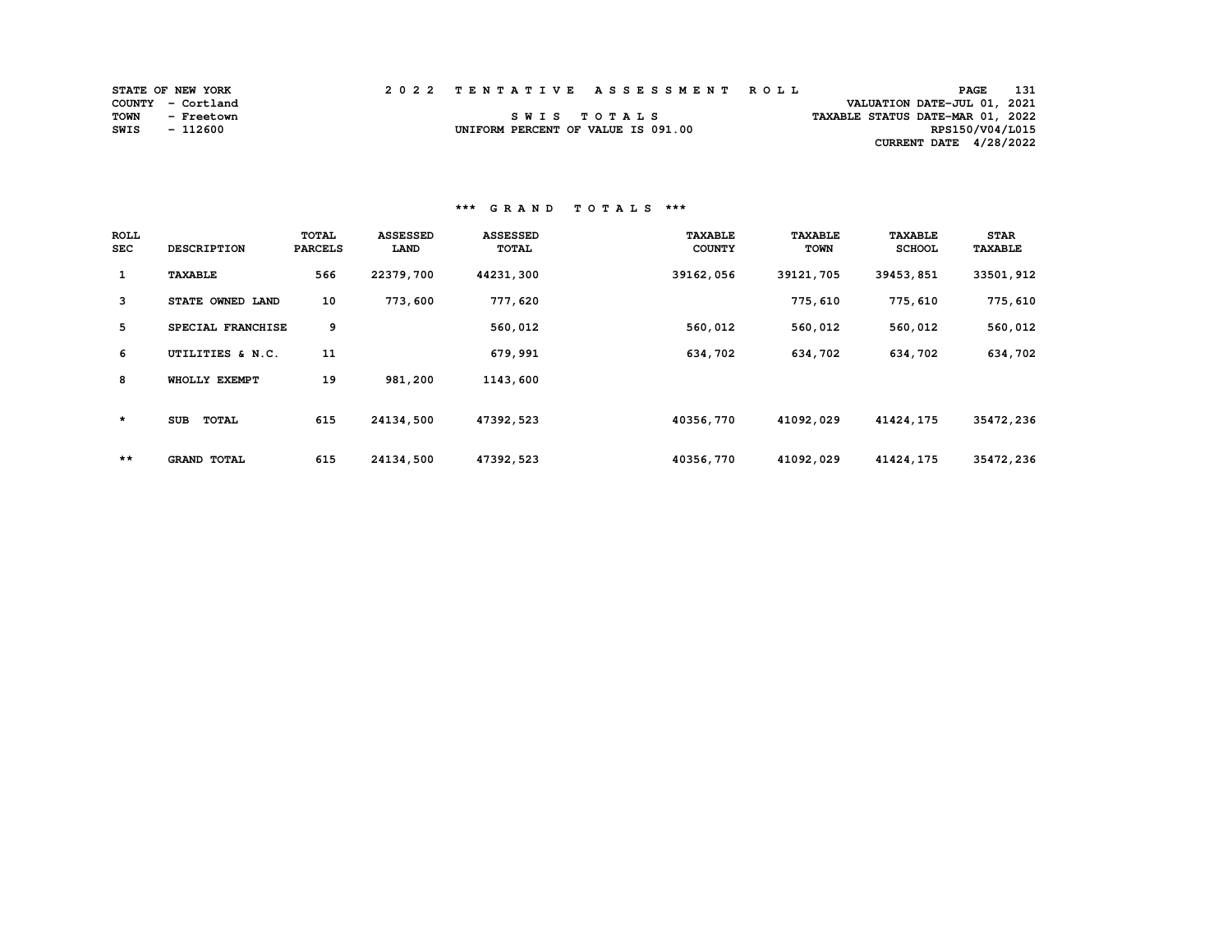STATE OF NEW YORK
COUNTY - Cortland
TOWN - Freetown
SWIS - 112600

# 2022 TENTATIVE ASSESSMENT ROLL

SWIS TOTALS
UNIFORM PERCENT OF VALUE IS 091.00

VALUATION DATE-JUL 01, 2021
TAXABLE STATUS DATE-MAR 01, 2022
RPS150/V04/L015
CURRENT DATE 4/28/2022

## *** GRAND TOTALS ***

| ROLL SEC | DESCRIPTION | TOTAL PARCELS | ASSESSED LAND | ASSESSED TOTAL | TAXABLE COUNTY | TAXABLE TOWN | TAXABLE SCHOOL | STAR TAXABLE |
|---|---|---|---|---|---|---|---|---|
| 1 | TAXABLE | 566 | 22379,700 | 44231,300 | 39162,056 | 39121,705 | 39453,851 | 33501,912 |
| 3 | STATE OWNED LAND | 10 | 773,600 | 777,620 | | 775,610 | 775,610 | 775,610 |
| 5 | SPECIAL FRANCHISE | 9 | | 560,012 | 560,012 | 560,012 | 560,012 | 560,012 |
| 6 | UTILITIES & N.C. | 11 | | 679,991 | 634,702 | 634,702 | 634,702 | 634,702 |
| 8 | WHOLLY EXEMPT | 19 | 981,200 | 1143,600 | | | | |
| * | SUB TOTAL | 615 | 24134,500 | 47392,523 | 40356,770 | 41092,029 | 41424,175 | 35472,236 |
| ** | GRAND TOTAL | 615 | 24134,500 | 47392,523 | 40356,770 | 41092,029 | 41424,175 | 35472,236 |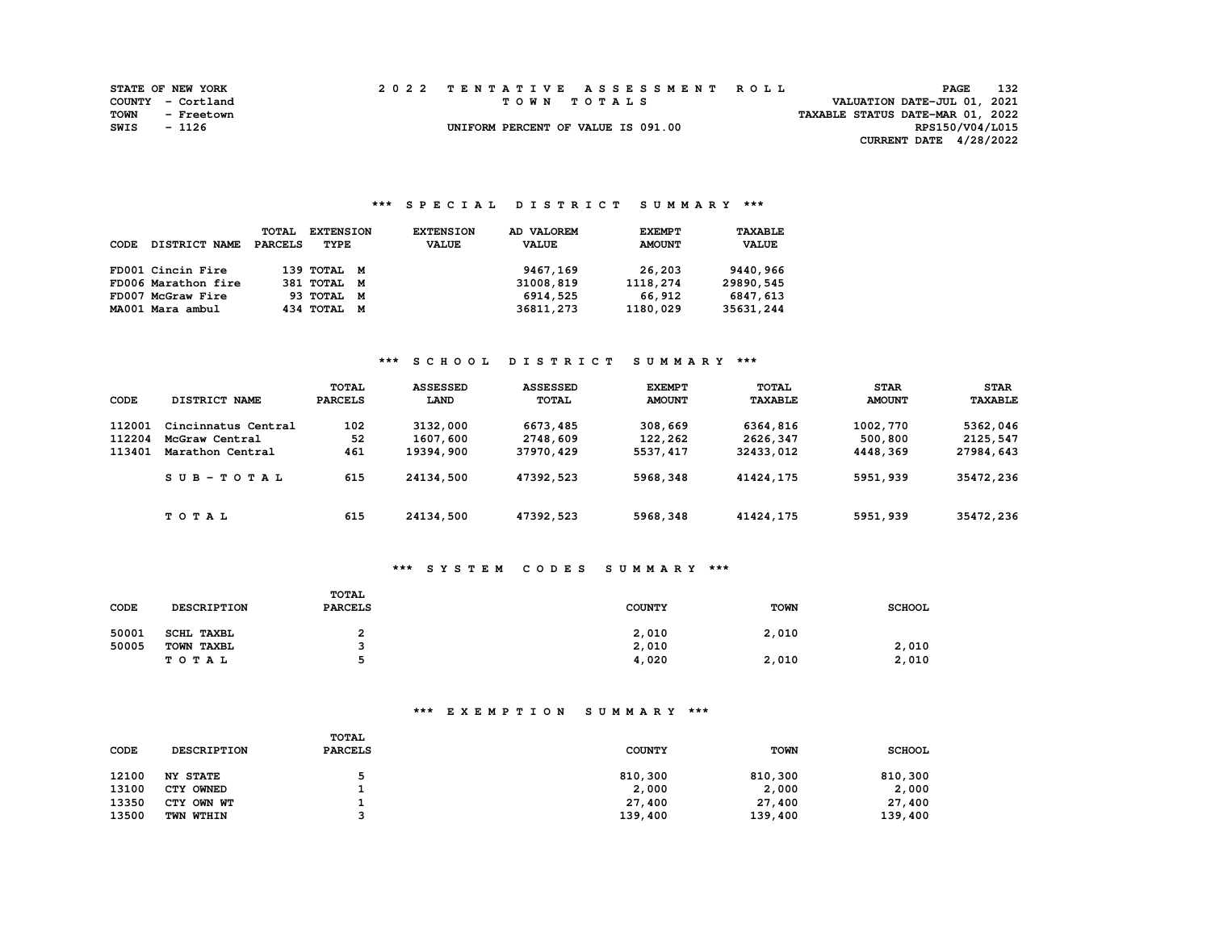STATE OF NEW YORK
COUNTY - Cortland
TOWN - Freetown
SWIS - 1126

# 2022 TENTATIVE ASSESSMENT ROLL

TOWN TOTALS

UNIFORM PERCENT OF VALUE IS 091.00

VALUATION DATE-JUL 01, 2021
TAXABLE STATUS DATE-MAR 01, 2022
RPS150/V04/L015
CURRENT DATE 4/28/2022

## *** SPECIAL DISTRICT SUMMARY ***

| CODE | DISTRICT NAME | TOTAL PARCELS | EXTENSION TYPE | EXTENSION VALUE | AD VALOREM VALUE | EXEMPT AMOUNT | TAXABLE VALUE |
|---|---|---|---|---|---|---|---|
| FD001 | Cincin Fire | 139 | TOTAL M | | 9467,169 | 26,203 | 9440,966 |
| FD006 | Marathon fire | 381 | TOTAL M | | 31008,819 | 1118,274 | 29890,545 |
| FD007 | McGraw Fire | 93 | TOTAL M | | 6914,525 | 66,912 | 6847,613 |
| MA001 | Mara ambul | 434 | TOTAL M | | 36811,273 | 1180,029 | 35631,244 |

## *** SCHOOL DISTRICT SUMMARY ***

| CODE | DISTRICT NAME | TOTAL PARCELS | ASSESSED LAND | ASSESSED TOTAL | EXEMPT AMOUNT | TOTAL TAXABLE | STAR AMOUNT | STAR TAXABLE |
|---|---|---|---|---|---|---|---|---|
| 112001 | Cincinnatus Central | 102 | 3132,000 | 6673,485 | 308,669 | 6364,816 | 1002,770 | 5362,046 |
| 112204 | McGraw Central | 52 | 1607,600 | 2748,609 | 122,262 | 2626,347 | 500,800 | 2125,547 |
| 113401 | Marathon Central | 461 | 19394,900 | 37970,429 | 5537,417 | 32433,012 | 4448,369 | 27984,643 |
| | SUB-TOTAL | 615 | 24134,500 | 47392,523 | 5968,348 | 41424,175 | 5951,939 | 35472,236 |
| | TOTAL | 615 | 24134,500 | 47392,523 | 5968,348 | 41424,175 | 5951,939 | 35472,236 |

## *** SYSTEM CODES SUMMARY ***

| CODE | DESCRIPTION | TOTAL PARCELS | COUNTY | TOWN | SCHOOL |
|---|---|---|---|---|---|
| 50001 | SCHL TAXBL | 2 | 2,010 | 2,010 | |
| 50005 | TOWN TAXBL | 3 | 2,010 | | 2,010 |
| | TOTAL | 5 | 4,020 | 2,010 | 2,010 |

## *** EXEMPTION SUMMARY ***

| CODE | DESCRIPTION | TOTAL PARCELS | COUNTY | TOWN | SCHOOL |
|---|---|---|---|---|---|
| 12100 | NY STATE | 5 | 810,300 | 810,300 | 810,300 |
| 13100 | CTY OWNED | 1 | 2,000 | 2,000 | 2,000 |
| 13350 | CTY OWN WT | 1 | 27,400 | 27,400 | 27,400 |
| 13500 | TWN WTHIN | 3 | 139,400 | 139,400 | 139,400 |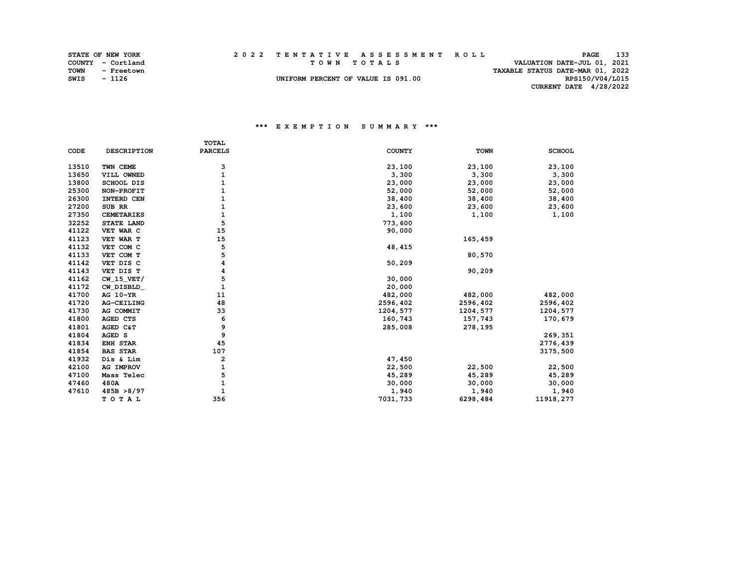STATE OF NEW YORK
COUNTY - Cortland
TOWN - Freetown
SWIS - 1126

# 2022 TENTATIVE ASSESSMENT ROLL

TOWN TOTALS

UNIFORM PERCENT OF VALUE IS 091.00

VALUATION DATE-JUL 01, 2021
TAXABLE STATUS DATE-MAR 01, 2022
RPS150/V04/L015
CURRENT DATE 4/28/2022

## *** EXEMPTION SUMMARY ***

| CODE | DESCRIPTION | TOTAL PARCELS | COUNTY | TOWN | SCHOOL |
|---|---|---|---|---|---|
| 13510 | TWN CEME | 3 | 23,100 | 23,100 | 23,100 |
| 13650 | VILL OWNED | 1 | 3,300 | 3,300 | 3,300 |
| 13800 | SCHOOL DIS | 1 | 23,000 | 23,000 | 23,000 |
| 25300 | NON-PROFIT | 1 | 52,000 | 52,000 | 52,000 |
| 26300 | INTERD CEN | 1 | 38,400 | 38,400 | 38,400 |
| 27200 | SUB RR | 1 | 23,600 | 23,600 | 23,600 |
| 27350 | CEMETARIES | 1 | 1,100 | 1,100 | 1,100 |
| 32252 | STATE LAND | 5 | 773,600 | | |
| 41122 | VET WAR C | 15 | 90,000 | | |
| 41123 | VET WAR T | 15 | | 165,459 | |
| 41132 | VET COM C | 5 | 48,415 | | |
| 41133 | VET COM T | 5 | | 80,570 | |
| 41142 | VET DIS C | 4 | 50,209 | | |
| 41143 | VET DIS T | 4 | | 90,209 | |
| 41162 | CW_15_VET/ | 5 | 30,000 | | |
| 41172 | CW_DISBLD_ | 1 | 20,000 | | |
| 41700 | AG 10-YR | 11 | 482,000 | 482,000 | 482,000 |
| 41720 | AG-CEILING | 48 | 2596,402 | 2596,402 | 2596,402 |
| 41730 | AG COMMIT | 33 | 1204,577 | 1204,577 | 1204,577 |
| 41800 | AGED CTS | 6 | 160,743 | 157,743 | 170,679 |
| 41801 | AGED C&T | 9 | 285,008 | 278,195 | |
| 41804 | AGED S | 9 | | | 269,351 |
| 41834 | ENH STAR | 45 | | | 2776,439 |
| 41854 | BAS STAR | 107 | | | 3175,500 |
| 41932 | Dis & Lim | 2 | 47,450 | | |
| 42100 | AG IMPROV | 1 | 22,500 | 22,500 | 22,500 |
| 47100 | Mass Telec | 5 | 45,289 | 45,289 | 45,289 |
| 47460 | 480A | 1 | 30,000 | 30,000 | 30,000 |
| 47610 | 485B >8/97 | 1 | 1,940 | 1,940 | 1,940 |
| | T O T A L | 356 | 7031,733 | 6298,484 | 11918,277 |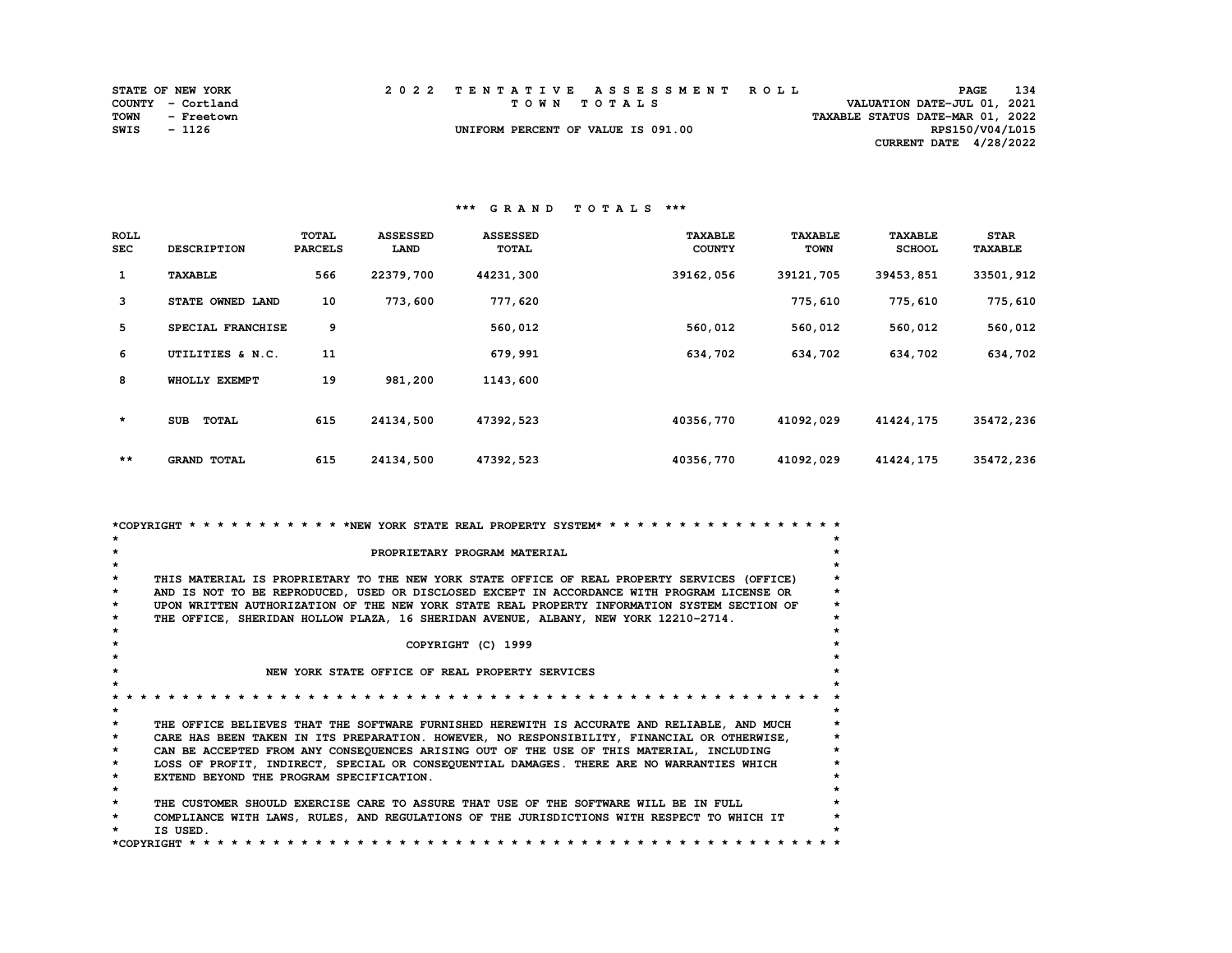STATE OF NEW YORK
COUNTY - Cortland
TOWN - Freetown
SWIS - 1126

2 0 2 2 T E N T A T I V E A S S E S S M E N T R O L L
T O W N T O T A L S
UNIFORM PERCENT OF VALUE IS 091.00

VALUATION DATE-JUL 01, 2021
TAXABLE STATUS DATE-MAR 01, 2022
RPS150/V04/L015
CURRENT DATE 4/28/2022

### *** G R A N D T O T A L S ***

| ROLL SEC | DESCRIPTION | TOTAL PARCELS | ASSESSED LAND | ASSESSED TOTAL | TAXABLE COUNTY | TAXABLE TOWN | TAXABLE SCHOOL | STAR TAXABLE |
|---|---|---|---|---|---|---|---|---|
| 1 | TAXABLE | 566 | 22379,700 | 44231,300 | 39162,056 | 39121,705 | 39453,851 | 33501,912 |
| 3 | STATE OWNED LAND | 10 | 773,600 | 777,620 | | 775,610 | 775,610 | 775,610 |
| 5 | SPECIAL FRANCHISE | 9 | | 560,012 | 560,012 | 560,012 | 560,012 | 560,012 |
| 6 | UTILITIES & N.C. | 11 | | 679,991 | 634,702 | 634,702 | 634,702 | 634,702 |
| 8 | WHOLLY EXEMPT | 19 | 981,200 | 1143,600 | | | | |
| * | SUB TOTAL | 615 | 24134,500 | 47392,523 | 40356,770 | 41092,029 | 41424,175 | 35472,236 |
| ** | GRAND TOTAL | 615 | 24134,500 | 47392,523 | 40356,770 | 41092,029 | 41424,175 | 35472,236 |

```
*COPYRIGHT * * * * * * * * * * * *NEW YORK STATE REAL PROPERTY SYSTEM* * * * * * * * * * * * * * * * * *
*                                                                                                       *
*                                   PROPRIETARY PROGRAM MATERIAL                                        *
*                                                                                                       *
*    THIS MATERIAL IS PROPRIETARY TO THE NEW YORK STATE OFFICE OF REAL PROPERTY SERVICES (OFFICE)       *
*    AND IS NOT TO BE REPRODUCED, USED OR DISCLOSED EXCEPT IN ACCORDANCE WITH PROGRAM LICENSE OR        *
*    UPON WRITTEN AUTHORIZATION OF THE NEW YORK STATE REAL PROPERTY INFORMATION SYSTEM SECTION OF       *
*    THE OFFICE, SHERIDAN HOLLOW PLAZA, 16 SHERIDAN AVENUE, ALBANY, NEW YORK 12210-2714.                *
*                                                                                                       *
*                                       COPYRIGHT (C) 1999                                              *
*                                                                                                       *
*                   NEW YORK STATE OFFICE OF REAL PROPERTY SERVICES                                     *
*                                                                                                       *
* * * * * * * * * * * * * * * * * * * * * * * * * * * * * * * * * * * * * * * * * * * * * * * * * * * * *
*                                                                                                       *
*    THE OFFICE BELIEVES THAT THE SOFTWARE FURNISHED HEREWITH IS ACCURATE AND RELIABLE, AND MUCH         *
*    CARE HAS BEEN TAKEN IN ITS PREPARATION. HOWEVER, NO RESPONSIBILITY, FINANCIAL OR OTHERWISE,        *
*    CAN BE ACCEPTED FROM ANY CONSEQUENCES ARISING OUT OF THE USE OF THIS MATERIAL, INCLUDING           *
*    LOSS OF PROFIT, INDIRECT, SPECIAL OR CONSEQUENTIAL DAMAGES. THERE ARE NO WARRANTIES WHICH          *
*    EXTEND BEYOND THE PROGRAM SPECIFICATION.                                                           *
*                                                                                                       *
*    THE CUSTOMER SHOULD EXERCISE CARE TO ASSURE THAT USE OF THE SOFTWARE WILL BE IN FULL               *
*    COMPLIANCE WITH LAWS, RULES, AND REGULATIONS OF THE JURISDICTIONS WITH RESPECT TO WHICH IT         *
*    IS USED.                                                                                           *
*COPYRIGHT * * * * * * * * * * * * * * * * * * * * * * * * * * * * * * * * * * * * * * * * * * * * * * *
```